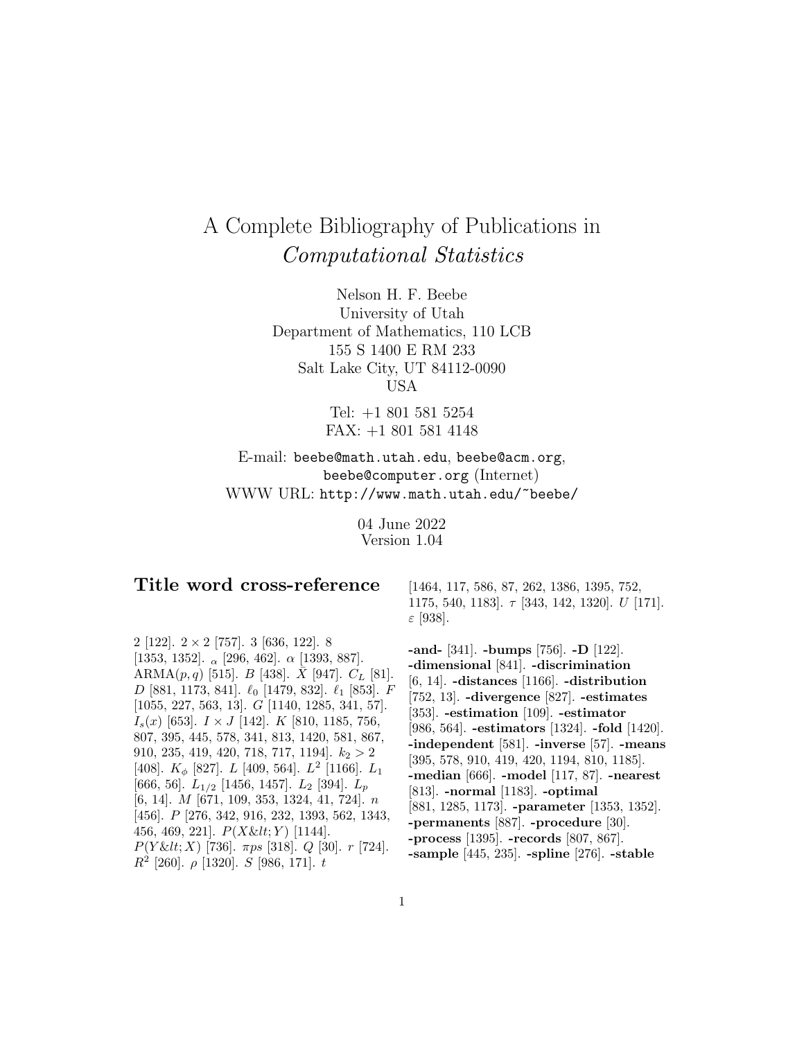# A Complete Bibliography of Publications in *Computational Statistics*

Nelson H. F. Beebe
University of Utah
Department of Mathematics, 110 LCB
155 S 1400 E RM 233
Salt Lake City, UT 84112-0090
USA

Tel: +1 801 581 5254
FAX: +1 801 581 4148

E-mail: `beebe@math.utah.edu`, `beebe@acm.org`, `beebe@computer.org` (Internet)
WWW URL: `http://www.math.utah.edu/~beebe/`

04 June 2022
Version 1.04

## Title word cross-reference

2 [122]. $2 \times 2$ [757]. 3 [636, 122]. 8 [1353, 1352]. $_\alpha$ [296, 462]. $\alpha$ [1393, 887]. $\mathrm{ARMA}(p,q)$ [515]. $B$ [438]. $\bar{X}$ [947]. $C_L$ [81]. $D$ [881, 1173, 841]. $\ell_0$ [1479, 832]. $\ell_1$ [853]. $F$ [1055, 227, 563, 13]. $G$ [1140, 1285, 341, 57]. $I_s(x)$ [653]. $I \times J$ [142]. $K$ [810, 1185, 756, 807, 395, 445, 578, 341, 813, 1420, 581, 867, 910, 235, 419, 420, 718, 717, 1194]. $k_2 > 2$ [408]. $K_\phi$ [827]. $L$ [409, 564]. $L^2$ [1166]. $L_1$ [666, 56]. $L_{1/2}$ [1456, 1457]. $L_2$ [394]. $L_p$ [6, 14]. $M$ [671, 109, 353, 1324, 41, 724]. $n$ [456]. $P$ [276, 342, 916, 232, 1393, 562, 1343, 456, 469, 221]. $P(X\&lt;Y)$ [1144]. $P(Y\&lt;X)$ [736]. $\pi ps$ [318]. $Q$ [30]. $r$ [724]. $R^2$ [260]. $\rho$ [1320]. $S$ [986, 171]. $t$ [1464, 117, 586, 87, 262, 1386, 1395, 752, 1175, 540, 1183]. $\tau$ [343, 142, 1320]. $U$ [171]. $\varepsilon$ [938].

**-and-** [341]. **-bumps** [756]. **-D** [122]. **-dimensional** [841]. **-discrimination** [6, 14]. **-distances** [1166]. **-distribution** [752, 13]. **-divergence** [827]. **-estimates** [353]. **-estimation** [109]. **-estimator** [986, 564]. **-estimators** [1324]. **-fold** [1420]. **-independent** [581]. **-inverse** [57]. **-means** [395, 578, 910, 419, 420, 1194, 810, 1185]. **-median** [666]. **-model** [117, 87]. **-nearest** [813]. **-normal** [1183]. **-optimal** [881, 1285, 1173]. **-parameter** [1353, 1352]. **-permanents** [887]. **-procedure** [30]. **-process** [1395]. **-records** [807, 867]. **-sample** [445, 235]. **-spline** [276]. **-stable**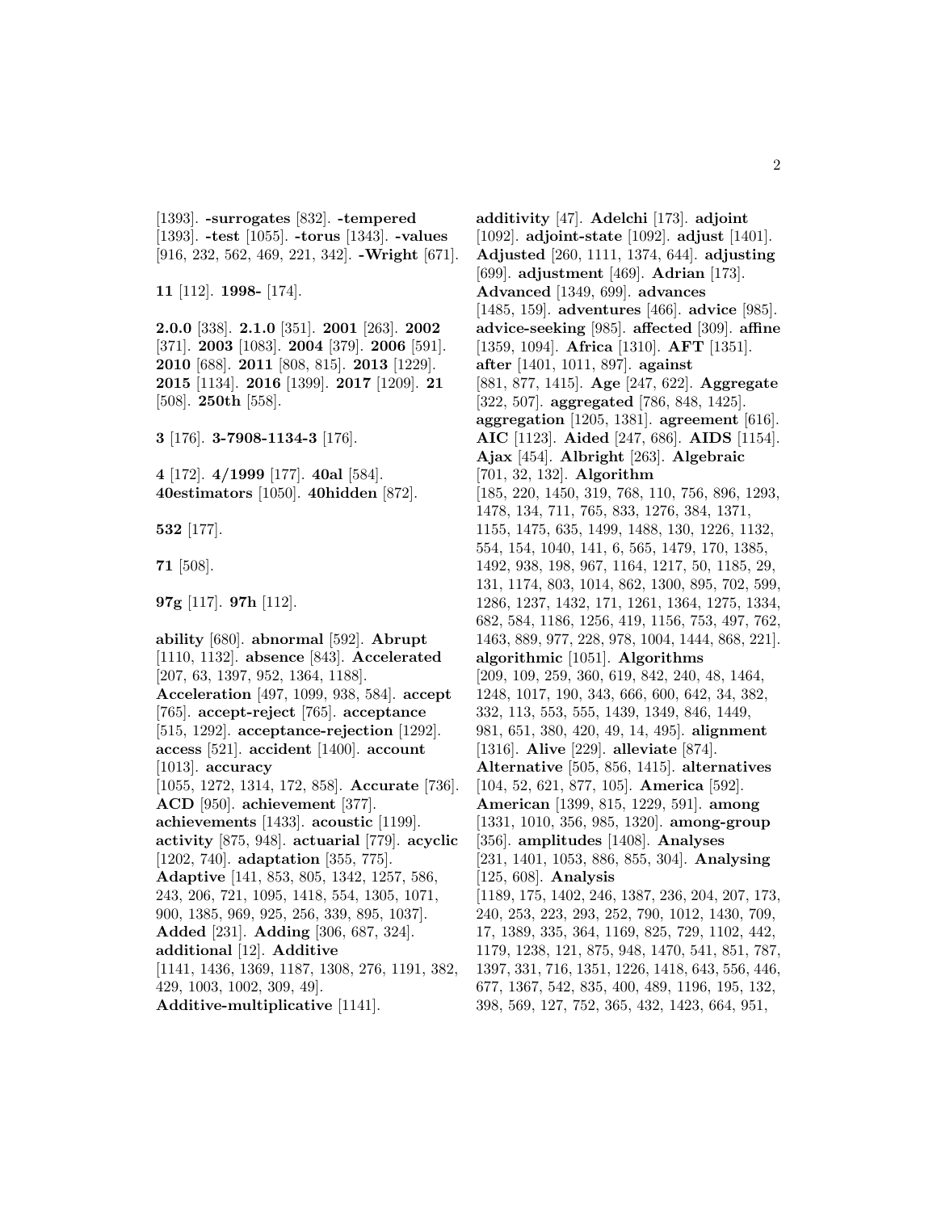[1393]. **-surrogates** [832]. **-tempered** [1393]. **-test** [1055]. **-torus** [1343]. **-values** [916, 232, 562, 469, 221, 342]. **-Wright** [671].

**11** [112]. **1998-** [174].

**2.0.0** [338]. **2.1.0** [351]. **2001** [263]. **2002** [371]. **2003** [1083]. **2004** [379]. **2006** [591]. **2010** [688]. **2011** [808, 815]. **2013** [1229]. **2015** [1134]. **2016** [1399]. **2017** [1209]. **21** [508]. **250th** [558].

**3** [176]. **3-7908-1134-3** [176].

**4** [172]. **4/1999** [177]. **40al** [584]. **40estimators** [1050]. **40hidden** [872].

**532** [177].

**71** [508].

**97g** [117]. **97h** [112].

**ability** [680]. **abnormal** [592]. **Abrupt** [1110, 1132]. **absence** [843]. **Accelerated** [207, 63, 1397, 952, 1364, 1188]. **Acceleration** [497, 1099, 938, 584]. **accept** [765]. **accept-reject** [765]. **acceptance** [515, 1292]. **acceptance-rejection** [1292]. **access** [521]. **accident** [1400]. **account** [1013]. **accuracy** [1055, 1272, 1314, 172, 858]. **Accurate** [736]. **ACD** [950]. **achievement** [377]. **achievements** [1433]. **acoustic** [1199]. **activity** [875, 948]. **actuarial** [779]. **acyclic** [1202, 740]. **adaptation** [355, 775]. **Adaptive** [141, 853, 805, 1342, 1257, 586, 243, 206, 721, 1095, 1418, 554, 1305, 1071, 900, 1385, 969, 925, 256, 339, 895, 1037]. **Added** [231]. **Adding** [306, 687, 324]. **additional** [12]. **Additive** [1141, 1436, 1369, 1187, 1308, 276, 1191, 382, 429, 1003, 1002, 309, 49]. **Additive-multiplicative** [1141].

**additivity** [47]. **Adelchi** [173]. **adjoint** [1092]. **adjoint-state** [1092]. **adjust** [1401]. **Adjusted** [260, 1111, 1374, 644]. **adjusting** [699]. **adjustment** [469]. **Adrian** [173]. **Advanced** [1349, 699]. **advances** [1485, 159]. **adventures** [466]. **advice** [985]. **advice-seeking** [985]. **affected** [309]. **affine** [1359, 1094]. **Africa** [1310]. **AFT** [1351]. **after** [1401, 1011, 897]. **against** [881, 877, 1415]. **Age** [247, 622]. **Aggregate** [322, 507]. **aggregated** [786, 848, 1425]. **aggregation** [1205, 1381]. **agreement** [616]. **AIC** [1123]. **Aided** [247, 686]. **AIDS** [1154]. **Ajax** [454]. **Albright** [263]. **Algebraic** [701, 32, 132]. **Algorithm** [185, 220, 1450, 319, 768, 110, 756, 896, 1293, 1478, 134, 711, 765, 833, 1276, 384, 1371, 1155, 1475, 635, 1499, 1488, 130, 1226, 1132, 554, 154, 1040, 141, 6, 565, 1479, 170, 1385, 1492, 938, 198, 967, 1164, 1217, 50, 1185, 29, 131, 1174, 803, 1014, 862, 1300, 895, 702, 599, 1286, 1237, 1432, 171, 1261, 1364, 1275, 1334, 682, 584, 1186, 1256, 419, 1156, 753, 497, 762, 1463, 889, 977, 228, 978, 1004, 1444, 868, 221]. **algorithmic** [1051]. **Algorithms** [209, 109, 259, 360, 619, 842, 240, 48, 1464, 1248, 1017, 190, 343, 666, 600, 642, 34, 382, 332, 113, 553, 555, 1439, 1349, 846, 1449, 981, 651, 380, 420, 49, 14, 495]. **alignment** [1316]. **Alive** [229]. **alleviate** [874]. **Alternative** [505, 856, 1415]. **alternatives** [104, 52, 621, 877, 105]. **America** [592]. **American** [1399, 815, 1229, 591]. **among** [1331, 1010, 356, 985, 1320]. **among-group** [356]. **amplitudes** [1408]. **Analyses** [231, 1401, 1053, 886, 855, 304]. **Analysing** [125, 608]. **Analysis** [1189, 175, 1402, 246, 1387, 236, 204, 207, 173, 240, 253, 223, 293, 252, 790, 1012, 1430, 709, 17, 1389, 335, 364, 1169, 825, 729, 1102, 442, 1179, 1238, 121, 875, 948, 1470, 541, 851, 787, 1397, 331, 716, 1351, 1226, 1418, 643, 556, 446, 677, 1367, 542, 835, 400, 489, 1196, 195, 132, 398, 569, 127, 752, 365, 432, 1423, 664, 951,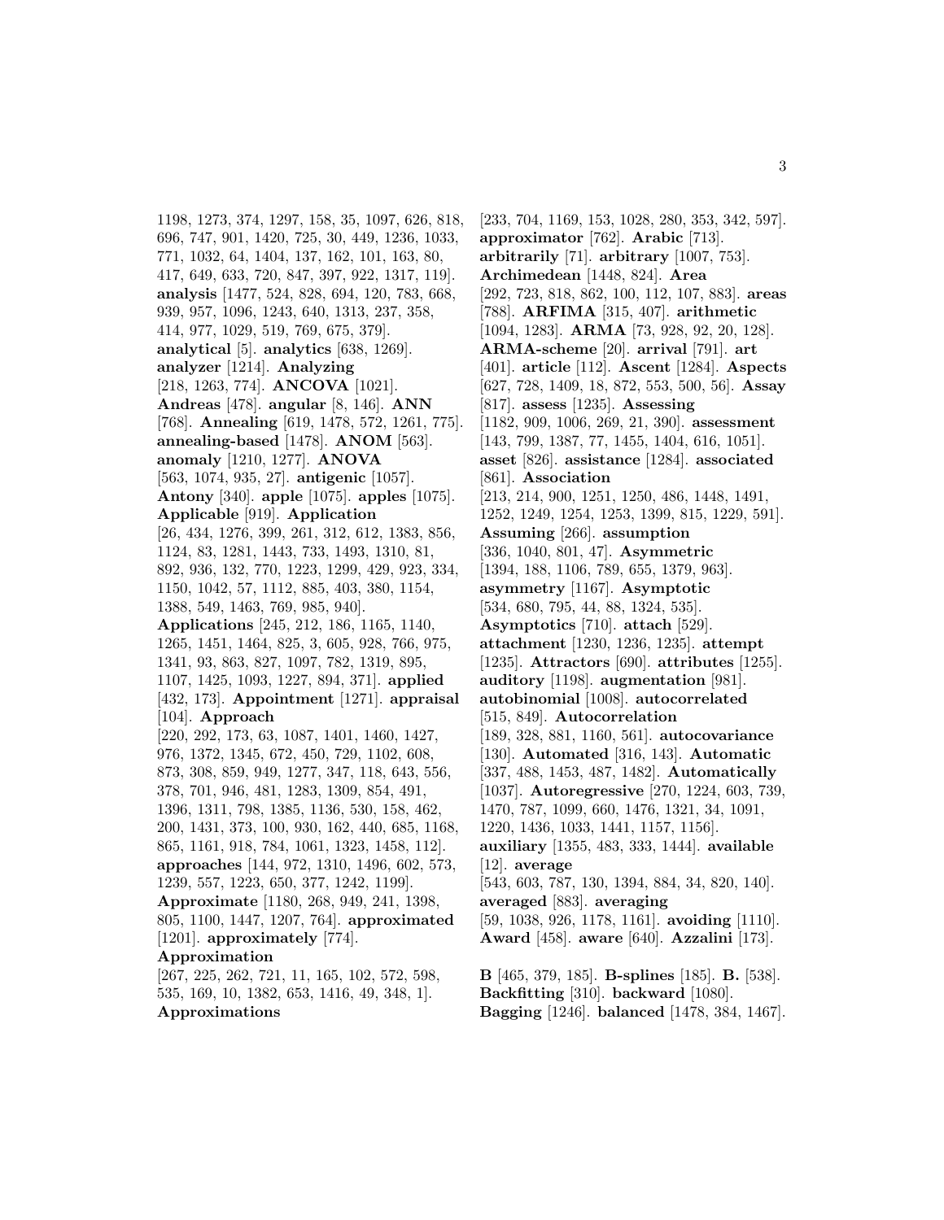1198, 1273, 374, 1297, 158, 35, 1097, 626, 818, 696, 747, 901, 1420, 725, 30, 449, 1236, 1033, 771, 1032, 64, 1404, 137, 162, 101, 163, 80, 417, 649, 633, 720, 847, 397, 922, 1317, 119]. **analysis** [1477, 524, 828, 694, 120, 783, 668, 939, 957, 1096, 1243, 640, 1313, 237, 358, 414, 977, 1029, 519, 769, 675, 379]. **analytical** [5]. **analytics** [638, 1269]. **analyzer** [1214]. **Analyzing** [218, 1263, 774]. **ANCOVA** [1021]. **Andreas** [478]. **angular** [8, 146]. **ANN** [768]. **Annealing** [619, 1478, 572, 1261, 775]. **annealing-based** [1478]. **ANOM** [563]. **anomaly** [1210, 1277]. **ANOVA** [563, 1074, 935, 27]. **antigenic** [1057]. **Antony** [340]. **apple** [1075]. **apples** [1075]. **Applicable** [919]. **Application** [26, 434, 1276, 399, 261, 312, 612, 1383, 856, 1124, 83, 1281, 1443, 733, 1493, 1310, 81, 892, 936, 132, 770, 1223, 1299, 429, 923, 334, 1150, 1042, 57, 1112, 885, 403, 380, 1154, 1388, 549, 1463, 769, 985, 940]. **Applications** [245, 212, 186, 1165, 1140, 1265, 1451, 1464, 825, 3, 605, 928, 766, 975, 1341, 93, 863, 827, 1097, 782, 1319, 895, 1107, 1425, 1093, 1227, 894, 371]. **applied** [432, 173]. **Appointment** [1271]. **appraisal** [104]. **Approach** [220, 292, 173, 63, 1087, 1401, 1460, 1427, 976, 1372, 1345, 672, 450, 729, 1102, 608, 873, 308, 859, 949, 1277, 347, 118, 643, 556, 378, 701, 946, 481, 1283, 1309, 854, 491, 1396, 1311, 798, 1385, 1136, 530, 158, 462, 200, 1431, 373, 100, 930, 162, 440, 685, 1168, 865, 1161, 918, 784, 1061, 1323, 1458, 112]. **approaches** [144, 972, 1310, 1496, 602, 573, 1239, 557, 1223, 650, 377, 1242, 1199]. **Approximate** [1180, 268, 949, 241, 1398, 805, 1100, 1447, 1207, 764]. **approximated** [1201]. **approximately** [774]. **Approximation** [267, 225, 262, 721, 11, 165, 102, 572, 598, 535, 169, 10, 1382, 653, 1416, 49, 348, 1]. **Approximations** [233, 704, 1169, 153, 1028, 280, 353, 342, 597]. **approximator** [762]. **Arabic** [713]. **arbitrarily** [71]. **arbitrary** [1007, 753]. **Archimedean** [1448, 824]. **Area** [292, 723, 818, 862, 100, 112, 107, 883]. **areas** [788]. **ARFIMA** [315, 407]. **arithmetic** [1094, 1283]. **ARMA** [73, 928, 92, 20, 128]. **ARMA-scheme** [20]. **arrival** [791]. **art** [401]. **article** [112]. **Ascent** [1284]. **Aspects** [627, 728, 1409, 18, 872, 553, 500, 56]. **Assay** [817]. **assess** [1235]. **Assessing** [1182, 909, 1006, 269, 21, 390]. **assessment** [143, 799, 1387, 77, 1455, 1404, 616, 1051]. **asset** [826]. **assistance** [1284]. **associated** [861]. **Association** [213, 214, 900, 1251, 1250, 486, 1448, 1491, 1252, 1249, 1254, 1253, 1399, 815, 1229, 591]. **Assuming** [266]. **assumption** [336, 1040, 801, 47]. **Asymmetric** [1394, 188, 1106, 789, 655, 1379, 963]. **asymmetry** [1167]. **Asymptotic** [534, 680, 795, 44, 88, 1324, 535]. **Asymptotics** [710]. **attach** [529]. **attachment** [1230, 1236, 1235]. **attempt** [1235]. **Attractors** [690]. **attributes** [1255]. **auditory** [1198]. **augmentation** [981]. **autobinomial** [1008]. **autocorrelated** [515, 849]. **Autocorrelation** [189, 328, 881, 1160, 561]. **autocovariance** [130]. **Automated** [316, 143]. **Automatic** [337, 488, 1453, 487, 1482]. **Automatically** [1037]. **Autoregressive** [270, 1224, 603, 739, 1470, 787, 1099, 660, 1476, 1321, 34, 1091, 1220, 1436, 1033, 1441, 1157, 1156]. **auxiliary** [1355, 483, 333, 1444]. **available** [12]. **average** [543, 603, 787, 130, 1394, 884, 34, 820, 140]. **averaged** [883]. **averaging** [59, 1038, 926, 1178, 1161]. **avoiding** [1110]. **Award** [458]. **aware** [640]. **Azzalini** [173].

**B** [465, 379, 185]. **B-splines** [185]. **B.** [538]. **Backfitting** [310]. **backward** [1080]. **Bagging** [1246]. **balanced** [1478, 384, 1467].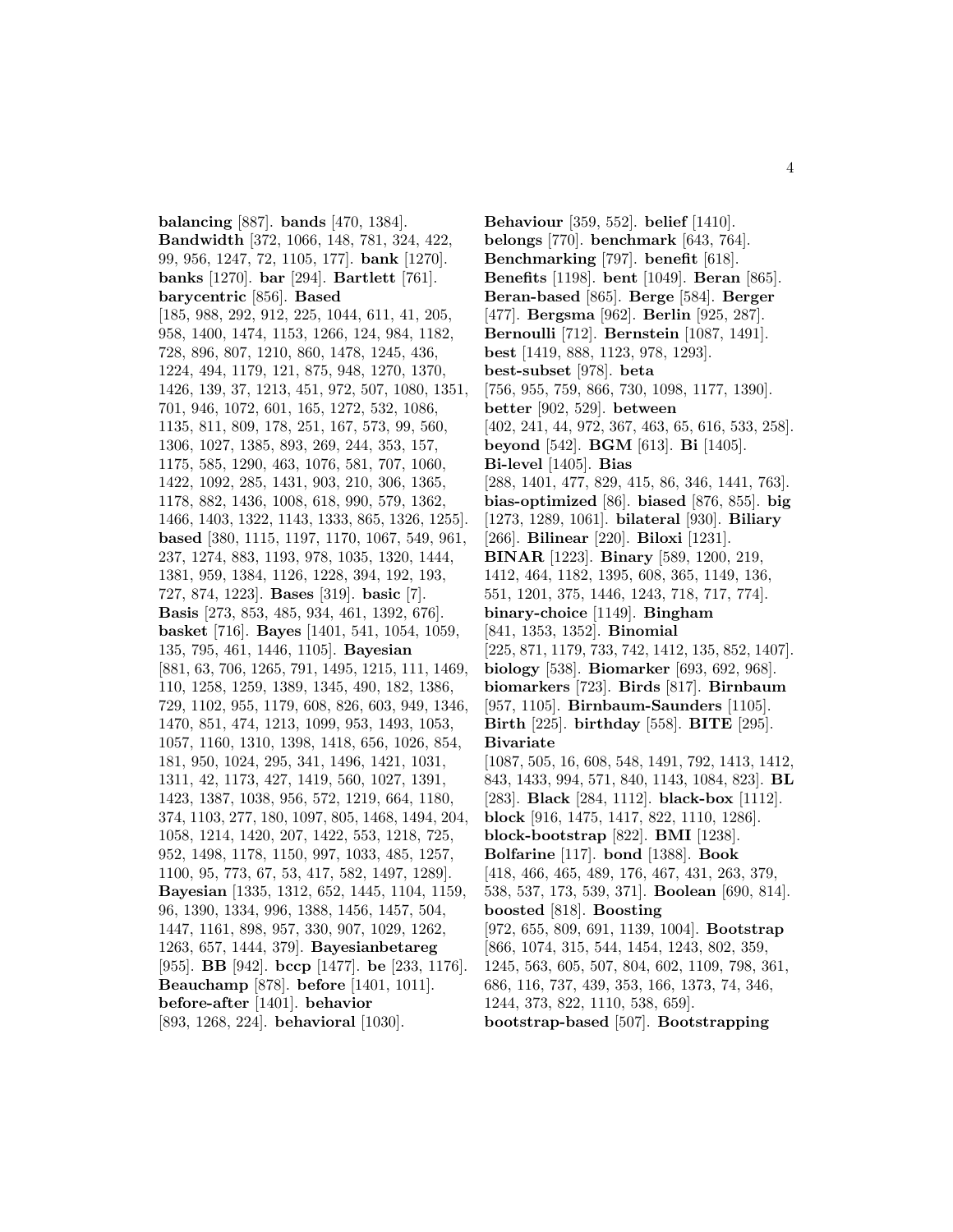**balancing** [887]. **bands** [470, 1384]. **Bandwidth** [372, 1066, 148, 781, 324, 422, 99, 956, 1247, 72, 1105, 177]. **bank** [1270]. **banks** [1270]. **bar** [294]. **Bartlett** [761]. **barycentric** [856]. **Based** [185, 988, 292, 912, 225, 1044, 611, 41, 205, 958, 1400, 1474, 1153, 1266, 124, 984, 1182, 728, 896, 807, 1210, 860, 1478, 1245, 436, 1224, 494, 1179, 121, 875, 948, 1270, 1370, 1426, 139, 37, 1213, 451, 972, 507, 1080, 1351, 701, 946, 1072, 601, 165, 1272, 532, 1086, 1135, 811, 809, 178, 251, 167, 573, 99, 560, 1306, 1027, 1385, 893, 269, 244, 353, 157, 1175, 585, 1290, 463, 1076, 581, 707, 1060, 1422, 1092, 285, 1431, 903, 210, 306, 1365, 1178, 882, 1436, 1008, 618, 990, 579, 1362, 1466, 1403, 1322, 1143, 1333, 865, 1326, 1255]. **based** [380, 1115, 1197, 1170, 1067, 549, 961, 237, 1274, 883, 1193, 978, 1035, 1320, 1444, 1381, 959, 1384, 1126, 1228, 394, 192, 193, 727, 874, 1223]. **Bases** [319]. **basic** [7]. **Basis** [273, 853, 485, 934, 461, 1392, 676]. **basket** [716]. **Bayes** [1401, 541, 1054, 1059, 135, 795, 461, 1446, 1105]. **Bayesian** [881, 63, 706, 1265, 791, 1495, 1215, 111, 1469, 110, 1258, 1259, 1389, 1345, 490, 182, 1386, 729, 1102, 955, 1179, 608, 826, 603, 949, 1346, 1470, 851, 474, 1213, 1099, 953, 1493, 1053, 1057, 1160, 1310, 1398, 1418, 656, 1026, 854, 181, 950, 1024, 295, 341, 1496, 1421, 1031, 1311, 42, 1173, 427, 1419, 560, 1027, 1391, 1423, 1387, 1038, 956, 572, 1219, 664, 1180, 374, 1103, 277, 180, 1097, 805, 1468, 1494, 204, 1058, 1214, 1420, 207, 1422, 553, 1218, 725, 952, 1498, 1178, 1150, 997, 1033, 485, 1257, 1100, 95, 773, 67, 53, 417, 582, 1497, 1289]. **Bayesian** [1335, 1312, 652, 1445, 1104, 1159, 96, 1390, 1334, 996, 1388, 1456, 1457, 504, 1447, 1161, 898, 957, 330, 907, 1029, 1262, 1263, 657, 1444, 379]. **Bayesianbetareg** [955]. **BB** [942]. **bccp** [1477]. **be** [233, 1176]. **Beauchamp** [878]. **before** [1401, 1011]. **before-after** [1401]. **behavior** [893, 1268, 224]. **behavioral** [1030].

**Behaviour** [359, 552]. **belief** [1410]. **belongs** [770]. **benchmark** [643, 764]. **Benchmarking** [797]. **benefit** [618]. **Benefits** [1198]. **bent** [1049]. **Beran** [865]. **Beran-based** [865]. **Berge** [584]. **Berger** [477]. **Bergsma** [962]. **Berlin** [925, 287]. **Bernoulli** [712]. **Bernstein** [1087, 1491]. **best** [1419, 888, 1123, 978, 1293]. **best-subset** [978]. **beta** [756, 955, 759, 866, 730, 1098, 1177, 1390]. **better** [902, 529]. **between** [402, 241, 44, 972, 367, 463, 65, 616, 533, 258]. **beyond** [542]. **BGM** [613]. **Bi** [1405]. **Bi-level** [1405]. **Bias** [288, 1401, 477, 829, 415, 86, 346, 1441, 763]. **bias-optimized** [86]. **biased** [876, 855]. **big** [1273, 1289, 1061]. **bilateral** [930]. **Biliary** [266]. **Bilinear** [220]. **Biloxi** [1231]. **BINAR** [1223]. **Binary** [589, 1200, 219, 1412, 464, 1182, 1395, 608, 365, 1149, 136, 551, 1201, 375, 1446, 1243, 718, 717, 774]. **binary-choice** [1149]. **Bingham** [841, 1353, 1352]. **Binomial** [225, 871, 1179, 733, 742, 1412, 135, 852, 1407]. **biology** [538]. **Biomarker** [693, 692, 968]. **biomarkers** [723]. **Birds** [817]. **Birnbaum** [957, 1105]. **Birnbaum-Saunders** [1105]. **Birth** [225]. **birthday** [558]. **BITE** [295]. **Bivariate** [1087, 505, 16, 608, 548, 1491, 792, 1413, 1412, 843, 1433, 994, 571, 840, 1143, 1084, 823]. **BL** [283]. **Black** [284, 1112]. **black-box** [1112]. **block** [916, 1475, 1417, 822, 1110, 1286]. **block-bootstrap** [822]. **BMI** [1238]. **Bolfarine** [117]. **bond** [1388]. **Book** [418, 466, 465, 489, 176, 467, 431, 263, 379, 538, 537, 173, 539, 371]. **Boolean** [690, 814]. **boosted** [818]. **Boosting** [972, 655, 809, 691, 1139, 1004]. **Bootstrap** [866, 1074, 315, 544, 1454, 1243, 802, 359, 1245, 563, 605, 507, 804, 602, 1109, 798, 361, 686, 116, 737, 439, 353, 166, 1373, 74, 346, 1244, 373, 822, 1110, 538, 659]. **bootstrap-based** [507]. **Bootstrapping**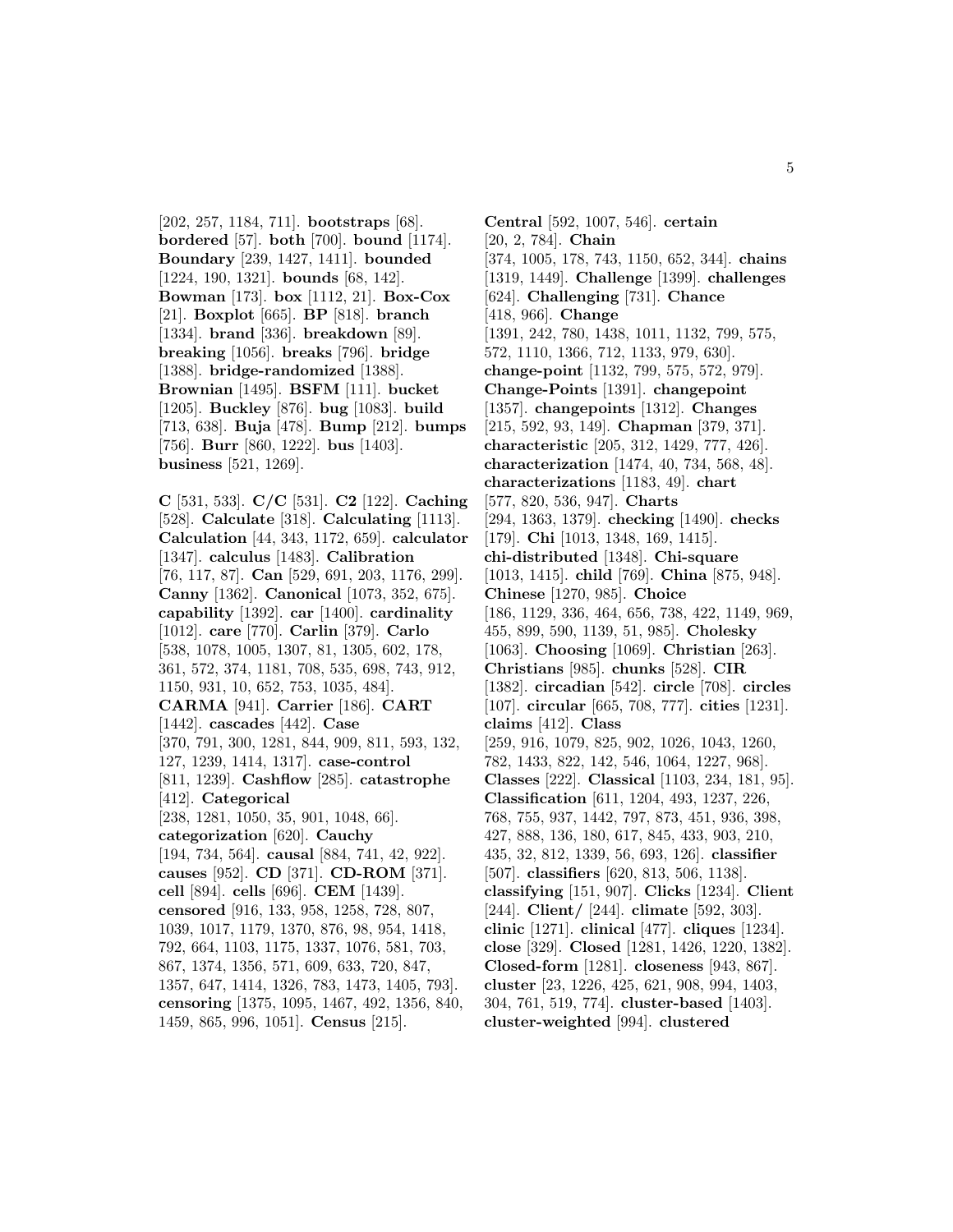[202, 257, 1184, 711]. **bootstraps** [68]. **bordered** [57]. **both** [700]. **bound** [1174]. **Boundary** [239, 1427, 1411]. **bounded** [1224, 190, 1321]. **bounds** [68, 142]. **Bowman** [173]. **box** [1112, 21]. **Box-Cox** [21]. **Boxplot** [665]. **BP** [818]. **branch** [1334]. **brand** [336]. **breakdown** [89]. **breaking** [1056]. **breaks** [796]. **bridge** [1388]. **bridge-randomized** [1388]. **Brownian** [1495]. **BSFM** [111]. **bucket** [1205]. **Buckley** [876]. **bug** [1083]. **build** [713, 638]. **Buja** [478]. **Bump** [212]. **bumps** [756]. **Burr** [860, 1222]. **bus** [1403]. **business** [521, 1269].

**C** [531, 533]. **C/C** [531]. **C2** [122]. **Caching** [528]. **Calculate** [318]. **Calculating** [1113]. **Calculation** [44, 343, 1172, 659]. **calculator** [1347]. **calculus** [1483]. **Calibration** [76, 117, 87]. **Can** [529, 691, 203, 1176, 299]. **Canny** [1362]. **Canonical** [1073, 352, 675]. **capability** [1392]. **car** [1400]. **cardinality** [1012]. **care** [770]. **Carlin** [379]. **Carlo** [538, 1078, 1005, 1307, 81, 1305, 602, 178, 361, 572, 374, 1181, 708, 535, 698, 743, 912, 1150, 931, 10, 652, 753, 1035, 484]. **CARMA** [941]. **Carrier** [186]. **CART** [1442]. **cascades** [442]. **Case** [370, 791, 300, 1281, 844, 909, 811, 593, 132, 127, 1239, 1414, 1317]. **case-control** [811, 1239]. **Cashflow** [285]. **catastrophe** [412]. **Categorical** [238, 1281, 1050, 35, 901, 1048, 66]. **categorization** [620]. **Cauchy** [194, 734, 564]. **causal** [884, 741, 42, 922]. **causes** [952]. **CD** [371]. **CD-ROM** [371]. **cell** [894]. **cells** [696]. **CEM** [1439]. **censored** [916, 133, 958, 1258, 728, 807, 1039, 1017, 1179, 1370, 876, 98, 954, 1418, 792, 664, 1103, 1175, 1337, 1076, 581, 703, 867, 1374, 1356, 571, 609, 633, 720, 847, 1357, 647, 1414, 1326, 783, 1473, 1405, 793]. **censoring** [1375, 1095, 1467, 492, 1356, 840, 1459, 865, 996, 1051]. **Census** [215].

**Central** [592, 1007, 546]. **certain** [20, 2, 784]. **Chain** [374, 1005, 178, 743, 1150, 652, 344]. **chains** [1319, 1449]. **Challenge** [1399]. **challenges** [624]. **Challenging** [731]. **Chance** [418, 966]. **Change** [1391, 242, 780, 1438, 1011, 1132, 799, 575, 572, 1110, 1366, 712, 1133, 979, 630]. **change-point** [1132, 799, 575, 572, 979]. **Change-Points** [1391]. **changepoint** [1357]. **changepoints** [1312]. **Changes** [215, 592, 93, 149]. **Chapman** [379, 371]. **characteristic** [205, 312, 1429, 777, 426]. **characterization** [1474, 40, 734, 568, 48]. **characterizations** [1183, 49]. **chart** [577, 820, 536, 947]. **Charts** [294, 1363, 1379]. **checking** [1490]. **checks** [179]. **Chi** [1013, 1348, 169, 1415]. **chi-distributed** [1348]. **Chi-square** [1013, 1415]. **child** [769]. **China** [875, 948]. **Chinese** [1270, 985]. **Choice** [186, 1129, 336, 464, 656, 738, 422, 1149, 969, 455, 899, 590, 1139, 51, 985]. **Cholesky** [1063]. **Choosing** [1069]. **Christian** [263]. **Christians** [985]. **chunks** [528]. **CIR** [1382]. **circadian** [542]. **circle** [708]. **circles** [107]. **circular** [665, 708, 777]. **cities** [1231]. **claims** [412]. **Class** [259, 916, 1079, 825, 902, 1026, 1043, 1260, 782, 1433, 822, 142, 546, 1064, 1227, 968]. **Classes** [222]. **Classical** [1103, 234, 181, 95]. **Classification** [611, 1204, 493, 1237, 226, 768, 755, 937, 1442, 797, 873, 451, 936, 398, 427, 888, 136, 180, 617, 845, 433, 903, 210, 435, 32, 812, 1339, 56, 693, 126]. **classifier** [507]. **classifiers** [620, 813, 506, 1138]. **classifying** [151, 907]. **Clicks** [1234]. **Client** [244]. **Client/** [244]. **climate** [592, 303]. **clinic** [1271]. **clinical** [477]. **cliques** [1234]. **close** [329]. **Closed** [1281, 1426, 1220, 1382]. **Closed-form** [1281]. **closeness** [943, 867]. **cluster** [23, 1226, 425, 621, 908, 994, 1403, 304, 761, 519, 774]. **cluster-based** [1403]. **cluster-weighted** [994]. **clustered**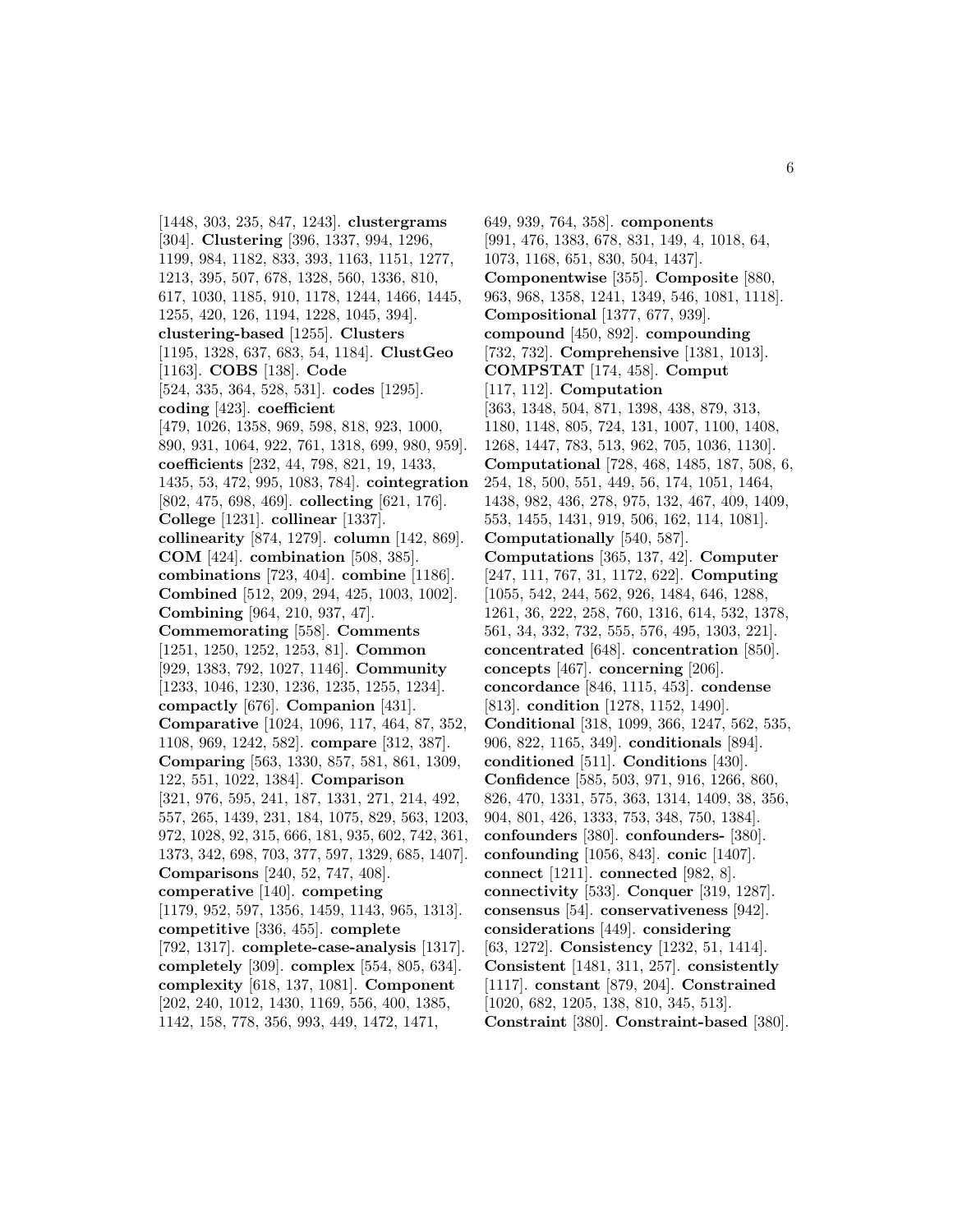[1448, 303, 235, 847, 1243]. **clustergrams** [304]. **Clustering** [396, 1337, 994, 1296, 1199, 984, 1182, 833, 393, 1163, 1151, 1277, 1213, 395, 507, 678, 1328, 560, 1336, 810, 617, 1030, 1185, 910, 1178, 1244, 1466, 1445, 1255, 420, 126, 1194, 1228, 1045, 394]. **clustering-based** [1255]. **Clusters** [1195, 1328, 637, 683, 54, 1184]. **ClustGeo** [1163]. **COBS** [138]. **Code** [524, 335, 364, 528, 531]. **codes** [1295]. **coding** [423]. **coefficient** [479, 1026, 1358, 969, 598, 818, 923, 1000, 890, 931, 1064, 922, 761, 1318, 699, 980, 959]. **coefficients** [232, 44, 798, 821, 19, 1433, 1435, 53, 472, 995, 1083, 784]. **cointegration** [802, 475, 698, 469]. **collecting** [621, 176]. **College** [1231]. **collinear** [1337]. **collinearity** [874, 1279]. **column** [142, 869]. **COM** [424]. **combination** [508, 385]. **combinations** [723, 404]. **combine** [1186]. **Combined** [512, 209, 294, 425, 1003, 1002]. **Combining** [964, 210, 937, 47]. **Commemorating** [558]. **Comments** [1251, 1250, 1252, 1253, 81]. **Common** [929, 1383, 792, 1027, 1146]. **Community** [1233, 1046, 1230, 1236, 1235, 1255, 1234]. **compactly** [676]. **Companion** [431]. **Comparative** [1024, 1096, 117, 464, 87, 352, 1108, 969, 1242, 582]. **compare** [312, 387]. **Comparing** [563, 1330, 857, 581, 861, 1309, 122, 551, 1022, 1384]. **Comparison** [321, 976, 595, 241, 187, 1331, 271, 214, 492, 557, 265, 1439, 231, 184, 1075, 829, 563, 1203, 972, 1028, 92, 315, 666, 181, 935, 602, 742, 361, 1373, 342, 698, 703, 377, 597, 1329, 685, 1407]. **Comparisons** [240, 52, 747, 408]. **comperative** [140]. **competing** [1179, 952, 597, 1356, 1459, 1143, 965, 1313]. **competitive** [336, 455]. **complete** [792, 1317]. **complete-case-analysis** [1317]. **completely** [309]. **complex** [554, 805, 634]. **complexity** [618, 137, 1081]. **Component** [202, 240, 1012, 1430, 1169, 556, 400, 1385, 1142, 158, 778, 356, 993, 449, 1472, 1471, 649, 939, 764, 358]. **components** [991, 476, 1383, 678, 831, 149, 4, 1018, 64, 1073, 1168, 651, 830, 504, 1437]. **Componentwise** [355]. **Composite** [880, 963, 968, 1358, 1241, 1349, 546, 1081, 1118]. **Compositional** [1377, 677, 939]. **compound** [450, 892]. **compounding** [732, 732]. **Comprehensive** [1381, 1013]. **COMPSTAT** [174, 458]. **Comput** [117, 112]. **Computation** [363, 1348, 504, 871, 1398, 438, 879, 313, 1180, 1148, 805, 724, 131, 1007, 1100, 1408, 1268, 1447, 783, 513, 962, 705, 1036, 1130]. **Computational** [728, 468, 1485, 187, 508, 6, 254, 18, 500, 551, 449, 56, 174, 1051, 1464, 1438, 982, 436, 278, 975, 132, 467, 409, 1409, 553, 1455, 1431, 919, 506, 162, 114, 1081]. **Computationally** [540, 587]. **Computations** [365, 137, 42]. **Computer** [247, 111, 767, 31, 1172, 622]. **Computing** [1055, 542, 244, 562, 926, 1484, 646, 1288, 1261, 36, 222, 258, 760, 1316, 614, 532, 1378, 561, 34, 332, 732, 555, 576, 495, 1303, 221]. **concentrated** [648]. **concentration** [850]. **concepts** [467]. **concerning** [206]. **concordance** [846, 1115, 453]. **condense** [813]. **condition** [1278, 1152, 1490]. **Conditional** [318, 1099, 366, 1247, 562, 535, 906, 822, 1165, 349]. **conditionals** [894]. **conditioned** [511]. **Conditions** [430]. **Confidence** [585, 503, 971, 916, 1266, 860, 826, 470, 1331, 575, 363, 1314, 1409, 38, 356, 904, 801, 426, 1333, 753, 348, 750, 1384]. **confounders** [380]. **confounders-** [380]. **confounding** [1056, 843]. **conic** [1407]. **connect** [1211]. **connected** [982, 8]. **connectivity** [533]. **Conquer** [319, 1287]. **consensus** [54]. **conservativeness** [942]. **considerations** [449]. **considering** [63, 1272]. **Consistency** [1232, 51, 1414]. **Consistent** [1481, 311, 257]. **consistently** [1117]. **constant** [879, 204]. **Constrained** [1020, 682, 1205, 138, 810, 345, 513]. **Constraint** [380]. **Constraint-based** [380].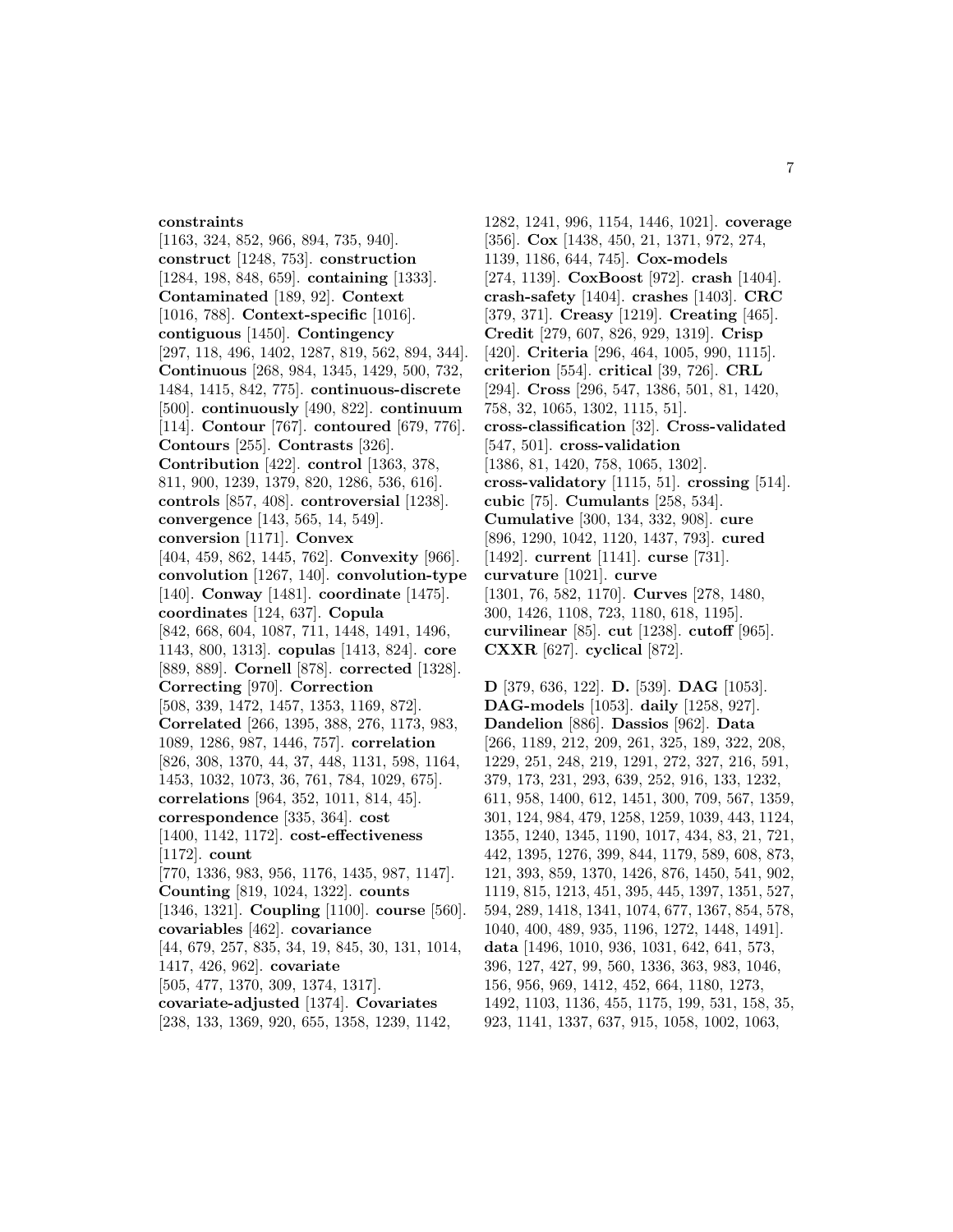**constraints** [1163, 324, 852, 966, 894, 735, 940]. **construct** [1248, 753]. **construction** [1284, 198, 848, 659]. **containing** [1333]. **Contaminated** [189, 92]. **Context** [1016, 788]. **Context-specific** [1016]. **contiguous** [1450]. **Contingency** [297, 118, 496, 1402, 1287, 819, 562, 894, 344]. **Continuous** [268, 984, 1345, 1429, 500, 732, 1484, 1415, 842, 775]. **continuous-discrete** [500]. **continuously** [490, 822]. **continuum** [114]. **Contour** [767]. **contoured** [679, 776]. **Contours** [255]. **Contrasts** [326]. **Contribution** [422]. **control** [1363, 378, 811, 900, 1239, 1379, 820, 1286, 536, 616]. **controls** [857, 408]. **controversial** [1238]. **convergence** [143, 565, 14, 549]. **conversion** [1171]. **Convex** [404, 459, 862, 1445, 762]. **Convexity** [966]. **convolution** [1267, 140]. **convolution-type** [140]. **Conway** [1481]. **coordinate** [1475]. **coordinates** [124, 637]. **Copula** [842, 668, 604, 1087, 711, 1448, 1491, 1496, 1143, 800, 1313]. **copulas** [1413, 824]. **core** [889, 889]. **Cornell** [878]. **corrected** [1328]. **Correcting** [970]. **Correction** [508, 339, 1472, 1457, 1353, 1169, 872]. **Correlated** [266, 1395, 388, 276, 1173, 983, 1089, 1286, 987, 1446, 757]. **correlation** [826, 308, 1370, 44, 37, 448, 1131, 598, 1164, 1453, 1032, 1073, 36, 761, 784, 1029, 675]. **correlations** [964, 352, 1011, 814, 45]. **correspondence** [335, 364]. **cost** [1400, 1142, 1172]. **cost-effectiveness** [1172]. **count** [770, 1336, 983, 956, 1176, 1435, 987, 1147]. **Counting** [819, 1024, 1322]. **counts** [1346, 1321]. **Coupling** [1100]. **course** [560]. **covariables** [462]. **covariance** [44, 679, 257, 835, 34, 19, 845, 30, 131, 1014, 1417, 426, 962]. **covariate** [505, 477, 1370, 309, 1374, 1317]. **covariate-adjusted** [1374]. **Covariates** [238, 133, 1369, 920, 655, 1358, 1239, 1142, 1282, 1241, 996, 1154, 1446, 1021]. **coverage** [356]. **Cox** [1438, 450, 21, 1371, 972, 274, 1139, 1186, 644, 745]. **Cox-models** [274, 1139]. **CoxBoost** [972]. **crash** [1404]. **crash-safety** [1404]. **crashes** [1403]. **CRC** [379, 371]. **Creasy** [1219]. **Creating** [465]. **Credit** [279, 607, 826, 929, 1319]. **Crisp** [420]. **Criteria** [296, 464, 1005, 990, 1115]. **criterion** [554]. **critical** [39, 726]. **CRL** [294]. **Cross** [296, 547, 1386, 501, 81, 1420, 758, 32, 1065, 1302, 1115, 51]. **cross-classification** [32]. **Cross-validated** [547, 501]. **cross-validation** [1386, 81, 1420, 758, 1065, 1302]. **cross-validatory** [1115, 51]. **crossing** [514]. **cubic** [75]. **Cumulants** [258, 534]. **Cumulative** [300, 134, 332, 908]. **cure** [896, 1290, 1042, 1120, 1437, 793]. **cured** [1492]. **current** [1141]. **curse** [731]. **curvature** [1021]. **curve** [1301, 76, 582, 1170]. **Curves** [278, 1480, 300, 1426, 1108, 723, 1180, 618, 1195]. **curvilinear** [85]. **cut** [1238]. **cutoff** [965]. **CXXR** [627]. **cyclical** [872].

**D** [379, 636, 122]. **D.** [539]. **DAG** [1053]. **DAG-models** [1053]. **daily** [1258, 927]. **Dandelion** [886]. **Dassios** [962]. **Data** [266, 1189, 212, 209, 261, 325, 189, 322, 208, 1229, 251, 248, 219, 1291, 272, 327, 216, 591, 379, 173, 231, 293, 639, 252, 916, 133, 1232, 611, 958, 1400, 612, 1451, 300, 709, 567, 1359, 301, 124, 984, 479, 1258, 1259, 1039, 443, 1124, 1355, 1240, 1345, 1190, 1017, 434, 83, 21, 721, 442, 1395, 1276, 399, 844, 1179, 589, 608, 873, 121, 393, 859, 1370, 1426, 876, 1450, 541, 902, 1119, 815, 1213, 451, 395, 445, 1397, 1351, 527, 594, 289, 1418, 1341, 1074, 677, 1367, 854, 578, 1040, 400, 489, 935, 1196, 1272, 1448, 1491]. **data** [1496, 1010, 936, 1031, 642, 641, 573, 396, 127, 427, 99, 560, 1336, 363, 983, 1046, 156, 956, 969, 1412, 452, 664, 1180, 1273, 1492, 1103, 1136, 455, 1175, 199, 531, 158, 35, 923, 1141, 1337, 637, 915, 1058, 1002, 1063,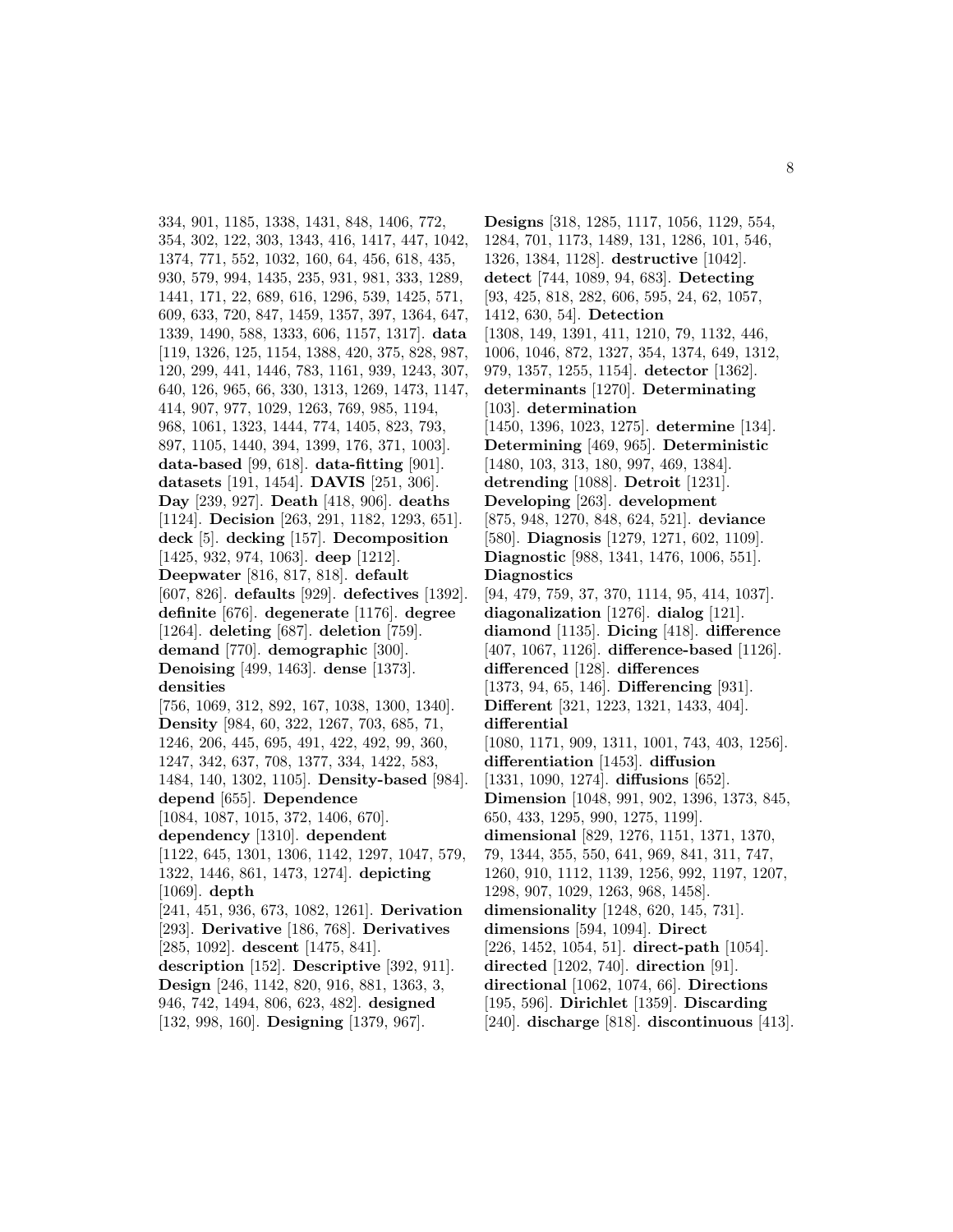334, 901, 1185, 1338, 1431, 848, 1406, 772, 354, 302, 122, 303, 1343, 416, 1417, 447, 1042, 1374, 771, 552, 1032, 160, 64, 456, 618, 435, 930, 579, 994, 1435, 235, 931, 981, 333, 1289, 1441, 171, 22, 689, 616, 1296, 539, 1425, 571, 609, 633, 720, 847, 1459, 1357, 397, 1364, 647, 1339, 1490, 588, 1333, 606, 1157, 1317]. **data** [119, 1326, 125, 1154, 1388, 420, 375, 828, 987, 120, 299, 441, 1446, 783, 1161, 939, 1243, 307, 640, 126, 965, 66, 330, 1313, 1269, 1473, 1147, 414, 907, 977, 1029, 1263, 769, 985, 1194, 968, 1061, 1323, 1444, 774, 1405, 823, 793, 897, 1105, 1440, 394, 1399, 176, 371, 1003]. **data-based** [99, 618]. **data-fitting** [901]. **datasets** [191, 1454]. **DAVIS** [251, 306]. **Day** [239, 927]. **Death** [418, 906]. **deaths** [1124]. **Decision** [263, 291, 1182, 1293, 651]. **deck** [5]. **decking** [157]. **Decomposition** [1425, 932, 974, 1063]. **deep** [1212]. **Deepwater** [816, 817, 818]. **default** [607, 826]. **defaults** [929]. **defectives** [1392]. **definite** [676]. **degenerate** [1176]. **degree** [1264]. **deleting** [687]. **deletion** [759]. **demand** [770]. **demographic** [300]. **Denoising** [499, 1463]. **dense** [1373]. **densities** [756, 1069, 312, 892, 167, 1038, 1300, 1340]. **Density** [984, 60, 322, 1267, 703, 685, 71, 1246, 206, 445, 695, 491, 422, 492, 99, 360, 1247, 342, 637, 708, 1377, 334, 1422, 583, 1484, 140, 1302, 1105]. **Density-based** [984]. **depend** [655]. **Dependence** [1084, 1087, 1015, 372, 1406, 670]. **dependency** [1310]. **dependent** [1122, 645, 1301, 1306, 1142, 1297, 1047, 579, 1322, 1446, 861, 1473, 1274]. **depicting** [1069]. **depth** [241, 451, 936, 673, 1082, 1261]. **Derivation** [293]. **Derivative** [186, 768]. **Derivatives** [285, 1092]. **descent** [1475, 841]. **description** [152]. **Descriptive** [392, 911]. **Design** [246, 1142, 820, 916, 881, 1363, 3, 946, 742, 1494, 806, 623, 482]. **designed** [132, 998, 160]. **Designing** [1379, 967]. **Designs** [318, 1285, 1117, 1056, 1129, 554, 1284, 701, 1173, 1489, 131, 1286, 101, 546, 1326, 1384, 1128]. **destructive** [1042]. **detect** [744, 1089, 94, 683]. **Detecting** [93, 425, 818, 282, 606, 595, 24, 62, 1057, 1412, 630, 54]. **Detection** [1308, 149, 1391, 411, 1210, 79, 1132, 446, 1006, 1046, 872, 1327, 354, 1374, 649, 1312, 979, 1357, 1255, 1154]. **detector** [1362]. **determinants** [1270]. **Determinating** [103]. **determination** [1450, 1396, 1023, 1275]. **determine** [134]. **Determining** [469, 965]. **Deterministic** [1480, 103, 313, 180, 997, 469, 1384]. **detrending** [1088]. **Detroit** [1231]. **Developing** [263]. **development** [875, 948, 1270, 848, 624, 521]. **deviance** [580]. **Diagnosis** [1279, 1271, 602, 1109]. **Diagnostic** [988, 1341, 1476, 1006, 551]. **Diagnostics** [94, 479, 759, 37, 370, 1114, 95, 414, 1037]. **diagonalization** [1276]. **dialog** [121]. **diamond** [1135]. **Dicing** [418]. **difference** [407, 1067, 1126]. **difference-based** [1126]. **differenced** [128]. **differences** [1373, 94, 65, 146]. **Differencing** [931]. **Different** [321, 1223, 1321, 1433, 404]. **differential** [1080, 1171, 909, 1311, 1001, 743, 403, 1256]. **differentiation** [1453]. **diffusion** [1331, 1090, 1274]. **diffusions** [652]. **Dimension** [1048, 991, 902, 1396, 1373, 845, 650, 433, 1295, 990, 1275, 1199]. **dimensional** [829, 1276, 1151, 1371, 1370, 79, 1344, 355, 550, 641, 969, 841, 311, 747, 1260, 910, 1112, 1139, 1256, 992, 1197, 1207, 1298, 907, 1029, 1263, 968, 1458]. **dimensionality** [1248, 620, 145, 731]. **dimensions** [594, 1094]. **Direct** [226, 1452, 1054, 51]. **direct-path** [1054]. **directed** [1202, 740]. **direction** [91]. **directional** [1062, 1074, 66]. **Directions** [195, 596]. **Dirichlet** [1359]. **Discarding** [240]. **discharge** [818]. **discontinuous** [413].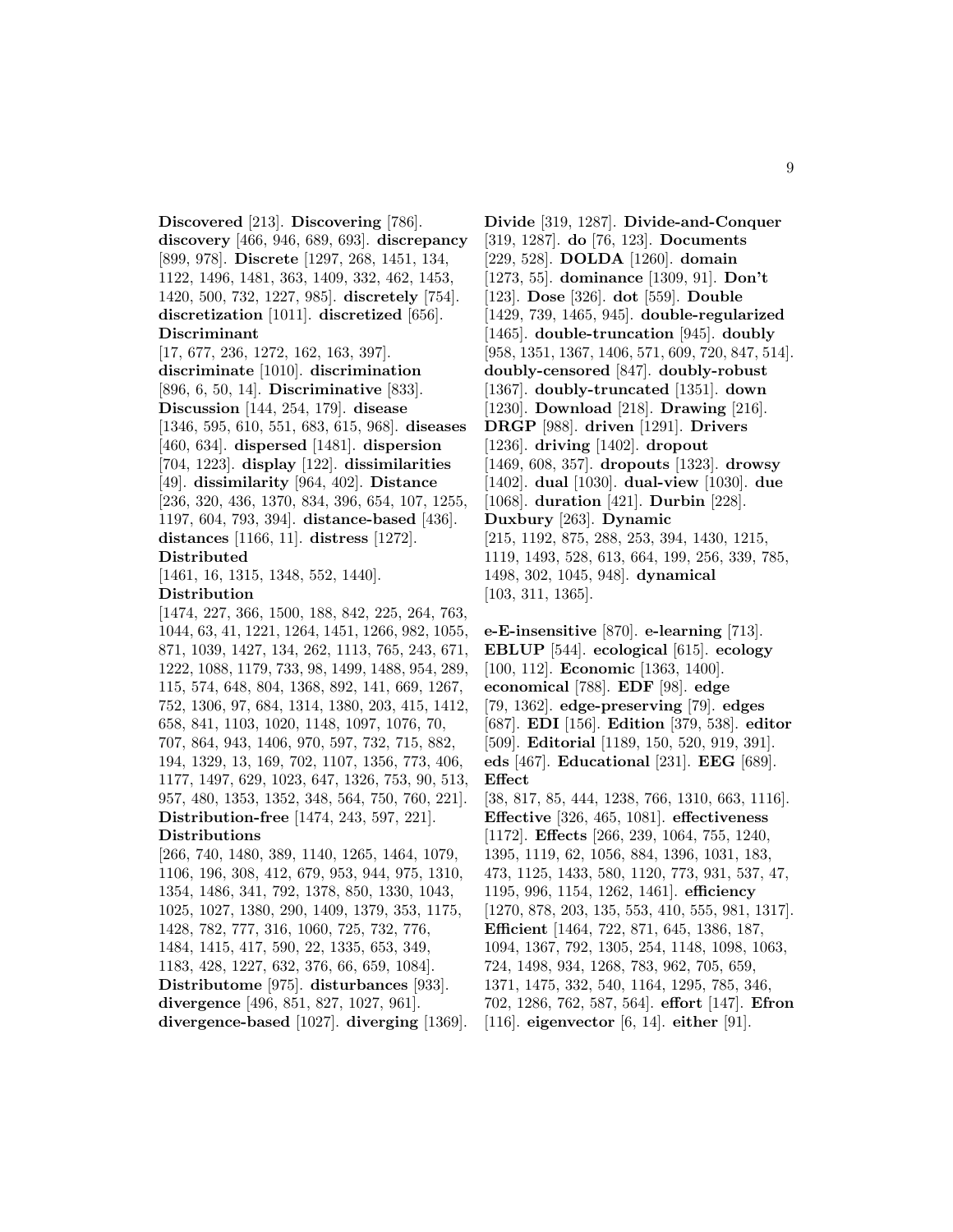**Discovered** [213]. **Discovering** [786]. **discovery** [466, 946, 689, 693]. **discrepancy** [899, 978]. **Discrete** [1297, 268, 1451, 134, 1122, 1496, 1481, 363, 1409, 332, 462, 1453, 1420, 500, 732, 1227, 985]. **discretely** [754]. **discretization** [1011]. **discretized** [656]. **Discriminant** [17, 677, 236, 1272, 162, 163, 397]. **discriminate** [1010]. **discrimination** [896, 6, 50, 14]. **Discriminative** [833]. **Discussion** [144, 254, 179]. **disease** [1346, 595, 610, 551, 683, 615, 968]. **diseases** [460, 634]. **dispersed** [1481]. **dispersion** [704, 1223]. **display** [122]. **dissimilarities** [49]. **dissimilarity** [964, 402]. **Distance** [236, 320, 436, 1370, 834, 396, 654, 107, 1255, 1197, 604, 793, 394]. **distance-based** [436]. **distances** [1166, 11]. **distress** [1272]. **Distributed** [1461, 16, 1315, 1348, 552, 1440]. **Distribution** [1474, 227, 366, 1500, 188, 842, 225, 264, 763, 1044, 63, 41, 1221, 1264, 1451, 1266, 982, 1055, 871, 1039, 1427, 134, 262, 1113, 765, 243, 671, 1222, 1088, 1179, 733, 98, 1499, 1488, 954, 289, 115, 574, 648, 804, 1368, 892, 141, 669, 1267, 752, 1306, 97, 684, 1314, 1380, 203, 415, 1412, 658, 841, 1103, 1020, 1148, 1097, 1076, 70, 707, 864, 943, 1406, 970, 597, 732, 715, 882, 194, 1329, 13, 169, 702, 1107, 1356, 773, 406, 1177, 1497, 629, 1023, 647, 1326, 753, 90, 513, 957, 480, 1353, 1352, 348, 564, 750, 760, 221]. **Distribution-free** [1474, 243, 597, 221]. **Distributions** [266, 740, 1480, 389, 1140, 1265, 1464, 1079, 1106, 196, 308, 412, 679, 953, 944, 975, 1310, 1354, 1486, 341, 792, 1378, 850, 1330, 1043, 1025, 1027, 1380, 290, 1409, 1379, 353, 1175, 1428, 782, 777, 316, 1060, 725, 732, 776, 1484, 1415, 417, 590, 22, 1335, 653, 349, 1183, 428, 1227, 632, 376, 66, 659, 1084]. **Distributome** [975]. **disturbances** [933]. **divergence** [496, 851, 827, 1027, 961]. **divergence-based** [1027]. **diverging** [1369].

**Divide** [319, 1287]. **Divide-and-Conquer** [319, 1287]. **do** [76, 123]. **Documents** [229, 528]. **DOLDA** [1260]. **domain** [1273, 55]. **dominance** [1309, 91]. **Don't** [123]. **Dose** [326]. **dot** [559]. **Double** [1429, 739, 1465, 945]. **double-regularized** [1465]. **double-truncation** [945]. **doubly** [958, 1351, 1367, 1406, 571, 609, 720, 847, 514]. **doubly-censored** [847]. **doubly-robust** [1367]. **doubly-truncated** [1351]. **down** [1230]. **Download** [218]. **Drawing** [216]. **DRGP** [988]. **driven** [1291]. **Drivers** [1236]. **driving** [1402]. **dropout** [1469, 608, 357]. **dropouts** [1323]. **drowsy** [1402]. **dual** [1030]. **dual-view** [1030]. **due** [1068]. **duration** [421]. **Durbin** [228]. **Duxbury** [263]. **Dynamic** [215, 1192, 875, 288, 253, 394, 1430, 1215, 1119, 1493, 528, 613, 664, 199, 256, 339, 785, 1498, 302, 1045, 948]. **dynamical** [103, 311, 1365].

**e-E-insensitive** [870]. **e-learning** [713]. **EBLUP** [544]. **ecological** [615]. **ecology** [100, 112]. **Economic** [1363, 1400]. **economical** [788]. **EDF** [98]. **edge** [79, 1362]. **edge-preserving** [79]. **edges** [687]. **EDI** [156]. **Edition** [379, 538]. **editor** [509]. **Editorial** [1189, 150, 520, 919, 391]. **eds** [467]. **Educational** [231]. **EEG** [689]. **Effect** [38, 817, 85, 444, 1238, 766, 1310, 663, 1116]. **Effective** [326, 465, 1081]. **effectiveness** [1172]. **Effects** [266, 239, 1064, 755, 1240, 1395, 1119, 62, 1056, 884, 1396, 1031, 183, 473, 1125, 1433, 580, 1120, 773, 931, 537, 47, 1195, 996, 1154, 1262, 1461]. **efficiency** [1270, 878, 203, 135, 553, 410, 555, 981, 1317]. **Efficient** [1464, 722, 871, 645, 1386, 187, 1094, 1367, 792, 1305, 254, 1148, 1098, 1063, 724, 1498, 934, 1268, 783, 962, 705, 659, 1371, 1475, 332, 540, 1164, 1295, 785, 346, 702, 1286, 762, 587, 564]. **effort** [147]. **Efron** [116]. **eigenvector** [6, 14]. **either** [91].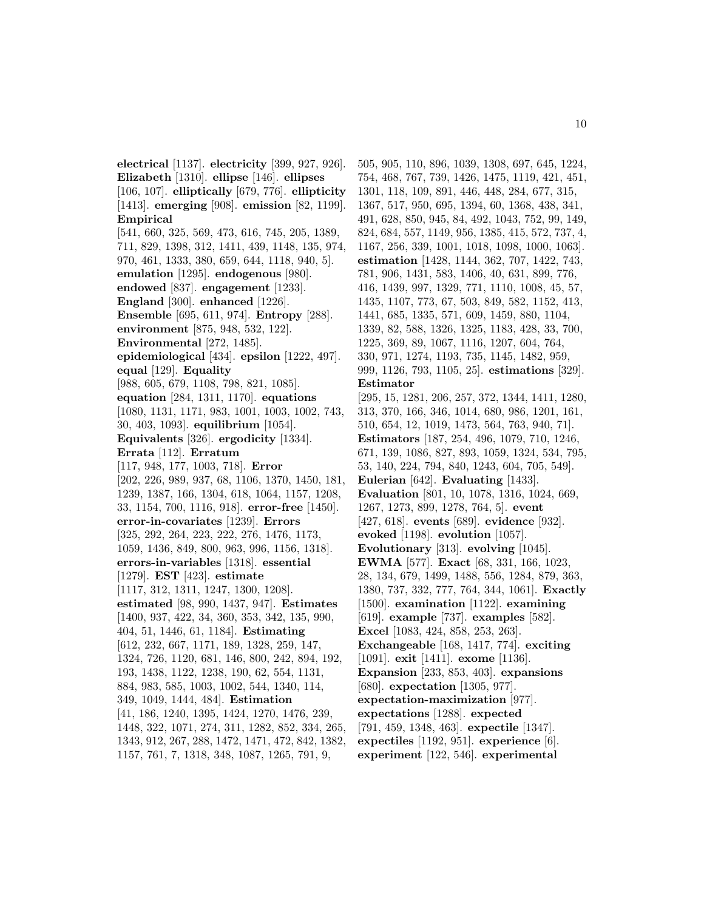**electrical** [1137]. **electricity** [399, 927, 926]. **Elizabeth** [1310]. **ellipse** [146]. **ellipses** [106, 107]. **elliptically** [679, 776]. **ellipticity** [1413]. **emerging** [908]. **emission** [82, 1199]. **Empirical** [541, 660, 325, 569, 473, 616, 745, 205, 1389, 711, 829, 1398, 312, 1411, 439, 1148, 135, 974, 970, 461, 1333, 380, 659, 644, 1118, 940, 5]. **emulation** [1295]. **endogenous** [980]. **endowed** [837]. **engagement** [1233]. **England** [300]. **enhanced** [1226]. **Ensemble** [695, 611, 974]. **Entropy** [288]. **environment** [875, 948, 532, 122]. **Environmental** [272, 1485]. **epidemiological** [434]. **epsilon** [1222, 497]. **equal** [129]. **Equality** [988, 605, 679, 1108, 798, 821, 1085]. **equation** [284, 1311, 1170]. **equations** [1080, 1131, 1171, 983, 1001, 1003, 1002, 743, 30, 403, 1093]. **equilibrium** [1054]. **Equivalents** [326]. **ergodicity** [1334]. **Errata** [112]. **Erratum** [117, 948, 177, 1003, 718]. **Error** [202, 226, 989, 937, 68, 1106, 1370, 1450, 181, 1239, 1387, 166, 1304, 618, 1064, 1157, 1208, 33, 1154, 700, 1116, 918]. **error-free** [1450]. **error-in-covariates** [1239]. **Errors** [325, 292, 264, 223, 222, 276, 1476, 1173, 1059, 1436, 849, 800, 963, 996, 1156, 1318]. **errors-in-variables** [1318]. **essential** [1279]. **EST** [423]. **estimate** [1117, 312, 1311, 1247, 1300, 1208]. **estimated** [98, 990, 1437, 947]. **Estimates** [1400, 937, 422, 34, 360, 353, 342, 135, 990, 404, 51, 1446, 61, 1184]. **Estimating** [612, 232, 667, 1171, 189, 1328, 259, 147, 1324, 726, 1120, 681, 146, 800, 242, 894, 192, 193, 1438, 1122, 1238, 190, 62, 554, 1131, 884, 983, 585, 1003, 1002, 544, 1340, 114, 349, 1049, 1444, 484]. **Estimation** [41, 186, 1240, 1395, 1424, 1270, 1476, 239, 1448, 322, 1071, 274, 311, 1282, 852, 334, 265, 1343, 912, 267, 288, 1472, 1471, 472, 842, 1382, 1157, 761, 7, 1318, 348, 1087, 1265, 791, 9, 505, 905, 110, 896, 1039, 1308, 697, 645, 1224, 754, 468, 767, 739, 1426, 1475, 1119, 421, 451, 1301, 118, 109, 891, 446, 448, 284, 677, 315, 1367, 517, 950, 695, 1394, 60, 1368, 438, 341, 491, 628, 850, 945, 84, 492, 1043, 752, 99, 149, 824, 684, 557, 1149, 956, 1385, 415, 572, 737, 4, 1167, 256, 339, 1001, 1018, 1098, 1000, 1063]. **estimation** [1428, 1144, 362, 707, 1422, 743, 781, 906, 1431, 583, 1406, 40, 631, 899, 776, 416, 1439, 997, 1329, 771, 1110, 1008, 45, 57, 1435, 1107, 773, 67, 503, 849, 582, 1152, 413, 1441, 685, 1335, 571, 609, 1459, 880, 1104, 1339, 82, 588, 1326, 1325, 1183, 428, 33, 700, 1225, 369, 89, 1067, 1116, 1207, 604, 764, 330, 971, 1274, 1193, 735, 1145, 1482, 959, 999, 1126, 793, 1105, 25]. **estimations** [329]. **Estimator** [295, 15, 1281, 206, 257, 372, 1344, 1411, 1280, 313, 370, 166, 346, 1014, 680, 986, 1201, 161, 510, 654, 12, 1019, 1473, 564, 763, 940, 71]. **Estimators** [187, 254, 496, 1079, 710, 1246, 671, 139, 1086, 827, 893, 1059, 1324, 534, 795, 53, 140, 224, 794, 840, 1243, 604, 705, 549]. **Eulerian** [642]. **Evaluating** [1433]. **Evaluation** [801, 10, 1078, 1316, 1024, 669, 1267, 1273, 899, 1278, 764, 5]. **event** [427, 618]. **events** [689]. **evidence** [932]. **evoked** [1198]. **evolution** [1057]. **Evolutionary** [313]. **evolving** [1045]. **EWMA** [577]. **Exact** [68, 331, 166, 1023, 28, 134, 679, 1499, 1488, 556, 1284, 879, 363, 1380, 737, 332, 777, 764, 344, 1061]. **Exactly** [1500]. **examination** [1122]. **examining** [619]. **example** [737]. **examples** [582]. **Excel** [1083, 424, 858, 253, 263]. **Exchangeable** [168, 1417, 774]. **exciting** [1091]. **exit** [1411]. **exome** [1136]. **Expansion** [233, 853, 403]. **expansions** [680]. **expectation** [1305, 977]. **expectation-maximization** [977]. **expectations** [1288]. **expected** [791, 459, 1348, 463]. **expectile** [1347]. **expectiles** [1192, 951]. **experience** [6]. **experiment** [122, 546]. **experimental**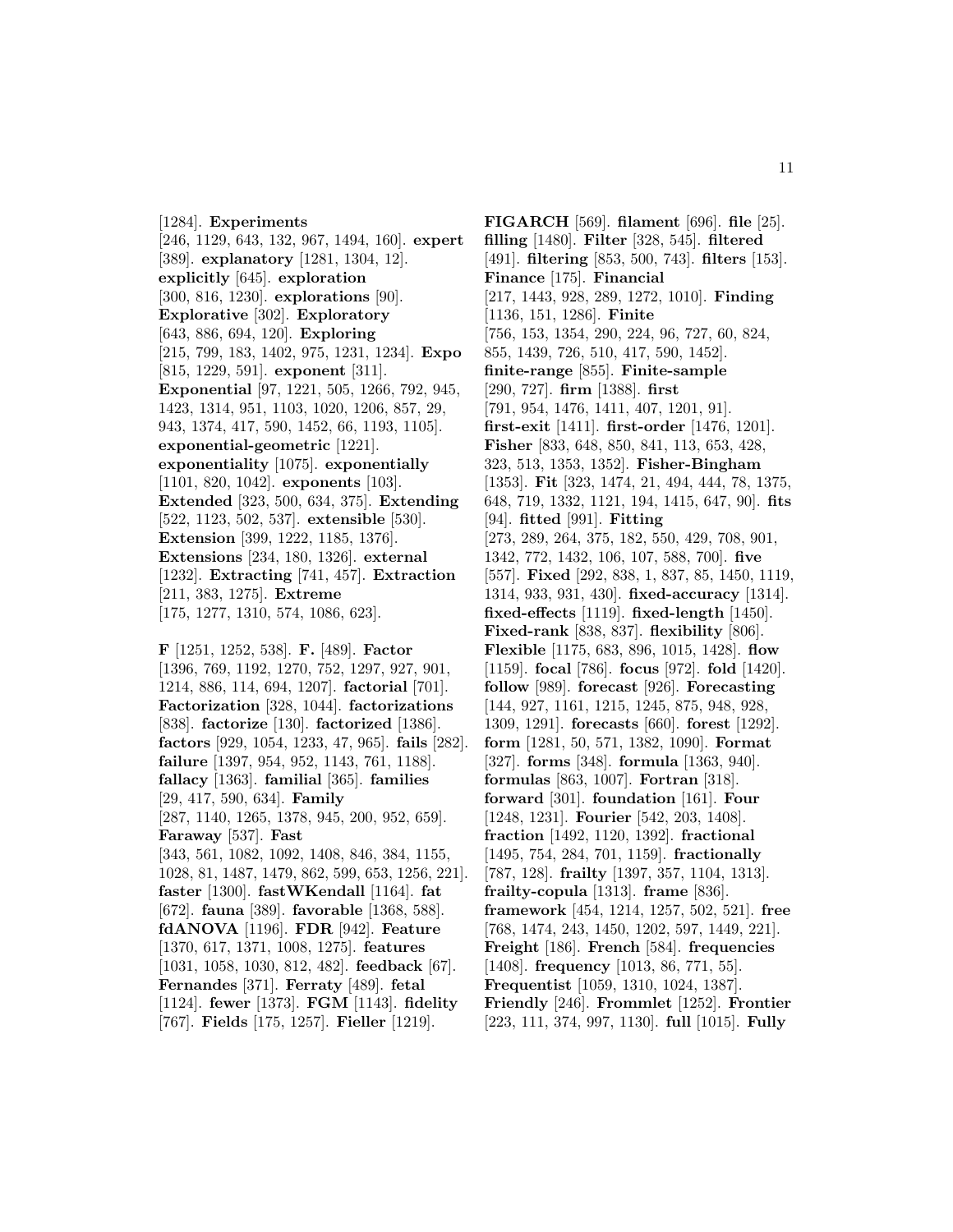[1284]. **Experiments** [246, 1129, 643, 132, 967, 1494, 160]. **expert** [389]. **explanatory** [1281, 1304, 12]. **explicitly** [645]. **exploration** [300, 816, 1230]. **explorations** [90]. **Explorative** [302]. **Exploratory** [643, 886, 694, 120]. **Exploring** [215, 799, 183, 1402, 975, 1231, 1234]. **Expo** [815, 1229, 591]. **exponent** [311]. **Exponential** [97, 1221, 505, 1266, 792, 945, 1423, 1314, 951, 1103, 1020, 1206, 857, 29, 943, 1374, 417, 590, 1452, 66, 1193, 1105]. **exponential-geometric** [1221]. **exponentiality** [1075]. **exponentially** [1101, 820, 1042]. **exponents** [103]. **Extended** [323, 500, 634, 375]. **Extending** [522, 1123, 502, 537]. **extensible** [530]. **Extension** [399, 1222, 1185, 1376]. **Extensions** [234, 180, 1326]. **external** [1232]. **Extracting** [741, 457]. **Extraction** [211, 383, 1275]. **Extreme** [175, 1277, 1310, 574, 1086, 623].

**F** [1251, 1252, 538]. **F.** [489]. **Factor** [1396, 769, 1192, 1270, 752, 1297, 927, 901, 1214, 886, 114, 694, 1207]. **factorial** [701]. **Factorization** [328, 1044]. **factorizations** [838]. **factorize** [130]. **factorized** [1386]. **factors** [929, 1054, 1233, 47, 965]. **fails** [282]. **failure** [1397, 954, 952, 1143, 761, 1188]. **fallacy** [1363]. **familial** [365]. **families** [29, 417, 590, 634]. **Family** [287, 1140, 1265, 1378, 945, 200, 952, 659]. **Faraway** [537]. **Fast** [343, 561, 1082, 1092, 1408, 846, 384, 1155, 1028, 81, 1487, 1479, 862, 599, 653, 1256, 221]. **faster** [1300]. **fastWKendall** [1164]. **fat** [672]. **fauna** [389]. **favorable** [1368, 588]. **fdANOVA** [1196]. **FDR** [942]. **Feature** [1370, 617, 1371, 1008, 623, 1275]. **features** [1031, 1058, 1030, 812, 482]. **feedback** [67]. **Fernandes** [371]. **Ferraty** [489]. **fetal** [1124]. **fewer** [1373]. **FGM** [1143]. **fidelity** [767]. **Fields** [175, 1257]. **Fieller** [1219].

**FIGARCH** [569]. **filament** [696]. **file** [25]. **filling** [1480]. **Filter** [328, 545]. **filtered** [491]. **filtering** [853, 500, 743]. **filters** [153]. **Finance** [175]. **Financial** [217, 1443, 928, 289, 1272, 1010]. **Finding** [1136, 151, 1286]. **Finite** [756, 153, 1354, 290, 224, 96, 727, 60, 824, 855, 1439, 726, 510, 417, 590, 1452]. **finite-range** [855]. **Finite-sample** [290, 727]. **firm** [1388]. **first** [791, 954, 1476, 1411, 407, 1201, 91]. **first-exit** [1411]. **first-order** [1476, 1201]. **Fisher** [833, 648, 850, 841, 113, 653, 428, 323, 513, 1353, 1352]. **Fisher-Bingham** [1353]. **Fit** [323, 1474, 21, 494, 444, 78, 1375, 648, 719, 1332, 1121, 194, 1415, 647, 90]. **fits** [94]. **fitted** [991]. **Fitting** [273, 289, 264, 375, 182, 550, 429, 708, 901, 1342, 772, 1432, 106, 107, 588, 700]. **five** [557]. **Fixed** [292, 838, 1, 837, 85, 1450, 1119, 1314, 933, 931, 430]. **fixed-accuracy** [1314]. **fixed-effects** [1119]. **fixed-length** [1450]. **Fixed-rank** [838, 837]. **flexibility** [806]. **Flexible** [1175, 683, 896, 1015, 1428]. **flow** [1159]. **focal** [786]. **focus** [972]. **fold** [1420]. **follow** [989]. **forecast** [926]. **Forecasting** [144, 927, 1161, 1215, 1245, 875, 948, 928, 1309, 1291]. **forecasts** [660]. **forest** [1292]. **form** [1281, 50, 571, 1382, 1090]. **Format** [327]. **forms** [348]. **formula** [1363, 940]. **formulas** [863, 1007]. **Fortran** [318]. **forward** [301]. **foundation** [161]. **Four** [1248, 1231]. **Fourier** [542, 203, 1408]. **fraction** [1492, 1120, 1392]. **fractional** [1495, 754, 284, 701, 1159]. **fractionally** [787, 128]. **frailty** [1397, 357, 1104, 1313]. **frailty-copula** [1313]. **frame** [836]. **framework** [454, 1214, 1257, 502, 521]. **free** [768, 1474, 243, 1450, 1202, 597, 1449, 221]. **Freight** [186]. **French** [584]. **frequencies** [1408]. **frequency** [1013, 86, 771, 55]. **Frequentist** [1059, 1310, 1024, 1387]. **Friendly** [246]. **Frommlet** [1252]. **Frontier** [223, 111, 374, 997, 1130]. **full** [1015]. **Fully**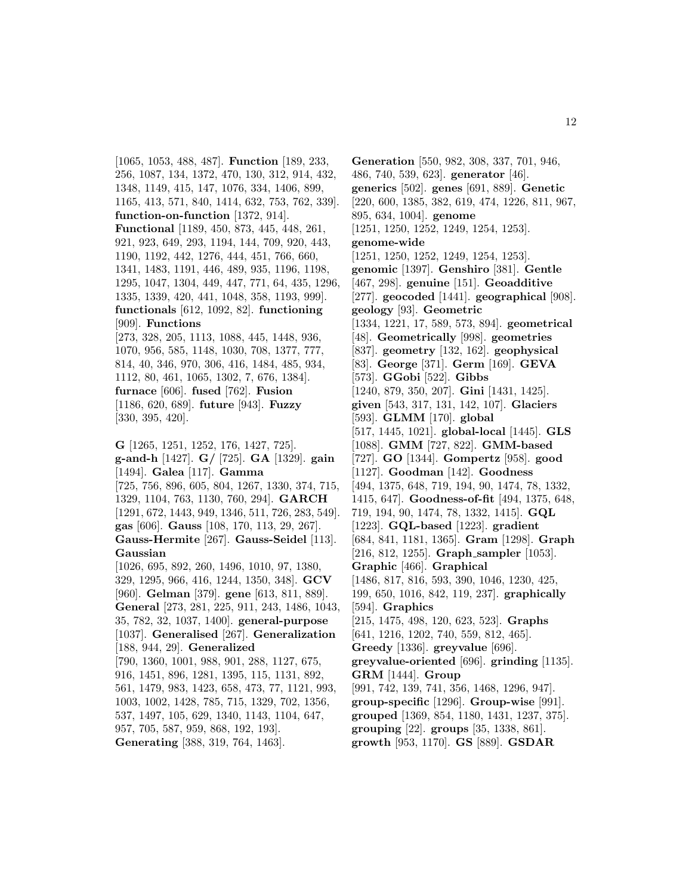[1065, 1053, 488, 487]. **Function** [189, 233, 256, 1087, 134, 1372, 470, 130, 312, 914, 432, 1348, 1149, 415, 147, 1076, 334, 1406, 899, 1165, 413, 571, 840, 1414, 632, 753, 762, 339]. **function-on-function** [1372, 914]. **Functional** [1189, 450, 873, 445, 448, 261, 921, 923, 649, 293, 1194, 144, 709, 920, 443, 1190, 1192, 442, 1276, 444, 451, 766, 660, 1341, 1483, 1191, 446, 489, 935, 1196, 1198, 1295, 1047, 1304, 449, 447, 771, 64, 435, 1296, 1335, 1339, 420, 441, 1048, 358, 1193, 999]. **functionals** [612, 1092, 82]. **functioning** [909]. **Functions** [273, 328, 205, 1113, 1088, 445, 1448, 936, 1070, 956, 585, 1148, 1030, 708, 1377, 777, 814, 40, 346, 970, 306, 416, 1484, 485, 934, 1112, 80, 461, 1065, 1302, 7, 676, 1384]. **furnace** [606]. **fused** [762]. **Fusion** [1186, 620, 689]. **future** [943]. **Fuzzy** [330, 395, 420].

**G** [1265, 1251, 1252, 176, 1427, 725]. **g-and-h** [1427]. **G/** [725]. **GA** [1329]. **gain** [1494]. **Galea** [117]. **Gamma** [725, 756, 896, 605, 804, 1267, 1330, 374, 715, 1329, 1104, 763, 1130, 760, 294]. **GARCH** [1291, 672, 1443, 949, 1346, 511, 726, 283, 549]. **gas** [606]. **Gauss** [108, 170, 113, 29, 267]. **Gauss-Hermite** [267]. **Gauss-Seidel** [113]. **Gaussian** [1026, 695, 892, 260, 1496, 1010, 97, 1380, 329, 1295, 966, 416, 1244, 1350, 348]. **GCV** [960]. **Gelman** [379]. **gene** [613, 811, 889]. **General** [273, 281, 225, 911, 243, 1486, 1043, 35, 782, 32, 1037, 1400]. **general-purpose** [1037]. **Generalised** [267]. **Generalization** [188, 944, 29]. **Generalized** [790, 1360, 1001, 988, 901, 288, 1127, 675, 916, 1451, 896, 1281, 1395, 115, 1131, 892, 561, 1479, 983, 1423, 658, 473, 77, 1121, 993, 1003, 1002, 1428, 785, 715, 1329, 702, 1356, 537, 1497, 105, 629, 1340, 1143, 1104, 647, 957, 705, 587, 959, 868, 192, 193]. **Generating** [388, 319, 764, 1463].

**Generation** [550, 982, 308, 337, 701, 946, 486, 740, 539, 623]. **generator** [46]. **generics** [502]. **genes** [691, 889]. **Genetic** [220, 600, 1385, 382, 619, 474, 1226, 811, 967, 895, 634, 1004]. **genome** [1251, 1250, 1252, 1249, 1254, 1253]. **genome-wide** [1251, 1250, 1252, 1249, 1254, 1253]. **genomic** [1397]. **Genshiro** [381]. **Gentle** [467, 298]. **genuine** [151]. **Geoadditive** [277]. **geocoded** [1441]. **geographical** [908]. **geology** [93]. **Geometric** [1334, 1221, 17, 589, 573, 894]. **geometrical** [48]. **Geometrically** [998]. **geometries** [837]. **geometry** [132, 162]. **geophysical** [83]. **George** [371]. **Germ** [169]. **GEVA** [573]. **GGobi** [522]. **Gibbs** [1240, 879, 350, 207]. **Gini** [1431, 1425]. **given** [543, 317, 131, 142, 107]. **Glaciers** [593]. **GLMM** [170]. **global** [517, 1445, 1021]. **global-local** [1445]. **GLS** [1088]. **GMM** [727, 822]. **GMM-based** [727]. **GO** [1344]. **Gompertz** [958]. **good** [1127]. **Goodman** [142]. **Goodness** [494, 1375, 648, 719, 194, 90, 1474, 78, 1332, 1415, 647]. **Goodness-of-fit** [494, 1375, 648, 719, 194, 90, 1474, 78, 1332, 1415]. **GQL** [1223]. **GQL-based** [1223]. **gradient** [684, 841, 1181, 1365]. **Gram** [1298]. **Graph** [216, 812, 1255]. **Graph_sampler** [1053]. **Graphic** [466]. **Graphical** [1486, 817, 816, 593, 390, 1046, 1230, 425, 199, 650, 1016, 842, 119, 237]. **graphically** [594]. **Graphics** [215, 1475, 498, 120, 623, 523]. **Graphs** [641, 1216, 1202, 740, 559, 812, 465]. **Greedy** [1336]. **greyvalue** [696]. **greyvalue-oriented** [696]. **grinding** [1135]. **GRM** [1444]. **Group** [991, 742, 139, 741, 356, 1468, 1296, 947]. **group-specific** [1296]. **Group-wise** [991]. **grouped** [1369, 854, 1180, 1431, 1237, 375]. **grouping** [22]. **groups** [35, 1338, 861]. **growth** [953, 1170]. **GS** [889]. **GSDAR**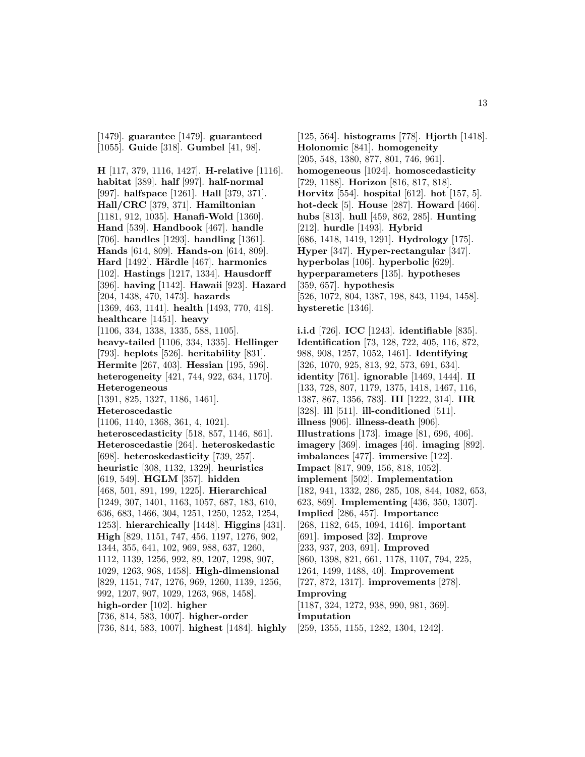[1479]. **guarantee** [1479]. **guaranteed** [1055]. **Guide** [318]. **Gumbel** [41, 98].

**H** [117, 379, 1116, 1427]. **H-relative** [1116]. **habitat** [389]. **half** [997]. **half-normal** [997]. **halfspace** [1261]. **Hall** [379, 371]. **Hall/CRC** [379, 371]. **Hamiltonian** [1181, 912, 1035]. **Hanafi-Wold** [1360]. **Hand** [539]. **Handbook** [467]. **handle** [706]. **handles** [1293]. **handling** [1361]. **Hands** [614, 809]. **Hands-on** [614, 809]. **Hard** [1492]. **Härdle** [467]. **harmonics** [102]. **Hastings** [1217, 1334]. **Hausdorff** [396]. **having** [1142]. **Hawaii** [923]. **Hazard** [204, 1438, 470, 1473]. **hazards** [1369, 463, 1141]. **health** [1493, 770, 418]. **healthcare** [1451]. **heavy** [1106, 334, 1338, 1335, 588, 1105]. **heavy-tailed** [1106, 334, 1335]. **Hellinger** [793]. **heplots** [526]. **heritability** [831]. **Hermite** [267, 403]. **Hessian** [195, 596]. **heterogeneity** [421, 744, 922, 634, 1170]. **Heterogeneous** [1391, 825, 1327, 1186, 1461]. **Heteroscedastic** [1106, 1140, 1368, 361, 4, 1021]. **heteroscedasticity** [518, 857, 1146, 861]. **Heteroscedastie** [264]. **heteroskedastic** [698]. **heteroskedasticity** [739, 257]. **heuristic** [308, 1132, 1329]. **heuristics** [619, 549]. **HGLM** [357]. **hidden** [468, 501, 891, 199, 1225]. **Hierarchical** [1249, 307, 1401, 1163, 1057, 687, 183, 610, 636, 683, 1466, 304, 1251, 1250, 1252, 1254, 1253]. **hierarchically** [1448]. **Higgins** [431]. **High** [829, 1151, 747, 456, 1197, 1276, 902, 1344, 355, 641, 102, 969, 988, 637, 1260, 1112, 1139, 1256, 992, 89, 1207, 1298, 907, 1029, 1263, 968, 1458]. **High-dimensional** [829, 1151, 747, 1276, 969, 1260, 1139, 1256, 992, 1207, 907, 1029, 1263, 968, 1458]. **high-order** [102]. **higher** [736, 814, 583, 1007]. **higher-order** [736, 814, 583, 1007]. **highest** [1484]. **highly** [125, 564]. **histograms** [778]. **Hjorth** [1418]. **Holonomic** [841]. **homogeneity** [205, 548, 1380, 877, 801, 746, 961]. **homogeneous** [1024]. **homoscedasticity** [729, 1188]. **Horizon** [816, 817, 818]. **Horvitz** [554]. **hospital** [612]. **hot** [157, 5]. **hot-deck** [5]. **House** [287]. **Howard** [466]. **hubs** [813]. **hull** [459, 862, 285]. **Hunting** [212]. **hurdle** [1493]. **Hybrid** [686, 1418, 1419, 1291]. **Hydrology** [175]. **Hyper** [347]. **Hyper-rectangular** [347]. **hyperbolas** [106]. **hyperbolic** [629]. **hyperparameters** [135]. **hypotheses** [359, 657]. **hypothesis** [526, 1072, 804, 1387, 198, 843, 1194, 1458]. **hysteretic** [1346].

**i.i.d** [726]. **ICC** [1243]. **identifiable** [835]. **Identification** [73, 128, 722, 405, 116, 872, 988, 908, 1257, 1052, 1461]. **Identifying** [326, 1070, 925, 813, 92, 573, 691, 634]. **identity** [761]. **ignorable** [1469, 1444]. **II** [133, 728, 807, 1179, 1375, 1418, 1467, 116, 1387, 867, 1356, 783]. **III** [1222, 314]. **IIR** [328]. **ill** [511]. **ill-conditioned** [511]. **illness** [906]. **illness-death** [906]. **Illustrations** [173]. **image** [81, 696, 406]. **imagery** [369]. **images** [46]. **imaging** [892]. **imbalances** [477]. **immersive** [122]. **Impact** [817, 909, 156, 818, 1052]. **implement** [502]. **Implementation** [182, 941, 1332, 286, 285, 108, 844, 1082, 653, 623, 869]. **Implementing** [436, 350, 1307]. **Implied** [286, 457]. **Importance** [268, 1182, 645, 1094, 1416]. **important** [691]. **imposed** [32]. **Improve** [233, 937, 203, 691]. **Improved** [860, 1398, 821, 661, 1178, 1107, 794, 225, 1264, 1499, 1488, 40]. **Improvement** [727, 872, 1317]. **improvements** [278]. **Improving** [1187, 324, 1272, 938, 990, 981, 369]. **Imputation** [259, 1355, 1155, 1282, 1304, 1242].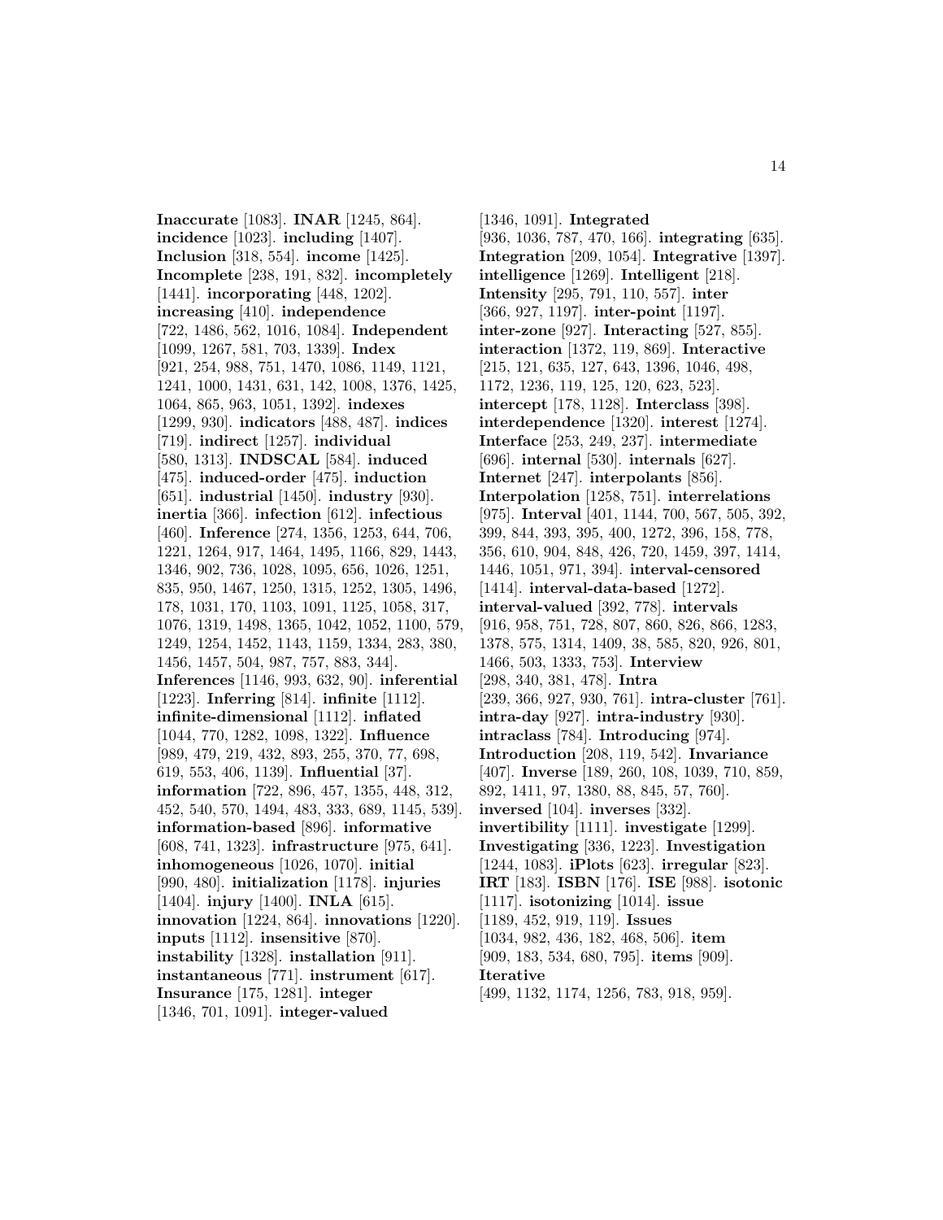**Inaccurate** [1083]. **INAR** [1245, 864]. **incidence** [1023]. **including** [1407]. **Inclusion** [318, 554]. **income** [1425]. **Incomplete** [238, 191, 832]. **incompletely** [1441]. **incorporating** [448, 1202]. **increasing** [410]. **independence** [722, 1486, 562, 1016, 1084]. **Independent** [1099, 1267, 581, 703, 1339]. **Index** [921, 254, 988, 751, 1470, 1086, 1149, 1121, 1241, 1000, 1431, 631, 142, 1008, 1376, 1425, 1064, 865, 963, 1051, 1392]. **indexes** [1299, 930]. **indicators** [488, 487]. **indices** [719]. **indirect** [1257]. **individual** [580, 1313]. **INDSCAL** [584]. **induced** [475]. **induced-order** [475]. **induction** [651]. **industrial** [1450]. **industry** [930]. **inertia** [366]. **infection** [612]. **infectious** [460]. **Inference** [274, 1356, 1253, 644, 706, 1221, 1264, 917, 1464, 1495, 1166, 829, 1443, 1346, 902, 736, 1028, 1095, 656, 1026, 1251, 835, 950, 1467, 1250, 1315, 1252, 1305, 1496, 178, 1031, 170, 1103, 1091, 1125, 1058, 317, 1076, 1319, 1498, 1365, 1042, 1052, 1100, 579, 1249, 1254, 1452, 1143, 1159, 1334, 283, 380, 1456, 1457, 504, 987, 757, 883, 344]. **Inferences** [1146, 993, 632, 90]. **inferential** [1223]. **Inferring** [814]. **infinite** [1112]. **infinite-dimensional** [1112]. **inflated** [1044, 770, 1282, 1098, 1322]. **Influence** [989, 479, 219, 432, 893, 255, 370, 77, 698, 619, 553, 406, 1139]. **Influential** [37]. **information** [722, 896, 457, 1355, 448, 312, 452, 540, 570, 1494, 483, 333, 689, 1145, 539]. **information-based** [896]. **informative** [608, 741, 1323]. **infrastructure** [975, 641]. **inhomogeneous** [1026, 1070]. **initial** [990, 480]. **initialization** [1178]. **injuries** [1404]. **injury** [1400]. **INLA** [615]. **innovation** [1224, 864]. **innovations** [1220]. **inputs** [1112]. **insensitive** [870]. **instability** [1328]. **installation** [911]. **instantaneous** [771]. **instrument** [617]. **Insurance** [175, 1281]. **integer** [1346, 701, 1091]. **integer-valued** [1346, 1091]. **Integrated** [936, 1036, 787, 470, 166]. **integrating** [635]. **Integration** [209, 1054]. **Integrative** [1397]. **intelligence** [1269]. **Intelligent** [218]. **Intensity** [295, 791, 110, 557]. **inter** [366, 927, 1197]. **inter-point** [1197]. **inter-zone** [927]. **Interacting** [527, 855]. **interaction** [1372, 119, 869]. **Interactive** [215, 121, 635, 127, 643, 1396, 1046, 498, 1172, 1236, 119, 125, 120, 623, 523]. **intercept** [178, 1128]. **Interclass** [398]. **interdependence** [1320]. **interest** [1274]. **Interface** [253, 249, 237]. **intermediate** [696]. **internal** [530]. **internals** [627]. **Internet** [247]. **interpolants** [856]. **Interpolation** [1258, 751]. **interrelations** [975]. **Interval** [401, 1144, 700, 567, 505, 392, 399, 844, 393, 395, 400, 1272, 396, 158, 778, 356, 610, 904, 848, 426, 720, 1459, 397, 1414, 1446, 1051, 971, 394]. **interval-censored** [1414]. **interval-data-based** [1272]. **interval-valued** [392, 778]. **intervals** [916, 958, 751, 728, 807, 860, 826, 866, 1283, 1378, 575, 1314, 1409, 38, 585, 820, 926, 801, 1466, 503, 1333, 753]. **Interview** [298, 340, 381, 478]. **Intra** [239, 366, 927, 930, 761]. **intra-cluster** [761]. **intra-day** [927]. **intra-industry** [930]. **intraclass** [784]. **Introducing** [974]. **Introduction** [208, 119, 542]. **Invariance** [407]. **Inverse** [189, 260, 108, 1039, 710, 859, 892, 1411, 97, 1380, 88, 845, 57, 760]. **inversed** [104]. **inverses** [332]. **invertibility** [1111]. **investigate** [1299]. **Investigating** [336, 1223]. **Investigation** [1244, 1083]. **iPlots** [623]. **irregular** [823]. **IRT** [183]. **ISBN** [176]. **ISE** [988]. **isotonic** [1117]. **isotonizing** [1014]. **issue** [1189, 452, 919, 119]. **Issues** [1034, 982, 436, 182, 468, 506]. **item** [909, 183, 534, 680, 795]. **items** [909]. **Iterative** [499, 1132, 1174, 1256, 783, 918, 959].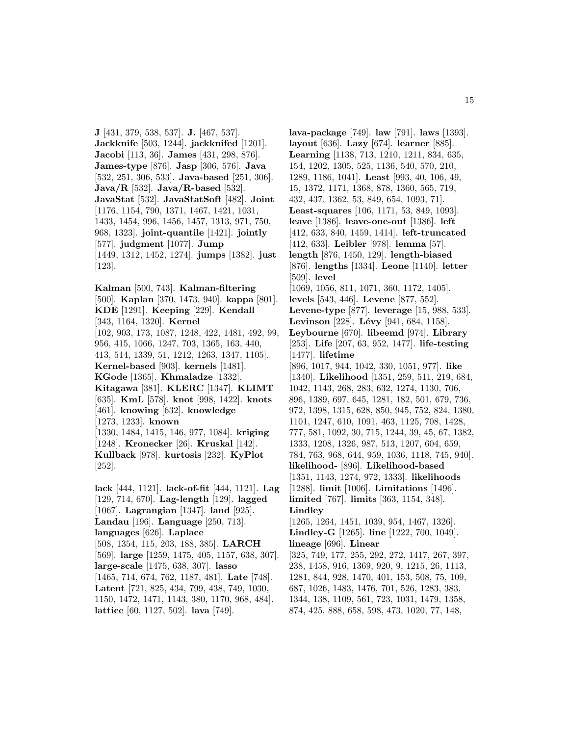**J** [431, 379, 538, 537]. **J.** [467, 537]. **Jackknife** [503, 1244]. **jackknifed** [1201]. **Jacobi** [113, 36]. **James** [431, 298, 876]. **James-type** [876]. **Jasp** [306, 576]. **Java** [532, 251, 306, 533]. **Java-based** [251, 306]. **Java/R** [532]. **Java/R-based** [532]. **JavaStat** [532]. **JavaStatSoft** [482]. **Joint** [1176, 1154, 790, 1371, 1467, 1421, 1031, 1433, 1454, 996, 1456, 1457, 1313, 971, 750, 968, 1323]. **joint-quantile** [1421]. **jointly** [577]. **judgment** [1077]. **Jump** [1449, 1312, 1452, 1274]. **jumps** [1382]. **just** [123].

**Kalman** [500, 743]. **Kalman-filtering** [500]. **Kaplan** [370, 1473, 940]. **kappa** [801]. **KDE** [1291]. **Keeping** [229]. **Kendall** [343, 1164, 1320]. **Kernel** [102, 903, 173, 1087, 1248, 422, 1481, 492, 99, 956, 415, 1066, 1247, 703, 1365, 163, 440, 413, 514, 1339, 51, 1212, 1263, 1347, 1105]. **Kernel-based** [903]. **kernels** [1481]. **KGode** [1365]. **Khmaladze** [1332]. **Kitagawa** [381]. **KLERC** [1347]. **KLIMT** [635]. **KmL** [578]. **knot** [998, 1422]. **knots** [461]. **knowing** [632]. **knowledge** [1273, 1233]. **known** [1330, 1484, 1415, 146, 977, 1084]. **kriging** [1248]. **Kronecker** [26]. **Kruskal** [142]. **Kullback** [978]. **kurtosis** [232]. **KyPlot** [252].

**lack** [444, 1121]. **lack-of-fit** [444, 1121]. **Lag** [129, 714, 670]. **Lag-length** [129]. **lagged** [1067]. **Lagrangian** [1347]. **land** [925]. **Landau** [196]. **Language** [250, 713]. **languages** [626]. **Laplace** [508, 1354, 115, 203, 188, 385]. **LARCH** [569]. **large** [1259, 1475, 405, 1157, 638, 307]. **large-scale** [1475, 638, 307]. **lasso** [1465, 714, 674, 762, 1187, 481]. **Late** [748]. **Latent** [721, 825, 434, 799, 438, 749, 1030, 1150, 1472, 1471, 1143, 380, 1170, 968, 484]. **lattice** [60, 1127, 502]. **lava** [749].

**lava-package** [749]. **law** [791]. **laws** [1393]. **layout** [636]. **Lazy** [674]. **learner** [885]. **Learning** [1138, 713, 1210, 1211, 834, 635, 154, 1202, 1305, 525, 1136, 540, 570, 210, 1289, 1186, 1041]. **Least** [993, 40, 106, 49, 15, 1372, 1171, 1368, 878, 1360, 565, 719, 432, 437, 1362, 53, 849, 654, 1093, 71]. **Least-squares** [106, 1171, 53, 849, 1093]. **leave** [1386]. **leave-one-out** [1386]. **left** [412, 633, 840, 1459, 1414]. **left-truncated** [412, 633]. **Leibler** [978]. **lemma** [57]. **length** [876, 1450, 129]. **length-biased** [876]. **lengths** [1334]. **Leone** [1140]. **letter** [509]. **level** [1069, 1056, 811, 1071, 360, 1172, 1405]. **levels** [543, 446]. **Levene** [877, 552]. **Levene-type** [877]. **leverage** [15, 988, 533]. **Levinson** [228]. **Lévy** [941, 684, 1158]. **Leybourne** [670]. **libeemd** [974]. **Library** [253]. **Life** [207, 63, 952, 1477]. **life-testing** [1477]. **lifetime** [896, 1017, 944, 1042, 330, 1051, 977]. **like** [1340]. **Likelihood** [1351, 259, 511, 219, 684, 1042, 1143, 268, 283, 632, 1274, 1130, 706, 896, 1389, 697, 645, 1281, 182, 501, 679, 736, 972, 1398, 1315, 628, 850, 945, 752, 824, 1380, 1101, 1247, 610, 1091, 463, 1125, 708, 1428, 777, 581, 1092, 30, 715, 1244, 39, 45, 67, 1382, 1333, 1208, 1326, 987, 513, 1207, 604, 659, 784, 763, 968, 644, 959, 1036, 1118, 745, 940]. **likelihood-** [896]. **Likelihood-based** [1351, 1143, 1274, 972, 1333]. **likelihoods** [1288]. **limit** [1006]. **Limitations** [1496]. **limited** [767]. **limits** [363, 1154, 348]. **Lindley** [1265, 1264, 1451, 1039, 954, 1467, 1326]. **Lindley-G** [1265]. **line** [1222, 700, 1049]. **lineage** [696]. **Linear** [325, 749, 177, 255, 292, 272, 1417, 267, 397, 238, 1458, 916, 1369, 920, 9, 1215, 26, 1113, 1281, 844, 928, 1470, 401, 153, 508, 75, 109, 687, 1026, 1483, 1476, 701, 526, 1283, 383, 1344, 138, 1109, 561, 723, 1031, 1479, 1358, 874, 425, 888, 658, 598, 473, 1020, 77, 148,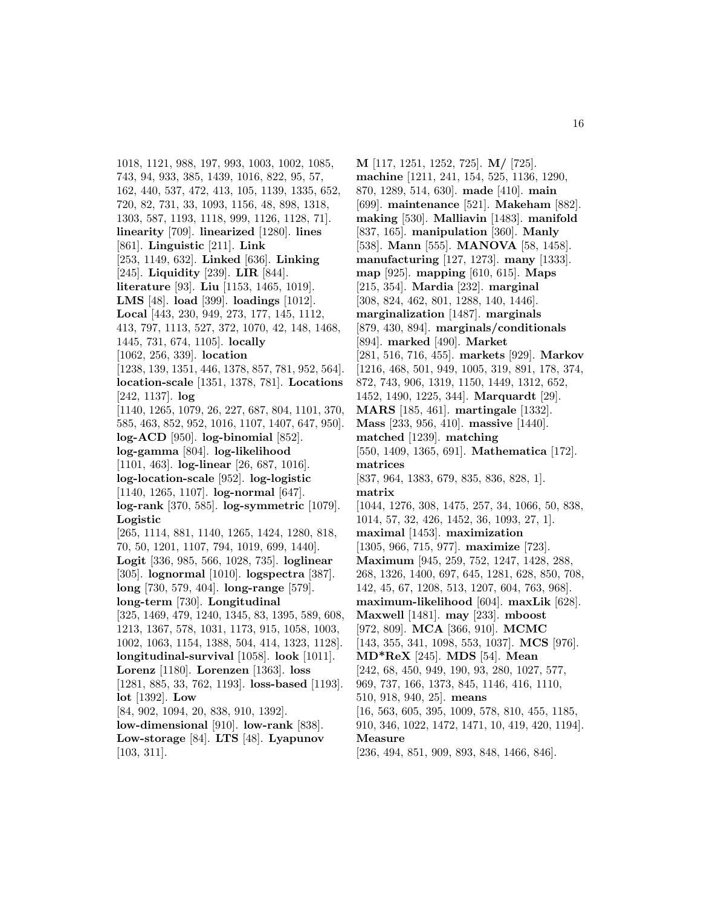1018, 1121, 988, 197, 993, 1003, 1002, 1085, 743, 94, 933, 385, 1439, 1016, 822, 95, 57, 162, 440, 537, 472, 413, 105, 1139, 1335, 652, 720, 82, 731, 33, 1093, 1156, 48, 898, 1318, 1303, 587, 1193, 1118, 999, 1126, 1128, 71]. **linearity** [709]. **linearized** [1280]. **lines** [861]. **Linguistic** [211]. **Link** [253, 1149, 632]. **Linked** [636]. **Linking** [245]. **Liquidity** [239]. **LIR** [844]. **literature** [93]. **Liu** [1153, 1465, 1019]. **LMS** [48]. **load** [399]. **loadings** [1012]. **Local** [443, 230, 949, 273, 177, 145, 1112, 413, 797, 1113, 527, 372, 1070, 42, 148, 1468, 1445, 731, 674, 1105]. **locally** [1062, 256, 339]. **location** [1238, 139, 1351, 446, 1378, 857, 781, 952, 564]. **location-scale** [1351, 1378, 781]. **Locations** [242, 1137]. **log** [1140, 1265, 1079, 26, 227, 687, 804, 1101, 370, 585, 463, 852, 952, 1016, 1107, 1407, 647, 950]. **log-ACD** [950]. **log-binomial** [852]. **log-gamma** [804]. **log-likelihood** [1101, 463]. **log-linear** [26, 687, 1016]. **log-location-scale** [952]. **log-logistic** [1140, 1265, 1107]. **log-normal** [647]. **log-rank** [370, 585]. **log-symmetric** [1079]. **Logistic** [265, 1114, 881, 1140, 1265, 1424, 1280, 818, 70, 50, 1201, 1107, 794, 1019, 699, 1440]. **Logit** [336, 985, 566, 1028, 735]. **loglinear** [305]. **lognormal** [1010]. **logspectra** [387]. **long** [730, 579, 404]. **long-range** [579]. **long-term** [730]. **Longitudinal** [325, 1469, 479, 1240, 1345, 83, 1395, 589, 608, 1213, 1367, 578, 1031, 1173, 915, 1058, 1003, 1002, 1063, 1154, 1388, 504, 414, 1323, 1128]. **longitudinal-survival** [1058]. **look** [1011]. **Lorenz** [1180]. **Lorenzen** [1363]. **loss** [1281, 885, 33, 762, 1193]. **loss-based** [1193]. **lot** [1392]. **Low** [84, 902, 1094, 20, 838, 910, 1392]. **low-dimensional** [910]. **low-rank** [838]. **Low-storage** [84]. **LTS** [48]. **Lyapunov** [103, 311].

**M** [117, 1251, 1252, 725]. **M/** [725]. **machine** [1211, 241, 154, 525, 1136, 1290, 870, 1289, 514, 630]. **made** [410]. **main** [699]. **maintenance** [521]. **Makeham** [882]. **making** [530]. **Malliavin** [1483]. **manifold** [837, 165]. **manipulation** [360]. **Manly** [538]. **Mann** [555]. **MANOVA** [58, 1458]. **manufacturing** [127, 1273]. **many** [1333]. **map** [925]. **mapping** [610, 615]. **Maps** [215, 354]. **Mardia** [232]. **marginal** [308, 824, 462, 801, 1288, 140, 1446]. **marginalization** [1487]. **marginals** [879, 430, 894]. **marginals/conditionals** [894]. **marked** [490]. **Market** [281, 516, 716, 455]. **markets** [929]. **Markov** [1216, 468, 501, 949, 1005, 319, 891, 178, 374, 872, 743, 906, 1319, 1150, 1449, 1312, 652, 1452, 1490, 1225, 344]. **Marquardt** [29]. **MARS** [185, 461]. **martingale** [1332]. **Mass** [233, 956, 410]. **massive** [1440]. **matched** [1239]. **matching** [550, 1409, 1365, 691]. **Mathematica** [172]. **matrices** [837, 964, 1383, 679, 835, 836, 828, 1]. **matrix** [1044, 1276, 308, 1475, 257, 34, 1066, 50, 838, 1014, 57, 32, 426, 1452, 36, 1093, 27, 1]. **maximal** [1453]. **maximization** [1305, 966, 715, 977]. **maximize** [723]. **Maximum** [945, 259, 752, 1247, 1428, 288, 268, 1326, 1400, 697, 645, 1281, 628, 850, 708, 142, 45, 67, 1208, 513, 1207, 604, 763, 968]. **maximum-likelihood** [604]. **maxLik** [628]. **Maxwell** [1481]. **may** [233]. **mboost** [972, 809]. **MCA** [366, 910]. **MCMC** [143, 355, 341, 1098, 553, 1037]. **MCS** [976]. **MD*ReX** [245]. **MDS** [54]. **Mean** [242, 68, 450, 949, 190, 93, 280, 1027, 577, 969, 737, 166, 1373, 845, 1146, 416, 1110, 510, 918, 940, 25]. **means** [16, 563, 605, 395, 1009, 578, 810, 455, 1185, 910, 346, 1022, 1472, 1471, 10, 419, 420, 1194]. **Measure** [236, 494, 851, 909, 893, 848, 1466, 846].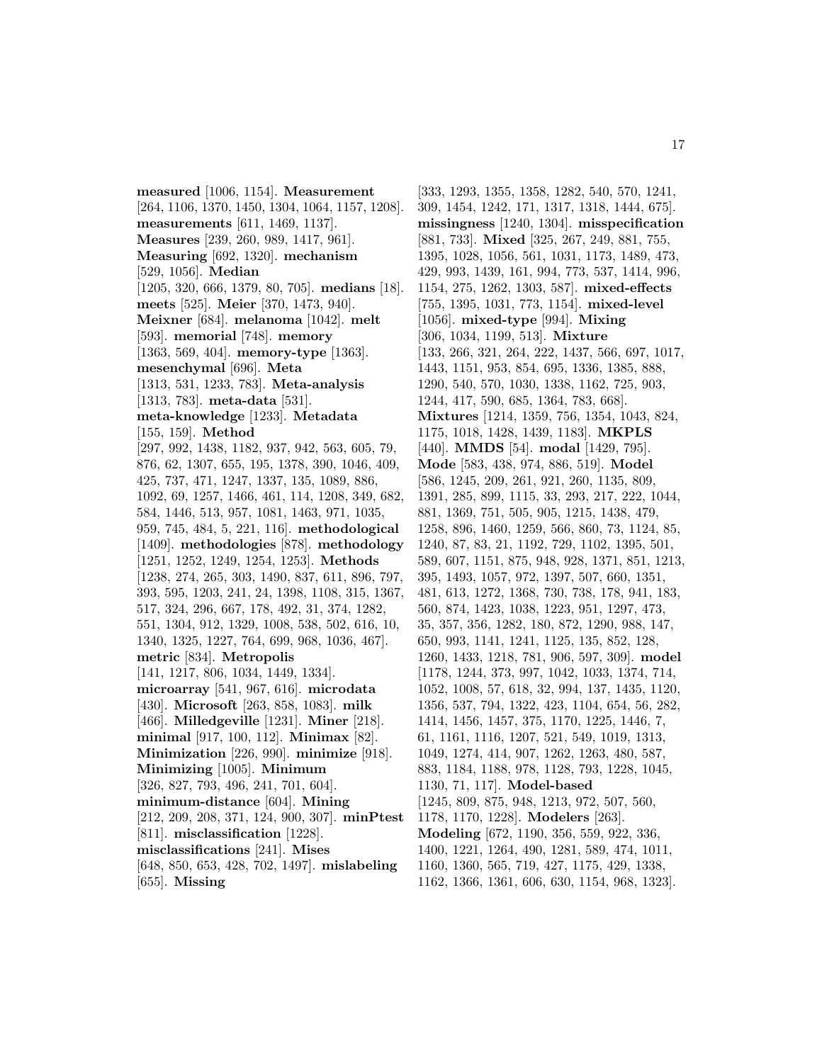**measured** [1006, 1154]. **Measurement** [264, 1106, 1370, 1450, 1304, 1064, 1157, 1208]. **measurements** [611, 1469, 1137]. **Measures** [239, 260, 989, 1417, 961]. **Measuring** [692, 1320]. **mechanism** [529, 1056]. **Median** [1205, 320, 666, 1379, 80, 705]. **medians** [18]. **meets** [525]. **Meier** [370, 1473, 940]. **Meixner** [684]. **melanoma** [1042]. **melt** [593]. **memorial** [748]. **memory** [1363, 569, 404]. **memory-type** [1363]. **mesenchymal** [696]. **Meta** [1313, 531, 1233, 783]. **Meta-analysis** [1313, 783]. **meta-data** [531]. **meta-knowledge** [1233]. **Metadata** [155, 159]. **Method** [297, 992, 1438, 1182, 937, 942, 563, 605, 79, 876, 62, 1307, 655, 195, 1378, 390, 1046, 409, 425, 737, 471, 1247, 1337, 135, 1089, 886, 1092, 69, 1257, 1466, 461, 114, 1208, 349, 682, 584, 1446, 513, 957, 1081, 1463, 971, 1035, 959, 745, 484, 5, 221, 116]. **methodological** [1409]. **methodologies** [878]. **methodology** [1251, 1252, 1249, 1254, 1253]. **Methods** [1238, 274, 265, 303, 1490, 837, 611, 896, 797, 393, 595, 1203, 241, 24, 1398, 1108, 315, 1367, 517, 324, 296, 667, 178, 492, 31, 374, 1282, 551, 1304, 912, 1329, 1008, 538, 502, 616, 10, 1340, 1325, 1227, 764, 699, 968, 1036, 467]. **metric** [834]. **Metropolis** [141, 1217, 806, 1034, 1449, 1334]. **microarray** [541, 967, 616]. **microdata** [430]. **Microsoft** [263, 858, 1083]. **milk** [466]. **Milledgeville** [1231]. **Miner** [218]. **minimal** [917, 100, 112]. **Minimax** [82]. **Minimization** [226, 990]. **minimize** [918]. **Minimizing** [1005]. **Minimum** [326, 827, 793, 496, 241, 701, 604]. **minimum-distance** [604]. **Mining** [212, 209, 208, 371, 124, 900, 307]. **minPtest** [811]. **misclassification** [1228]. **misclassifications** [241]. **Mises** [648, 850, 653, 428, 702, 1497]. **mislabeling** [655]. **Missing** [333, 1293, 1355, 1358, 1282, 540, 570, 1241, 309, 1454, 1242, 171, 1317, 1318, 1444, 675]. **missingness** [1240, 1304]. **misspecification** [881, 733]. **Mixed** [325, 267, 249, 881, 755, 1395, 1028, 1056, 561, 1031, 1173, 1489, 473, 429, 993, 1439, 161, 994, 773, 537, 1414, 996, 1154, 275, 1262, 1303, 587]. **mixed-effects** [755, 1395, 1031, 773, 1154]. **mixed-level** [1056]. **mixed-type** [994]. **Mixing** [306, 1034, 1199, 513]. **Mixture** [133, 266, 321, 264, 222, 1437, 566, 697, 1017, 1443, 1151, 953, 854, 695, 1336, 1385, 888, 1290, 540, 570, 1030, 1338, 1162, 725, 903, 1244, 417, 590, 685, 1364, 783, 668]. **Mixtures** [1214, 1359, 756, 1354, 1043, 824, 1175, 1018, 1428, 1439, 1183]. **MKPLS** [440]. **MMDS** [54]. **modal** [1429, 795]. **Mode** [583, 438, 974, 886, 519]. **Model** [586, 1245, 209, 261, 921, 260, 1135, 809, 1391, 285, 899, 1115, 33, 293, 217, 222, 1044, 881, 1369, 751, 505, 905, 1215, 1438, 479, 1258, 896, 1460, 1259, 566, 860, 73, 1124, 85, 1240, 87, 83, 21, 1192, 729, 1102, 1395, 501, 589, 607, 1151, 875, 948, 928, 1371, 851, 1213, 395, 1493, 1057, 972, 1397, 507, 660, 1351, 481, 613, 1272, 1368, 730, 738, 178, 941, 183, 560, 874, 1423, 1038, 1223, 951, 1297, 473, 35, 357, 356, 1282, 180, 872, 1290, 988, 147, 650, 993, 1141, 1241, 1125, 135, 852, 128, 1260, 1433, 1218, 781, 906, 597, 309]. **model** [1178, 1244, 373, 997, 1042, 1033, 1374, 714, 1052, 1008, 57, 618, 32, 994, 137, 1435, 1120, 1356, 537, 794, 1322, 423, 1104, 654, 56, 282, 1414, 1456, 1457, 375, 1170, 1225, 1446, 7, 61, 1161, 1116, 1207, 521, 549, 1019, 1313, 1049, 1274, 414, 907, 1262, 1263, 480, 587, 883, 1184, 1188, 978, 1128, 793, 1228, 1045, 1130, 71, 117]. **Model-based** [1245, 809, 875, 948, 1213, 972, 507, 560, 1178, 1170, 1228]. **Modelers** [263]. **Modeling** [672, 1190, 356, 559, 922, 336, 1400, 1221, 1264, 490, 1281, 589, 474, 1011, 1160, 1360, 565, 719, 427, 1175, 429, 1338, 1162, 1366, 1361, 606, 630, 1154, 968, 1323].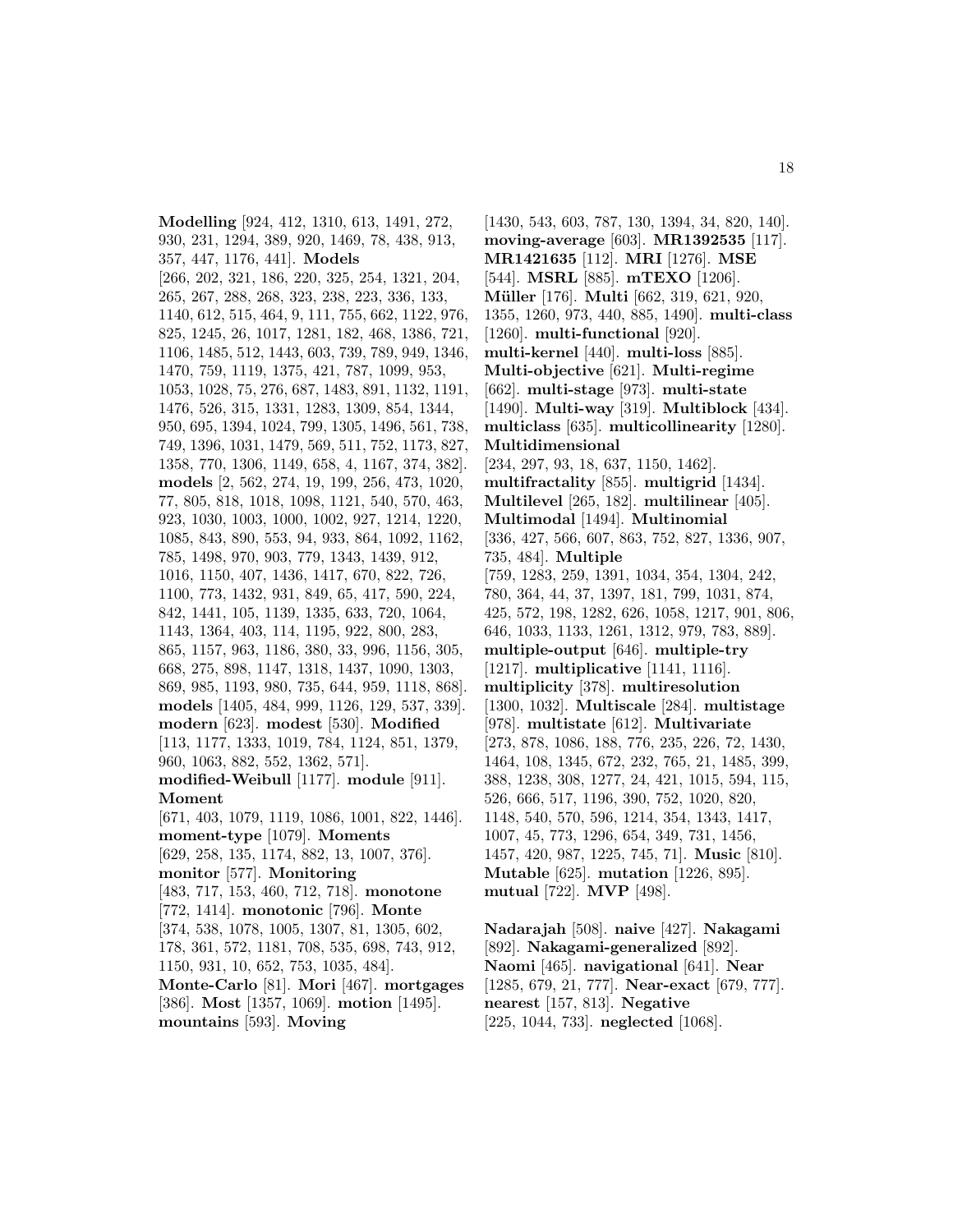**Modelling** [924, 412, 1310, 613, 1491, 272, 930, 231, 1294, 389, 920, 1469, 78, 438, 913, 357, 447, 1176, 441]. **Models** [266, 202, 321, 186, 220, 325, 254, 1321, 204, 265, 267, 288, 268, 323, 238, 223, 336, 133, 1140, 612, 515, 464, 9, 111, 755, 662, 1122, 976, 825, 1245, 26, 1017, 1281, 182, 468, 1386, 721, 1106, 1485, 512, 1443, 603, 739, 789, 949, 1346, 1470, 759, 1119, 1375, 421, 787, 1099, 953, 1053, 1028, 75, 276, 687, 1483, 891, 1132, 1191, 1476, 526, 315, 1331, 1283, 1309, 854, 1344, 950, 695, 1394, 1024, 799, 1305, 1496, 561, 738, 749, 1396, 1031, 1479, 569, 511, 752, 1173, 827, 1358, 770, 1306, 1149, 658, 4, 1167, 374, 382]. **models** [2, 562, 274, 19, 199, 256, 473, 1020, 77, 805, 818, 1018, 1098, 1121, 540, 570, 463, 923, 1030, 1003, 1000, 1002, 927, 1214, 1220, 1085, 843, 890, 553, 94, 933, 864, 1092, 1162, 785, 1498, 970, 903, 779, 1343, 1439, 912, 1016, 1150, 407, 1436, 1417, 670, 822, 726, 1100, 773, 1432, 931, 849, 65, 417, 590, 224, 842, 1441, 105, 1139, 1335, 633, 720, 1064, 1143, 1364, 403, 114, 1195, 922, 800, 283, 865, 1157, 963, 1186, 380, 33, 996, 1156, 305, 668, 275, 898, 1147, 1318, 1437, 1090, 1303, 869, 985, 1193, 980, 735, 644, 959, 1118, 868]. **models** [1405, 484, 999, 1126, 129, 537, 339]. **modern** [623]. **modest** [530]. **Modified** [113, 1177, 1333, 1019, 784, 1124, 851, 1379, 960, 1063, 882, 552, 1362, 571]. **modified-Weibull** [1177]. **module** [911]. **Moment** [671, 403, 1079, 1119, 1086, 1001, 822, 1446]. **moment-type** [1079]. **Moments** [629, 258, 135, 1174, 882, 13, 1007, 376]. **monitor** [577]. **Monitoring** [483, 717, 153, 460, 712, 718]. **monotone** [772, 1414]. **monotonic** [796]. **Monte** [374, 538, 1078, 1005, 1307, 81, 1305, 602, 178, 361, 572, 1181, 708, 535, 698, 743, 912, 1150, 931, 10, 652, 753, 1035, 484]. **Monte-Carlo** [81]. **Mori** [467]. **mortgages** [386]. **Most** [1357, 1069]. **motion** [1495]. **mountains** [593]. **Moving** [1430, 543, 603, 787, 130, 1394, 34, 820, 140]. **moving-average** [603]. **MR1392535** [117]. **MR1421635** [112]. **MRI** [1276]. **MSE** [544]. **MSRL** [885]. **mTEXO** [1206]. **Müller** [176]. **Multi** [662, 319, 621, 920, 1355, 1260, 973, 440, 885, 1490]. **multi-class** [1260]. **multi-functional** [920]. **multi-kernel** [440]. **multi-loss** [885]. **Multi-objective** [621]. **Multi-regime** [662]. **multi-stage** [973]. **multi-state** [1490]. **Multi-way** [319]. **Multiblock** [434]. **multiclass** [635]. **multicollinearity** [1280]. **Multidimensional** [234, 297, 93, 18, 637, 1150, 1462]. **multifractality** [855]. **multigrid** [1434]. **Multilevel** [265, 182]. **multilinear** [405]. **Multimodal** [1494]. **Multinomial** [336, 427, 566, 607, 863, 752, 827, 1336, 907, 735, 484]. **Multiple** [759, 1283, 259, 1391, 1034, 354, 1304, 242, 780, 364, 44, 37, 1397, 181, 799, 1031, 874, 425, 572, 198, 1282, 626, 1058, 1217, 901, 806, 646, 1033, 1133, 1261, 1312, 979, 783, 889]. **multiple-output** [646]. **multiple-try** [1217]. **multiplicative** [1141, 1116]. **multiplicity** [378]. **multiresolution** [1300, 1032]. **Multiscale** [284]. **multistage** [978]. **multistate** [612]. **Multivariate** [273, 878, 1086, 188, 776, 235, 226, 72, 1430, 1464, 108, 1345, 672, 232, 765, 21, 1485, 399, 388, 1238, 308, 1277, 24, 421, 1015, 594, 115, 526, 666, 517, 1196, 390, 752, 1020, 820, 1148, 540, 570, 596, 1214, 354, 1343, 1417, 1007, 45, 773, 1296, 654, 349, 731, 1456, 1457, 420, 987, 1225, 745, 71]. **Music** [810]. **Mutable** [625]. **mutation** [1226, 895]. **mutual** [722]. **MVP** [498].

**Nadarajah** [508]. **naive** [427]. **Nakagami** [892]. **Nakagami-generalized** [892]. **Naomi** [465]. **navigational** [641]. **Near** [1285, 679, 21, 777]. **Near-exact** [679, 777]. **nearest** [157, 813]. **Negative** [225, 1044, 733]. **neglected** [1068].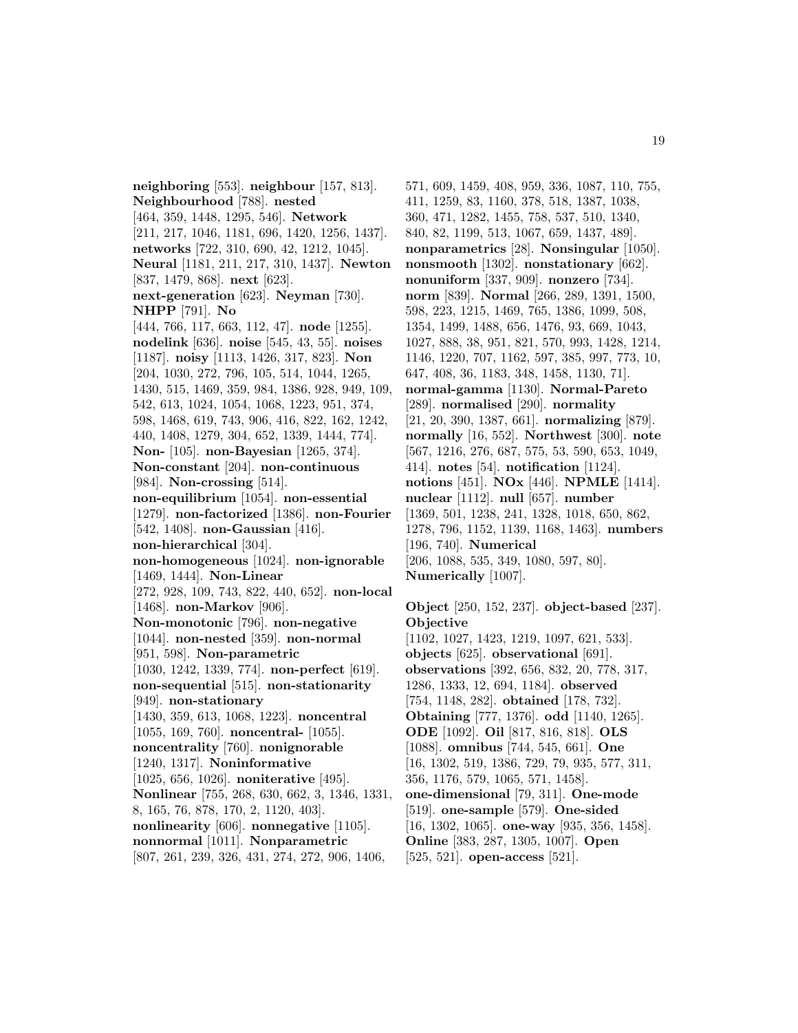**neighboring** [553]. **neighbour** [157, 813]. **Neighbourhood** [788]. **nested** [464, 359, 1448, 1295, 546]. **Network** [211, 217, 1046, 1181, 696, 1420, 1256, 1437]. **networks** [722, 310, 690, 42, 1212, 1045]. **Neural** [1181, 211, 217, 310, 1437]. **Newton** [837, 1479, 868]. **next** [623]. **next-generation** [623]. **Neyman** [730]. **NHPP** [791]. **No** [444, 766, 117, 663, 112, 47]. **node** [1255]. **nodelink** [636]. **noise** [545, 43, 55]. **noises** [1187]. **noisy** [1113, 1426, 317, 823]. **Non** [204, 1030, 272, 796, 105, 514, 1044, 1265, 1430, 515, 1469, 359, 984, 1386, 928, 949, 109, 542, 613, 1024, 1054, 1068, 1223, 951, 374, 598, 1468, 619, 743, 906, 416, 822, 162, 1242, 440, 1408, 1279, 304, 652, 1339, 1444, 774]. **Non-** [105]. **non-Bayesian** [1265, 374]. **Non-constant** [204]. **non-continuous** [984]. **Non-crossing** [514]. **non-equilibrium** [1054]. **non-essential** [1279]. **non-factorized** [1386]. **non-Fourier** [542, 1408]. **non-Gaussian** [416]. **non-hierarchical** [304]. **non-homogeneous** [1024]. **non-ignorable** [1469, 1444]. **Non-Linear** [272, 928, 109, 743, 822, 440, 652]. **non-local** [1468]. **non-Markov** [906]. **Non-monotonic** [796]. **non-negative** [1044]. **non-nested** [359]. **non-normal** [951, 598]. **Non-parametric** [1030, 1242, 1339, 774]. **non-perfect** [619]. **non-sequential** [515]. **non-stationarity** [949]. **non-stationary** [1430, 359, 613, 1068, 1223]. **noncentral** [1055, 169, 760]. **noncentral-** [1055]. **noncentrality** [760]. **nonignorable** [1240, 1317]. **Noninformative** [1025, 656, 1026]. **noniterative** [495]. **Nonlinear** [755, 268, 630, 662, 3, 1346, 1331, 8, 165, 76, 878, 170, 2, 1120, 403]. **nonlinearity** [606]. **nonnegative** [1105]. **nonnormal** [1011]. **Nonparametric** [807, 261, 239, 326, 431, 274, 272, 906, 1406, 571, 609, 1459, 408, 959, 336, 1087, 110, 755, 411, 1259, 83, 1160, 378, 518, 1387, 1038, 360, 471, 1282, 1455, 758, 537, 510, 1340, 840, 82, 1199, 513, 1067, 659, 1437, 489]. **nonparametrics** [28]. **Nonsingular** [1050]. **nonsmooth** [1302]. **nonstationary** [662]. **nonuniform** [337, 909]. **nonzero** [734]. **norm** [839]. **Normal** [266, 289, 1391, 1500, 598, 223, 1215, 1469, 765, 1386, 1099, 508, 1354, 1499, 1488, 656, 1476, 93, 669, 1043, 1027, 888, 38, 951, 821, 570, 993, 1428, 1214, 1146, 1220, 707, 1162, 597, 385, 997, 773, 10, 647, 408, 36, 1183, 348, 1458, 1130, 71]. **normal-gamma** [1130]. **Normal-Pareto** [289]. **normalised** [290]. **normality** [21, 20, 390, 1387, 661]. **normalizing** [879]. **normally** [16, 552]. **Northwest** [300]. **note** [567, 1216, 276, 687, 575, 53, 590, 653, 1049, 414]. **notes** [54]. **notification** [1124]. **notions** [451]. **NOx** [446]. **NPMLE** [1414]. **nuclear** [1112]. **null** [657]. **number** [1369, 501, 1238, 241, 1328, 1018, 650, 862, 1278, 796, 1152, 1139, 1168, 1463]. **numbers** [196, 740]. **Numerical** [206, 1088, 535, 349, 1080, 597, 80]. **Numerically** [1007].

**Object** [250, 152, 237]. **object-based** [237]. **Objective** [1102, 1027, 1423, 1219, 1097, 621, 533]. **objects** [625]. **observational** [691]. **observations** [392, 656, 832, 20, 778, 317, 1286, 1333, 12, 694, 1184]. **observed** [754, 1148, 282]. **obtained** [178, 732]. **Obtaining** [777, 1376]. **odd** [1140, 1265]. **ODE** [1092]. **Oil** [817, 816, 818]. **OLS** [1088]. **omnibus** [744, 545, 661]. **One** [16, 1302, 519, 1386, 729, 79, 935, 577, 311, 356, 1176, 579, 1065, 571, 1458]. **one-dimensional** [79, 311]. **One-mode** [519]. **one-sample** [579]. **One-sided** [16, 1302, 1065]. **one-way** [935, 356, 1458]. **Online** [383, 287, 1305, 1007]. **Open** [525, 521]. **open-access** [521].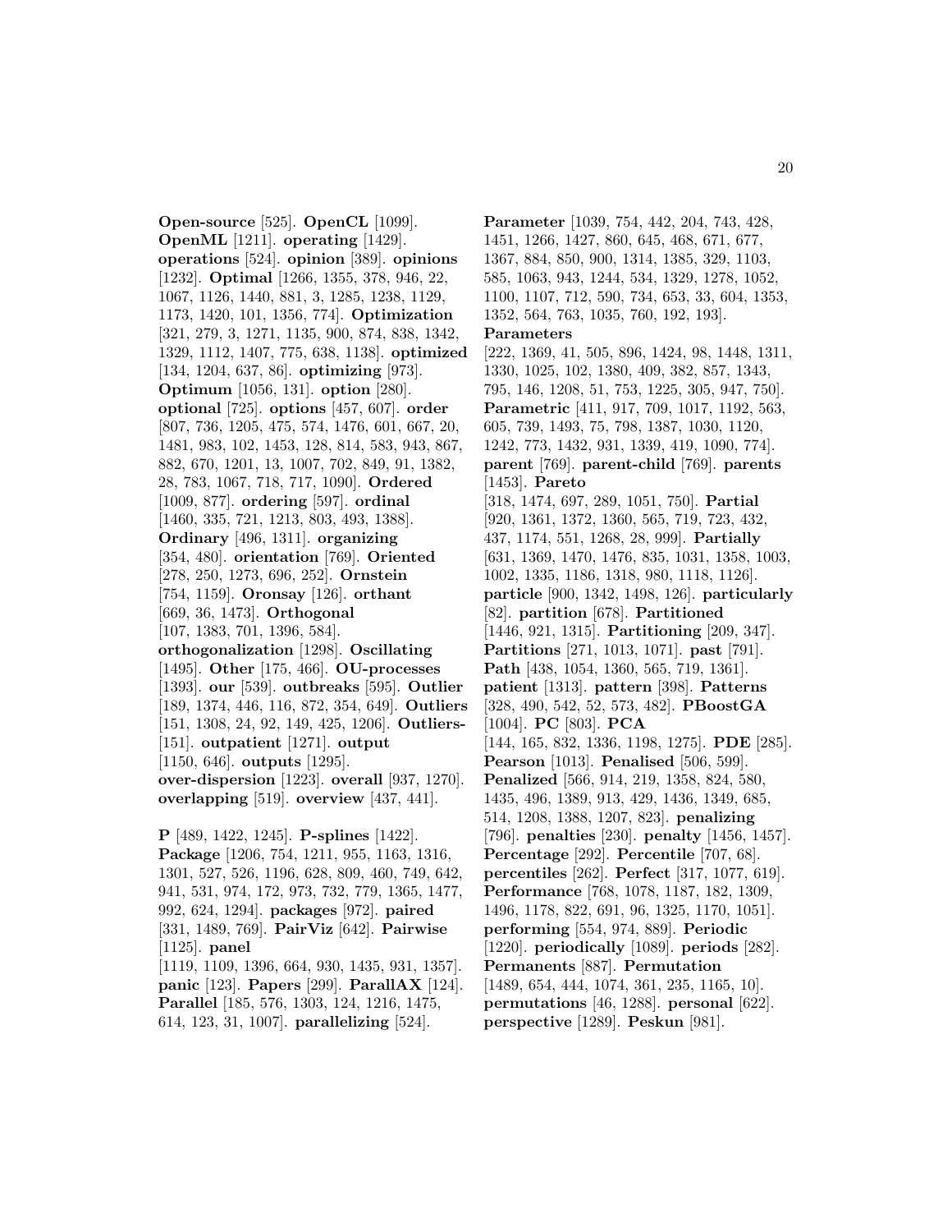**Open-source** [525]. **OpenCL** [1099]. **OpenML** [1211]. **operating** [1429]. **operations** [524]. **opinion** [389]. **opinions** [1232]. **Optimal** [1266, 1355, 378, 946, 22, 1067, 1126, 1440, 881, 3, 1285, 1238, 1129, 1173, 1420, 101, 1356, 774]. **Optimization** [321, 279, 3, 1271, 1135, 900, 874, 838, 1342, 1329, 1112, 1407, 775, 638, 1138]. **optimized** [134, 1204, 637, 86]. **optimizing** [973]. **Optimum** [1056, 131]. **option** [280]. **optional** [725]. **options** [457, 607]. **order** [807, 736, 1205, 475, 574, 1476, 601, 667, 20, 1481, 983, 102, 1453, 128, 814, 583, 943, 867, 882, 670, 1201, 13, 1007, 702, 849, 91, 1382, 28, 783, 1067, 718, 717, 1090]. **Ordered** [1009, 877]. **ordering** [597]. **ordinal** [1460, 335, 721, 1213, 803, 493, 1388]. **Ordinary** [496, 1311]. **organizing** [354, 480]. **orientation** [769]. **Oriented** [278, 250, 1273, 696, 252]. **Ornstein** [754, 1159]. **Oronsay** [126]. **orthant** [669, 36, 1473]. **Orthogonal** [107, 1383, 701, 1396, 584]. **orthogonalization** [1298]. **Oscillating** [1495]. **Other** [175, 466]. **OU-processes** [1393]. **our** [539]. **outbreaks** [595]. **Outlier** [189, 1374, 446, 116, 872, 354, 649]. **Outliers** [151, 1308, 24, 92, 149, 425, 1206]. **Outliers-** [151]. **outpatient** [1271]. **output** [1150, 646]. **outputs** [1295]. **over-dispersion** [1223]. **overall** [937, 1270]. **overlapping** [519]. **overview** [437, 441].

**P** [489, 1422, 1245]. **P-splines** [1422]. **Package** [1206, 754, 1211, 955, 1163, 1316, 1301, 527, 526, 1196, 628, 809, 460, 749, 642, 941, 531, 974, 172, 973, 732, 779, 1365, 1477, 992, 624, 1294]. **packages** [972]. **paired** [331, 1489, 769]. **PairViz** [642]. **Pairwise** [1125]. **panel** [1119, 1109, 1396, 664, 930, 1435, 931, 1357]. **panic** [123]. **Papers** [299]. **ParallAX** [124]. **Parallel** [185, 576, 1303, 124, 1216, 1475, 614, 123, 31, 1007]. **parallelizing** [524]. **Parameter** [1039, 754, 442, 204, 743, 428, 1451, 1266, 1427, 860, 645, 468, 671, 677, 1367, 884, 850, 900, 1314, 1385, 329, 1103, 585, 1063, 943, 1244, 534, 1329, 1278, 1052, 1100, 1107, 712, 590, 734, 653, 33, 604, 1353, 1352, 564, 763, 1035, 760, 192, 193]. **Parameters** [222, 1369, 41, 505, 896, 1424, 98, 1448, 1311, 1330, 1025, 102, 1380, 409, 382, 857, 1343, 795, 146, 1208, 51, 753, 1225, 305, 947, 750]. **Parametric** [411, 917, 709, 1017, 1192, 563, 605, 739, 1493, 75, 798, 1387, 1030, 1120, 1242, 773, 1432, 931, 1339, 419, 1090, 774]. **parent** [769]. **parent-child** [769]. **parents** [1453]. **Pareto** [318, 1474, 697, 289, 1051, 750]. **Partial** [920, 1361, 1372, 1360, 565, 719, 723, 432, 437, 1174, 551, 1268, 28, 999]. **Partially** [631, 1369, 1470, 1476, 835, 1031, 1358, 1003, 1002, 1335, 1186, 1318, 980, 1118, 1126]. **particle** [900, 1342, 1498, 126]. **particularly** [82]. **partition** [678]. **Partitioned** [1446, 921, 1315]. **Partitioning** [209, 347]. **Partitions** [271, 1013, 1071]. **past** [791]. **Path** [438, 1054, 1360, 565, 719, 1361]. **patient** [1313]. **pattern** [398]. **Patterns** [328, 490, 542, 52, 573, 482]. **PBoostGA** [1004]. **PC** [803]. **PCA** [144, 165, 832, 1336, 1198, 1275]. **PDE** [285]. **Pearson** [1013]. **Penalised** [506, 599]. **Penalized** [566, 914, 219, 1358, 824, 580, 1435, 496, 1389, 913, 429, 1436, 1349, 685, 514, 1208, 1388, 1207, 823]. **penalizing** [796]. **penalties** [230]. **penalty** [1456, 1457]. **Percentage** [292]. **Percentile** [707, 68]. **percentiles** [262]. **Perfect** [317, 1077, 619]. **Performance** [768, 1078, 1187, 182, 1309, 1496, 1178, 822, 691, 96, 1325, 1170, 1051]. **performing** [554, 974, 889]. **Periodic** [1220]. **periodically** [1089]. **periods** [282]. **Permanents** [887]. **Permutation** [1489, 654, 444, 1074, 361, 235, 1165, 10]. **permutations** [46, 1288]. **personal** [622]. **perspective** [1289]. **Peskun** [981].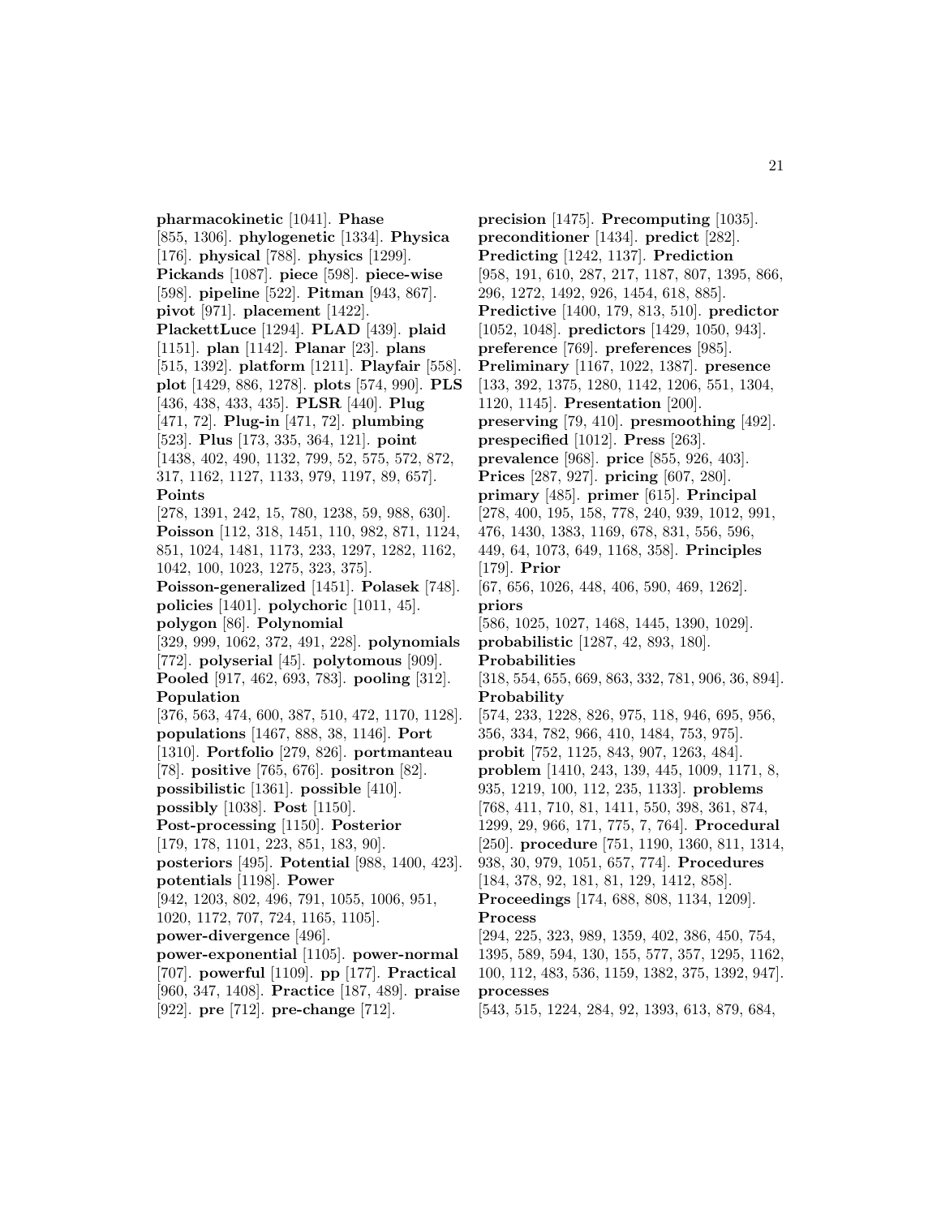**pharmacokinetic** [1041]. **Phase** [855, 1306]. **phylogenetic** [1334]. **Physica** [176]. **physical** [788]. **physics** [1299]. **Pickands** [1087]. **piece** [598]. **piece-wise** [598]. **pipeline** [522]. **Pitman** [943, 867]. **pivot** [971]. **placement** [1422]. **PlackettLuce** [1294]. **PLAD** [439]. **plaid** [1151]. **plan** [1142]. **Planar** [23]. **plans** [515, 1392]. **platform** [1211]. **Playfair** [558]. **plot** [1429, 886, 1278]. **plots** [574, 990]. **PLS** [436, 438, 433, 435]. **PLSR** [440]. **Plug** [471, 72]. **Plug-in** [471, 72]. **plumbing** [523]. **Plus** [173, 335, 364, 121]. **point** [1438, 402, 490, 1132, 799, 52, 575, 572, 872, 317, 1162, 1127, 1133, 979, 1197, 89, 657]. **Points** [278, 1391, 242, 15, 780, 1238, 59, 988, 630]. **Poisson** [112, 318, 1451, 110, 982, 871, 1124, 851, 1024, 1481, 1173, 233, 1297, 1282, 1162, 1042, 100, 1023, 1275, 323, 375]. **Poisson-generalized** [1451]. **Polasek** [748]. **policies** [1401]. **polychoric** [1011, 45]. **polygon** [86]. **Polynomial** [329, 999, 1062, 372, 491, 228]. **polynomials** [772]. **polyserial** [45]. **polytomous** [909]. **Pooled** [917, 462, 693, 783]. **pooling** [312]. **Population** [376, 563, 474, 600, 387, 510, 472, 1170, 1128]. **populations** [1467, 888, 38, 1146]. **Port** [1310]. **Portfolio** [279, 826]. **portmanteau** [78]. **positive** [765, 676]. **positron** [82]. **possibilistic** [1361]. **possible** [410]. **possibly** [1038]. **Post** [1150]. **Post-processing** [1150]. **Posterior** [179, 178, 1101, 223, 851, 183, 90]. **posteriors** [495]. **Potential** [988, 1400, 423]. **potentials** [1198]. **Power** [942, 1203, 802, 496, 791, 1055, 1006, 951, 1020, 1172, 707, 724, 1165, 1105]. **power-divergence** [496]. **power-exponential** [1105]. **power-normal** [707]. **powerful** [1109]. **pp** [177]. **Practical** [960, 347, 1408]. **Practice** [187, 489]. **praise** [922]. **pre** [712]. **pre-change** [712]. **precision** [1475]. **Precomputing** [1035]. **preconditioner** [1434]. **predict** [282]. **Predicting** [1242, 1137]. **Prediction** [958, 191, 610, 287, 217, 1187, 807, 1395, 866, 296, 1272, 1492, 926, 1454, 618, 885]. **Predictive** [1400, 179, 813, 510]. **predictor** [1052, 1048]. **predictors** [1429, 1050, 943]. **preference** [769]. **preferences** [985]. **Preliminary** [1167, 1022, 1387]. **presence** [133, 392, 1375, 1280, 1142, 1206, 551, 1304, 1120, 1145]. **Presentation** [200]. **preserving** [79, 410]. **presmoothing** [492]. **prespecified** [1012]. **Press** [263]. **prevalence** [968]. **price** [855, 926, 403]. **Prices** [287, 927]. **pricing** [607, 280]. **primary** [485]. **primer** [615]. **Principal** [278, 400, 195, 158, 778, 240, 939, 1012, 991, 476, 1430, 1383, 1169, 678, 831, 556, 596, 449, 64, 1073, 649, 1168, 358]. **Principles** [179]. **Prior** [67, 656, 1026, 448, 406, 590, 469, 1262]. **priors** [586, 1025, 1027, 1468, 1445, 1390, 1029]. **probabilistic** [1287, 42, 893, 180]. **Probabilities** [318, 554, 655, 669, 863, 332, 781, 906, 36, 894]. **Probability** [574, 233, 1228, 826, 975, 118, 946, 695, 956, 356, 334, 782, 966, 410, 1484, 753, 975]. **probit** [752, 1125, 843, 907, 1263, 484]. **problem** [1410, 243, 139, 445, 1009, 1171, 8, 935, 1219, 100, 112, 235, 1133]. **problems** [768, 411, 710, 81, 1411, 550, 398, 361, 874, 1299, 29, 966, 171, 775, 7, 764]. **Procedural** [250]. **procedure** [751, 1190, 1360, 811, 1314, 938, 30, 979, 1051, 657, 774]. **Procedures** [184, 378, 92, 181, 81, 129, 1412, 858]. **Proceedings** [174, 688, 808, 1134, 1209]. **Process** [294, 225, 323, 989, 1359, 402, 386, 450, 754, 1395, 589, 594, 130, 155, 577, 357, 1295, 1162, 100, 112, 483, 536, 1159, 1382, 375, 1392, 947]. **processes** [543, 515, 1224, 284, 92, 1393, 613, 879, 684,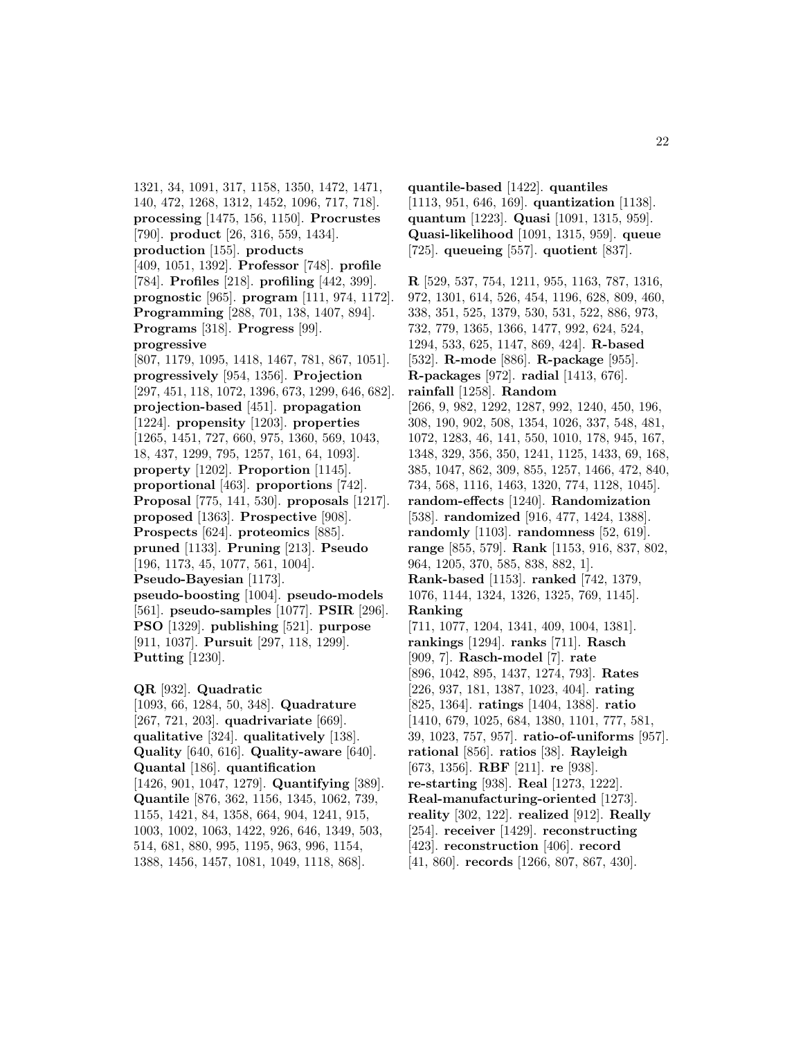1321, 34, 1091, 317, 1158, 1350, 1472, 1471, 140, 472, 1268, 1312, 1452, 1096, 717, 718]. **processing** [1475, 156, 1150]. **Procrustes** [790]. **product** [26, 316, 559, 1434]. **production** [155]. **products** [409, 1051, 1392]. **Professor** [748]. **profile** [784]. **Profiles** [218]. **profiling** [442, 399]. **prognostic** [965]. **program** [111, 974, 1172]. **Programming** [288, 701, 138, 1407, 894]. **Programs** [318]. **Progress** [99]. **progressive** [807, 1179, 1095, 1418, 1467, 781, 867, 1051]. **progressively** [954, 1356]. **Projection** [297, 451, 118, 1072, 1396, 673, 1299, 646, 682]. **projection-based** [451]. **propagation** [1224]. **propensity** [1203]. **properties** [1265, 1451, 727, 660, 975, 1360, 569, 1043, 18, 437, 1299, 795, 1257, 161, 64, 1093]. **property** [1202]. **Proportion** [1145]. **proportional** [463]. **proportions** [742]. **Proposal** [775, 141, 530]. **proposals** [1217]. **proposed** [1363]. **Prospective** [908]. **Prospects** [624]. **proteomics** [885]. **pruned** [1133]. **Pruning** [213]. **Pseudo** [196, 1173, 45, 1077, 561, 1004]. **Pseudo-Bayesian** [1173]. **pseudo-boosting** [1004]. **pseudo-models** [561]. **pseudo-samples** [1077]. **PSIR** [296]. **PSO** [1329]. **publishing** [521]. **purpose** [911, 1037]. **Pursuit** [297, 118, 1299]. **Putting** [1230].

**QR** [932]. **Quadratic** [1093, 66, 1284, 50, 348]. **Quadrature** [267, 721, 203]. **quadrivariate** [669]. **qualitative** [324]. **qualitatively** [138]. **Quality** [640, 616]. **Quality-aware** [640]. **Quantal** [186]. **quantification** [1426, 901, 1047, 1279]. **Quantifying** [389]. **Quantile** [876, 362, 1156, 1345, 1062, 739, 1155, 1421, 84, 1358, 664, 904, 1241, 915, 1003, 1002, 1063, 1422, 926, 646, 1349, 503, 514, 681, 880, 995, 1195, 963, 996, 1154, 1388, 1456, 1457, 1081, 1049, 1118, 868]. **quantile-based** [1422]. **quantiles** [1113, 951, 646, 169]. **quantization** [1138]. **quantum** [1223]. **Quasi** [1091, 1315, 959]. **Quasi-likelihood** [1091, 1315, 959]. **queue** [725]. **queueing** [557]. **quotient** [837].

**R** [529, 537, 754, 1211, 955, 1163, 787, 1316, 972, 1301, 614, 526, 454, 1196, 628, 809, 460, 338, 351, 525, 1379, 530, 531, 522, 886, 973, 732, 779, 1365, 1366, 1477, 992, 624, 524, 1294, 533, 625, 1147, 869, 424]. **R-based** [532]. **R-mode** [886]. **R-package** [955]. **R-packages** [972]. **radial** [1413, 676]. **rainfall** [1258]. **Random** [266, 9, 982, 1292, 1287, 992, 1240, 450, 196, 308, 190, 902, 508, 1354, 1026, 337, 548, 481, 1072, 1283, 46, 141, 550, 1010, 178, 945, 167, 1348, 329, 356, 350, 1241, 1125, 1433, 69, 168, 385, 1047, 862, 309, 855, 1257, 1466, 472, 840, 734, 568, 1116, 1463, 1320, 774, 1128, 1045]. **random-effects** [1240]. **Randomization** [538]. **randomized** [916, 477, 1424, 1388]. **randomly** [1103]. **randomness** [52, 619]. **range** [855, 579]. **Rank** [1153, 916, 837, 802, 964, 1205, 370, 585, 838, 882, 1]. **Rank-based** [1153]. **ranked** [742, 1379, 1076, 1144, 1324, 1326, 1325, 769, 1145]. **Ranking** [711, 1077, 1204, 1341, 409, 1004, 1381]. **rankings** [1294]. **ranks** [711]. **Rasch** [909, 7]. **Rasch-model** [7]. **rate** [896, 1042, 895, 1437, 1274, 793]. **Rates** [226, 937, 181, 1387, 1023, 404]. **rating** [825, 1364]. **ratings** [1404, 1388]. **ratio** [1410, 679, 1025, 684, 1380, 1101, 777, 581, 39, 1023, 757, 957]. **ratio-of-uniforms** [957]. **rational** [856]. **ratios** [38]. **Rayleigh** [673, 1356]. **RBF** [211]. **re** [938]. **re-starting** [938]. **Real** [1273, 1222]. **Real-manufacturing-oriented** [1273]. **reality** [302, 122]. **realized** [912]. **Really** [254]. **receiver** [1429]. **reconstructing** [423]. **reconstruction** [406]. **record** [41, 860]. **records** [1266, 807, 867, 430].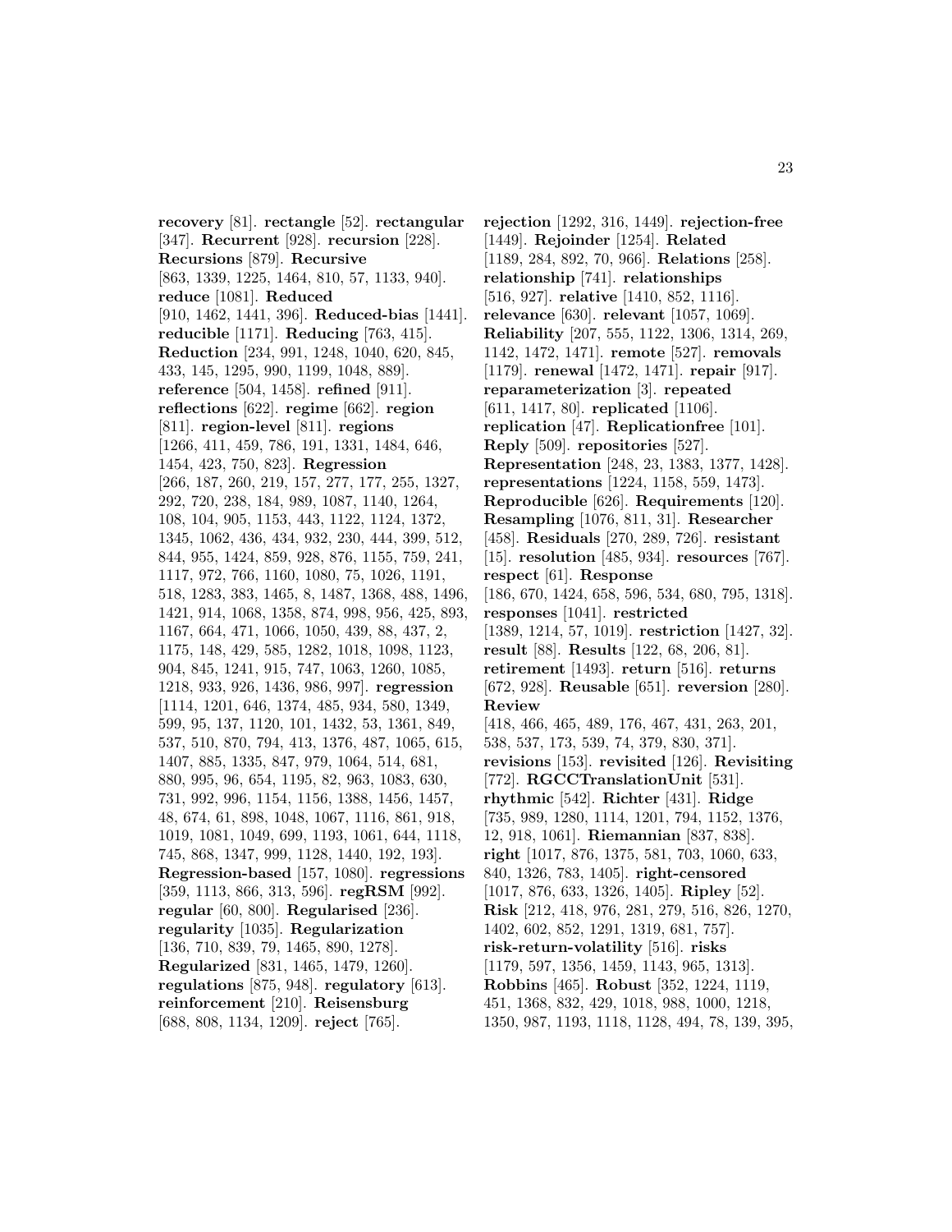**recovery** [81]. **rectangle** [52]. **rectangular** [347]. **Recurrent** [928]. **recursion** [228]. **Recursions** [879]. **Recursive** [863, 1339, 1225, 1464, 810, 57, 1133, 940]. **reduce** [1081]. **Reduced** [910, 1462, 1441, 396]. **Reduced-bias** [1441]. **reducible** [1171]. **Reducing** [763, 415]. **Reduction** [234, 991, 1248, 1040, 620, 845, 433, 145, 1295, 990, 1199, 1048, 889]. **reference** [504, 1458]. **refined** [911]. **reflections** [622]. **regime** [662]. **region** [811]. **region-level** [811]. **regions** [1266, 411, 459, 786, 191, 1331, 1484, 646, 1454, 423, 750, 823]. **Regression** [266, 187, 260, 219, 157, 277, 177, 255, 1327, 292, 720, 238, 184, 989, 1087, 1140, 1264, 108, 104, 905, 1153, 443, 1122, 1124, 1372, 1345, 1062, 436, 434, 932, 230, 444, 399, 512, 844, 955, 1424, 859, 928, 876, 1155, 759, 241, 1117, 972, 766, 1160, 1080, 75, 1026, 1191, 518, 1283, 383, 1465, 8, 1487, 1368, 488, 1496, 1421, 914, 1068, 1358, 874, 998, 956, 425, 893, 1167, 664, 471, 1066, 1050, 439, 88, 437, 2, 1175, 148, 429, 585, 1282, 1018, 1098, 1123, 904, 845, 1241, 915, 747, 1063, 1260, 1085, 1218, 933, 926, 1436, 986, 997]. **regression** [1114, 1201, 646, 1374, 485, 934, 580, 1349, 599, 95, 137, 1120, 101, 1432, 53, 1361, 849, 537, 510, 870, 794, 413, 1376, 487, 1065, 615, 1407, 885, 1335, 847, 979, 1064, 514, 681, 880, 995, 96, 654, 1195, 82, 963, 1083, 630, 731, 992, 996, 1154, 1156, 1388, 1456, 1457, 48, 674, 61, 898, 1048, 1067, 1116, 861, 918, 1019, 1081, 1049, 699, 1193, 1061, 644, 1118, 745, 868, 1347, 999, 1128, 1440, 192, 193]. **Regression-based** [157, 1080]. **regressions** [359, 1113, 866, 313, 596]. **regRSM** [992]. **regular** [60, 800]. **Regularised** [236]. **regularity** [1035]. **Regularization** [136, 710, 839, 79, 1465, 890, 1278]. **Regularized** [831, 1465, 1479, 1260]. **regulations** [875, 948]. **regulatory** [613]. **reinforcement** [210]. **Reisensburg** [688, 808, 1134, 1209]. **reject** [765]. **rejection** [1292, 316, 1449]. **rejection-free** [1449]. **Rejoinder** [1254]. **Related** [1189, 284, 892, 70, 966]. **Relations** [258]. **relationship** [741]. **relationships** [516, 927]. **relative** [1410, 852, 1116]. **relevance** [630]. **relevant** [1057, 1069]. **Reliability** [207, 555, 1122, 1306, 1314, 269, 1142, 1472, 1471]. **remote** [527]. **removals** [1179]. **renewal** [1472, 1471]. **repair** [917]. **reparameterization** [3]. **repeated** [611, 1417, 80]. **replicated** [1106]. **replication** [47]. **Replicationfree** [101]. **Reply** [509]. **repositories** [527]. **Representation** [248, 23, 1383, 1377, 1428]. **representations** [1224, 1158, 559, 1473]. **Reproducible** [626]. **Requirements** [120]. **Resampling** [1076, 811, 31]. **Researcher** [458]. **Residuals** [270, 289, 726]. **resistant** [15]. **resolution** [485, 934]. **resources** [767]. **respect** [61]. **Response** [186, 670, 1424, 658, 596, 534, 680, 795, 1318]. **responses** [1041]. **restricted** [1389, 1214, 57, 1019]. **restriction** [1427, 32]. **result** [88]. **Results** [122, 68, 206, 81]. **retirement** [1493]. **return** [516]. **returns** [672, 928]. **Reusable** [651]. **reversion** [280]. **Review** [418, 466, 465, 489, 176, 467, 431, 263, 201, 538, 537, 173, 539, 74, 379, 830, 371]. **revisions** [153]. **revisited** [126]. **Revisiting** [772]. **RGCCTranslationUnit** [531]. **rhythmic** [542]. **Richter** [431]. **Ridge** [735, 989, 1280, 1114, 1201, 794, 1152, 1376, 12, 918, 1061]. **Riemannian** [837, 838]. **right** [1017, 876, 1375, 581, 703, 1060, 633, 840, 1326, 783, 1405]. **right-censored** [1017, 876, 633, 1326, 1405]. **Ripley** [52]. **Risk** [212, 418, 976, 281, 279, 516, 826, 1270, 1402, 602, 852, 1291, 1319, 681, 757]. **risk-return-volatility** [516]. **risks** [1179, 597, 1356, 1459, 1143, 965, 1313]. **Robbins** [465]. **Robust** [352, 1224, 1119, 451, 1368, 832, 429, 1018, 988, 1000, 1218, 1350, 987, 1193, 1118, 1128, 494, 78, 139, 395,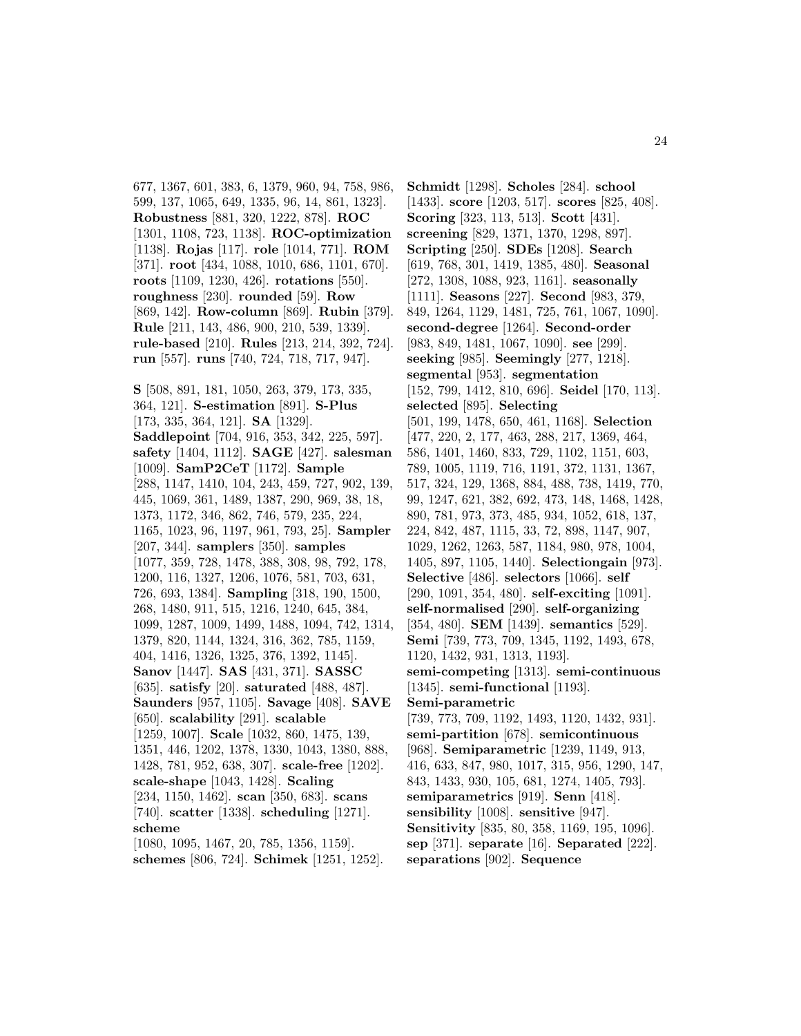677, 1367, 601, 383, 6, 1379, 960, 94, 758, 986, 599, 137, 1065, 649, 1335, 96, 14, 861, 1323]. **Robustness** [881, 320, 1222, 878]. **ROC** [1301, 1108, 723, 1138]. **ROC-optimization** [1138]. **Rojas** [117]. **role** [1014, 771]. **ROM** [371]. **root** [434, 1088, 1010, 686, 1101, 670]. **roots** [1109, 1230, 426]. **rotations** [550]. **roughness** [230]. **rounded** [59]. **Row** [869, 142]. **Row-column** [869]. **Rubin** [379]. **Rule** [211, 143, 486, 900, 210, 539, 1339]. **rule-based** [210]. **Rules** [213, 214, 392, 724]. **run** [557]. **runs** [740, 724, 718, 717, 947].

**S** [508, 891, 181, 1050, 263, 379, 173, 335, 364, 121]. **S-estimation** [891]. **S-Plus** [173, 335, 364, 121]. **SA** [1329]. **Saddlepoint** [704, 916, 353, 342, 225, 597]. **safety** [1404, 1112]. **SAGE** [427]. **salesman** [1009]. **SamP2CeT** [1172]. **Sample** [288, 1147, 1410, 104, 243, 459, 727, 902, 139, 445, 1069, 361, 1489, 1387, 290, 969, 38, 18, 1373, 1172, 346, 862, 746, 579, 235, 224, 1165, 1023, 96, 1197, 961, 793, 25]. **Sampler** [207, 344]. **samplers** [350]. **samples** [1077, 359, 728, 1478, 388, 308, 98, 792, 178, 1200, 116, 1327, 1206, 1076, 581, 703, 631, 726, 693, 1384]. **Sampling** [318, 190, 1500, 268, 1480, 911, 515, 1216, 1240, 645, 384, 1099, 1287, 1009, 1499, 1488, 1094, 742, 1314, 1379, 820, 1144, 1324, 316, 362, 785, 1159, 404, 1416, 1326, 1325, 376, 1392, 1145]. **Sanov** [1447]. **SAS** [431, 371]. **SASSC** [635]. **satisfy** [20]. **saturated** [488, 487]. **Saunders** [957, 1105]. **Savage** [408]. **SAVE** [650]. **scalability** [291]. **scalable** [1259, 1007]. **Scale** [1032, 860, 1475, 139, 1351, 446, 1202, 1378, 1330, 1043, 1380, 888, 1428, 781, 952, 638, 307]. **scale-free** [1202]. **scale-shape** [1043, 1428]. **Scaling** [234, 1150, 1462]. **scan** [350, 683]. **scans** [740]. **scatter** [1338]. **scheduling** [1271]. **scheme** [1080, 1095, 1467, 20, 785, 1356, 1159]. **schemes** [806, 724]. **Schimek** [1251, 1252].

**Schmidt** [1298]. **Scholes** [284]. **school** [1433]. **score** [1203, 517]. **scores** [825, 408]. **Scoring** [323, 113, 513]. **Scott** [431]. **screening** [829, 1371, 1370, 1298, 897]. **Scripting** [250]. **SDEs** [1208]. **Search** [619, 768, 301, 1419, 1385, 480]. **Seasonal** [272, 1308, 1088, 923, 1161]. **seasonally** [1111]. **Seasons** [227]. **Second** [983, 379, 849, 1264, 1129, 1481, 725, 761, 1067, 1090]. **second-degree** [1264]. **Second-order** [983, 849, 1481, 1067, 1090]. **see** [299]. **seeking** [985]. **Seemingly** [277, 1218]. **segmental** [953]. **segmentation** [152, 799, 1412, 810, 696]. **Seidel** [170, 113]. **selected** [895]. **Selecting** [501, 199, 1478, 650, 461, 1168]. **Selection** [477, 220, 2, 177, 463, 288, 217, 1369, 464, 586, 1401, 1460, 833, 729, 1102, 1151, 603, 789, 1005, 1119, 716, 1191, 372, 1131, 1367, 517, 324, 129, 1368, 884, 488, 738, 1419, 770, 99, 1247, 621, 382, 692, 473, 148, 1468, 1428, 890, 781, 973, 373, 485, 934, 1052, 618, 137, 224, 842, 487, 1115, 33, 72, 898, 1147, 907, 1029, 1262, 1263, 587, 1184, 980, 978, 1004, 1405, 897, 1105, 1440]. **Selectiongain** [973]. **Selective** [486]. **selectors** [1066]. **self** [290, 1091, 354, 480]. **self-exciting** [1091]. **self-normalised** [290]. **self-organizing** [354, 480]. **SEM** [1439]. **semantics** [529]. **Semi** [739, 773, 709, 1345, 1192, 1493, 678, 1120, 1432, 931, 1313, 1193]. **semi-competing** [1313]. **semi-continuous** [1345]. **semi-functional** [1193]. **Semi-parametric** [739, 773, 709, 1192, 1493, 1120, 1432, 931]. **semi-partition** [678]. **semicontinuous** [968]. **Semiparametric** [1239, 1149, 913, 416, 633, 847, 980, 1017, 315, 956, 1290, 147, 843, 1433, 930, 105, 681, 1274, 1405, 793]. **semiparametrics** [919]. **Senn** [418]. **sensibility** [1008]. **sensitive** [947]. **Sensitivity** [835, 80, 358, 1169, 195, 1096]. **sep** [371]. **separate** [16]. **Separated** [222]. **separations** [902]. **Sequence**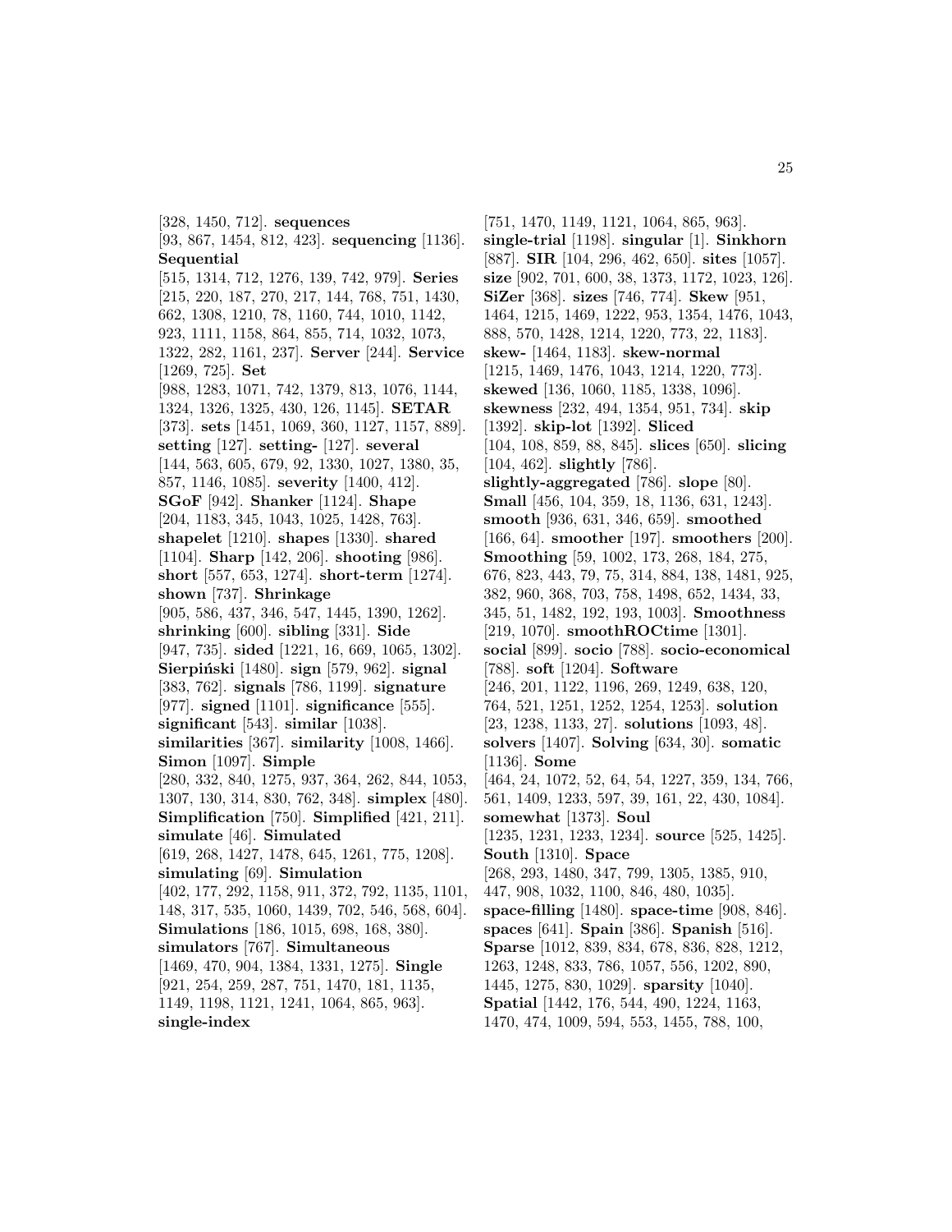[328, 1450, 712]. **sequences** [93, 867, 1454, 812, 423]. **sequencing** [1136]. **Sequential** [515, 1314, 712, 1276, 139, 742, 979]. **Series** [215, 220, 187, 270, 217, 144, 768, 751, 1430, 662, 1308, 1210, 78, 1160, 744, 1010, 1142, 923, 1111, 1158, 864, 855, 714, 1032, 1073, 1322, 282, 1161, 237]. **Server** [244]. **Service** [1269, 725]. **Set** [988, 1283, 1071, 742, 1379, 813, 1076, 1144, 1324, 1326, 1325, 430, 126, 1145]. **SETAR** [373]. **sets** [1451, 1069, 360, 1127, 1157, 889]. **setting** [127]. **setting-** [127]. **several** [144, 563, 605, 679, 92, 1330, 1027, 1380, 35, 857, 1146, 1085]. **severity** [1400, 412]. **SGoF** [942]. **Shanker** [1124]. **Shape** [204, 1183, 345, 1043, 1025, 1428, 763]. **shapelet** [1210]. **shapes** [1330]. **shared** [1104]. **Sharp** [142, 206]. **shooting** [986]. **short** [557, 653, 1274]. **short-term** [1274]. **shown** [737]. **Shrinkage** [905, 586, 437, 346, 547, 1445, 1390, 1262]. **shrinking** [600]. **sibling** [331]. **Side** [947, 735]. **sided** [1221, 16, 669, 1065, 1302]. **Sierpiński** [1480]. **sign** [579, 962]. **signal** [383, 762]. **signals** [786, 1199]. **signature** [977]. **signed** [1101]. **significance** [555]. **significant** [543]. **similar** [1038]. **similarities** [367]. **similarity** [1008, 1466]. **Simon** [1097]. **Simple** [280, 332, 840, 1275, 937, 364, 262, 844, 1053, 1307, 130, 314, 830, 762, 348]. **simplex** [480]. **Simplification** [750]. **Simplified** [421, 211]. **simulate** [46]. **Simulated** [619, 268, 1427, 1478, 645, 1261, 775, 1208]. **simulating** [69]. **Simulation** [402, 177, 292, 1158, 911, 372, 792, 1135, 1101, 148, 317, 535, 1060, 1439, 702, 546, 568, 604]. **Simulations** [186, 1015, 698, 168, 380]. **simulators** [767]. **Simultaneous** [1469, 470, 904, 1384, 1331, 1275]. **Single** [921, 254, 259, 287, 751, 1470, 181, 1135, 1149, 1198, 1121, 1241, 1064, 865, 963]. **single-index** [751, 1470, 1149, 1121, 1064, 865, 963]. **single-trial** [1198]. **singular** [1]. **Sinkhorn** [887]. **SIR** [104, 296, 462, 650]. **sites** [1057]. **size** [902, 701, 600, 38, 1373, 1172, 1023, 126]. **SiZer** [368]. **sizes** [746, 774]. **Skew** [951, 1464, 1215, 1469, 1222, 953, 1354, 1476, 1043, 888, 570, 1428, 1214, 1220, 773, 22, 1183]. **skew-** [1464, 1183]. **skew-normal** [1215, 1469, 1476, 1043, 1214, 1220, 773]. **skewed** [136, 1060, 1185, 1338, 1096]. **skewness** [232, 494, 1354, 951, 734]. **skip** [1392]. **skip-lot** [1392]. **Sliced** [104, 108, 859, 88, 845]. **slices** [650]. **slicing** [104, 462]. **slightly** [786]. **slightly-aggregated** [786]. **slope** [80]. **Small** [456, 104, 359, 18, 1136, 631, 1243]. **smooth** [936, 631, 346, 659]. **smoothed** [166, 64]. **smoother** [197]. **smoothers** [200]. **Smoothing** [59, 1002, 173, 268, 184, 275, 676, 823, 443, 79, 75, 314, 884, 138, 1481, 925, 382, 960, 368, 703, 758, 1498, 652, 1434, 33, 345, 51, 1482, 192, 193, 1003]. **Smoothness** [219, 1070]. **smoothROCtime** [1301]. **social** [899]. **socio** [788]. **socio-economical** [788]. **soft** [1204]. **Software** [246, 201, 1122, 1196, 269, 1249, 638, 120, 764, 521, 1251, 1252, 1254, 1253]. **solution** [23, 1238, 1133, 27]. **solutions** [1093, 48]. **solvers** [1407]. **Solving** [634, 30]. **somatic** [1136]. **Some** [464, 24, 1072, 52, 64, 54, 1227, 359, 134, 766, 561, 1409, 1233, 597, 39, 161, 22, 430, 1084]. **somewhat** [1373]. **Soul** [1235, 1231, 1233, 1234]. **source** [525, 1425]. **South** [1310]. **Space** [268, 293, 1480, 347, 799, 1305, 1385, 910, 447, 908, 1032, 1100, 846, 480, 1035]. **space-filling** [1480]. **space-time** [908, 846]. **spaces** [641]. **Spain** [386]. **Spanish** [516]. **Sparse** [1012, 839, 834, 678, 836, 828, 1212, 1263, 1248, 833, 786, 1057, 556, 1202, 890, 1445, 1275, 830, 1029]. **sparsity** [1040]. **Spatial** [1442, 176, 544, 490, 1224, 1163, 1470, 474, 1009, 594, 553, 1455, 788, 100,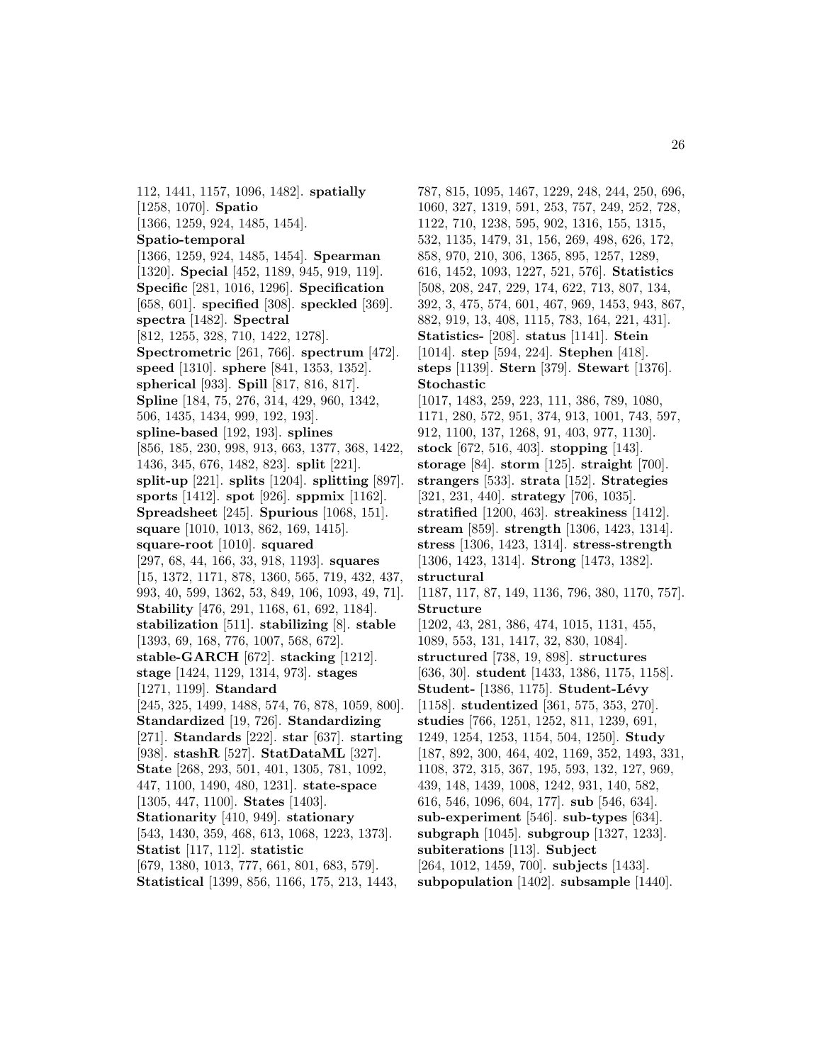112, 1441, 1157, 1096, 1482]. **spatially** [1258, 1070]. **Spatio** [1366, 1259, 924, 1485, 1454]. **Spatio-temporal** [1366, 1259, 924, 1485, 1454]. **Spearman** [1320]. **Special** [452, 1189, 945, 919, 119]. **Specific** [281, 1016, 1296]. **Specification** [658, 601]. **specified** [308]. **speckled** [369]. **spectra** [1482]. **Spectral** [812, 1255, 328, 710, 1422, 1278]. **Spectrometric** [261, 766]. **spectrum** [472]. **speed** [1310]. **sphere** [841, 1353, 1352]. **spherical** [933]. **Spill** [817, 816, 817]. **Spline** [184, 75, 276, 314, 429, 960, 1342, 506, 1435, 1434, 999, 192, 193]. **spline-based** [192, 193]. **splines** [856, 185, 230, 998, 913, 663, 1377, 368, 1422, 1436, 345, 676, 1482, 823]. **split** [221]. **split-up** [221]. **splits** [1204]. **splitting** [897]. **sports** [1412]. **spot** [926]. **sppmix** [1162]. **Spreadsheet** [245]. **Spurious** [1068, 151]. **square** [1010, 1013, 862, 169, 1415]. **square-root** [1010]. **squared** [297, 68, 44, 166, 33, 918, 1193]. **squares** [15, 1372, 1171, 878, 1360, 565, 719, 432, 437, 993, 40, 599, 1362, 53, 849, 106, 1093, 49, 71]. **Stability** [476, 291, 1168, 61, 692, 1184]. **stabilization** [511]. **stabilizing** [8]. **stable** [1393, 69, 168, 776, 1007, 568, 672]. **stable-GARCH** [672]. **stacking** [1212]. **stage** [1424, 1129, 1314, 973]. **stages** [1271, 1199]. **Standard** [245, 325, 1499, 1488, 574, 76, 878, 1059, 800]. **Standardized** [19, 726]. **Standardizing** [271]. **Standards** [222]. **star** [637]. **starting** [938]. **stashR** [527]. **StatDataML** [327]. **State** [268, 293, 501, 401, 1305, 781, 1092, 447, 1100, 1490, 480, 1231]. **state-space** [1305, 447, 1100]. **States** [1403]. **Stationarity** [410, 949]. **stationary** [543, 1430, 359, 468, 613, 1068, 1223, 1373]. **Statist** [117, 112]. **statistic** [679, 1380, 1013, 777, 661, 801, 683, 579]. **Statistical** [1399, 856, 1166, 175, 213, 1443, 787, 815, 1095, 1467, 1229, 248, 244, 250, 696, 1060, 327, 1319, 591, 253, 757, 249, 252, 728, 1122, 710, 1238, 595, 902, 1316, 155, 1315, 532, 1135, 1479, 31, 156, 269, 498, 626, 172, 858, 970, 210, 306, 1365, 895, 1257, 1289, 616, 1452, 1093, 1227, 521, 576]. **Statistics** [508, 208, 247, 229, 174, 622, 713, 807, 134, 392, 3, 475, 574, 601, 467, 969, 1453, 943, 867, 882, 919, 13, 408, 1115, 783, 164, 221, 431]. **Statistics-** [208]. **status** [1141]. **Stein** [1014]. **step** [594, 224]. **Stephen** [418]. **steps** [1139]. **Stern** [379]. **Stewart** [1376]. **Stochastic** [1017, 1483, 259, 223, 111, 386, 789, 1080, 1171, 280, 572, 951, 374, 913, 1001, 743, 597, 912, 1100, 137, 1268, 91, 403, 977, 1130]. **stock** [672, 516, 403]. **stopping** [143]. **storage** [84]. **storm** [125]. **straight** [700]. **strangers** [533]. **strata** [152]. **Strategies** [321, 231, 440]. **strategy** [706, 1035]. **stratified** [1200, 463]. **streakiness** [1412]. **stream** [859]. **strength** [1306, 1423, 1314]. **stress** [1306, 1423, 1314]. **stress-strength** [1306, 1423, 1314]. **Strong** [1473, 1382]. **structural** [1187, 117, 87, 149, 1136, 796, 380, 1170, 757]. **Structure** [1202, 43, 281, 386, 474, 1015, 1131, 455, 1089, 553, 131, 1417, 32, 830, 1084]. **structured** [738, 19, 898]. **structures** [636, 30]. **student** [1433, 1386, 1175, 1158]. **Student-** [1386, 1175]. **Student-Lévy** [1158]. **studentized** [361, 575, 353, 270]. **studies** [766, 1251, 1252, 811, 1239, 691, 1249, 1254, 1253, 1154, 504, 1250]. **Study** [187, 892, 300, 464, 402, 1169, 352, 1493, 331, 1108, 372, 315, 367, 195, 593, 132, 127, 969, 439, 148, 1439, 1008, 1242, 931, 140, 582, 616, 546, 1096, 604, 177]. **sub** [546, 634]. **sub-experiment** [546]. **sub-types** [634]. **subgraph** [1045]. **subgroup** [1327, 1233]. **subiterations** [113]. **Subject** [264, 1012, 1459, 700]. **subjects** [1433]. **subpopulation** [1402]. **subsample** [1440].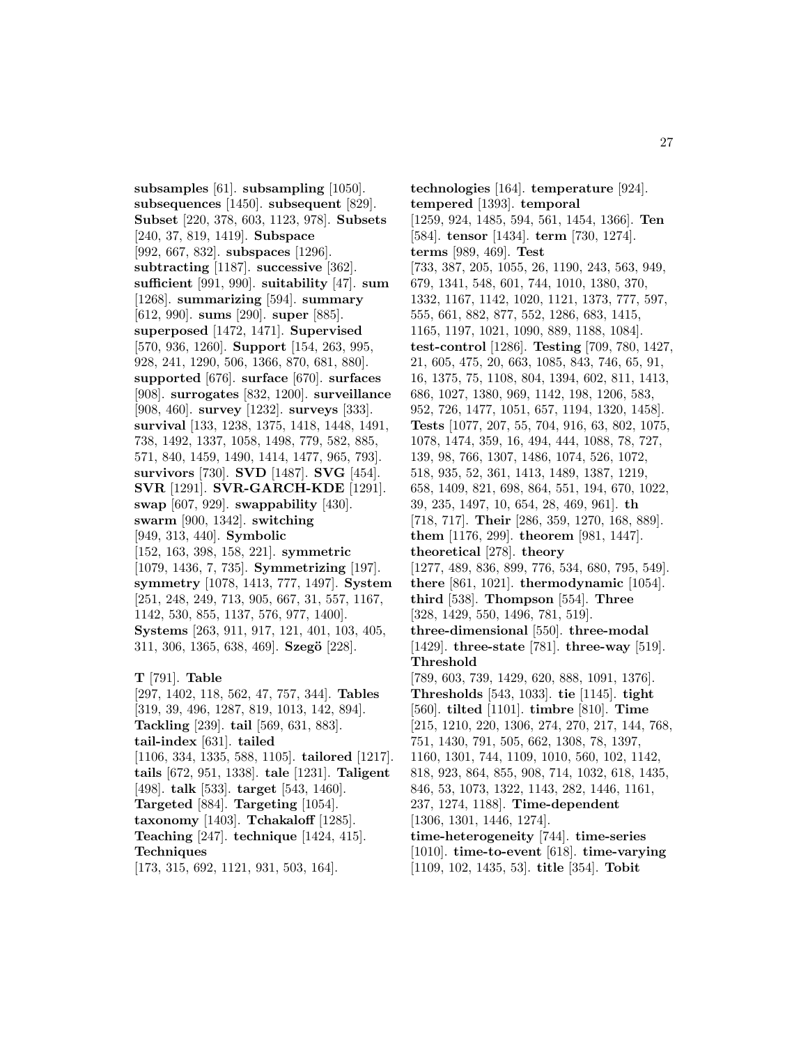**subsamples** [61]. **subsampling** [1050]. **subsequences** [1450]. **subsequent** [829]. **Subset** [220, 378, 603, 1123, 978]. **Subsets** [240, 37, 819, 1419]. **Subspace** [992, 667, 832]. **subspaces** [1296]. **subtracting** [1187]. **successive** [362]. **sufficient** [991, 990]. **suitability** [47]. **sum** [1268]. **summarizing** [594]. **summary** [612, 990]. **sums** [290]. **super** [885]. **superposed** [1472, 1471]. **Supervised** [570, 936, 1260]. **Support** [154, 263, 995, 928, 241, 1290, 506, 1366, 870, 681, 880]. **supported** [676]. **surface** [670]. **surfaces** [908]. **surrogates** [832, 1200]. **surveillance** [908, 460]. **survey** [1232]. **surveys** [333]. **survival** [133, 1238, 1375, 1418, 1448, 1491, 738, 1492, 1337, 1058, 1498, 779, 582, 885, 571, 840, 1459, 1490, 1414, 1477, 965, 793]. **survivors** [730]. **SVD** [1487]. **SVG** [454]. **SVR** [1291]. **SVR-GARCH-KDE** [1291]. **swap** [607, 929]. **swappability** [430]. **swarm** [900, 1342]. **switching** [949, 313, 440]. **Symbolic** [152, 163, 398, 158, 221]. **symmetric** [1079, 1436, 7, 735]. **Symmetrizing** [197]. **symmetry** [1078, 1413, 777, 1497]. **System** [251, 248, 249, 713, 905, 667, 31, 557, 1167, 1142, 530, 855, 1137, 576, 977, 1400]. **Systems** [263, 911, 917, 121, 401, 103, 405, 311, 306, 1365, 638, 469]. **Szegö** [228].

**T** [791]. **Table** [297, 1402, 118, 562, 47, 757, 344]. **Tables** [319, 39, 496, 1287, 819, 1013, 142, 894]. **Tackling** [239]. **tail** [569, 631, 883]. **tail-index** [631]. **tailed** [1106, 334, 1335, 588, 1105]. **tailored** [1217]. **tails** [672, 951, 1338]. **tale** [1231]. **Taligent** [498]. **talk** [533]. **target** [543, 1460]. **Targeted** [884]. **Targeting** [1054]. **taxonomy** [1403]. **Tchakaloff** [1285]. **Teaching** [247]. **technique** [1424, 415]. **Techniques** [173, 315, 692, 1121, 931, 503, 164].

**technologies** [164]. **temperature** [924]. **tempered** [1393]. **temporal** [1259, 924, 1485, 594, 561, 1454, 1366]. **Ten** [584]. **tensor** [1434]. **term** [730, 1274]. **terms** [989, 469]. **Test** [733, 387, 205, 1055, 26, 1190, 243, 563, 949, 679, 1341, 548, 601, 744, 1010, 1380, 370, 1332, 1167, 1142, 1020, 1121, 1373, 777, 597, 555, 661, 882, 877, 552, 1286, 683, 1415, 1165, 1197, 1021, 1090, 889, 1188, 1084]. **test-control** [1286]. **Testing** [709, 780, 1427, 21, 605, 475, 20, 663, 1085, 843, 746, 65, 91, 16, 1375, 75, 1108, 804, 1394, 602, 811, 1413, 686, 1027, 1380, 969, 1142, 198, 1206, 583, 952, 726, 1477, 1051, 657, 1194, 1320, 1458]. **Tests** [1077, 207, 55, 704, 916, 63, 802, 1075, 1078, 1474, 359, 16, 494, 444, 1088, 78, 727, 139, 98, 766, 1307, 1486, 1074, 526, 1072, 518, 935, 52, 361, 1413, 1489, 1387, 1219, 658, 1409, 821, 698, 864, 551, 194, 670, 1022, 39, 235, 1497, 10, 654, 28, 469, 961]. **th** [718, 717]. **Their** [286, 359, 1270, 168, 889]. **them** [1176, 299]. **theorem** [981, 1447]. **theoretical** [278]. **theory** [1277, 489, 836, 899, 776, 534, 680, 795, 549]. **there** [861, 1021]. **thermodynamic** [1054]. **third** [538]. **Thompson** [554]. **Three** [328, 1429, 550, 1496, 781, 519]. **three-dimensional** [550]. **three-modal** [1429]. **three-state** [781]. **three-way** [519]. **Threshold** [789, 603, 739, 1429, 620, 888, 1091, 1376]. **Thresholds** [543, 1033]. **tie** [1145]. **tight** [560]. **tilted** [1101]. **timbre** [810]. **Time** [215, 1210, 220, 1306, 274, 270, 217, 144, 768, 751, 1430, 791, 505, 662, 1308, 78, 1397, 1160, 1301, 744, 1109, 1010, 560, 102, 1142, 818, 923, 864, 855, 908, 714, 1032, 618, 1435, 846, 53, 1073, 1322, 1143, 282, 1446, 1161, 237, 1274, 1188]. **Time-dependent** [1306, 1301, 1446, 1274]. **time-heterogeneity** [744]. **time-series** [1010]. **time-to-event** [618]. **time-varying** [1109, 102, 1435, 53]. **title** [354]. **Tobit**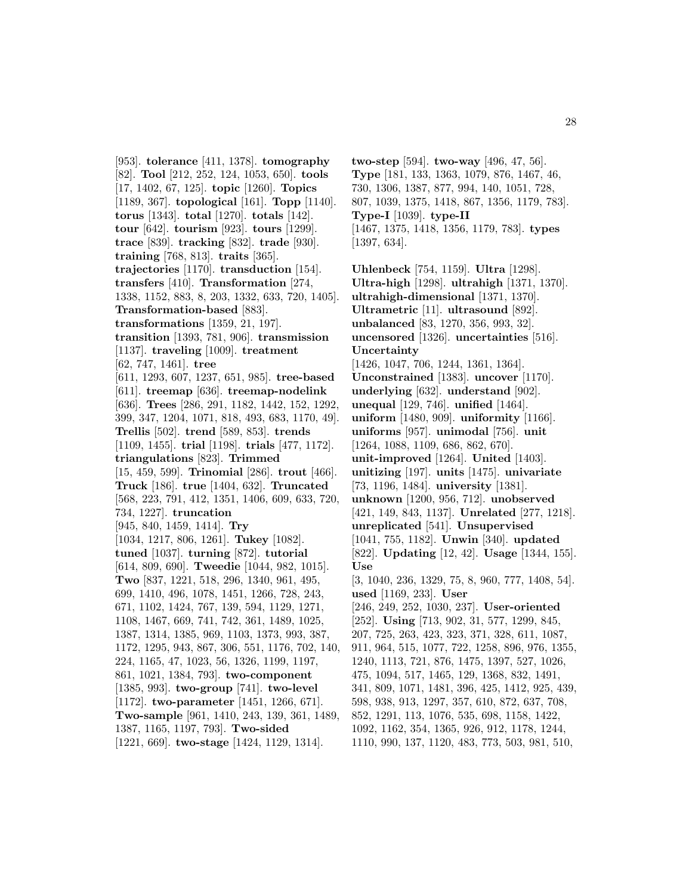[953]. **tolerance** [411, 1378]. **tomography** [82]. **Tool** [212, 252, 124, 1053, 650]. **tools** [17, 1402, 67, 125]. **topic** [1260]. **Topics** [1189, 367]. **topological** [161]. **Topp** [1140]. **torus** [1343]. **total** [1270]. **totals** [142]. **tour** [642]. **tourism** [923]. **tours** [1299]. **trace** [839]. **tracking** [832]. **trade** [930]. **training** [768, 813]. **traits** [365]. **trajectories** [1170]. **transduction** [154]. **transfers** [410]. **Transformation** [274, 1338, 1152, 883, 8, 203, 1332, 633, 720, 1405]. **Transformation-based** [883]. **transformations** [1359, 21, 197]. **transition** [1393, 781, 906]. **transmission** [1137]. **traveling** [1009]. **treatment** [62, 747, 1461]. **tree** [611, 1293, 607, 1237, 651, 985]. **tree-based** [611]. **treemap** [636]. **treemap-nodelink** [636]. **Trees** [286, 291, 1182, 1442, 152, 1292, 399, 347, 1204, 1071, 818, 493, 683, 1170, 49]. **Trellis** [502]. **trend** [589, 853]. **trends** [1109, 1455]. **trial** [1198]. **trials** [477, 1172]. **triangulations** [823]. **Trimmed** [15, 459, 599]. **Trinomial** [286]. **trout** [466]. **Truck** [186]. **true** [1404, 632]. **Truncated** [568, 223, 791, 412, 1351, 1406, 609, 633, 720, 734, 1227]. **truncation** [945, 840, 1459, 1414]. **Try** [1034, 1217, 806, 1261]. **Tukey** [1082]. **tuned** [1037]. **turning** [872]. **tutorial** [614, 809, 690]. **Tweedie** [1044, 982, 1015]. **Two** [837, 1221, 518, 296, 1340, 961, 495, 699, 1410, 496, 1078, 1451, 1266, 728, 243, 671, 1102, 1424, 767, 139, 594, 1129, 1271, 1108, 1467, 669, 741, 742, 361, 1489, 1025, 1387, 1314, 1385, 969, 1103, 1373, 993, 387, 1172, 1295, 943, 867, 306, 551, 1176, 702, 140, 224, 1165, 47, 1023, 56, 1326, 1199, 1197, 861, 1021, 1384, 793]. **two-component** [1385, 993]. **two-group** [741]. **two-level** [1172]. **two-parameter** [1451, 1266, 671]. **Two-sample** [961, 1410, 243, 139, 361, 1489, 1387, 1165, 1197, 793]. **Two-sided** [1221, 669]. **two-stage** [1424, 1129, 1314]. **two-step** [594]. **two-way** [496, 47, 56]. **Type** [181, 133, 1363, 1079, 876, 1467, 46, 730, 1306, 1387, 877, 994, 140, 1051, 728, 807, 1039, 1375, 1418, 867, 1356, 1179, 783]. **Type-I** [1039]. **type-II** [1467, 1375, 1418, 1356, 1179, 783]. **types** [1397, 634].

**Uhlenbeck** [754, 1159]. **Ultra** [1298]. **Ultra-high** [1298]. **ultrahigh** [1371, 1370]. **ultrahigh-dimensional** [1371, 1370]. **Ultrametric** [11]. **ultrasound** [892]. **unbalanced** [83, 1270, 356, 993, 32]. **uncensored** [1326]. **uncertainties** [516]. **Uncertainty** [1426, 1047, 706, 1244, 1361, 1364]. **Unconstrained** [1383]. **uncover** [1170]. **underlying** [632]. **understand** [902]. **unequal** [129, 746]. **unified** [1464]. **uniform** [1480, 909]. **uniformity** [1166]. **uniforms** [957]. **unimodal** [756]. **unit** [1264, 1088, 1109, 686, 862, 670]. **unit-improved** [1264]. **United** [1403]. **unitizing** [197]. **units** [1475]. **univariate** [73, 1196, 1484]. **university** [1381]. **unknown** [1200, 956, 712]. **unobserved** [421, 149, 843, 1137]. **Unrelated** [277, 1218]. **unreplicated** [541]. **Unsupervised** [1041, 755, 1182]. **Unwin** [340]. **updated** [822]. **Updating** [12, 42]. **Usage** [1344, 155]. **Use** [3, 1040, 236, 1329, 75, 8, 960, 777, 1408, 54]. **used** [1169, 233]. **User** [246, 249, 252, 1030, 237]. **User-oriented** [252]. **Using** [713, 902, 31, 577, 1299, 845, 207, 725, 263, 423, 323, 371, 328, 611, 1087, 911, 964, 515, 1077, 722, 1258, 896, 976, 1355, 1240, 1113, 721, 876, 1475, 1397, 527, 1026, 475, 1094, 517, 1465, 129, 1368, 832, 1491, 341, 809, 1071, 1481, 396, 425, 1412, 925, 439, 598, 938, 913, 1297, 357, 610, 872, 637, 708, 852, 1291, 113, 1076, 535, 698, 1158, 1422, 1092, 1162, 354, 1365, 926, 912, 1178, 1244, 1110, 990, 137, 1120, 483, 773, 503, 981, 510,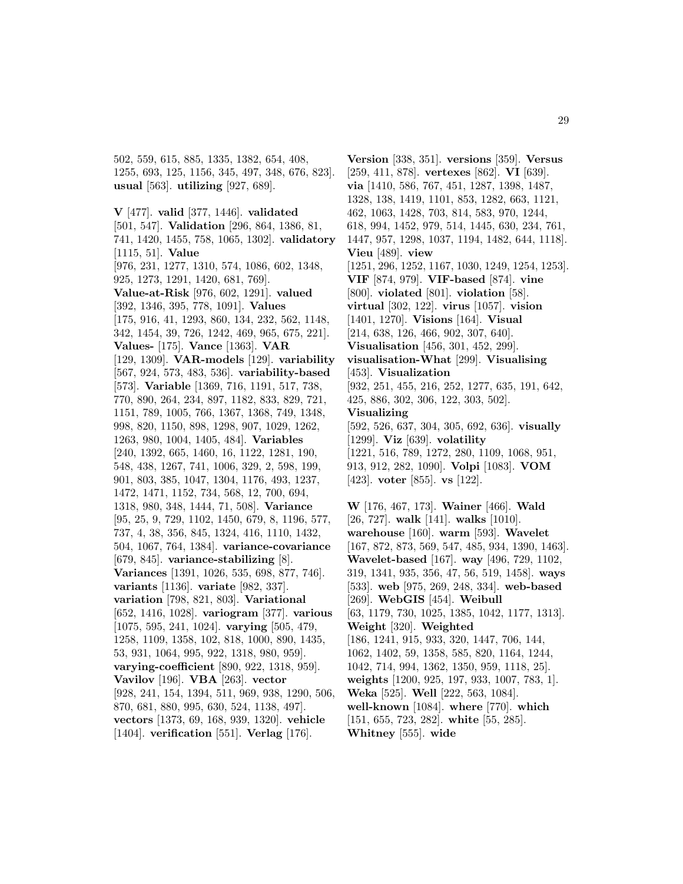502, 559, 615, 885, 1335, 1382, 654, 408, 1255, 693, 125, 1156, 345, 497, 348, 676, 823]. **usual** [563]. **utilizing** [927, 689].

**V** [477]. **valid** [377, 1446]. **validated** [501, 547]. **Validation** [296, 864, 1386, 81, 741, 1420, 1455, 758, 1065, 1302]. **validatory** [1115, 51]. **Value** [976, 231, 1277, 1310, 574, 1086, 602, 1348, 925, 1273, 1291, 1420, 681, 769]. **Value-at-Risk** [976, 602, 1291]. **valued** [392, 1346, 395, 778, 1091]. **Values** [175, 916, 41, 1293, 860, 134, 232, 562, 1148, 342, 1454, 39, 726, 1242, 469, 965, 675, 221]. **Values-** [175]. **Vance** [1363]. **VAR** [129, 1309]. **VAR-models** [129]. **variability** [567, 924, 573, 483, 536]. **variability-based** [573]. **Variable** [1369, 716, 1191, 517, 738, 770, 890, 264, 234, 897, 1182, 833, 829, 721, 1151, 789, 1005, 766, 1367, 1368, 749, 1348, 998, 820, 1150, 898, 1298, 907, 1029, 1262, 1263, 980, 1004, 1405, 484]. **Variables** [240, 1392, 665, 1460, 16, 1122, 1281, 190, 548, 438, 1267, 741, 1006, 329, 2, 598, 199, 901, 803, 385, 1047, 1304, 1176, 493, 1237, 1472, 1471, 1152, 734, 568, 12, 700, 694, 1318, 980, 348, 1444, 71, 508]. **Variance** [95, 25, 9, 729, 1102, 1450, 679, 8, 1196, 577, 737, 4, 38, 356, 845, 1324, 416, 1110, 1432, 504, 1067, 764, 1384]. **variance-covariance** [679, 845]. **variance-stabilizing** [8]. **Variances** [1391, 1026, 535, 698, 877, 746]. **variants** [1136]. **variate** [982, 337]. **variation** [798, 821, 803]. **Variational** [652, 1416, 1028]. **variogram** [377]. **various** [1075, 595, 241, 1024]. **varying** [505, 479, 1258, 1109, 1358, 102, 818, 1000, 890, 1435, 53, 931, 1064, 995, 922, 1318, 980, 959]. **varying-coefficient** [890, 922, 1318, 959]. **Vavilov** [196]. **VBA** [263]. **vector** [928, 241, 154, 1394, 511, 969, 938, 1290, 506, 870, 681, 880, 995, 630, 524, 1138, 497]. **vectors** [1373, 69, 168, 939, 1320]. **vehicle** [1404]. **verification** [551]. **Verlag** [176].

**Version** [338, 351]. **versions** [359]. **Versus** [259, 411, 878]. **vertexes** [862]. **VI** [639]. **via** [1410, 586, 767, 451, 1287, 1398, 1487, 1328, 138, 1419, 1101, 853, 1282, 663, 1121, 462, 1063, 1428, 703, 814, 583, 970, 1244, 618, 994, 1452, 979, 514, 1445, 630, 234, 761, 1447, 957, 1298, 1037, 1194, 1482, 644, 1118]. **Vieu** [489]. **view** [1251, 296, 1252, 1167, 1030, 1249, 1254, 1253]. **VIF** [874, 979]. **VIF-based** [874]. **vine** [800]. **violated** [801]. **violation** [58]. **virtual** [302, 122]. **virus** [1057]. **vision** [1401, 1270]. **Visions** [164]. **Visual** [214, 638, 126, 466, 902, 307, 640]. **Visualisation** [456, 301, 452, 299]. **visualisation-What** [299]. **Visualising** [453]. **Visualization** [932, 251, 455, 216, 252, 1277, 635, 191, 642, 425, 886, 302, 306, 122, 303, 502]. **Visualizing** [592, 526, 637, 304, 305, 692, 636]. **visually** [1299]. **Viz** [639]. **volatility** [1221, 516, 789, 1272, 280, 1109, 1068, 951, 913, 912, 282, 1090]. **Volpi** [1083]. **VOM** [423]. **voter** [855]. **vs** [122].

**W** [176, 467, 173]. **Wainer** [466]. **Wald** [26, 727]. **walk** [141]. **walks** [1010]. **warehouse** [160]. **warm** [593]. **Wavelet** [167, 872, 873, 569, 547, 485, 934, 1390, 1463]. **Wavelet-based** [167]. **way** [496, 729, 1102, 319, 1341, 935, 356, 47, 56, 519, 1458]. **ways** [533]. **web** [975, 269, 248, 334]. **web-based** [269]. **WebGIS** [454]. **Weibull** [63, 1179, 730, 1025, 1385, 1042, 1177, 1313]. **Weight** [320]. **Weighted** [186, 1241, 915, 933, 320, 1447, 706, 144, 1062, 1402, 59, 1358, 585, 820, 1164, 1244, 1042, 714, 994, 1362, 1350, 959, 1118, 25]. **weights** [1200, 925, 197, 933, 1007, 783, 1]. **Weka** [525]. **Well** [222, 563, 1084]. **well-known** [1084]. **where** [770]. **which** [151, 655, 723, 282]. **white** [55, 285]. **Whitney** [555]. **wide**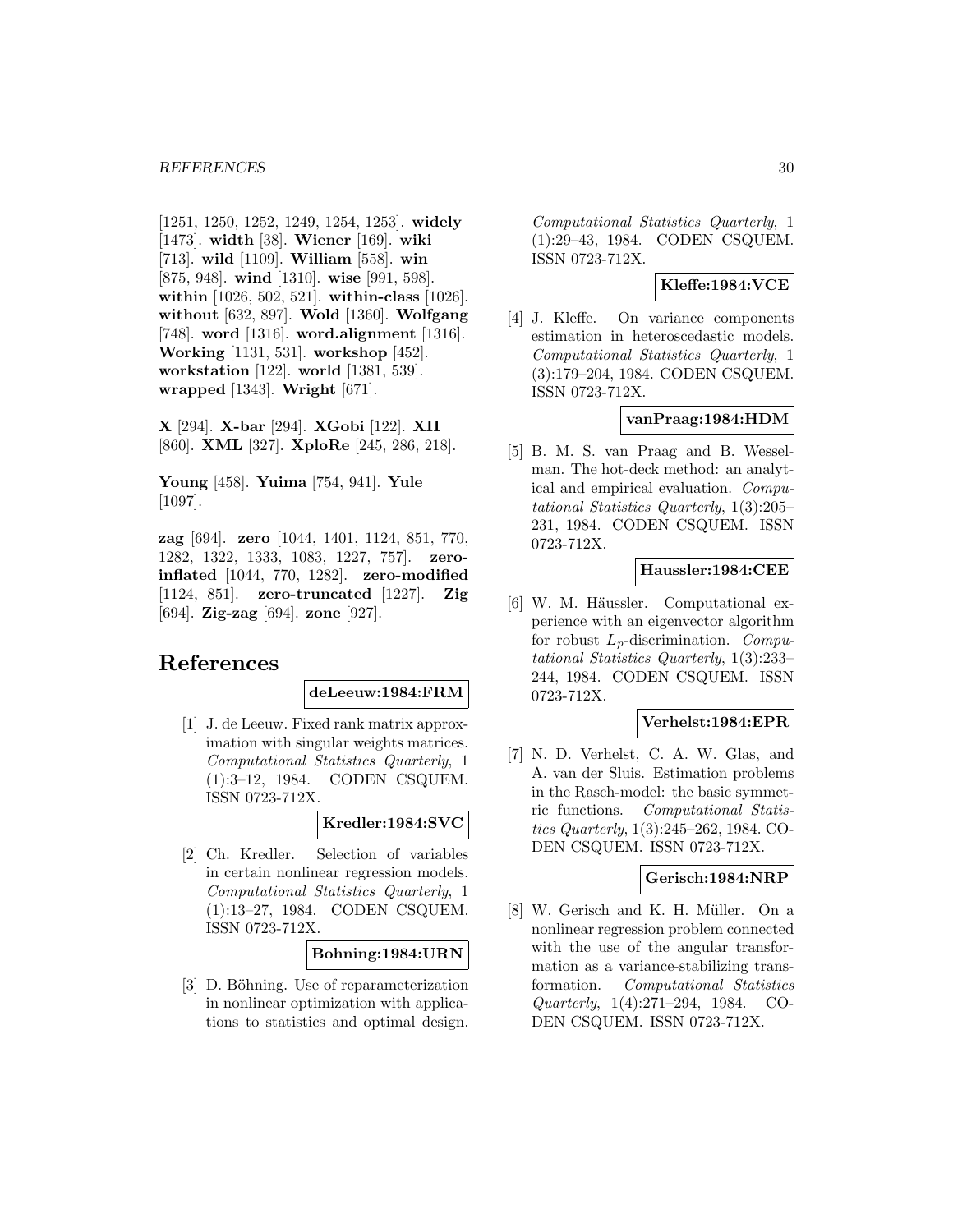[1251, 1250, 1252, 1249, 1254, 1253]. **widely** [1473]. **width** [38]. **Wiener** [169]. **wiki** [713]. **wild** [1109]. **William** [558]. **win** [875, 948]. **wind** [1310]. **wise** [991, 598]. **within** [1026, 502, 521]. **within-class** [1026]. **without** [632, 897]. **Wold** [1360]. **Wolfgang** [748]. **word** [1316]. **word.alignment** [1316]. **Working** [1131, 531]. **workshop** [452]. **workstation** [122]. **world** [1381, 539]. **wrapped** [1343]. **Wright** [671].

**X** [294]. **X-bar** [294]. **XGobi** [122]. **XII** [860]. **XML** [327]. **XploRe** [245, 286, 218].

**Young** [458]. **Yuima** [754, 941]. **Yule** [1097].

**zag** [694]. **zero** [1044, 1401, 1124, 851, 770, 1282, 1322, 1333, 1083, 1227, 757]. **zero-inflated** [1044, 770, 1282]. **zero-modified** [1124, 851]. **zero-truncated** [1227]. **Zig** [694]. **Zig-zag** [694]. **zone** [927].

# References

**deLeeuw:1984:FRM**

[1] J. de Leeuw. Fixed rank matrix approximation with singular weights matrices. *Computational Statistics Quarterly*, 1 (1):3–12, 1984. CODEN CSQUEM. ISSN 0723-712X.

**Kredler:1984:SVC**

[2] Ch. Kredler. Selection of variables in certain nonlinear regression models. *Computational Statistics Quarterly*, 1 (1):13–27, 1984. CODEN CSQUEM. ISSN 0723-712X.

**Bohning:1984:URN**

[3] D. Böhning. Use of reparameterization in nonlinear optimization with applications to statistics and optimal design. *Computational Statistics Quarterly*, 1 (1):29–43, 1984. CODEN CSQUEM. ISSN 0723-712X.

**Kleffe:1984:VCE**

[4] J. Kleffe. On variance components estimation in heteroscedastic models. *Computational Statistics Quarterly*, 1 (3):179–204, 1984. CODEN CSQUEM. ISSN 0723-712X.

**vanPraag:1984:HDM**

[5] B. M. S. van Praag and B. Wesselman. The hot-deck method: an analytical and empirical evaluation. *Computational Statistics Quarterly*, 1(3):205–231, 1984. CODEN CSQUEM. ISSN 0723-712X.

**Haussler:1984:CEE**

[6] W. M. Häussler. Computational experience with an eigenvector algorithm for robust $L_p$-discrimination. *Computational Statistics Quarterly*, 1(3):233–244, 1984. CODEN CSQUEM. ISSN 0723-712X.

**Verhelst:1984:EPR**

[7] N. D. Verhelst, C. A. W. Glas, and A. van der Sluis. Estimation problems in the Rasch-model: the basic symmetric functions. *Computational Statistics Quarterly*, 1(3):245–262, 1984. CODEN CSQUEM. ISSN 0723-712X.

**Gerisch:1984:NRP**

[8] W. Gerisch and K. H. Müller. On a nonlinear regression problem connected with the use of the angular transformation as a variance-stabilizing transformation. *Computational Statistics Quarterly*, 1(4):271–294, 1984. CODEN CSQUEM. ISSN 0723-712X.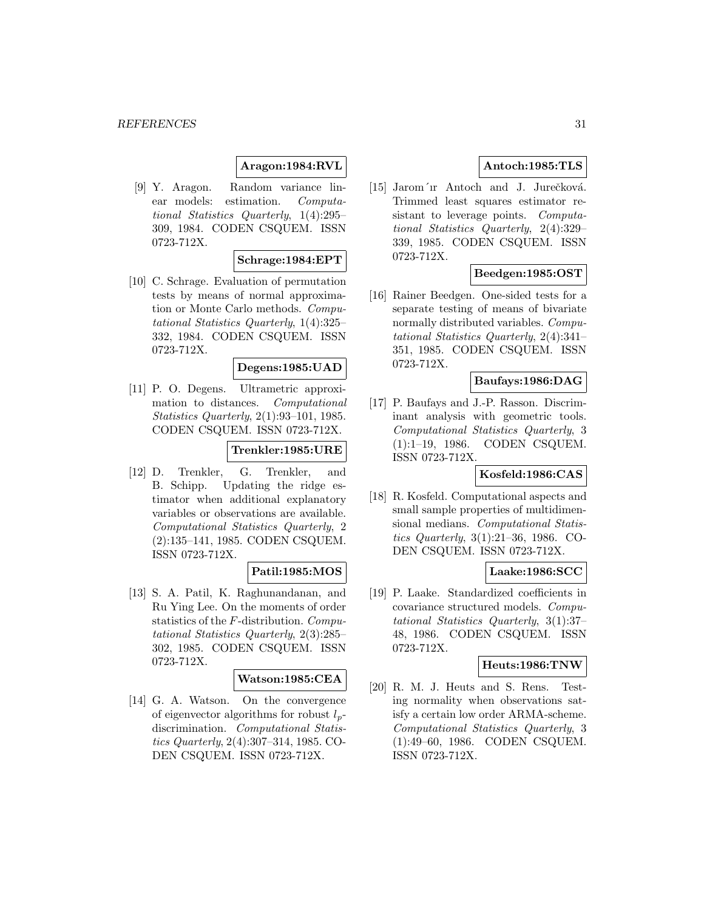**Aragon:1984:RVL**

[9] Y. Aragon. Random variance linear models: estimation. *Computational Statistics Quarterly*, 1(4):295–309, 1984. CODEN CSQUEM. ISSN 0723-712X.

**Schrage:1984:EPT**

[10] C. Schrage. Evaluation of permutation tests by means of normal approximation or Monte Carlo methods. *Computational Statistics Quarterly*, 1(4):325–332, 1984. CODEN CSQUEM. ISSN 0723-712X.

**Degens:1985:UAD**

[11] P. O. Degens. Ultrametric approximation to distances. *Computational Statistics Quarterly*, 2(1):93–101, 1985. CODEN CSQUEM. ISSN 0723-712X.

**Trenkler:1985:URE**

[12] D. Trenkler, G. Trenkler, and B. Schipp. Updating the ridge estimator when additional explanatory variables or observations are available. *Computational Statistics Quarterly*, 2 (2):135–141, 1985. CODEN CSQUEM. ISSN 0723-712X.

**Patil:1985:MOS**

[13] S. A. Patil, K. Raghunandanan, and Ru Ying Lee. On the moments of order statistics of the $F$-distribution. *Computational Statistics Quarterly*, 2(3):285–302, 1985. CODEN CSQUEM. ISSN 0723-712X.

**Watson:1985:CEA**

[14] G. A. Watson. On the convergence of eigenvector algorithms for robust $l_p$-discrimination. *Computational Statistics Quarterly*, 2(4):307–314, 1985. CODEN CSQUEM. ISSN 0723-712X.

**Antoch:1985:TLS**

[15] Jarom´ır Antoch and J. Jurečková. Trimmed least squares estimator resistant to leverage points. *Computational Statistics Quarterly*, 2(4):329–339, 1985. CODEN CSQUEM. ISSN 0723-712X.

**Beedgen:1985:OST**

[16] Rainer Beedgen. One-sided tests for a separate testing of means of bivariate normally distributed variables. *Computational Statistics Quarterly*, 2(4):341–351, 1985. CODEN CSQUEM. ISSN 0723-712X.

**Baufays:1986:DAG**

[17] P. Baufays and J.-P. Rasson. Discriminant analysis with geometric tools. *Computational Statistics Quarterly*, 3 (1):1–19, 1986. CODEN CSQUEM. ISSN 0723-712X.

**Kosfeld:1986:CAS**

[18] R. Kosfeld. Computational aspects and small sample properties of multidimensional medians. *Computational Statistics Quarterly*, 3(1):21–36, 1986. CODEN CSQUEM. ISSN 0723-712X.

**Laake:1986:SCC**

[19] P. Laake. Standardized coefficients in covariance structured models. *Computational Statistics Quarterly*, 3(1):37–48, 1986. CODEN CSQUEM. ISSN 0723-712X.

**Heuts:1986:TNW**

[20] R. M. J. Heuts and S. Rens. Testing normality when observations satisfy a certain low order ARMA-scheme. *Computational Statistics Quarterly*, 3 (1):49–60, 1986. CODEN CSQUEM. ISSN 0723-712X.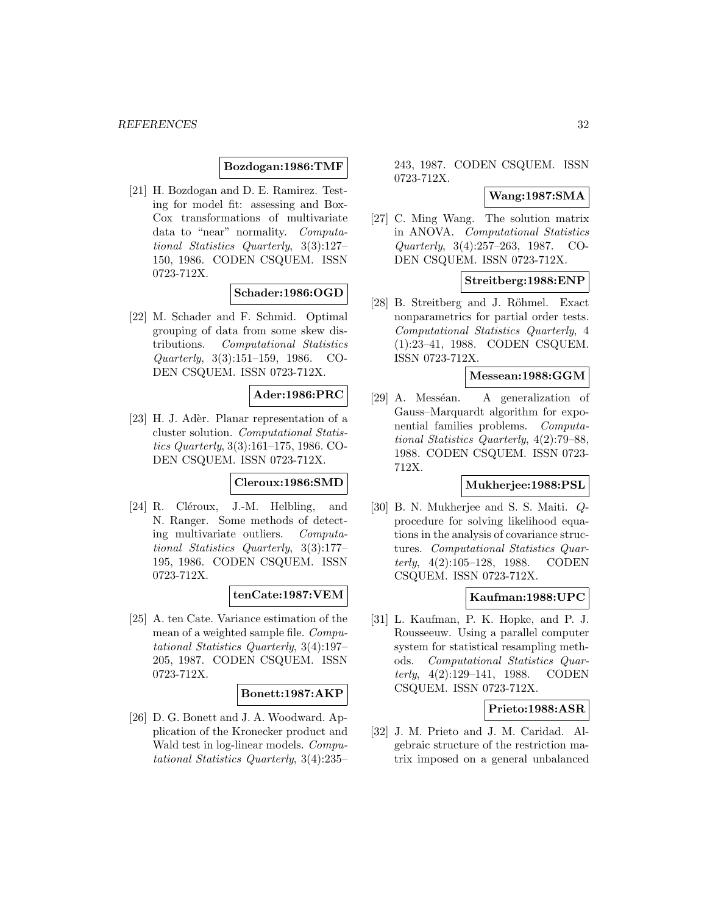**Bozdogan:1986:TMF**

[21] H. Bozdogan and D. E. Ramirez. Testing for model fit: assessing and Box-Cox transformations of multivariate data to "near" normality. *Computational Statistics Quarterly*, 3(3):127–150, 1986. CODEN CSQUEM. ISSN 0723-712X.

**Schader:1986:OGD**

[22] M. Schader and F. Schmid. Optimal grouping of data from some skew distributions. *Computational Statistics Quarterly*, 3(3):151–159, 1986. CODEN CSQUEM. ISSN 0723-712X.

**Ader:1986:PRC**

[23] H. J. Adèr. Planar representation of a cluster solution. *Computational Statistics Quarterly*, 3(3):161–175, 1986. CODEN CSQUEM. ISSN 0723-712X.

**Cleroux:1986:SMD**

[24] R. Cléroux, J.-M. Helbling, and N. Ranger. Some methods of detecting multivariate outliers. *Computational Statistics Quarterly*, 3(3):177–195, 1986. CODEN CSQUEM. ISSN 0723-712X.

**tenCate:1987:VEM**

[25] A. ten Cate. Variance estimation of the mean of a weighted sample file. *Computational Statistics Quarterly*, 3(4):197–205, 1987. CODEN CSQUEM. ISSN 0723-712X.

**Bonett:1987:AKP**

[26] D. G. Bonett and J. A. Woodward. Application of the Kronecker product and Wald test in log-linear models. *Computational Statistics Quarterly*, 3(4):235–243, 1987. CODEN CSQUEM. ISSN 0723-712X.

**Wang:1987:SMA**

[27] C. Ming Wang. The solution matrix in ANOVA. *Computational Statistics Quarterly*, 3(4):257–263, 1987. CODEN CSQUEM. ISSN 0723-712X.

**Streitberg:1988:ENP**

[28] B. Streitberg and J. Röhmel. Exact nonparametrics for partial order tests. *Computational Statistics Quarterly*, 4 (1):23–41, 1988. CODEN CSQUEM. ISSN 0723-712X.

**Messean:1988:GGM**

[29] A. Messéan. A generalization of Gauss–Marquardt algorithm for exponential families problems. *Computational Statistics Quarterly*, 4(2):79–88, 1988. CODEN CSQUEM. ISSN 0723-712X.

**Mukherjee:1988:PSL**

[30] B. N. Mukherjee and S. S. Maiti. *Q*-procedure for solving likelihood equations in the analysis of covariance structures. *Computational Statistics Quarterly*, 4(2):105–128, 1988. CODEN CSQUEM. ISSN 0723-712X.

**Kaufman:1988:UPC**

[31] L. Kaufman, P. K. Hopke, and P. J. Rousseeuw. Using a parallel computer system for statistical resampling methods. *Computational Statistics Quarterly*, 4(2):129–141, 1988. CODEN CSQUEM. ISSN 0723-712X.

**Prieto:1988:ASR**

[32] J. M. Prieto and J. M. Caridad. Algebraic structure of the restriction matrix imposed on a general unbalanced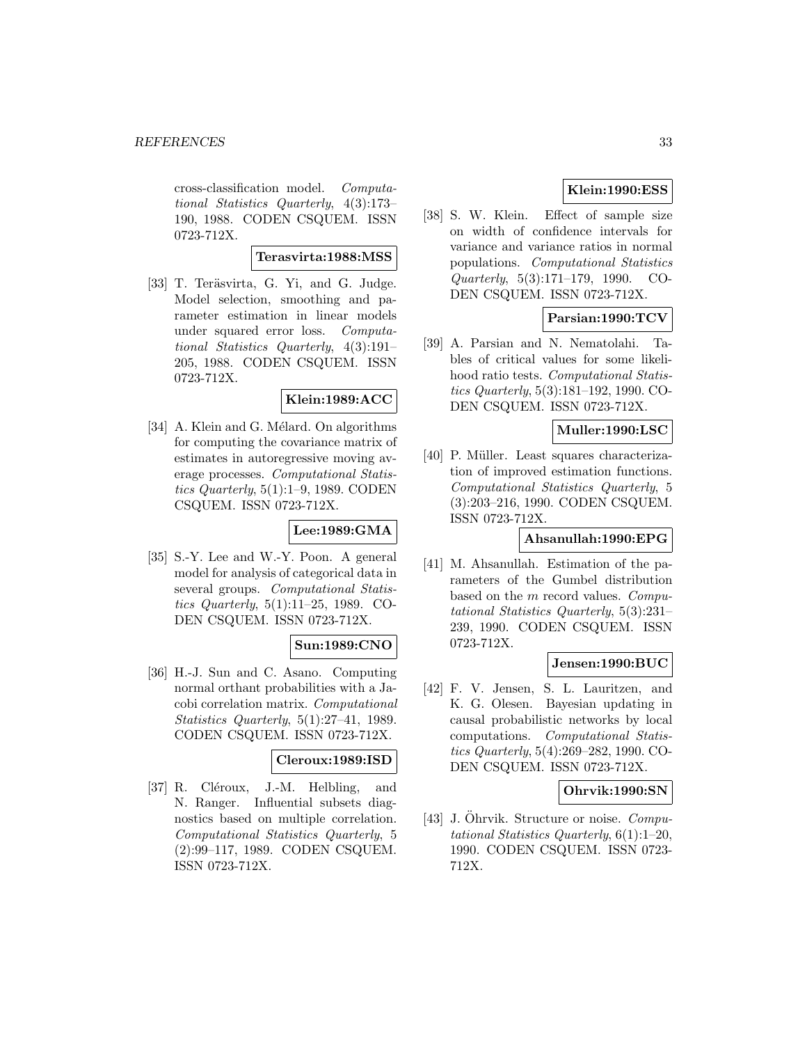cross-classification model. *Computational Statistics Quarterly*, 4(3):173–190, 1988. CODEN CSQUEM. ISSN 0723-712X.

**Terasvirta:1988:MSS**

[33] T. Teräsvirta, G. Yi, and G. Judge. Model selection, smoothing and parameter estimation in linear models under squared error loss. *Computational Statistics Quarterly*, 4(3):191–205, 1988. CODEN CSQUEM. ISSN 0723-712X.

**Klein:1989:ACC**

[34] A. Klein and G. Mélard. On algorithms for computing the covariance matrix of estimates in autoregressive moving average processes. *Computational Statistics Quarterly*, 5(1):1–9, 1989. CODEN CSQUEM. ISSN 0723-712X.

**Lee:1989:GMA**

[35] S.-Y. Lee and W.-Y. Poon. A general model for analysis of categorical data in several groups. *Computational Statistics Quarterly*, 5(1):11–25, 1989. CODEN CSQUEM. ISSN 0723-712X.

**Sun:1989:CNO**

[36] H.-J. Sun and C. Asano. Computing normal orthant probabilities with a Jacobi correlation matrix. *Computational Statistics Quarterly*, 5(1):27–41, 1989. CODEN CSQUEM. ISSN 0723-712X.

**Cleroux:1989:ISD**

[37] R. Cléroux, J.-M. Helbling, and N. Ranger. Influential subsets diagnostics based on multiple correlation. *Computational Statistics Quarterly*, 5 (2):99–117, 1989. CODEN CSQUEM. ISSN 0723-712X.

**Klein:1990:ESS**

[38] S. W. Klein. Effect of sample size on width of confidence intervals for variance and variance ratios in normal populations. *Computational Statistics Quarterly*, 5(3):171–179, 1990. CODEN CSQUEM. ISSN 0723-712X.

**Parsian:1990:TCV**

[39] A. Parsian and N. Nematolahi. Tables of critical values for some likelihood ratio tests. *Computational Statistics Quarterly*, 5(3):181–192, 1990. CODEN CSQUEM. ISSN 0723-712X.

**Muller:1990:LSC**

[40] P. Müller. Least squares characterization of improved estimation functions. *Computational Statistics Quarterly*, 5 (3):203–216, 1990. CODEN CSQUEM. ISSN 0723-712X.

**Ahsanullah:1990:EPG**

[41] M. Ahsanullah. Estimation of the parameters of the Gumbel distribution based on the $m$ record values. *Computational Statistics Quarterly*, 5(3):231–239, 1990. CODEN CSQUEM. ISSN 0723-712X.

**Jensen:1990:BUC**

[42] F. V. Jensen, S. L. Lauritzen, and K. G. Olesen. Bayesian updating in causal probabilistic networks by local computations. *Computational Statistics Quarterly*, 5(4):269–282, 1990. CODEN CSQUEM. ISSN 0723-712X.

**Ohrvik:1990:SN**

[43] J. Öhrvik. Structure or noise. *Computational Statistics Quarterly*, 6(1):1–20, 1990. CODEN CSQUEM. ISSN 0723-712X.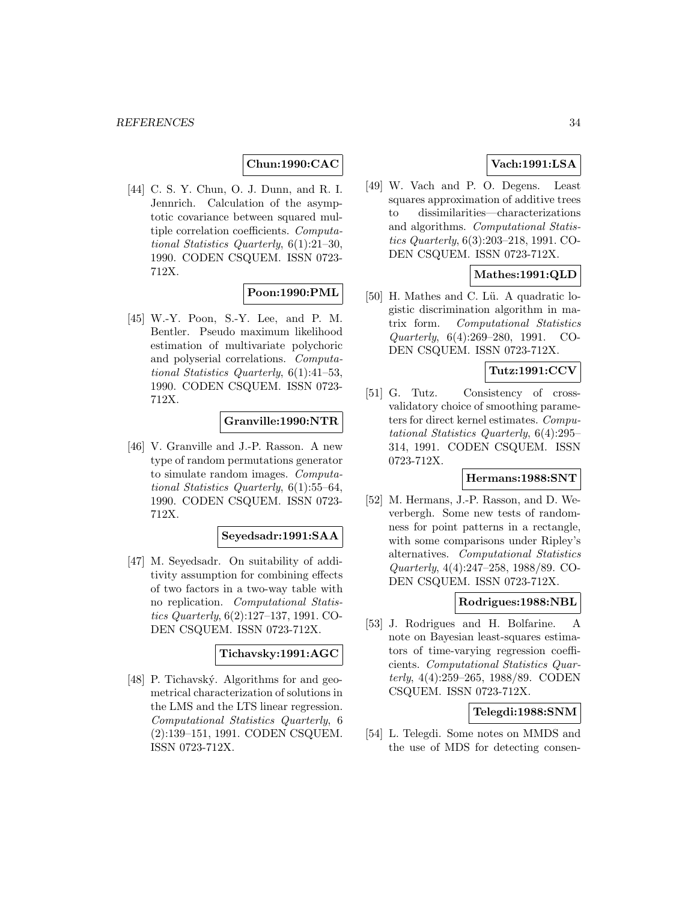**Chun:1990:CAC**

[44] C. S. Y. Chun, O. J. Dunn, and R. I. Jennrich. Calculation of the asymptotic covariance between squared multiple correlation coefficients. *Computational Statistics Quarterly*, 6(1):21–30, 1990. CODEN CSQUEM. ISSN 0723-712X.

**Poon:1990:PML**

[45] W.-Y. Poon, S.-Y. Lee, and P. M. Bentler. Pseudo maximum likelihood estimation of multivariate polychoric and polyserial correlations. *Computational Statistics Quarterly*, 6(1):41–53, 1990. CODEN CSQUEM. ISSN 0723-712X.

**Granville:1990:NTR**

[46] V. Granville and J.-P. Rasson. A new type of random permutations generator to simulate random images. *Computational Statistics Quarterly*, 6(1):55–64, 1990. CODEN CSQUEM. ISSN 0723-712X.

**Seyedsadr:1991:SAA**

[47] M. Seyedsadr. On suitability of additivity assumption for combining effects of two factors in a two-way table with no replication. *Computational Statistics Quarterly*, 6(2):127–137, 1991. CODEN CSQUEM. ISSN 0723-712X.

**Tichavsky:1991:AGC**

[48] P. Tichavský. Algorithms for and geometrical characterization of solutions in the LMS and the LTS linear regression. *Computational Statistics Quarterly*, 6 (2):139–151, 1991. CODEN CSQUEM. ISSN 0723-712X.

**Vach:1991:LSA**

[49] W. Vach and P. O. Degens. Least squares approximation of additive trees to dissimilarities—characterizations and algorithms. *Computational Statistics Quarterly*, 6(3):203–218, 1991. CODEN CSQUEM. ISSN 0723-712X.

**Mathes:1991:QLD**

[50] H. Mathes and C. Lü. A quadratic logistic discrimination algorithm in matrix form. *Computational Statistics Quarterly*, 6(4):269–280, 1991. CODEN CSQUEM. ISSN 0723-712X.

**Tutz:1991:CCV**

[51] G. Tutz. Consistency of cross-validatory choice of smoothing parameters for direct kernel estimates. *Computational Statistics Quarterly*, 6(4):295–314, 1991. CODEN CSQUEM. ISSN 0723-712X.

**Hermans:1988:SNT**

[52] M. Hermans, J.-P. Rasson, and D. Weverbergh. Some new tests of randomness for point patterns in a rectangle, with some comparisons under Ripley's alternatives. *Computational Statistics Quarterly*, 4(4):247–258, 1988/89. CODEN CSQUEM. ISSN 0723-712X.

**Rodrigues:1988:NBL**

[53] J. Rodrigues and H. Bolfarine. A note on Bayesian least-squares estimators of time-varying regression coefficients. *Computational Statistics Quarterly*, 4(4):259–265, 1988/89. CODEN CSQUEM. ISSN 0723-712X.

**Telegdi:1988:SNM**

[54] L. Telegdi. Some notes on MMDS and the use of MDS for detecting consen-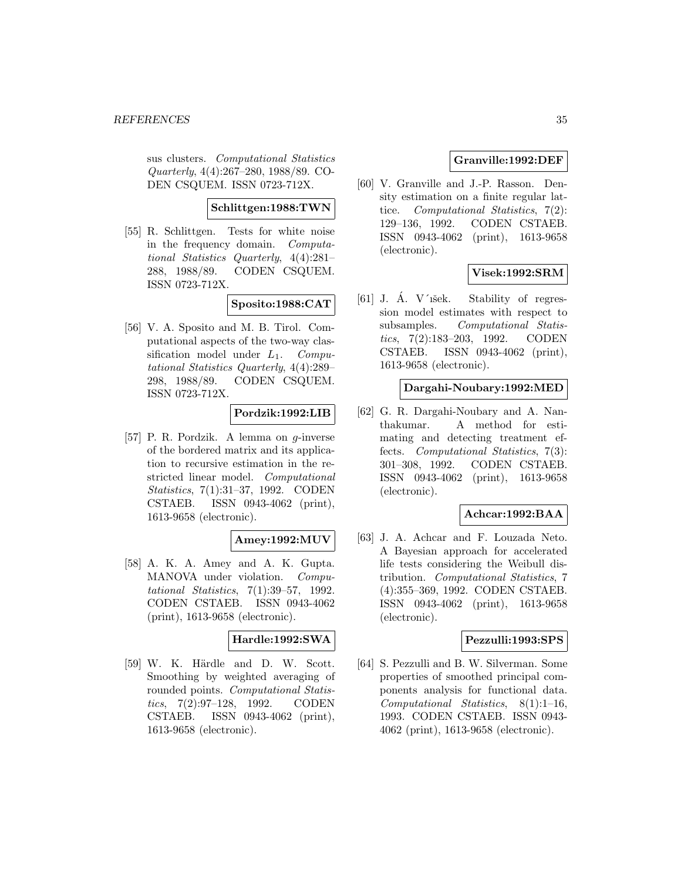sus clusters. *Computational Statistics Quarterly*, 4(4):267–280, 1988/89. CODEN CSQUEM. ISSN 0723-712X.

**Schlittgen:1988:TWN**

[55] R. Schlittgen. Tests for white noise in the frequency domain. *Computational Statistics Quarterly*, 4(4):281–288, 1988/89. CODEN CSQUEM. ISSN 0723-712X.

**Sposito:1988:CAT**

[56] V. A. Sposito and M. B. Tirol. Computational aspects of the two-way classification model under $L_1$. *Computational Statistics Quarterly*, 4(4):289–298, 1988/89. CODEN CSQUEM. ISSN 0723-712X.

**Pordzik:1992:LIB**

[57] P. R. Pordzik. A lemma on $g$-inverse of the bordered matrix and its application to recursive estimation in the restricted linear model. *Computational Statistics*, 7(1):31–37, 1992. CODEN CSTAEB. ISSN 0943-4062 (print), 1613-9658 (electronic).

**Amey:1992:MUV**

[58] A. K. A. Amey and A. K. Gupta. MANOVA under violation. *Computational Statistics*, 7(1):39–57, 1992. CODEN CSTAEB. ISSN 0943-4062 (print), 1613-9658 (electronic).

**Hardle:1992:SWA**

[59] W. K. Härdle and D. W. Scott. Smoothing by weighted averaging of rounded points. *Computational Statistics*, 7(2):97–128, 1992. CODEN CSTAEB. ISSN 0943-4062 (print), 1613-9658 (electronic).

**Granville:1992:DEF**

[60] V. Granville and J.-P. Rasson. Density estimation on a finite regular lattice. *Computational Statistics*, 7(2):129–136, 1992. CODEN CSTAEB. ISSN 0943-4062 (print), 1613-9658 (electronic).

**Visek:1992:SRM**

[61] J. Á. Víšek. Stability of regression model estimates with respect to subsamples. *Computational Statistics*, 7(2):183–203, 1992. CODEN CSTAEB. ISSN 0943-4062 (print), 1613-9658 (electronic).

**Dargahi-Noubary:1992:MED**

[62] G. R. Dargahi-Noubary and A. Nanthakumar. A method for estimating and detecting treatment effects. *Computational Statistics*, 7(3):301–308, 1992. CODEN CSTAEB. ISSN 0943-4062 (print), 1613-9658 (electronic).

**Achcar:1992:BAA**

[63] J. A. Achcar and F. Louzada Neto. A Bayesian approach for accelerated life tests considering the Weibull distribution. *Computational Statistics*, 7(4):355–369, 1992. CODEN CSTAEB. ISSN 0943-4062 (print), 1613-9658 (electronic).

**Pezzulli:1993:SPS**

[64] S. Pezzulli and B. W. Silverman. Some properties of smoothed principal components analysis for functional data. *Computational Statistics*, 8(1):1–16, 1993. CODEN CSTAEB. ISSN 0943-4062 (print), 1613-9658 (electronic).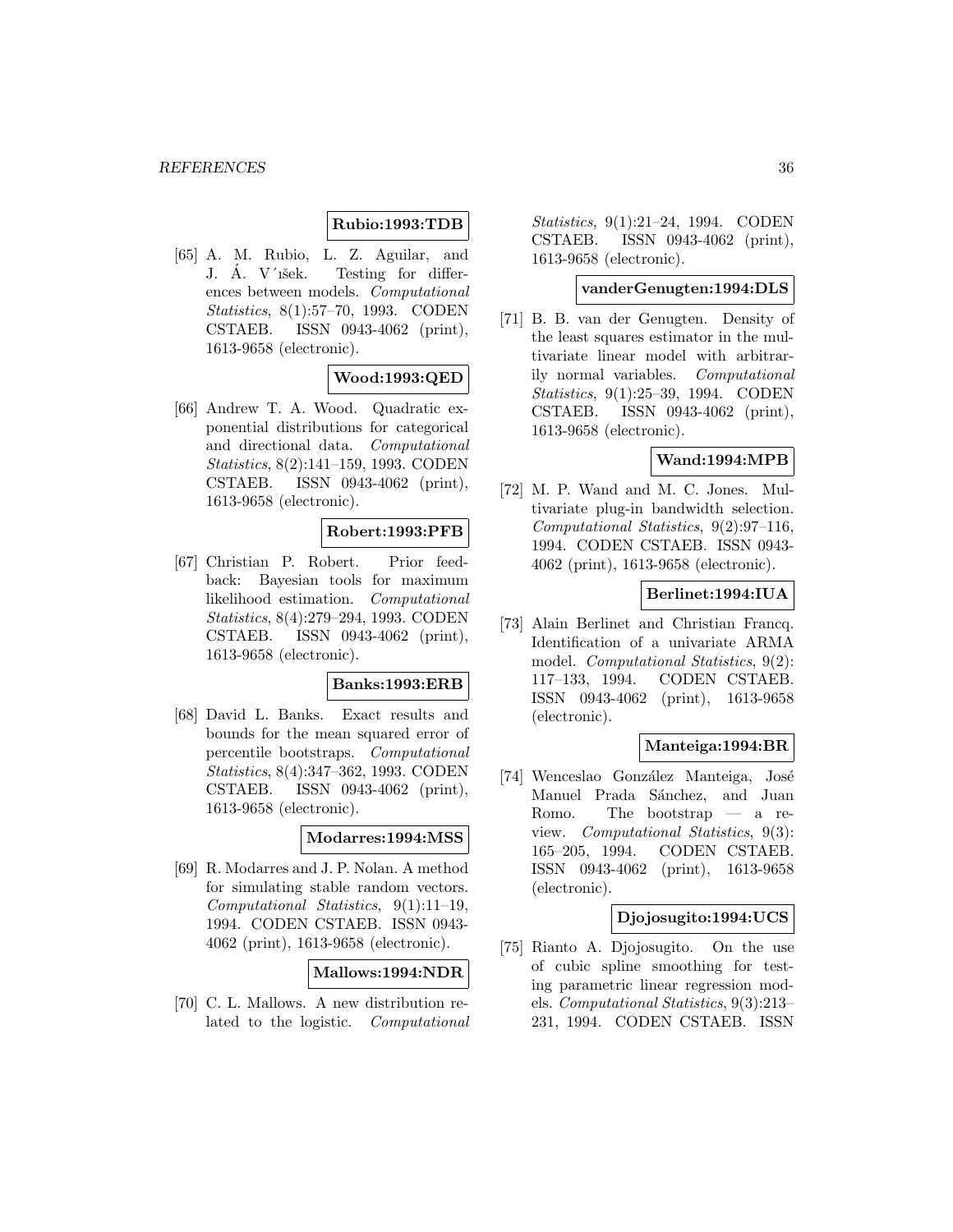**Rubio:1993:TDB**

[65] A. M. Rubio, L. Z. Aguilar, and J. Á. V´ıšek. Testing for differences between models. *Computational Statistics*, 8(1):57–70, 1993. CODEN CSTAEB. ISSN 0943-4062 (print), 1613-9658 (electronic).

**Wood:1993:QED**

[66] Andrew T. A. Wood. Quadratic exponential distributions for categorical and directional data. *Computational Statistics*, 8(2):141–159, 1993. CODEN CSTAEB. ISSN 0943-4062 (print), 1613-9658 (electronic).

**Robert:1993:PFB**

[67] Christian P. Robert. Prior feedback: Bayesian tools for maximum likelihood estimation. *Computational Statistics*, 8(4):279–294, 1993. CODEN CSTAEB. ISSN 0943-4062 (print), 1613-9658 (electronic).

**Banks:1993:ERB**

[68] David L. Banks. Exact results and bounds for the mean squared error of percentile bootstraps. *Computational Statistics*, 8(4):347–362, 1993. CODEN CSTAEB. ISSN 0943-4062 (print), 1613-9658 (electronic).

**Modarres:1994:MSS**

[69] R. Modarres and J. P. Nolan. A method for simulating stable random vectors. *Computational Statistics*, 9(1):11–19, 1994. CODEN CSTAEB. ISSN 0943-4062 (print), 1613-9658 (electronic).

**Mallows:1994:NDR**

[70] C. L. Mallows. A new distribution related to the logistic. *Computational Statistics*, 9(1):21–24, 1994. CODEN CSTAEB. ISSN 0943-4062 (print), 1613-9658 (electronic).

**vanderGenugten:1994:DLS**

[71] B. B. van der Genugten. Density of the least squares estimator in the multivariate linear model with arbitrarily normal variables. *Computational Statistics*, 9(1):25–39, 1994. CODEN CSTAEB. ISSN 0943-4062 (print), 1613-9658 (electronic).

**Wand:1994:MPB**

[72] M. P. Wand and M. C. Jones. Multivariate plug-in bandwidth selection. *Computational Statistics*, 9(2):97–116, 1994. CODEN CSTAEB. ISSN 0943-4062 (print), 1613-9658 (electronic).

**Berlinet:1994:IUA**

[73] Alain Berlinet and Christian Francq. Identification of a univariate ARMA model. *Computational Statistics*, 9(2): 117–133, 1994. CODEN CSTAEB. ISSN 0943-4062 (print), 1613-9658 (electronic).

**Manteiga:1994:BR**

[74] Wenceslao González Manteiga, José Manuel Prada Sánchez, and Juan Romo. The bootstrap — a review. *Computational Statistics*, 9(3): 165–205, 1994. CODEN CSTAEB. ISSN 0943-4062 (print), 1613-9658 (electronic).

**Djojosugito:1994:UCS**

[75] Rianto A. Djojosugito. On the use of cubic spline smoothing for testing parametric linear regression models. *Computational Statistics*, 9(3):213–231, 1994. CODEN CSTAEB. ISSN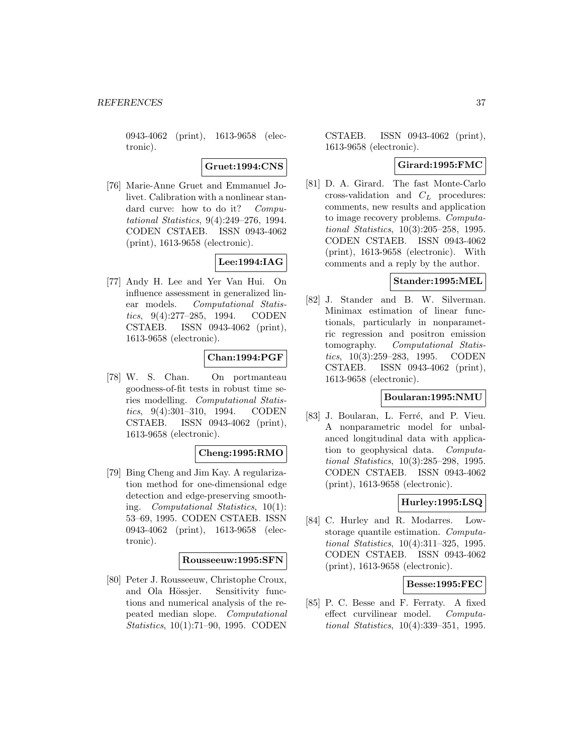0943-4062 (print), 1613-9658 (electronic).

**Gruet:1994:CNS**

[76] Marie-Anne Gruet and Emmanuel Jolivet. Calibration with a nonlinear standard curve: how to do it? *Computational Statistics*, 9(4):249–276, 1994. CODEN CSTAEB. ISSN 0943-4062 (print), 1613-9658 (electronic).

**Lee:1994:IAG**

[77] Andy H. Lee and Yer Van Hui. On influence assessment in generalized linear models. *Computational Statistics*, 9(4):277–285, 1994. CODEN CSTAEB. ISSN 0943-4062 (print), 1613-9658 (electronic).

**Chan:1994:PGF**

[78] W. S. Chan. On portmanteau goodness-of-fit tests in robust time series modelling. *Computational Statistics*, 9(4):301–310, 1994. CODEN CSTAEB. ISSN 0943-4062 (print), 1613-9658 (electronic).

**Cheng:1995:RMO**

[79] Bing Cheng and Jim Kay. A regularization method for one-dimensional edge detection and edge-preserving smoothing. *Computational Statistics*, 10(1): 53–69, 1995. CODEN CSTAEB. ISSN 0943-4062 (print), 1613-9658 (electronic).

**Rousseeuw:1995:SFN**

[80] Peter J. Rousseeuw, Christophe Croux, and Ola Hössjer. Sensitivity functions and numerical analysis of the repeated median slope. *Computational Statistics*, 10(1):71–90, 1995. CODEN CSTAEB. ISSN 0943-4062 (print), 1613-9658 (electronic).

**Girard:1995:FMC**

[81] D. A. Girard. The fast Monte-Carlo cross-validation and $C_L$ procedures: comments, new results and application to image recovery problems. *Computational Statistics*, 10(3):205–258, 1995. CODEN CSTAEB. ISSN 0943-4062 (print), 1613-9658 (electronic). With comments and a reply by the author.

**Stander:1995:MEL**

[82] J. Stander and B. W. Silverman. Minimax estimation of linear functionals, particularly in nonparametric regression and positron emission tomography. *Computational Statistics*, 10(3):259–283, 1995. CODEN CSTAEB. ISSN 0943-4062 (print), 1613-9658 (electronic).

**Boularan:1995:NMU**

[83] J. Boularan, L. Ferré, and P. Vieu. A nonparametric model for unbalanced longitudinal data with application to geophysical data. *Computational Statistics*, 10(3):285–298, 1995. CODEN CSTAEB. ISSN 0943-4062 (print), 1613-9658 (electronic).

**Hurley:1995:LSQ**

[84] C. Hurley and R. Modarres. Low-storage quantile estimation. *Computational Statistics*, 10(4):311–325, 1995. CODEN CSTAEB. ISSN 0943-4062 (print), 1613-9658 (electronic).

**Besse:1995:FEC**

[85] P. C. Besse and F. Ferraty. A fixed effect curvilinear model. *Computational Statistics*, 10(4):339–351, 1995.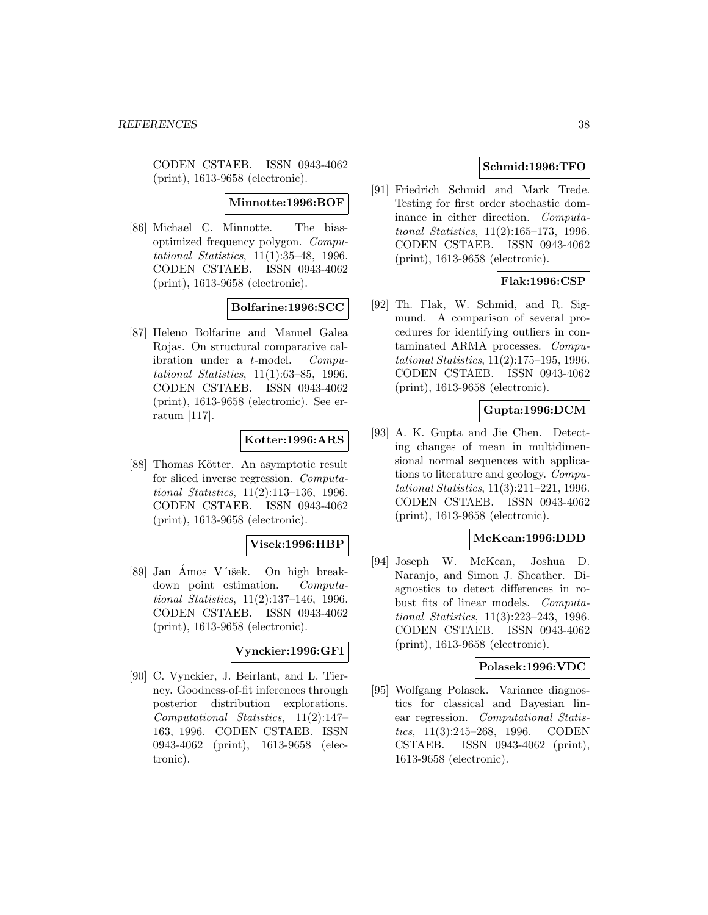CODEN CSTAEB. ISSN 0943-4062 (print), 1613-9658 (electronic).

**Minnotte:1996:BOF**

[86] Michael C. Minnotte. The bias-optimized frequency polygon. *Computational Statistics*, 11(1):35–48, 1996. CODEN CSTAEB. ISSN 0943-4062 (print), 1613-9658 (electronic).

**Bolfarine:1996:SCC**

[87] Heleno Bolfarine and Manuel Galea Rojas. On structural comparative calibration under a $t$-model. *Computational Statistics*, 11(1):63–85, 1996. CODEN CSTAEB. ISSN 0943-4062 (print), 1613-9658 (electronic). See erratum [117].

**Kotter:1996:ARS**

[88] Thomas Kötter. An asymptotic result for sliced inverse regression. *Computational Statistics*, 11(2):113–136, 1996. CODEN CSTAEB. ISSN 0943-4062 (print), 1613-9658 (electronic).

**Visek:1996:HBP**

[89] Jan Ámos Víšek. On high breakdown point estimation. *Computational Statistics*, 11(2):137–146, 1996. CODEN CSTAEB. ISSN 0943-4062 (print), 1613-9658 (electronic).

**Vynckier:1996:GFI**

[90] C. Vynckier, J. Beirlant, and L. Tierney. Goodness-of-fit inferences through posterior distribution explorations. *Computational Statistics*, 11(2):147–163, 1996. CODEN CSTAEB. ISSN 0943-4062 (print), 1613-9658 (electronic).

**Schmid:1996:TFO**

[91] Friedrich Schmid and Mark Trede. Testing for first order stochastic dominance in either direction. *Computational Statistics*, 11(2):165–173, 1996. CODEN CSTAEB. ISSN 0943-4062 (print), 1613-9658 (electronic).

**Flak:1996:CSP**

[92] Th. Flak, W. Schmid, and R. Sigmund. A comparison of several procedures for identifying outliers in contaminated ARMA processes. *Computational Statistics*, 11(2):175–195, 1996. CODEN CSTAEB. ISSN 0943-4062 (print), 1613-9658 (electronic).

**Gupta:1996:DCM**

[93] A. K. Gupta and Jie Chen. Detecting changes of mean in multidimensional normal sequences with applications to literature and geology. *Computational Statistics*, 11(3):211–221, 1996. CODEN CSTAEB. ISSN 0943-4062 (print), 1613-9658 (electronic).

**McKean:1996:DDD**

[94] Joseph W. McKean, Joshua D. Naranjo, and Simon J. Sheather. Diagnostics to detect differences in robust fits of linear models. *Computational Statistics*, 11(3):223–243, 1996. CODEN CSTAEB. ISSN 0943-4062 (print), 1613-9658 (electronic).

**Polasek:1996:VDC**

[95] Wolfgang Polasek. Variance diagnostics for classical and Bayesian linear regression. *Computational Statistics*, 11(3):245–268, 1996. CODEN CSTAEB. ISSN 0943-4062 (print), 1613-9658 (electronic).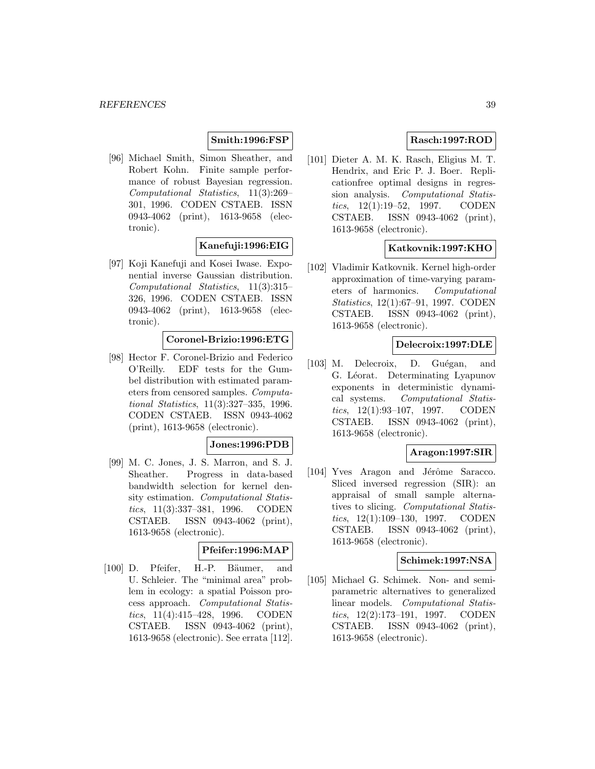**Smith:1996:FSP**

[96] Michael Smith, Simon Sheather, and Robert Kohn. Finite sample performance of robust Bayesian regression. *Computational Statistics*, 11(3):269–301, 1996. CODEN CSTAEB. ISSN 0943-4062 (print), 1613-9658 (electronic).

**Kanefuji:1996:EIG**

[97] Koji Kanefuji and Kosei Iwase. Exponential inverse Gaussian distribution. *Computational Statistics*, 11(3):315–326, 1996. CODEN CSTAEB. ISSN 0943-4062 (print), 1613-9658 (electronic).

**Coronel-Brizio:1996:ETG**

[98] Hector F. Coronel-Brizio and Federico O'Reilly. EDF tests for the Gumbel distribution with estimated parameters from censored samples. *Computational Statistics*, 11(3):327–335, 1996. CODEN CSTAEB. ISSN 0943-4062 (print), 1613-9658 (electronic).

**Jones:1996:PDB**

[99] M. C. Jones, J. S. Marron, and S. J. Sheather. Progress in data-based bandwidth selection for kernel density estimation. *Computational Statistics*, 11(3):337–381, 1996. CODEN CSTAEB. ISSN 0943-4062 (print), 1613-9658 (electronic).

**Pfeifer:1996:MAP**

[100] D. Pfeifer, H.-P. Bäumer, and U. Schleier. The "minimal area" problem in ecology: a spatial Poisson process approach. *Computational Statistics*, 11(4):415–428, 1996. CODEN CSTAEB. ISSN 0943-4062 (print), 1613-9658 (electronic). See errata [112].

**Rasch:1997:ROD**

[101] Dieter A. M. K. Rasch, Eligius M. T. Hendrix, and Eric P. J. Boer. Replicationfree optimal designs in regression analysis. *Computational Statistics*, 12(1):19–52, 1997. CODEN CSTAEB. ISSN 0943-4062 (print), 1613-9658 (electronic).

**Katkovnik:1997:KHO**

[102] Vladimir Katkovnik. Kernel high-order approximation of time-varying parameters of harmonics. *Computational Statistics*, 12(1):67–91, 1997. CODEN CSTAEB. ISSN 0943-4062 (print), 1613-9658 (electronic).

**Delecroix:1997:DLE**

[103] M. Delecroix, D. Guégan, and G. Léorat. Determinating Lyapunov exponents in deterministic dynamical systems. *Computational Statistics*, 12(1):93–107, 1997. CODEN CSTAEB. ISSN 0943-4062 (print), 1613-9658 (electronic).

**Aragon:1997:SIR**

[104] Yves Aragon and Jérôme Saracco. Sliced inversed regression (SIR): an appraisal of small sample alternatives to slicing. *Computational Statistics*, 12(1):109–130, 1997. CODEN CSTAEB. ISSN 0943-4062 (print), 1613-9658 (electronic).

**Schimek:1997:NSA**

[105] Michael G. Schimek. Non- and semiparametric alternatives to generalized linear models. *Computational Statistics*, 12(2):173–191, 1997. CODEN CSTAEB. ISSN 0943-4062 (print), 1613-9658 (electronic).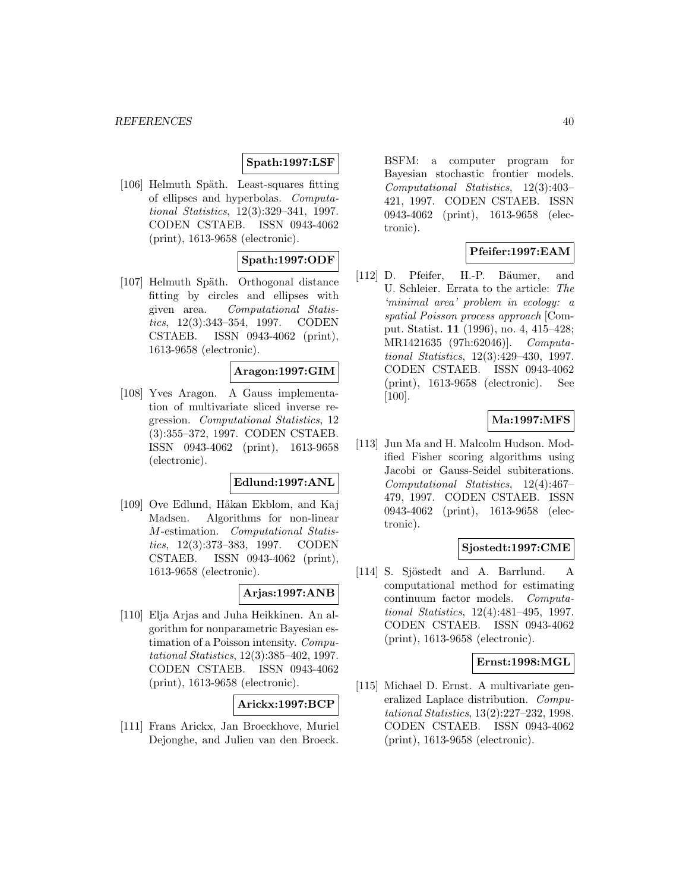**Spath:1997:LSF**

[106] Helmuth Späth. Least-squares fitting of ellipses and hyperbolas. *Computational Statistics*, 12(3):329–341, 1997. CODEN CSTAEB. ISSN 0943-4062 (print), 1613-9658 (electronic).

**Spath:1997:ODF**

[107] Helmuth Späth. Orthogonal distance fitting by circles and ellipses with given area. *Computational Statistics*, 12(3):343–354, 1997. CODEN CSTAEB. ISSN 0943-4062 (print), 1613-9658 (electronic).

**Aragon:1997:GIM**

[108] Yves Aragon. A Gauss implementation of multivariate sliced inverse regression. *Computational Statistics*, 12 (3):355–372, 1997. CODEN CSTAEB. ISSN 0943-4062 (print), 1613-9658 (electronic).

**Edlund:1997:ANL**

[109] Ove Edlund, Håkan Ekblom, and Kaj Madsen. Algorithms for non-linear *M*-estimation. *Computational Statistics*, 12(3):373–383, 1997. CODEN CSTAEB. ISSN 0943-4062 (print), 1613-9658 (electronic).

**Arjas:1997:ANB**

[110] Elja Arjas and Juha Heikkinen. An algorithm for nonparametric Bayesian estimation of a Poisson intensity. *Computational Statistics*, 12(3):385–402, 1997. CODEN CSTAEB. ISSN 0943-4062 (print), 1613-9658 (electronic).

**Arickx:1997:BCP**

[111] Frans Arickx, Jan Broeckhove, Muriel Dejonghe, and Julien van den Broeck. BSFM: a computer program for Bayesian stochastic frontier models. *Computational Statistics*, 12(3):403–421, 1997. CODEN CSTAEB. ISSN 0943-4062 (print), 1613-9658 (electronic).

**Pfeifer:1997:EAM**

[112] D. Pfeifer, H.-P. Bäumer, and U. Schleier. Errata to the article: *The 'minimal area' problem in ecology: a spatial Poisson process approach* [Comput. Statist. **11** (1996), no. 4, 415–428; MR1421635 (97h:62046)]. *Computational Statistics*, 12(3):429–430, 1997. CODEN CSTAEB. ISSN 0943-4062 (print), 1613-9658 (electronic). See [100].

**Ma:1997:MFS**

[113] Jun Ma and H. Malcolm Hudson. Modified Fisher scoring algorithms using Jacobi or Gauss-Seidel subiterations. *Computational Statistics*, 12(4):467–479, 1997. CODEN CSTAEB. ISSN 0943-4062 (print), 1613-9658 (electronic).

**Sjostedt:1997:CME**

[114] S. Sjöstedt and A. Barrlund. A computational method for estimating continuum factor models. *Computational Statistics*, 12(4):481–495, 1997. CODEN CSTAEB. ISSN 0943-4062 (print), 1613-9658 (electronic).

**Ernst:1998:MGL**

[115] Michael D. Ernst. A multivariate generalized Laplace distribution. *Computational Statistics*, 13(2):227–232, 1998. CODEN CSTAEB. ISSN 0943-4062 (print), 1613-9658 (electronic).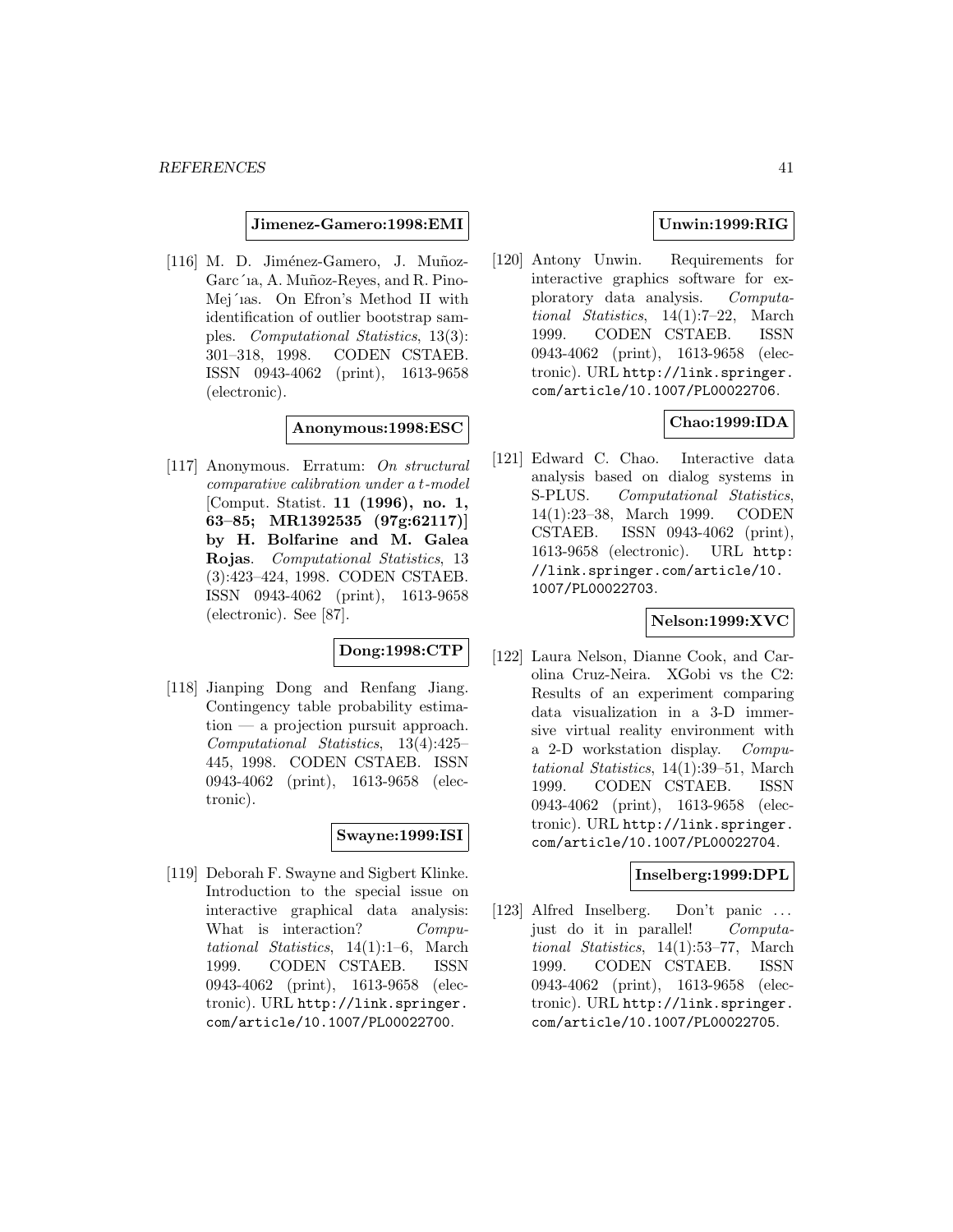**Jimenez-Gamero:1998:EMI**

[116] M. D. Jiménez-Gamero, J. Muñoz-García, A. Muñoz-Reyes, and R. Pino-Mejías. On Efron's Method II with identification of outlier bootstrap samples. *Computational Statistics*, 13(3): 301–318, 1998. CODEN CSTAEB. ISSN 0943-4062 (print), 1613-9658 (electronic).

**Anonymous:1998:ESC**

[117] Anonymous. Erratum: *On structural comparative calibration under a t-model* [Comput. Statist. **11 (1996), no. 1, 63–85; MR1392535 (97g:62117)**] **by H. Bolfarine and M. Galea Rojas**. *Computational Statistics*, 13 (3):423–424, 1998. CODEN CSTAEB. ISSN 0943-4062 (print), 1613-9658 (electronic). See [87].

**Dong:1998:CTP**

[118] Jianping Dong and Renfang Jiang. Contingency table probability estimation — a projection pursuit approach. *Computational Statistics*, 13(4):425–445, 1998. CODEN CSTAEB. ISSN 0943-4062 (print), 1613-9658 (electronic).

**Swayne:1999:ISI**

[119] Deborah F. Swayne and Sigbert Klinke. Introduction to the special issue on interactive graphical data analysis: What is interaction? *Computational Statistics*, 14(1):1–6, March 1999. CODEN CSTAEB. ISSN 0943-4062 (print), 1613-9658 (electronic). URL http://link.springer.com/article/10.1007/PL00022700.

**Unwin:1999:RIG**

[120] Antony Unwin. Requirements for interactive graphics software for exploratory data analysis. *Computational Statistics*, 14(1):7–22, March 1999. CODEN CSTAEB. ISSN 0943-4062 (print), 1613-9658 (electronic). URL http://link.springer.com/article/10.1007/PL00022706.

**Chao:1999:IDA**

[121] Edward C. Chao. Interactive data analysis based on dialog systems in S-PLUS. *Computational Statistics*, 14(1):23–38, March 1999. CODEN CSTAEB. ISSN 0943-4062 (print), 1613-9658 (electronic). URL http://link.springer.com/article/10.1007/PL00022703.

**Nelson:1999:XVC**

[122] Laura Nelson, Dianne Cook, and Carolina Cruz-Neira. XGobi vs the C2: Results of an experiment comparing data visualization in a 3-D immersive virtual reality environment with a 2-D workstation display. *Computational Statistics*, 14(1):39–51, March 1999. CODEN CSTAEB. ISSN 0943-4062 (print), 1613-9658 (electronic). URL http://link.springer.com/article/10.1007/PL00022704.

**Inselberg:1999:DPL**

[123] Alfred Inselberg. Don't panic ... just do it in parallel! *Computational Statistics*, 14(1):53–77, March 1999. CODEN CSTAEB. ISSN 0943-4062 (print), 1613-9658 (electronic). URL http://link.springer.com/article/10.1007/PL00022705.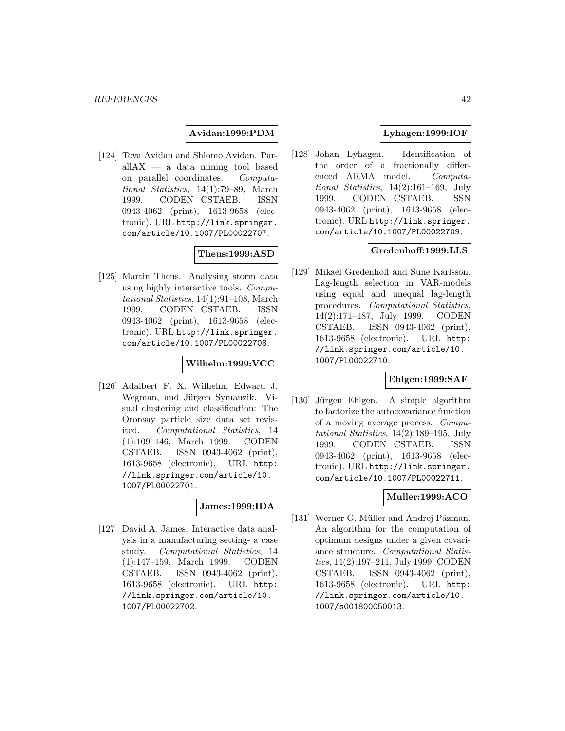**Avidan:1999:PDM**

[124] Tova Avidan and Shlomo Avidan. ParallAX — a data mining tool based on parallel coordinates. *Computational Statistics*, 14(1):79–89, March 1999. CODEN CSTAEB. ISSN 0943-4062 (print), 1613-9658 (electronic). URL http://link.springer.com/article/10.1007/PL00022707.

**Theus:1999:ASD**

[125] Martin Theus. Analysing storm data using highly interactive tools. *Computational Statistics*, 14(1):91–108, March 1999. CODEN CSTAEB. ISSN 0943-4062 (print), 1613-9658 (electronic). URL http://link.springer.com/article/10.1007/PL00022708.

**Wilhelm:1999:VCC**

[126] Adalbert F. X. Wilhelm, Edward J. Wegman, and Jürgen Symanzik. Visual clustering and classification: The Oronsay particle size data set revisited. *Computational Statistics*, 14 (1):109–146, March 1999. CODEN CSTAEB. ISSN 0943-4062 (print), 1613-9658 (electronic). URL http://link.springer.com/article/10.1007/PL00022701.

**James:1999:IDA**

[127] David A. James. Interactive data analysis in a manufacturing setting- a case study. *Computational Statistics*, 14 (1):147–159, March 1999. CODEN CSTAEB. ISSN 0943-4062 (print), 1613-9658 (electronic). URL http://link.springer.com/article/10.1007/PL00022702.

**Lyhagen:1999:IOF**

[128] Johan Lyhagen. Identification of the order of a fractionally differenced ARMA model. *Computational Statistics*, 14(2):161–169, July 1999. CODEN CSTAEB. ISSN 0943-4062 (print), 1613-9658 (electronic). URL http://link.springer.com/article/10.1007/PL00022709.

**Gredenhoff:1999:LLS**

[129] Mikael Gredenhoff and Sune Karlsson. Lag-length selection in VAR-models using equal and unequal lag-length procedures. *Computational Statistics*, 14(2):171–187, July 1999. CODEN CSTAEB. ISSN 0943-4062 (print), 1613-9658 (electronic). URL http://link.springer.com/article/10.1007/PL00022710.

**Ehlgen:1999:SAF**

[130] Jürgen Ehlgen. A simple algorithm to factorize the autocovariance function of a moving average process. *Computational Statistics*, 14(2):189–195, July 1999. CODEN CSTAEB. ISSN 0943-4062 (print), 1613-9658 (electronic). URL http://link.springer.com/article/10.1007/PL00022711.

**Muller:1999:ACO**

[131] Werner G. Müller and Andrej Pázman. An algorithm for the computation of optimum designs under a given covariance structure. *Computational Statistics*, 14(2):197–211, July 1999. CODEN CSTAEB. ISSN 0943-4062 (print), 1613-9658 (electronic). URL http://link.springer.com/article/10.1007/s001800050013.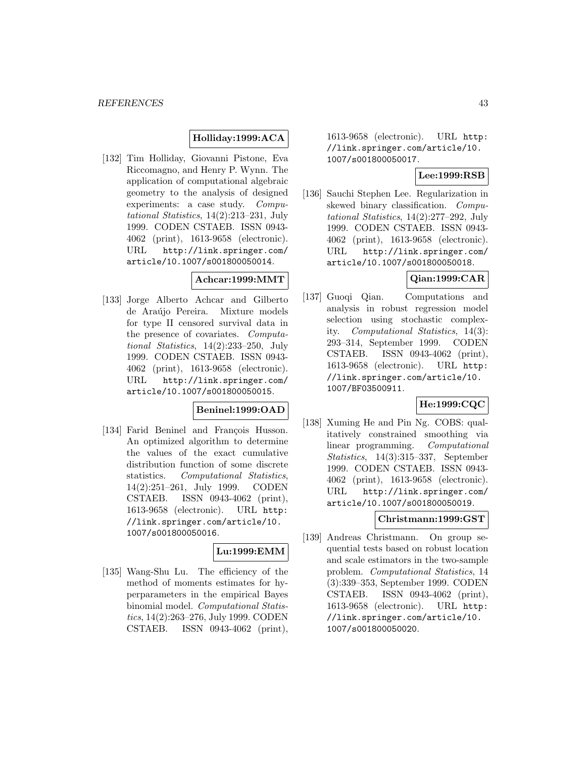**Holliday:1999:ACA**

[132] Tim Holliday, Giovanni Pistone, Eva Riccomagno, and Henry P. Wynn. The application of computational algebraic geometry to the analysis of designed experiments: a case study. *Computational Statistics*, 14(2):213–231, July 1999. CODEN CSTAEB. ISSN 0943-4062 (print), 1613-9658 (electronic). URL http://link.springer.com/article/10.1007/s001800050014.

**Achcar:1999:MMT**

[133] Jorge Alberto Achcar and Gilberto de Araújo Pereira. Mixture models for type II censored survival data in the presence of covariates. *Computational Statistics*, 14(2):233–250, July 1999. CODEN CSTAEB. ISSN 0943-4062 (print), 1613-9658 (electronic). URL http://link.springer.com/article/10.1007/s001800050015.

**Beninel:1999:OAD**

[134] Farid Beninel and François Husson. An optimized algorithm to determine the values of the exact cumulative distribution function of some discrete statistics. *Computational Statistics*, 14(2):251–261, July 1999. CODEN CSTAEB. ISSN 0943-4062 (print), 1613-9658 (electronic). URL http://link.springer.com/article/10.1007/s001800050016.

**Lu:1999:EMM**

[135] Wang-Shu Lu. The efficiency of the method of moments estimates for hyperparameters in the empirical Bayes binomial model. *Computational Statistics*, 14(2):263–276, July 1999. CODEN CSTAEB. ISSN 0943-4062 (print), 1613-9658 (electronic). URL http://link.springer.com/article/10.1007/s001800050017.

**Lee:1999:RSB**

[136] Sauchi Stephen Lee. Regularization in skewed binary classification. *Computational Statistics*, 14(2):277–292, July 1999. CODEN CSTAEB. ISSN 0943-4062 (print), 1613-9658 (electronic). URL http://link.springer.com/article/10.1007/s001800050018.

**Qian:1999:CAR**

[137] Guoqi Qian. Computations and analysis in robust regression model selection using stochastic complexity. *Computational Statistics*, 14(3):293–314, September 1999. CODEN CSTAEB. ISSN 0943-4062 (print), 1613-9658 (electronic). URL http://link.springer.com/article/10.1007/BF03500911.

**He:1999:CQC**

[138] Xuming He and Pin Ng. COBS: qualitatively constrained smoothing via linear programming. *Computational Statistics*, 14(3):315–337, September 1999. CODEN CSTAEB. ISSN 0943-4062 (print), 1613-9658 (electronic). URL http://link.springer.com/article/10.1007/s001800050019.

**Christmann:1999:GST**

[139] Andreas Christmann. On group sequential tests based on robust location and scale estimators in the two-sample problem. *Computational Statistics*, 14(3):339–353, September 1999. CODEN CSTAEB. ISSN 0943-4062 (print), 1613-9658 (electronic). URL http://link.springer.com/article/10.1007/s001800050020.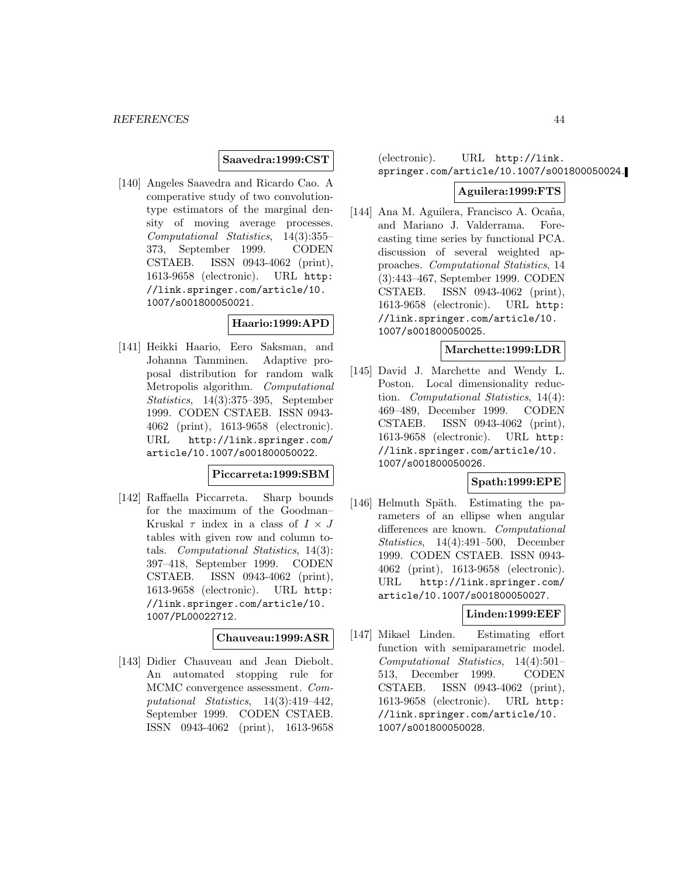**Saavedra:1999:CST**

[140] Angeles Saavedra and Ricardo Cao. A comperative study of two convolution-type estimators of the marginal density of moving average processes. *Computational Statistics*, 14(3):355–373, September 1999. CODEN CSTAEB. ISSN 0943-4062 (print), 1613-9658 (electronic). URL http://link.springer.com/article/10.1007/s001800050021.

**Haario:1999:APD**

[141] Heikki Haario, Eero Saksman, and Johanna Tamminen. Adaptive proposal distribution for random walk Metropolis algorithm. *Computational Statistics*, 14(3):375–395, September 1999. CODEN CSTAEB. ISSN 0943-4062 (print), 1613-9658 (electronic). URL http://link.springer.com/article/10.1007/s001800050022.

**Piccarreta:1999:SBM**

[142] Raffaella Piccarreta. Sharp bounds for the maximum of the Goodman–Kruskal $\tau$ index in a class of $I \times J$ tables with given row and column totals. *Computational Statistics*, 14(3):397–418, September 1999. CODEN CSTAEB. ISSN 0943-4062 (print), 1613-9658 (electronic). URL http://link.springer.com/article/10.1007/PL00022712.

**Chauveau:1999:ASR**

[143] Didier Chauveau and Jean Diebolt. An automated stopping rule for MCMC convergence assessment. *Computational Statistics*, 14(3):419–442, September 1999. CODEN CSTAEB. ISSN 0943-4062 (print), 1613-9658 (electronic). URL http://link.springer.com/article/10.1007/s001800050024.

**Aguilera:1999:FTS**

[144] Ana M. Aguilera, Francisco A. Ocaña, and Mariano J. Valderrama. Forecasting time series by functional PCA. discussion of several weighted approaches. *Computational Statistics*, 14(3):443–467, September 1999. CODEN CSTAEB. ISSN 0943-4062 (print), 1613-9658 (electronic). URL http://link.springer.com/article/10.1007/s001800050025.

**Marchette:1999:LDR**

[145] David J. Marchette and Wendy L. Poston. Local dimensionality reduction. *Computational Statistics*, 14(4):469–489, December 1999. CODEN CSTAEB. ISSN 0943-4062 (print), 1613-9658 (electronic). URL http://link.springer.com/article/10.1007/s001800050026.

**Spath:1999:EPE**

[146] Helmuth Späth. Estimating the parameters of an ellipse when angular differences are known. *Computational Statistics*, 14(4):491–500, December 1999. CODEN CSTAEB. ISSN 0943-4062 (print), 1613-9658 (electronic). URL http://link.springer.com/article/10.1007/s001800050027.

**Linden:1999:EEF**

[147] Mikael Linden. Estimating effort function with semiparametric model. *Computational Statistics*, 14(4):501–513, December 1999. CODEN CSTAEB. ISSN 0943-4062 (print), 1613-9658 (electronic). URL http://link.springer.com/article/10.1007/s001800050028.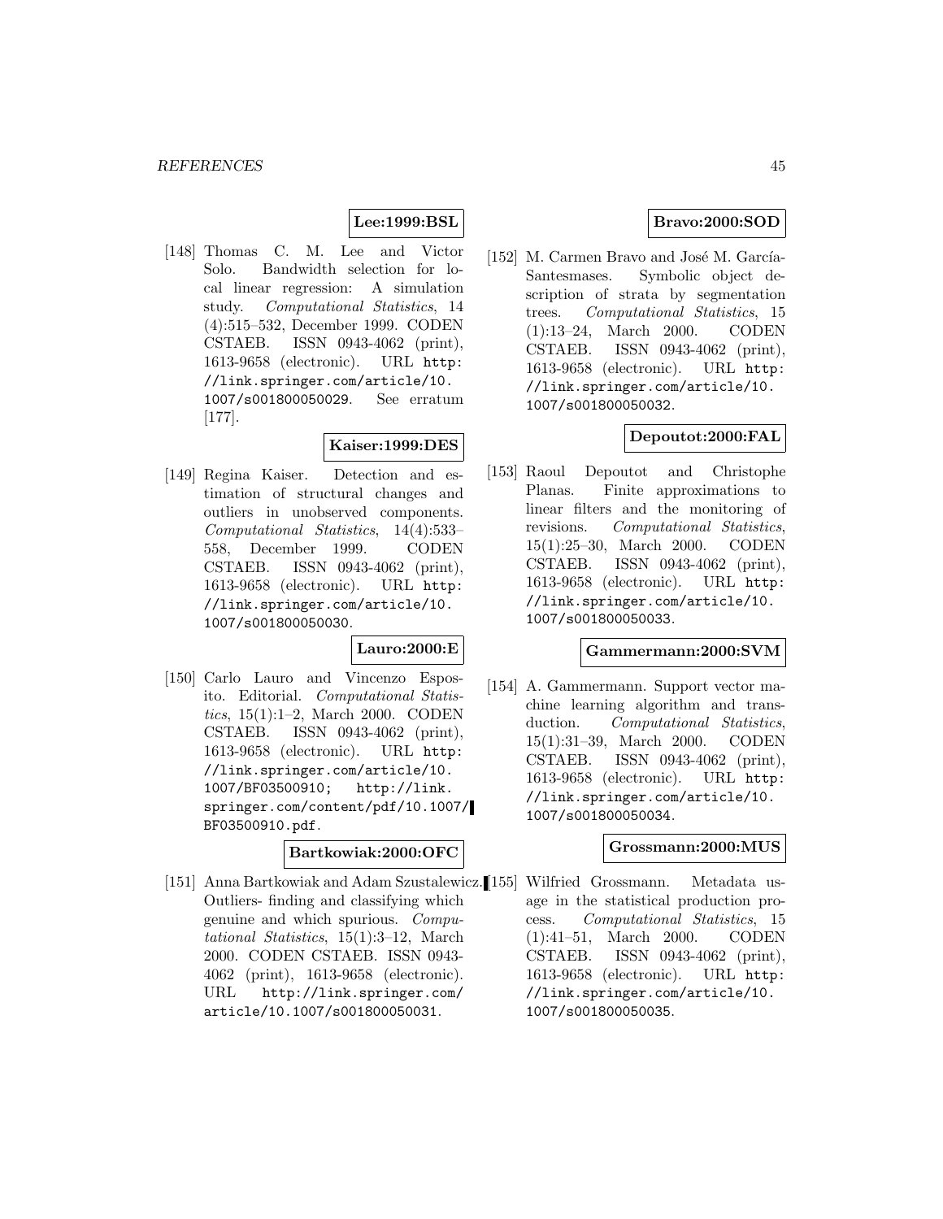**Lee:1999:BSL**

[148] Thomas C. M. Lee and Victor Solo. Bandwidth selection for local linear regression: A simulation study. *Computational Statistics*, 14 (4):515–532, December 1999. CODEN CSTAEB. ISSN 0943-4062 (print), 1613-9658 (electronic). URL http://link.springer.com/article/10.1007/s001800050029. See erratum [177].

**Kaiser:1999:DES**

[149] Regina Kaiser. Detection and estimation of structural changes and outliers in unobserved components. *Computational Statistics*, 14(4):533–558, December 1999. CODEN CSTAEB. ISSN 0943-4062 (print), 1613-9658 (electronic). URL http://link.springer.com/article/10.1007/s001800050030.

**Lauro:2000:E**

[150] Carlo Lauro and Vincenzo Esposito. Editorial. *Computational Statistics*, 15(1):1–2, March 2000. CODEN CSTAEB. ISSN 0943-4062 (print), 1613-9658 (electronic). URL http://link.springer.com/article/10.1007/BF03500910; http://link.springer.com/content/pdf/10.1007/BF03500910.pdf.

**Bartkowiak:2000:OFC**

[151] Anna Bartkowiak and Adam Szustalewicz. Outliers- finding and classifying which genuine and which spurious. *Computational Statistics*, 15(1):3–12, March 2000. CODEN CSTAEB. ISSN 0943-4062 (print), 1613-9658 (electronic). URL http://link.springer.com/article/10.1007/s001800050031.

**Bravo:2000:SOD**

[152] M. Carmen Bravo and José M. García-Santesmases. Symbolic object description of strata by segmentation trees. *Computational Statistics*, 15 (1):13–24, March 2000. CODEN CSTAEB. ISSN 0943-4062 (print), 1613-9658 (electronic). URL http://link.springer.com/article/10.1007/s001800050032.

**Depoutot:2000:FAL**

[153] Raoul Depoutot and Christophe Planas. Finite approximations to linear filters and the monitoring of revisions. *Computational Statistics*, 15(1):25–30, March 2000. CODEN CSTAEB. ISSN 0943-4062 (print), 1613-9658 (electronic). URL http://link.springer.com/article/10.1007/s001800050033.

**Gammermann:2000:SVM**

[154] A. Gammermann. Support vector machine learning algorithm and transduction. *Computational Statistics*, 15(1):31–39, March 2000. CODEN CSTAEB. ISSN 0943-4062 (print), 1613-9658 (electronic). URL http://link.springer.com/article/10.1007/s001800050034.

**Grossmann:2000:MUS**

[155] Wilfried Grossmann. Metadata usage in the statistical production process. *Computational Statistics*, 15 (1):41–51, March 2000. CODEN CSTAEB. ISSN 0943-4062 (print), 1613-9658 (electronic). URL http://link.springer.com/article/10.1007/s001800050035.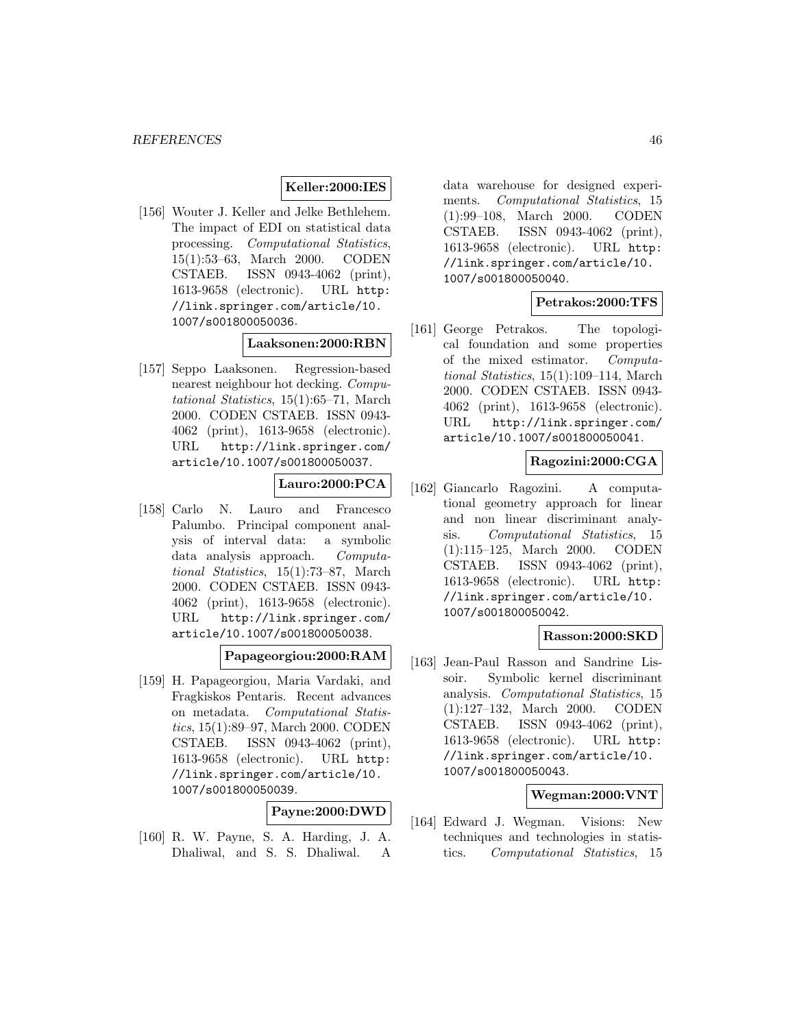**Keller:2000:IES**

[156] Wouter J. Keller and Jelke Bethlehem. The impact of EDI on statistical data processing. *Computational Statistics*, 15(1):53–63, March 2000. CODEN CSTAEB. ISSN 0943-4062 (print), 1613-9658 (electronic). URL http://link.springer.com/article/10.1007/s001800050036.

**Laaksonen:2000:RBN**

[157] Seppo Laaksonen. Regression-based nearest neighbour hot decking. *Computational Statistics*, 15(1):65–71, March 2000. CODEN CSTAEB. ISSN 0943-4062 (print), 1613-9658 (electronic). URL http://link.springer.com/article/10.1007/s001800050037.

**Lauro:2000:PCA**

[158] Carlo N. Lauro and Francesco Palumbo. Principal component analysis of interval data: a symbolic data analysis approach. *Computational Statistics*, 15(1):73–87, March 2000. CODEN CSTAEB. ISSN 0943-4062 (print), 1613-9658 (electronic). URL http://link.springer.com/article/10.1007/s001800050038.

**Papageorgiou:2000:RAM**

[159] H. Papageorgiou, Maria Vardaki, and Fragkiskos Pentaris. Recent advances on metadata. *Computational Statistics*, 15(1):89–97, March 2000. CODEN CSTAEB. ISSN 0943-4062 (print), 1613-9658 (electronic). URL http://link.springer.com/article/10.1007/s001800050039.

**Payne:2000:DWD**

[160] R. W. Payne, S. A. Harding, J. A. Dhaliwal, and S. S. Dhaliwal. A data warehouse for designed experiments. *Computational Statistics*, 15(1):99–108, March 2000. CODEN CSTAEB. ISSN 0943-4062 (print), 1613-9658 (electronic). URL http://link.springer.com/article/10.1007/s001800050040.

**Petrakos:2000:TFS**

[161] George Petrakos. The topological foundation and some properties of the mixed estimator. *Computational Statistics*, 15(1):109–114, March 2000. CODEN CSTAEB. ISSN 0943-4062 (print), 1613-9658 (electronic). URL http://link.springer.com/article/10.1007/s001800050041.

**Ragozini:2000:CGA**

[162] Giancarlo Ragozini. A computational geometry approach for linear and non linear discriminant analysis. *Computational Statistics*, 15(1):115–125, March 2000. CODEN CSTAEB. ISSN 0943-4062 (print), 1613-9658 (electronic). URL http://link.springer.com/article/10.1007/s001800050042.

**Rasson:2000:SKD**

[163] Jean-Paul Rasson and Sandrine Lissoir. Symbolic kernel discriminant analysis. *Computational Statistics*, 15(1):127–132, March 2000. CODEN CSTAEB. ISSN 0943-4062 (print), 1613-9658 (electronic). URL http://link.springer.com/article/10.1007/s001800050043.

**Wegman:2000:VNT**

[164] Edward J. Wegman. Visions: New techniques and technologies in statistics. *Computational Statistics*, 15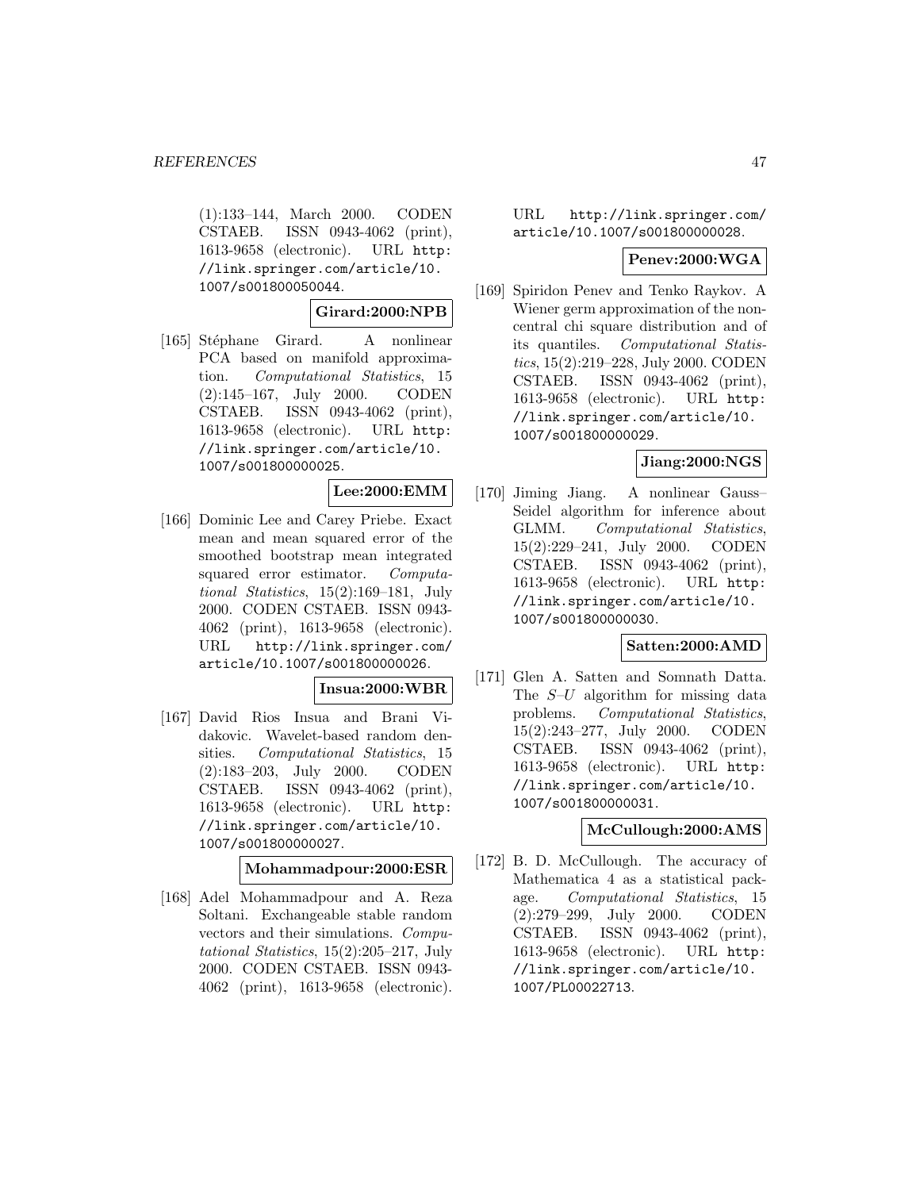(1):133–144, March 2000. CODEN CSTAEB. ISSN 0943-4062 (print), 1613-9658 (electronic). URL http://link.springer.com/article/10.1007/s001800050044.

**Girard:2000:NPB**

[165] Stéphane Girard. A nonlinear PCA based on manifold approximation. *Computational Statistics*, 15 (2):145–167, July 2000. CODEN CSTAEB. ISSN 0943-4062 (print), 1613-9658 (electronic). URL http://link.springer.com/article/10.1007/s001800000025.

**Lee:2000:EMM**

[166] Dominic Lee and Carey Priebe. Exact mean and mean squared error of the smoothed bootstrap mean integrated squared error estimator. *Computational Statistics*, 15(2):169–181, July 2000. CODEN CSTAEB. ISSN 0943-4062 (print), 1613-9658 (electronic). URL http://link.springer.com/article/10.1007/s001800000026.

**Insua:2000:WBR**

[167] David Rios Insua and Brani Vidakovic. Wavelet-based random densities. *Computational Statistics*, 15 (2):183–203, July 2000. CODEN CSTAEB. ISSN 0943-4062 (print), 1613-9658 (electronic). URL http://link.springer.com/article/10.1007/s001800000027.

**Mohammadpour:2000:ESR**

[168] Adel Mohammadpour and A. Reza Soltani. Exchangeable stable random vectors and their simulations. *Computational Statistics*, 15(2):205–217, July 2000. CODEN CSTAEB. ISSN 0943-4062 (print), 1613-9658 (electronic). URL http://link.springer.com/article/10.1007/s001800000028.

**Penev:2000:WGA**

[169] Spiridon Penev and Tenko Raykov. A Wiener germ approximation of the noncentral chi square distribution and of its quantiles. *Computational Statistics*, 15(2):219–228, July 2000. CODEN CSTAEB. ISSN 0943-4062 (print), 1613-9658 (electronic). URL http://link.springer.com/article/10.1007/s001800000029.

**Jiang:2000:NGS**

[170] Jiming Jiang. A nonlinear Gauss–Seidel algorithm for inference about GLMM. *Computational Statistics*, 15(2):229–241, July 2000. CODEN CSTAEB. ISSN 0943-4062 (print), 1613-9658 (electronic). URL http://link.springer.com/article/10.1007/s001800000030.

**Satten:2000:AMD**

[171] Glen A. Satten and Somnath Datta. The $S$–$U$ algorithm for missing data problems. *Computational Statistics*, 15(2):243–277, July 2000. CODEN CSTAEB. ISSN 0943-4062 (print), 1613-9658 (electronic). URL http://link.springer.com/article/10.1007/s001800000031.

**McCullough:2000:AMS**

[172] B. D. McCullough. The accuracy of Mathematica 4 as a statistical package. *Computational Statistics*, 15 (2):279–299, July 2000. CODEN CSTAEB. ISSN 0943-4062 (print), 1613-9658 (electronic). URL http://link.springer.com/article/10.1007/PL00022713.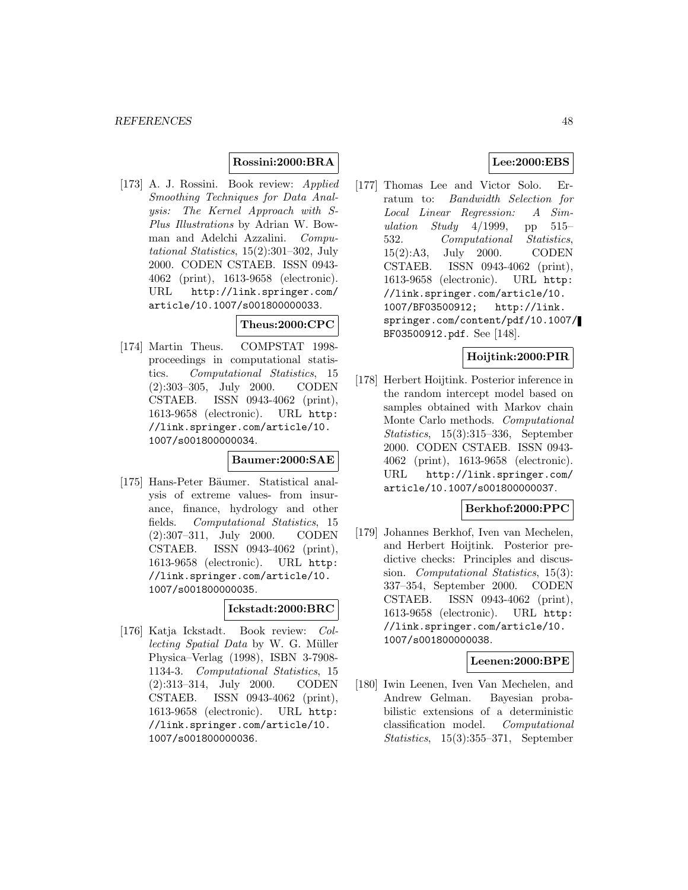**Rossini:2000:BRA**

[173] A. J. Rossini. Book review: *Applied Smoothing Techniques for Data Analysis: The Kernel Approach with S-Plus Illustrations* by Adrian W. Bowman and Adelchi Azzalini. *Computational Statistics*, 15(2):301–302, July 2000. CODEN CSTAEB. ISSN 0943-4062 (print), 1613-9658 (electronic). URL http://link.springer.com/article/10.1007/s001800000033.

**Theus:2000:CPC**

[174] Martin Theus. COMPSTAT 1998-proceedings in computational statistics. *Computational Statistics*, 15 (2):303–305, July 2000. CODEN CSTAEB. ISSN 0943-4062 (print), 1613-9658 (electronic). URL http://link.springer.com/article/10.1007/s001800000034.

**Baumer:2000:SAE**

[175] Hans-Peter Bäumer. Statistical analysis of extreme values- from insurance, finance, hydrology and other fields. *Computational Statistics*, 15 (2):307–311, July 2000. CODEN CSTAEB. ISSN 0943-4062 (print), 1613-9658 (electronic). URL http://link.springer.com/article/10.1007/s001800000035.

**Ickstadt:2000:BRC**

[176] Katja Ickstadt. Book review: *Collecting Spatial Data* by W. G. Müller Physica–Verlag (1998), ISBN 3-7908-1134-3. *Computational Statistics*, 15 (2):313–314, July 2000. CODEN CSTAEB. ISSN 0943-4062 (print), 1613-9658 (electronic). URL http://link.springer.com/article/10.1007/s001800000036.

**Lee:2000:EBS**

[177] Thomas Lee and Victor Solo. Erratum to: *Bandwidth Selection for Local Linear Regression: A Simulation Study* 4/1999, pp 515–532. *Computational Statistics*, 15(2):A3, July 2000. CODEN CSTAEB. ISSN 0943-4062 (print), 1613-9658 (electronic). URL http://link.springer.com/article/10.1007/BF03500912; http://link.springer.com/content/pdf/10.1007/BF03500912.pdf. See [148].

**Hoijtink:2000:PIR**

[178] Herbert Hoijtink. Posterior inference in the random intercept model based on samples obtained with Markov chain Monte Carlo methods. *Computational Statistics*, 15(3):315–336, September 2000. CODEN CSTAEB. ISSN 0943-4062 (print), 1613-9658 (electronic). URL http://link.springer.com/article/10.1007/s001800000037.

**Berkhof:2000:PPC**

[179] Johannes Berkhof, Iven van Mechelen, and Herbert Hoijtink. Posterior predictive checks: Principles and discussion. *Computational Statistics*, 15(3): 337–354, September 2000. CODEN CSTAEB. ISSN 0943-4062 (print), 1613-9658 (electronic). URL http://link.springer.com/article/10.1007/s001800000038.

**Leenen:2000:BPE**

[180] Iwin Leenen, Iven Van Mechelen, and Andrew Gelman. Bayesian probabilistic extensions of a deterministic classification model. *Computational Statistics*, 15(3):355–371, September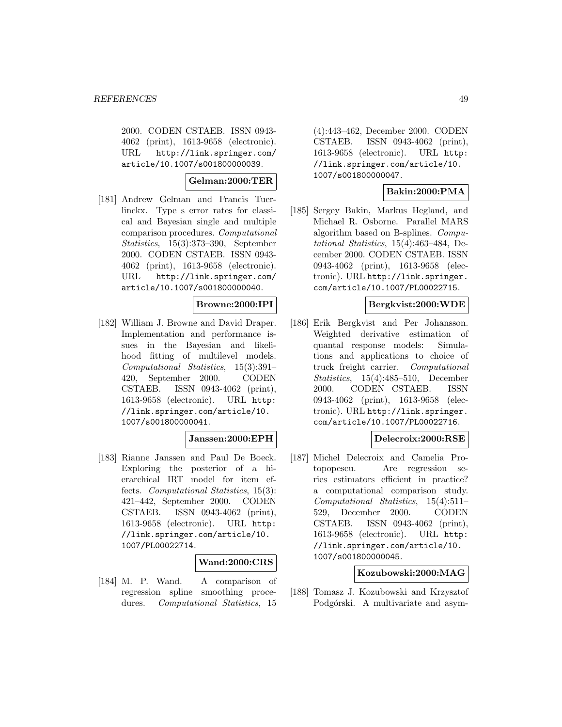2000. CODEN CSTAEB. ISSN 0943-4062 (print), 1613-9658 (electronic). URL http://link.springer.com/article/10.1007/s001800000039.

**Gelman:2000:TER**

[181] Andrew Gelman and Francis Tuerlinckx. Type s error rates for classical and Bayesian single and multiple comparison procedures. *Computational Statistics*, 15(3):373–390, September 2000. CODEN CSTAEB. ISSN 0943-4062 (print), 1613-9658 (electronic). URL http://link.springer.com/article/10.1007/s001800000040.

**Browne:2000:IPI**

[182] William J. Browne and David Draper. Implementation and performance issues in the Bayesian and likelihood fitting of multilevel models. *Computational Statistics*, 15(3):391–420, September 2000. CODEN CSTAEB. ISSN 0943-4062 (print), 1613-9658 (electronic). URL http://link.springer.com/article/10.1007/s001800000041.

**Janssen:2000:EPH**

[183] Rianne Janssen and Paul De Boeck. Exploring the posterior of a hierarchical IRT model for item effects. *Computational Statistics*, 15(3):421–442, September 2000. CODEN CSTAEB. ISSN 0943-4062 (print), 1613-9658 (electronic). URL http://link.springer.com/article/10.1007/PL00022714.

**Wand:2000:CRS**

[184] M. P. Wand. A comparison of regression spline smoothing procedures. *Computational Statistics*, 15(4):443–462, December 2000. CODEN CSTAEB. ISSN 0943-4062 (print), 1613-9658 (electronic). URL http://link.springer.com/article/10.1007/s001800000047.

**Bakin:2000:PMA**

[185] Sergey Bakin, Markus Hegland, and Michael R. Osborne. Parallel MARS algorithm based on B-splines. *Computational Statistics*, 15(4):463–484, December 2000. CODEN CSTAEB. ISSN 0943-4062 (print), 1613-9658 (electronic). URL http://link.springer.com/article/10.1007/PL00022715.

**Bergkvist:2000:WDE**

[186] Erik Bergkvist and Per Johansson. Weighted derivative estimation of quantal response models: Simulations and applications to choice of truck freight carrier. *Computational Statistics*, 15(4):485–510, December 2000. CODEN CSTAEB. ISSN 0943-4062 (print), 1613-9658 (electronic). URL http://link.springer.com/article/10.1007/PL00022716.

**Delecroix:2000:RSE**

[187] Michel Delecroix and Camelia Protopopescu. Are regression series estimators efficient in practice? a computational comparison study. *Computational Statistics*, 15(4):511–529, December 2000. CODEN CSTAEB. ISSN 0943-4062 (print), 1613-9658 (electronic). URL http://link.springer.com/article/10.1007/s001800000045.

**Kozubowski:2000:MAG**

[188] Tomasz J. Kozubowski and Krzysztof Podgórski. A multivariate and asym-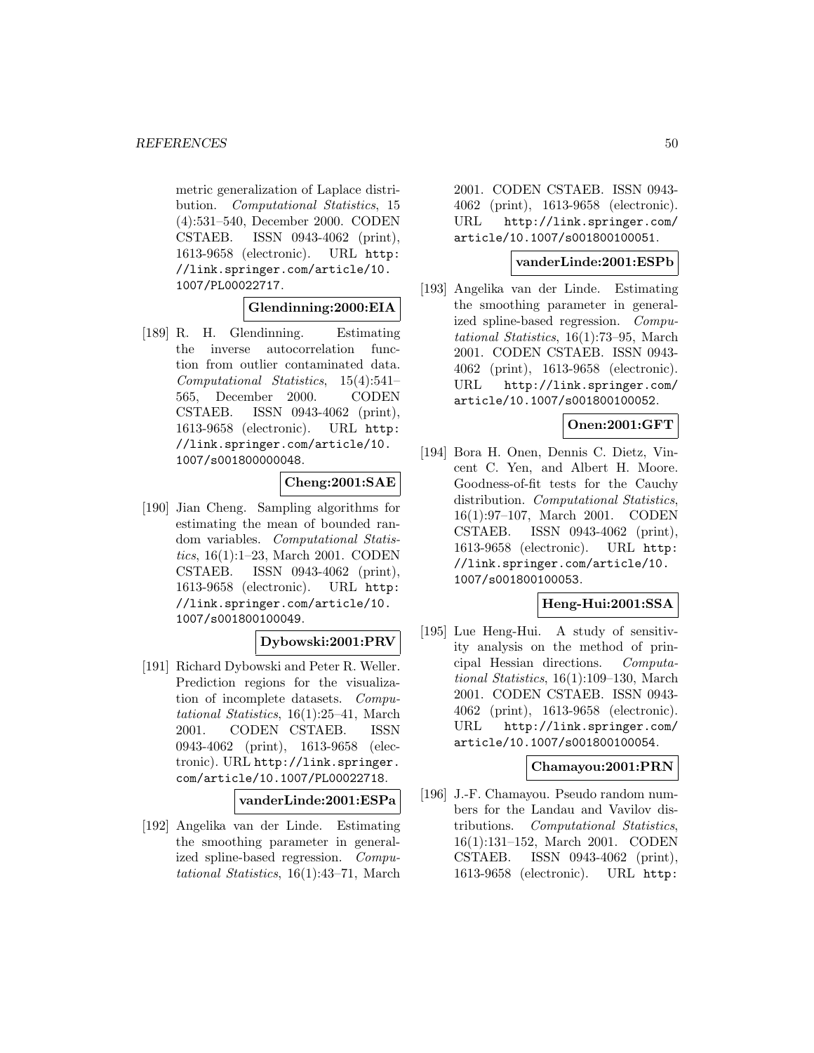metric generalization of Laplace distribution. *Computational Statistics*, 15 (4):531–540, December 2000. CODEN CSTAEB. ISSN 0943-4062 (print), 1613-9658 (electronic). URL http://link.springer.com/article/10.1007/PL00022717.

**Glendinning:2000:EIA**

[189] R. H. Glendinning. Estimating the inverse autocorrelation function from outlier contaminated data. *Computational Statistics*, 15(4):541–565, December 2000. CODEN CSTAEB. ISSN 0943-4062 (print), 1613-9658 (electronic). URL http://link.springer.com/article/10.1007/s001800000048.

**Cheng:2001:SAE**

[190] Jian Cheng. Sampling algorithms for estimating the mean of bounded random variables. *Computational Statistics*, 16(1):1–23, March 2001. CODEN CSTAEB. ISSN 0943-4062 (print), 1613-9658 (electronic). URL http://link.springer.com/article/10.1007/s001800100049.

**Dybowski:2001:PRV**

[191] Richard Dybowski and Peter R. Weller. Prediction regions for the visualization of incomplete datasets. *Computational Statistics*, 16(1):25–41, March 2001. CODEN CSTAEB. ISSN 0943-4062 (print), 1613-9658 (electronic). URL http://link.springer.com/article/10.1007/PL00022718.

**vanderLinde:2001:ESPa**

[192] Angelika van der Linde. Estimating the smoothing parameter in generalized spline-based regression. *Computational Statistics*, 16(1):43–71, March 2001. CODEN CSTAEB. ISSN 0943-4062 (print), 1613-9658 (electronic). URL http://link.springer.com/article/10.1007/s001800100051.

**vanderLinde:2001:ESPb**

[193] Angelika van der Linde. Estimating the smoothing parameter in generalized spline-based regression. *Computational Statistics*, 16(1):73–95, March 2001. CODEN CSTAEB. ISSN 0943-4062 (print), 1613-9658 (electronic). URL http://link.springer.com/article/10.1007/s001800100052.

**Onen:2001:GFT**

[194] Bora H. Onen, Dennis C. Dietz, Vincent C. Yen, and Albert H. Moore. Goodness-of-fit tests for the Cauchy distribution. *Computational Statistics*, 16(1):97–107, March 2001. CODEN CSTAEB. ISSN 0943-4062 (print), 1613-9658 (electronic). URL http://link.springer.com/article/10.1007/s001800100053.

**Heng-Hui:2001:SSA**

[195] Lue Heng-Hui. A study of sensitivity analysis on the method of principal Hessian directions. *Computational Statistics*, 16(1):109–130, March 2001. CODEN CSTAEB. ISSN 0943-4062 (print), 1613-9658 (electronic). URL http://link.springer.com/article/10.1007/s001800100054.

**Chamayou:2001:PRN**

[196] J.-F. Chamayou. Pseudo random numbers for the Landau and Vavilov distributions. *Computational Statistics*, 16(1):131–152, March 2001. CODEN CSTAEB. ISSN 0943-4062 (print), 1613-9658 (electronic). URL http: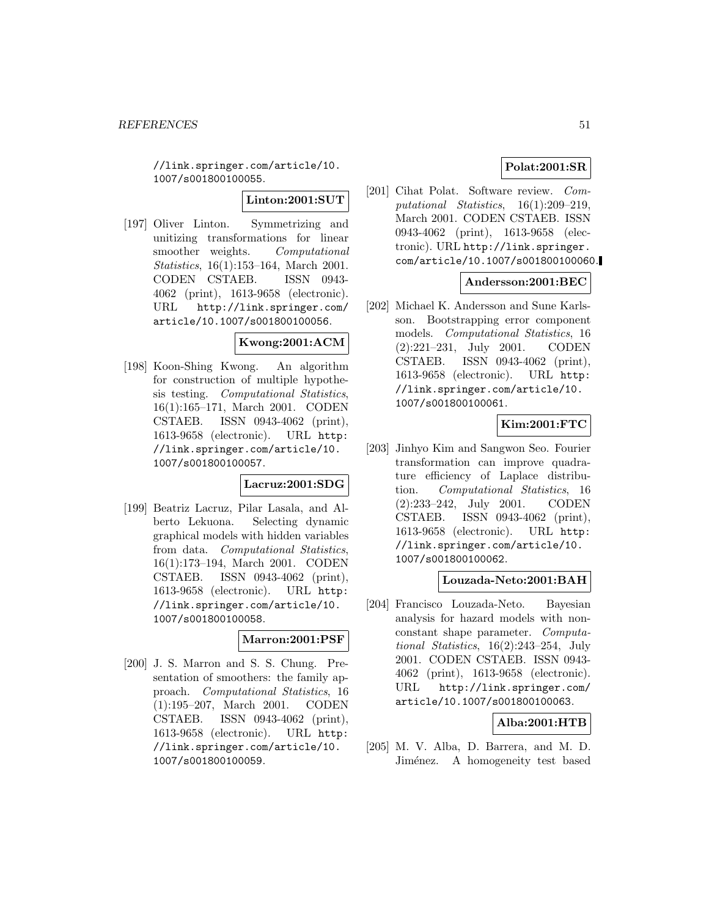//link.springer.com/article/10.1007/s001800100055.

**Linton:2001:SUT**

[197] Oliver Linton. Symmetrizing and unitizing transformations for linear smoother weights. *Computational Statistics*, 16(1):153–164, March 2001. CODEN CSTAEB. ISSN 0943-4062 (print), 1613-9658 (electronic). URL http://link.springer.com/article/10.1007/s001800100056.

**Kwong:2001:ACM**

[198] Koon-Shing Kwong. An algorithm for construction of multiple hypothesis testing. *Computational Statistics*, 16(1):165–171, March 2001. CODEN CSTAEB. ISSN 0943-4062 (print), 1613-9658 (electronic). URL http://link.springer.com/article/10.1007/s001800100057.

**Lacruz:2001:SDG**

[199] Beatriz Lacruz, Pilar Lasala, and Alberto Lekuona. Selecting dynamic graphical models with hidden variables from data. *Computational Statistics*, 16(1):173–194, March 2001. CODEN CSTAEB. ISSN 0943-4062 (print), 1613-9658 (electronic). URL http://link.springer.com/article/10.1007/s001800100058.

**Marron:2001:PSF**

[200] J. S. Marron and S. S. Chung. Presentation of smoothers: the family approach. *Computational Statistics*, 16(1):195–207, March 2001. CODEN CSTAEB. ISSN 0943-4062 (print), 1613-9658 (electronic). URL http://link.springer.com/article/10.1007/s001800100059.

**Polat:2001:SR**

[201] Cihat Polat. Software review. *Computational Statistics*, 16(1):209–219, March 2001. CODEN CSTAEB. ISSN 0943-4062 (print), 1613-9658 (electronic). URL http://link.springer.com/article/10.1007/s001800100060.

**Andersson:2001:BEC**

[202] Michael K. Andersson and Sune Karlsson. Bootstrapping error component models. *Computational Statistics*, 16(2):221–231, July 2001. CODEN CSTAEB. ISSN 0943-4062 (print), 1613-9658 (electronic). URL http://link.springer.com/article/10.1007/s001800100061.

**Kim:2001:FTC**

[203] Jinhyo Kim and Sangwon Seo. Fourier transformation can improve quadrature efficiency of Laplace distribution. *Computational Statistics*, 16(2):233–242, July 2001. CODEN CSTAEB. ISSN 0943-4062 (print), 1613-9658 (electronic). URL http://link.springer.com/article/10.1007/s001800100062.

**Louzada-Neto:2001:BAH**

[204] Francisco Louzada-Neto. Bayesian analysis for hazard models with non-constant shape parameter. *Computational Statistics*, 16(2):243–254, July 2001. CODEN CSTAEB. ISSN 0943-4062 (print), 1613-9658 (electronic). URL http://link.springer.com/article/10.1007/s001800100063.

**Alba:2001:HTB**

[205] M. V. Alba, D. Barrera, and M. D. Jiménez. A homogeneity test based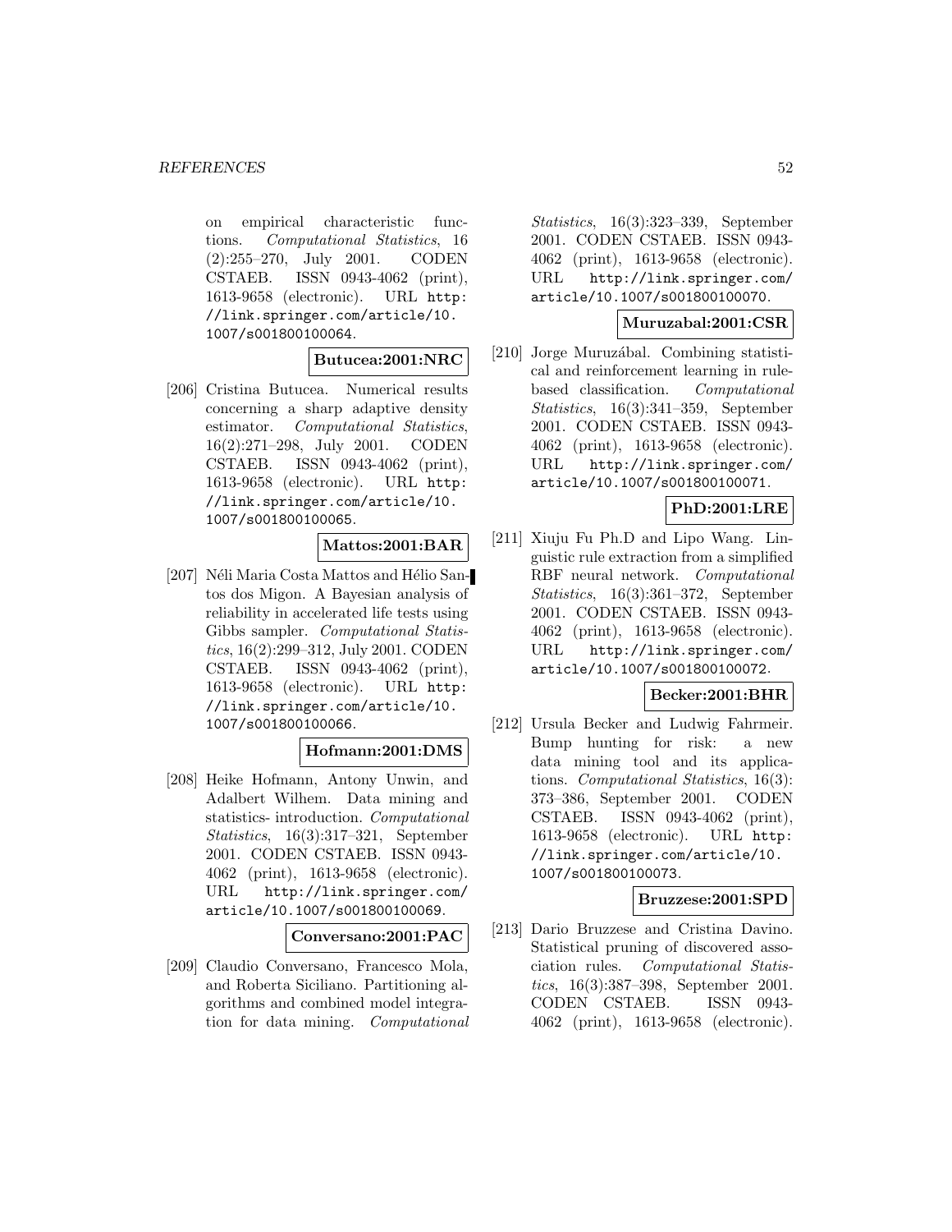on empirical characteristic functions. *Computational Statistics*, 16 (2):255–270, July 2001. CODEN CSTAEB. ISSN 0943-4062 (print), 1613-9658 (electronic). URL http://link.springer.com/article/10.1007/s001800100064.

**Butucea:2001:NRC**

[206] Cristina Butucea. Numerical results concerning a sharp adaptive density estimator. *Computational Statistics*, 16(2):271–298, July 2001. CODEN CSTAEB. ISSN 0943-4062 (print), 1613-9658 (electronic). URL http://link.springer.com/article/10.1007/s001800100065.

**Mattos:2001:BAR**

[207] Néli Maria Costa Mattos and Hélio Santos dos Migon. A Bayesian analysis of reliability in accelerated life tests using Gibbs sampler. *Computational Statistics*, 16(2):299–312, July 2001. CODEN CSTAEB. ISSN 0943-4062 (print), 1613-9658 (electronic). URL http://link.springer.com/article/10.1007/s001800100066.

**Hofmann:2001:DMS**

[208] Heike Hofmann, Antony Unwin, and Adalbert Wilhem. Data mining and statistics- introduction. *Computational Statistics*, 16(3):317–321, September 2001. CODEN CSTAEB. ISSN 0943-4062 (print), 1613-9658 (electronic). URL http://link.springer.com/article/10.1007/s001800100069.

**Conversano:2001:PAC**

[209] Claudio Conversano, Francesco Mola, and Roberta Siciliano. Partitioning algorithms and combined model integration for data mining. *Computational Statistics*, 16(3):323–339, September 2001. CODEN CSTAEB. ISSN 0943-4062 (print), 1613-9658 (electronic). URL http://link.springer.com/article/10.1007/s001800100070.

**Muruzabal:2001:CSR**

[210] Jorge Muruzábal. Combining statistical and reinforcement learning in rule-based classification. *Computational Statistics*, 16(3):341–359, September 2001. CODEN CSTAEB. ISSN 0943-4062 (print), 1613-9658 (electronic). URL http://link.springer.com/article/10.1007/s001800100071.

**PhD:2001:LRE**

[211] Xiuju Fu Ph.D and Lipo Wang. Linguistic rule extraction from a simplified RBF neural network. *Computational Statistics*, 16(3):361–372, September 2001. CODEN CSTAEB. ISSN 0943-4062 (print), 1613-9658 (electronic). URL http://link.springer.com/article/10.1007/s001800100072.

**Becker:2001:BHR**

[212] Ursula Becker and Ludwig Fahrmeir. Bump hunting for risk: a new data mining tool and its applications. *Computational Statistics*, 16(3): 373–386, September 2001. CODEN CSTAEB. ISSN 0943-4062 (print), 1613-9658 (electronic). URL http://link.springer.com/article/10.1007/s001800100073.

**Bruzzese:2001:SPD**

[213] Dario Bruzzese and Cristina Davino. Statistical pruning of discovered association rules. *Computational Statistics*, 16(3):387–398, September 2001. CODEN CSTAEB. ISSN 0943-4062 (print), 1613-9658 (electronic).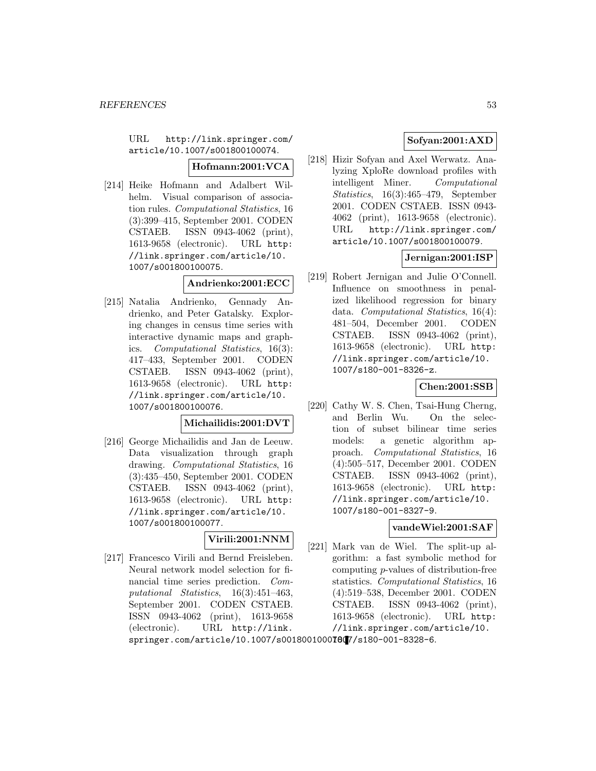URL http://link.springer.com/article/10.1007/s001800100074.

**Hofmann:2001:VCA**

[214] Heike Hofmann and Adalbert Wilhelm. Visual comparison of association rules. *Computational Statistics*, 16 (3):399–415, September 2001. CODEN CSTAEB. ISSN 0943-4062 (print), 1613-9658 (electronic). URL http://link.springer.com/article/10.1007/s001800100075.

**Andrienko:2001:ECC**

[215] Natalia Andrienko, Gennady Andrienko, and Peter Gatalsky. Exploring changes in census time series with interactive dynamic maps and graphics. *Computational Statistics*, 16(3): 417–433, September 2001. CODEN CSTAEB. ISSN 0943-4062 (print), 1613-9658 (electronic). URL http://link.springer.com/article/10.1007/s001800100076.

**Michailidis:2001:DVT**

[216] George Michailidis and Jan de Leeuw. Data visualization through graph drawing. *Computational Statistics*, 16 (3):435–450, September 2001. CODEN CSTAEB. ISSN 0943-4062 (print), 1613-9658 (electronic). URL http://link.springer.com/article/10.1007/s001800100077.

**Virili:2001:NNM**

[217] Francesco Virili and Bernd Freisleben. Neural network model selection for financial time series prediction. *Computational Statistics*, 16(3):451–463, September 2001. CODEN CSTAEB. ISSN 0943-4062 (print), 1613-9658 (electronic). URL http://link.springer.com/article/10.1007/s001800100078.

**Sofyan:2001:AXD**

[218] Hizir Sofyan and Axel Werwatz. Analyzing XploRe download profiles with intelligent Miner. *Computational Statistics*, 16(3):465–479, September 2001. CODEN CSTAEB. ISSN 0943-4062 (print), 1613-9658 (electronic). URL http://link.springer.com/article/10.1007/s001800100079.

**Jernigan:2001:ISP**

[219] Robert Jernigan and Julie O'Connell. Influence on smoothness in penalized likelihood regression for binary data. *Computational Statistics*, 16(4): 481–504, December 2001. CODEN CSTAEB. ISSN 0943-4062 (print), 1613-9658 (electronic). URL http://link.springer.com/article/10.1007/s180-001-8326-z.

**Chen:2001:SSB**

[220] Cathy W. S. Chen, Tsai-Hung Cherng, and Berlin Wu. On the selection of subset bilinear time series models: a genetic algorithm approach. *Computational Statistics*, 16 (4):505–517, December 2001. CODEN CSTAEB. ISSN 0943-4062 (print), 1613-9658 (electronic). URL http://link.springer.com/article/10.1007/s180-001-8327-9.

**vandeWiel:2001:SAF**

[221] Mark van de Wiel. The split-up algorithm: a fast symbolic method for computing $p$-values of distribution-free statistics. *Computational Statistics*, 16 (4):519–538, December 2001. CODEN CSTAEB. ISSN 0943-4062 (print), 1613-9658 (electronic). URL http://link.springer.com/article/10.1007/s180-001-8328-6.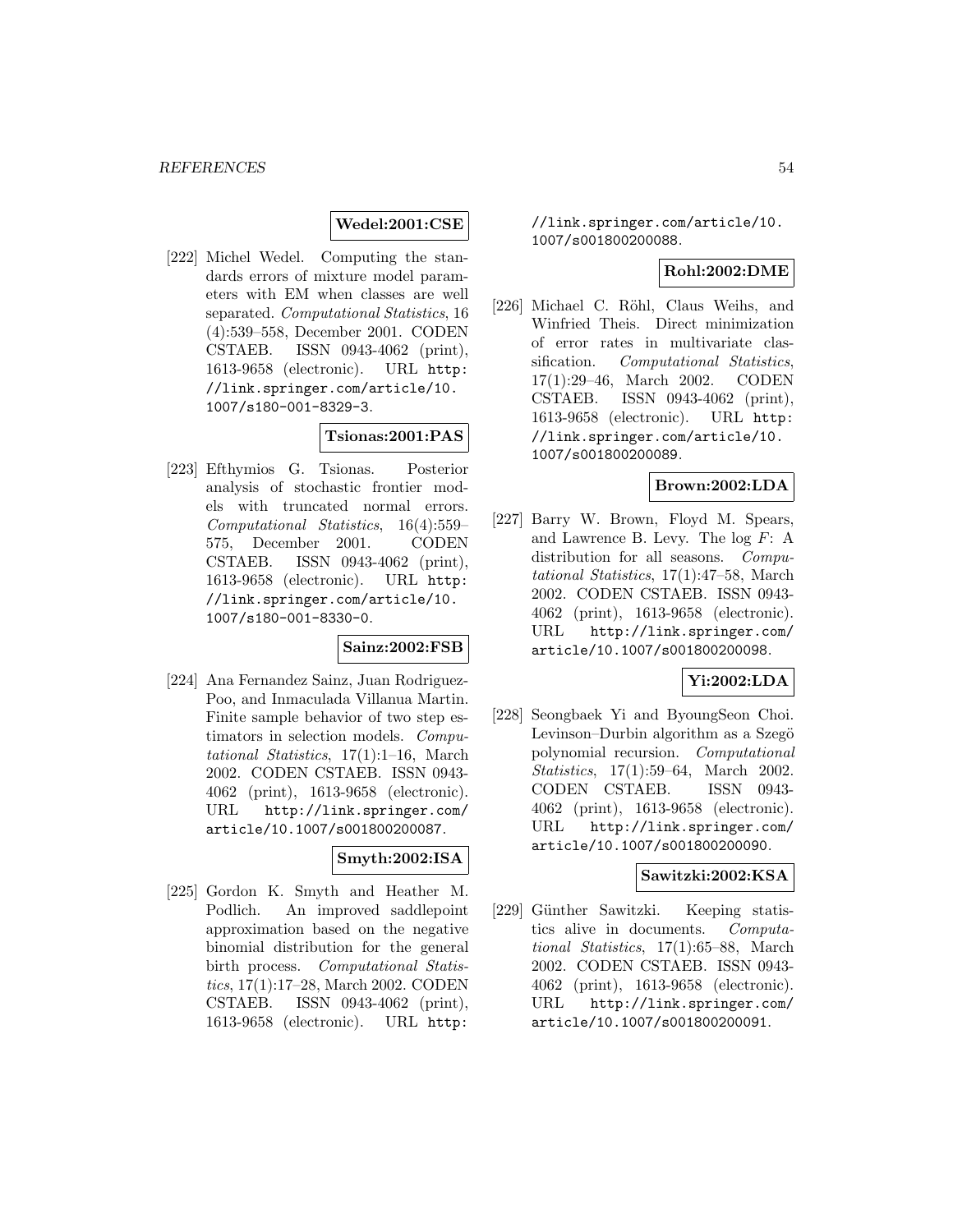**Wedel:2001:CSE**

[222] Michel Wedel. Computing the standards errors of mixture model parameters with EM when classes are well separated. *Computational Statistics*, 16 (4):539–558, December 2001. CODEN CSTAEB. ISSN 0943-4062 (print), 1613-9658 (electronic). URL http://link.springer.com/article/10.1007/s180-001-8329-3.

**Tsionas:2001:PAS**

[223] Efthymios G. Tsionas. Posterior analysis of stochastic frontier models with truncated normal errors. *Computational Statistics*, 16(4):559–575, December 2001. CODEN CSTAEB. ISSN 0943-4062 (print), 1613-9658 (electronic). URL http://link.springer.com/article/10.1007/s180-001-8330-0.

**Sainz:2002:FSB**

[224] Ana Fernandez Sainz, Juan Rodriguez-Poo, and Inmaculada Villanua Martin. Finite sample behavior of two step estimators in selection models. *Computational Statistics*, 17(1):1–16, March 2002. CODEN CSTAEB. ISSN 0943-4062 (print), 1613-9658 (electronic). URL http://link.springer.com/article/10.1007/s001800200087.

**Smyth:2002:ISA**

[225] Gordon K. Smyth and Heather M. Podlich. An improved saddlepoint approximation based on the negative binomial distribution for the general birth process. *Computational Statistics*, 17(1):17–28, March 2002. CODEN CSTAEB. ISSN 0943-4062 (print), 1613-9658 (electronic). URL http://link.springer.com/article/10.1007/s001800200088.

**Rohl:2002:DME**

[226] Michael C. Röhl, Claus Weihs, and Winfried Theis. Direct minimization of error rates in multivariate classification. *Computational Statistics*, 17(1):29–46, March 2002. CODEN CSTAEB. ISSN 0943-4062 (print), 1613-9658 (electronic). URL http://link.springer.com/article/10.1007/s001800200089.

**Brown:2002:LDA**

[227] Barry W. Brown, Floyd M. Spears, and Lawrence B. Levy. The log $F$: A distribution for all seasons. *Computational Statistics*, 17(1):47–58, March 2002. CODEN CSTAEB. ISSN 0943-4062 (print), 1613-9658 (electronic). URL http://link.springer.com/article/10.1007/s001800200098.

**Yi:2002:LDA**

[228] Seongbaek Yi and ByoungSeon Choi. Levinson–Durbin algorithm as a Szegö polynomial recursion. *Computational Statistics*, 17(1):59–64, March 2002. CODEN CSTAEB. ISSN 0943-4062 (print), 1613-9658 (electronic). URL http://link.springer.com/article/10.1007/s001800200090.

**Sawitzki:2002:KSA**

[229] Günther Sawitzki. Keeping statistics alive in documents. *Computational Statistics*, 17(1):65–88, March 2002. CODEN CSTAEB. ISSN 0943-4062 (print), 1613-9658 (electronic). URL http://link.springer.com/article/10.1007/s001800200091.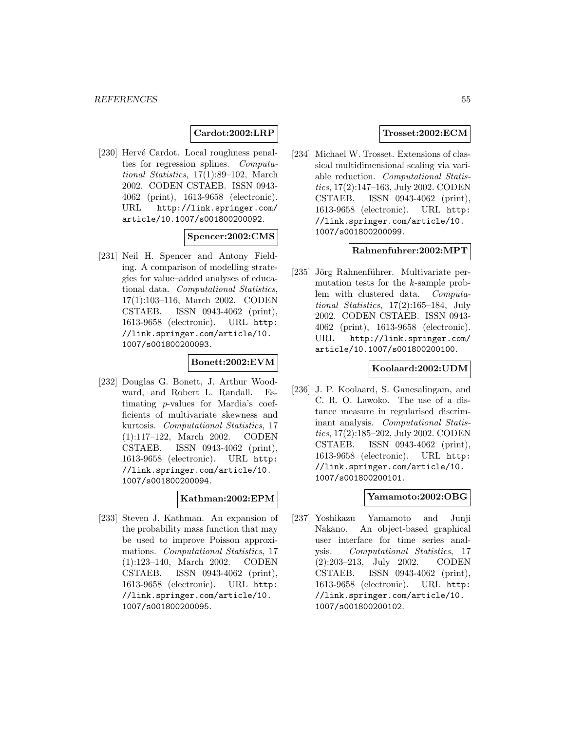**Cardot:2002:LRP**

[230] Hervé Cardot. Local roughness penalties for regression splines. *Computational Statistics*, 17(1):89–102, March 2002. CODEN CSTAEB. ISSN 0943-4062 (print), 1613-9658 (electronic). URL http://link.springer.com/article/10.1007/s001800200092.

**Spencer:2002:CMS**

[231] Neil H. Spencer and Antony Fielding. A comparison of modelling strategies for value–added analyses of educational data. *Computational Statistics*, 17(1):103–116, March 2002. CODEN CSTAEB. ISSN 0943-4062 (print), 1613-9658 (electronic). URL http://link.springer.com/article/10.1007/s001800200093.

**Bonett:2002:EVM**

[232] Douglas G. Bonett, J. Arthur Woodward, and Robert L. Randall. Estimating $p$-values for Mardia's coefficients of multivariate skewness and kurtosis. *Computational Statistics*, 17 (1):117–122, March 2002. CODEN CSTAEB. ISSN 0943-4062 (print), 1613-9658 (electronic). URL http://link.springer.com/article/10.1007/s001800200094.

**Kathman:2002:EPM**

[233] Steven J. Kathman. An expansion of the probability mass function that may be used to improve Poisson approximations. *Computational Statistics*, 17 (1):123–140, March 2002. CODEN CSTAEB. ISSN 0943-4062 (print), 1613-9658 (electronic). URL http://link.springer.com/article/10.1007/s001800200095.

**Trosset:2002:ECM**

[234] Michael W. Trosset. Extensions of classical multidimensional scaling via variable reduction. *Computational Statistics*, 17(2):147–163, July 2002. CODEN CSTAEB. ISSN 0943-4062 (print), 1613-9658 (electronic). URL http://link.springer.com/article/10.1007/s001800200099.

**Rahnenfuhrer:2002:MPT**

[235] Jörg Rahnenführer. Multivariate permutation tests for the $k$-sample problem with clustered data. *Computational Statistics*, 17(2):165–184, July 2002. CODEN CSTAEB. ISSN 0943-4062 (print), 1613-9658 (electronic). URL http://link.springer.com/article/10.1007/s001800200100.

**Koolaard:2002:UDM**

[236] J. P. Koolaard, S. Ganesalingam, and C. R. O. Lawoko. The use of a distance measure in regularised discriminant analysis. *Computational Statistics*, 17(2):185–202, July 2002. CODEN CSTAEB. ISSN 0943-4062 (print), 1613-9658 (electronic). URL http://link.springer.com/article/10.1007/s001800200101.

**Yamamoto:2002:OBG**

[237] Yoshikazu Yamamoto and Junji Nakano. An object-based graphical user interface for time series analysis. *Computational Statistics*, 17 (2):203–213, July 2002. CODEN CSTAEB. ISSN 0943-4062 (print), 1613-9658 (electronic). URL http://link.springer.com/article/10.1007/s001800200102.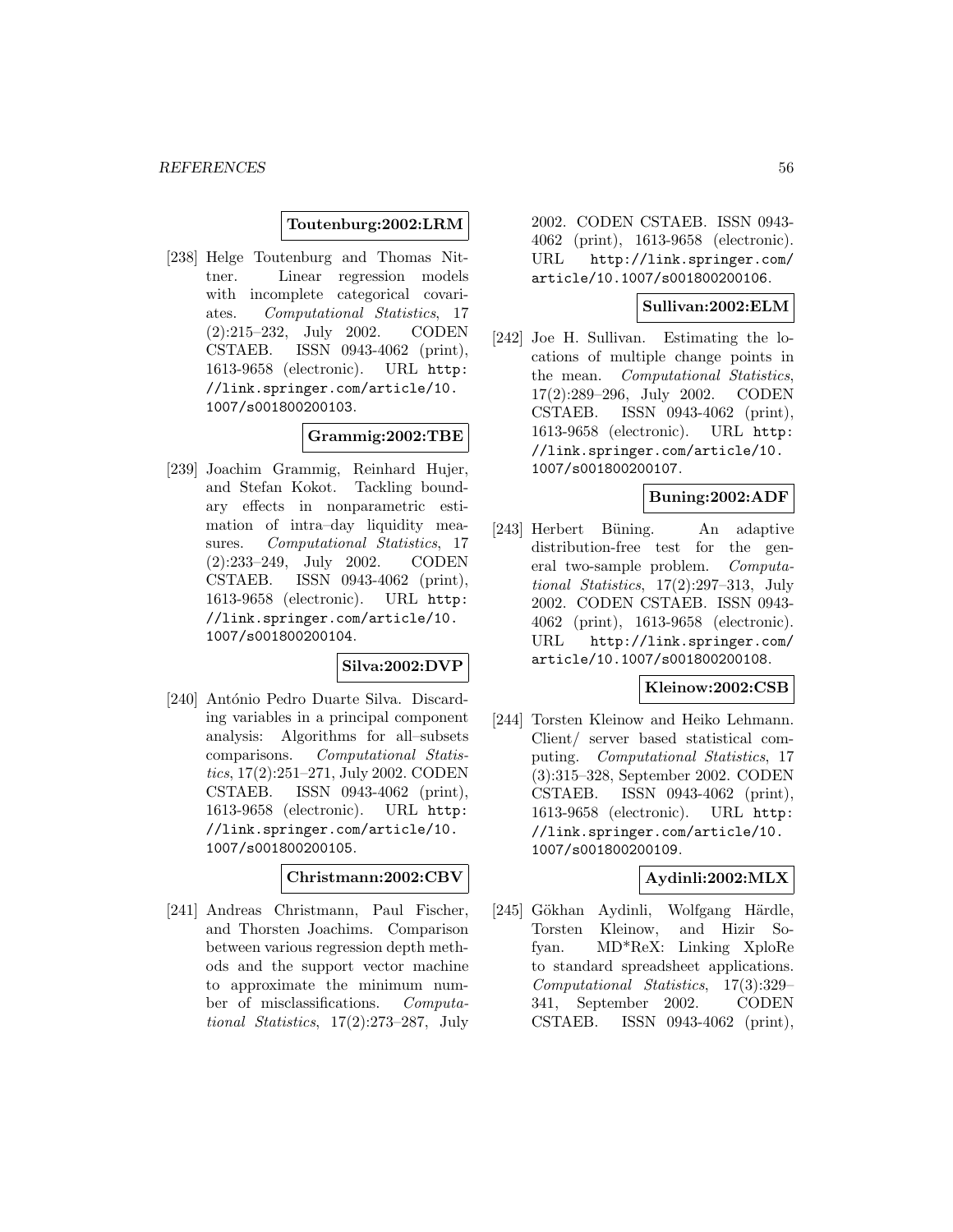**Toutenburg:2002:LRM**

[238] Helge Toutenburg and Thomas Nittner. Linear regression models with incomplete categorical covariates. *Computational Statistics*, 17 (2):215–232, July 2002. CODEN CSTAEB. ISSN 0943-4062 (print), 1613-9658 (electronic). URL http://link.springer.com/article/10.1007/s001800200103.

**Grammig:2002:TBE**

[239] Joachim Grammig, Reinhard Hujer, and Stefan Kokot. Tackling boundary effects in nonparametric estimation of intra–day liquidity measures. *Computational Statistics*, 17 (2):233–249, July 2002. CODEN CSTAEB. ISSN 0943-4062 (print), 1613-9658 (electronic). URL http://link.springer.com/article/10.1007/s001800200104.

**Silva:2002:DVP**

[240] António Pedro Duarte Silva. Discarding variables in a principal component analysis: Algorithms for all–subsets comparisons. *Computational Statistics*, 17(2):251–271, July 2002. CODEN CSTAEB. ISSN 0943-4062 (print), 1613-9658 (electronic). URL http://link.springer.com/article/10.1007/s001800200105.

**Christmann:2002:CBV**

[241] Andreas Christmann, Paul Fischer, and Thorsten Joachims. Comparison between various regression depth methods and the support vector machine to approximate the minimum number of misclassifications. *Computational Statistics*, 17(2):273–287, July 2002. CODEN CSTAEB. ISSN 0943-4062 (print), 1613-9658 (electronic). URL http://link.springer.com/article/10.1007/s001800200106.

**Sullivan:2002:ELM**

[242] Joe H. Sullivan. Estimating the locations of multiple change points in the mean. *Computational Statistics*, 17(2):289–296, July 2002. CODEN CSTAEB. ISSN 0943-4062 (print), 1613-9658 (electronic). URL http://link.springer.com/article/10.1007/s001800200107.

**Buning:2002:ADF**

[243] Herbert Büning. An adaptive distribution-free test for the general two-sample problem. *Computational Statistics*, 17(2):297–313, July 2002. CODEN CSTAEB. ISSN 0943-4062 (print), 1613-9658 (electronic). URL http://link.springer.com/article/10.1007/s001800200108.

**Kleinow:2002:CSB**

[244] Torsten Kleinow and Heiko Lehmann. Client/ server based statistical computing. *Computational Statistics*, 17 (3):315–328, September 2002. CODEN CSTAEB. ISSN 0943-4062 (print), 1613-9658 (electronic). URL http://link.springer.com/article/10.1007/s001800200109.

**Aydinli:2002:MLX**

[245] Gökhan Aydinli, Wolfgang Härdle, Torsten Kleinow, and Hizir Sofyan. MD*ReX: Linking XploRe to standard spreadsheet applications. *Computational Statistics*, 17(3):329–341, September 2002. CODEN CSTAEB. ISSN 0943-4062 (print),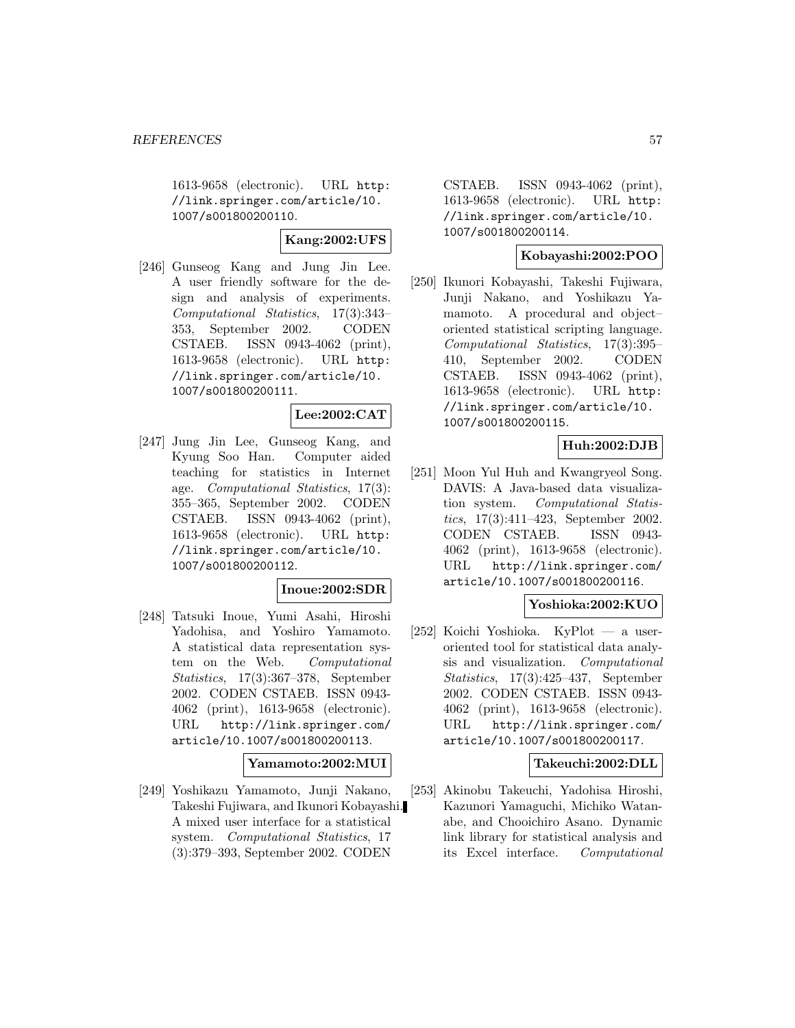1613-9658 (electronic). URL http://link.springer.com/article/10.1007/s001800200110.

**Kang:2002:UFS**

[246] Gunseog Kang and Jung Jin Lee. A user friendly software for the design and analysis of experiments. *Computational Statistics*, 17(3):343–353, September 2002. CODEN CSTAEB. ISSN 0943-4062 (print), 1613-9658 (electronic). URL http://link.springer.com/article/10.1007/s001800200111.

**Lee:2002:CAT**

[247] Jung Jin Lee, Gunseog Kang, and Kyung Soo Han. Computer aided teaching for statistics in Internet age. *Computational Statistics*, 17(3):355–365, September 2002. CODEN CSTAEB. ISSN 0943-4062 (print), 1613-9658 (electronic). URL http://link.springer.com/article/10.1007/s001800200112.

**Inoue:2002:SDR**

[248] Tatsuki Inoue, Yumi Asahi, Hiroshi Yadohisa, and Yoshiro Yamamoto. A statistical data representation system on the Web. *Computational Statistics*, 17(3):367–378, September 2002. CODEN CSTAEB. ISSN 0943-4062 (print), 1613-9658 (electronic). URL http://link.springer.com/article/10.1007/s001800200113.

**Yamamoto:2002:MUI**

[249] Yoshikazu Yamamoto, Junji Nakano, Takeshi Fujiwara, and Ikunori Kobayashi. A mixed user interface for a statistical system. *Computational Statistics*, 17(3):379–393, September 2002. CODEN CSTAEB. ISSN 0943-4062 (print), 1613-9658 (electronic). URL http://link.springer.com/article/10.1007/s001800200114.

**Kobayashi:2002:POO**

[250] Ikunori Kobayashi, Takeshi Fujiwara, Junji Nakano, and Yoshikazu Yamamoto. A procedural and object–oriented statistical scripting language. *Computational Statistics*, 17(3):395–410, September 2002. CODEN CSTAEB. ISSN 0943-4062 (print), 1613-9658 (electronic). URL http://link.springer.com/article/10.1007/s001800200115.

**Huh:2002:DJB**

[251] Moon Yul Huh and Kwangryeol Song. DAVIS: A Java-based data visualization system. *Computational Statistics*, 17(3):411–423, September 2002. CODEN CSTAEB. ISSN 0943-4062 (print), 1613-9658 (electronic). URL http://link.springer.com/article/10.1007/s001800200116.

**Yoshioka:2002:KUO**

[252] Koichi Yoshioka. KyPlot — a user-oriented tool for statistical data analysis and visualization. *Computational Statistics*, 17(3):425–437, September 2002. CODEN CSTAEB. ISSN 0943-4062 (print), 1613-9658 (electronic). URL http://link.springer.com/article/10.1007/s001800200117.

**Takeuchi:2002:DLL**

[253] Akinobu Takeuchi, Yadohisa Hiroshi, Kazunori Yamaguchi, Michiko Watanabe, and Chooichiro Asano. Dynamic link library for statistical analysis and its Excel interface. *Computational*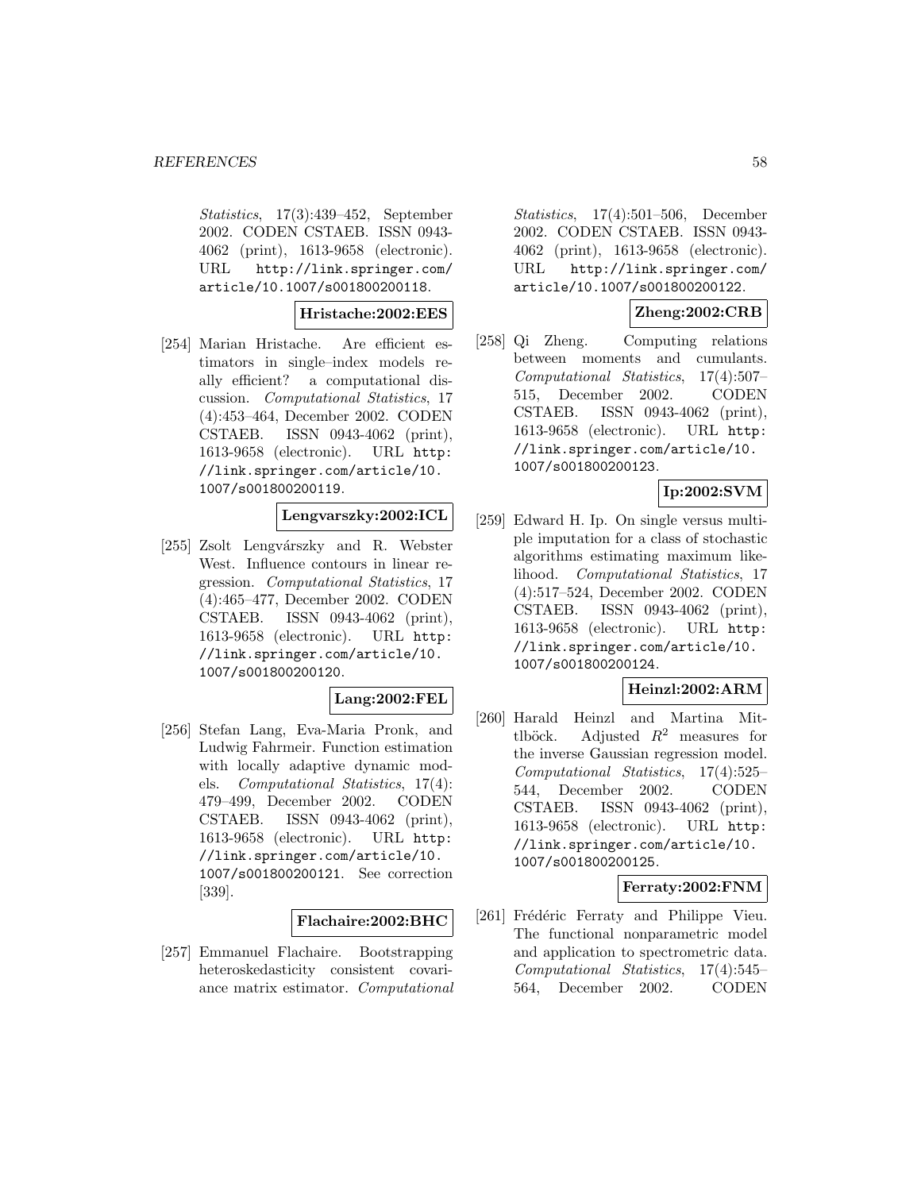*Statistics*, 17(3):439–452, September 2002. CODEN CSTAEB. ISSN 0943-4062 (print), 1613-9658 (electronic). URL http://link.springer.com/article/10.1007/s001800200118.

**Hristache:2002:EES**

[254] Marian Hristache. Are efficient estimators in single–index models really efficient? a computational discussion. *Computational Statistics*, 17 (4):453–464, December 2002. CODEN CSTAEB. ISSN 0943-4062 (print), 1613-9658 (electronic). URL http://link.springer.com/article/10.1007/s001800200119.

**Lengvarszky:2002:ICL**

[255] Zsolt Lengvárszky and R. Webster West. Influence contours in linear regression. *Computational Statistics*, 17 (4):465–477, December 2002. CODEN CSTAEB. ISSN 0943-4062 (print), 1613-9658 (electronic). URL http://link.springer.com/article/10.1007/s001800200120.

**Lang:2002:FEL**

[256] Stefan Lang, Eva-Maria Pronk, and Ludwig Fahrmeir. Function estimation with locally adaptive dynamic models. *Computational Statistics*, 17(4): 479–499, December 2002. CODEN CSTAEB. ISSN 0943-4062 (print), 1613-9658 (electronic). URL http://link.springer.com/article/10.1007/s001800200121. See correction [339].

**Flachaire:2002:BHC**

[257] Emmanuel Flachaire. Bootstrapping heteroskedasticity consistent covariance matrix estimator. *Computational Statistics*, 17(4):501–506, December 2002. CODEN CSTAEB. ISSN 0943-4062 (print), 1613-9658 (electronic). URL http://link.springer.com/article/10.1007/s001800200122.

**Zheng:2002:CRB**

[258] Qi Zheng. Computing relations between moments and cumulants. *Computational Statistics*, 17(4):507–515, December 2002. CODEN CSTAEB. ISSN 0943-4062 (print), 1613-9658 (electronic). URL http://link.springer.com/article/10.1007/s001800200123.

**Ip:2002:SVM**

[259] Edward H. Ip. On single versus multiple imputation for a class of stochastic algorithms estimating maximum likelihood. *Computational Statistics*, 17 (4):517–524, December 2002. CODEN CSTAEB. ISSN 0943-4062 (print), 1613-9658 (electronic). URL http://link.springer.com/article/10.1007/s001800200124.

**Heinzl:2002:ARM**

[260] Harald Heinzl and Martina Mittlböck. Adjusted $R^2$ measures for the inverse Gaussian regression model. *Computational Statistics*, 17(4):525–544, December 2002. CODEN CSTAEB. ISSN 0943-4062 (print), 1613-9658 (electronic). URL http://link.springer.com/article/10.1007/s001800200125.

**Ferraty:2002:FNM**

[261] Frédéric Ferraty and Philippe Vieu. The functional nonparametric model and application to spectrometric data. *Computational Statistics*, 17(4):545–564, December 2002. CODEN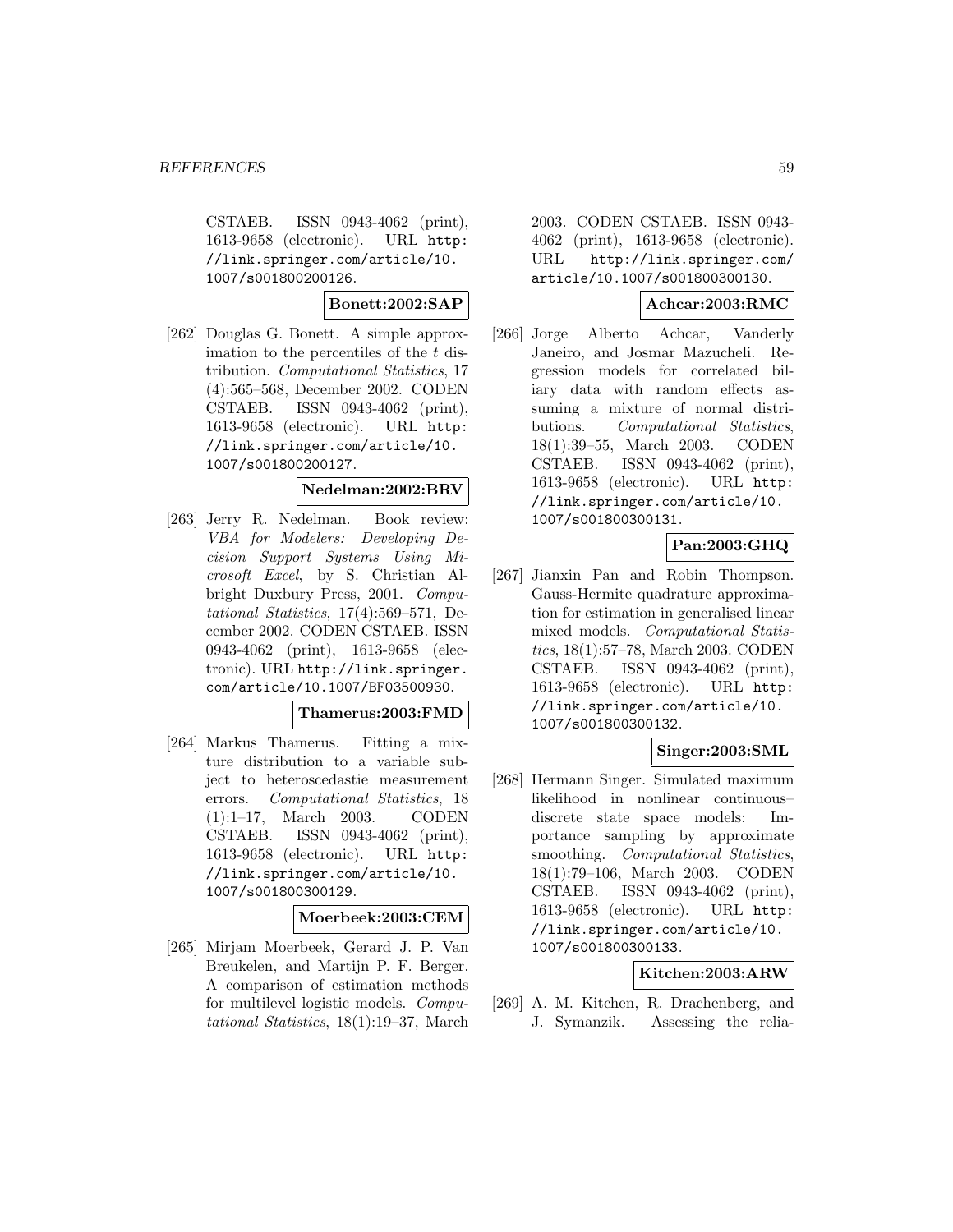CSTAEB. ISSN 0943-4062 (print), 1613-9658 (electronic). URL http://link.springer.com/article/10.1007/s001800200126.

**Bonett:2002:SAP**

[262] Douglas G. Bonett. A simple approximation to the percentiles of the $t$ distribution. *Computational Statistics*, 17 (4):565–568, December 2002. CODEN CSTAEB. ISSN 0943-4062 (print), 1613-9658 (electronic). URL http://link.springer.com/article/10.1007/s001800200127.

**Nedelman:2002:BRV**

[263] Jerry R. Nedelman. Book review: *VBA for Modelers: Developing Decision Support Systems Using Microsoft Excel*, by S. Christian Albright Duxbury Press, 2001. *Computational Statistics*, 17(4):569–571, December 2002. CODEN CSTAEB. ISSN 0943-4062 (print), 1613-9658 (electronic). URL http://link.springer.com/article/10.1007/BF03500930.

**Thamerus:2003:FMD**

[264] Markus Thamerus. Fitting a mixture distribution to a variable subject to heteroscedastie measurement errors. *Computational Statistics*, 18 (1):1–17, March 2003. CODEN CSTAEB. ISSN 0943-4062 (print), 1613-9658 (electronic). URL http://link.springer.com/article/10.1007/s001800300129.

**Moerbeek:2003:CEM**

[265] Mirjam Moerbeek, Gerard J. P. Van Breukelen, and Martijn P. F. Berger. A comparison of estimation methods for multilevel logistic models. *Computational Statistics*, 18(1):19–37, March 2003. CODEN CSTAEB. ISSN 0943-4062 (print), 1613-9658 (electronic). URL http://link.springer.com/article/10.1007/s001800300130.

**Achcar:2003:RMC**

[266] Jorge Alberto Achcar, Vanderly Janeiro, and Josmar Mazucheli. Regression models for correlated biliary data with random effects assuming a mixture of normal distributions. *Computational Statistics*, 18(1):39–55, March 2003. CODEN CSTAEB. ISSN 0943-4062 (print), 1613-9658 (electronic). URL http://link.springer.com/article/10.1007/s001800300131.

**Pan:2003:GHQ**

[267] Jianxin Pan and Robin Thompson. Gauss-Hermite quadrature approximation for estimation in generalised linear mixed models. *Computational Statistics*, 18(1):57–78, March 2003. CODEN CSTAEB. ISSN 0943-4062 (print), 1613-9658 (electronic). URL http://link.springer.com/article/10.1007/s001800300132.

**Singer:2003:SML**

[268] Hermann Singer. Simulated maximum likelihood in nonlinear continuous–discrete state space models: Importance sampling by approximate smoothing. *Computational Statistics*, 18(1):79–106, March 2003. CODEN CSTAEB. ISSN 0943-4062 (print), 1613-9658 (electronic). URL http://link.springer.com/article/10.1007/s001800300133.

**Kitchen:2003:ARW**

[269] A. M. Kitchen, R. Drachenberg, and J. Symanzik. Assessing the relia-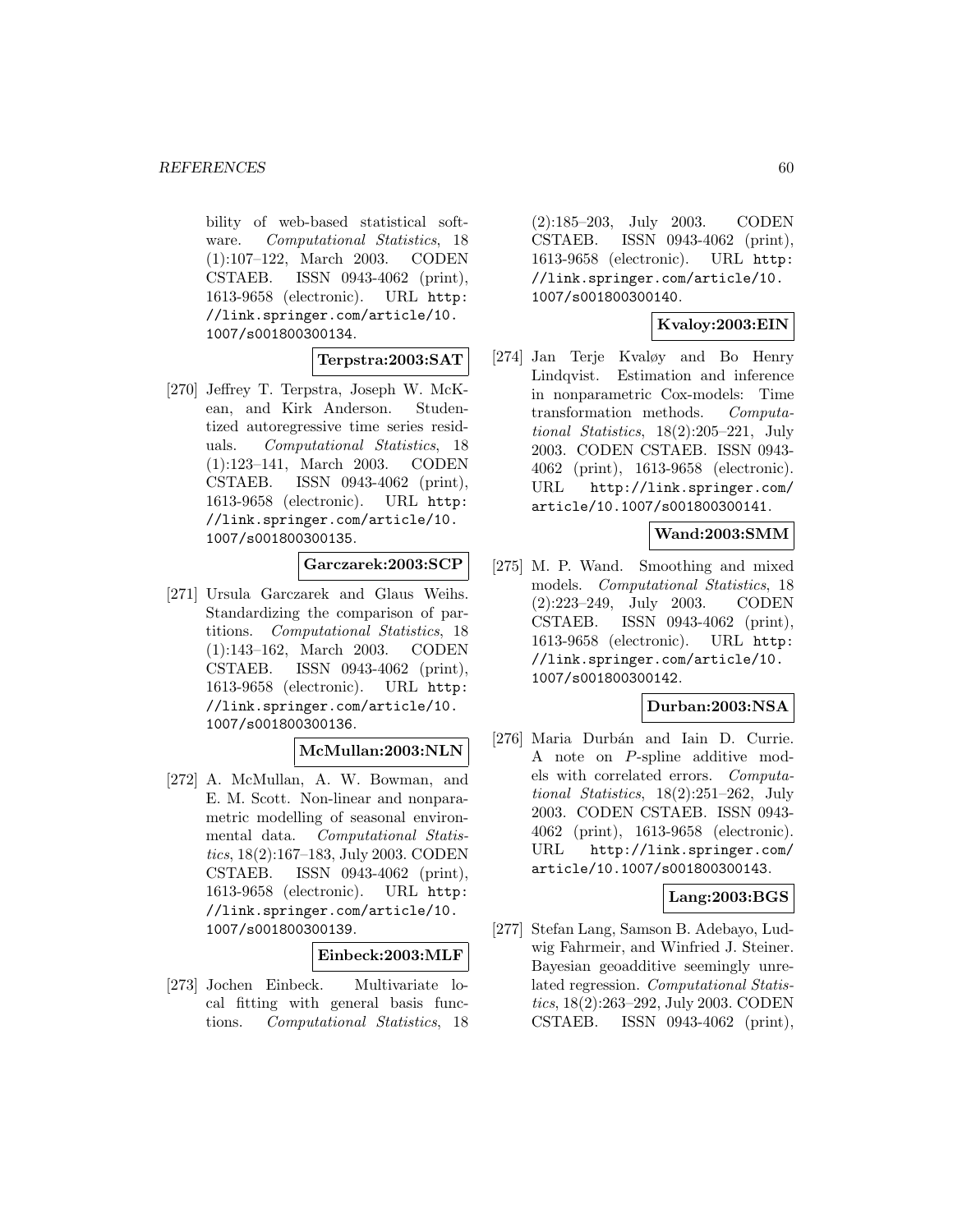bility of web-based statistical software. *Computational Statistics*, 18 (1):107–122, March 2003. CODEN CSTAEB. ISSN 0943-4062 (print), 1613-9658 (electronic). URL http://link.springer.com/article/10.1007/s001800300134.

**Terpstra:2003:SAT**

[270] Jeffrey T. Terpstra, Joseph W. McKean, and Kirk Anderson. Studentized autoregressive time series residuals. *Computational Statistics*, 18 (1):123–141, March 2003. CODEN CSTAEB. ISSN 0943-4062 (print), 1613-9658 (electronic). URL http://link.springer.com/article/10.1007/s001800300135.

**Garczarek:2003:SCP**

[271] Ursula Garczarek and Glaus Weihs. Standardizing the comparison of partitions. *Computational Statistics*, 18 (1):143–162, March 2003. CODEN CSTAEB. ISSN 0943-4062 (print), 1613-9658 (electronic). URL http://link.springer.com/article/10.1007/s001800300136.

**McMullan:2003:NLN**

[272] A. McMullan, A. W. Bowman, and E. M. Scott. Non-linear and nonparametric modelling of seasonal environmental data. *Computational Statistics*, 18(2):167–183, July 2003. CODEN CSTAEB. ISSN 0943-4062 (print), 1613-9658 (electronic). URL http://link.springer.com/article/10.1007/s001800300139.

**Einbeck:2003:MLF**

[273] Jochen Einbeck. Multivariate local fitting with general basis functions. *Computational Statistics*, 18 (2):185–203, July 2003. CODEN CSTAEB. ISSN 0943-4062 (print), 1613-9658 (electronic). URL http://link.springer.com/article/10.1007/s001800300140.

**Kvaloy:2003:EIN**

[274] Jan Terje Kvaløy and Bo Henry Lindqvist. Estimation and inference in nonparametric Cox-models: Time transformation methods. *Computational Statistics*, 18(2):205–221, July 2003. CODEN CSTAEB. ISSN 0943-4062 (print), 1613-9658 (electronic). URL http://link.springer.com/article/10.1007/s001800300141.

**Wand:2003:SMM**

[275] M. P. Wand. Smoothing and mixed models. *Computational Statistics*, 18 (2):223–249, July 2003. CODEN CSTAEB. ISSN 0943-4062 (print), 1613-9658 (electronic). URL http://link.springer.com/article/10.1007/s001800300142.

**Durban:2003:NSA**

[276] Maria Durbán and Iain D. Currie. A note on $P$-spline additive models with correlated errors. *Computational Statistics*, 18(2):251–262, July 2003. CODEN CSTAEB. ISSN 0943-4062 (print), 1613-9658 (electronic). URL http://link.springer.com/article/10.1007/s001800300143.

**Lang:2003:BGS**

[277] Stefan Lang, Samson B. Adebayo, Ludwig Fahrmeir, and Winfried J. Steiner. Bayesian geoadditive seemingly unrelated regression. *Computational Statistics*, 18(2):263–292, July 2003. CODEN CSTAEB. ISSN 0943-4062 (print),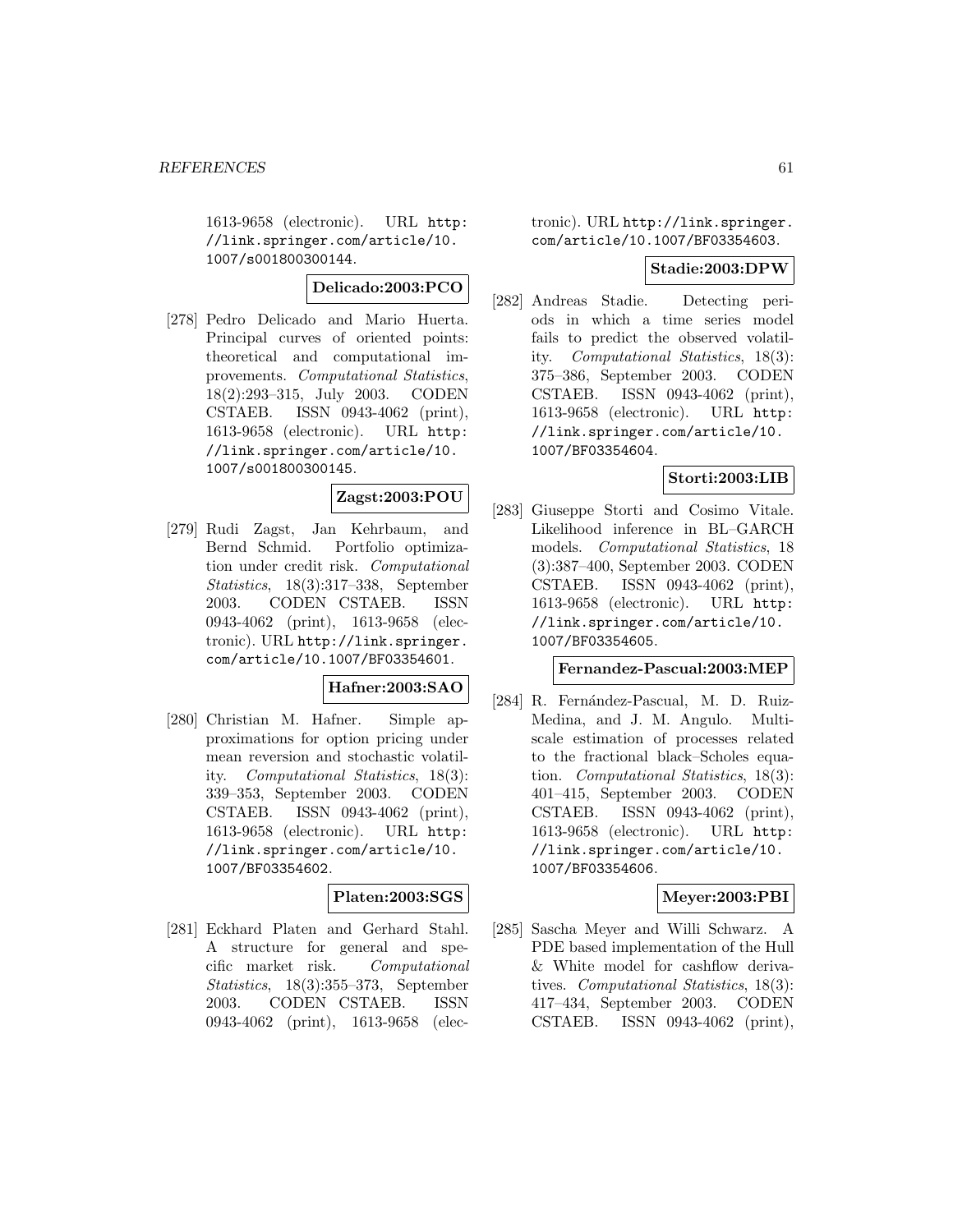1613-9658 (electronic). URL http://link.springer.com/article/10.1007/s001800300144.

**Delicado:2003:PCO**

[278] Pedro Delicado and Mario Huerta. Principal curves of oriented points: theoretical and computational improvements. *Computational Statistics*, 18(2):293–315, July 2003. CODEN CSTAEB. ISSN 0943-4062 (print), 1613-9658 (electronic). URL http://link.springer.com/article/10.1007/s001800300145.

**Zagst:2003:POU**

[279] Rudi Zagst, Jan Kehrbaum, and Bernd Schmid. Portfolio optimization under credit risk. *Computational Statistics*, 18(3):317–338, September 2003. CODEN CSTAEB. ISSN 0943-4062 (print), 1613-9658 (electronic). URL http://link.springer.com/article/10.1007/BF03354601.

**Hafner:2003:SAO**

[280] Christian M. Hafner. Simple approximations for option pricing under mean reversion and stochastic volatility. *Computational Statistics*, 18(3):339–353, September 2003. CODEN CSTAEB. ISSN 0943-4062 (print), 1613-9658 (electronic). URL http://link.springer.com/article/10.1007/BF03354602.

**Platen:2003:SGS**

[281] Eckhard Platen and Gerhard Stahl. A structure for general and specific market risk. *Computational Statistics*, 18(3):355–373, September 2003. CODEN CSTAEB. ISSN 0943-4062 (print), 1613-9658 (electronic). URL http://link.springer.com/article/10.1007/BF03354603.

**Stadie:2003:DPW**

[282] Andreas Stadie. Detecting periods in which a time series model fails to predict the observed volatility. *Computational Statistics*, 18(3):375–386, September 2003. CODEN CSTAEB. ISSN 0943-4062 (print), 1613-9658 (electronic). URL http://link.springer.com/article/10.1007/BF03354604.

**Storti:2003:LIB**

[283] Giuseppe Storti and Cosimo Vitale. Likelihood inference in BL–GARCH models. *Computational Statistics*, 18(3):387–400, September 2003. CODEN CSTAEB. ISSN 0943-4062 (print), 1613-9658 (electronic). URL http://link.springer.com/article/10.1007/BF03354605.

**Fernandez-Pascual:2003:MEP**

[284] R. Fernández-Pascual, M. D. Ruiz-Medina, and J. M. Angulo. Multiscale estimation of processes related to the fractional black–Scholes equation. *Computational Statistics*, 18(3):401–415, September 2003. CODEN CSTAEB. ISSN 0943-4062 (print), 1613-9658 (electronic). URL http://link.springer.com/article/10.1007/BF03354606.

**Meyer:2003:PBI**

[285] Sascha Meyer and Willi Schwarz. A PDE based implementation of the Hull & White model for cashflow derivatives. *Computational Statistics*, 18(3):417–434, September 2003. CODEN CSTAEB. ISSN 0943-4062 (print),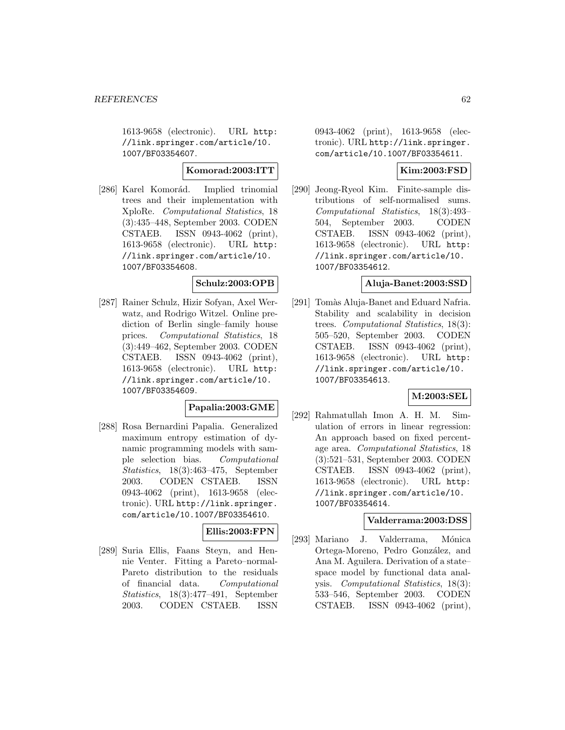1613-9658 (electronic). URL http://link.springer.com/article/10.1007/BF03354607.

**Komorad:2003:ITT**

[286] Karel Komorád. Implied trinomial trees and their implementation with XploRe. *Computational Statistics*, 18 (3):435–448, September 2003. CODEN CSTAEB. ISSN 0943-4062 (print), 1613-9658 (electronic). URL http://link.springer.com/article/10.1007/BF03354608.

**Schulz:2003:OPB**

[287] Rainer Schulz, Hizir Sofyan, Axel Werwatz, and Rodrigo Witzel. Online prediction of Berlin single–family house prices. *Computational Statistics*, 18 (3):449–462, September 2003. CODEN CSTAEB. ISSN 0943-4062 (print), 1613-9658 (electronic). URL http://link.springer.com/article/10.1007/BF03354609.

**Papalia:2003:GME**

[288] Rosa Bernardini Papalia. Generalized maximum entropy estimation of dynamic programming models with sample selection bias. *Computational Statistics*, 18(3):463–475, September 2003. CODEN CSTAEB. ISSN 0943-4062 (print), 1613-9658 (electronic). URL http://link.springer.com/article/10.1007/BF03354610.

**Ellis:2003:FPN**

[289] Suria Ellis, Faans Steyn, and Hennie Venter. Fitting a Pareto–normal-Pareto distribution to the residuals of financial data. *Computational Statistics*, 18(3):477–491, September 2003. CODEN CSTAEB. ISSN 0943-4062 (print), 1613-9658 (electronic). URL http://link.springer.com/article/10.1007/BF03354611.

**Kim:2003:FSD**

[290] Jeong-Ryeol Kim. Finite-sample distributions of self-normalised sums. *Computational Statistics*, 18(3):493–504, September 2003. CODEN CSTAEB. ISSN 0943-4062 (print), 1613-9658 (electronic). URL http://link.springer.com/article/10.1007/BF03354612.

**Aluja-Banet:2003:SSD**

[291] Tomàs Aluja-Banet and Eduard Nafria. Stability and scalability in decision trees. *Computational Statistics*, 18(3): 505–520, September 2003. CODEN CSTAEB. ISSN 0943-4062 (print), 1613-9658 (electronic). URL http://link.springer.com/article/10.1007/BF03354613.

**M:2003:SEL**

[292] Rahmatullah Imon A. H. M. Simulation of errors in linear regression: An approach based on fixed percentage area. *Computational Statistics*, 18 (3):521–531, September 2003. CODEN CSTAEB. ISSN 0943-4062 (print), 1613-9658 (electronic). URL http://link.springer.com/article/10.1007/BF03354614.

**Valderrama:2003:DSS**

[293] Mariano J. Valderrama, Mónica Ortega-Moreno, Pedro González, and Ana M. Aguilera. Derivation of a state–space model by functional data analysis. *Computational Statistics*, 18(3): 533–546, September 2003. CODEN CSTAEB. ISSN 0943-4062 (print),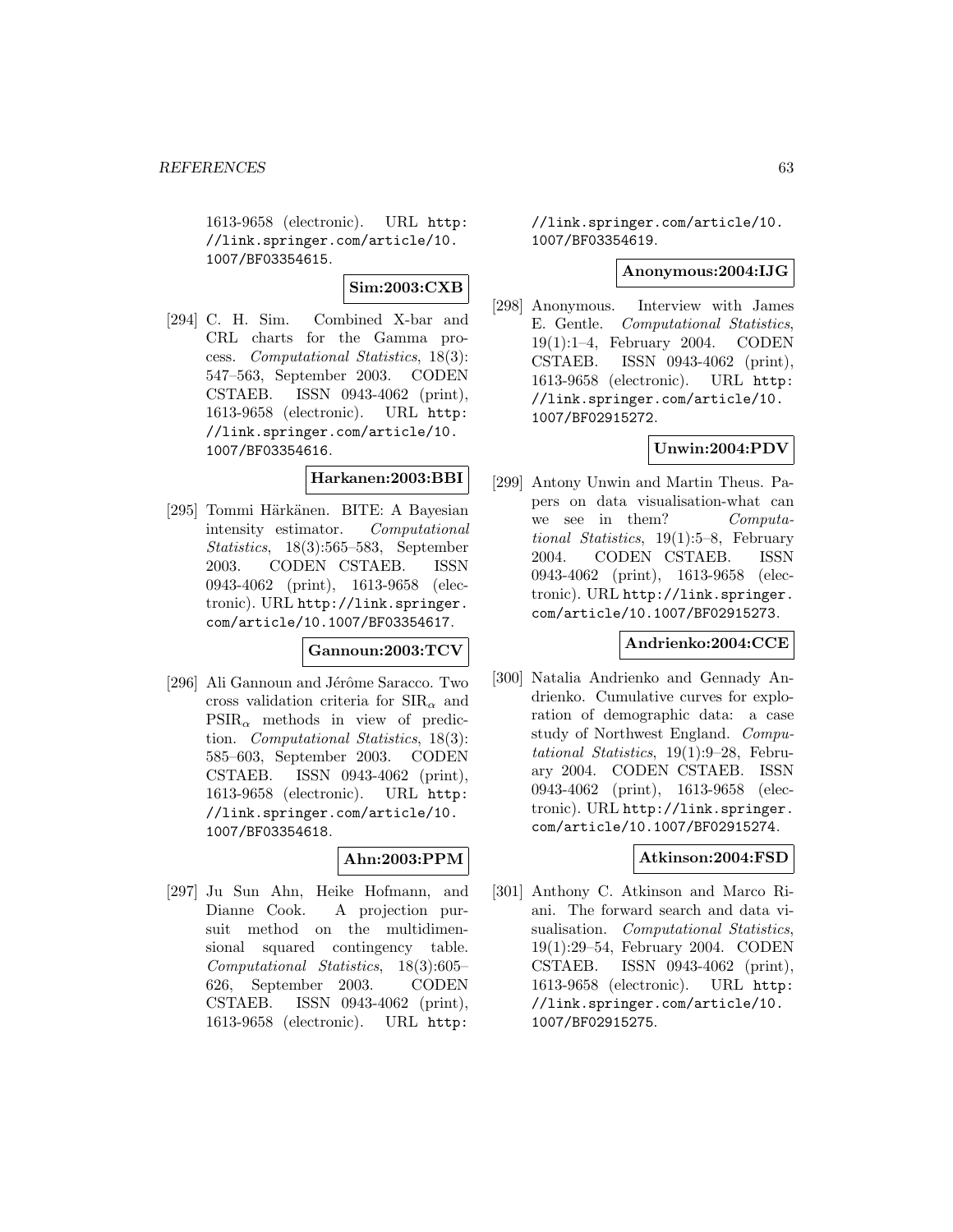1613-9658 (electronic). URL http://link.springer.com/article/10.1007/BF03354615.

**Sim:2003:CXB**

[294] C. H. Sim. Combined X-bar and CRL charts for the Gamma process. *Computational Statistics*, 18(3): 547–563, September 2003. CODEN CSTAEB. ISSN 0943-4062 (print), 1613-9658 (electronic). URL http://link.springer.com/article/10.1007/BF03354616.

**Harkanen:2003:BBI**

[295] Tommi Härkänen. BITE: A Bayesian intensity estimator. *Computational Statistics*, 18(3):565–583, September 2003. CODEN CSTAEB. ISSN 0943-4062 (print), 1613-9658 (electronic). URL http://link.springer.com/article/10.1007/BF03354617.

**Gannoun:2003:TCV**

[296] Ali Gannoun and Jérôme Saracco. Two cross validation criteria for $\mathrm{SIR}_\alpha$ and $\mathrm{PSIR}_\alpha$ methods in view of prediction. *Computational Statistics*, 18(3): 585–603, September 2003. CODEN CSTAEB. ISSN 0943-4062 (print), 1613-9658 (electronic). URL http://link.springer.com/article/10.1007/BF03354618.

**Ahn:2003:PPM**

[297] Ju Sun Ahn, Heike Hofmann, and Dianne Cook. A projection pursuit method on the multidimensional squared contingency table. *Computational Statistics*, 18(3):605–626, September 2003. CODEN CSTAEB. ISSN 0943-4062 (print), 1613-9658 (electronic). URL http://link.springer.com/article/10.1007/BF03354619.

**Anonymous:2004:IJG**

[298] Anonymous. Interview with James E. Gentle. *Computational Statistics*, 19(1):1–4, February 2004. CODEN CSTAEB. ISSN 0943-4062 (print), 1613-9658 (electronic). URL http://link.springer.com/article/10.1007/BF02915272.

**Unwin:2004:PDV**

[299] Antony Unwin and Martin Theus. Papers on data visualisation-what can we see in them? *Computational Statistics*, 19(1):5–8, February 2004. CODEN CSTAEB. ISSN 0943-4062 (print), 1613-9658 (electronic). URL http://link.springer.com/article/10.1007/BF02915273.

**Andrienko:2004:CCE**

[300] Natalia Andrienko and Gennady Andrienko. Cumulative curves for exploration of demographic data: a case study of Northwest England. *Computational Statistics*, 19(1):9–28, February 2004. CODEN CSTAEB. ISSN 0943-4062 (print), 1613-9658 (electronic). URL http://link.springer.com/article/10.1007/BF02915274.

**Atkinson:2004:FSD**

[301] Anthony C. Atkinson and Marco Riani. The forward search and data visualisation. *Computational Statistics*, 19(1):29–54, February 2004. CODEN CSTAEB. ISSN 0943-4062 (print), 1613-9658 (electronic). URL http://link.springer.com/article/10.1007/BF02915275.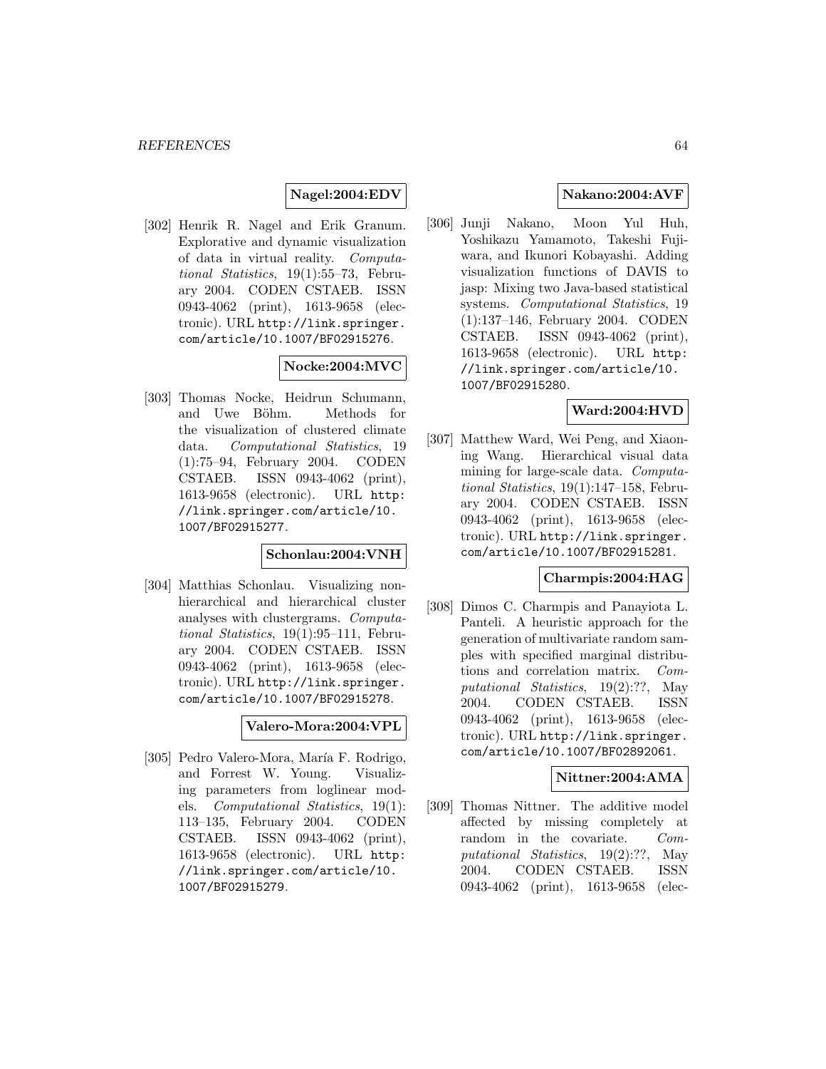**Nagel:2004:EDV**

[302] Henrik R. Nagel and Erik Granum. Explorative and dynamic visualization of data in virtual reality. *Computational Statistics*, 19(1):55–73, February 2004. CODEN CSTAEB. ISSN 0943-4062 (print), 1613-9658 (electronic). URL http://link.springer.com/article/10.1007/BF02915276.

**Nocke:2004:MVC**

[303] Thomas Nocke, Heidrun Schumann, and Uwe Böhm. Methods for the visualization of clustered climate data. *Computational Statistics*, 19 (1):75–94, February 2004. CODEN CSTAEB. ISSN 0943-4062 (print), 1613-9658 (electronic). URL http://link.springer.com/article/10.1007/BF02915277.

**Schonlau:2004:VNH**

[304] Matthias Schonlau. Visualizing nonhierarchical and hierarchical cluster analyses with clustergrams. *Computational Statistics*, 19(1):95–111, February 2004. CODEN CSTAEB. ISSN 0943-4062 (print), 1613-9658 (electronic). URL http://link.springer.com/article/10.1007/BF02915278.

**Valero-Mora:2004:VPL**

[305] Pedro Valero-Mora, María F. Rodrigo, and Forrest W. Young. Visualizing parameters from loglinear models. *Computational Statistics*, 19(1): 113–135, February 2004. CODEN CSTAEB. ISSN 0943-4062 (print), 1613-9658 (electronic). URL http://link.springer.com/article/10.1007/BF02915279.

**Nakano:2004:AVF**

[306] Junji Nakano, Moon Yul Huh, Yoshikazu Yamamoto, Takeshi Fujiwara, and Ikunori Kobayashi. Adding visualization functions of DAVIS to jasp: Mixing two Java-based statistical systems. *Computational Statistics*, 19 (1):137–146, February 2004. CODEN CSTAEB. ISSN 0943-4062 (print), 1613-9658 (electronic). URL http://link.springer.com/article/10.1007/BF02915280.

**Ward:2004:HVD**

[307] Matthew Ward, Wei Peng, and Xiaoning Wang. Hierarchical visual data mining for large-scale data. *Computational Statistics*, 19(1):147–158, February 2004. CODEN CSTAEB. ISSN 0943-4062 (print), 1613-9658 (electronic). URL http://link.springer.com/article/10.1007/BF02915281.

**Charmpis:2004:HAG**

[308] Dimos C. Charmpis and Panayiota L. Panteli. A heuristic approach for the generation of multivariate random samples with specified marginal distributions and correlation matrix. *Computational Statistics*, 19(2):??, May 2004. CODEN CSTAEB. ISSN 0943-4062 (print), 1613-9658 (electronic). URL http://link.springer.com/article/10.1007/BF02892061.

**Nittner:2004:AMA**

[309] Thomas Nittner. The additive model affected by missing completely at random in the covariate. *Computational Statistics*, 19(2):??, May 2004. CODEN CSTAEB. ISSN 0943-4062 (print), 1613-9658 (elec-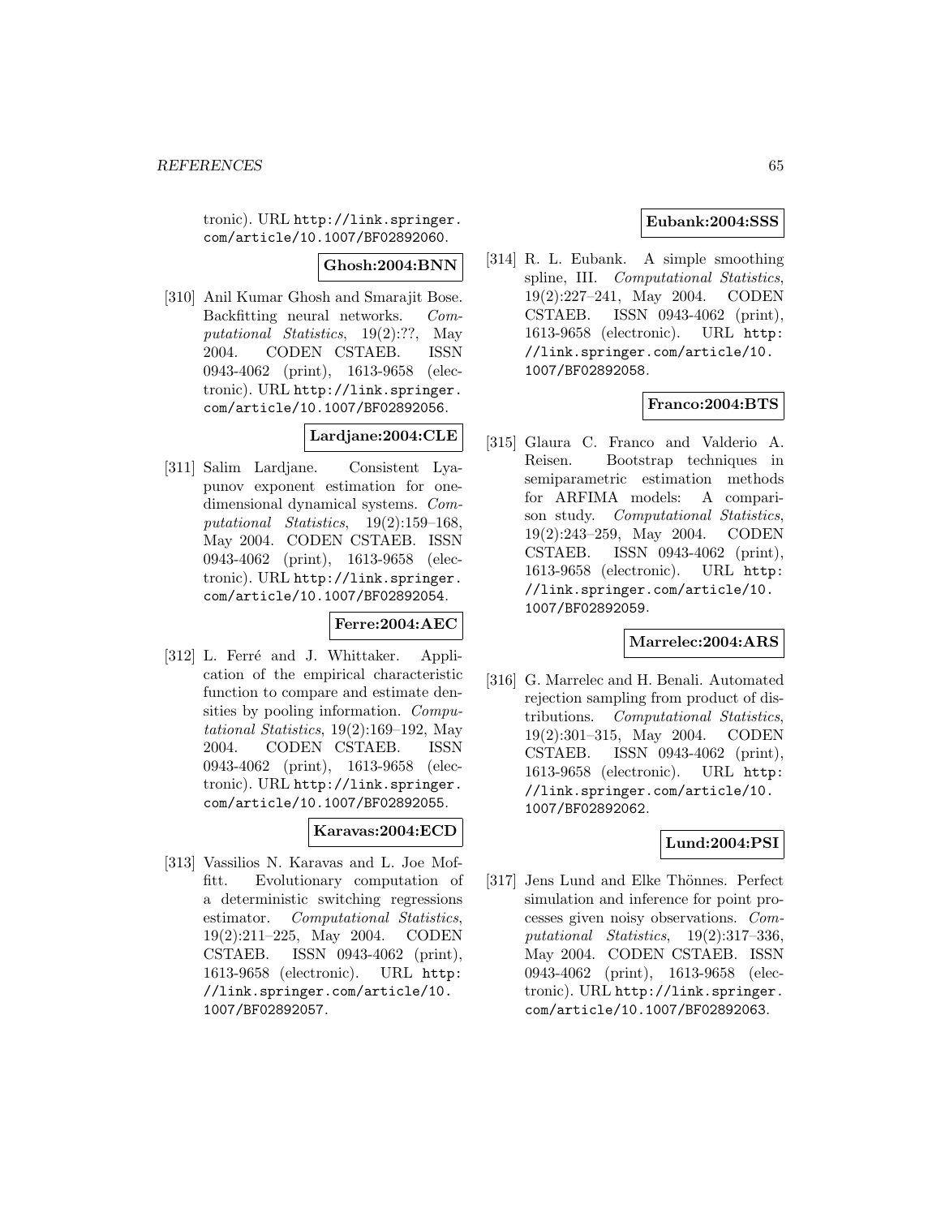tronic). URL http://link.springer.com/article/10.1007/BF02892060.

**Ghosh:2004:BNN**

[310] Anil Kumar Ghosh and Smarajit Bose. Backfitting neural networks. *Computational Statistics*, 19(2):??, May 2004. CODEN CSTAEB. ISSN 0943-4062 (print), 1613-9658 (electronic). URL http://link.springer.com/article/10.1007/BF02892056.

**Lardjane:2004:CLE**

[311] Salim Lardjane. Consistent Lyapunov exponent estimation for one-dimensional dynamical systems. *Computational Statistics*, 19(2):159–168, May 2004. CODEN CSTAEB. ISSN 0943-4062 (print), 1613-9658 (electronic). URL http://link.springer.com/article/10.1007/BF02892054.

**Ferre:2004:AEC**

[312] L. Ferré and J. Whittaker. Application of the empirical characteristic function to compare and estimate densities by pooling information. *Computational Statistics*, 19(2):169–192, May 2004. CODEN CSTAEB. ISSN 0943-4062 (print), 1613-9658 (electronic). URL http://link.springer.com/article/10.1007/BF02892055.

**Karavas:2004:ECD**

[313] Vassilios N. Karavas and L. Joe Moffitt. Evolutionary computation of a deterministic switching regressions estimator. *Computational Statistics*, 19(2):211–225, May 2004. CODEN CSTAEB. ISSN 0943-4062 (print), 1613-9658 (electronic). URL http://link.springer.com/article/10.1007/BF02892057.

**Eubank:2004:SSS**

[314] R. L. Eubank. A simple smoothing spline, III. *Computational Statistics*, 19(2):227–241, May 2004. CODEN CSTAEB. ISSN 0943-4062 (print), 1613-9658 (electronic). URL http://link.springer.com/article/10.1007/BF02892058.

**Franco:2004:BTS**

[315] Glaura C. Franco and Valderio A. Reisen. Bootstrap techniques in semiparametric estimation methods for ARFIMA models: A comparison study. *Computational Statistics*, 19(2):243–259, May 2004. CODEN CSTAEB. ISSN 0943-4062 (print), 1613-9658 (electronic). URL http://link.springer.com/article/10.1007/BF02892059.

**Marrelec:2004:ARS**

[316] G. Marrelec and H. Benali. Automated rejection sampling from product of distributions. *Computational Statistics*, 19(2):301–315, May 2004. CODEN CSTAEB. ISSN 0943-4062 (print), 1613-9658 (electronic). URL http://link.springer.com/article/10.1007/BF02892062.

**Lund:2004:PSI**

[317] Jens Lund and Elke Thönnes. Perfect simulation and inference for point processes given noisy observations. *Computational Statistics*, 19(2):317–336, May 2004. CODEN CSTAEB. ISSN 0943-4062 (print), 1613-9658 (electronic). URL http://link.springer.com/article/10.1007/BF02892063.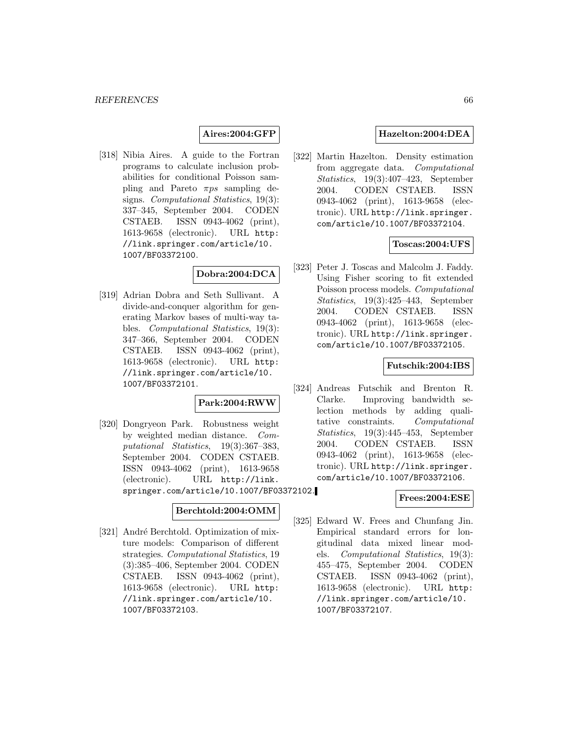**Aires:2004:GFP**

[318] Nibia Aires. A guide to the Fortran programs to calculate inclusion probabilities for conditional Poisson sampling and Pareto $\pi ps$ sampling designs. *Computational Statistics*, 19(3): 337–345, September 2004. CODEN CSTAEB. ISSN 0943-4062 (print), 1613-9658 (electronic). URL http://link.springer.com/article/10.1007/BF03372100.

**Dobra:2004:DCA**

[319] Adrian Dobra and Seth Sullivant. A divide-and-conquer algorithm for generating Markov bases of multi-way tables. *Computational Statistics*, 19(3): 347–366, September 2004. CODEN CSTAEB. ISSN 0943-4062 (print), 1613-9658 (electronic). URL http://link.springer.com/article/10.1007/BF03372101.

**Park:2004:RWW**

[320] Dongryeon Park. Robustness weight by weighted median distance. *Computational Statistics*, 19(3):367–383, September 2004. CODEN CSTAEB. ISSN 0943-4062 (print), 1613-9658 (electronic). URL http://link.springer.com/article/10.1007/BF03372102.

**Berchtold:2004:OMM**

[321] André Berchtold. Optimization of mixture models: Comparison of different strategies. *Computational Statistics*, 19 (3):385–406, September 2004. CODEN CSTAEB. ISSN 0943-4062 (print), 1613-9658 (electronic). URL http://link.springer.com/article/10.1007/BF03372103.

**Hazelton:2004:DEA**

[322] Martin Hazelton. Density estimation from aggregate data. *Computational Statistics*, 19(3):407–423, September 2004. CODEN CSTAEB. ISSN 0943-4062 (print), 1613-9658 (electronic). URL http://link.springer.com/article/10.1007/BF03372104.

**Toscas:2004:UFS**

[323] Peter J. Toscas and Malcolm J. Faddy. Using Fisher scoring to fit extended Poisson process models. *Computational Statistics*, 19(3):425–443, September 2004. CODEN CSTAEB. ISSN 0943-4062 (print), 1613-9658 (electronic). URL http://link.springer.com/article/10.1007/BF03372105.

**Futschik:2004:IBS**

[324] Andreas Futschik and Brenton R. Clarke. Improving bandwidth selection methods by adding qualitative constraints. *Computational Statistics*, 19(3):445–453, September 2004. CODEN CSTAEB. ISSN 0943-4062 (print), 1613-9658 (electronic). URL http://link.springer.com/article/10.1007/BF03372106.

**Frees:2004:ESE**

[325] Edward W. Frees and Chunfang Jin. Empirical standard errors for longitudinal data mixed linear models. *Computational Statistics*, 19(3): 455–475, September 2004. CODEN CSTAEB. ISSN 0943-4062 (print), 1613-9658 (electronic). URL http://link.springer.com/article/10.1007/BF03372107.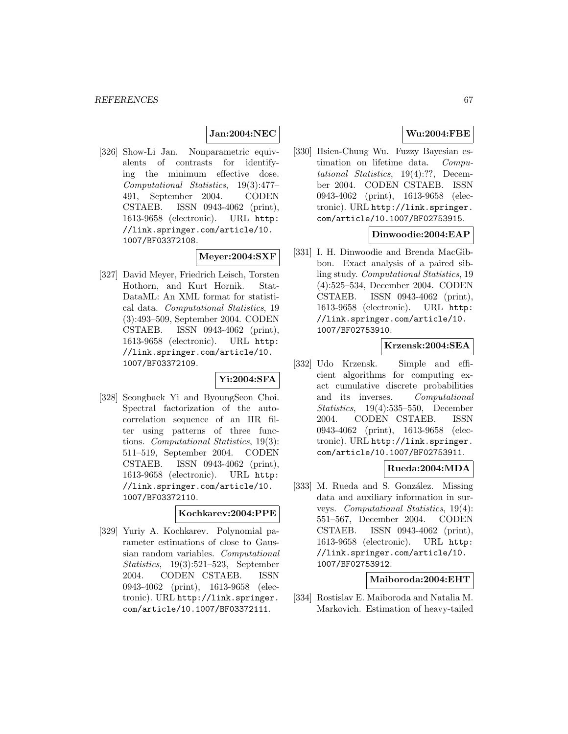**Jan:2004:NEC**

[326] Show-Li Jan. Nonparametric equivalents of contrasts for identifying the minimum effective dose. *Computational Statistics*, 19(3):477–491, September 2004. CODEN CSTAEB. ISSN 0943-4062 (print), 1613-9658 (electronic). URL http://link.springer.com/article/10.1007/BF03372108.

**Meyer:2004:SXF**

[327] David Meyer, Friedrich Leisch, Torsten Hothorn, and Kurt Hornik. StatDataML: An XML format for statistical data. *Computational Statistics*, 19 (3):493–509, September 2004. CODEN CSTAEB. ISSN 0943-4062 (print), 1613-9658 (electronic). URL http://link.springer.com/article/10.1007/BF03372109.

**Yi:2004:SFA**

[328] Seongbaek Yi and ByoungSeon Choi. Spectral factorization of the autocorrelation sequence of an IIR filter using patterns of three functions. *Computational Statistics*, 19(3): 511–519, September 2004. CODEN CSTAEB. ISSN 0943-4062 (print), 1613-9658 (electronic). URL http://link.springer.com/article/10.1007/BF03372110.

**Kochkarev:2004:PPE**

[329] Yuriy A. Kochkarev. Polynomial parameter estimations of close to Gaussian random variables. *Computational Statistics*, 19(3):521–523, September 2004. CODEN CSTAEB. ISSN 0943-4062 (print), 1613-9658 (electronic). URL http://link.springer.com/article/10.1007/BF03372111.

**Wu:2004:FBE**

[330] Hsien-Chung Wu. Fuzzy Bayesian estimation on lifetime data. *Computational Statistics*, 19(4):??, December 2004. CODEN CSTAEB. ISSN 0943-4062 (print), 1613-9658 (electronic). URL http://link.springer.com/article/10.1007/BF02753915.

**Dinwoodie:2004:EAP**

[331] I. H. Dinwoodie and Brenda MacGibbon. Exact analysis of a paired sibling study. *Computational Statistics*, 19 (4):525–534, December 2004. CODEN CSTAEB. ISSN 0943-4062 (print), 1613-9658 (electronic). URL http://link.springer.com/article/10.1007/BF02753910.

**Krzensk:2004:SEA**

[332] Udo Krzensk. Simple and efficient algorithms for computing exact cumulative discrete probabilities and its inverses. *Computational Statistics*, 19(4):535–550, December 2004. CODEN CSTAEB. ISSN 0943-4062 (print), 1613-9658 (electronic). URL http://link.springer.com/article/10.1007/BF02753911.

**Rueda:2004:MDA**

[333] M. Rueda and S. González. Missing data and auxiliary information in surveys. *Computational Statistics*, 19(4): 551–567, December 2004. CODEN CSTAEB. ISSN 0943-4062 (print), 1613-9658 (electronic). URL http://link.springer.com/article/10.1007/BF02753912.

**Maiboroda:2004:EHT**

[334] Rostislav E. Maiboroda and Natalia M. Markovich. Estimation of heavy-tailed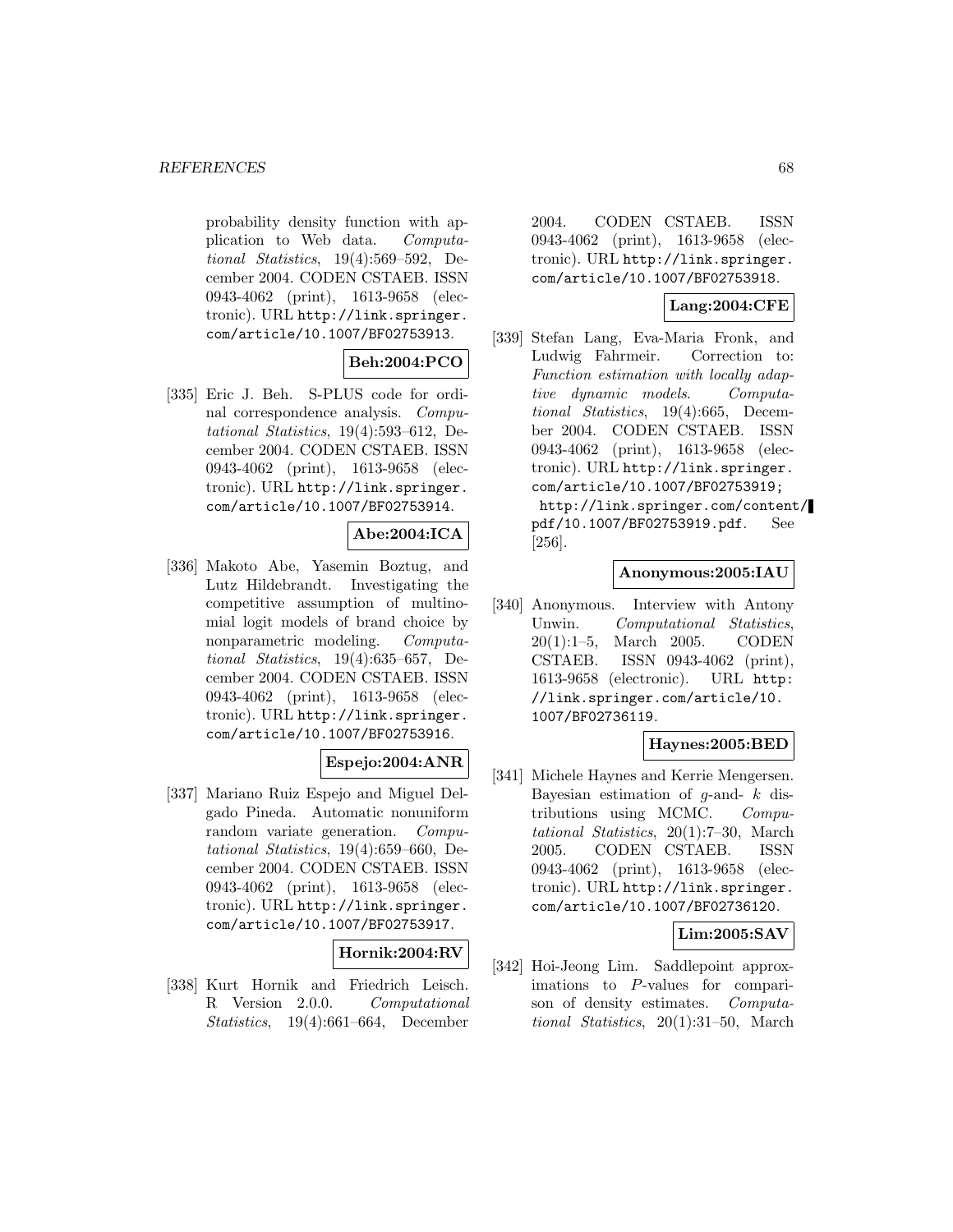probability density function with application to Web data. *Computational Statistics*, 19(4):569–592, December 2004. CODEN CSTAEB. ISSN 0943-4062 (print), 1613-9658 (electronic). URL http://link.springer.com/article/10.1007/BF02753913.

**Beh:2004:PCO**

[335] Eric J. Beh. S-PLUS code for ordinal correspondence analysis. *Computational Statistics*, 19(4):593–612, December 2004. CODEN CSTAEB. ISSN 0943-4062 (print), 1613-9658 (electronic). URL http://link.springer.com/article/10.1007/BF02753914.

**Abe:2004:ICA**

[336] Makoto Abe, Yasemin Boztug, and Lutz Hildebrandt. Investigating the competitive assumption of multinomial logit models of brand choice by nonparametric modeling. *Computational Statistics*, 19(4):635–657, December 2004. CODEN CSTAEB. ISSN 0943-4062 (print), 1613-9658 (electronic). URL http://link.springer.com/article/10.1007/BF02753916.

**Espejo:2004:ANR**

[337] Mariano Ruiz Espejo and Miguel Delgado Pineda. Automatic nonuniform random variate generation. *Computational Statistics*, 19(4):659–660, December 2004. CODEN CSTAEB. ISSN 0943-4062 (print), 1613-9658 (electronic). URL http://link.springer.com/article/10.1007/BF02753917.

**Hornik:2004:RV**

[338] Kurt Hornik and Friedrich Leisch. R Version 2.0.0. *Computational Statistics*, 19(4):661–664, December 2004. CODEN CSTAEB. ISSN 0943-4062 (print), 1613-9658 (electronic). URL http://link.springer.com/article/10.1007/BF02753918.

**Lang:2004:CFE**

[339] Stefan Lang, Eva-Maria Fronk, and Ludwig Fahrmeir. Correction to: *Function estimation with locally adaptive dynamic models*. *Computational Statistics*, 19(4):665, December 2004. CODEN CSTAEB. ISSN 0943-4062 (print), 1613-9658 (electronic). URL http://link.springer.com/article/10.1007/BF02753919; http://link.springer.com/content/pdf/10.1007/BF02753919.pdf. See [256].

**Anonymous:2005:IAU**

[340] Anonymous. Interview with Antony Unwin. *Computational Statistics*, 20(1):1–5, March 2005. CODEN CSTAEB. ISSN 0943-4062 (print), 1613-9658 (electronic). URL http://link.springer.com/article/10.1007/BF02736119.

**Haynes:2005:BED**

[341] Michele Haynes and Kerrie Mengersen. Bayesian estimation of $g$-and- $k$ distributions using MCMC. *Computational Statistics*, 20(1):7–30, March 2005. CODEN CSTAEB. ISSN 0943-4062 (print), 1613-9658 (electronic). URL http://link.springer.com/article/10.1007/BF02736120.

**Lim:2005:SAV**

[342] Hoi-Jeong Lim. Saddlepoint approximations to $P$-values for comparison of density estimates. *Computational Statistics*, 20(1):31–50, March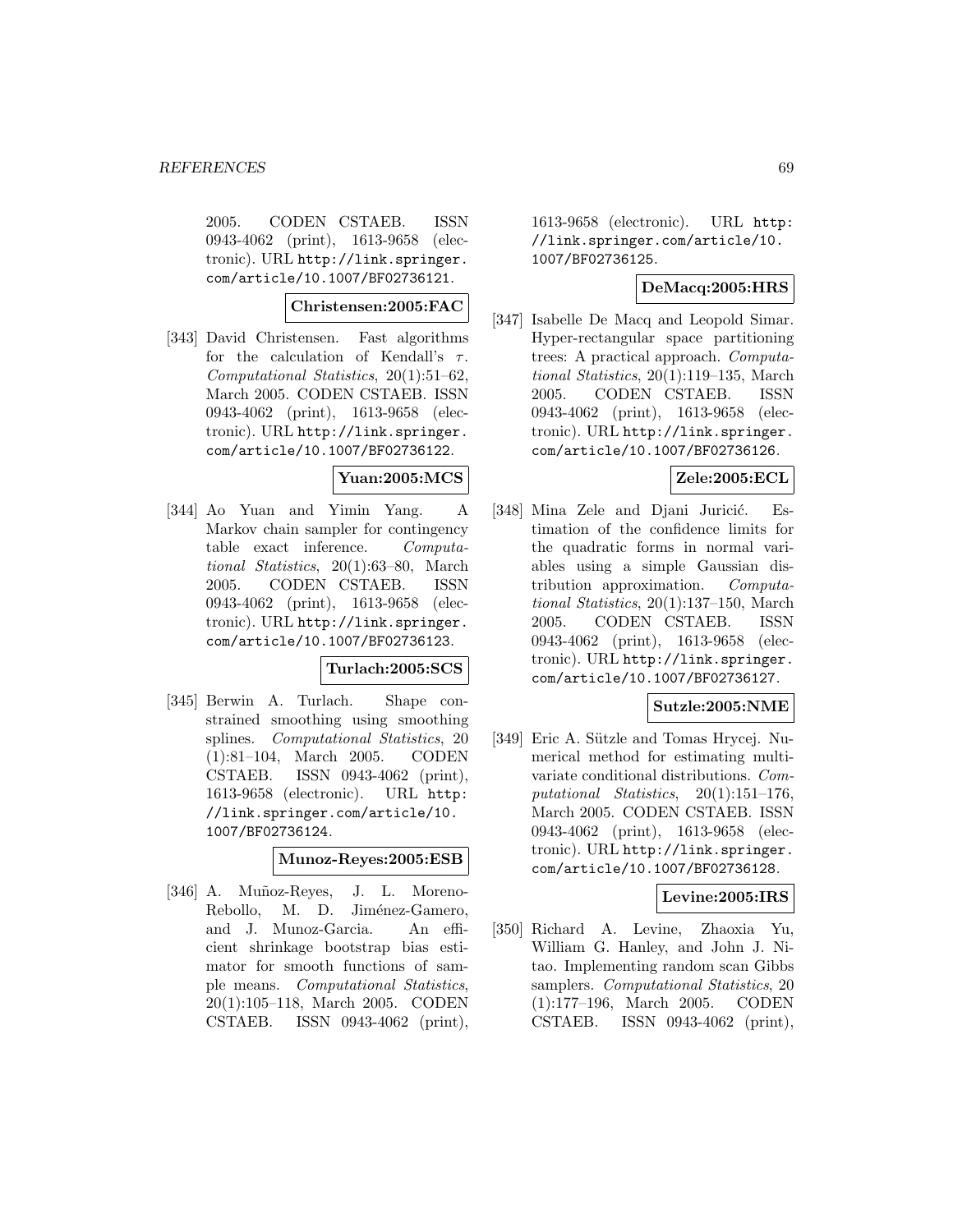2005. CODEN CSTAEB. ISSN 0943-4062 (print), 1613-9658 (electronic). URL http://link.springer.com/article/10.1007/BF02736121.

**Christensen:2005:FAC**

[343] David Christensen. Fast algorithms for the calculation of Kendall's $\tau$. *Computational Statistics*, 20(1):51–62, March 2005. CODEN CSTAEB. ISSN 0943-4062 (print), 1613-9658 (electronic). URL http://link.springer.com/article/10.1007/BF02736122.

**Yuan:2005:MCS**

[344] Ao Yuan and Yimin Yang. A Markov chain sampler for contingency table exact inference. *Computational Statistics*, 20(1):63–80, March 2005. CODEN CSTAEB. ISSN 0943-4062 (print), 1613-9658 (electronic). URL http://link.springer.com/article/10.1007/BF02736123.

**Turlach:2005:SCS**

[345] Berwin A. Turlach. Shape constrained smoothing using smoothing splines. *Computational Statistics*, 20 (1):81–104, March 2005. CODEN CSTAEB. ISSN 0943-4062 (print), 1613-9658 (electronic). URL http://link.springer.com/article/10.1007/BF02736124.

**Munoz-Reyes:2005:ESB**

[346] A. Muñoz-Reyes, J. L. Moreno-Rebollo, M. D. Jiménez-Gamero, and J. Munoz-Garcia. An efficient shrinkage bootstrap bias estimator for smooth functions of sample means. *Computational Statistics*, 20(1):105–118, March 2005. CODEN CSTAEB. ISSN 0943-4062 (print), 1613-9658 (electronic). URL http://link.springer.com/article/10.1007/BF02736125.

**DeMacq:2005:HRS**

[347] Isabelle De Macq and Leopold Simar. Hyper-rectangular space partitioning trees: A practical approach. *Computational Statistics*, 20(1):119–135, March 2005. CODEN CSTAEB. ISSN 0943-4062 (print), 1613-9658 (electronic). URL http://link.springer.com/article/10.1007/BF02736126.

**Zele:2005:ECL**

[348] Mina Zele and Djani Juricić. Estimation of the confidence limits for the quadratic forms in normal variables using a simple Gaussian distribution approximation. *Computational Statistics*, 20(1):137–150, March 2005. CODEN CSTAEB. ISSN 0943-4062 (print), 1613-9658 (electronic). URL http://link.springer.com/article/10.1007/BF02736127.

**Sutzle:2005:NME**

[349] Eric A. Sützle and Tomas Hrycej. Numerical method for estimating multivariate conditional distributions. *Computational Statistics*, 20(1):151–176, March 2005. CODEN CSTAEB. ISSN 0943-4062 (print), 1613-9658 (electronic). URL http://link.springer.com/article/10.1007/BF02736128.

**Levine:2005:IRS**

[350] Richard A. Levine, Zhaoxia Yu, William G. Hanley, and John J. Nitao. Implementing random scan Gibbs samplers. *Computational Statistics*, 20 (1):177–196, March 2005. CODEN CSTAEB. ISSN 0943-4062 (print),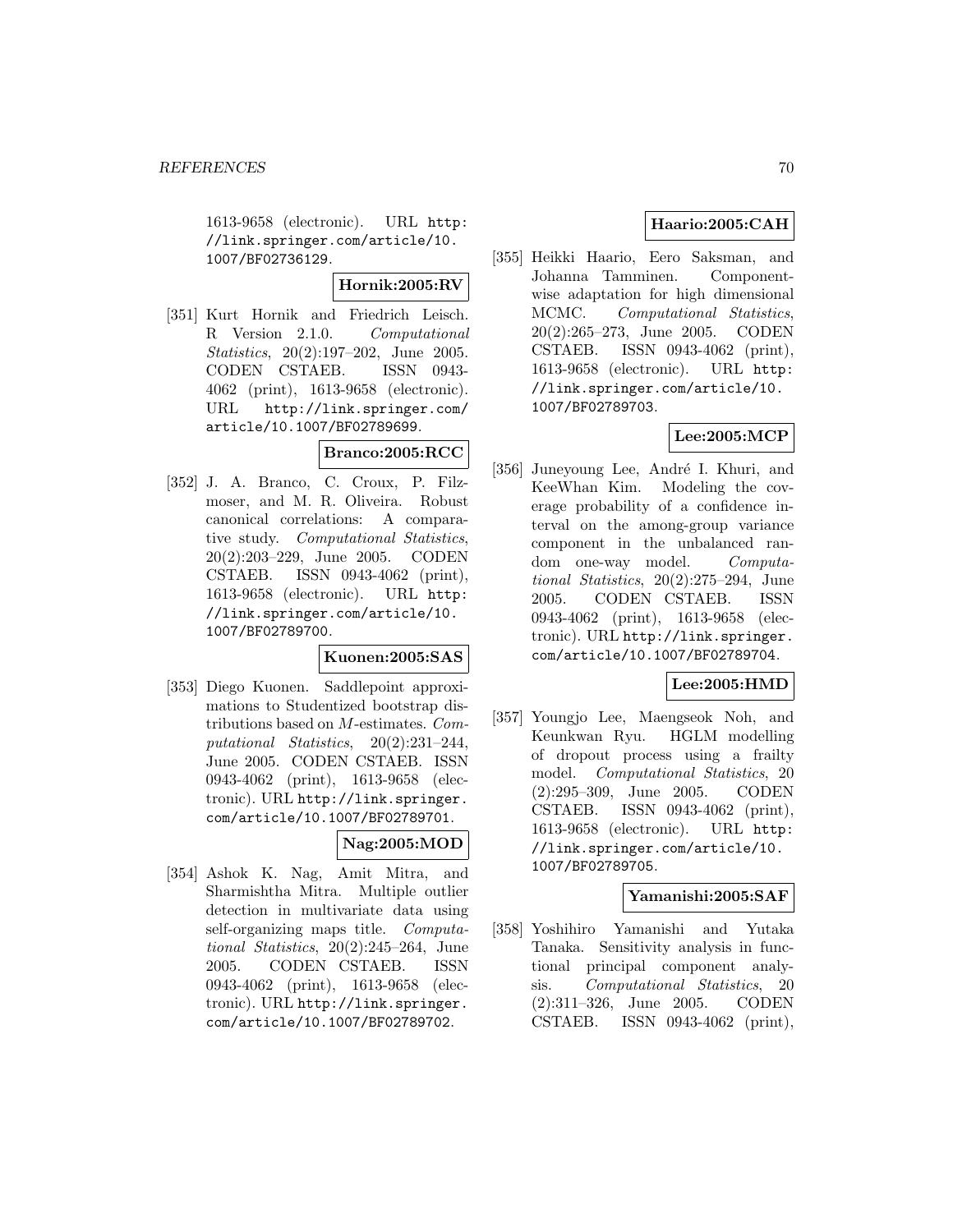1613-9658 (electronic). URL http://link.springer.com/article/10.1007/BF02736129.

**Hornik:2005:RV**

[351] Kurt Hornik and Friedrich Leisch. R Version 2.1.0. *Computational Statistics*, 20(2):197–202, June 2005. CODEN CSTAEB. ISSN 0943-4062 (print), 1613-9658 (electronic). URL http://link.springer.com/article/10.1007/BF02789699.

**Branco:2005:RCC**

[352] J. A. Branco, C. Croux, P. Filzmoser, and M. R. Oliveira. Robust canonical correlations: A comparative study. *Computational Statistics*, 20(2):203–229, June 2005. CODEN CSTAEB. ISSN 0943-4062 (print), 1613-9658 (electronic). URL http://link.springer.com/article/10.1007/BF02789700.

**Kuonen:2005:SAS**

[353] Diego Kuonen. Saddlepoint approximations to Studentized bootstrap distributions based on $M$-estimates. *Computational Statistics*, 20(2):231–244, June 2005. CODEN CSTAEB. ISSN 0943-4062 (print), 1613-9658 (electronic). URL http://link.springer.com/article/10.1007/BF02789701.

**Nag:2005:MOD**

[354] Ashok K. Nag, Amit Mitra, and Sharmishtha Mitra. Multiple outlier detection in multivariate data using self-organizing maps title. *Computational Statistics*, 20(2):245–264, June 2005. CODEN CSTAEB. ISSN 0943-4062 (print), 1613-9658 (electronic). URL http://link.springer.com/article/10.1007/BF02789702.

**Haario:2005:CAH**

[355] Heikki Haario, Eero Saksman, and Johanna Tamminen. Componentwise adaptation for high dimensional MCMC. *Computational Statistics*, 20(2):265–273, June 2005. CODEN CSTAEB. ISSN 0943-4062 (print), 1613-9658 (electronic). URL http://link.springer.com/article/10.1007/BF02789703.

**Lee:2005:MCP**

[356] Juneyoung Lee, André I. Khuri, and KeeWhan Kim. Modeling the coverage probability of a confidence interval on the among-group variance component in the unbalanced random one-way model. *Computational Statistics*, 20(2):275–294, June 2005. CODEN CSTAEB. ISSN 0943-4062 (print), 1613-9658 (electronic). URL http://link.springer.com/article/10.1007/BF02789704.

**Lee:2005:HMD**

[357] Youngjo Lee, Maengseok Noh, and Keunkwan Ryu. HGLM modelling of dropout process using a frailty model. *Computational Statistics*, 20(2):295–309, June 2005. CODEN CSTAEB. ISSN 0943-4062 (print), 1613-9658 (electronic). URL http://link.springer.com/article/10.1007/BF02789705.

**Yamanishi:2005:SAF**

[358] Yoshihiro Yamanishi and Yutaka Tanaka. Sensitivity analysis in functional principal component analysis. *Computational Statistics*, 20(2):311–326, June 2005. CODEN CSTAEB. ISSN 0943-4062 (print),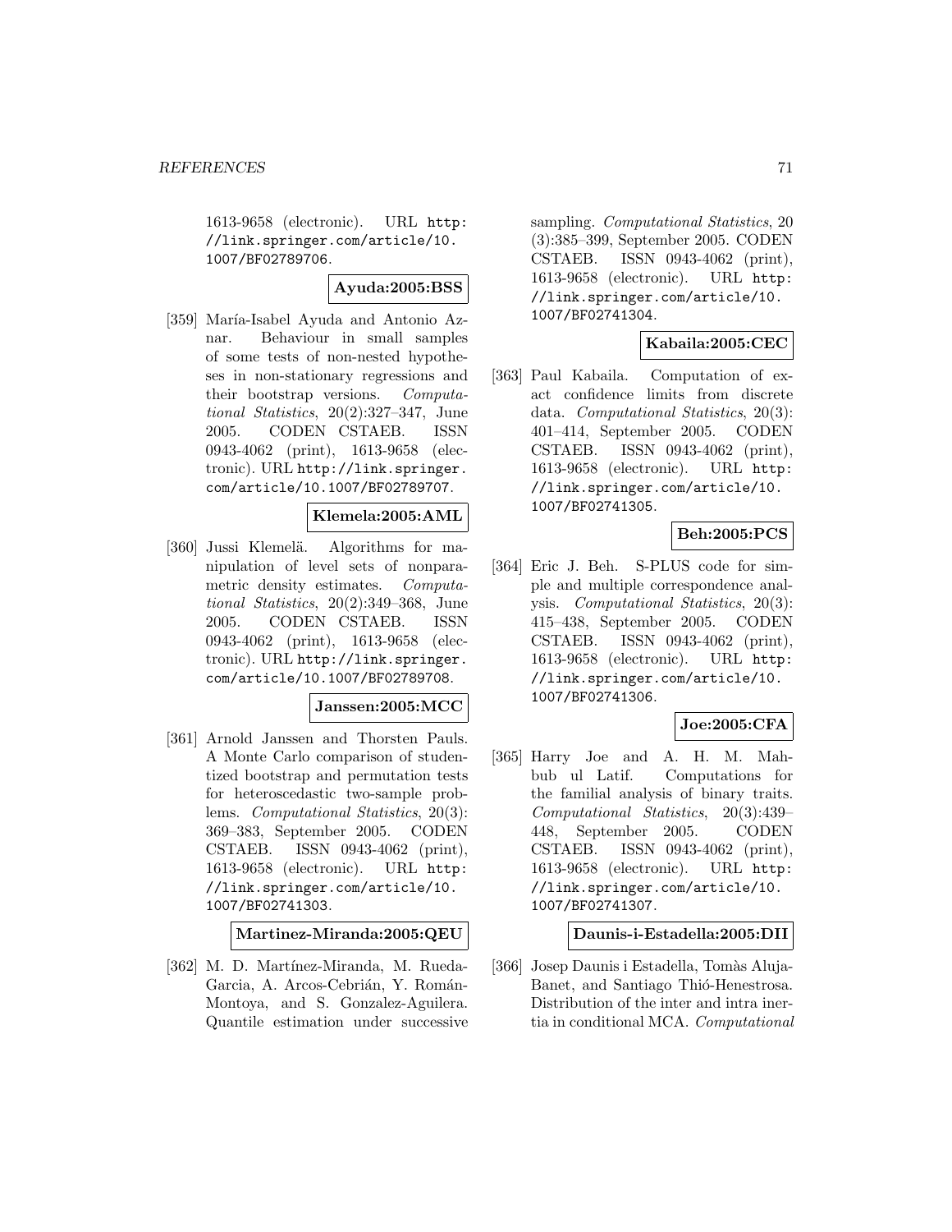1613-9658 (electronic). URL http://link.springer.com/article/10.1007/BF02789706.

**Ayuda:2005:BSS**

[359] María-Isabel Ayuda and Antonio Aznar. Behaviour in small samples of some tests of non-nested hypotheses in non-stationary regressions and their bootstrap versions. *Computational Statistics*, 20(2):327–347, June 2005. CODEN CSTAEB. ISSN 0943-4062 (print), 1613-9658 (electronic). URL http://link.springer.com/article/10.1007/BF02789707.

**Klemela:2005:AML**

[360] Jussi Klemelä. Algorithms for manipulation of level sets of nonparametric density estimates. *Computational Statistics*, 20(2):349–368, June 2005. CODEN CSTAEB. ISSN 0943-4062 (print), 1613-9658 (electronic). URL http://link.springer.com/article/10.1007/BF02789708.

**Janssen:2005:MCC**

[361] Arnold Janssen and Thorsten Pauls. A Monte Carlo comparison of studentized bootstrap and permutation tests for heteroscedastic two-sample problems. *Computational Statistics*, 20(3): 369–383, September 2005. CODEN CSTAEB. ISSN 0943-4062 (print), 1613-9658 (electronic). URL http://link.springer.com/article/10.1007/BF02741303.

**Martinez-Miranda:2005:QEU**

[362] M. D. Martínez-Miranda, M. Rueda-Garcia, A. Arcos-Cebrián, Y. Román-Montoya, and S. Gonzalez-Aguilera. Quantile estimation under successive sampling. *Computational Statistics*, 20 (3):385–399, September 2005. CODEN CSTAEB. ISSN 0943-4062 (print), 1613-9658 (electronic). URL http://link.springer.com/article/10.1007/BF02741304.

**Kabaila:2005:CEC**

[363] Paul Kabaila. Computation of exact confidence limits from discrete data. *Computational Statistics*, 20(3): 401–414, September 2005. CODEN CSTAEB. ISSN 0943-4062 (print), 1613-9658 (electronic). URL http://link.springer.com/article/10.1007/BF02741305.

**Beh:2005:PCS**

[364] Eric J. Beh. S-PLUS code for simple and multiple correspondence analysis. *Computational Statistics*, 20(3): 415–438, September 2005. CODEN CSTAEB. ISSN 0943-4062 (print), 1613-9658 (electronic). URL http://link.springer.com/article/10.1007/BF02741306.

**Joe:2005:CFA**

[365] Harry Joe and A. H. M. Mahbub ul Latif. Computations for the familial analysis of binary traits. *Computational Statistics*, 20(3):439–448, September 2005. CODEN CSTAEB. ISSN 0943-4062 (print), 1613-9658 (electronic). URL http://link.springer.com/article/10.1007/BF02741307.

**Daunis-i-Estadella:2005:DII**

[366] Josep Daunis i Estadella, Tomàs Aluja-Banet, and Santiago Thió-Henestrosa. Distribution of the inter and intra inertia in conditional MCA. *Computational*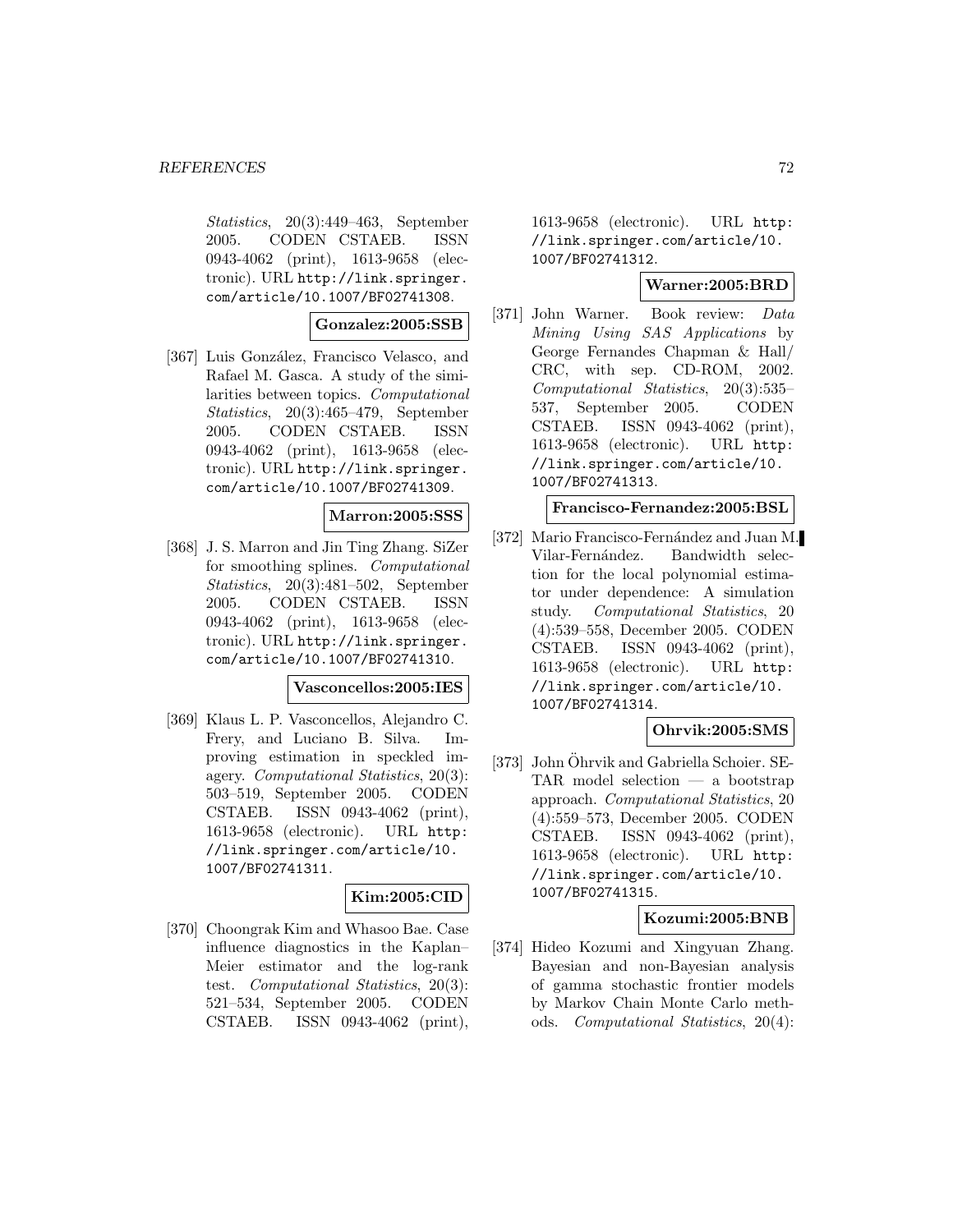*Statistics*, 20(3):449–463, September 2005. CODEN CSTAEB. ISSN 0943-4062 (print), 1613-9658 (electronic). URL http://link.springer.com/article/10.1007/BF02741308.

**Gonzalez:2005:SSB**

[367] Luis González, Francisco Velasco, and Rafael M. Gasca. A study of the similarities between topics. *Computational Statistics*, 20(3):465–479, September 2005. CODEN CSTAEB. ISSN 0943-4062 (print), 1613-9658 (electronic). URL http://link.springer.com/article/10.1007/BF02741309.

**Marron:2005:SSS**

[368] J. S. Marron and Jin Ting Zhang. SiZer for smoothing splines. *Computational Statistics*, 20(3):481–502, September 2005. CODEN CSTAEB. ISSN 0943-4062 (print), 1613-9658 (electronic). URL http://link.springer.com/article/10.1007/BF02741310.

**Vasconcellos:2005:IES**

[369] Klaus L. P. Vasconcellos, Alejandro C. Frery, and Luciano B. Silva. Improving estimation in speckled imagery. *Computational Statistics*, 20(3): 503–519, September 2005. CODEN CSTAEB. ISSN 0943-4062 (print), 1613-9658 (electronic). URL http://link.springer.com/article/10.1007/BF02741311.

**Kim:2005:CID**

[370] Choongrak Kim and Whasoo Bae. Case influence diagnostics in the Kaplan–Meier estimator and the log-rank test. *Computational Statistics*, 20(3): 521–534, September 2005. CODEN CSTAEB. ISSN 0943-4062 (print), 1613-9658 (electronic). URL http://link.springer.com/article/10.1007/BF02741312.

**Warner:2005:BRD**

[371] John Warner. Book review: *Data Mining Using SAS Applications* by George Fernandes Chapman & Hall/CRC, with sep. CD-ROM, 2002. *Computational Statistics*, 20(3):535–537, September 2005. CODEN CSTAEB. ISSN 0943-4062 (print), 1613-9658 (electronic). URL http://link.springer.com/article/10.1007/BF02741313.

**Francisco-Fernandez:2005:BSL**

[372] Mario Francisco-Fernández and Juan M. Vilar-Fernández. Bandwidth selection for the local polynomial estimator under dependence: A simulation study. *Computational Statistics*, 20 (4):539–558, December 2005. CODEN CSTAEB. ISSN 0943-4062 (print), 1613-9658 (electronic). URL http://link.springer.com/article/10.1007/BF02741314.

**Ohrvik:2005:SMS**

[373] John Öhrvik and Gabriella Schoier. SETAR model selection — a bootstrap approach. *Computational Statistics*, 20 (4):559–573, December 2005. CODEN CSTAEB. ISSN 0943-4062 (print), 1613-9658 (electronic). URL http://link.springer.com/article/10.1007/BF02741315.

**Kozumi:2005:BNB**

[374] Hideo Kozumi and Xingyuan Zhang. Bayesian and non-Bayesian analysis of gamma stochastic frontier models by Markov Chain Monte Carlo methods. *Computational Statistics*, 20(4):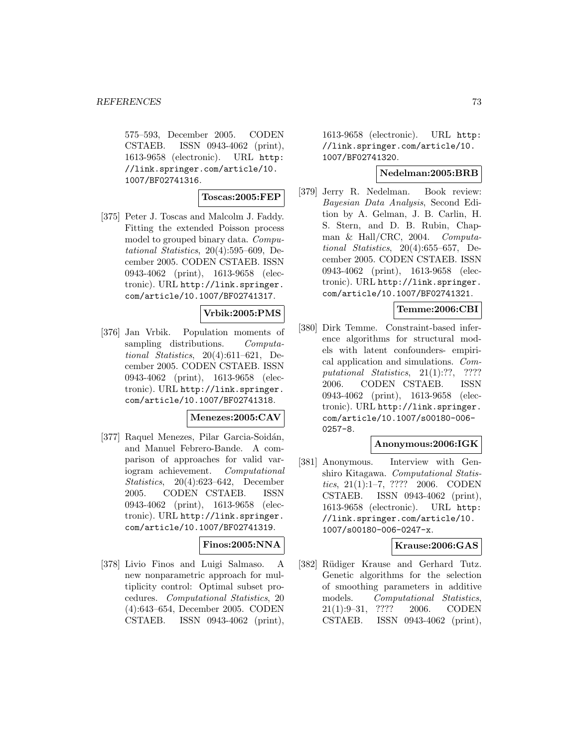575–593, December 2005. CODEN CSTAEB. ISSN 0943-4062 (print), 1613-9658 (electronic). URL http://link.springer.com/article/10.1007/BF02741316.

**Toscas:2005:FEP**

[375] Peter J. Toscas and Malcolm J. Faddy. Fitting the extended Poisson process model to grouped binary data. *Computational Statistics*, 20(4):595–609, December 2005. CODEN CSTAEB. ISSN 0943-4062 (print), 1613-9658 (electronic). URL http://link.springer.com/article/10.1007/BF02741317.

**Vrbik:2005:PMS**

[376] Jan Vrbik. Population moments of sampling distributions. *Computational Statistics*, 20(4):611–621, December 2005. CODEN CSTAEB. ISSN 0943-4062 (print), 1613-9658 (electronic). URL http://link.springer.com/article/10.1007/BF02741318.

**Menezes:2005:CAV**

[377] Raquel Menezes, Pilar Garcia-Soidán, and Manuel Febrero-Bande. A comparison of approaches for valid variogram achievement. *Computational Statistics*, 20(4):623–642, December 2005. CODEN CSTAEB. ISSN 0943-4062 (print), 1613-9658 (electronic). URL http://link.springer.com/article/10.1007/BF02741319.

**Finos:2005:NNA**

[378] Livio Finos and Luigi Salmaso. A new nonparametric approach for multiplicity control: Optimal subset procedures. *Computational Statistics*, 20(4):643–654, December 2005. CODEN CSTAEB. ISSN 0943-4062 (print), 1613-9658 (electronic). URL http://link.springer.com/article/10.1007/BF02741320.

**Nedelman:2005:BRB**

[379] Jerry R. Nedelman. Book review: *Bayesian Data Analysis*, Second Edition by A. Gelman, J. B. Carlin, H. S. Stern, and D. B. Rubin, Chapman & Hall/CRC, 2004. *Computational Statistics*, 20(4):655–657, December 2005. CODEN CSTAEB. ISSN 0943-4062 (print), 1613-9658 (electronic). URL http://link.springer.com/article/10.1007/BF02741321.

**Temme:2006:CBI**

[380] Dirk Temme. Constraint-based inference algorithms for structural models with latent confounders- empirical application and simulations. *Computational Statistics*, 21(1):??, ???? 2006. CODEN CSTAEB. ISSN 0943-4062 (print), 1613-9658 (electronic). URL http://link.springer.com/article/10.1007/s00180-006-0257-8.

**Anonymous:2006:IGK**

[381] Anonymous. Interview with Genshiro Kitagawa. *Computational Statistics*, 21(1):1–7, ???? 2006. CODEN CSTAEB. ISSN 0943-4062 (print), 1613-9658 (electronic). URL http://link.springer.com/article/10.1007/s00180-006-0247-x.

**Krause:2006:GAS**

[382] Rüdiger Krause and Gerhard Tutz. Genetic algorithms for the selection of smoothing parameters in additive models. *Computational Statistics*, 21(1):9–31, ???? 2006. CODEN CSTAEB. ISSN 0943-4062 (print),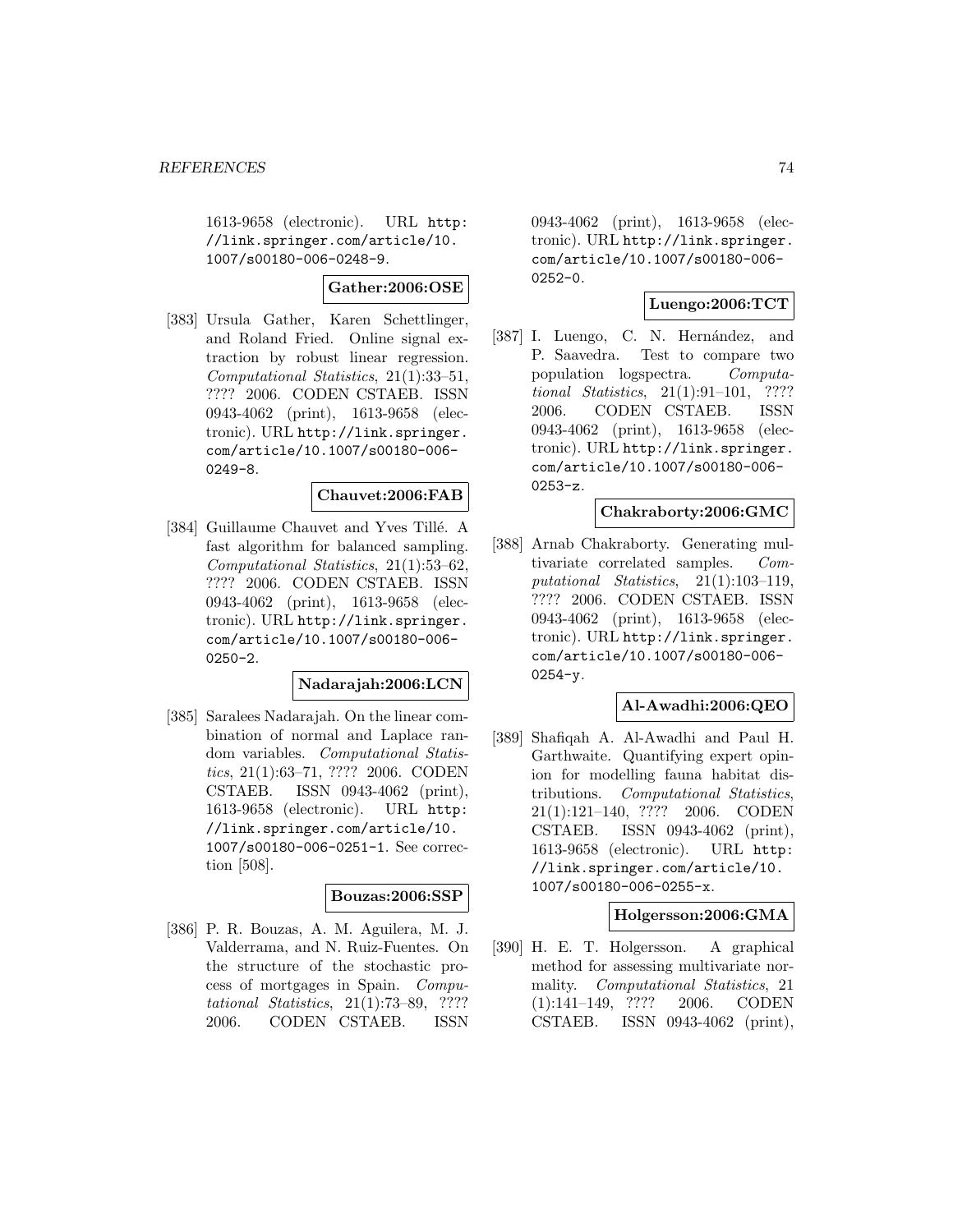1613-9658 (electronic). URL http://link.springer.com/article/10.1007/s00180-006-0248-9.

**Gather:2006:OSE**

[383] Ursula Gather, Karen Schettlinger, and Roland Fried. Online signal extraction by robust linear regression. *Computational Statistics*, 21(1):33–51, ???? 2006. CODEN CSTAEB. ISSN 0943-4062 (print), 1613-9658 (electronic). URL http://link.springer.com/article/10.1007/s00180-006-0249-8.

**Chauvet:2006:FAB**

[384] Guillaume Chauvet and Yves Tillé. A fast algorithm for balanced sampling. *Computational Statistics*, 21(1):53–62, ???? 2006. CODEN CSTAEB. ISSN 0943-4062 (print), 1613-9658 (electronic). URL http://link.springer.com/article/10.1007/s00180-006-0250-2.

**Nadarajah:2006:LCN**

[385] Saralees Nadarajah. On the linear combination of normal and Laplace random variables. *Computational Statistics*, 21(1):63–71, ???? 2006. CODEN CSTAEB. ISSN 0943-4062 (print), 1613-9658 (electronic). URL http://link.springer.com/article/10.1007/s00180-006-0251-1. See correction [508].

**Bouzas:2006:SSP**

[386] P. R. Bouzas, A. M. Aguilera, M. J. Valderrama, and N. Ruiz-Fuentes. On the structure of the stochastic process of mortgages in Spain. *Computational Statistics*, 21(1):73–89, ???? 2006. CODEN CSTAEB. ISSN 0943-4062 (print), 1613-9658 (electronic). URL http://link.springer.com/article/10.1007/s00180-006-0252-0.

**Luengo:2006:TCT**

[387] I. Luengo, C. N. Hernández, and P. Saavedra. Test to compare two population logspectra. *Computational Statistics*, 21(1):91–101, ???? 2006. CODEN CSTAEB. ISSN 0943-4062 (print), 1613-9658 (electronic). URL http://link.springer.com/article/10.1007/s00180-006-0253-z.

**Chakraborty:2006:GMC**

[388] Arnab Chakraborty. Generating multivariate correlated samples. *Computational Statistics*, 21(1):103–119, ???? 2006. CODEN CSTAEB. ISSN 0943-4062 (print), 1613-9658 (electronic). URL http://link.springer.com/article/10.1007/s00180-006-0254-y.

**Al-Awadhi:2006:QEO**

[389] Shafiqah A. Al-Awadhi and Paul H. Garthwaite. Quantifying expert opinion for modelling fauna habitat distributions. *Computational Statistics*, 21(1):121–140, ???? 2006. CODEN CSTAEB. ISSN 0943-4062 (print), 1613-9658 (electronic). URL http://link.springer.com/article/10.1007/s00180-006-0255-x.

**Holgersson:2006:GMA**

[390] H. E. T. Holgersson. A graphical method for assessing multivariate normality. *Computational Statistics*, 21 (1):141–149, ???? 2006. CODEN CSTAEB. ISSN 0943-4062 (print),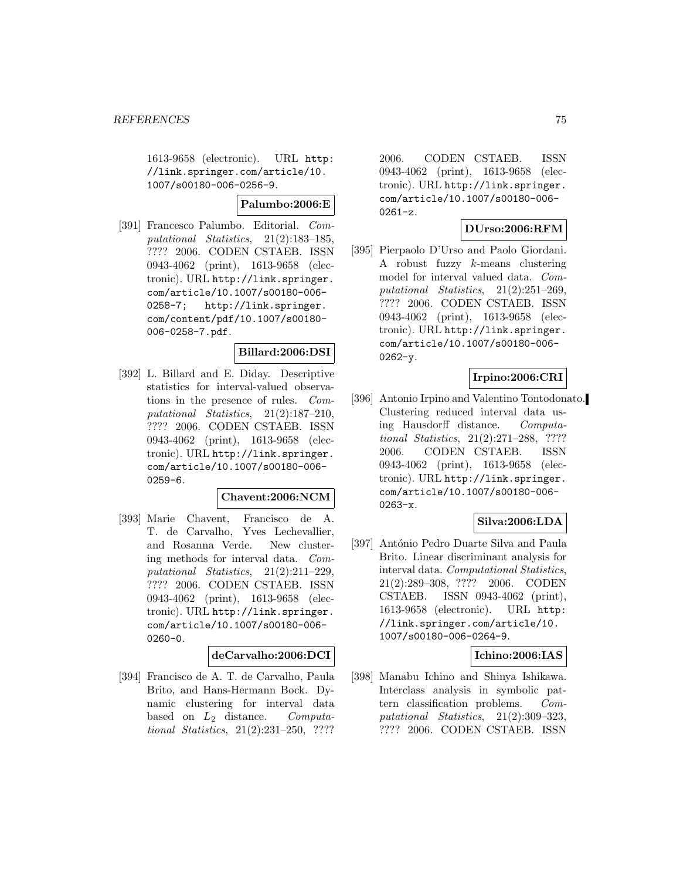1613-9658 (electronic). URL http://link.springer.com/article/10.1007/s00180-006-0256-9.

**Palumbo:2006:E**

[391] Francesco Palumbo. Editorial. *Computational Statistics*, 21(2):183–185, ???? 2006. CODEN CSTAEB. ISSN 0943-4062 (print), 1613-9658 (electronic). URL http://link.springer.com/article/10.1007/s00180-006-0258-7; http://link.springer.com/content/pdf/10.1007/s00180-006-0258-7.pdf.

**Billard:2006:DSI**

[392] L. Billard and E. Diday. Descriptive statistics for interval-valued observations in the presence of rules. *Computational Statistics*, 21(2):187–210, ???? 2006. CODEN CSTAEB. ISSN 0943-4062 (print), 1613-9658 (electronic). URL http://link.springer.com/article/10.1007/s00180-006-0259-6.

**Chavent:2006:NCM**

[393] Marie Chavent, Francisco de A. T. de Carvalho, Yves Lechevallier, and Rosanna Verde. New clustering methods for interval data. *Computational Statistics*, 21(2):211–229, ???? 2006. CODEN CSTAEB. ISSN 0943-4062 (print), 1613-9658 (electronic). URL http://link.springer.com/article/10.1007/s00180-006-0260-0.

**deCarvalho:2006:DCI**

[394] Francisco de A. T. de Carvalho, Paula Brito, and Hans-Hermann Bock. Dynamic clustering for interval data based on $L_2$ distance. *Computational Statistics*, 21(2):231–250, ???? 2006. CODEN CSTAEB. ISSN 0943-4062 (print), 1613-9658 (electronic). URL http://link.springer.com/article/10.1007/s00180-006-0261-z.

**DUrso:2006:RFM**

[395] Pierpaolo D'Urso and Paolo Giordani. A robust fuzzy $k$-means clustering model for interval valued data. *Computational Statistics*, 21(2):251–269, ???? 2006. CODEN CSTAEB. ISSN 0943-4062 (print), 1613-9658 (electronic). URL http://link.springer.com/article/10.1007/s00180-006-0262-y.

**Irpino:2006:CRI**

[396] Antonio Irpino and Valentino Tontodonato. Clustering reduced interval data using Hausdorff distance. *Computational Statistics*, 21(2):271–288, ???? 2006. CODEN CSTAEB. ISSN 0943-4062 (print), 1613-9658 (electronic). URL http://link.springer.com/article/10.1007/s00180-006-0263-x.

**Silva:2006:LDA**

[397] António Pedro Duarte Silva and Paula Brito. Linear discriminant analysis for interval data. *Computational Statistics*, 21(2):289–308, ???? 2006. CODEN CSTAEB. ISSN 0943-4062 (print), 1613-9658 (electronic). URL http://link.springer.com/article/10.1007/s00180-006-0264-9.

**Ichino:2006:IAS**

[398] Manabu Ichino and Shinya Ishikawa. Interclass analysis in symbolic pattern classification problems. *Computational Statistics*, 21(2):309–323, ???? 2006. CODEN CSTAEB. ISSN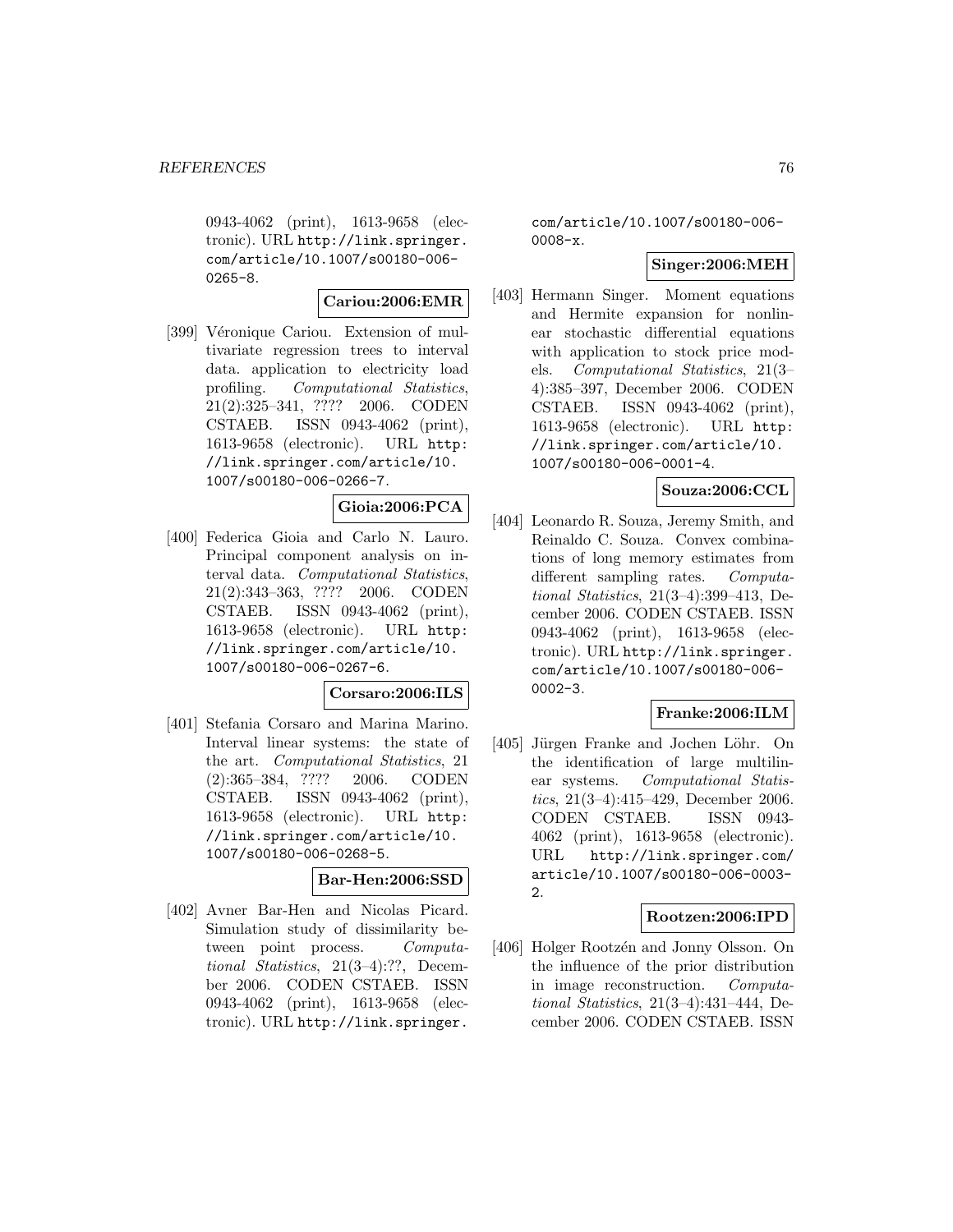0943-4062 (print), 1613-9658 (electronic). URL http://link.springer.com/article/10.1007/s00180-006-0265-8.

**Cariou:2006:EMR**

[399] Véronique Cariou. Extension of multivariate regression trees to interval data. application to electricity load profiling. *Computational Statistics*, 21(2):325–341, ???? 2006. CODEN CSTAEB. ISSN 0943-4062 (print), 1613-9658 (electronic). URL http://link.springer.com/article/10.1007/s00180-006-0266-7.

**Gioia:2006:PCA**

[400] Federica Gioia and Carlo N. Lauro. Principal component analysis on interval data. *Computational Statistics*, 21(2):343–363, ???? 2006. CODEN CSTAEB. ISSN 0943-4062 (print), 1613-9658 (electronic). URL http://link.springer.com/article/10.1007/s00180-006-0267-6.

**Corsaro:2006:ILS**

[401] Stefania Corsaro and Marina Marino. Interval linear systems: the state of the art. *Computational Statistics*, 21(2):365–384, ???? 2006. CODEN CSTAEB. ISSN 0943-4062 (print), 1613-9658 (electronic). URL http://link.springer.com/article/10.1007/s00180-006-0268-5.

**Bar-Hen:2006:SSD**

[402] Avner Bar-Hen and Nicolas Picard. Simulation study of dissimilarity between point process. *Computational Statistics*, 21(3–4):??, December 2006. CODEN CSTAEB. ISSN 0943-4062 (print), 1613-9658 (electronic). URL http://link.springer.com/article/10.1007/s00180-006-0008-x.

**Singer:2006:MEH**

[403] Hermann Singer. Moment equations and Hermite expansion for nonlinear stochastic differential equations with application to stock price models. *Computational Statistics*, 21(3–4):385–397, December 2006. CODEN CSTAEB. ISSN 0943-4062 (print), 1613-9658 (electronic). URL http://link.springer.com/article/10.1007/s00180-006-0001-4.

**Souza:2006:CCL**

[404] Leonardo R. Souza, Jeremy Smith, and Reinaldo C. Souza. Convex combinations of long memory estimates from different sampling rates. *Computational Statistics*, 21(3–4):399–413, December 2006. CODEN CSTAEB. ISSN 0943-4062 (print), 1613-9658 (electronic). URL http://link.springer.com/article/10.1007/s00180-006-0002-3.

**Franke:2006:ILM**

[405] Jürgen Franke and Jochen Löhr. On the identification of large multilinear systems. *Computational Statistics*, 21(3–4):415–429, December 2006. CODEN CSTAEB. ISSN 0943-4062 (print), 1613-9658 (electronic). URL http://link.springer.com/article/10.1007/s00180-006-0003-2.

**Rootzen:2006:IPD**

[406] Holger Rootzén and Jonny Olsson. On the influence of the prior distribution in image reconstruction. *Computational Statistics*, 21(3–4):431–444, December 2006. CODEN CSTAEB. ISSN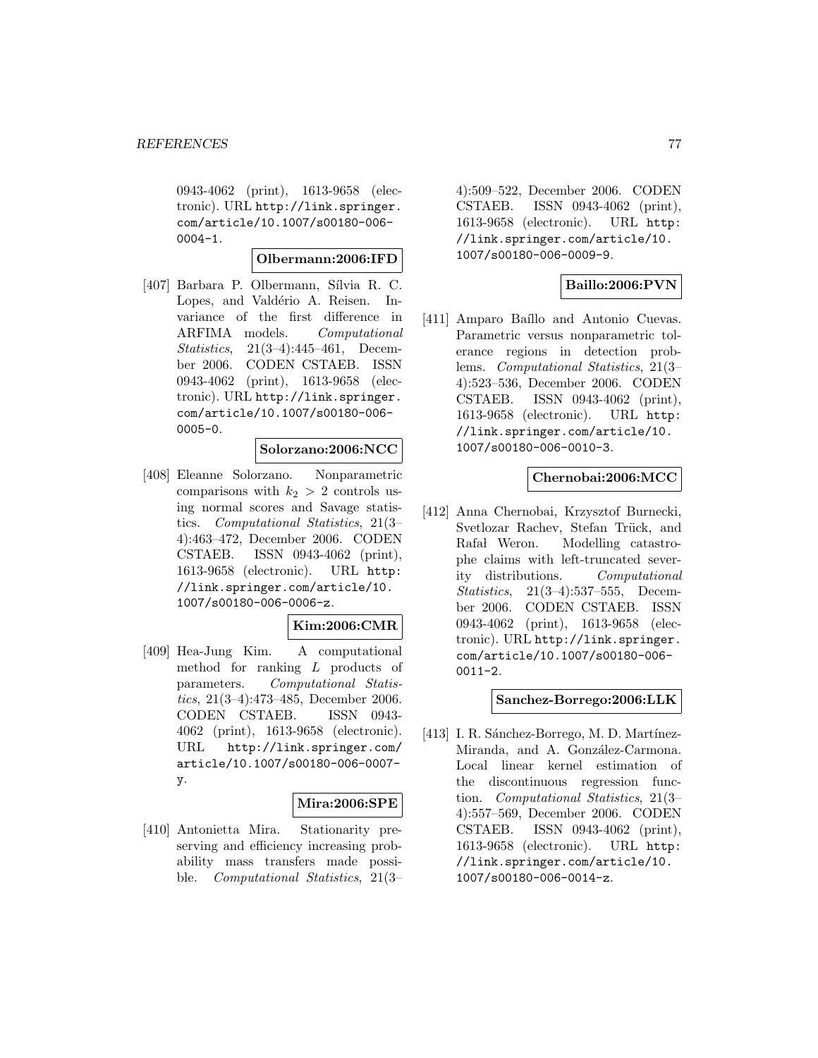0943-4062 (print), 1613-9658 (electronic). URL http://link.springer.com/article/10.1007/s00180-006-0004-1.

**Olbermann:2006:IFD**

[407] Barbara P. Olbermann, Sílvia R. C. Lopes, and Valdério A. Reisen. Invariance of the first difference in ARFIMA models. *Computational Statistics*, 21(3–4):445–461, December 2006. CODEN CSTAEB. ISSN 0943-4062 (print), 1613-9658 (electronic). URL http://link.springer.com/article/10.1007/s00180-006-0005-0.

**Solorzano:2006:NCC**

[408] Eleanne Solorzano. Nonparametric comparisons with $k_2 > 2$ controls using normal scores and Savage statistics. *Computational Statistics*, 21(3–4):463–472, December 2006. CODEN CSTAEB. ISSN 0943-4062 (print), 1613-9658 (electronic). URL http://link.springer.com/article/10.1007/s00180-006-0006-z.

**Kim:2006:CMR**

[409] Hea-Jung Kim. A computational method for ranking $L$ products of parameters. *Computational Statistics*, 21(3–4):473–485, December 2006. CODEN CSTAEB. ISSN 0943-4062 (print), 1613-9658 (electronic). URL http://link.springer.com/article/10.1007/s00180-006-0007-y.

**Mira:2006:SPE**

[410] Antonietta Mira. Stationarity preserving and efficiency increasing probability mass transfers made possible. *Computational Statistics*, 21(3–4):509–522, December 2006. CODEN CSTAEB. ISSN 0943-4062 (print), 1613-9658 (electronic). URL http://link.springer.com/article/10.1007/s00180-006-0009-9.

**Baillo:2006:PVN**

[411] Amparo Baíllo and Antonio Cuevas. Parametric versus nonparametric tolerance regions in detection problems. *Computational Statistics*, 21(3–4):523–536, December 2006. CODEN CSTAEB. ISSN 0943-4062 (print), 1613-9658 (electronic). URL http://link.springer.com/article/10.1007/s00180-006-0010-3.

**Chernobai:2006:MCC**

[412] Anna Chernobai, Krzysztof Burnecki, Svetlozar Rachev, Stefan Trück, and Rafał Weron. Modelling catastrophe claims with left-truncated severity distributions. *Computational Statistics*, 21(3–4):537–555, December 2006. CODEN CSTAEB. ISSN 0943-4062 (print), 1613-9658 (electronic). URL http://link.springer.com/article/10.1007/s00180-006-0011-2.

**Sanchez-Borrego:2006:LLK**

[413] I. R. Sánchez-Borrego, M. D. Martínez-Miranda, and A. González-Carmona. Local linear kernel estimation of the discontinuous regression function. *Computational Statistics*, 21(3–4):557–569, December 2006. CODEN CSTAEB. ISSN 0943-4062 (print), 1613-9658 (electronic). URL http://link.springer.com/article/10.1007/s00180-006-0014-z.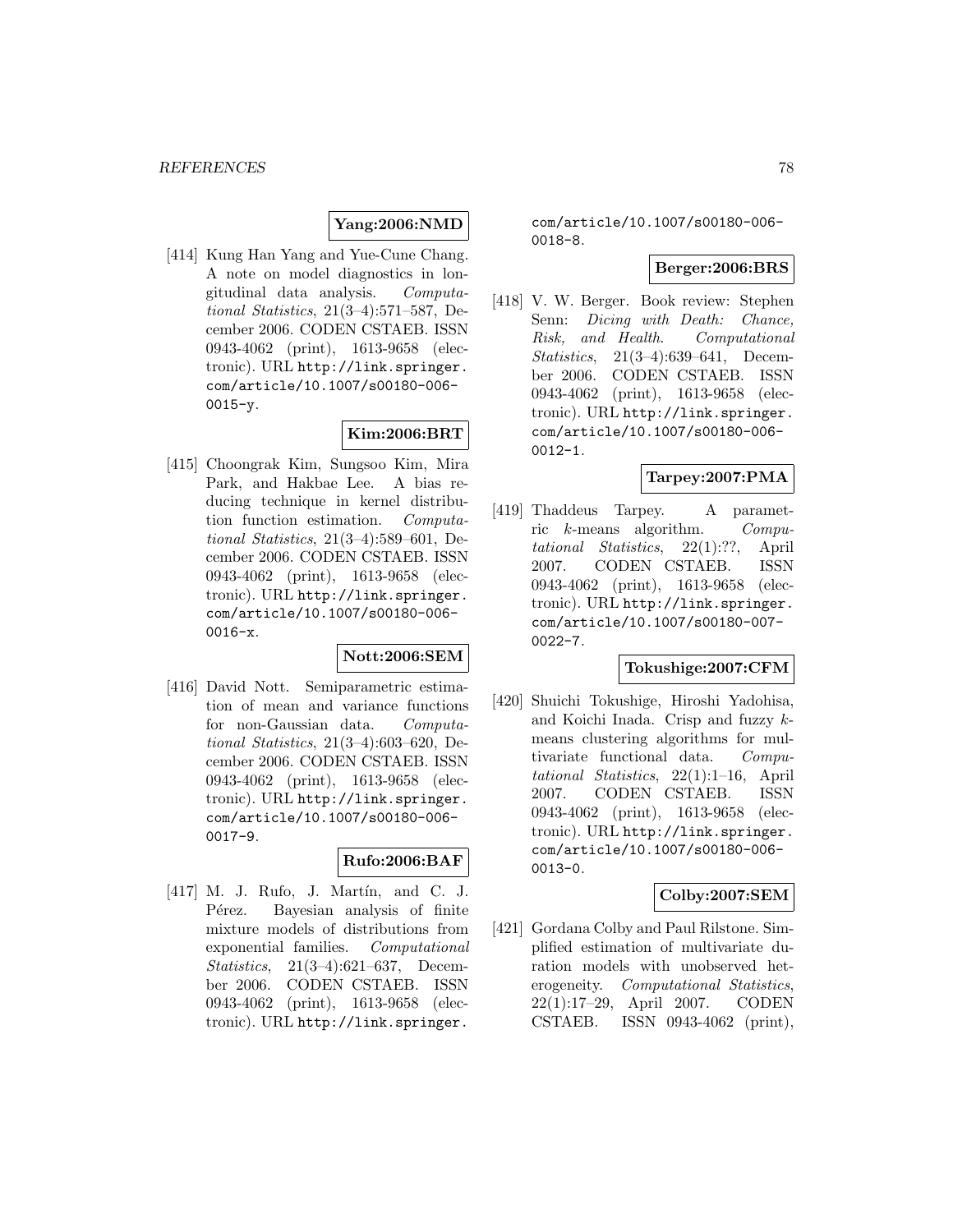**Yang:2006:NMD**

[414] Kung Han Yang and Yue-Cune Chang. A note on model diagnostics in longitudinal data analysis. *Computational Statistics*, 21(3–4):571–587, December 2006. CODEN CSTAEB. ISSN 0943-4062 (print), 1613-9658 (electronic). URL http://link.springer.com/article/10.1007/s00180-006-0015-y.

**Kim:2006:BRT**

[415] Choongrak Kim, Sungsoo Kim, Mira Park, and Hakbae Lee. A bias reducing technique in kernel distribution function estimation. *Computational Statistics*, 21(3–4):589–601, December 2006. CODEN CSTAEB. ISSN 0943-4062 (print), 1613-9658 (electronic). URL http://link.springer.com/article/10.1007/s00180-006-0016-x.

**Nott:2006:SEM**

[416] David Nott. Semiparametric estimation of mean and variance functions for non-Gaussian data. *Computational Statistics*, 21(3–4):603–620, December 2006. CODEN CSTAEB. ISSN 0943-4062 (print), 1613-9658 (electronic). URL http://link.springer.com/article/10.1007/s00180-006-0017-9.

**Rufo:2006:BAF**

[417] M. J. Rufo, J. Martín, and C. J. Pérez. Bayesian analysis of finite mixture models of distributions from exponential families. *Computational Statistics*, 21(3–4):621–637, December 2006. CODEN CSTAEB. ISSN 0943-4062 (print), 1613-9658 (electronic). URL http://link.springer.com/article/10.1007/s00180-006-0018-8.

**Berger:2006:BRS**

[418] V. W. Berger. Book review: Stephen Senn: *Dicing with Death: Chance, Risk, and Health*. *Computational Statistics*, 21(3–4):639–641, December 2006. CODEN CSTAEB. ISSN 0943-4062 (print), 1613-9658 (electronic). URL http://link.springer.com/article/10.1007/s00180-006-0012-1.

**Tarpey:2007:PMA**

[419] Thaddeus Tarpey. A parametric $k$-means algorithm. *Computational Statistics*, 22(1):??, April 2007. CODEN CSTAEB. ISSN 0943-4062 (print), 1613-9658 (electronic). URL http://link.springer.com/article/10.1007/s00180-007-0022-7.

**Tokushige:2007:CFM**

[420] Shuichi Tokushige, Hiroshi Yadohisa, and Koichi Inada. Crisp and fuzzy $k$-means clustering algorithms for multivariate functional data. *Computational Statistics*, 22(1):1–16, April 2007. CODEN CSTAEB. ISSN 0943-4062 (print), 1613-9658 (electronic). URL http://link.springer.com/article/10.1007/s00180-006-0013-0.

**Colby:2007:SEM**

[421] Gordana Colby and Paul Rilstone. Simplified estimation of multivariate duration models with unobserved heterogeneity. *Computational Statistics*, 22(1):17–29, April 2007. CODEN CSTAEB. ISSN 0943-4062 (print),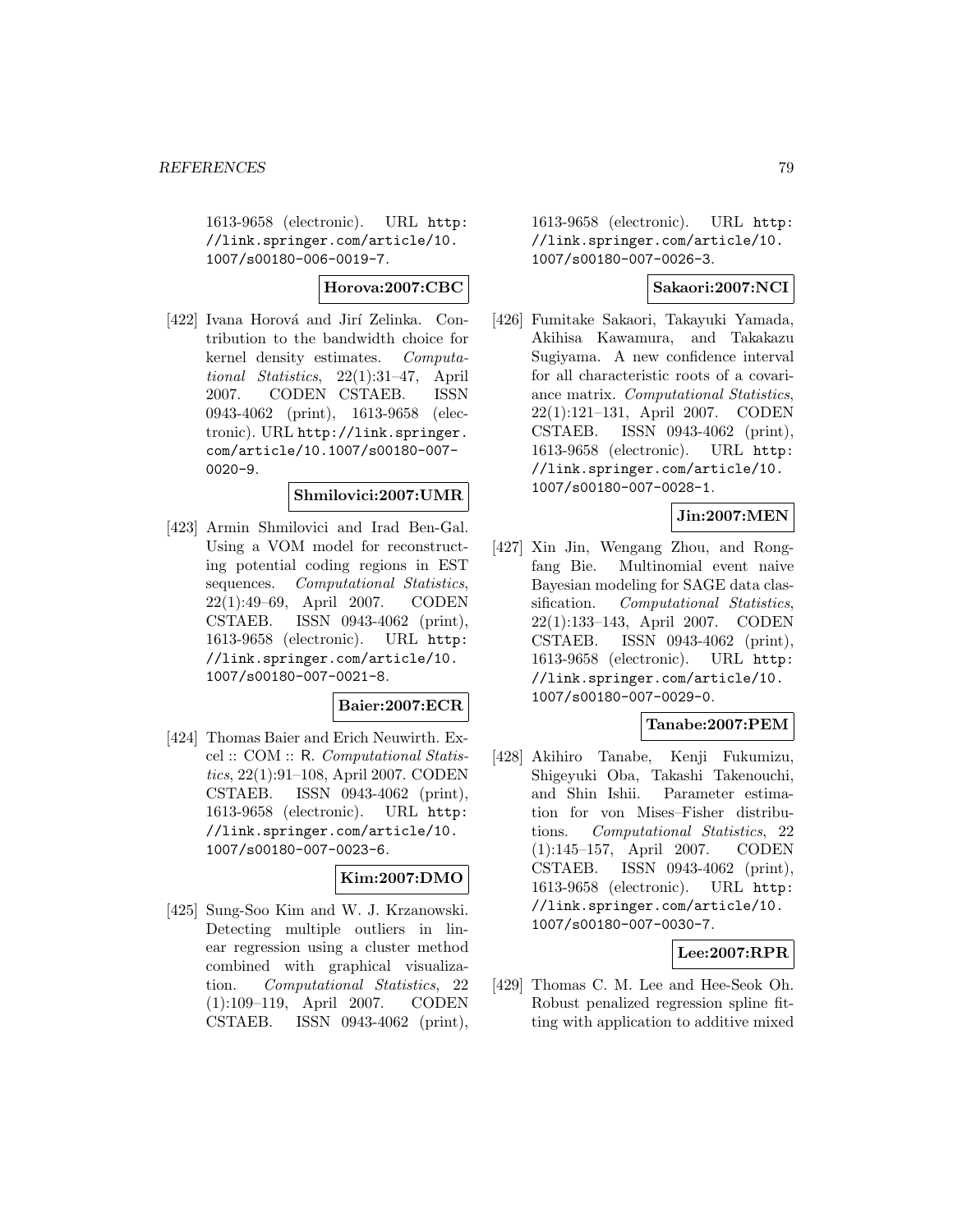1613-9658 (electronic). URL http://link.springer.com/article/10.1007/s00180-006-0019-7.

**Horova:2007:CBC**

[422] Ivana Horová and Jirí Zelinka. Contribution to the bandwidth choice for kernel density estimates. *Computational Statistics*, 22(1):31–47, April 2007. CODEN CSTAEB. ISSN 0943-4062 (print), 1613-9658 (electronic). URL http://link.springer.com/article/10.1007/s00180-007-0020-9.

**Shmilovici:2007:UMR**

[423] Armin Shmilovici and Irad Ben-Gal. Using a VOM model for reconstructing potential coding regions in EST sequences. *Computational Statistics*, 22(1):49–69, April 2007. CODEN CSTAEB. ISSN 0943-4062 (print), 1613-9658 (electronic). URL http://link.springer.com/article/10.1007/s00180-007-0021-8.

**Baier:2007:ECR**

[424] Thomas Baier and Erich Neuwirth. Excel :: COM :: R. *Computational Statistics*, 22(1):91–108, April 2007. CODEN CSTAEB. ISSN 0943-4062 (print), 1613-9658 (electronic). URL http://link.springer.com/article/10.1007/s00180-007-0023-6.

**Kim:2007:DMO**

[425] Sung-Soo Kim and W. J. Krzanowski. Detecting multiple outliers in linear regression using a cluster method combined with graphical visualization. *Computational Statistics*, 22(1):109–119, April 2007. CODEN CSTAEB. ISSN 0943-4062 (print), 1613-9658 (electronic). URL http://link.springer.com/article/10.1007/s00180-007-0026-3.

**Sakaori:2007:NCI**

[426] Fumitake Sakaori, Takayuki Yamada, Akihisa Kawamura, and Takakazu Sugiyama. A new confidence interval for all characteristic roots of a covariance matrix. *Computational Statistics*, 22(1):121–131, April 2007. CODEN CSTAEB. ISSN 0943-4062 (print), 1613-9658 (electronic). URL http://link.springer.com/article/10.1007/s00180-007-0028-1.

**Jin:2007:MEN**

[427] Xin Jin, Wengang Zhou, and Rongfang Bie. Multinomial event naive Bayesian modeling for SAGE data classification. *Computational Statistics*, 22(1):133–143, April 2007. CODEN CSTAEB. ISSN 0943-4062 (print), 1613-9658 (electronic). URL http://link.springer.com/article/10.1007/s00180-007-0029-0.

**Tanabe:2007:PEM**

[428] Akihiro Tanabe, Kenji Fukumizu, Shigeyuki Oba, Takashi Takenouchi, and Shin Ishii. Parameter estimation for von Mises–Fisher distributions. *Computational Statistics*, 22(1):145–157, April 2007. CODEN CSTAEB. ISSN 0943-4062 (print), 1613-9658 (electronic). URL http://link.springer.com/article/10.1007/s00180-007-0030-7.

**Lee:2007:RPR**

[429] Thomas C. M. Lee and Hee-Seok Oh. Robust penalized regression spline fitting with application to additive mixed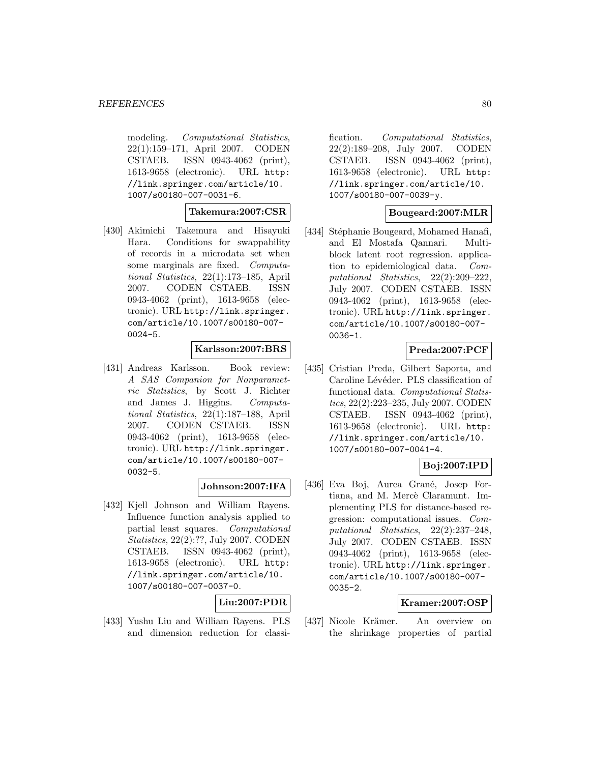modeling. *Computational Statistics*, 22(1):159–171, April 2007. CODEN CSTAEB. ISSN 0943-4062 (print), 1613-9658 (electronic). URL http://link.springer.com/article/10.1007/s00180-007-0031-6.

**Takemura:2007:CSR**

[430] Akimichi Takemura and Hisayuki Hara. Conditions for swappability of records in a microdata set when some marginals are fixed. *Computational Statistics*, 22(1):173–185, April 2007. CODEN CSTAEB. ISSN 0943-4062 (print), 1613-9658 (electronic). URL http://link.springer.com/article/10.1007/s00180-007-0024-5.

**Karlsson:2007:BRS**

[431] Andreas Karlsson. Book review: *A SAS Companion for Nonparametric Statistics*, by Scott J. Richter and James J. Higgins. *Computational Statistics*, 22(1):187–188, April 2007. CODEN CSTAEB. ISSN 0943-4062 (print), 1613-9658 (electronic). URL http://link.springer.com/article/10.1007/s00180-007-0032-5.

**Johnson:2007:IFA**

[432] Kjell Johnson and William Rayens. Influence function analysis applied to partial least squares. *Computational Statistics*, 22(2):??, July 2007. CODEN CSTAEB. ISSN 0943-4062 (print), 1613-9658 (electronic). URL http://link.springer.com/article/10.1007/s00180-007-0037-0.

**Liu:2007:PDR**

[433] Yushu Liu and William Rayens. PLS and dimension reduction for classification. *Computational Statistics*, 22(2):189–208, July 2007. CODEN CSTAEB. ISSN 0943-4062 (print), 1613-9658 (electronic). URL http://link.springer.com/article/10.1007/s00180-007-0039-y.

**Bougeard:2007:MLR**

[434] Stéphanie Bougeard, Mohamed Hanafi, and El Mostafa Qannari. Multiblock latent root regression. application to epidemiological data. *Computational Statistics*, 22(2):209–222, July 2007. CODEN CSTAEB. ISSN 0943-4062 (print), 1613-9658 (electronic). URL http://link.springer.com/article/10.1007/s00180-007-0036-1.

**Preda:2007:PCF**

[435] Cristian Preda, Gilbert Saporta, and Caroline Lévéder. PLS classification of functional data. *Computational Statistics*, 22(2):223–235, July 2007. CODEN CSTAEB. ISSN 0943-4062 (print), 1613-9658 (electronic). URL http://link.springer.com/article/10.1007/s00180-007-0041-4.

**Boj:2007:IPD**

[436] Eva Boj, Aurea Grané, Josep Fortiana, and M. Mercè Claramunt. Implementing PLS for distance-based regression: computational issues. *Computational Statistics*, 22(2):237–248, July 2007. CODEN CSTAEB. ISSN 0943-4062 (print), 1613-9658 (electronic). URL http://link.springer.com/article/10.1007/s00180-007-0035-2.

**Kramer:2007:OSP**

[437] Nicole Krämer. An overview on the shrinkage properties of partial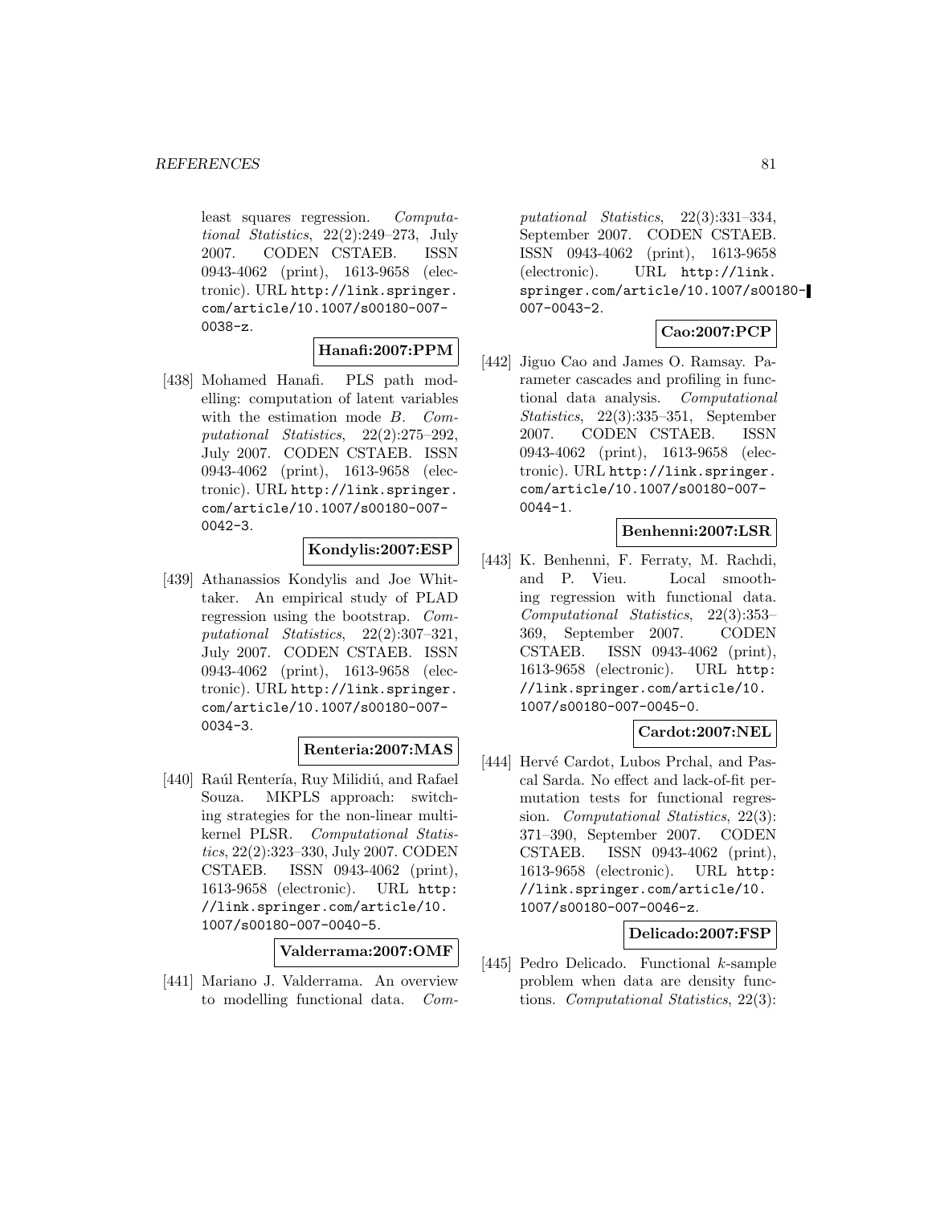least squares regression. *Computational Statistics*, 22(2):249–273, July 2007. CODEN CSTAEB. ISSN 0943-4062 (print), 1613-9658 (electronic). URL http://link.springer.com/article/10.1007/s00180-007-0038-z.

**Hanafi:2007:PPM**

[438] Mohamed Hanafi. PLS path modelling: computation of latent variables with the estimation mode $B$. *Computational Statistics*, 22(2):275–292, July 2007. CODEN CSTAEB. ISSN 0943-4062 (print), 1613-9658 (electronic). URL http://link.springer.com/article/10.1007/s00180-007-0042-3.

**Kondylis:2007:ESP**

[439] Athanassios Kondylis and Joe Whittaker. An empirical study of PLAD regression using the bootstrap. *Computational Statistics*, 22(2):307–321, July 2007. CODEN CSTAEB. ISSN 0943-4062 (print), 1613-9658 (electronic). URL http://link.springer.com/article/10.1007/s00180-007-0034-3.

**Renteria:2007:MAS**

[440] Raúl Rentería, Ruy Milidiú, and Rafael Souza. MKPLS approach: switching strategies for the non-linear multikernel PLSR. *Computational Statistics*, 22(2):323–330, July 2007. CODEN CSTAEB. ISSN 0943-4062 (print), 1613-9658 (electronic). URL http://link.springer.com/article/10.1007/s00180-007-0040-5.

**Valderrama:2007:OMF**

[441] Mariano J. Valderrama. An overview to modelling functional data. *Computational Statistics*, 22(3):331–334, September 2007. CODEN CSTAEB. ISSN 0943-4062 (print), 1613-9658 (electronic). URL http://link.springer.com/article/10.1007/s00180-007-0043-2.

**Cao:2007:PCP**

[442] Jiguo Cao and James O. Ramsay. Parameter cascades and profiling in functional data analysis. *Computational Statistics*, 22(3):335–351, September 2007. CODEN CSTAEB. ISSN 0943-4062 (print), 1613-9658 (electronic). URL http://link.springer.com/article/10.1007/s00180-007-0044-1.

**Benhenni:2007:LSR**

[443] K. Benhenni, F. Ferraty, M. Rachdi, and P. Vieu. Local smoothing regression with functional data. *Computational Statistics*, 22(3):353–369, September 2007. CODEN CSTAEB. ISSN 0943-4062 (print), 1613-9658 (electronic). URL http://link.springer.com/article/10.1007/s00180-007-0045-0.

**Cardot:2007:NEL**

[444] Hervé Cardot, Lubos Prchal, and Pascal Sarda. No effect and lack-of-fit permutation tests for functional regression. *Computational Statistics*, 22(3):371–390, September 2007. CODEN CSTAEB. ISSN 0943-4062 (print), 1613-9658 (electronic). URL http://link.springer.com/article/10.1007/s00180-007-0046-z.

**Delicado:2007:FSP**

[445] Pedro Delicado. Functional $k$-sample problem when data are density functions. *Computational Statistics*, 22(3):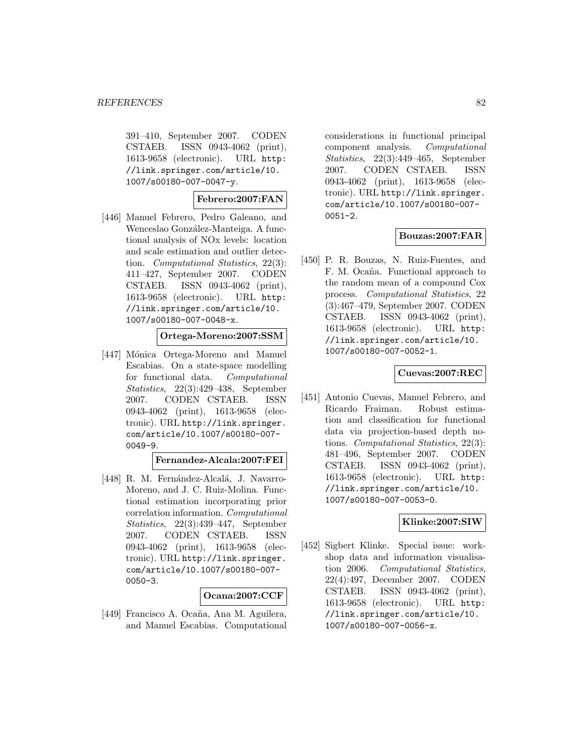391–410, September 2007. CODEN CSTAEB. ISSN 0943-4062 (print), 1613-9658 (electronic). URL http://link.springer.com/article/10.1007/s00180-007-0047-y.

**Febrero:2007:FAN**

[446] Manuel Febrero, Pedro Galeano, and Wenceslao González-Manteiga. A functional analysis of NOx levels: location and scale estimation and outlier detection. *Computational Statistics*, 22(3): 411–427, September 2007. CODEN CSTAEB. ISSN 0943-4062 (print), 1613-9658 (electronic). URL http://link.springer.com/article/10.1007/s00180-007-0048-x.

**Ortega-Moreno:2007:SSM**

[447] Mónica Ortega-Moreno and Manuel Escabias. On a state-space modelling for functional data. *Computational Statistics*, 22(3):429–438, September 2007. CODEN CSTAEB. ISSN 0943-4062 (print), 1613-9658 (electronic). URL http://link.springer.com/article/10.1007/s00180-007-0049-9.

**Fernandez-Alcala:2007:FEI**

[448] R. M. Fernández-Alcalá, J. Navarro-Moreno, and J. C. Ruiz-Molina. Functional estimation incorporating prior correlation information. *Computational Statistics*, 22(3):439–447, September 2007. CODEN CSTAEB. ISSN 0943-4062 (print), 1613-9658 (electronic). URL http://link.springer.com/article/10.1007/s00180-007-0050-3.

**Ocana:2007:CCF**

[449] Francisco A. Ocaña, Ana M. Aguilera, and Manuel Escabias. Computational considerations in functional principal component analysis. *Computational Statistics*, 22(3):449–465, September 2007. CODEN CSTAEB. ISSN 0943-4062 (print), 1613-9658 (electronic). URL http://link.springer.com/article/10.1007/s00180-007-0051-2.

**Bouzas:2007:FAR**

[450] P. R. Bouzas, N. Ruiz-Fuentes, and F. M. Ocaña. Functional approach to the random mean of a compound Cox process. *Computational Statistics*, 22 (3):467–479, September 2007. CODEN CSTAEB. ISSN 0943-4062 (print), 1613-9658 (electronic). URL http://link.springer.com/article/10.1007/s00180-007-0052-1.

**Cuevas:2007:REC**

[451] Antonio Cuevas, Manuel Febrero, and Ricardo Fraiman. Robust estimation and classification for functional data via projection-based depth notions. *Computational Statistics*, 22(3): 481–496, September 2007. CODEN CSTAEB. ISSN 0943-4062 (print), 1613-9658 (electronic). URL http://link.springer.com/article/10.1007/s00180-007-0053-0.

**Klinke:2007:SIW**

[452] Sigbert Klinke. Special issue: workshop data and information visualisation 2006. *Computational Statistics*, 22(4):497, December 2007. CODEN CSTAEB. ISSN 0943-4062 (print), 1613-9658 (electronic). URL http://link.springer.com/article/10.1007/s00180-007-0056-x.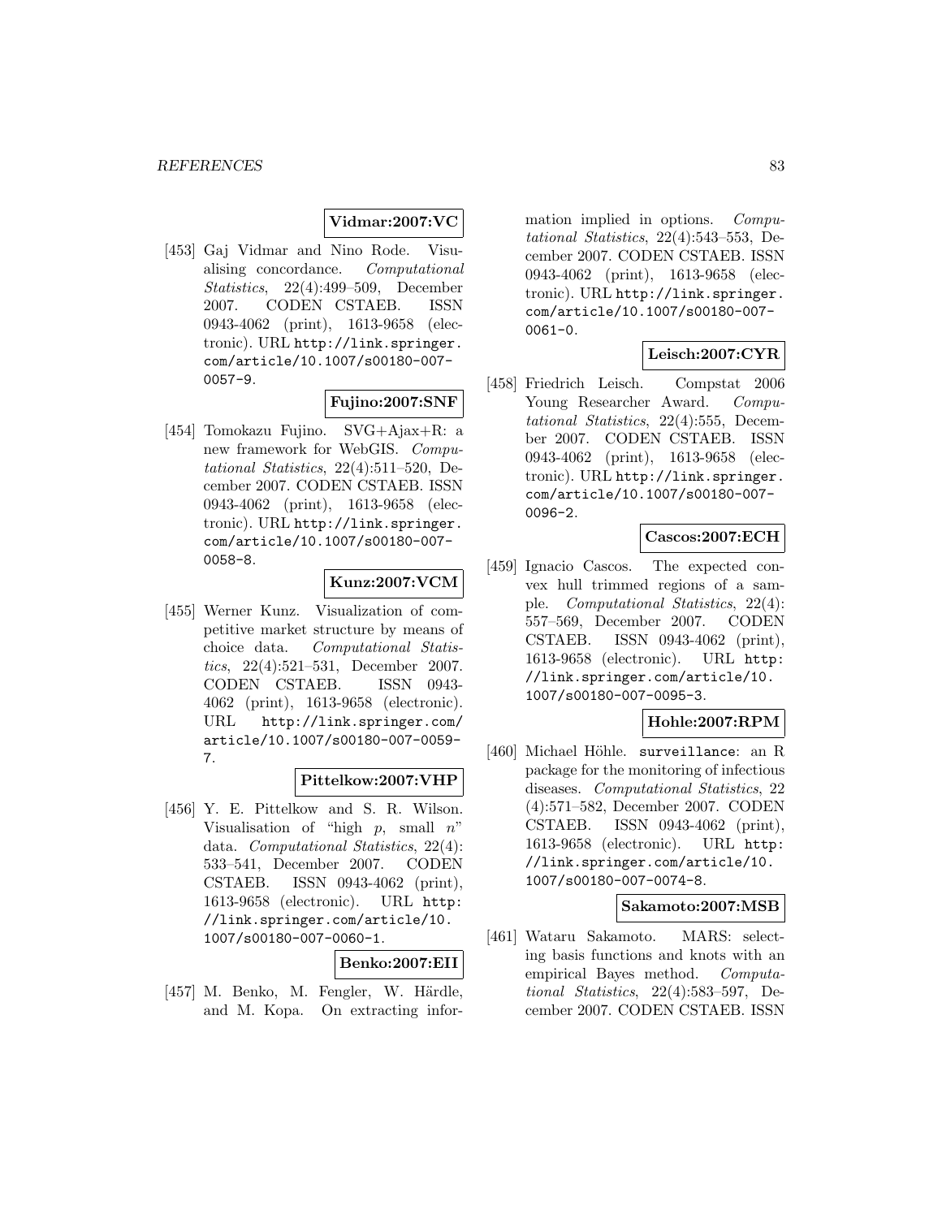**Vidmar:2007:VC**

[453] Gaj Vidmar and Nino Rode. Visualising concordance. *Computational Statistics*, 22(4):499–509, December 2007. CODEN CSTAEB. ISSN 0943-4062 (print), 1613-9658 (electronic). URL http://link.springer.com/article/10.1007/s00180-007-0057-9.

**Fujino:2007:SNF**

[454] Tomokazu Fujino. SVG+Ajax+R: a new framework for WebGIS. *Computational Statistics*, 22(4):511–520, December 2007. CODEN CSTAEB. ISSN 0943-4062 (print), 1613-9658 (electronic). URL http://link.springer.com/article/10.1007/s00180-007-0058-8.

**Kunz:2007:VCM**

[455] Werner Kunz. Visualization of competitive market structure by means of choice data. *Computational Statistics*, 22(4):521–531, December 2007. CODEN CSTAEB. ISSN 0943-4062 (print), 1613-9658 (electronic). URL http://link.springer.com/article/10.1007/s00180-007-0059-7.

**Pittelkow:2007:VHP**

[456] Y. E. Pittelkow and S. R. Wilson. Visualisation of "high $p$, small $n$" data. *Computational Statistics*, 22(4):533–541, December 2007. CODEN CSTAEB. ISSN 0943-4062 (print), 1613-9658 (electronic). URL http://link.springer.com/article/10.1007/s00180-007-0060-1.

**Benko:2007:EII**

[457] M. Benko, M. Fengler, W. Härdle, and M. Kopa. On extracting information implied in options. *Computational Statistics*, 22(4):543–553, December 2007. CODEN CSTAEB. ISSN 0943-4062 (print), 1613-9658 (electronic). URL http://link.springer.com/article/10.1007/s00180-007-0061-0.

**Leisch:2007:CYR**

[458] Friedrich Leisch. Compstat 2006 Young Researcher Award. *Computational Statistics*, 22(4):555, December 2007. CODEN CSTAEB. ISSN 0943-4062 (print), 1613-9658 (electronic). URL http://link.springer.com/article/10.1007/s00180-007-0096-2.

**Cascos:2007:ECH**

[459] Ignacio Cascos. The expected convex hull trimmed regions of a sample. *Computational Statistics*, 22(4):557–569, December 2007. CODEN CSTAEB. ISSN 0943-4062 (print), 1613-9658 (electronic). URL http://link.springer.com/article/10.1007/s00180-007-0095-3.

**Hohle:2007:RPM**

[460] Michael Höhle. `surveillance`: an R package for the monitoring of infectious diseases. *Computational Statistics*, 22(4):571–582, December 2007. CODEN CSTAEB. ISSN 0943-4062 (print), 1613-9658 (electronic). URL http://link.springer.com/article/10.1007/s00180-007-0074-8.

**Sakamoto:2007:MSB**

[461] Wataru Sakamoto. MARS: selecting basis functions and knots with an empirical Bayes method. *Computational Statistics*, 22(4):583–597, December 2007. CODEN CSTAEB. ISSN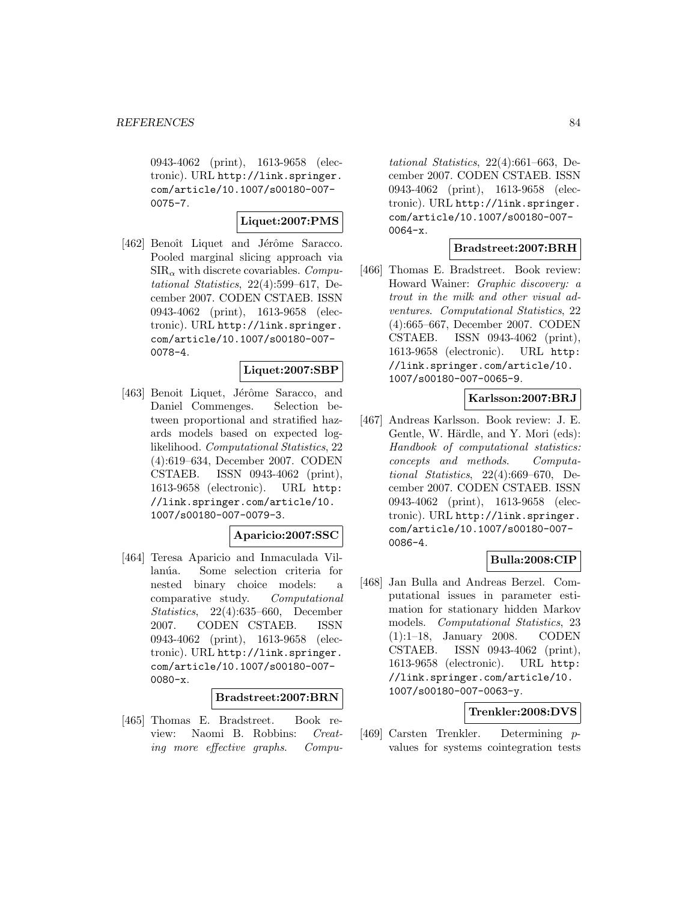0943-4062 (print), 1613-9658 (electronic). URL http://link.springer.com/article/10.1007/s00180-007-0075-7.

**Liquet:2007:PMS**

[462] Benoît Liquet and Jérôme Saracco. Pooled marginal slicing approach via $\mathrm{SIR}_\alpha$ with discrete covariables. *Computational Statistics*, 22(4):599–617, December 2007. CODEN CSTAEB. ISSN 0943-4062 (print), 1613-9658 (electronic). URL http://link.springer.com/article/10.1007/s00180-007-0078-4.

**Liquet:2007:SBP**

[463] Benoit Liquet, Jérôme Saracco, and Daniel Commenges. Selection between proportional and stratified hazards models based on expected log-likelihood. *Computational Statistics*, 22 (4):619–634, December 2007. CODEN CSTAEB. ISSN 0943-4062 (print), 1613-9658 (electronic). URL http://link.springer.com/article/10.1007/s00180-007-0079-3.

**Aparicio:2007:SSC**

[464] Teresa Aparicio and Inmaculada Villanúa. Some selection criteria for nested binary choice models: a comparative study. *Computational Statistics*, 22(4):635–660, December 2007. CODEN CSTAEB. ISSN 0943-4062 (print), 1613-9658 (electronic). URL http://link.springer.com/article/10.1007/s00180-007-0080-x.

**Bradstreet:2007:BRN**

[465] Thomas E. Bradstreet. Book review: Naomi B. Robbins: *Creating more effective graphs*. *Computational Statistics*, 22(4):661–663, December 2007. CODEN CSTAEB. ISSN 0943-4062 (print), 1613-9658 (electronic). URL http://link.springer.com/article/10.1007/s00180-007-0064-x.

**Bradstreet:2007:BRH**

[466] Thomas E. Bradstreet. Book review: Howard Wainer: *Graphic discovery: a trout in the milk and other visual adventures*. *Computational Statistics*, 22 (4):665–667, December 2007. CODEN CSTAEB. ISSN 0943-4062 (print), 1613-9658 (electronic). URL http://link.springer.com/article/10.1007/s00180-007-0065-9.

**Karlsson:2007:BRJ**

[467] Andreas Karlsson. Book review: J. E. Gentle, W. Härdle, and Y. Mori (eds): *Handbook of computational statistics: concepts and methods*. *Computational Statistics*, 22(4):669–670, December 2007. CODEN CSTAEB. ISSN 0943-4062 (print), 1613-9658 (electronic). URL http://link.springer.com/article/10.1007/s00180-007-0086-4.

**Bulla:2008:CIP**

[468] Jan Bulla and Andreas Berzel. Computational issues in parameter estimation for stationary hidden Markov models. *Computational Statistics*, 23 (1):1–18, January 2008. CODEN CSTAEB. ISSN 0943-4062 (print), 1613-9658 (electronic). URL http://link.springer.com/article/10.1007/s00180-007-0063-y.

**Trenkler:2008:DVS**

[469] Carsten Trenkler. Determining $p$-values for systems cointegration tests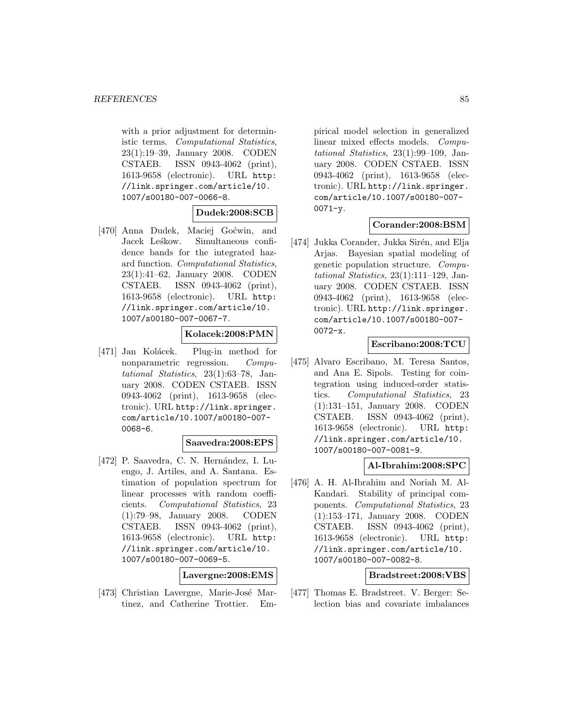with a prior adjustment for deterministic terms. *Computational Statistics*, 23(1):19–39, January 2008. CODEN CSTAEB. ISSN 0943-4062 (print), 1613-9658 (electronic). URL http://link.springer.com/article/10.1007/s00180-007-0066-8.

**Dudek:2008:SCB**

[470] Anna Dudek, Maciej Goćwin, and Jacek Leśkow. Simultaneous confidence bands for the integrated hazard function. *Computational Statistics*, 23(1):41–62, January 2008. CODEN CSTAEB. ISSN 0943-4062 (print), 1613-9658 (electronic). URL http://link.springer.com/article/10.1007/s00180-007-0067-7.

**Kolacek:2008:PMN**

[471] Jan Kolácek. Plug-in method for nonparametric regression. *Computational Statistics*, 23(1):63–78, January 2008. CODEN CSTAEB. ISSN 0943-4062 (print), 1613-9658 (electronic). URL http://link.springer.com/article/10.1007/s00180-007-0068-6.

**Saavedra:2008:EPS**

[472] P. Saavedra, C. N. Hernández, I. Luengo, J. Artiles, and A. Santana. Estimation of population spectrum for linear processes with random coefficients. *Computational Statistics*, 23(1):79–98, January 2008. CODEN CSTAEB. ISSN 0943-4062 (print), 1613-9658 (electronic). URL http://link.springer.com/article/10.1007/s00180-007-0069-5.

**Lavergne:2008:EMS**

[473] Christian Lavergne, Marie-José Martinez, and Catherine Trottier. Empirical model selection in generalized linear mixed effects models. *Computational Statistics*, 23(1):99–109, January 2008. CODEN CSTAEB. ISSN 0943-4062 (print), 1613-9658 (electronic). URL http://link.springer.com/article/10.1007/s00180-007-0071-y.

**Corander:2008:BSM**

[474] Jukka Corander, Jukka Sirén, and Elja Arjas. Bayesian spatial modeling of genetic population structure. *Computational Statistics*, 23(1):111–129, January 2008. CODEN CSTAEB. ISSN 0943-4062 (print), 1613-9658 (electronic). URL http://link.springer.com/article/10.1007/s00180-007-0072-x.

**Escribano:2008:TCU**

[475] Alvaro Escribano, M. Teresa Santos, and Ana E. Sipols. Testing for cointegration using induced-order statistics. *Computational Statistics*, 23(1):131–151, January 2008. CODEN CSTAEB. ISSN 0943-4062 (print), 1613-9658 (electronic). URL http://link.springer.com/article/10.1007/s00180-007-0081-9.

**Al-Ibrahim:2008:SPC**

[476] A. H. Al-Ibrahim and Noriah M. Al-Kandari. Stability of principal components. *Computational Statistics*, 23(1):153–171, January 2008. CODEN CSTAEB. ISSN 0943-4062 (print), 1613-9658 (electronic). URL http://link.springer.com/article/10.1007/s00180-007-0082-8.

**Bradstreet:2008:VBS**

[477] Thomas E. Bradstreet. V. Berger: Selection bias and covariate imbalances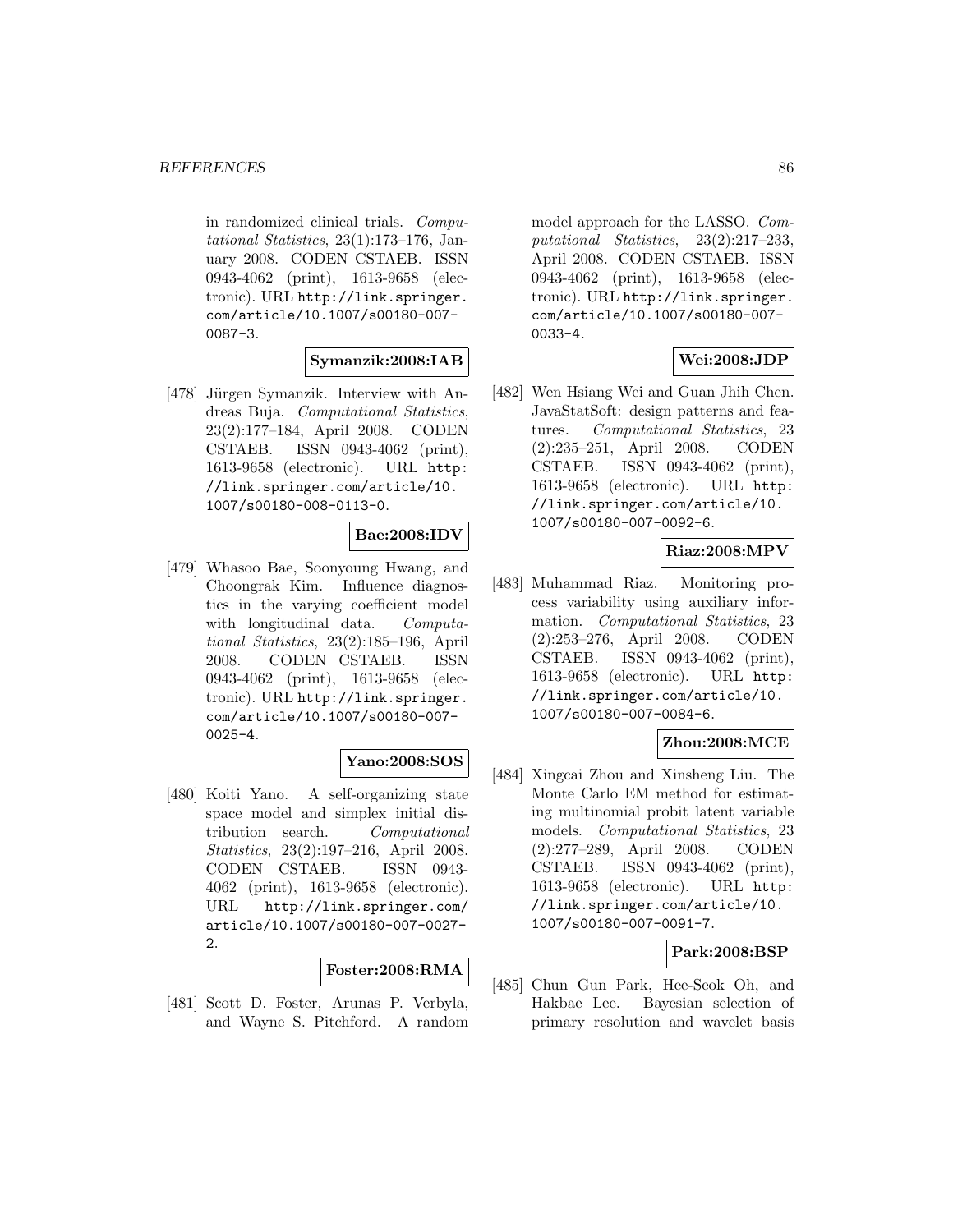in randomized clinical trials. *Computational Statistics*, 23(1):173–176, January 2008. CODEN CSTAEB. ISSN 0943-4062 (print), 1613-9658 (electronic). URL http://link.springer.com/article/10.1007/s00180-007-0087-3.

**Symanzik:2008:IAB**

[478] Jürgen Symanzik. Interview with Andreas Buja. *Computational Statistics*, 23(2):177–184, April 2008. CODEN CSTAEB. ISSN 0943-4062 (print), 1613-9658 (electronic). URL http://link.springer.com/article/10.1007/s00180-008-0113-0.

**Bae:2008:IDV**

[479] Whasoo Bae, Soonyoung Hwang, and Choongrak Kim. Influence diagnostics in the varying coefficient model with longitudinal data. *Computational Statistics*, 23(2):185–196, April 2008. CODEN CSTAEB. ISSN 0943-4062 (print), 1613-9658 (electronic). URL http://link.springer.com/article/10.1007/s00180-007-0025-4.

**Yano:2008:SOS**

[480] Koiti Yano. A self-organizing state space model and simplex initial distribution search. *Computational Statistics*, 23(2):197–216, April 2008. CODEN CSTAEB. ISSN 0943-4062 (print), 1613-9658 (electronic). URL http://link.springer.com/article/10.1007/s00180-007-0027-2.

**Foster:2008:RMA**

[481] Scott D. Foster, Arunas P. Verbyla, and Wayne S. Pitchford. A random model approach for the LASSO. *Computational Statistics*, 23(2):217–233, April 2008. CODEN CSTAEB. ISSN 0943-4062 (print), 1613-9658 (electronic). URL http://link.springer.com/article/10.1007/s00180-007-0033-4.

**Wei:2008:JDP**

[482] Wen Hsiang Wei and Guan Jhih Chen. JavaStatSoft: design patterns and features. *Computational Statistics*, 23(2):235–251, April 2008. CODEN CSTAEB. ISSN 0943-4062 (print), 1613-9658 (electronic). URL http://link.springer.com/article/10.1007/s00180-007-0092-6.

**Riaz:2008:MPV**

[483] Muhammad Riaz. Monitoring process variability using auxiliary information. *Computational Statistics*, 23(2):253–276, April 2008. CODEN CSTAEB. ISSN 0943-4062 (print), 1613-9658 (electronic). URL http://link.springer.com/article/10.1007/s00180-007-0084-6.

**Zhou:2008:MCE**

[484] Xingcai Zhou and Xinsheng Liu. The Monte Carlo EM method for estimating multinomial probit latent variable models. *Computational Statistics*, 23(2):277–289, April 2008. CODEN CSTAEB. ISSN 0943-4062 (print), 1613-9658 (electronic). URL http://link.springer.com/article/10.1007/s00180-007-0091-7.

**Park:2008:BSP**

[485] Chun Gun Park, Hee-Seok Oh, and Hakbae Lee. Bayesian selection of primary resolution and wavelet basis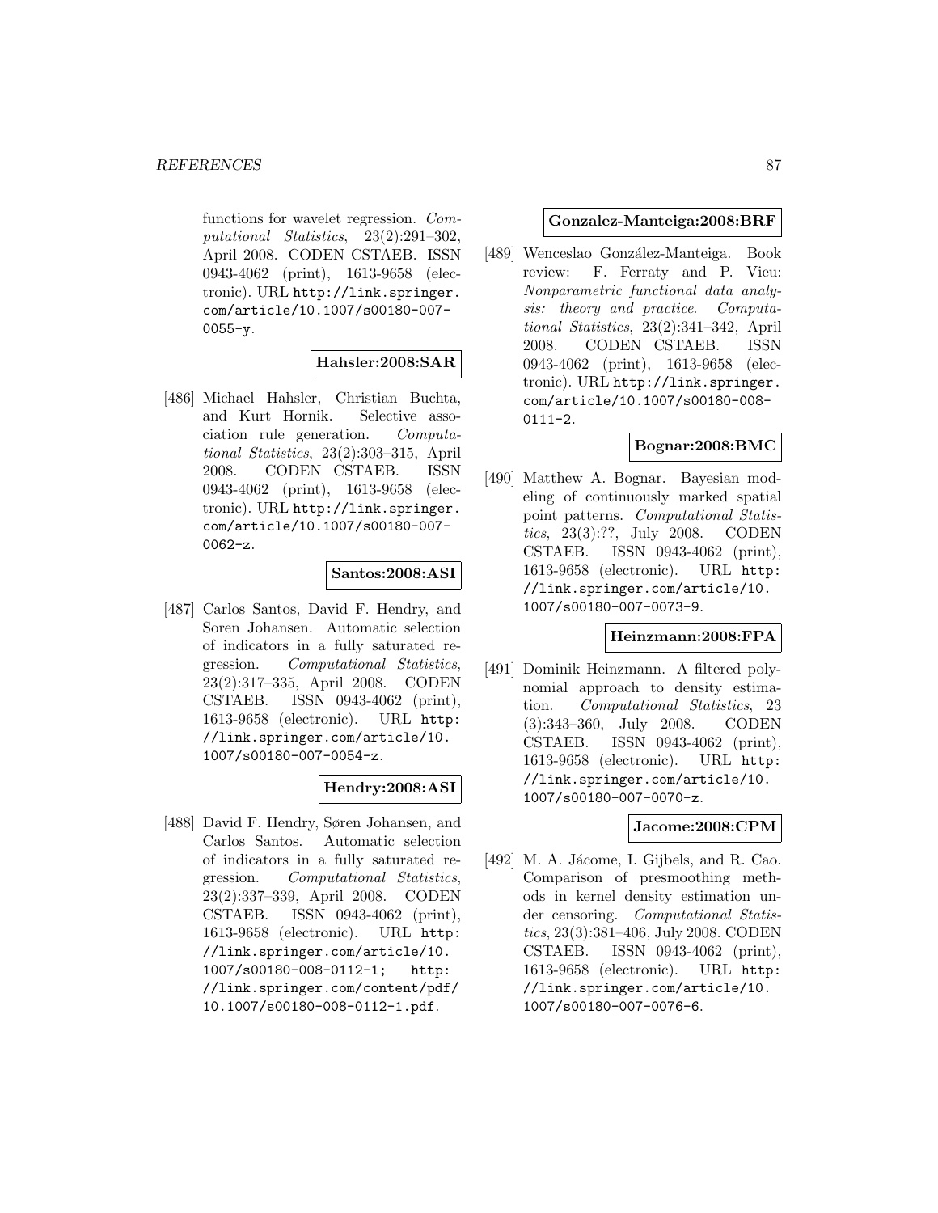functions for wavelet regression. *Computational Statistics*, 23(2):291–302, April 2008. CODEN CSTAEB. ISSN 0943-4062 (print), 1613-9658 (electronic). URL http://link.springer.com/article/10.1007/s00180-007-0055-y.

**Hahsler:2008:SAR**

[486] Michael Hahsler, Christian Buchta, and Kurt Hornik. Selective association rule generation. *Computational Statistics*, 23(2):303–315, April 2008. CODEN CSTAEB. ISSN 0943-4062 (print), 1613-9658 (electronic). URL http://link.springer.com/article/10.1007/s00180-007-0062-z.

**Santos:2008:ASI**

[487] Carlos Santos, David F. Hendry, and Soren Johansen. Automatic selection of indicators in a fully saturated regression. *Computational Statistics*, 23(2):317–335, April 2008. CODEN CSTAEB. ISSN 0943-4062 (print), 1613-9658 (electronic). URL http://link.springer.com/article/10.1007/s00180-007-0054-z.

**Hendry:2008:ASI**

[488] David F. Hendry, Søren Johansen, and Carlos Santos. Automatic selection of indicators in a fully saturated regression. *Computational Statistics*, 23(2):337–339, April 2008. CODEN CSTAEB. ISSN 0943-4062 (print), 1613-9658 (electronic). URL http://link.springer.com/article/10.1007/s00180-008-0112-1; http://link.springer.com/content/pdf/10.1007/s00180-008-0112-1.pdf.

**Gonzalez-Manteiga:2008:BRF**

[489] Wenceslao González-Manteiga. Book review: F. Ferraty and P. Vieu: *Nonparametric functional data analysis: theory and practice*. *Computational Statistics*, 23(2):341–342, April 2008. CODEN CSTAEB. ISSN 0943-4062 (print), 1613-9658 (electronic). URL http://link.springer.com/article/10.1007/s00180-008-0111-2.

**Bognar:2008:BMC**

[490] Matthew A. Bognar. Bayesian modeling of continuously marked spatial point patterns. *Computational Statistics*, 23(3):??, July 2008. CODEN CSTAEB. ISSN 0943-4062 (print), 1613-9658 (electronic). URL http://link.springer.com/article/10.1007/s00180-007-0073-9.

**Heinzmann:2008:FPA**

[491] Dominik Heinzmann. A filtered polynomial approach to density estimation. *Computational Statistics*, 23(3):343–360, July 2008. CODEN CSTAEB. ISSN 0943-4062 (print), 1613-9658 (electronic). URL http://link.springer.com/article/10.1007/s00180-007-0070-z.

**Jacome:2008:CPM**

[492] M. A. Jácome, I. Gijbels, and R. Cao. Comparison of presmoothing methods in kernel density estimation under censoring. *Computational Statistics*, 23(3):381–406, July 2008. CODEN CSTAEB. ISSN 0943-4062 (print), 1613-9658 (electronic). URL http://link.springer.com/article/10.1007/s00180-007-0076-6.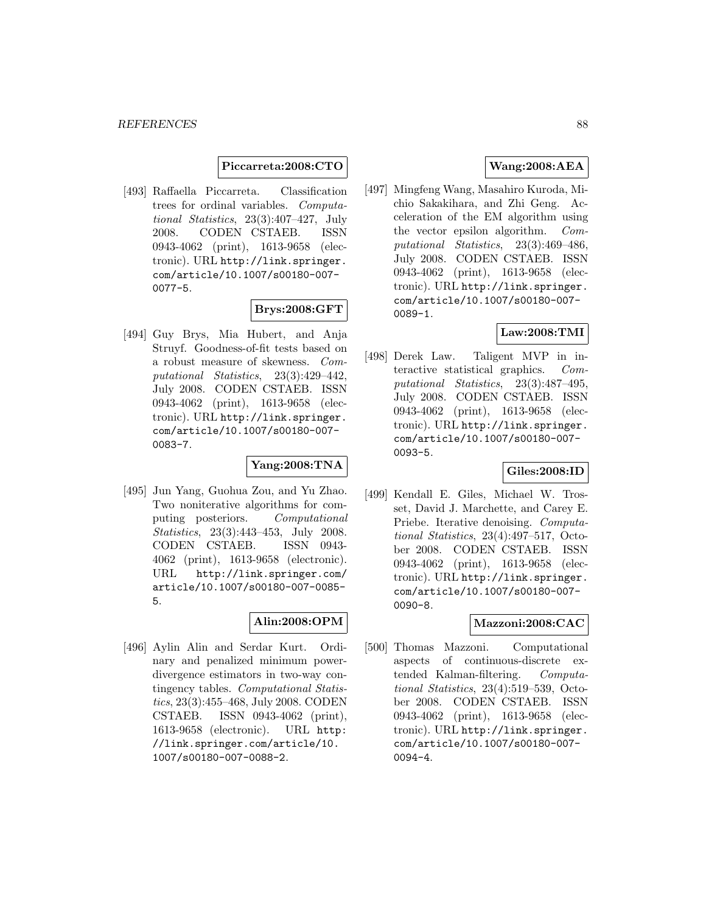**Piccarreta:2008:CTO**

[493] Raffaella Piccarreta. Classification trees for ordinal variables. *Computational Statistics*, 23(3):407–427, July 2008. CODEN CSTAEB. ISSN 0943-4062 (print), 1613-9658 (electronic). URL http://link.springer.com/article/10.1007/s00180-007-0077-5.

**Brys:2008:GFT**

[494] Guy Brys, Mia Hubert, and Anja Struyf. Goodness-of-fit tests based on a robust measure of skewness. *Computational Statistics*, 23(3):429–442, July 2008. CODEN CSTAEB. ISSN 0943-4062 (print), 1613-9658 (electronic). URL http://link.springer.com/article/10.1007/s00180-007-0083-7.

**Yang:2008:TNA**

[495] Jun Yang, Guohua Zou, and Yu Zhao. Two noniterative algorithms for computing posteriors. *Computational Statistics*, 23(3):443–453, July 2008. CODEN CSTAEB. ISSN 0943-4062 (print), 1613-9658 (electronic). URL http://link.springer.com/article/10.1007/s00180-007-0085-5.

**Alin:2008:OPM**

[496] Aylin Alin and Serdar Kurt. Ordinary and penalized minimum power-divergence estimators in two-way contingency tables. *Computational Statistics*, 23(3):455–468, July 2008. CODEN CSTAEB. ISSN 0943-4062 (print), 1613-9658 (electronic). URL http://link.springer.com/article/10.1007/s00180-007-0088-2.

**Wang:2008:AEA**

[497] Mingfeng Wang, Masahiro Kuroda, Michio Sakakihara, and Zhi Geng. Acceleration of the EM algorithm using the vector epsilon algorithm. *Computational Statistics*, 23(3):469–486, July 2008. CODEN CSTAEB. ISSN 0943-4062 (print), 1613-9658 (electronic). URL http://link.springer.com/article/10.1007/s00180-007-0089-1.

**Law:2008:TMI**

[498] Derek Law. Taligent MVP in interactive statistical graphics. *Computational Statistics*, 23(3):487–495, July 2008. CODEN CSTAEB. ISSN 0943-4062 (print), 1613-9658 (electronic). URL http://link.springer.com/article/10.1007/s00180-007-0093-5.

**Giles:2008:ID**

[499] Kendall E. Giles, Michael W. Trosset, David J. Marchette, and Carey E. Priebe. Iterative denoising. *Computational Statistics*, 23(4):497–517, October 2008. CODEN CSTAEB. ISSN 0943-4062 (print), 1613-9658 (electronic). URL http://link.springer.com/article/10.1007/s00180-007-0090-8.

**Mazzoni:2008:CAC**

[500] Thomas Mazzoni. Computational aspects of continuous-discrete extended Kalman-filtering. *Computational Statistics*, 23(4):519–539, October 2008. CODEN CSTAEB. ISSN 0943-4062 (print), 1613-9658 (electronic). URL http://link.springer.com/article/10.1007/s00180-007-0094-4.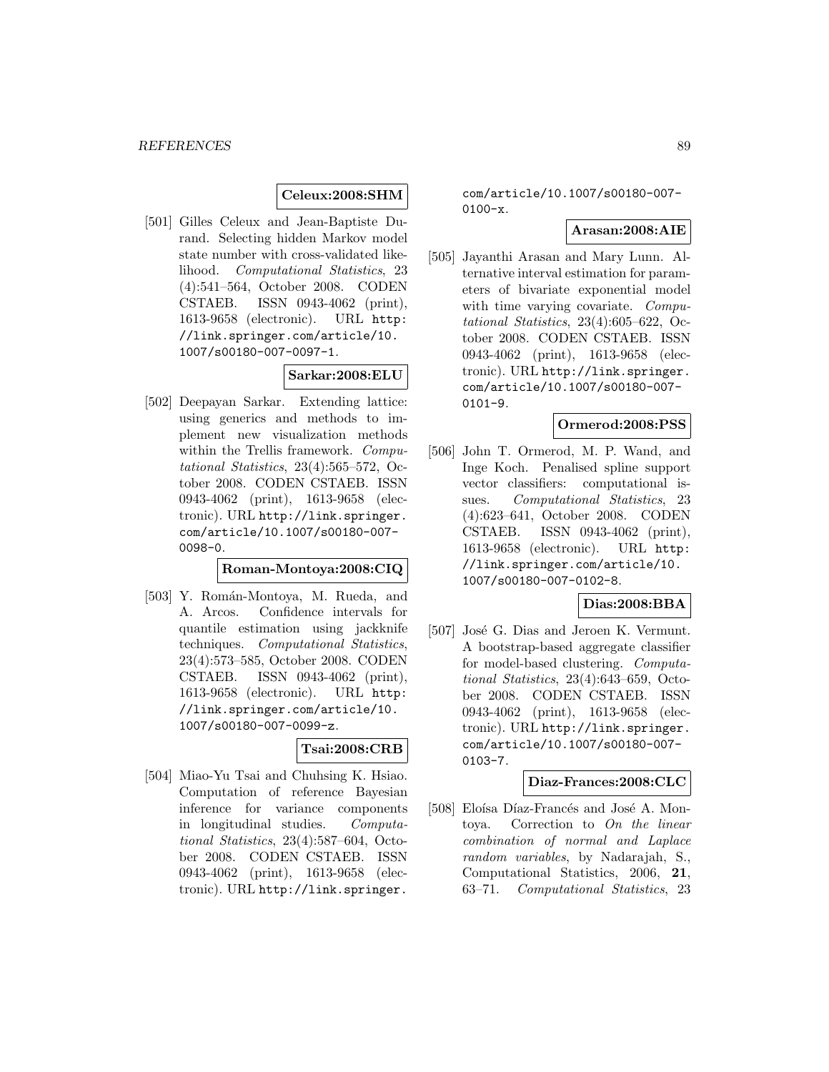**Celeux:2008:SHM**

[501] Gilles Celeux and Jean-Baptiste Durand. Selecting hidden Markov model state number with cross-validated likelihood. *Computational Statistics*, 23 (4):541–564, October 2008. CODEN CSTAEB. ISSN 0943-4062 (print), 1613-9658 (electronic). URL http://link.springer.com/article/10.1007/s00180-007-0097-1.

**Sarkar:2008:ELU**

[502] Deepayan Sarkar. Extending lattice: using generics and methods to implement new visualization methods within the Trellis framework. *Computational Statistics*, 23(4):565–572, October 2008. CODEN CSTAEB. ISSN 0943-4062 (print), 1613-9658 (electronic). URL http://link.springer.com/article/10.1007/s00180-007-0098-0.

**Roman-Montoya:2008:CIQ**

[503] Y. Román-Montoya, M. Rueda, and A. Arcos. Confidence intervals for quantile estimation using jackknife techniques. *Computational Statistics*, 23(4):573–585, October 2008. CODEN CSTAEB. ISSN 0943-4062 (print), 1613-9658 (electronic). URL http://link.springer.com/article/10.1007/s00180-007-0099-z.

**Tsai:2008:CRB**

[504] Miao-Yu Tsai and Chuhsing K. Hsiao. Computation of reference Bayesian inference for variance components in longitudinal studies. *Computational Statistics*, 23(4):587–604, October 2008. CODEN CSTAEB. ISSN 0943-4062 (print), 1613-9658 (electronic). URL http://link.springer.com/article/10.1007/s00180-007-0100-x.

**Arasan:2008:AIE**

[505] Jayanthi Arasan and Mary Lunn. Alternative interval estimation for parameters of bivariate exponential model with time varying covariate. *Computational Statistics*, 23(4):605–622, October 2008. CODEN CSTAEB. ISSN 0943-4062 (print), 1613-9658 (electronic). URL http://link.springer.com/article/10.1007/s00180-007-0101-9.

**Ormerod:2008:PSS**

[506] John T. Ormerod, M. P. Wand, and Inge Koch. Penalised spline support vector classifiers: computational issues. *Computational Statistics*, 23 (4):623–641, October 2008. CODEN CSTAEB. ISSN 0943-4062 (print), 1613-9658 (electronic). URL http://link.springer.com/article/10.1007/s00180-007-0102-8.

**Dias:2008:BBA**

[507] José G. Dias and Jeroen K. Vermunt. A bootstrap-based aggregate classifier for model-based clustering. *Computational Statistics*, 23(4):643–659, October 2008. CODEN CSTAEB. ISSN 0943-4062 (print), 1613-9658 (electronic). URL http://link.springer.com/article/10.1007/s00180-007-0103-7.

**Diaz-Frances:2008:CLC**

[508] Eloísa Díaz-Francés and José A. Montoya. Correction to *On the linear combination of normal and Laplace random variables*, by Nadarajah, S., Computational Statistics, 2006, **21**, 63–71. *Computational Statistics*, 23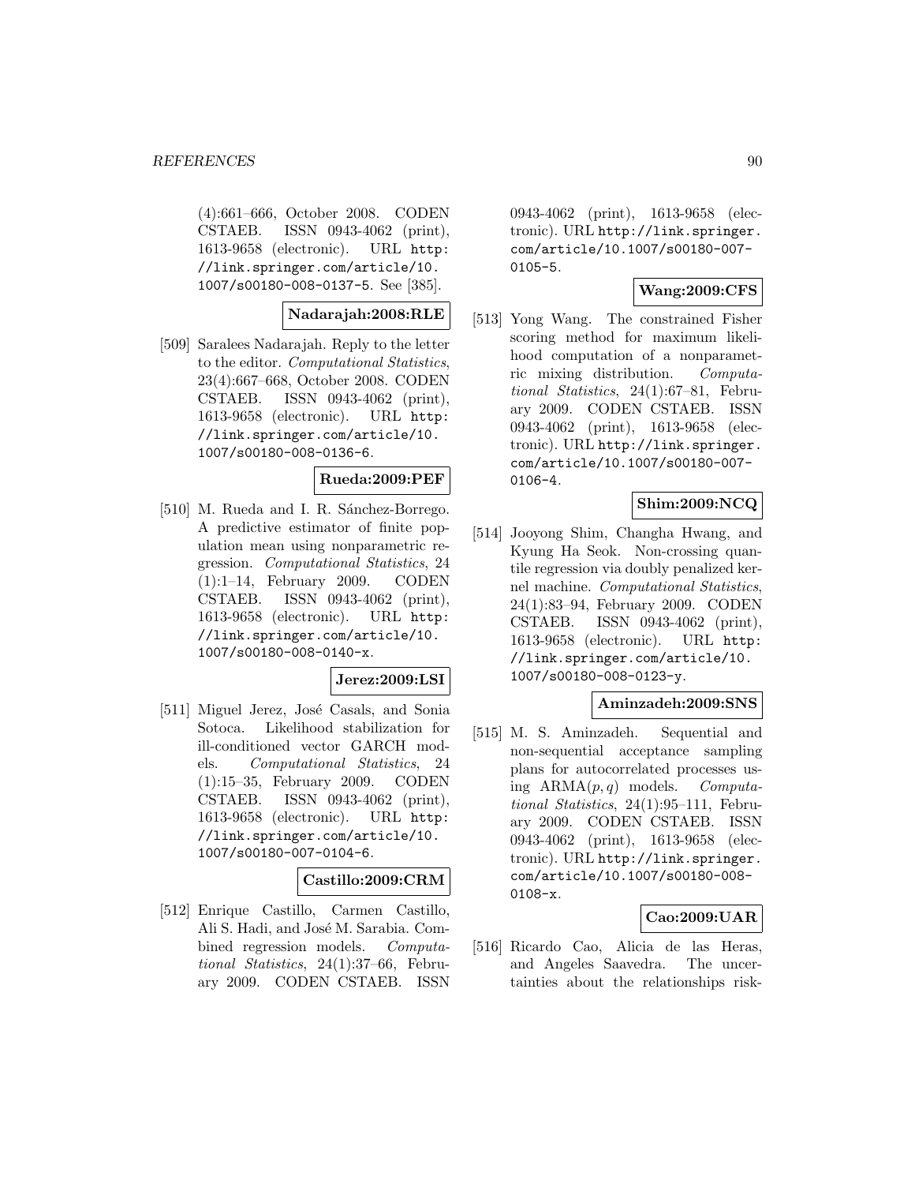(4):661–666, October 2008. CODEN CSTAEB. ISSN 0943-4062 (print), 1613-9658 (electronic). URL http://link.springer.com/article/10.1007/s00180-008-0137-5. See [385].

**Nadarajah:2008:RLE**

[509] Saralees Nadarajah. Reply to the letter to the editor. *Computational Statistics*, 23(4):667–668, October 2008. CODEN CSTAEB. ISSN 0943-4062 (print), 1613-9658 (electronic). URL http://link.springer.com/article/10.1007/s00180-008-0136-6.

**Rueda:2009:PEF**

[510] M. Rueda and I. R. Sánchez-Borrego. A predictive estimator of finite population mean using nonparametric regression. *Computational Statistics*, 24 (1):1–14, February 2009. CODEN CSTAEB. ISSN 0943-4062 (print), 1613-9658 (electronic). URL http://link.springer.com/article/10.1007/s00180-008-0140-x.

**Jerez:2009:LSI**

[511] Miguel Jerez, José Casals, and Sonia Sotoca. Likelihood stabilization for ill-conditioned vector GARCH models. *Computational Statistics*, 24 (1):15–35, February 2009. CODEN CSTAEB. ISSN 0943-4062 (print), 1613-9658 (electronic). URL http://link.springer.com/article/10.1007/s00180-007-0104-6.

**Castillo:2009:CRM**

[512] Enrique Castillo, Carmen Castillo, Ali S. Hadi, and José M. Sarabia. Combined regression models. *Computational Statistics*, 24(1):37–66, February 2009. CODEN CSTAEB. ISSN 0943-4062 (print), 1613-9658 (electronic). URL http://link.springer.com/article/10.1007/s00180-007-0105-5.

**Wang:2009:CFS**

[513] Yong Wang. The constrained Fisher scoring method for maximum likelihood computation of a nonparametric mixing distribution. *Computational Statistics*, 24(1):67–81, February 2009. CODEN CSTAEB. ISSN 0943-4062 (print), 1613-9658 (electronic). URL http://link.springer.com/article/10.1007/s00180-007-0106-4.

**Shim:2009:NCQ**

[514] Jooyong Shim, Changha Hwang, and Kyung Ha Seok. Non-crossing quantile regression via doubly penalized kernel machine. *Computational Statistics*, 24(1):83–94, February 2009. CODEN CSTAEB. ISSN 0943-4062 (print), 1613-9658 (electronic). URL http://link.springer.com/article/10.1007/s00180-008-0123-y.

**Aminzadeh:2009:SNS**

[515] M. S. Aminzadeh. Sequential and non-sequential acceptance sampling plans for autocorrelated processes using ARMA$(p, q)$ models. *Computational Statistics*, 24(1):95–111, February 2009. CODEN CSTAEB. ISSN 0943-4062 (print), 1613-9658 (electronic). URL http://link.springer.com/article/10.1007/s00180-008-0108-x.

**Cao:2009:UAR**

[516] Ricardo Cao, Alicia de las Heras, and Angeles Saavedra. The uncertainties about the relationships risk-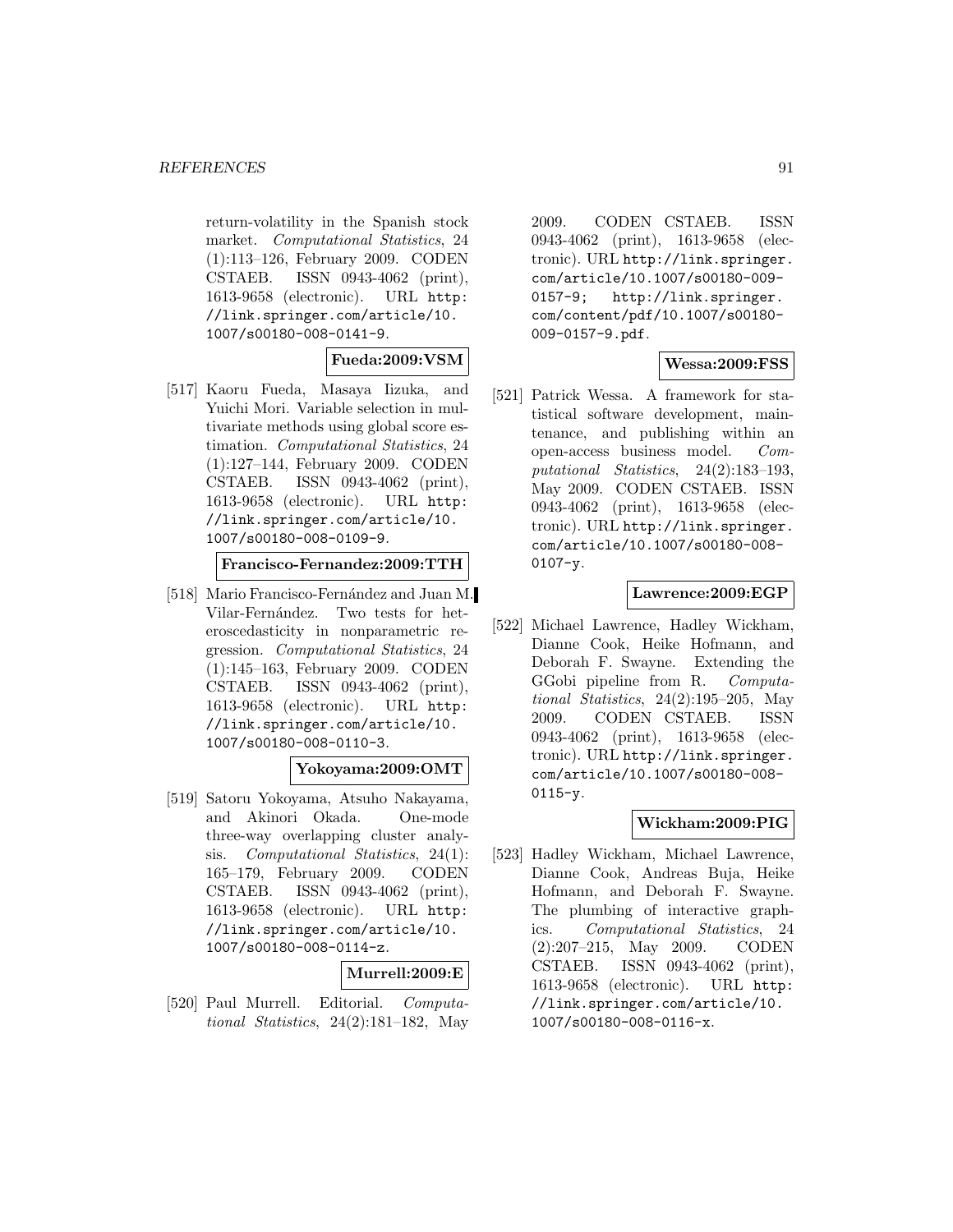return-volatility in the Spanish stock market. *Computational Statistics*, 24 (1):113–126, February 2009. CODEN CSTAEB. ISSN 0943-4062 (print), 1613-9658 (electronic). URL http://link.springer.com/article/10.1007/s00180-008-0141-9.

**Fueda:2009:VSM**

[517] Kaoru Fueda, Masaya Iizuka, and Yuichi Mori. Variable selection in multivariate methods using global score estimation. *Computational Statistics*, 24 (1):127–144, February 2009. CODEN CSTAEB. ISSN 0943-4062 (print), 1613-9658 (electronic). URL http://link.springer.com/article/10.1007/s00180-008-0109-9.

**Francisco-Fernandez:2009:TTH**

[518] Mario Francisco-Fernández and Juan M. Vilar-Fernández. Two tests for heteroscedasticity in nonparametric regression. *Computational Statistics*, 24 (1):145–163, February 2009. CODEN CSTAEB. ISSN 0943-4062 (print), 1613-9658 (electronic). URL http://link.springer.com/article/10.1007/s00180-008-0110-3.

**Yokoyama:2009:OMT**

[519] Satoru Yokoyama, Atsuho Nakayama, and Akinori Okada. One-mode three-way overlapping cluster analysis. *Computational Statistics*, 24(1): 165–179, February 2009. CODEN CSTAEB. ISSN 0943-4062 (print), 1613-9658 (electronic). URL http://link.springer.com/article/10.1007/s00180-008-0114-z.

**Murrell:2009:E**

[520] Paul Murrell. Editorial. *Computational Statistics*, 24(2):181–182, May 2009. CODEN CSTAEB. ISSN 0943-4062 (print), 1613-9658 (electronic). URL http://link.springer.com/article/10.1007/s00180-009-0157-9; http://link.springer.com/content/pdf/10.1007/s00180-009-0157-9.pdf.

**Wessa:2009:FSS**

[521] Patrick Wessa. A framework for statistical software development, maintenance, and publishing within an open-access business model. *Computational Statistics*, 24(2):183–193, May 2009. CODEN CSTAEB. ISSN 0943-4062 (print), 1613-9658 (electronic). URL http://link.springer.com/article/10.1007/s00180-008-0107-y.

**Lawrence:2009:EGP**

[522] Michael Lawrence, Hadley Wickham, Dianne Cook, Heike Hofmann, and Deborah F. Swayne. Extending the GGobi pipeline from R. *Computational Statistics*, 24(2):195–205, May 2009. CODEN CSTAEB. ISSN 0943-4062 (print), 1613-9658 (electronic). URL http://link.springer.com/article/10.1007/s00180-008-0115-y.

**Wickham:2009:PIG**

[523] Hadley Wickham, Michael Lawrence, Dianne Cook, Andreas Buja, Heike Hofmann, and Deborah F. Swayne. The plumbing of interactive graphics. *Computational Statistics*, 24 (2):207–215, May 2009. CODEN CSTAEB. ISSN 0943-4062 (print), 1613-9658 (electronic). URL http://link.springer.com/article/10.1007/s00180-008-0116-x.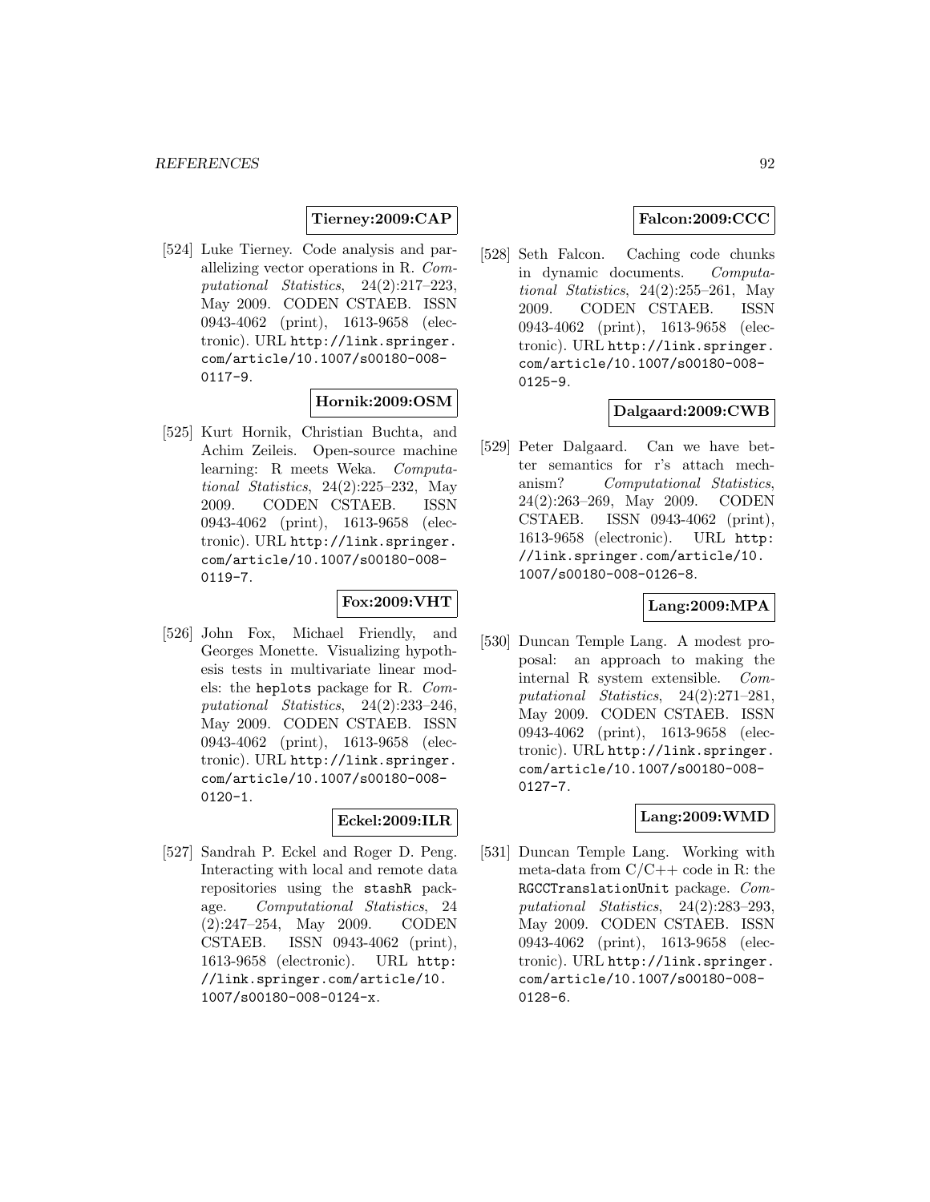**Tierney:2009:CAP**

[524] Luke Tierney. Code analysis and parallelizing vector operations in R. *Computational Statistics*, 24(2):217–223, May 2009. CODEN CSTAEB. ISSN 0943-4062 (print), 1613-9658 (electronic). URL `http://link.springer.com/article/10.1007/s00180-008-0117-9`.

**Hornik:2009:OSM**

[525] Kurt Hornik, Christian Buchta, and Achim Zeileis. Open-source machine learning: R meets Weka. *Computational Statistics*, 24(2):225–232, May 2009. CODEN CSTAEB. ISSN 0943-4062 (print), 1613-9658 (electronic). URL `http://link.springer.com/article/10.1007/s00180-008-0119-7`.

**Fox:2009:VHT**

[526] John Fox, Michael Friendly, and Georges Monette. Visualizing hypothesis tests in multivariate linear models: the `heplots` package for R. *Computational Statistics*, 24(2):233–246, May 2009. CODEN CSTAEB. ISSN 0943-4062 (print), 1613-9658 (electronic). URL `http://link.springer.com/article/10.1007/s00180-008-0120-1`.

**Eckel:2009:ILR**

[527] Sandrah P. Eckel and Roger D. Peng. Interacting with local and remote data repositories using the `stashR` package. *Computational Statistics*, 24(2):247–254, May 2009. CODEN CSTAEB. ISSN 0943-4062 (print), 1613-9658 (electronic). URL `http://link.springer.com/article/10.1007/s00180-008-0124-x`.

**Falcon:2009:CCC**

[528] Seth Falcon. Caching code chunks in dynamic documents. *Computational Statistics*, 24(2):255–261, May 2009. CODEN CSTAEB. ISSN 0943-4062 (print), 1613-9658 (electronic). URL `http://link.springer.com/article/10.1007/s00180-008-0125-9`.

**Dalgaard:2009:CWB**

[529] Peter Dalgaard. Can we have better semantics for r's attach mechanism? *Computational Statistics*, 24(2):263–269, May 2009. CODEN CSTAEB. ISSN 0943-4062 (print), 1613-9658 (electronic). URL `http://link.springer.com/article/10.1007/s00180-008-0126-8`.

**Lang:2009:MPA**

[530] Duncan Temple Lang. A modest proposal: an approach to making the internal R system extensible. *Computational Statistics*, 24(2):271–281, May 2009. CODEN CSTAEB. ISSN 0943-4062 (print), 1613-9658 (electronic). URL `http://link.springer.com/article/10.1007/s00180-008-0127-7`.

**Lang:2009:WMD**

[531] Duncan Temple Lang. Working with meta-data from C/C++ code in R: the `RGCCTranslationUnit` package. *Computational Statistics*, 24(2):283–293, May 2009. CODEN CSTAEB. ISSN 0943-4062 (print), 1613-9658 (electronic). URL `http://link.springer.com/article/10.1007/s00180-008-0128-6`.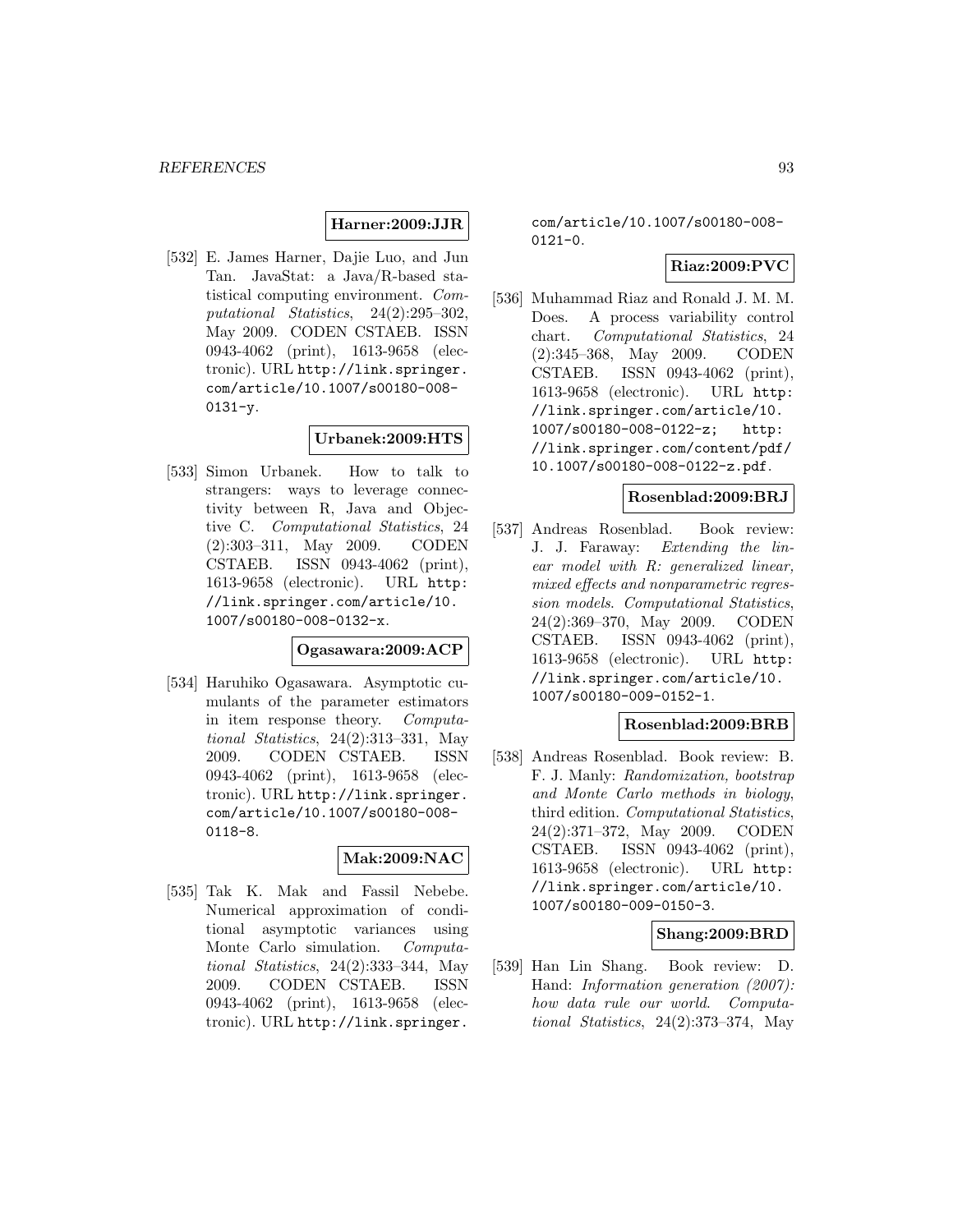**Harner:2009:JJR**

[532] E. James Harner, Dajie Luo, and Jun Tan. JavaStat: a Java/R-based statistical computing environment. *Computational Statistics*, 24(2):295–302, May 2009. CODEN CSTAEB. ISSN 0943-4062 (print), 1613-9658 (electronic). URL http://link.springer.com/article/10.1007/s00180-008-0131-y.

**Urbanek:2009:HTS**

[533] Simon Urbanek. How to talk to strangers: ways to leverage connectivity between R, Java and Objective C. *Computational Statistics*, 24 (2):303–311, May 2009. CODEN CSTAEB. ISSN 0943-4062 (print), 1613-9658 (electronic). URL http://link.springer.com/article/10.1007/s00180-008-0132-x.

**Ogasawara:2009:ACP**

[534] Haruhiko Ogasawara. Asymptotic cumulants of the parameter estimators in item response theory. *Computational Statistics*, 24(2):313–331, May 2009. CODEN CSTAEB. ISSN 0943-4062 (print), 1613-9658 (electronic). URL http://link.springer.com/article/10.1007/s00180-008-0118-8.

**Mak:2009:NAC**

[535] Tak K. Mak and Fassil Nebebe. Numerical approximation of conditional asymptotic variances using Monte Carlo simulation. *Computational Statistics*, 24(2):333–344, May 2009. CODEN CSTAEB. ISSN 0943-4062 (print), 1613-9658 (electronic). URL http://link.springer.com/article/10.1007/s00180-008-0121-0.

**Riaz:2009:PVC**

[536] Muhammad Riaz and Ronald J. M. M. Does. A process variability control chart. *Computational Statistics*, 24 (2):345–368, May 2009. CODEN CSTAEB. ISSN 0943-4062 (print), 1613-9658 (electronic). URL http://link.springer.com/article/10.1007/s00180-008-0122-z; http://link.springer.com/content/pdf/10.1007/s00180-008-0122-z.pdf.

**Rosenblad:2009:BRJ**

[537] Andreas Rosenblad. Book review: J. J. Faraway: *Extending the linear model with R: generalized linear, mixed effects and nonparametric regression models*. *Computational Statistics*, 24(2):369–370, May 2009. CODEN CSTAEB. ISSN 0943-4062 (print), 1613-9658 (electronic). URL http://link.springer.com/article/10.1007/s00180-009-0152-1.

**Rosenblad:2009:BRB**

[538] Andreas Rosenblad. Book review: B. F. J. Manly: *Randomization, bootstrap and Monte Carlo methods in biology*, third edition. *Computational Statistics*, 24(2):371–372, May 2009. CODEN CSTAEB. ISSN 0943-4062 (print), 1613-9658 (electronic). URL http://link.springer.com/article/10.1007/s00180-009-0150-3.

**Shang:2009:BRD**

[539] Han Lin Shang. Book review: D. Hand: *Information generation (2007): how data rule our world*. *Computational Statistics*, 24(2):373–374, May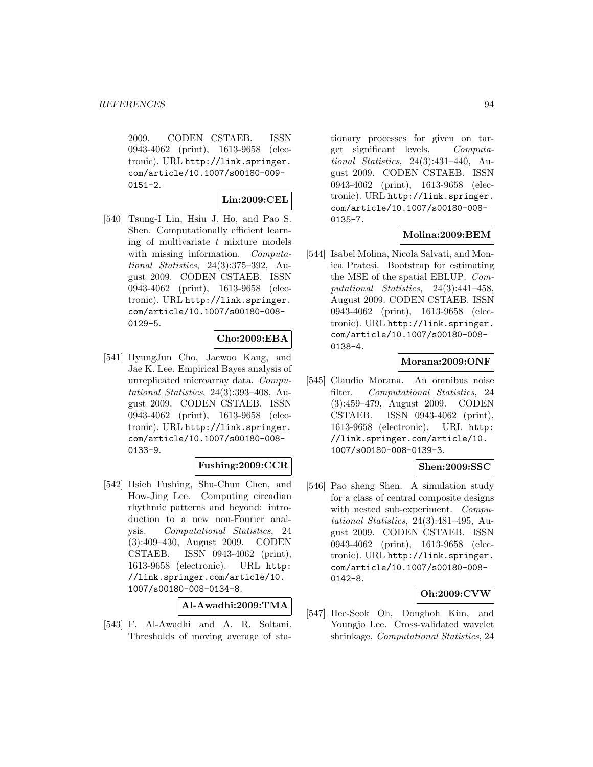2009. CODEN CSTAEB. ISSN 0943-4062 (print), 1613-9658 (electronic). URL http://link.springer.com/article/10.1007/s00180-009-0151-2.

**Lin:2009:CEL**

[540] Tsung-I Lin, Hsiu J. Ho, and Pao S. Shen. Computationally efficient learning of multivariate $t$ mixture models with missing information. *Computational Statistics*, 24(3):375–392, August 2009. CODEN CSTAEB. ISSN 0943-4062 (print), 1613-9658 (electronic). URL http://link.springer.com/article/10.1007/s00180-008-0129-5.

**Cho:2009:EBA**

[541] HyungJun Cho, Jaewoo Kang, and Jae K. Lee. Empirical Bayes analysis of unreplicated microarray data. *Computational Statistics*, 24(3):393–408, August 2009. CODEN CSTAEB. ISSN 0943-4062 (print), 1613-9658 (electronic). URL http://link.springer.com/article/10.1007/s00180-008-0133-9.

**Fushing:2009:CCR**

[542] Hsieh Fushing, Shu-Chun Chen, and How-Jing Lee. Computing circadian rhythmic patterns and beyond: introduction to a new non-Fourier analysis. *Computational Statistics*, 24 (3):409–430, August 2009. CODEN CSTAEB. ISSN 0943-4062 (print), 1613-9658 (electronic). URL http://link.springer.com/article/10.1007/s00180-008-0134-8.

**Al-Awadhi:2009:TMA**

[543] F. Al-Awadhi and A. R. Soltani. Thresholds of moving average of stationary processes for given on target significant levels. *Computational Statistics*, 24(3):431–440, August 2009. CODEN CSTAEB. ISSN 0943-4062 (print), 1613-9658 (electronic). URL http://link.springer.com/article/10.1007/s00180-008-0135-7.

**Molina:2009:BEM**

[544] Isabel Molina, Nicola Salvati, and Monica Pratesi. Bootstrap for estimating the MSE of the spatial EBLUP. *Computational Statistics*, 24(3):441–458, August 2009. CODEN CSTAEB. ISSN 0943-4062 (print), 1613-9658 (electronic). URL http://link.springer.com/article/10.1007/s00180-008-0138-4.

**Morana:2009:ONF**

[545] Claudio Morana. An omnibus noise filter. *Computational Statistics*, 24 (3):459–479, August 2009. CODEN CSTAEB. ISSN 0943-4062 (print), 1613-9658 (electronic). URL http://link.springer.com/article/10.1007/s00180-008-0139-3.

**Shen:2009:SSC**

[546] Pao sheng Shen. A simulation study for a class of central composite designs with nested sub-experiment. *Computational Statistics*, 24(3):481–495, August 2009. CODEN CSTAEB. ISSN 0943-4062 (print), 1613-9658 (electronic). URL http://link.springer.com/article/10.1007/s00180-008-0142-8.

**Oh:2009:CVW**

[547] Hee-Seok Oh, Donghoh Kim, and Youngjo Lee. Cross-validated wavelet shrinkage. *Computational Statistics*, 24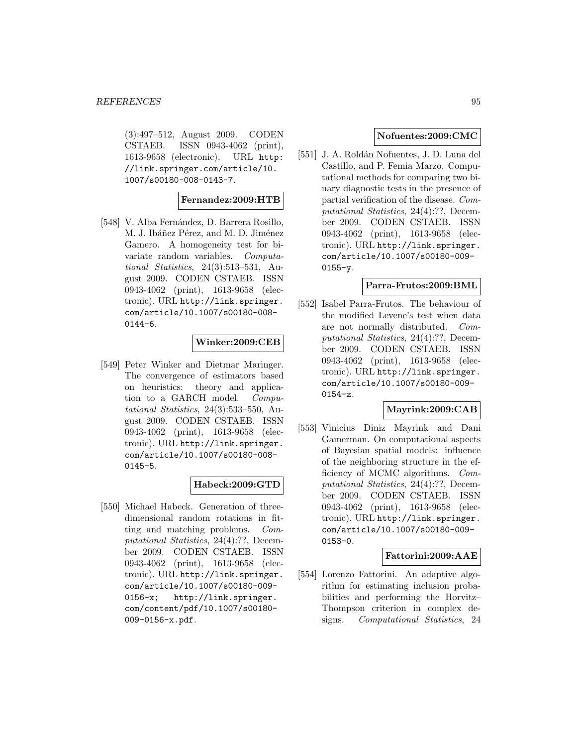(3):497–512, August 2009. CODEN CSTAEB. ISSN 0943-4062 (print), 1613-9658 (electronic). URL http://link.springer.com/article/10.1007/s00180-008-0143-7.

**Fernandez:2009:HTB**

[548] V. Alba Fernández, D. Barrera Rosillo, M. J. Ibáñez Pérez, and M. D. Jiménez Gamero. A homogeneity test for bivariate random variables. *Computational Statistics*, 24(3):513–531, August 2009. CODEN CSTAEB. ISSN 0943-4062 (print), 1613-9658 (electronic). URL http://link.springer.com/article/10.1007/s00180-008-0144-6.

**Winker:2009:CEB**

[549] Peter Winker and Dietmar Maringer. The convergence of estimators based on heuristics: theory and application to a GARCH model. *Computational Statistics*, 24(3):533–550, August 2009. CODEN CSTAEB. ISSN 0943-4062 (print), 1613-9658 (electronic). URL http://link.springer.com/article/10.1007/s00180-008-0145-5.

**Habeck:2009:GTD**

[550] Michael Habeck. Generation of three-dimensional random rotations in fitting and matching problems. *Computational Statistics*, 24(4):??, December 2009. CODEN CSTAEB. ISSN 0943-4062 (print), 1613-9658 (electronic). URL http://link.springer.com/article/10.1007/s00180-009-0156-x; http://link.springer.com/content/pdf/10.1007/s00180-009-0156-x.pdf.

**Nofuentes:2009:CMC**

[551] J. A. Roldán Nofuentes, J. D. Luna del Castillo, and P. Femia Marzo. Computational methods for comparing two binary diagnostic tests in the presence of partial verification of the disease. *Computational Statistics*, 24(4):??, December 2009. CODEN CSTAEB. ISSN 0943-4062 (print), 1613-9658 (electronic). URL http://link.springer.com/article/10.1007/s00180-009-0155-y.

**Parra-Frutos:2009:BML**

[552] Isabel Parra-Frutos. The behaviour of the modified Levene's test when data are not normally distributed. *Computational Statistics*, 24(4):??, December 2009. CODEN CSTAEB. ISSN 0943-4062 (print), 1613-9658 (electronic). URL http://link.springer.com/article/10.1007/s00180-009-0154-z.

**Mayrink:2009:CAB**

[553] Vinicius Diniz Mayrink and Dani Gamerman. On computational aspects of Bayesian spatial models: influence of the neighboring structure in the efficiency of MCMC algorithms. *Computational Statistics*, 24(4):??, December 2009. CODEN CSTAEB. ISSN 0943-4062 (print), 1613-9658 (electronic). URL http://link.springer.com/article/10.1007/s00180-009-0153-0.

**Fattorini:2009:AAE**

[554] Lorenzo Fattorini. An adaptive algorithm for estimating inclusion probabilities and performing the Horvitz–Thompson criterion in complex designs. *Computational Statistics*, 24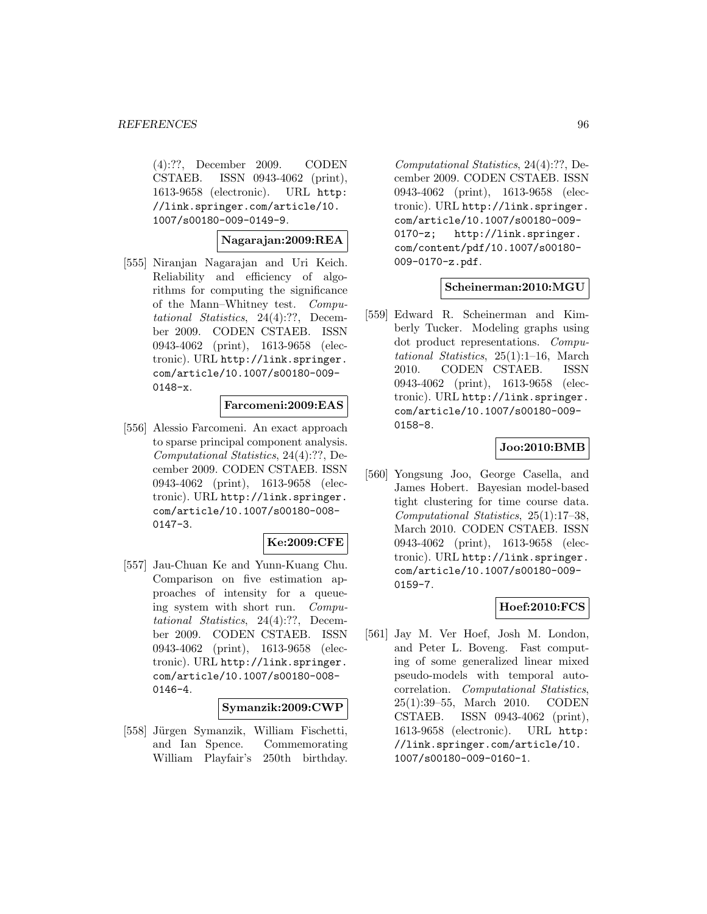(4):??, December 2009. CODEN CSTAEB. ISSN 0943-4062 (print), 1613-9658 (electronic). URL http://link.springer.com/article/10.1007/s00180-009-0149-9.

**Nagarajan:2009:REA**

[555] Niranjan Nagarajan and Uri Keich. Reliability and efficiency of algorithms for computing the significance of the Mann–Whitney test. *Computational Statistics*, 24(4):??, December 2009. CODEN CSTAEB. ISSN 0943-4062 (print), 1613-9658 (electronic). URL http://link.springer.com/article/10.1007/s00180-009-0148-x.

**Farcomeni:2009:EAS**

[556] Alessio Farcomeni. An exact approach to sparse principal component analysis. *Computational Statistics*, 24(4):??, December 2009. CODEN CSTAEB. ISSN 0943-4062 (print), 1613-9658 (electronic). URL http://link.springer.com/article/10.1007/s00180-008-0147-3.

**Ke:2009:CFE**

[557] Jau-Chuan Ke and Yunn-Kuang Chu. Comparison on five estimation approaches of intensity for a queueing system with short run. *Computational Statistics*, 24(4):??, December 2009. CODEN CSTAEB. ISSN 0943-4062 (print), 1613-9658 (electronic). URL http://link.springer.com/article/10.1007/s00180-008-0146-4.

**Symanzik:2009:CWP**

[558] Jürgen Symanzik, William Fischetti, and Ian Spence. Commemorating William Playfair's 250th birthday. *Computational Statistics*, 24(4):??, December 2009. CODEN CSTAEB. ISSN 0943-4062 (print), 1613-9658 (electronic). URL http://link.springer.com/article/10.1007/s00180-009-0170-z; http://link.springer.com/content/pdf/10.1007/s00180-009-0170-z.pdf.

**Scheinerman:2010:MGU**

[559] Edward R. Scheinerman and Kimberly Tucker. Modeling graphs using dot product representations. *Computational Statistics*, 25(1):1–16, March 2010. CODEN CSTAEB. ISSN 0943-4062 (print), 1613-9658 (electronic). URL http://link.springer.com/article/10.1007/s00180-009-0158-8.

**Joo:2010:BMB**

[560] Yongsung Joo, George Casella, and James Hobert. Bayesian model-based tight clustering for time course data. *Computational Statistics*, 25(1):17–38, March 2010. CODEN CSTAEB. ISSN 0943-4062 (print), 1613-9658 (electronic). URL http://link.springer.com/article/10.1007/s00180-009-0159-7.

**Hoef:2010:FCS**

[561] Jay M. Ver Hoef, Josh M. London, and Peter L. Boveng. Fast computing of some generalized linear mixed pseudo-models with temporal autocorrelation. *Computational Statistics*, 25(1):39–55, March 2010. CODEN CSTAEB. ISSN 0943-4062 (print), 1613-9658 (electronic). URL http://link.springer.com/article/10.1007/s00180-009-0160-1.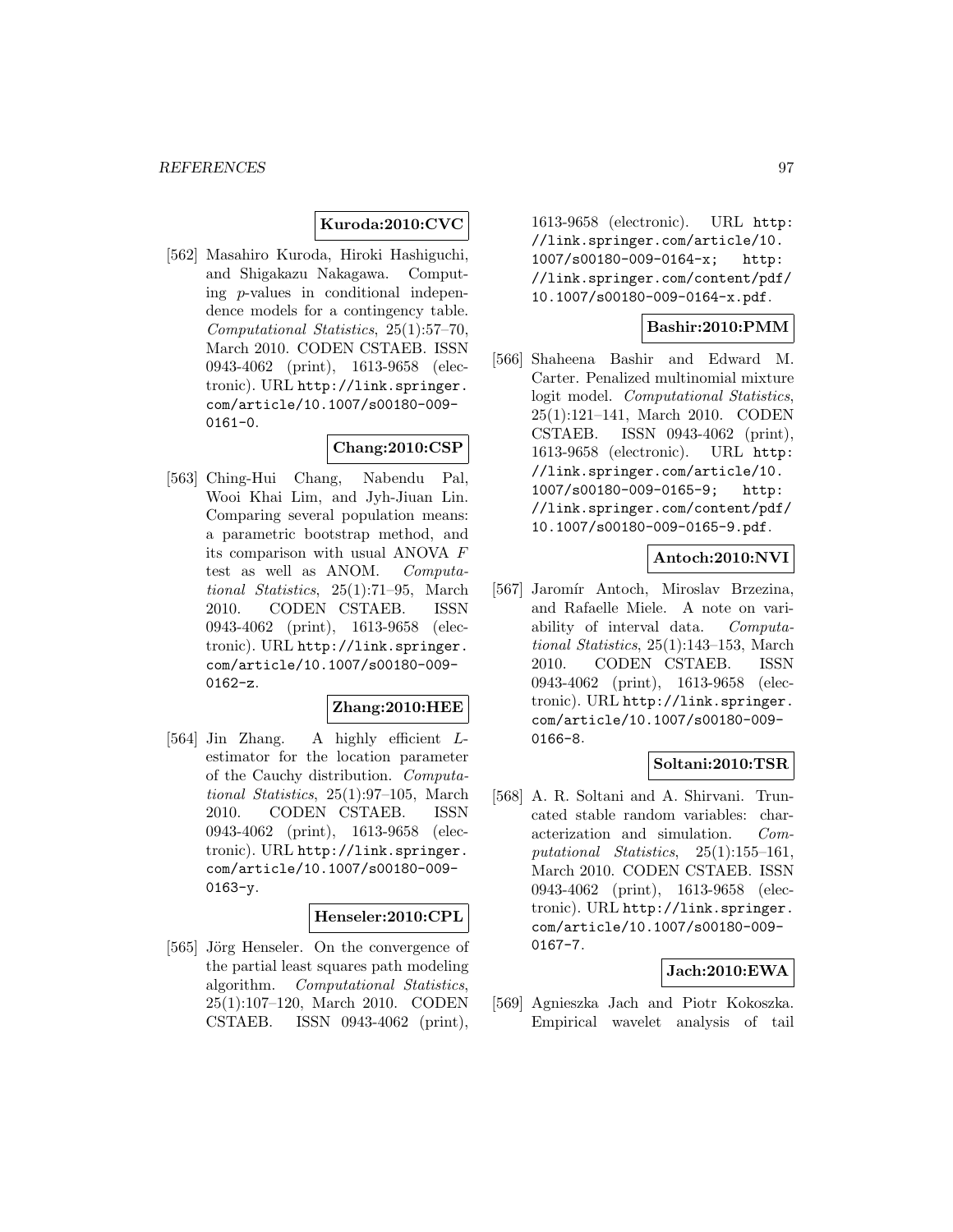**Kuroda:2010:CVC**

[562] Masahiro Kuroda, Hiroki Hashiguchi, and Shigakazu Nakagawa. Computing $p$-values in conditional independence models for a contingency table. *Computational Statistics*, 25(1):57–70, March 2010. CODEN CSTAEB. ISSN 0943-4062 (print), 1613-9658 (electronic). URL http://link.springer.com/article/10.1007/s00180-009-0161-0.

**Chang:2010:CSP**

[563] Ching-Hui Chang, Nabendu Pal, Wooi Khai Lim, and Jyh-Jiuan Lin. Comparing several population means: a parametric bootstrap method, and its comparison with usual ANOVA $F$ test as well as ANOM. *Computational Statistics*, 25(1):71–95, March 2010. CODEN CSTAEB. ISSN 0943-4062 (print), 1613-9658 (electronic). URL http://link.springer.com/article/10.1007/s00180-009-0162-z.

**Zhang:2010:HEE**

[564] Jin Zhang. A highly efficient $L$-estimator for the location parameter of the Cauchy distribution. *Computational Statistics*, 25(1):97–105, March 2010. CODEN CSTAEB. ISSN 0943-4062 (print), 1613-9658 (electronic). URL http://link.springer.com/article/10.1007/s00180-009-0163-y.

**Henseler:2010:CPL**

[565] Jörg Henseler. On the convergence of the partial least squares path modeling algorithm. *Computational Statistics*, 25(1):107–120, March 2010. CODEN CSTAEB. ISSN 0943-4062 (print), 1613-9658 (electronic). URL http://link.springer.com/article/10.1007/s00180-009-0164-x; http://link.springer.com/content/pdf/10.1007/s00180-009-0164-x.pdf.

**Bashir:2010:PMM**

[566] Shaheena Bashir and Edward M. Carter. Penalized multinomial mixture logit model. *Computational Statistics*, 25(1):121–141, March 2010. CODEN CSTAEB. ISSN 0943-4062 (print), 1613-9658 (electronic). URL http://link.springer.com/article/10.1007/s00180-009-0165-9; http://link.springer.com/content/pdf/10.1007/s00180-009-0165-9.pdf.

**Antoch:2010:NVI**

[567] Jaromír Antoch, Miroslav Brzezina, and Rafaelle Miele. A note on variability of interval data. *Computational Statistics*, 25(1):143–153, March 2010. CODEN CSTAEB. ISSN 0943-4062 (print), 1613-9658 (electronic). URL http://link.springer.com/article/10.1007/s00180-009-0166-8.

**Soltani:2010:TSR**

[568] A. R. Soltani and A. Shirvani. Truncated stable random variables: characterization and simulation. *Computational Statistics*, 25(1):155–161, March 2010. CODEN CSTAEB. ISSN 0943-4062 (print), 1613-9658 (electronic). URL http://link.springer.com/article/10.1007/s00180-009-0167-7.

**Jach:2010:EWA**

[569] Agnieszka Jach and Piotr Kokoszka. Empirical wavelet analysis of tail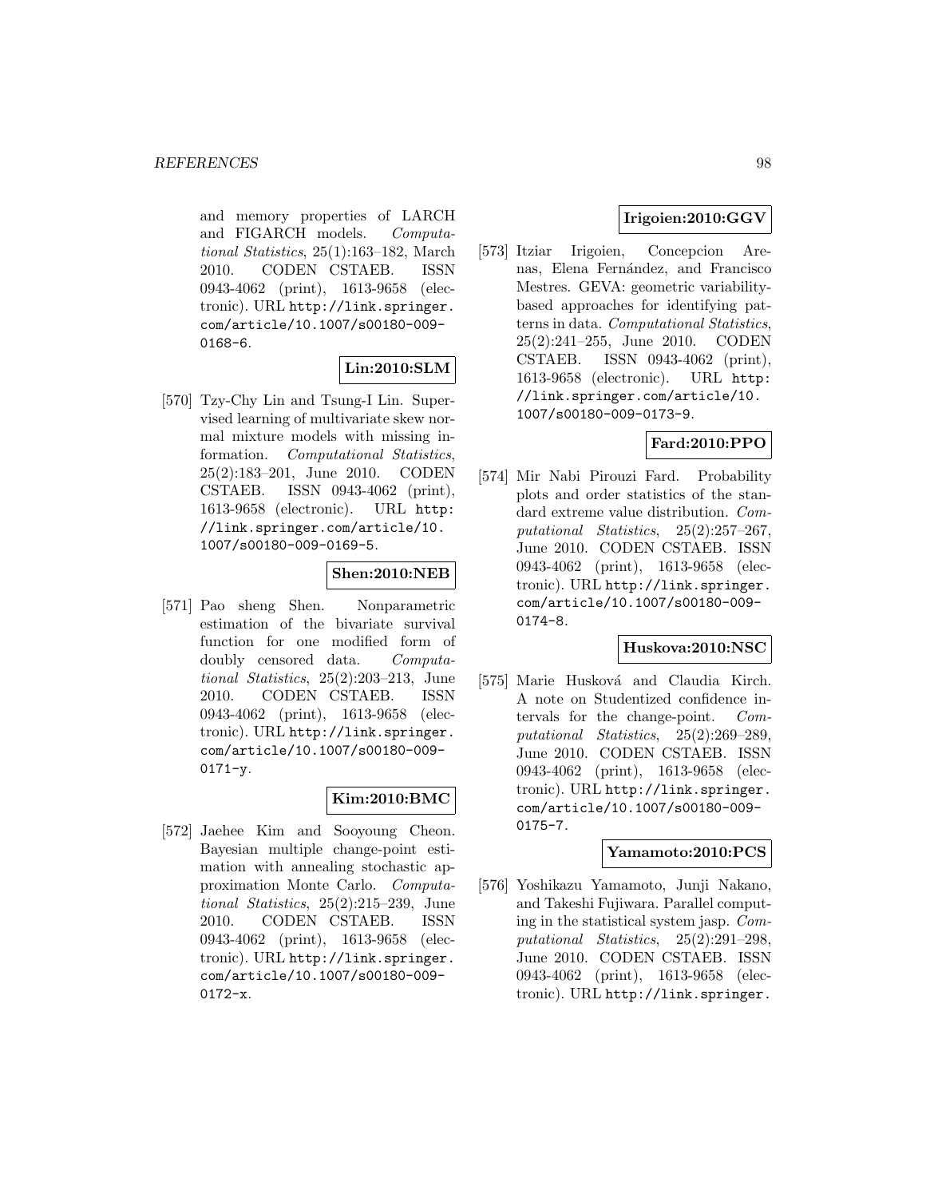and memory properties of LARCH and FIGARCH models. *Computational Statistics*, 25(1):163–182, March 2010. CODEN CSTAEB. ISSN 0943-4062 (print), 1613-9658 (electronic). URL http://link.springer.com/article/10.1007/s00180-009-0168-6.

**Lin:2010:SLM**

[570] Tzy-Chy Lin and Tsung-I Lin. Supervised learning of multivariate skew normal mixture models with missing information. *Computational Statistics*, 25(2):183–201, June 2010. CODEN CSTAEB. ISSN 0943-4062 (print), 1613-9658 (electronic). URL http://link.springer.com/article/10.1007/s00180-009-0169-5.

**Shen:2010:NEB**

[571] Pao sheng Shen. Nonparametric estimation of the bivariate survival function for one modified form of doubly censored data. *Computational Statistics*, 25(2):203–213, June 2010. CODEN CSTAEB. ISSN 0943-4062 (print), 1613-9658 (electronic). URL http://link.springer.com/article/10.1007/s00180-009-0171-y.

**Kim:2010:BMC**

[572] Jaehee Kim and Sooyoung Cheon. Bayesian multiple change-point estimation with annealing stochastic approximation Monte Carlo. *Computational Statistics*, 25(2):215–239, June 2010. CODEN CSTAEB. ISSN 0943-4062 (print), 1613-9658 (electronic). URL http://link.springer.com/article/10.1007/s00180-009-0172-x.

**Irigoien:2010:GGV**

[573] Itziar Irigoien, Concepcion Arenas, Elena Fernández, and Francisco Mestres. GEVA: geometric variability-based approaches for identifying patterns in data. *Computational Statistics*, 25(2):241–255, June 2010. CODEN CSTAEB. ISSN 0943-4062 (print), 1613-9658 (electronic). URL http://link.springer.com/article/10.1007/s00180-009-0173-9.

**Fard:2010:PPO**

[574] Mir Nabi Pirouzi Fard. Probability plots and order statistics of the standard extreme value distribution. *Computational Statistics*, 25(2):257–267, June 2010. CODEN CSTAEB. ISSN 0943-4062 (print), 1613-9658 (electronic). URL http://link.springer.com/article/10.1007/s00180-009-0174-8.

**Huskova:2010:NSC**

[575] Marie Husková and Claudia Kirch. A note on Studentized confidence intervals for the change-point. *Computational Statistics*, 25(2):269–289, June 2010. CODEN CSTAEB. ISSN 0943-4062 (print), 1613-9658 (electronic). URL http://link.springer.com/article/10.1007/s00180-009-0175-7.

**Yamamoto:2010:PCS**

[576] Yoshikazu Yamamoto, Junji Nakano, and Takeshi Fujiwara. Parallel computing in the statistical system jasp. *Computational Statistics*, 25(2):291–298, June 2010. CODEN CSTAEB. ISSN 0943-4062 (print), 1613-9658 (electronic). URL http://link.springer.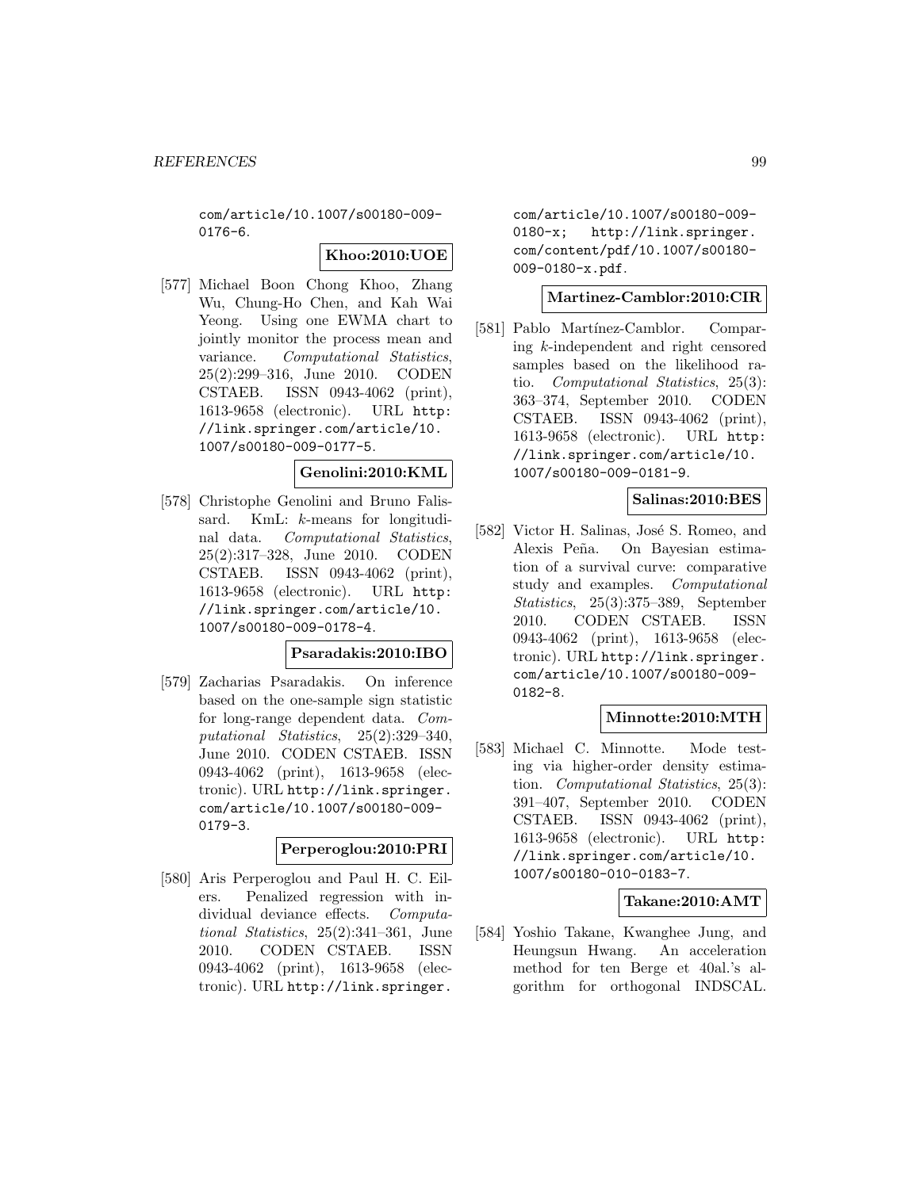com/article/10.1007/s00180-009-0176-6.

**Khoo:2010:UOE**

[577] Michael Boon Chong Khoo, Zhang Wu, Chung-Ho Chen, and Kah Wai Yeong. Using one EWMA chart to jointly monitor the process mean and variance. *Computational Statistics*, 25(2):299–316, June 2010. CODEN CSTAEB. ISSN 0943-4062 (print), 1613-9658 (electronic). URL http://link.springer.com/article/10.1007/s00180-009-0177-5.

**Genolini:2010:KML**

[578] Christophe Genolini and Bruno Falissard. KmL: $k$-means for longitudinal data. *Computational Statistics*, 25(2):317–328, June 2010. CODEN CSTAEB. ISSN 0943-4062 (print), 1613-9658 (electronic). URL http://link.springer.com/article/10.1007/s00180-009-0178-4.

**Psaradakis:2010:IBO**

[579] Zacharias Psaradakis. On inference based on the one-sample sign statistic for long-range dependent data. *Computational Statistics*, 25(2):329–340, June 2010. CODEN CSTAEB. ISSN 0943-4062 (print), 1613-9658 (electronic). URL http://link.springer.com/article/10.1007/s00180-009-0179-3.

**Perperoglou:2010:PRI**

[580] Aris Perperoglou and Paul H. C. Eilers. Penalized regression with individual deviance effects. *Computational Statistics*, 25(2):341–361, June 2010. CODEN CSTAEB. ISSN 0943-4062 (print), 1613-9658 (electronic). URL http://link.springer.com/article/10.1007/s00180-009-0180-x; http://link.springer.com/content/pdf/10.1007/s00180-009-0180-x.pdf.

**Martinez-Camblor:2010:CIR**

[581] Pablo Martínez-Camblor. Comparing $k$-independent and right censored samples based on the likelihood ratio. *Computational Statistics*, 25(3):363–374, September 2010. CODEN CSTAEB. ISSN 0943-4062 (print), 1613-9658 (electronic). URL http://link.springer.com/article/10.1007/s00180-009-0181-9.

**Salinas:2010:BES**

[582] Victor H. Salinas, José S. Romeo, and Alexis Peña. On Bayesian estimation of a survival curve: comparative study and examples. *Computational Statistics*, 25(3):375–389, September 2010. CODEN CSTAEB. ISSN 0943-4062 (print), 1613-9658 (electronic). URL http://link.springer.com/article/10.1007/s00180-009-0182-8.

**Minnotte:2010:MTH**

[583] Michael C. Minnotte. Mode testing via higher-order density estimation. *Computational Statistics*, 25(3):391–407, September 2010. CODEN CSTAEB. ISSN 0943-4062 (print), 1613-9658 (electronic). URL http://link.springer.com/article/10.1007/s00180-010-0183-7.

**Takane:2010:AMT**

[584] Yoshio Takane, Kwanghee Jung, and Heungsun Hwang. An acceleration method for ten Berge et 40al.'s algorithm for orthogonal INDSCAL.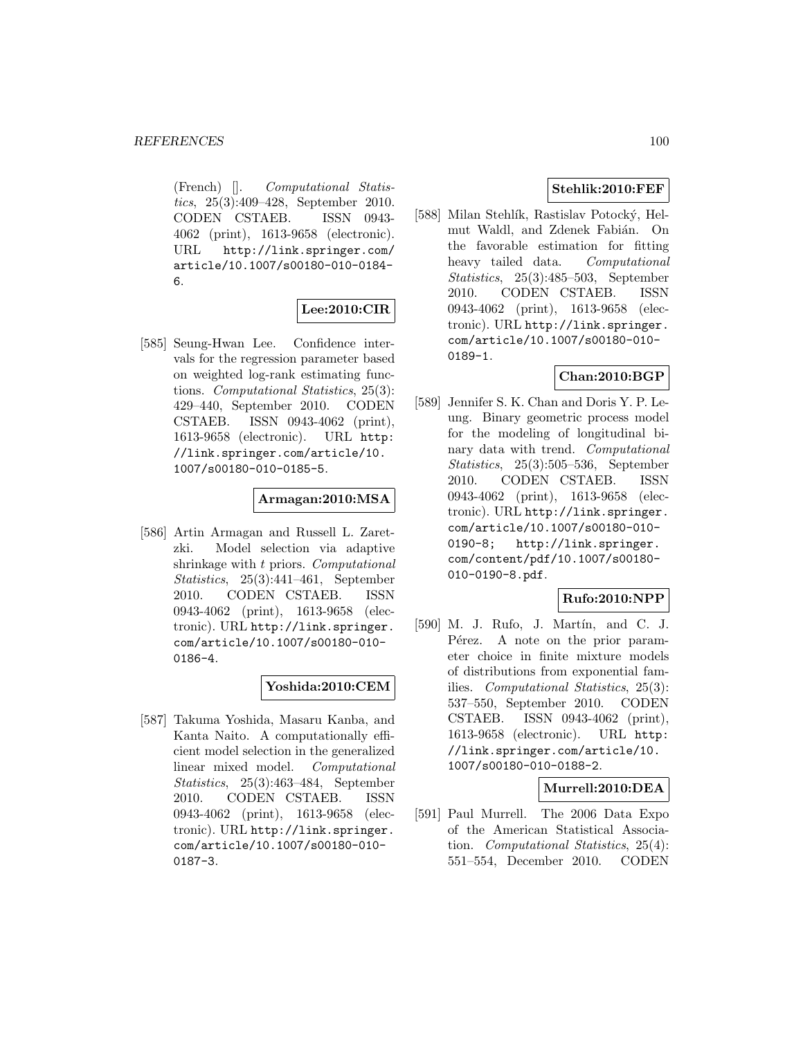(French) []. *Computational Statistics*, 25(3):409–428, September 2010. CODEN CSTAEB. ISSN 0943-4062 (print), 1613-9658 (electronic). URL http://link.springer.com/article/10.1007/s00180-010-0184-6.

**Lee:2010:CIR**

[585] Seung-Hwan Lee. Confidence intervals for the regression parameter based on weighted log-rank estimating functions. *Computational Statistics*, 25(3): 429–440, September 2010. CODEN CSTAEB. ISSN 0943-4062 (print), 1613-9658 (electronic). URL http://link.springer.com/article/10.1007/s00180-010-0185-5.

**Armagan:2010:MSA**

[586] Artin Armagan and Russell L. Zaretzki. Model selection via adaptive shrinkage with $t$ priors. *Computational Statistics*, 25(3):441–461, September 2010. CODEN CSTAEB. ISSN 0943-4062 (print), 1613-9658 (electronic). URL http://link.springer.com/article/10.1007/s00180-010-0186-4.

**Yoshida:2010:CEM**

[587] Takuma Yoshida, Masaru Kanba, and Kanta Naito. A computationally efficient model selection in the generalized linear mixed model. *Computational Statistics*, 25(3):463–484, September 2010. CODEN CSTAEB. ISSN 0943-4062 (print), 1613-9658 (electronic). URL http://link.springer.com/article/10.1007/s00180-010-0187-3.

**Stehlik:2010:FEF**

[588] Milan Stehlík, Rastislav Potocký, Helmut Waldl, and Zdenek Fabián. On the favorable estimation for fitting heavy tailed data. *Computational Statistics*, 25(3):485–503, September 2010. CODEN CSTAEB. ISSN 0943-4062 (print), 1613-9658 (electronic). URL http://link.springer.com/article/10.1007/s00180-010-0189-1.

**Chan:2010:BGP**

[589] Jennifer S. K. Chan and Doris Y. P. Leung. Binary geometric process model for the modeling of longitudinal binary data with trend. *Computational Statistics*, 25(3):505–536, September 2010. CODEN CSTAEB. ISSN 0943-4062 (print), 1613-9658 (electronic). URL http://link.springer.com/article/10.1007/s00180-010-0190-8; http://link.springer.com/content/pdf/10.1007/s00180-010-0190-8.pdf.

**Rufo:2010:NPP**

[590] M. J. Rufo, J. Martín, and C. J. Pérez. A note on the prior parameter choice in finite mixture models of distributions from exponential families. *Computational Statistics*, 25(3): 537–550, September 2010. CODEN CSTAEB. ISSN 0943-4062 (print), 1613-9658 (electronic). URL http://link.springer.com/article/10.1007/s00180-010-0188-2.

**Murrell:2010:DEA**

[591] Paul Murrell. The 2006 Data Expo of the American Statistical Association. *Computational Statistics*, 25(4): 551–554, December 2010. CODEN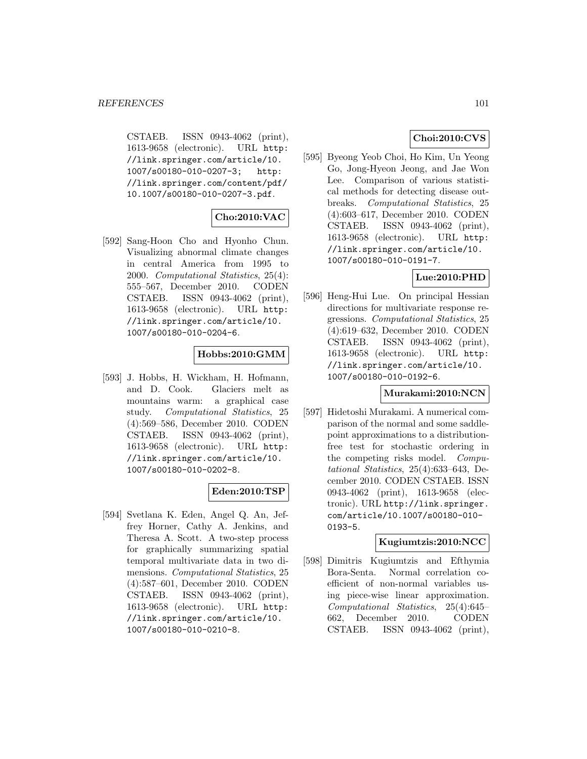CSTAEB. ISSN 0943-4062 (print), 1613-9658 (electronic). URL http://link.springer.com/article/10.1007/s00180-010-0207-3; http://link.springer.com/content/pdf/10.1007/s00180-010-0207-3.pdf.

**Cho:2010:VAC**

[592] Sang-Hoon Cho and Hyonho Chun. Visualizing abnormal climate changes in central America from 1995 to 2000. *Computational Statistics*, 25(4): 555–567, December 2010. CODEN CSTAEB. ISSN 0943-4062 (print), 1613-9658 (electronic). URL http://link.springer.com/article/10.1007/s00180-010-0204-6.

**Hobbs:2010:GMM**

[593] J. Hobbs, H. Wickham, H. Hofmann, and D. Cook. Glaciers melt as mountains warm: a graphical case study. *Computational Statistics*, 25 (4):569–586, December 2010. CODEN CSTAEB. ISSN 0943-4062 (print), 1613-9658 (electronic). URL http://link.springer.com/article/10.1007/s00180-010-0202-8.

**Eden:2010:TSP**

[594] Svetlana K. Eden, Angel Q. An, Jeffrey Horner, Cathy A. Jenkins, and Theresa A. Scott. A two-step process for graphically summarizing spatial temporal multivariate data in two dimensions. *Computational Statistics*, 25 (4):587–601, December 2010. CODEN CSTAEB. ISSN 0943-4062 (print), 1613-9658 (electronic). URL http://link.springer.com/article/10.1007/s00180-010-0210-8.

**Choi:2010:CVS**

[595] Byeong Yeob Choi, Ho Kim, Un Yeong Go, Jong-Hyeon Jeong, and Jae Won Lee. Comparison of various statistical methods for detecting disease outbreaks. *Computational Statistics*, 25 (4):603–617, December 2010. CODEN CSTAEB. ISSN 0943-4062 (print), 1613-9658 (electronic). URL http://link.springer.com/article/10.1007/s00180-010-0191-7.

**Lue:2010:PHD**

[596] Heng-Hui Lue. On principal Hessian directions for multivariate response regressions. *Computational Statistics*, 25 (4):619–632, December 2010. CODEN CSTAEB. ISSN 0943-4062 (print), 1613-9658 (electronic). URL http://link.springer.com/article/10.1007/s00180-010-0192-6.

**Murakami:2010:NCN**

[597] Hidetoshi Murakami. A numerical comparison of the normal and some saddlepoint approximations to a distribution-free test for stochastic ordering in the competing risks model. *Computational Statistics*, 25(4):633–643, December 2010. CODEN CSTAEB. ISSN 0943-4062 (print), 1613-9658 (electronic). URL http://link.springer.com/article/10.1007/s00180-010-0193-5.

**Kugiumtzis:2010:NCC**

[598] Dimitris Kugiumtzis and Efthymia Bora-Senta. Normal correlation coefficient of non-normal variables using piece-wise linear approximation. *Computational Statistics*, 25(4):645–662, December 2010. CODEN CSTAEB. ISSN 0943-4062 (print),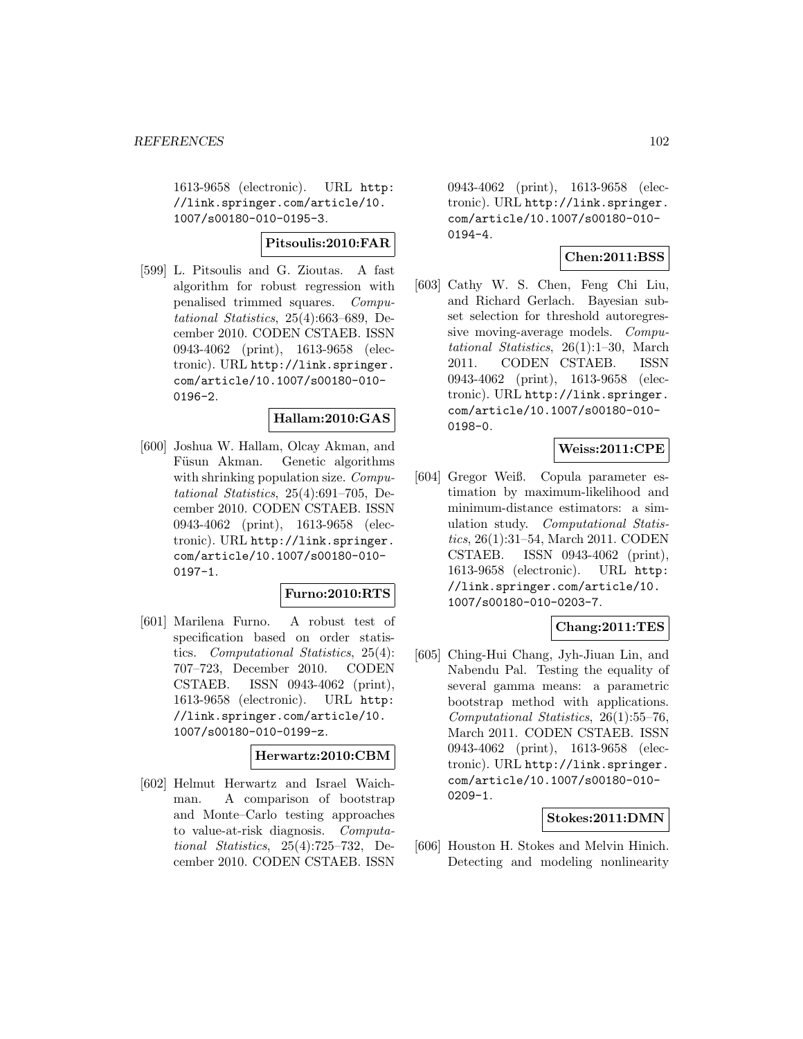1613-9658 (electronic). URL http://link.springer.com/article/10.1007/s00180-010-0195-3.

**Pitsoulis:2010:FAR**

[599] L. Pitsoulis and G. Zioutas. A fast algorithm for robust regression with penalised trimmed squares. *Computational Statistics*, 25(4):663–689, December 2010. CODEN CSTAEB. ISSN 0943-4062 (print), 1613-9658 (electronic). URL http://link.springer.com/article/10.1007/s00180-010-0196-2.

**Hallam:2010:GAS**

[600] Joshua W. Hallam, Olcay Akman, and Füsun Akman. Genetic algorithms with shrinking population size. *Computational Statistics*, 25(4):691–705, December 2010. CODEN CSTAEB. ISSN 0943-4062 (print), 1613-9658 (electronic). URL http://link.springer.com/article/10.1007/s00180-010-0197-1.

**Furno:2010:RTS**

[601] Marilena Furno. A robust test of specification based on order statistics. *Computational Statistics*, 25(4):707–723, December 2010. CODEN CSTAEB. ISSN 0943-4062 (print), 1613-9658 (electronic). URL http://link.springer.com/article/10.1007/s00180-010-0199-z.

**Herwartz:2010:CBM**

[602] Helmut Herwartz and Israel Waichman. A comparison of bootstrap and Monte–Carlo testing approaches to value-at-risk diagnosis. *Computational Statistics*, 25(4):725–732, December 2010. CODEN CSTAEB. ISSN 0943-4062 (print), 1613-9658 (electronic). URL http://link.springer.com/article/10.1007/s00180-010-0194-4.

**Chen:2011:BSS**

[603] Cathy W. S. Chen, Feng Chi Liu, and Richard Gerlach. Bayesian subset selection for threshold autoregressive moving-average models. *Computational Statistics*, 26(1):1–30, March 2011. CODEN CSTAEB. ISSN 0943-4062 (print), 1613-9658 (electronic). URL http://link.springer.com/article/10.1007/s00180-010-0198-0.

**Weiss:2011:CPE**

[604] Gregor Weiß. Copula parameter estimation by maximum-likelihood and minimum-distance estimators: a simulation study. *Computational Statistics*, 26(1):31–54, March 2011. CODEN CSTAEB. ISSN 0943-4062 (print), 1613-9658 (electronic). URL http://link.springer.com/article/10.1007/s00180-010-0203-7.

**Chang:2011:TES**

[605] Ching-Hui Chang, Jyh-Jiuan Lin, and Nabendu Pal. Testing the equality of several gamma means: a parametric bootstrap method with applications. *Computational Statistics*, 26(1):55–76, March 2011. CODEN CSTAEB. ISSN 0943-4062 (print), 1613-9658 (electronic). URL http://link.springer.com/article/10.1007/s00180-010-0209-1.

**Stokes:2011:DMN**

[606] Houston H. Stokes and Melvin Hinich. Detecting and modeling nonlinearity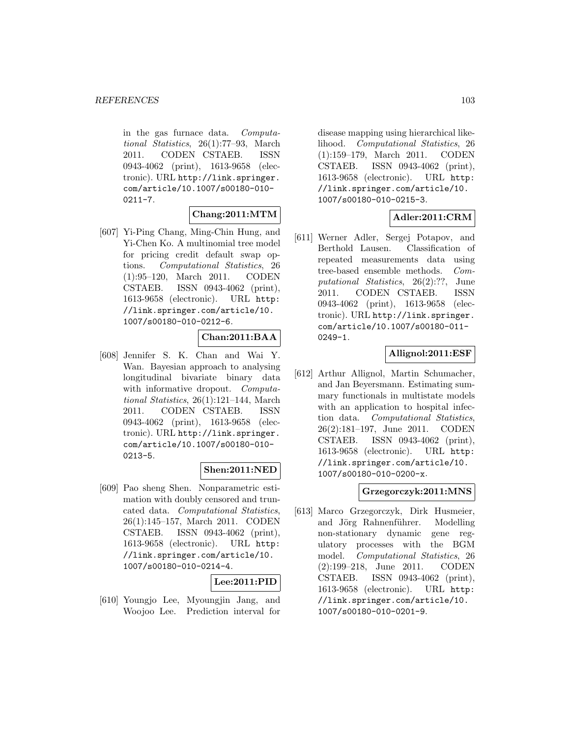in the gas furnace data. *Computational Statistics*, 26(1):77–93, March 2011. CODEN CSTAEB. ISSN 0943-4062 (print), 1613-9658 (electronic). URL http://link.springer.com/article/10.1007/s00180-010-0211-7.

**Chang:2011:MTM**

[607] Yi-Ping Chang, Ming-Chin Hung, and Yi-Chen Ko. A multinomial tree model for pricing credit default swap options. *Computational Statistics*, 26 (1):95–120, March 2011. CODEN CSTAEB. ISSN 0943-4062 (print), 1613-9658 (electronic). URL http://link.springer.com/article/10.1007/s00180-010-0212-6.

**Chan:2011:BAA**

[608] Jennifer S. K. Chan and Wai Y. Wan. Bayesian approach to analysing longitudinal bivariate binary data with informative dropout. *Computational Statistics*, 26(1):121–144, March 2011. CODEN CSTAEB. ISSN 0943-4062 (print), 1613-9658 (electronic). URL http://link.springer.com/article/10.1007/s00180-010-0213-5.

**Shen:2011:NED**

[609] Pao sheng Shen. Nonparametric estimation with doubly censored and truncated data. *Computational Statistics*, 26(1):145–157, March 2011. CODEN CSTAEB. ISSN 0943-4062 (print), 1613-9658 (electronic). URL http://link.springer.com/article/10.1007/s00180-010-0214-4.

**Lee:2011:PID**

[610] Youngjo Lee, Myoungjin Jang, and Woojoo Lee. Prediction interval for disease mapping using hierarchical likelihood. *Computational Statistics*, 26 (1):159–179, March 2011. CODEN CSTAEB. ISSN 0943-4062 (print), 1613-9658 (electronic). URL http://link.springer.com/article/10.1007/s00180-010-0215-3.

**Adler:2011:CRM**

[611] Werner Adler, Sergej Potapov, and Berthold Lausen. Classification of repeated measurements data using tree-based ensemble methods. *Computational Statistics*, 26(2):??, June 2011. CODEN CSTAEB. ISSN 0943-4062 (print), 1613-9658 (electronic). URL http://link.springer.com/article/10.1007/s00180-011-0249-1.

**Allignol:2011:ESF**

[612] Arthur Allignol, Martin Schumacher, and Jan Beyersmann. Estimating summary functionals in multistate models with an application to hospital infection data. *Computational Statistics*, 26(2):181–197, June 2011. CODEN CSTAEB. ISSN 0943-4062 (print), 1613-9658 (electronic). URL http://link.springer.com/article/10.1007/s00180-010-0200-x.

**Grzegorczyk:2011:MNS**

[613] Marco Grzegorczyk, Dirk Husmeier, and Jörg Rahnenführer. Modelling non-stationary dynamic gene regulatory processes with the BGM model. *Computational Statistics*, 26 (2):199–218, June 2011. CODEN CSTAEB. ISSN 0943-4062 (print), 1613-9658 (electronic). URL http://link.springer.com/article/10.1007/s00180-010-0201-9.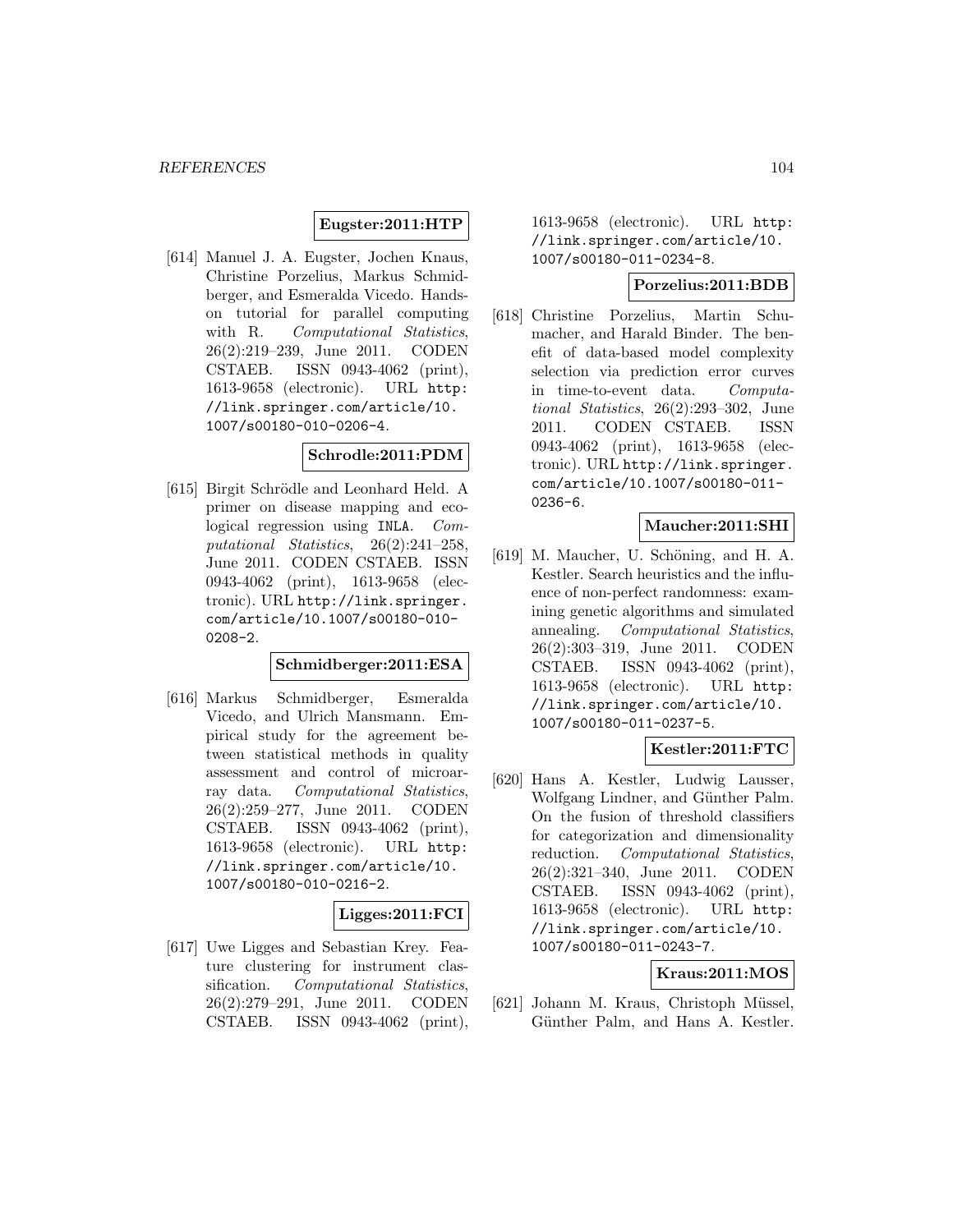**Eugster:2011:HTP**

[614] Manuel J. A. Eugster, Jochen Knaus, Christine Porzelius, Markus Schmidberger, and Esmeralda Vicedo. Hands-on tutorial for parallel computing with R. *Computational Statistics*, 26(2):219–239, June 2011. CODEN CSTAEB. ISSN 0943-4062 (print), 1613-9658 (electronic). URL http://link.springer.com/article/10.1007/s00180-010-0206-4.

**Schrodle:2011:PDM**

[615] Birgit Schrödle and Leonhard Held. A primer on disease mapping and ecological regression using INLA. *Computational Statistics*, 26(2):241–258, June 2011. CODEN CSTAEB. ISSN 0943-4062 (print), 1613-9658 (electronic). URL http://link.springer.com/article/10.1007/s00180-010-0208-2.

**Schmidberger:2011:ESA**

[616] Markus Schmidberger, Esmeralda Vicedo, and Ulrich Mansmann. Empirical study for the agreement between statistical methods in quality assessment and control of microarray data. *Computational Statistics*, 26(2):259–277, June 2011. CODEN CSTAEB. ISSN 0943-4062 (print), 1613-9658 (electronic). URL http://link.springer.com/article/10.1007/s00180-010-0216-2.

**Ligges:2011:FCI**

[617] Uwe Ligges and Sebastian Krey. Feature clustering for instrument classification. *Computational Statistics*, 26(2):279–291, June 2011. CODEN CSTAEB. ISSN 0943-4062 (print), 1613-9658 (electronic). URL http://link.springer.com/article/10.1007/s00180-011-0234-8.

**Porzelius:2011:BDB**

[618] Christine Porzelius, Martin Schumacher, and Harald Binder. The benefit of data-based model complexity selection via prediction error curves in time-to-event data. *Computational Statistics*, 26(2):293–302, June 2011. CODEN CSTAEB. ISSN 0943-4062 (print), 1613-9658 (electronic). URL http://link.springer.com/article/10.1007/s00180-011-0236-6.

**Maucher:2011:SHI**

[619] M. Maucher, U. Schöning, and H. A. Kestler. Search heuristics and the influence of non-perfect randomness: examining genetic algorithms and simulated annealing. *Computational Statistics*, 26(2):303–319, June 2011. CODEN CSTAEB. ISSN 0943-4062 (print), 1613-9658 (electronic). URL http://link.springer.com/article/10.1007/s00180-011-0237-5.

**Kestler:2011:FTC**

[620] Hans A. Kestler, Ludwig Lausser, Wolfgang Lindner, and Günther Palm. On the fusion of threshold classifiers for categorization and dimensionality reduction. *Computational Statistics*, 26(2):321–340, June 2011. CODEN CSTAEB. ISSN 0943-4062 (print), 1613-9658 (electronic). URL http://link.springer.com/article/10.1007/s00180-011-0243-7.

**Kraus:2011:MOS**

[621] Johann M. Kraus, Christoph Müssel, Günther Palm, and Hans A. Kestler.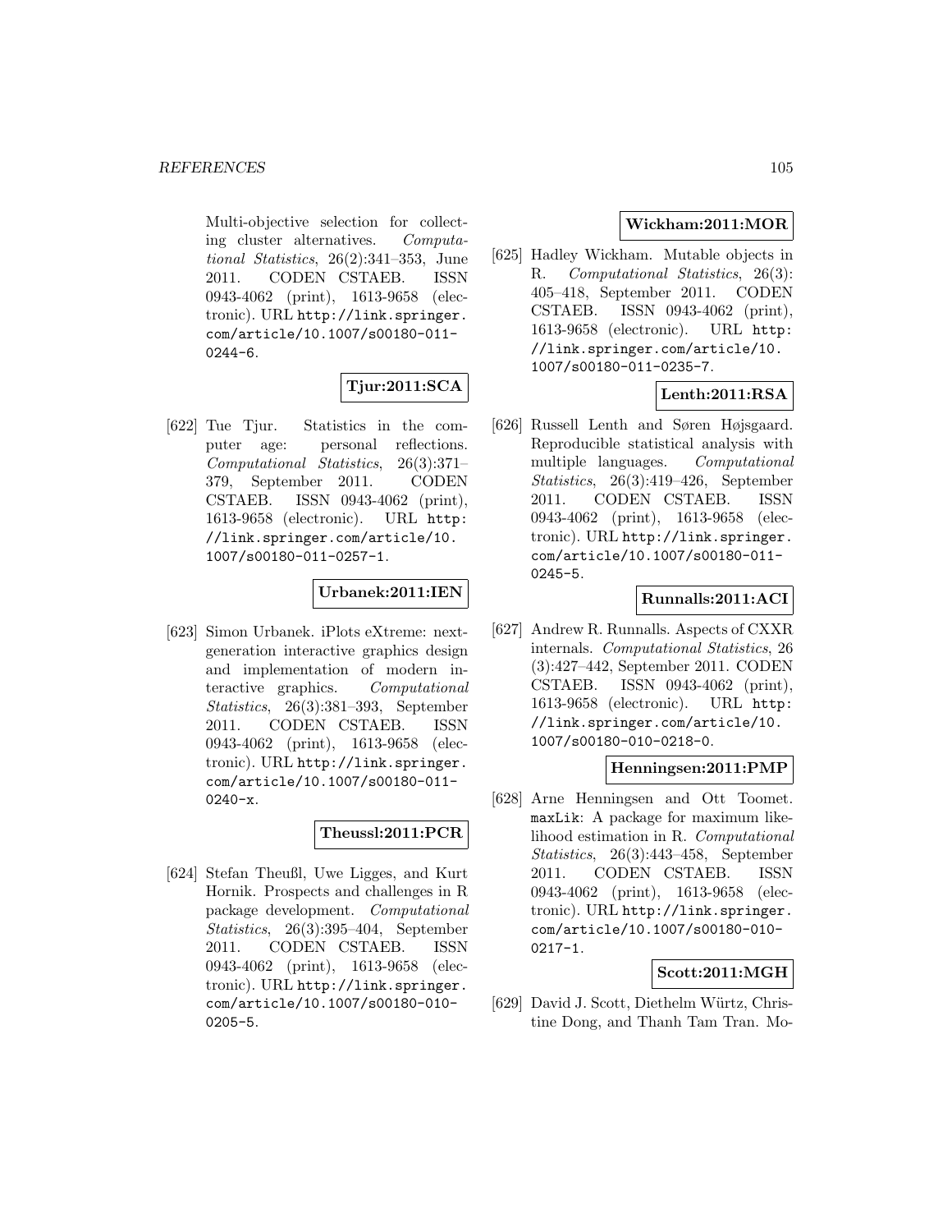Multi-objective selection for collecting cluster alternatives. *Computational Statistics*, 26(2):341–353, June 2011. CODEN CSTAEB. ISSN 0943-4062 (print), 1613-9658 (electronic). URL http://link.springer.com/article/10.1007/s00180-011-0244-6.

**Tjur:2011:SCA**

[622] Tue Tjur. Statistics in the computer age: personal reflections. *Computational Statistics*, 26(3):371–379, September 2011. CODEN CSTAEB. ISSN 0943-4062 (print), 1613-9658 (electronic). URL http://link.springer.com/article/10.1007/s00180-011-0257-1.

**Urbanek:2011:IEN**

[623] Simon Urbanek. iPlots eXtreme: next-generation interactive graphics design and implementation of modern interactive graphics. *Computational Statistics*, 26(3):381–393, September 2011. CODEN CSTAEB. ISSN 0943-4062 (print), 1613-9658 (electronic). URL http://link.springer.com/article/10.1007/s00180-011-0240-x.

**Theussl:2011:PCR**

[624] Stefan Theußl, Uwe Ligges, and Kurt Hornik. Prospects and challenges in R package development. *Computational Statistics*, 26(3):395–404, September 2011. CODEN CSTAEB. ISSN 0943-4062 (print), 1613-9658 (electronic). URL http://link.springer.com/article/10.1007/s00180-010-0205-5.

**Wickham:2011:MOR**

[625] Hadley Wickham. Mutable objects in R. *Computational Statistics*, 26(3):405–418, September 2011. CODEN CSTAEB. ISSN 0943-4062 (print), 1613-9658 (electronic). URL http://link.springer.com/article/10.1007/s00180-011-0235-7.

**Lenth:2011:RSA**

[626] Russell Lenth and Søren Højsgaard. Reproducible statistical analysis with multiple languages. *Computational Statistics*, 26(3):419–426, September 2011. CODEN CSTAEB. ISSN 0943-4062 (print), 1613-9658 (electronic). URL http://link.springer.com/article/10.1007/s00180-011-0245-5.

**Runnalls:2011:ACI**

[627] Andrew R. Runnalls. Aspects of CXXR internals. *Computational Statistics*, 26(3):427–442, September 2011. CODEN CSTAEB. ISSN 0943-4062 (print), 1613-9658 (electronic). URL http://link.springer.com/article/10.1007/s00180-010-0218-0.

**Henningsen:2011:PMP**

[628] Arne Henningsen and Ott Toomet. maxLik: A package for maximum likelihood estimation in R. *Computational Statistics*, 26(3):443–458, September 2011. CODEN CSTAEB. ISSN 0943-4062 (print), 1613-9658 (electronic). URL http://link.springer.com/article/10.1007/s00180-010-0217-1.

**Scott:2011:MGH**

[629] David J. Scott, Diethelm Würtz, Christine Dong, and Thanh Tam Tran. Mo-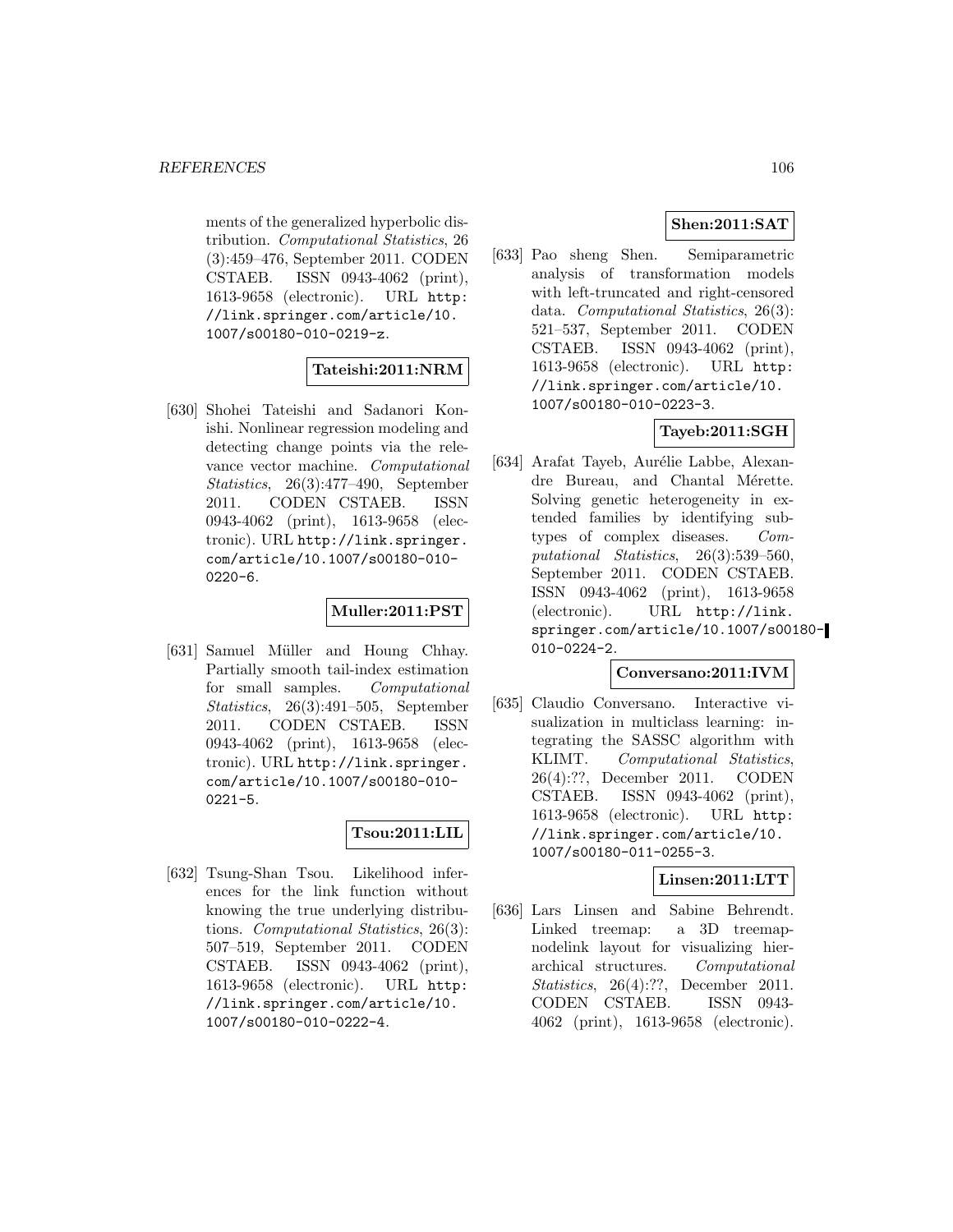ments of the generalized hyperbolic distribution. *Computational Statistics*, 26 (3):459–476, September 2011. CODEN CSTAEB. ISSN 0943-4062 (print), 1613-9658 (electronic). URL http://link.springer.com/article/10.1007/s00180-010-0219-z.

**Tateishi:2011:NRM**

[630] Shohei Tateishi and Sadanori Konishi. Nonlinear regression modeling and detecting change points via the relevance vector machine. *Computational Statistics*, 26(3):477–490, September 2011. CODEN CSTAEB. ISSN 0943-4062 (print), 1613-9658 (electronic). URL http://link.springer.com/article/10.1007/s00180-010-0220-6.

**Muller:2011:PST**

[631] Samuel Müller and Houng Chhay. Partially smooth tail-index estimation for small samples. *Computational Statistics*, 26(3):491–505, September 2011. CODEN CSTAEB. ISSN 0943-4062 (print), 1613-9658 (electronic). URL http://link.springer.com/article/10.1007/s00180-010-0221-5.

**Tsou:2011:LIL**

[632] Tsung-Shan Tsou. Likelihood inferences for the link function without knowing the true underlying distributions. *Computational Statistics*, 26(3): 507–519, September 2011. CODEN CSTAEB. ISSN 0943-4062 (print), 1613-9658 (electronic). URL http://link.springer.com/article/10.1007/s00180-010-0222-4.

**Shen:2011:SAT**

[633] Pao sheng Shen. Semiparametric analysis of transformation models with left-truncated and right-censored data. *Computational Statistics*, 26(3): 521–537, September 2011. CODEN CSTAEB. ISSN 0943-4062 (print), 1613-9658 (electronic). URL http://link.springer.com/article/10.1007/s00180-010-0223-3.

**Tayeb:2011:SGH**

[634] Arafat Tayeb, Aurélie Labbe, Alexandre Bureau, and Chantal Mérette. Solving genetic heterogeneity in extended families by identifying subtypes of complex diseases. *Computational Statistics*, 26(3):539–560, September 2011. CODEN CSTAEB. ISSN 0943-4062 (print), 1613-9658 (electronic). URL http://link.springer.com/article/10.1007/s00180-010-0224-2.

**Conversano:2011:IVM**

[635] Claudio Conversano. Interactive visualization in multiclass learning: integrating the SASSC algorithm with KLIMT. *Computational Statistics*, 26(4):??, December 2011. CODEN CSTAEB. ISSN 0943-4062 (print), 1613-9658 (electronic). URL http://link.springer.com/article/10.1007/s00180-011-0255-3.

**Linsen:2011:LTT**

[636] Lars Linsen and Sabine Behrendt. Linked treemap: a 3D treemap-nodelink layout for visualizing hierarchical structures. *Computational Statistics*, 26(4):??, December 2011. CODEN CSTAEB. ISSN 0943-4062 (print), 1613-9658 (electronic).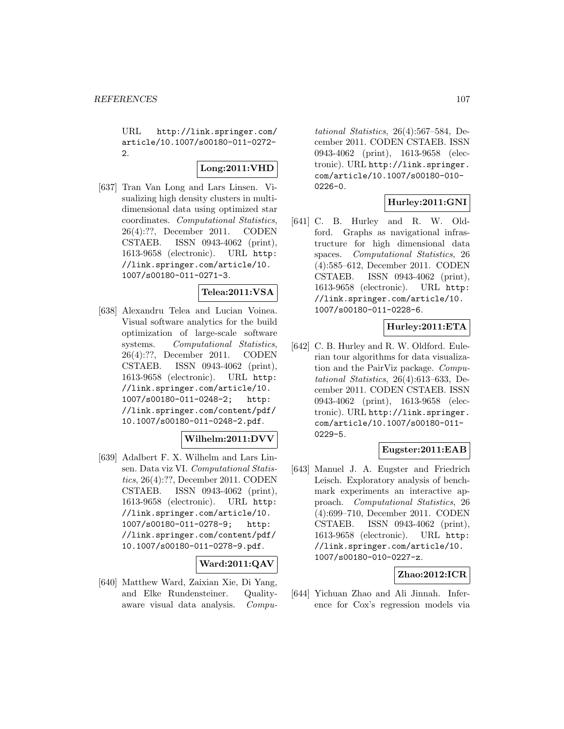URL http://link.springer.com/article/10.1007/s00180-011-0272-2.

**Long:2011:VHD**

[637] Tran Van Long and Lars Linsen. Visualizing high density clusters in multidimensional data using optimized star coordinates. *Computational Statistics*, 26(4):??, December 2011. CODEN CSTAEB. ISSN 0943-4062 (print), 1613-9658 (electronic). URL http://link.springer.com/article/10.1007/s00180-011-0271-3.

**Telea:2011:VSA**

[638] Alexandru Telea and Lucian Voinea. Visual software analytics for the build optimization of large-scale software systems. *Computational Statistics*, 26(4):??, December 2011. CODEN CSTAEB. ISSN 0943-4062 (print), 1613-9658 (electronic). URL http://link.springer.com/article/10.1007/s00180-011-0248-2; http://link.springer.com/content/pdf/10.1007/s00180-011-0248-2.pdf.

**Wilhelm:2011:DVV**

[639] Adalbert F. X. Wilhelm and Lars Linsen. Data viz VI. *Computational Statistics*, 26(4):??, December 2011. CODEN CSTAEB. ISSN 0943-4062 (print), 1613-9658 (electronic). URL http://link.springer.com/article/10.1007/s00180-011-0278-9; http://link.springer.com/content/pdf/10.1007/s00180-011-0278-9.pdf.

**Ward:2011:QAV**

[640] Matthew Ward, Zaixian Xie, Di Yang, and Elke Rundensteiner. Quality-aware visual data analysis. *Computational Statistics*, 26(4):567–584, December 2011. CODEN CSTAEB. ISSN 0943-4062 (print), 1613-9658 (electronic). URL http://link.springer.com/article/10.1007/s00180-010-0226-0.

**Hurley:2011:GNI**

[641] C. B. Hurley and R. W. Oldford. Graphs as navigational infrastructure for high dimensional data spaces. *Computational Statistics*, 26(4):585–612, December 2011. CODEN CSTAEB. ISSN 0943-4062 (print), 1613-9658 (electronic). URL http://link.springer.com/article/10.1007/s00180-011-0228-6.

**Hurley:2011:ETA**

[642] C. B. Hurley and R. W. Oldford. Eulerian tour algorithms for data visualization and the PairViz package. *Computational Statistics*, 26(4):613–633, December 2011. CODEN CSTAEB. ISSN 0943-4062 (print), 1613-9658 (electronic). URL http://link.springer.com/article/10.1007/s00180-011-0229-5.

**Eugster:2011:EAB**

[643] Manuel J. A. Eugster and Friedrich Leisch. Exploratory analysis of benchmark experiments an interactive approach. *Computational Statistics*, 26(4):699–710, December 2011. CODEN CSTAEB. ISSN 0943-4062 (print), 1613-9658 (electronic). URL http://link.springer.com/article/10.1007/s00180-010-0227-z.

**Zhao:2012:ICR**

[644] Yichuan Zhao and Ali Jinnah. Inference for Cox's regression models via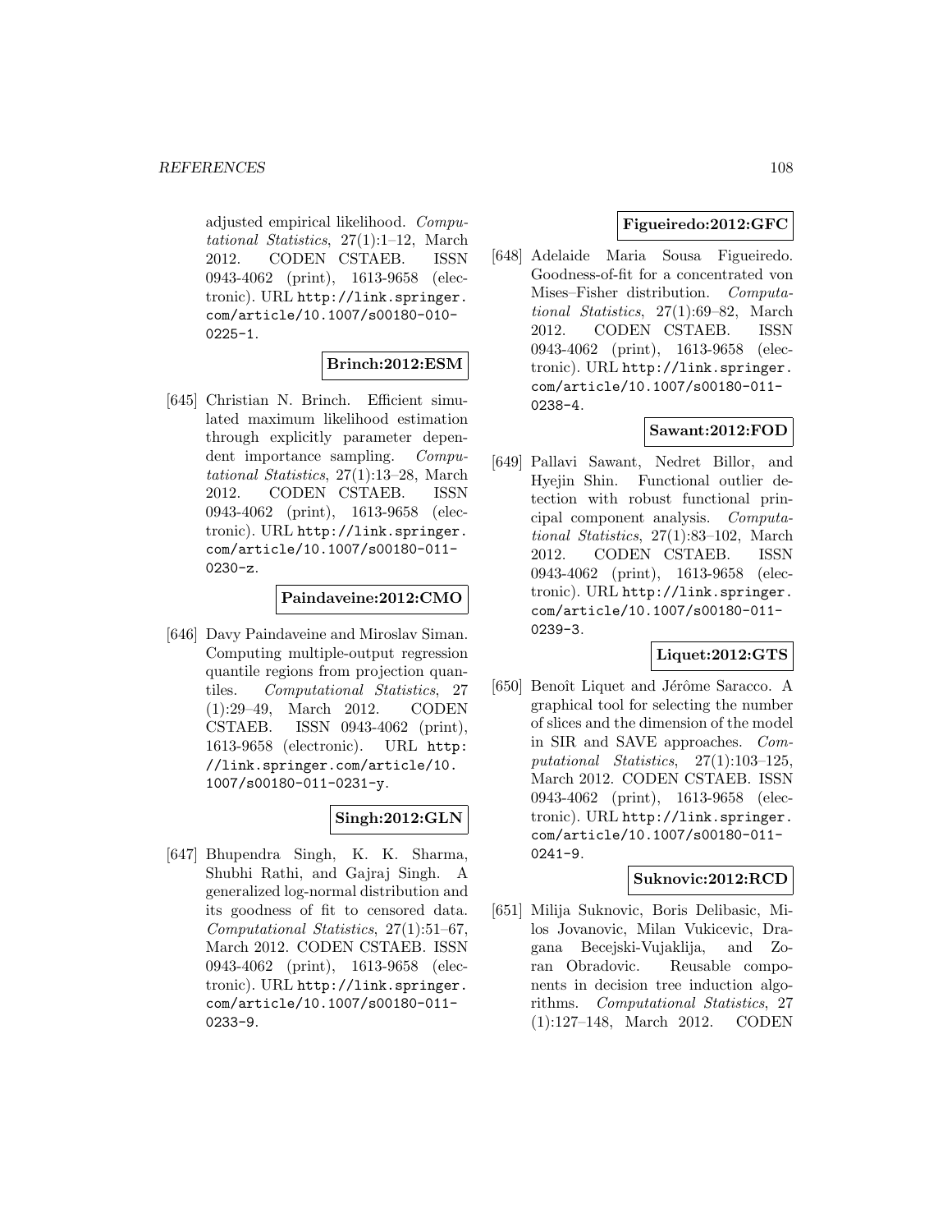adjusted empirical likelihood. *Computational Statistics*, 27(1):1–12, March 2012. CODEN CSTAEB. ISSN 0943-4062 (print), 1613-9658 (electronic). URL http://link.springer.com/article/10.1007/s00180-010-0225-1.

**Brinch:2012:ESM**

[645] Christian N. Brinch. Efficient simulated maximum likelihood estimation through explicitly parameter dependent importance sampling. *Computational Statistics*, 27(1):13–28, March 2012. CODEN CSTAEB. ISSN 0943-4062 (print), 1613-9658 (electronic). URL http://link.springer.com/article/10.1007/s00180-011-0230-z.

**Paindaveine:2012:CMO**

[646] Davy Paindaveine and Miroslav Siman. Computing multiple-output regression quantile regions from projection quantiles. *Computational Statistics*, 27 (1):29–49, March 2012. CODEN CSTAEB. ISSN 0943-4062 (print), 1613-9658 (electronic). URL http://link.springer.com/article/10.1007/s00180-011-0231-y.

**Singh:2012:GLN**

[647] Bhupendra Singh, K. K. Sharma, Shubhi Rathi, and Gajraj Singh. A generalized log-normal distribution and its goodness of fit to censored data. *Computational Statistics*, 27(1):51–67, March 2012. CODEN CSTAEB. ISSN 0943-4062 (print), 1613-9658 (electronic). URL http://link.springer.com/article/10.1007/s00180-011-0233-9.

**Figueiredo:2012:GFC**

[648] Adelaide Maria Sousa Figueiredo. Goodness-of-fit for a concentrated von Mises–Fisher distribution. *Computational Statistics*, 27(1):69–82, March 2012. CODEN CSTAEB. ISSN 0943-4062 (print), 1613-9658 (electronic). URL http://link.springer.com/article/10.1007/s00180-011-0238-4.

**Sawant:2012:FOD**

[649] Pallavi Sawant, Nedret Billor, and Hyejin Shin. Functional outlier detection with robust functional principal component analysis. *Computational Statistics*, 27(1):83–102, March 2012. CODEN CSTAEB. ISSN 0943-4062 (print), 1613-9658 (electronic). URL http://link.springer.com/article/10.1007/s00180-011-0239-3.

**Liquet:2012:GTS**

[650] Benoît Liquet and Jérôme Saracco. A graphical tool for selecting the number of slices and the dimension of the model in SIR and SAVE approaches. *Computational Statistics*, 27(1):103–125, March 2012. CODEN CSTAEB. ISSN 0943-4062 (print), 1613-9658 (electronic). URL http://link.springer.com/article/10.1007/s00180-011-0241-9.

**Suknovic:2012:RCD**

[651] Milija Suknovic, Boris Delibasic, Milos Jovanovic, Milan Vukicevic, Dragana Becejski-Vujaklija, and Zoran Obradovic. Reusable components in decision tree induction algorithms. *Computational Statistics*, 27 (1):127–148, March 2012. CODEN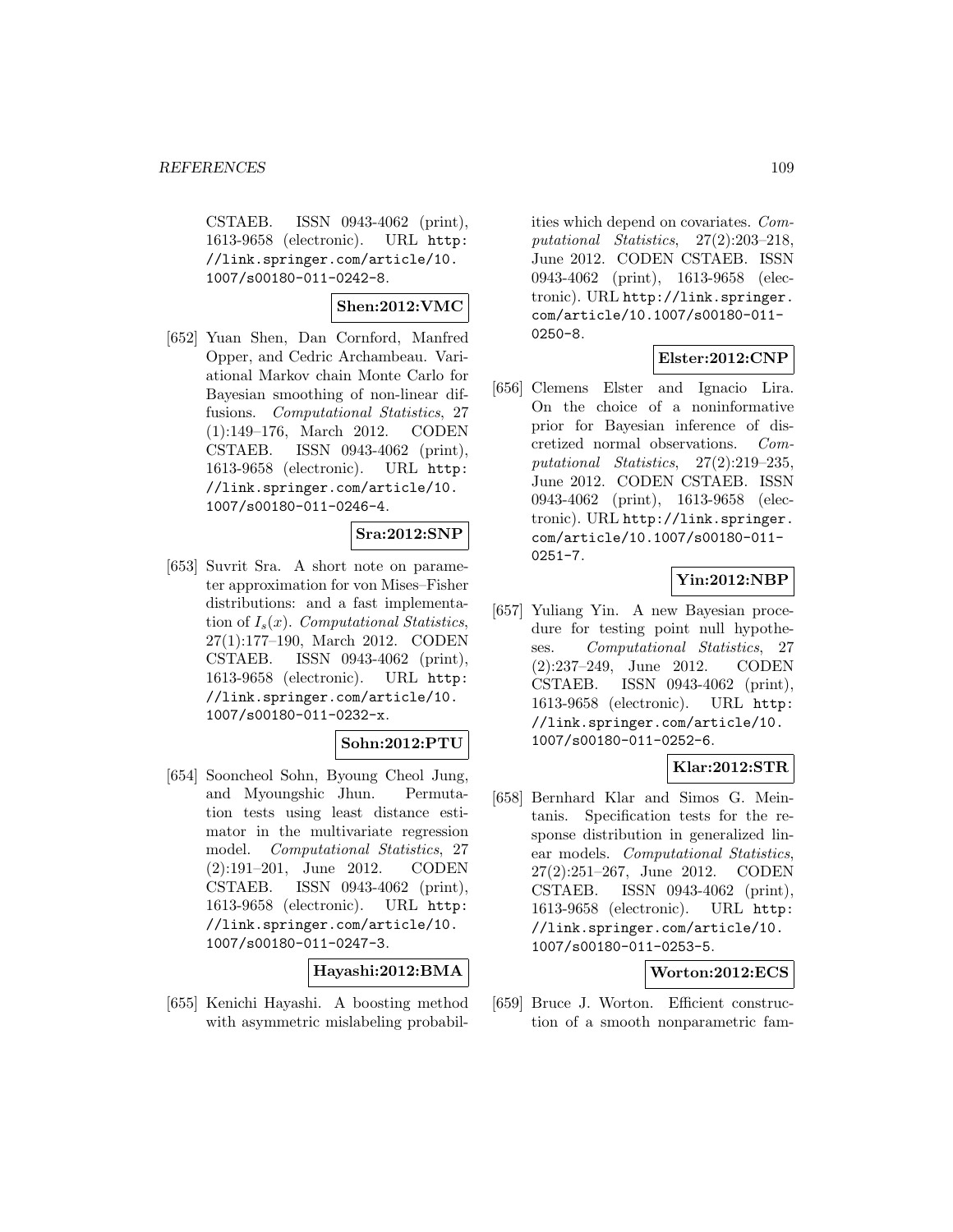CSTAEB. ISSN 0943-4062 (print), 1613-9658 (electronic). URL http://link.springer.com/article/10.1007/s00180-011-0242-8.

**Shen:2012:VMC**

[652] Yuan Shen, Dan Cornford, Manfred Opper, and Cedric Archambeau. Variational Markov chain Monte Carlo for Bayesian smoothing of non-linear diffusions. *Computational Statistics*, 27 (1):149–176, March 2012. CODEN CSTAEB. ISSN 0943-4062 (print), 1613-9658 (electronic). URL http://link.springer.com/article/10.1007/s00180-011-0246-4.

**Sra:2012:SNP**

[653] Suvrit Sra. A short note on parameter approximation for von Mises–Fisher distributions: and a fast implementation of $I_s(x)$. *Computational Statistics*, 27(1):177–190, March 2012. CODEN CSTAEB. ISSN 0943-4062 (print), 1613-9658 (electronic). URL http://link.springer.com/article/10.1007/s00180-011-0232-x.

**Sohn:2012:PTU**

[654] Sooncheol Sohn, Byoung Cheol Jung, and Myoungshic Jhun. Permutation tests using least distance estimator in the multivariate regression model. *Computational Statistics*, 27 (2):191–201, June 2012. CODEN CSTAEB. ISSN 0943-4062 (print), 1613-9658 (electronic). URL http://link.springer.com/article/10.1007/s00180-011-0247-3.

**Hayashi:2012:BMA**

[655] Kenichi Hayashi. A boosting method with asymmetric mislabeling probabilities which depend on covariates. *Computational Statistics*, 27(2):203–218, June 2012. CODEN CSTAEB. ISSN 0943-4062 (print), 1613-9658 (electronic). URL http://link.springer.com/article/10.1007/s00180-011-0250-8.

**Elster:2012:CNP**

[656] Clemens Elster and Ignacio Lira. On the choice of a noninformative prior for Bayesian inference of discretized normal observations. *Computational Statistics*, 27(2):219–235, June 2012. CODEN CSTAEB. ISSN 0943-4062 (print), 1613-9658 (electronic). URL http://link.springer.com/article/10.1007/s00180-011-0251-7.

**Yin:2012:NBP**

[657] Yuliang Yin. A new Bayesian procedure for testing point null hypotheses. *Computational Statistics*, 27 (2):237–249, June 2012. CODEN CSTAEB. ISSN 0943-4062 (print), 1613-9658 (electronic). URL http://link.springer.com/article/10.1007/s00180-011-0252-6.

**Klar:2012:STR**

[658] Bernhard Klar and Simos G. Meintanis. Specification tests for the response distribution in generalized linear models. *Computational Statistics*, 27(2):251–267, June 2012. CODEN CSTAEB. ISSN 0943-4062 (print), 1613-9658 (electronic). URL http://link.springer.com/article/10.1007/s00180-011-0253-5.

**Worton:2012:ECS**

[659] Bruce J. Worton. Efficient construction of a smooth nonparametric fam-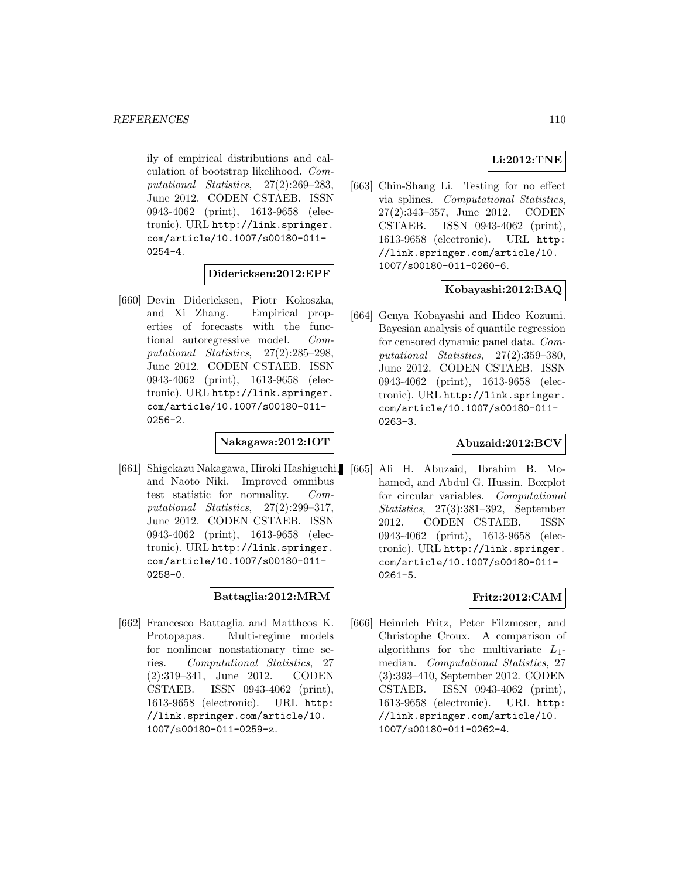ily of empirical distributions and calculation of bootstrap likelihood. *Computational Statistics*, 27(2):269–283, June 2012. CODEN CSTAEB. ISSN 0943-4062 (print), 1613-9658 (electronic). URL http://link.springer.com/article/10.1007/s00180-011-0254-4.

**Didericksen:2012:EPF**

[660] Devin Didericksen, Piotr Kokoszka, and Xi Zhang. Empirical properties of forecasts with the functional autoregressive model. *Computational Statistics*, 27(2):285–298, June 2012. CODEN CSTAEB. ISSN 0943-4062 (print), 1613-9658 (electronic). URL http://link.springer.com/article/10.1007/s00180-011-0256-2.

**Nakagawa:2012:IOT**

[661] Shigekazu Nakagawa, Hiroki Hashiguchi, and Naoto Niki. Improved omnibus test statistic for normality. *Computational Statistics*, 27(2):299–317, June 2012. CODEN CSTAEB. ISSN 0943-4062 (print), 1613-9658 (electronic). URL http://link.springer.com/article/10.1007/s00180-011-0258-0.

**Battaglia:2012:MRM**

[662] Francesco Battaglia and Mattheos K. Protopapas. Multi-regime models for nonlinear nonstationary time series. *Computational Statistics*, 27 (2):319–341, June 2012. CODEN CSTAEB. ISSN 0943-4062 (print), 1613-9658 (electronic). URL http://link.springer.com/article/10.1007/s00180-011-0259-z.

**Li:2012:TNE**

[663] Chin-Shang Li. Testing for no effect via splines. *Computational Statistics*, 27(2):343–357, June 2012. CODEN CSTAEB. ISSN 0943-4062 (print), 1613-9658 (electronic). URL http://link.springer.com/article/10.1007/s00180-011-0260-6.

**Kobayashi:2012:BAQ**

[664] Genya Kobayashi and Hideo Kozumi. Bayesian analysis of quantile regression for censored dynamic panel data. *Computational Statistics*, 27(2):359–380, June 2012. CODEN CSTAEB. ISSN 0943-4062 (print), 1613-9658 (electronic). URL http://link.springer.com/article/10.1007/s00180-011-0263-3.

**Abuzaid:2012:BCV**

[665] Ali H. Abuzaid, Ibrahim B. Mohamed, and Abdul G. Hussin. Boxplot for circular variables. *Computational Statistics*, 27(3):381–392, September 2012. CODEN CSTAEB. ISSN 0943-4062 (print), 1613-9658 (electronic). URL http://link.springer.com/article/10.1007/s00180-011-0261-5.

**Fritz:2012:CAM**

[666] Heinrich Fritz, Peter Filzmoser, and Christophe Croux. A comparison of algorithms for the multivariate $L_1$-median. *Computational Statistics*, 27 (3):393–410, September 2012. CODEN CSTAEB. ISSN 0943-4062 (print), 1613-9658 (electronic). URL http://link.springer.com/article/10.1007/s00180-011-0262-4.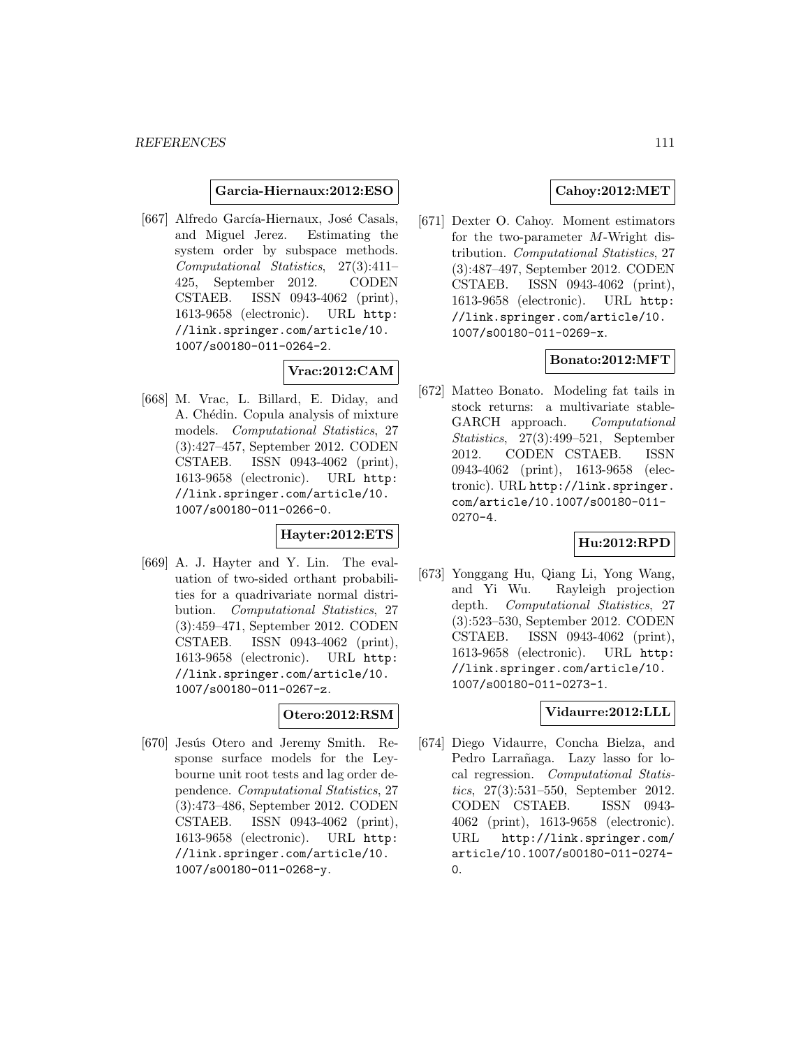**Garcia-Hiernaux:2012:ESO**

[667] Alfredo García-Hiernaux, José Casals, and Miguel Jerez. Estimating the system order by subspace methods. *Computational Statistics*, 27(3):411–425, September 2012. CODEN CSTAEB. ISSN 0943-4062 (print), 1613-9658 (electronic). URL http://link.springer.com/article/10.1007/s00180-011-0264-2.

**Vrac:2012:CAM**

[668] M. Vrac, L. Billard, E. Diday, and A. Chédin. Copula analysis of mixture models. *Computational Statistics*, 27(3):427–457, September 2012. CODEN CSTAEB. ISSN 0943-4062 (print), 1613-9658 (electronic). URL http://link.springer.com/article/10.1007/s00180-011-0266-0.

**Hayter:2012:ETS**

[669] A. J. Hayter and Y. Lin. The evaluation of two-sided orthant probabilities for a quadrivariate normal distribution. *Computational Statistics*, 27(3):459–471, September 2012. CODEN CSTAEB. ISSN 0943-4062 (print), 1613-9658 (electronic). URL http://link.springer.com/article/10.1007/s00180-011-0267-z.

**Otero:2012:RSM**

[670] Jesús Otero and Jeremy Smith. Response surface models for the Leybourne unit root tests and lag order dependence. *Computational Statistics*, 27(3):473–486, September 2012. CODEN CSTAEB. ISSN 0943-4062 (print), 1613-9658 (electronic). URL http://link.springer.com/article/10.1007/s00180-011-0268-y.

**Cahoy:2012:MET**

[671] Dexter O. Cahoy. Moment estimators for the two-parameter $M$-Wright distribution. *Computational Statistics*, 27(3):487–497, September 2012. CODEN CSTAEB. ISSN 0943-4062 (print), 1613-9658 (electronic). URL http://link.springer.com/article/10.1007/s00180-011-0269-x.

**Bonato:2012:MFT**

[672] Matteo Bonato. Modeling fat tails in stock returns: a multivariate stable-GARCH approach. *Computational Statistics*, 27(3):499–521, September 2012. CODEN CSTAEB. ISSN 0943-4062 (print), 1613-9658 (electronic). URL http://link.springer.com/article/10.1007/s00180-011-0270-4.

**Hu:2012:RPD**

[673] Yonggang Hu, Qiang Li, Yong Wang, and Yi Wu. Rayleigh projection depth. *Computational Statistics*, 27(3):523–530, September 2012. CODEN CSTAEB. ISSN 0943-4062 (print), 1613-9658 (electronic). URL http://link.springer.com/article/10.1007/s00180-011-0273-1.

**Vidaurre:2012:LLL**

[674] Diego Vidaurre, Concha Bielza, and Pedro Larrañaga. Lazy lasso for local regression. *Computational Statistics*, 27(3):531–550, September 2012. CODEN CSTAEB. ISSN 0943-4062 (print), 1613-9658 (electronic). URL http://link.springer.com/article/10.1007/s00180-011-0274-0.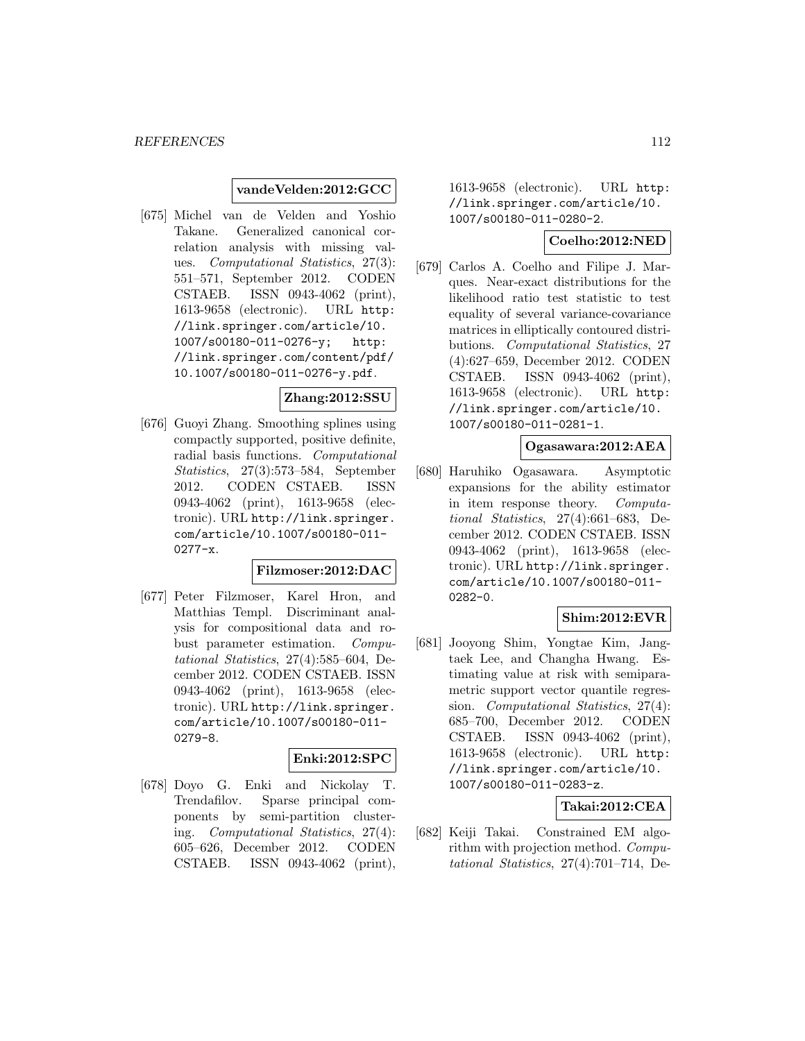**vandeVelden:2012:GCC**

[675] Michel van de Velden and Yoshio Takane. Generalized canonical correlation analysis with missing values. *Computational Statistics*, 27(3): 551–571, September 2012. CODEN CSTAEB. ISSN 0943-4062 (print), 1613-9658 (electronic). URL `http://link.springer.com/article/10.1007/s00180-011-0276-y; http://link.springer.com/content/pdf/10.1007/s00180-011-0276-y.pdf`.

**Zhang:2012:SSU**

[676] Guoyi Zhang. Smoothing splines using compactly supported, positive definite, radial basis functions. *Computational Statistics*, 27(3):573–584, September 2012. CODEN CSTAEB. ISSN 0943-4062 (print), 1613-9658 (electronic). URL `http://link.springer.com/article/10.1007/s00180-011-0277-x`.

**Filzmoser:2012:DAC**

[677] Peter Filzmoser, Karel Hron, and Matthias Templ. Discriminant analysis for compositional data and robust parameter estimation. *Computational Statistics*, 27(4):585–604, December 2012. CODEN CSTAEB. ISSN 0943-4062 (print), 1613-9658 (electronic). URL `http://link.springer.com/article/10.1007/s00180-011-0279-8`.

**Enki:2012:SPC**

[678] Doyo G. Enki and Nickolay T. Trendafilov. Sparse principal components by semi-partition clustering. *Computational Statistics*, 27(4): 605–626, December 2012. CODEN CSTAEB. ISSN 0943-4062 (print), 1613-9658 (electronic). URL `http://link.springer.com/article/10.1007/s00180-011-0280-2`.

**Coelho:2012:NED**

[679] Carlos A. Coelho and Filipe J. Marques. Near-exact distributions for the likelihood ratio test statistic to test equality of several variance-covariance matrices in elliptically contoured distributions. *Computational Statistics*, 27 (4):627–659, December 2012. CODEN CSTAEB. ISSN 0943-4062 (print), 1613-9658 (electronic). URL `http://link.springer.com/article/10.1007/s00180-011-0281-1`.

**Ogasawara:2012:AEA**

[680] Haruhiko Ogasawara. Asymptotic expansions for the ability estimator in item response theory. *Computational Statistics*, 27(4):661–683, December 2012. CODEN CSTAEB. ISSN 0943-4062 (print), 1613-9658 (electronic). URL `http://link.springer.com/article/10.1007/s00180-011-0282-0`.

**Shim:2012:EVR**

[681] Jooyong Shim, Yongtae Kim, Jangtaek Lee, and Changha Hwang. Estimating value at risk with semiparametric support vector quantile regression. *Computational Statistics*, 27(4): 685–700, December 2012. CODEN CSTAEB. ISSN 0943-4062 (print), 1613-9658 (electronic). URL `http://link.springer.com/article/10.1007/s00180-011-0283-z`.

**Takai:2012:CEA**

[682] Keiji Takai. Constrained EM algorithm with projection method. *Computational Statistics*, 27(4):701–714, De-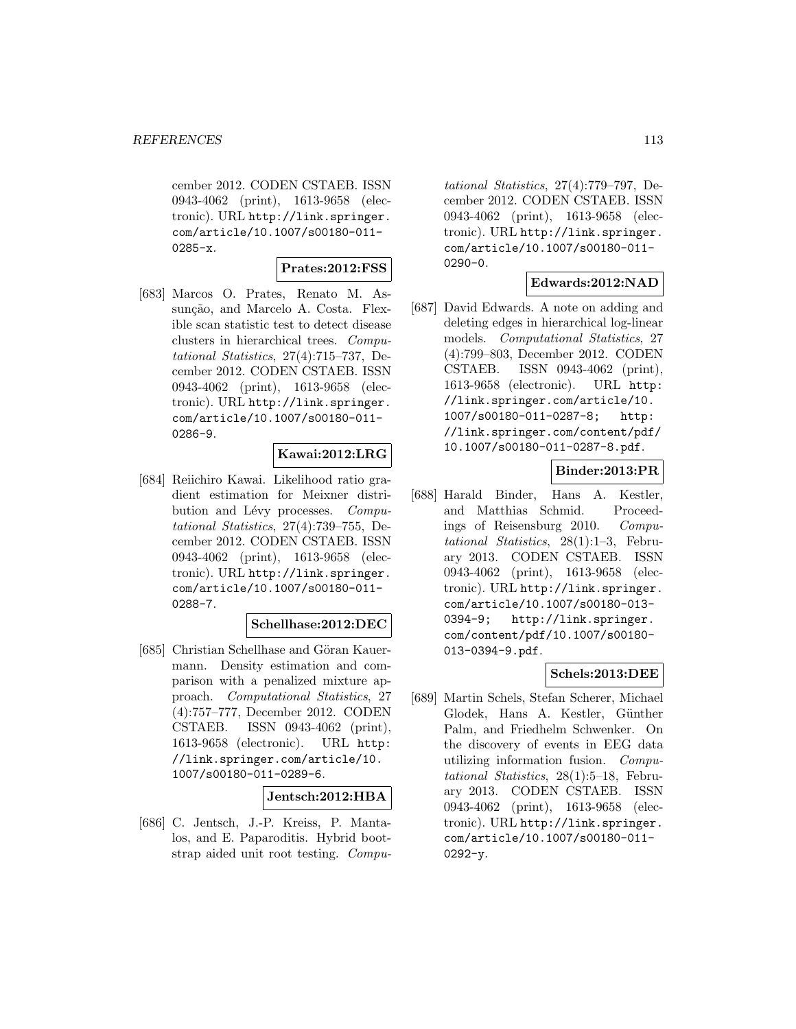cember 2012. CODEN CSTAEB. ISSN 0943-4062 (print), 1613-9658 (electronic). URL http://link.springer.com/article/10.1007/s00180-011-0285-x.

**Prates:2012:FSS**

[683] Marcos O. Prates, Renato M. Assunção, and Marcelo A. Costa. Flexible scan statistic test to detect disease clusters in hierarchical trees. *Computational Statistics*, 27(4):715–737, December 2012. CODEN CSTAEB. ISSN 0943-4062 (print), 1613-9658 (electronic). URL http://link.springer.com/article/10.1007/s00180-011-0286-9.

**Kawai:2012:LRG**

[684] Reiichiro Kawai. Likelihood ratio gradient estimation for Meixner distribution and Lévy processes. *Computational Statistics*, 27(4):739–755, December 2012. CODEN CSTAEB. ISSN 0943-4062 (print), 1613-9658 (electronic). URL http://link.springer.com/article/10.1007/s00180-011-0288-7.

**Schellhase:2012:DEC**

[685] Christian Schellhase and Göran Kauermann. Density estimation and comparison with a penalized mixture approach. *Computational Statistics*, 27 (4):757–777, December 2012. CODEN CSTAEB. ISSN 0943-4062 (print), 1613-9658 (electronic). URL http://link.springer.com/article/10.1007/s00180-011-0289-6.

**Jentsch:2012:HBA**

[686] C. Jentsch, J.-P. Kreiss, P. Mantalos, and E. Paparoditis. Hybrid bootstrap aided unit root testing. *Computational Statistics*, 27(4):779–797, December 2012. CODEN CSTAEB. ISSN 0943-4062 (print), 1613-9658 (electronic). URL http://link.springer.com/article/10.1007/s00180-011-0290-0.

**Edwards:2012:NAD**

[687] David Edwards. A note on adding and deleting edges in hierarchical log-linear models. *Computational Statistics*, 27 (4):799–803, December 2012. CODEN CSTAEB. ISSN 0943-4062 (print), 1613-9658 (electronic). URL http://link.springer.com/article/10.1007/s00180-011-0287-8; http://link.springer.com/content/pdf/10.1007/s00180-011-0287-8.pdf.

**Binder:2013:PR**

[688] Harald Binder, Hans A. Kestler, and Matthias Schmid. Proceedings of Reisensburg 2010. *Computational Statistics*, 28(1):1–3, February 2013. CODEN CSTAEB. ISSN 0943-4062 (print), 1613-9658 (electronic). URL http://link.springer.com/article/10.1007/s00180-013-0394-9; http://link.springer.com/content/pdf/10.1007/s00180-013-0394-9.pdf.

**Schels:2013:DEE**

[689] Martin Schels, Stefan Scherer, Michael Glodek, Hans A. Kestler, Günther Palm, and Friedhelm Schwenker. On the discovery of events in EEG data utilizing information fusion. *Computational Statistics*, 28(1):5–18, February 2013. CODEN CSTAEB. ISSN 0943-4062 (print), 1613-9658 (electronic). URL http://link.springer.com/article/10.1007/s00180-011-0292-y.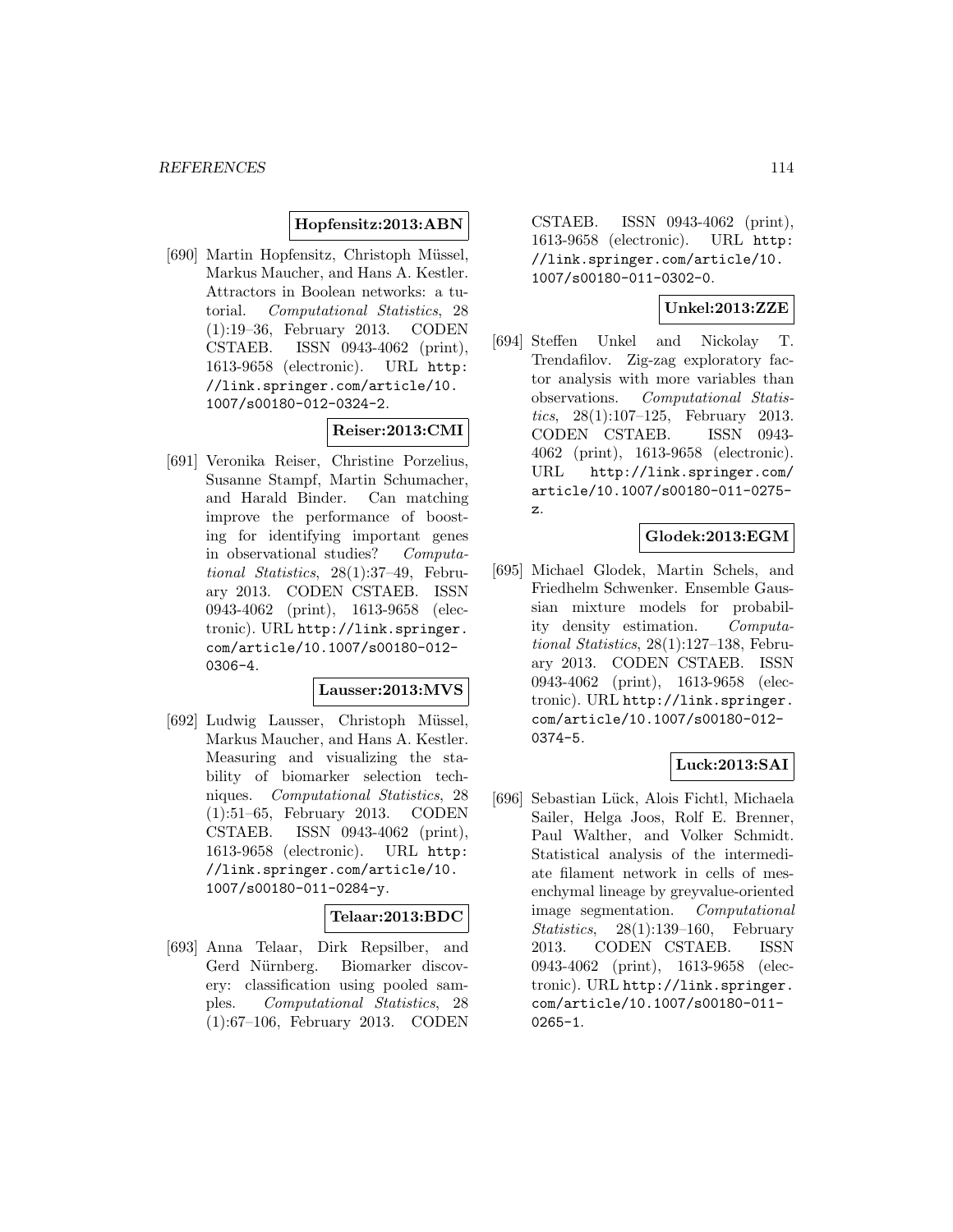**Hopfensitz:2013:ABN**

[690] Martin Hopfensitz, Christoph Müssel, Markus Maucher, and Hans A. Kestler. Attractors in Boolean networks: a tutorial. *Computational Statistics*, 28 (1):19–36, February 2013. CODEN CSTAEB. ISSN 0943-4062 (print), 1613-9658 (electronic). URL http://link.springer.com/article/10.1007/s00180-012-0324-2.

**Reiser:2013:CMI**

[691] Veronika Reiser, Christine Porzelius, Susanne Stampf, Martin Schumacher, and Harald Binder. Can matching improve the performance of boosting for identifying important genes in observational studies? *Computational Statistics*, 28(1):37–49, February 2013. CODEN CSTAEB. ISSN 0943-4062 (print), 1613-9658 (electronic). URL http://link.springer.com/article/10.1007/s00180-012-0306-4.

**Lausser:2013:MVS**

[692] Ludwig Lausser, Christoph Müssel, Markus Maucher, and Hans A. Kestler. Measuring and visualizing the stability of biomarker selection techniques. *Computational Statistics*, 28 (1):51–65, February 2013. CODEN CSTAEB. ISSN 0943-4062 (print), 1613-9658 (electronic). URL http://link.springer.com/article/10.1007/s00180-011-0284-y.

**Telaar:2013:BDC**

[693] Anna Telaar, Dirk Repsilber, and Gerd Nürnberg. Biomarker discovery: classification using pooled samples. *Computational Statistics*, 28 (1):67–106, February 2013. CODEN CSTAEB. ISSN 0943-4062 (print), 1613-9658 (electronic). URL http://link.springer.com/article/10.1007/s00180-011-0302-0.

**Unkel:2013:ZZE**

[694] Steffen Unkel and Nickolay T. Trendafilov. Zig-zag exploratory factor analysis with more variables than observations. *Computational Statistics*, 28(1):107–125, February 2013. CODEN CSTAEB. ISSN 0943-4062 (print), 1613-9658 (electronic). URL http://link.springer.com/article/10.1007/s00180-011-0275-z.

**Glodek:2013:EGM**

[695] Michael Glodek, Martin Schels, and Friedhelm Schwenker. Ensemble Gaussian mixture models for probability density estimation. *Computational Statistics*, 28(1):127–138, February 2013. CODEN CSTAEB. ISSN 0943-4062 (print), 1613-9658 (electronic). URL http://link.springer.com/article/10.1007/s00180-012-0374-5.

**Luck:2013:SAI**

[696] Sebastian Lück, Alois Fichtl, Michaela Sailer, Helga Joos, Rolf E. Brenner, Paul Walther, and Volker Schmidt. Statistical analysis of the intermediate filament network in cells of mesenchymal lineage by greyvalue-oriented image segmentation. *Computational Statistics*, 28(1):139–160, February 2013. CODEN CSTAEB. ISSN 0943-4062 (print), 1613-9658 (electronic). URL http://link.springer.com/article/10.1007/s00180-011-0265-1.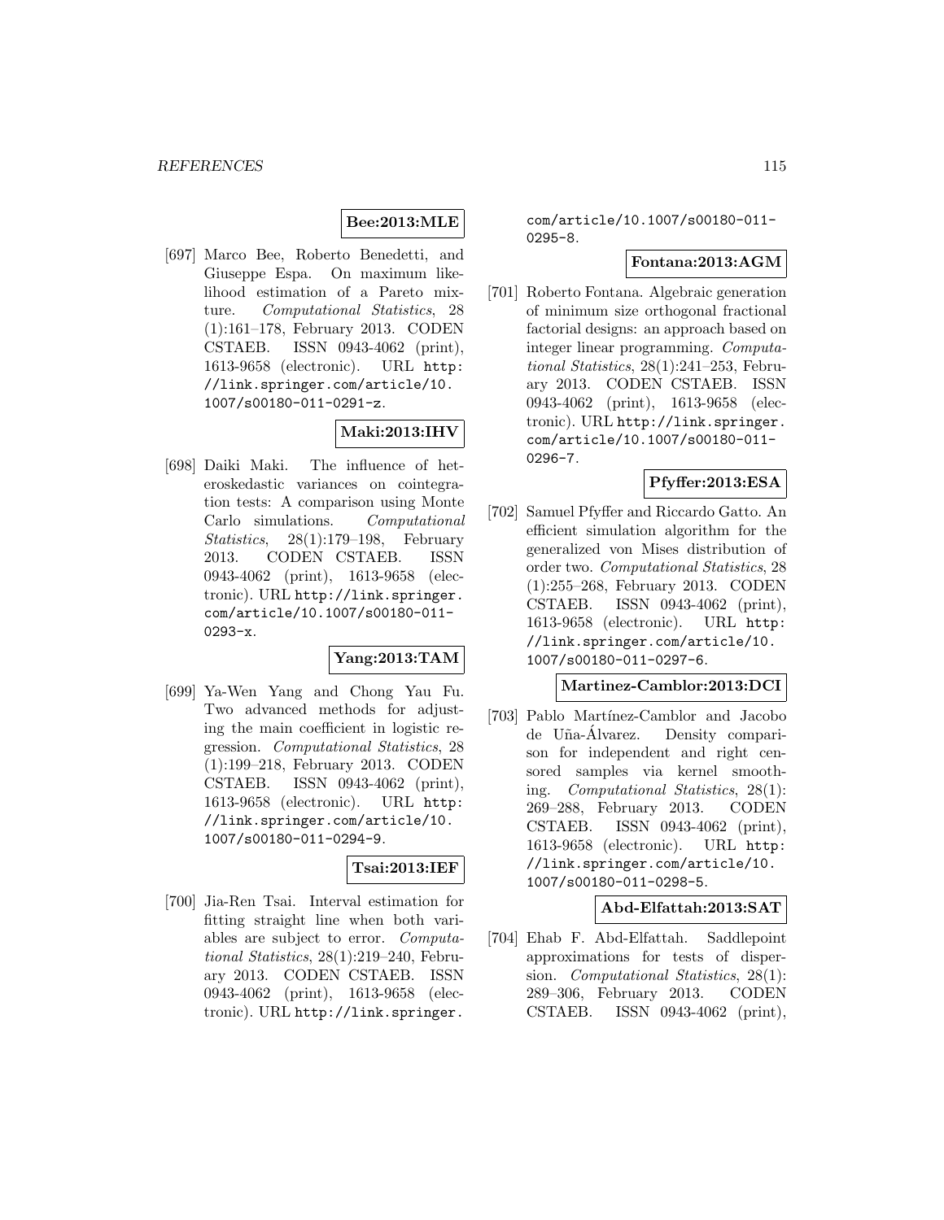**Bee:2013:MLE**

[697] Marco Bee, Roberto Benedetti, and Giuseppe Espa. On maximum likelihood estimation of a Pareto mixture. *Computational Statistics*, 28 (1):161–178, February 2013. CODEN CSTAEB. ISSN 0943-4062 (print), 1613-9658 (electronic). URL http://link.springer.com/article/10.1007/s00180-011-0291-z.

**Maki:2013:IHV**

[698] Daiki Maki. The influence of heteroskedastic variances on cointegration tests: A comparison using Monte Carlo simulations. *Computational Statistics*, 28(1):179–198, February 2013. CODEN CSTAEB. ISSN 0943-4062 (print), 1613-9658 (electronic). URL http://link.springer.com/article/10.1007/s00180-011-0293-x.

**Yang:2013:TAM**

[699] Ya-Wen Yang and Chong Yau Fu. Two advanced methods for adjusting the main coefficient in logistic regression. *Computational Statistics*, 28 (1):199–218, February 2013. CODEN CSTAEB. ISSN 0943-4062 (print), 1613-9658 (electronic). URL http://link.springer.com/article/10.1007/s00180-011-0294-9.

**Tsai:2013:IEF**

[700] Jia-Ren Tsai. Interval estimation for fitting straight line when both variables are subject to error. *Computational Statistics*, 28(1):219–240, February 2013. CODEN CSTAEB. ISSN 0943-4062 (print), 1613-9658 (electronic). URL http://link.springer.com/article/10.1007/s00180-011-0295-8.

**Fontana:2013:AGM**

[701] Roberto Fontana. Algebraic generation of minimum size orthogonal fractional factorial designs: an approach based on integer linear programming. *Computational Statistics*, 28(1):241–253, February 2013. CODEN CSTAEB. ISSN 0943-4062 (print), 1613-9658 (electronic). URL http://link.springer.com/article/10.1007/s00180-011-0296-7.

**Pfyffer:2013:ESA**

[702] Samuel Pfyffer and Riccardo Gatto. An efficient simulation algorithm for the generalized von Mises distribution of order two. *Computational Statistics*, 28 (1):255–268, February 2013. CODEN CSTAEB. ISSN 0943-4062 (print), 1613-9658 (electronic). URL http://link.springer.com/article/10.1007/s00180-011-0297-6.

**Martinez-Camblor:2013:DCI**

[703] Pablo Martínez-Camblor and Jacobo de Uña-Álvarez. Density comparison for independent and right censored samples via kernel smoothing. *Computational Statistics*, 28(1): 269–288, February 2013. CODEN CSTAEB. ISSN 0943-4062 (print), 1613-9658 (electronic). URL http://link.springer.com/article/10.1007/s00180-011-0298-5.

**Abd-Elfattah:2013:SAT**

[704] Ehab F. Abd-Elfattah. Saddlepoint approximations for tests of dispersion. *Computational Statistics*, 28(1): 289–306, February 2013. CODEN CSTAEB. ISSN 0943-4062 (print),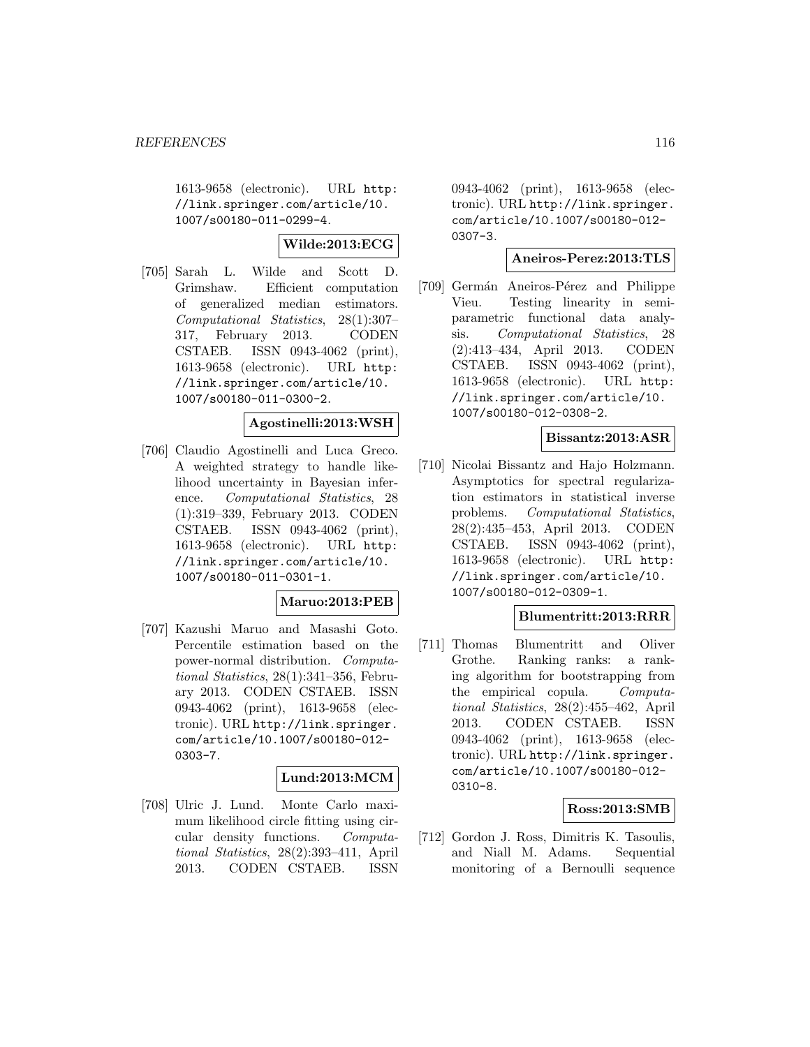1613-9658 (electronic). URL http://link.springer.com/article/10.1007/s00180-011-0299-4.

**Wilde:2013:ECG**

[705] Sarah L. Wilde and Scott D. Grimshaw. Efficient computation of generalized median estimators. *Computational Statistics*, 28(1):307–317, February 2013. CODEN CSTAEB. ISSN 0943-4062 (print), 1613-9658 (electronic). URL http://link.springer.com/article/10.1007/s00180-011-0300-2.

**Agostinelli:2013:WSH**

[706] Claudio Agostinelli and Luca Greco. A weighted strategy to handle likelihood uncertainty in Bayesian inference. *Computational Statistics*, 28 (1):319–339, February 2013. CODEN CSTAEB. ISSN 0943-4062 (print), 1613-9658 (electronic). URL http://link.springer.com/article/10.1007/s00180-011-0301-1.

**Maruo:2013:PEB**

[707] Kazushi Maruo and Masashi Goto. Percentile estimation based on the power-normal distribution. *Computational Statistics*, 28(1):341–356, February 2013. CODEN CSTAEB. ISSN 0943-4062 (print), 1613-9658 (electronic). URL http://link.springer.com/article/10.1007/s00180-012-0303-7.

**Lund:2013:MCM**

[708] Ulric J. Lund. Monte Carlo maximum likelihood circle fitting using circular density functions. *Computational Statistics*, 28(2):393–411, April 2013. CODEN CSTAEB. ISSN 0943-4062 (print), 1613-9658 (electronic). URL http://link.springer.com/article/10.1007/s00180-012-0307-3.

**Aneiros-Perez:2013:TLS**

[709] Germán Aneiros-Pérez and Philippe Vieu. Testing linearity in semi-parametric functional data analysis. *Computational Statistics*, 28 (2):413–434, April 2013. CODEN CSTAEB. ISSN 0943-4062 (print), 1613-9658 (electronic). URL http://link.springer.com/article/10.1007/s00180-012-0308-2.

**Bissantz:2013:ASR**

[710] Nicolai Bissantz and Hajo Holzmann. Asymptotics for spectral regularization estimators in statistical inverse problems. *Computational Statistics*, 28(2):435–453, April 2013. CODEN CSTAEB. ISSN 0943-4062 (print), 1613-9658 (electronic). URL http://link.springer.com/article/10.1007/s00180-012-0309-1.

**Blumentritt:2013:RRR**

[711] Thomas Blumentritt and Oliver Grothe. Ranking ranks: a ranking algorithm for bootstrapping from the empirical copula. *Computational Statistics*, 28(2):455–462, April 2013. CODEN CSTAEB. ISSN 0943-4062 (print), 1613-9658 (electronic). URL http://link.springer.com/article/10.1007/s00180-012-0310-8.

**Ross:2013:SMB**

[712] Gordon J. Ross, Dimitris K. Tasoulis, and Niall M. Adams. Sequential monitoring of a Bernoulli sequence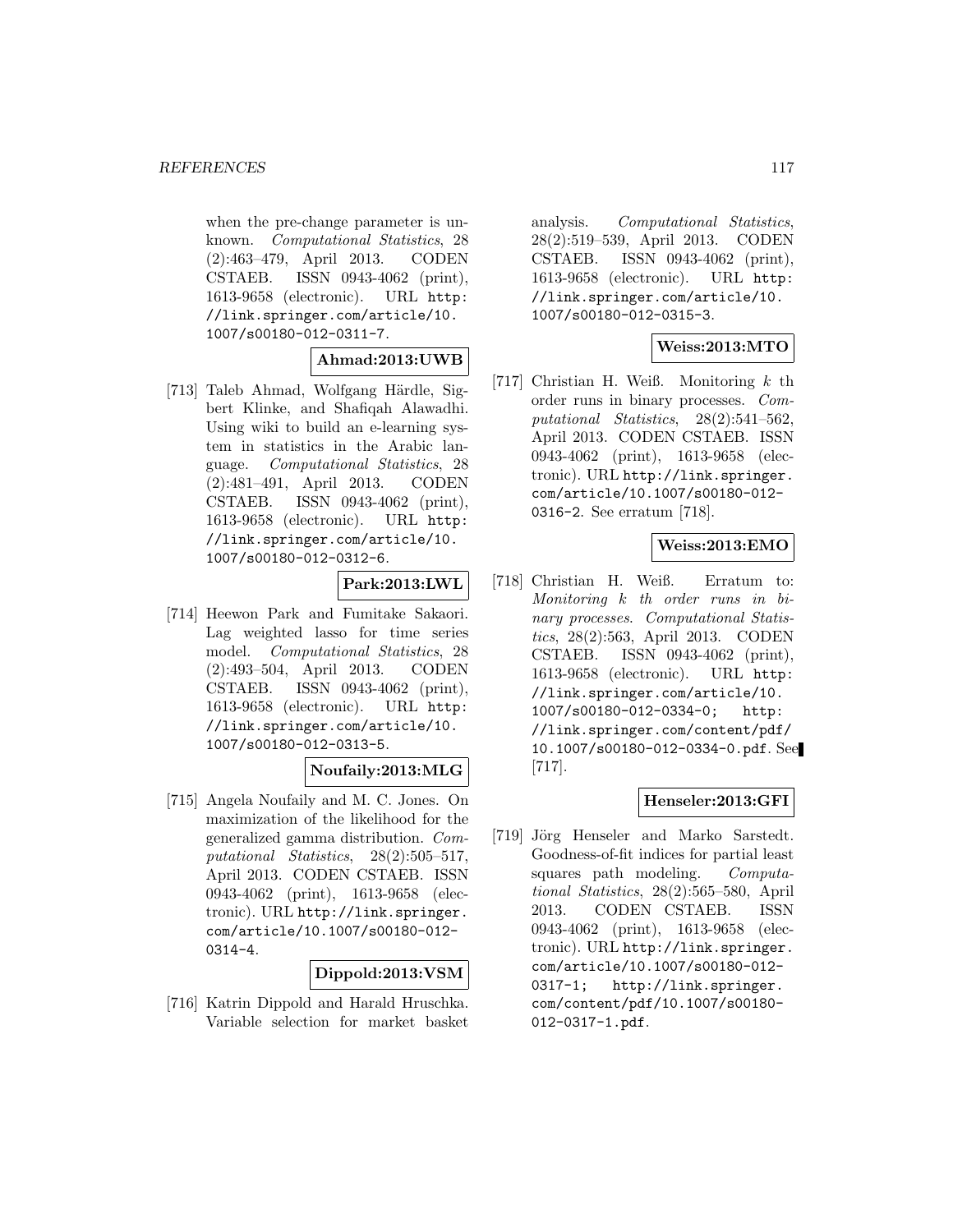when the pre-change parameter is unknown. *Computational Statistics*, 28 (2):463–479, April 2013. CODEN CSTAEB. ISSN 0943-4062 (print), 1613-9658 (electronic). URL http://link.springer.com/article/10.1007/s00180-012-0311-7.

**Ahmad:2013:UWB**

[713] Taleb Ahmad, Wolfgang Härdle, Sigbert Klinke, and Shafiqah Alawadhi. Using wiki to build an e-learning system in statistics in the Arabic language. *Computational Statistics*, 28 (2):481–491, April 2013. CODEN CSTAEB. ISSN 0943-4062 (print), 1613-9658 (electronic). URL http://link.springer.com/article/10.1007/s00180-012-0312-6.

**Park:2013:LWL**

[714] Heewon Park and Fumitake Sakaori. Lag weighted lasso for time series model. *Computational Statistics*, 28 (2):493–504, April 2013. CODEN CSTAEB. ISSN 0943-4062 (print), 1613-9658 (electronic). URL http://link.springer.com/article/10.1007/s00180-012-0313-5.

**Noufaily:2013:MLG**

[715] Angela Noufaily and M. C. Jones. On maximization of the likelihood for the generalized gamma distribution. *Computational Statistics*, 28(2):505–517, April 2013. CODEN CSTAEB. ISSN 0943-4062 (print), 1613-9658 (electronic). URL http://link.springer.com/article/10.1007/s00180-012-0314-4.

**Dippold:2013:VSM**

[716] Katrin Dippold and Harald Hruschka. Variable selection for market basket analysis. *Computational Statistics*, 28(2):519–539, April 2013. CODEN CSTAEB. ISSN 0943-4062 (print), 1613-9658 (electronic). URL http://link.springer.com/article/10.1007/s00180-012-0315-3.

**Weiss:2013:MTO**

[717] Christian H. Weiß. Monitoring $k$ th order runs in binary processes. *Computational Statistics*, 28(2):541–562, April 2013. CODEN CSTAEB. ISSN 0943-4062 (print), 1613-9658 (electronic). URL http://link.springer.com/article/10.1007/s00180-012-0316-2. See erratum [718].

**Weiss:2013:EMO**

[718] Christian H. Weiß. Erratum to: *Monitoring $k$ th order runs in binary processes*. *Computational Statistics*, 28(2):563, April 2013. CODEN CSTAEB. ISSN 0943-4062 (print), 1613-9658 (electronic). URL http://link.springer.com/article/10.1007/s00180-012-0334-0; http://link.springer.com/content/pdf/10.1007/s00180-012-0334-0.pdf. See [717].

**Henseler:2013:GFI**

[719] Jörg Henseler and Marko Sarstedt. Goodness-of-fit indices for partial least squares path modeling. *Computational Statistics*, 28(2):565–580, April 2013. CODEN CSTAEB. ISSN 0943-4062 (print), 1613-9658 (electronic). URL http://link.springer.com/article/10.1007/s00180-012-0317-1; http://link.springer.com/content/pdf/10.1007/s00180-012-0317-1.pdf.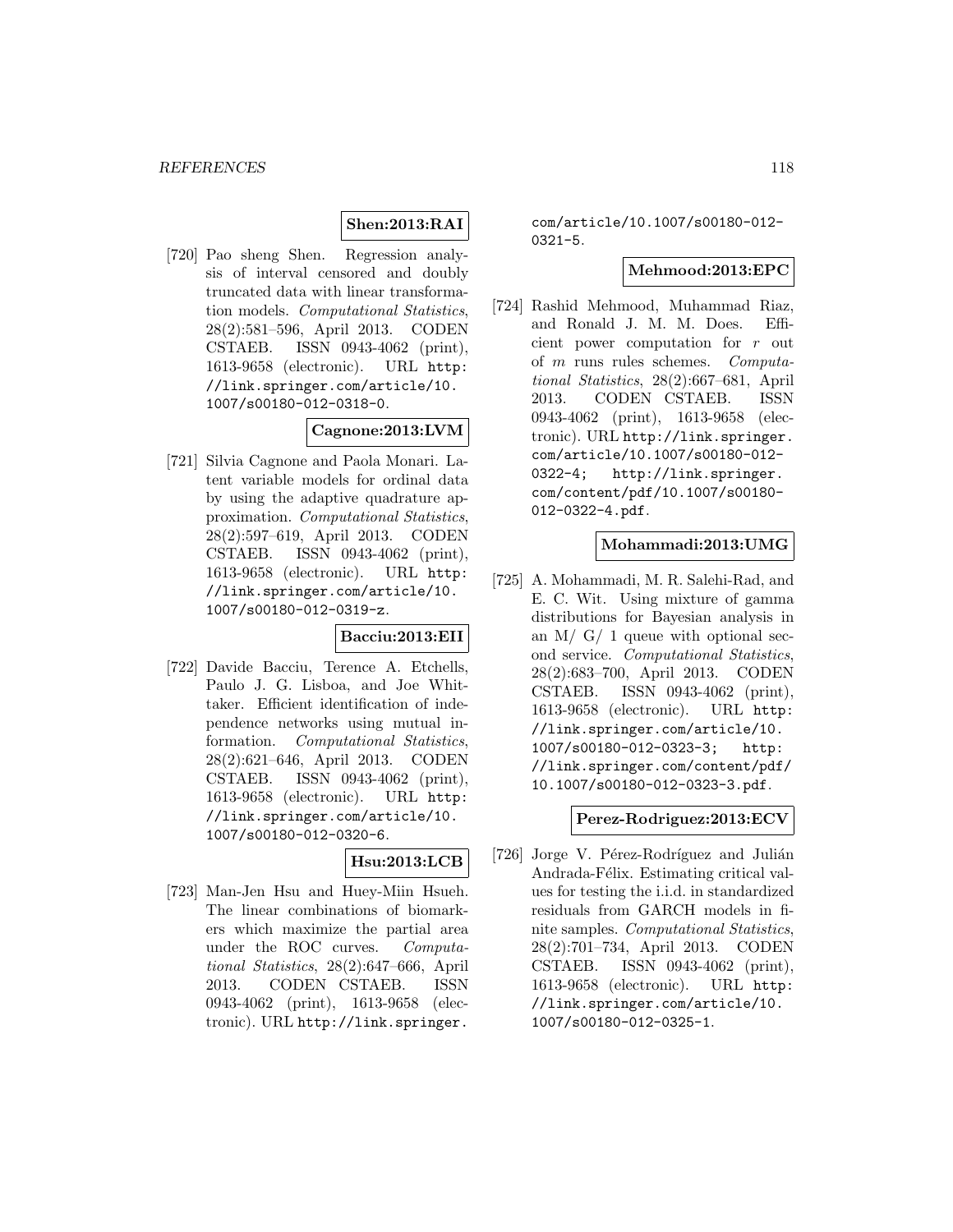**Shen:2013:RAI**

[720] Pao sheng Shen. Regression analysis of interval censored and doubly truncated data with linear transformation models. *Computational Statistics*, 28(2):581–596, April 2013. CODEN CSTAEB. ISSN 0943-4062 (print), 1613-9658 (electronic). URL http://link.springer.com/article/10.1007/s00180-012-0318-0.

**Cagnone:2013:LVM**

[721] Silvia Cagnone and Paola Monari. Latent variable models for ordinal data by using the adaptive quadrature approximation. *Computational Statistics*, 28(2):597–619, April 2013. CODEN CSTAEB. ISSN 0943-4062 (print), 1613-9658 (electronic). URL http://link.springer.com/article/10.1007/s00180-012-0319-z.

**Bacciu:2013:EII**

[722] Davide Bacciu, Terence A. Etchells, Paulo J. G. Lisboa, and Joe Whittaker. Efficient identification of independence networks using mutual information. *Computational Statistics*, 28(2):621–646, April 2013. CODEN CSTAEB. ISSN 0943-4062 (print), 1613-9658 (electronic). URL http://link.springer.com/article/10.1007/s00180-012-0320-6.

**Hsu:2013:LCB**

[723] Man-Jen Hsu and Huey-Miin Hsueh. The linear combinations of biomarkers which maximize the partial area under the ROC curves. *Computational Statistics*, 28(2):647–666, April 2013. CODEN CSTAEB. ISSN 0943-4062 (print), 1613-9658 (electronic). URL http://link.springer.com/article/10.1007/s00180-012-0321-5.

**Mehmood:2013:EPC**

[724] Rashid Mehmood, Muhammad Riaz, and Ronald J. M. M. Does. Efficient power computation for $r$ out of $m$ runs rules schemes. *Computational Statistics*, 28(2):667–681, April 2013. CODEN CSTAEB. ISSN 0943-4062 (print), 1613-9658 (electronic). URL http://link.springer.com/article/10.1007/s00180-012-0322-4; http://link.springer.com/content/pdf/10.1007/s00180-012-0322-4.pdf.

**Mohammadi:2013:UMG**

[725] A. Mohammadi, M. R. Salehi-Rad, and E. C. Wit. Using mixture of gamma distributions for Bayesian analysis in an M/ G/ 1 queue with optional second service. *Computational Statistics*, 28(2):683–700, April 2013. CODEN CSTAEB. ISSN 0943-4062 (print), 1613-9658 (electronic). URL http://link.springer.com/article/10.1007/s00180-012-0323-3; http://link.springer.com/content/pdf/10.1007/s00180-012-0323-3.pdf.

**Perez-Rodriguez:2013:ECV**

[726] Jorge V. Pérez-Rodríguez and Julián Andrada-Félix. Estimating critical values for testing the i.i.d. in standardized residuals from GARCH models in finite samples. *Computational Statistics*, 28(2):701–734, April 2013. CODEN CSTAEB. ISSN 0943-4062 (print), 1613-9658 (electronic). URL http://link.springer.com/article/10.1007/s00180-012-0325-1.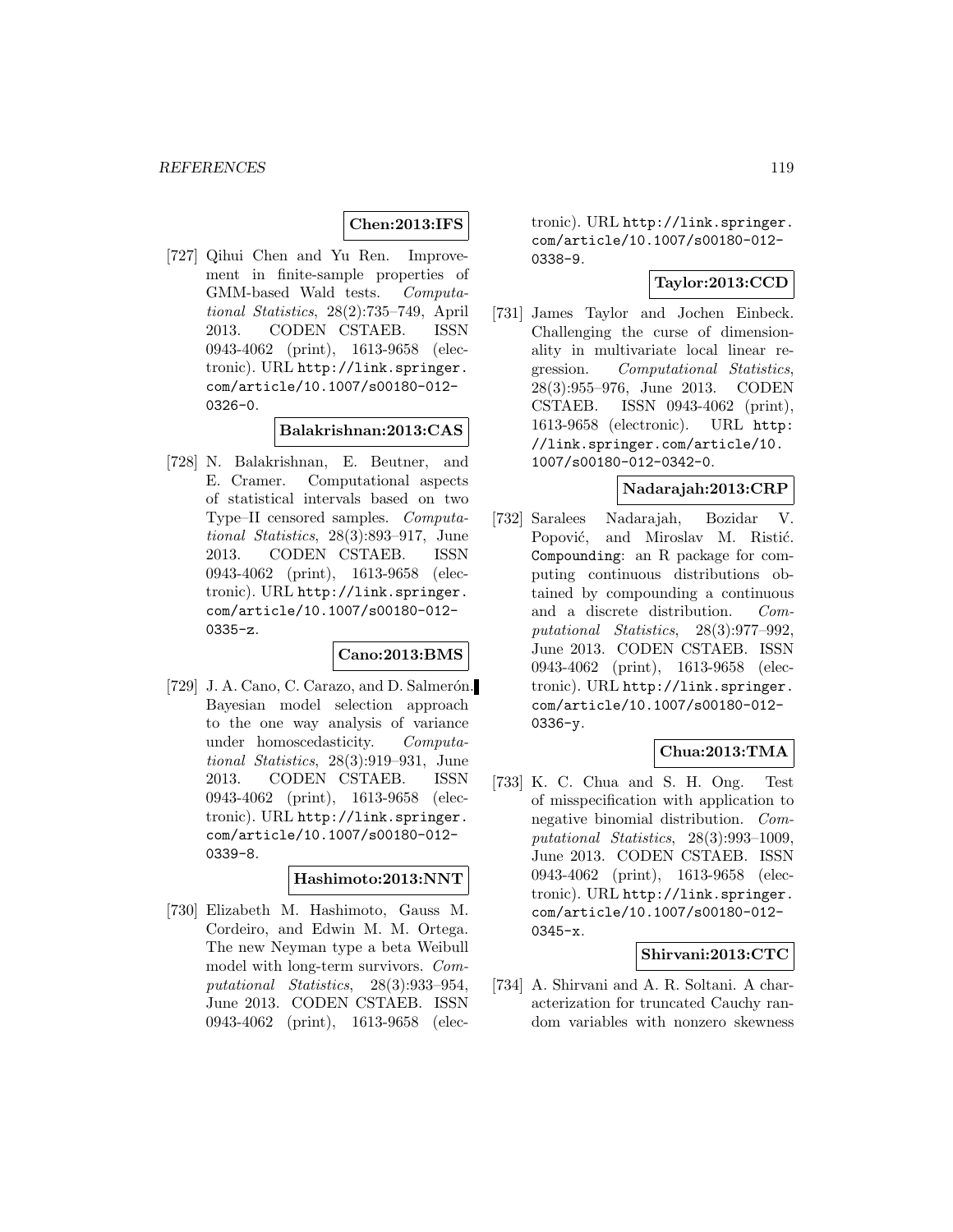**Chen:2013:IFS**

[727] Qihui Chen and Yu Ren. Improvement in finite-sample properties of GMM-based Wald tests. *Computational Statistics*, 28(2):735–749, April 2013. CODEN CSTAEB. ISSN 0943-4062 (print), 1613-9658 (electronic). URL http://link.springer.com/article/10.1007/s00180-012-0326-0.

**Balakrishnan:2013:CAS**

[728] N. Balakrishnan, E. Beutner, and E. Cramer. Computational aspects of statistical intervals based on two Type–II censored samples. *Computational Statistics*, 28(3):893–917, June 2013. CODEN CSTAEB. ISSN 0943-4062 (print), 1613-9658 (electronic). URL http://link.springer.com/article/10.1007/s00180-012-0335-z.

**Cano:2013:BMS**

[729] J. A. Cano, C. Carazo, and D. Salmerón. Bayesian model selection approach to the one way analysis of variance under homoscedasticity. *Computational Statistics*, 28(3):919–931, June 2013. CODEN CSTAEB. ISSN 0943-4062 (print), 1613-9658 (electronic). URL http://link.springer.com/article/10.1007/s00180-012-0339-8.

**Hashimoto:2013:NNT**

[730] Elizabeth M. Hashimoto, Gauss M. Cordeiro, and Edwin M. M. Ortega. The new Neyman type a beta Weibull model with long-term survivors. *Computational Statistics*, 28(3):933–954, June 2013. CODEN CSTAEB. ISSN 0943-4062 (print), 1613-9658 (electronic). URL http://link.springer.com/article/10.1007/s00180-012-0338-9.

**Taylor:2013:CCD**

[731] James Taylor and Jochen Einbeck. Challenging the curse of dimensionality in multivariate local linear regression. *Computational Statistics*, 28(3):955–976, June 2013. CODEN CSTAEB. ISSN 0943-4062 (print), 1613-9658 (electronic). URL http://link.springer.com/article/10.1007/s00180-012-0342-0.

**Nadarajah:2013:CRP**

[732] Saralees Nadarajah, Bozidar V. Popović, and Miroslav M. Ristić. `Compounding`: an R package for computing continuous distributions obtained by compounding a continuous and a discrete distribution. *Computational Statistics*, 28(3):977–992, June 2013. CODEN CSTAEB. ISSN 0943-4062 (print), 1613-9658 (electronic). URL http://link.springer.com/article/10.1007/s00180-012-0336-y.

**Chua:2013:TMA**

[733] K. C. Chua and S. H. Ong. Test of misspecification with application to negative binomial distribution. *Computational Statistics*, 28(3):993–1009, June 2013. CODEN CSTAEB. ISSN 0943-4062 (print), 1613-9658 (electronic). URL http://link.springer.com/article/10.1007/s00180-012-0345-x.

**Shirvani:2013:CTC**

[734] A. Shirvani and A. R. Soltani. A characterization for truncated Cauchy random variables with nonzero skewness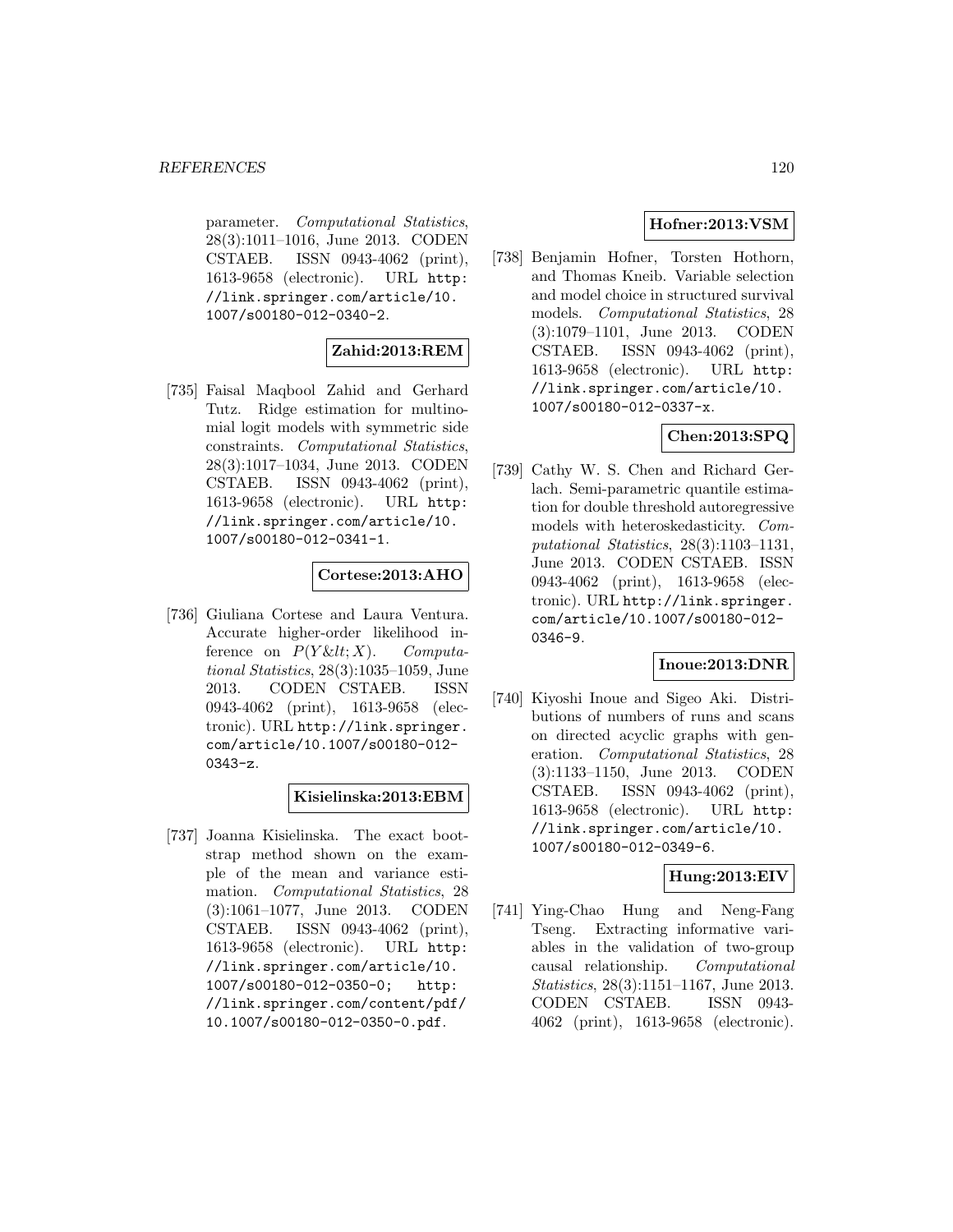parameter. *Computational Statistics*, 28(3):1011–1016, June 2013. CODEN CSTAEB. ISSN 0943-4062 (print), 1613-9658 (electronic). URL http://link.springer.com/article/10.1007/s00180-012-0340-2.

**Zahid:2013:REM**

[735] Faisal Maqbool Zahid and Gerhard Tutz. Ridge estimation for multinomial logit models with symmetric side constraints. *Computational Statistics*, 28(3):1017–1034, June 2013. CODEN CSTAEB. ISSN 0943-4062 (print), 1613-9658 (electronic). URL http://link.springer.com/article/10.1007/s00180-012-0341-1.

**Cortese:2013:AHO**

[736] Giuliana Cortese and Laura Ventura. Accurate higher-order likelihood inference on $P(Y\&lt;X)$. *Computational Statistics*, 28(3):1035–1059, June 2013. CODEN CSTAEB. ISSN 0943-4062 (print), 1613-9658 (electronic). URL http://link.springer.com/article/10.1007/s00180-012-0343-z.

**Kisielinska:2013:EBM**

[737] Joanna Kisielinska. The exact bootstrap method shown on the example of the mean and variance estimation. *Computational Statistics*, 28(3):1061–1077, June 2013. CODEN CSTAEB. ISSN 0943-4062 (print), 1613-9658 (electronic). URL http://link.springer.com/article/10.1007/s00180-012-0350-0; http://link.springer.com/content/pdf/10.1007/s00180-012-0350-0.pdf.

**Hofner:2013:VSM**

[738] Benjamin Hofner, Torsten Hothorn, and Thomas Kneib. Variable selection and model choice in structured survival models. *Computational Statistics*, 28(3):1079–1101, June 2013. CODEN CSTAEB. ISSN 0943-4062 (print), 1613-9658 (electronic). URL http://link.springer.com/article/10.1007/s00180-012-0337-x.

**Chen:2013:SPQ**

[739] Cathy W. S. Chen and Richard Gerlach. Semi-parametric quantile estimation for double threshold autoregressive models with heteroskedasticity. *Computational Statistics*, 28(3):1103–1131, June 2013. CODEN CSTAEB. ISSN 0943-4062 (print), 1613-9658 (electronic). URL http://link.springer.com/article/10.1007/s00180-012-0346-9.

**Inoue:2013:DNR**

[740] Kiyoshi Inoue and Sigeo Aki. Distributions of numbers of runs and scans on directed acyclic graphs with generation. *Computational Statistics*, 28(3):1133–1150, June 2013. CODEN CSTAEB. ISSN 0943-4062 (print), 1613-9658 (electronic). URL http://link.springer.com/article/10.1007/s00180-012-0349-6.

**Hung:2013:EIV**

[741] Ying-Chao Hung and Neng-Fang Tseng. Extracting informative variables in the validation of two-group causal relationship. *Computational Statistics*, 28(3):1151–1167, June 2013. CODEN CSTAEB. ISSN 0943-4062 (print), 1613-9658 (electronic).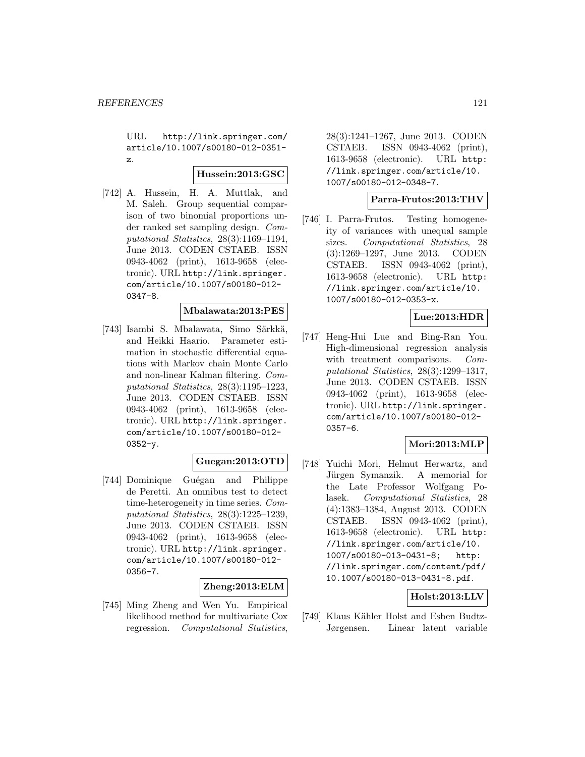URL http://link.springer.com/article/10.1007/s00180-012-0351-z.

**Hussein:2013:GSC**

[742] A. Hussein, H. A. Muttlak, and M. Saleh. Group sequential comparison of two binomial proportions under ranked set sampling design. *Computational Statistics*, 28(3):1169–1194, June 2013. CODEN CSTAEB. ISSN 0943-4062 (print), 1613-9658 (electronic). URL http://link.springer.com/article/10.1007/s00180-012-0347-8.

**Mbalawata:2013:PES**

[743] Isambi S. Mbalawata, Simo Särkkä, and Heikki Haario. Parameter estimation in stochastic differential equations with Markov chain Monte Carlo and non-linear Kalman filtering. *Computational Statistics*, 28(3):1195–1223, June 2013. CODEN CSTAEB. ISSN 0943-4062 (print), 1613-9658 (electronic). URL http://link.springer.com/article/10.1007/s00180-012-0352-y.

**Guegan:2013:OTD**

[744] Dominique Guégan and Philippe de Peretti. An omnibus test to detect time-heterogeneity in time series. *Computational Statistics*, 28(3):1225–1239, June 2013. CODEN CSTAEB. ISSN 0943-4062 (print), 1613-9658 (electronic). URL http://link.springer.com/article/10.1007/s00180-012-0356-7.

**Zheng:2013:ELM**

[745] Ming Zheng and Wen Yu. Empirical likelihood method for multivariate Cox regression. *Computational Statistics*, 28(3):1241–1267, June 2013. CODEN CSTAEB. ISSN 0943-4062 (print), 1613-9658 (electronic). URL http://link.springer.com/article/10.1007/s00180-012-0348-7.

**Parra-Frutos:2013:THV**

[746] I. Parra-Frutos. Testing homogeneity of variances with unequal sample sizes. *Computational Statistics*, 28 (3):1269–1297, June 2013. CODEN CSTAEB. ISSN 0943-4062 (print), 1613-9658 (electronic). URL http://link.springer.com/article/10.1007/s00180-012-0353-x.

**Lue:2013:HDR**

[747] Heng-Hui Lue and Bing-Ran You. High-dimensional regression analysis with treatment comparisons. *Computational Statistics*, 28(3):1299–1317, June 2013. CODEN CSTAEB. ISSN 0943-4062 (print), 1613-9658 (electronic). URL http://link.springer.com/article/10.1007/s00180-012-0357-6.

**Mori:2013:MLP**

[748] Yuichi Mori, Helmut Herwartz, and Jürgen Symanzik. A memorial for the Late Professor Wolfgang Polasek. *Computational Statistics*, 28 (4):1383–1384, August 2013. CODEN CSTAEB. ISSN 0943-4062 (print), 1613-9658 (electronic). URL http://link.springer.com/article/10.1007/s00180-013-0431-8; http://link.springer.com/content/pdf/10.1007/s00180-013-0431-8.pdf.

**Holst:2013:LLV**

[749] Klaus Kähler Holst and Esben Budtz-Jørgensen. Linear latent variable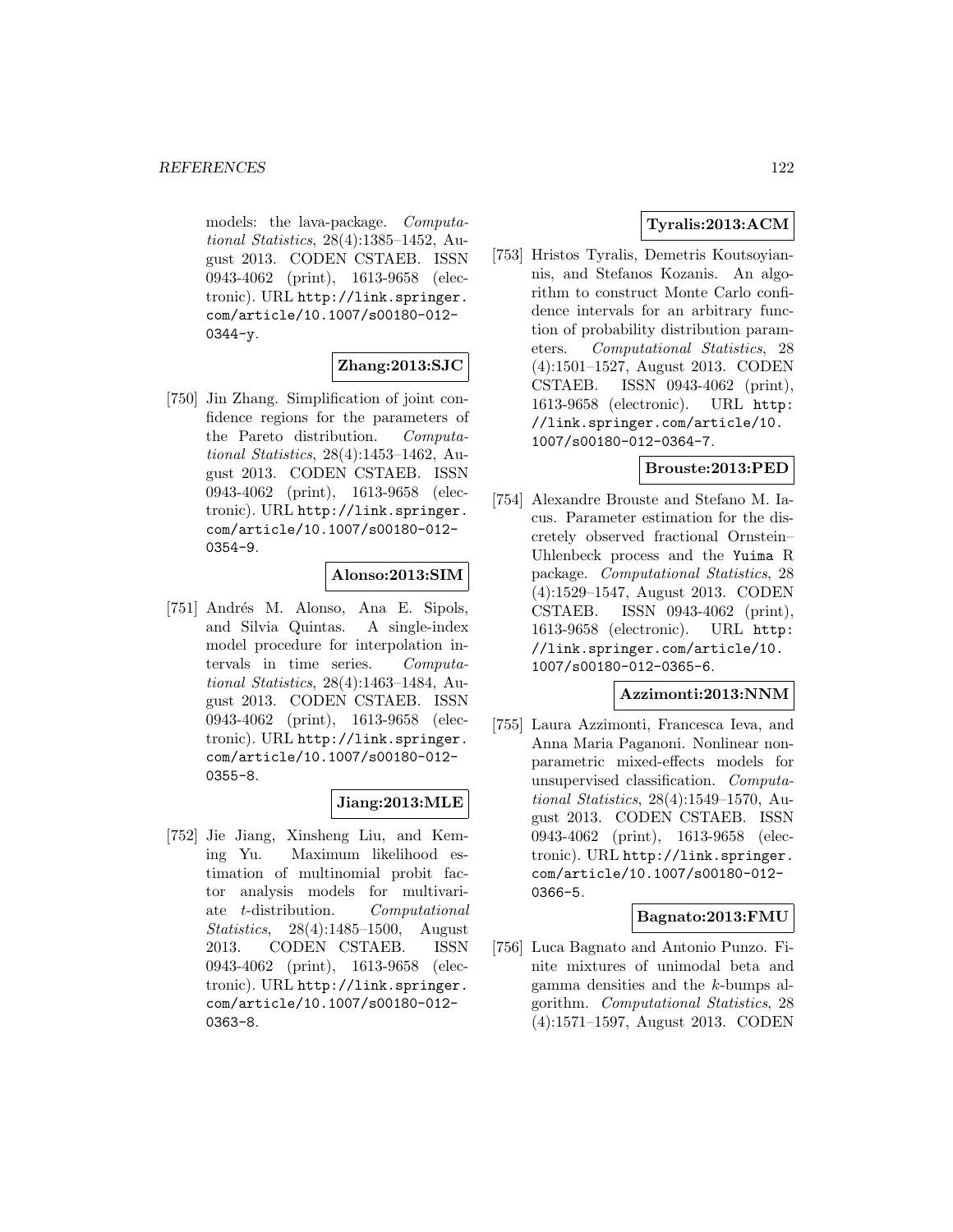models: the lava-package. *Computational Statistics*, 28(4):1385–1452, August 2013. CODEN CSTAEB. ISSN 0943-4062 (print), 1613-9658 (electronic). URL http://link.springer.com/article/10.1007/s00180-012-0344-y.

**Zhang:2013:SJC**

[750] Jin Zhang. Simplification of joint confidence regions for the parameters of the Pareto distribution. *Computational Statistics*, 28(4):1453–1462, August 2013. CODEN CSTAEB. ISSN 0943-4062 (print), 1613-9658 (electronic). URL http://link.springer.com/article/10.1007/s00180-012-0354-9.

**Alonso:2013:SIM**

[751] Andrés M. Alonso, Ana E. Sipols, and Silvia Quintas. A single-index model procedure for interpolation intervals in time series. *Computational Statistics*, 28(4):1463–1484, August 2013. CODEN CSTAEB. ISSN 0943-4062 (print), 1613-9658 (electronic). URL http://link.springer.com/article/10.1007/s00180-012-0355-8.

**Jiang:2013:MLE**

[752] Jie Jiang, Xinsheng Liu, and Keming Yu. Maximum likelihood estimation of multinomial probit factor analysis models for multivariate $t$-distribution. *Computational Statistics*, 28(4):1485–1500, August 2013. CODEN CSTAEB. ISSN 0943-4062 (print), 1613-9658 (electronic). URL http://link.springer.com/article/10.1007/s00180-012-0363-8.

**Tyralis:2013:ACM**

[753] Hristos Tyralis, Demetris Koutsoyiannis, and Stefanos Kozanis. An algorithm to construct Monte Carlo confidence intervals for an arbitrary function of probability distribution parameters. *Computational Statistics*, 28(4):1501–1527, August 2013. CODEN CSTAEB. ISSN 0943-4062 (print), 1613-9658 (electronic). URL http://link.springer.com/article/10.1007/s00180-012-0364-7.

**Brouste:2013:PED**

[754] Alexandre Brouste and Stefano M. Iacus. Parameter estimation for the discretely observed fractional Ornstein–Uhlenbeck process and the Yuima R package. *Computational Statistics*, 28(4):1529–1547, August 2013. CODEN CSTAEB. ISSN 0943-4062 (print), 1613-9658 (electronic). URL http://link.springer.com/article/10.1007/s00180-012-0365-6.

**Azzimonti:2013:NNM**

[755] Laura Azzimonti, Francesca Ieva, and Anna Maria Paganoni. Nonlinear nonparametric mixed-effects models for unsupervised classification. *Computational Statistics*, 28(4):1549–1570, August 2013. CODEN CSTAEB. ISSN 0943-4062 (print), 1613-9658 (electronic). URL http://link.springer.com/article/10.1007/s00180-012-0366-5.

**Bagnato:2013:FMU**

[756] Luca Bagnato and Antonio Punzo. Finite mixtures of unimodal beta and gamma densities and the $k$-bumps algorithm. *Computational Statistics*, 28(4):1571–1597, August 2013. CODEN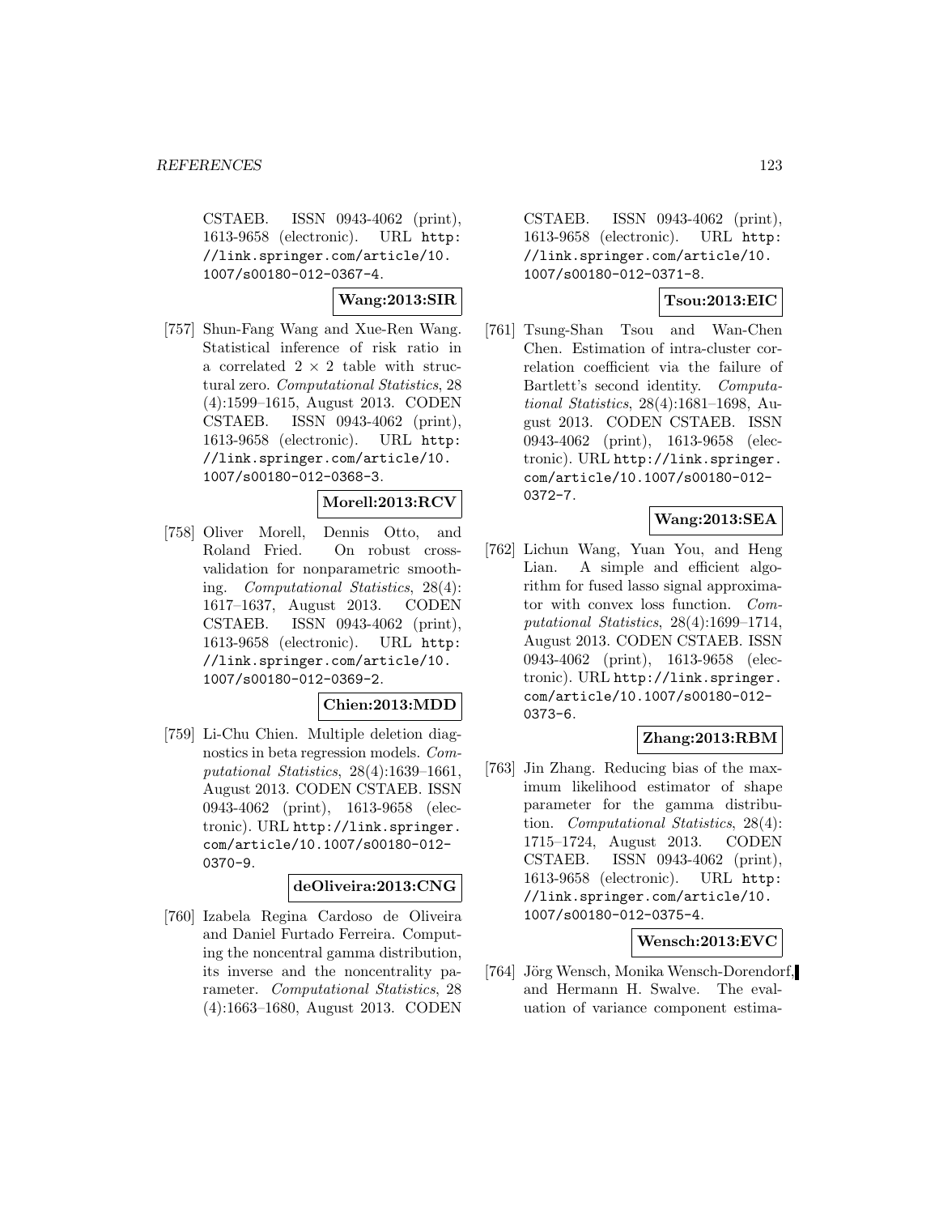CSTAEB. ISSN 0943-4062 (print), 1613-9658 (electronic). URL http://link.springer.com/article/10.1007/s00180-012-0367-4.

**Wang:2013:SIR**

[757] Shun-Fang Wang and Xue-Ren Wang. Statistical inference of risk ratio in a correlated $2 \times 2$ table with structural zero. *Computational Statistics*, 28 (4):1599–1615, August 2013. CODEN CSTAEB. ISSN 0943-4062 (print), 1613-9658 (electronic). URL http://link.springer.com/article/10.1007/s00180-012-0368-3.

**Morell:2013:RCV**

[758] Oliver Morell, Dennis Otto, and Roland Fried. On robust cross-validation for nonparametric smoothing. *Computational Statistics*, 28(4): 1617–1637, August 2013. CODEN CSTAEB. ISSN 0943-4062 (print), 1613-9658 (electronic). URL http://link.springer.com/article/10.1007/s00180-012-0369-2.

**Chien:2013:MDD**

[759] Li-Chu Chien. Multiple deletion diagnostics in beta regression models. *Computational Statistics*, 28(4):1639–1661, August 2013. CODEN CSTAEB. ISSN 0943-4062 (print), 1613-9658 (electronic). URL http://link.springer.com/article/10.1007/s00180-012-0370-9.

**deOliveira:2013:CNG**

[760] Izabela Regina Cardoso de Oliveira and Daniel Furtado Ferreira. Computing the noncentral gamma distribution, its inverse and the noncentrality parameter. *Computational Statistics*, 28 (4):1663–1680, August 2013. CODEN CSTAEB. ISSN 0943-4062 (print), 1613-9658 (electronic). URL http://link.springer.com/article/10.1007/s00180-012-0371-8.

**Tsou:2013:EIC**

[761] Tsung-Shan Tsou and Wan-Chen Chen. Estimation of intra-cluster correlation coefficient via the failure of Bartlett's second identity. *Computational Statistics*, 28(4):1681–1698, August 2013. CODEN CSTAEB. ISSN 0943-4062 (print), 1613-9658 (electronic). URL http://link.springer.com/article/10.1007/s00180-012-0372-7.

**Wang:2013:SEA**

[762] Lichun Wang, Yuan You, and Heng Lian. A simple and efficient algorithm for fused lasso signal approximator with convex loss function. *Computational Statistics*, 28(4):1699–1714, August 2013. CODEN CSTAEB. ISSN 0943-4062 (print), 1613-9658 (electronic). URL http://link.springer.com/article/10.1007/s00180-012-0373-6.

**Zhang:2013:RBM**

[763] Jin Zhang. Reducing bias of the maximum likelihood estimator of shape parameter for the gamma distribution. *Computational Statistics*, 28(4): 1715–1724, August 2013. CODEN CSTAEB. ISSN 0943-4062 (print), 1613-9658 (electronic). URL http://link.springer.com/article/10.1007/s00180-012-0375-4.

**Wensch:2013:EVC**

[764] Jörg Wensch, Monika Wensch-Dorendorf, and Hermann H. Swalve. The evaluation of variance component estima-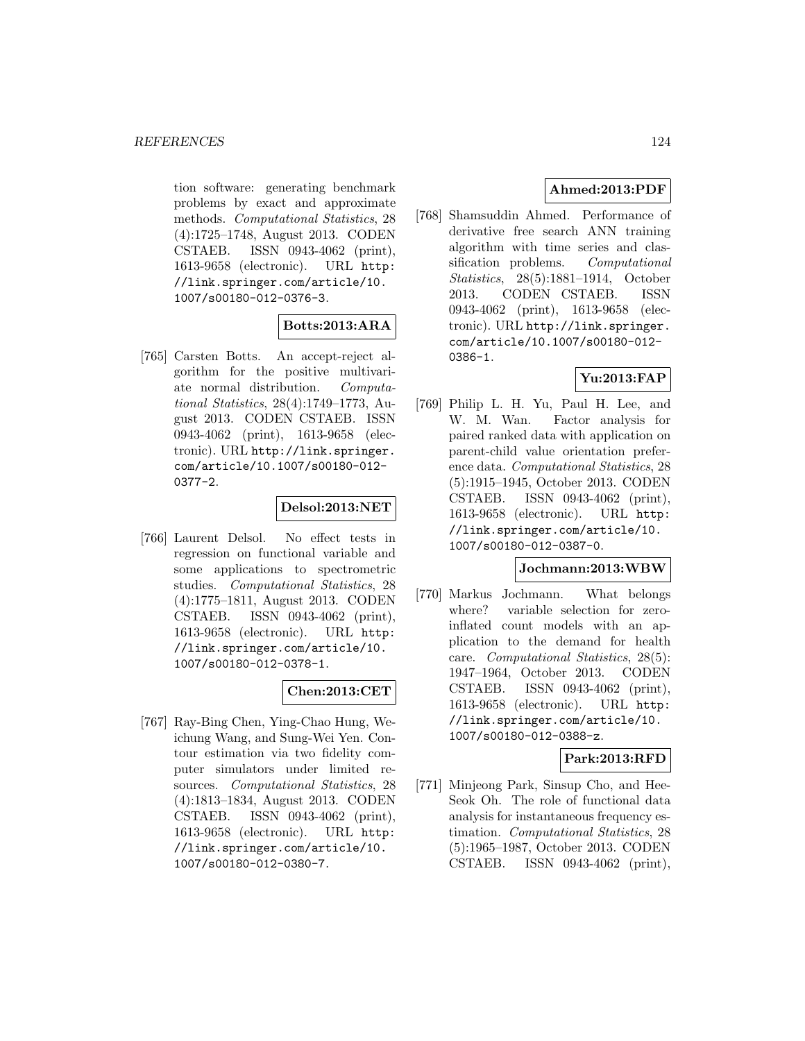tion software: generating benchmark problems by exact and approximate methods. *Computational Statistics*, 28 (4):1725–1748, August 2013. CODEN CSTAEB. ISSN 0943-4062 (print), 1613-9658 (electronic). URL http://link.springer.com/article/10.1007/s00180-012-0376-3.

**Botts:2013:ARA**

[765] Carsten Botts. An accept-reject algorithm for the positive multivariate normal distribution. *Computational Statistics*, 28(4):1749–1773, August 2013. CODEN CSTAEB. ISSN 0943-4062 (print), 1613-9658 (electronic). URL http://link.springer.com/article/10.1007/s00180-012-0377-2.

**Delsol:2013:NET**

[766] Laurent Delsol. No effect tests in regression on functional variable and some applications to spectrometric studies. *Computational Statistics*, 28 (4):1775–1811, August 2013. CODEN CSTAEB. ISSN 0943-4062 (print), 1613-9658 (electronic). URL http://link.springer.com/article/10.1007/s00180-012-0378-1.

**Chen:2013:CET**

[767] Ray-Bing Chen, Ying-Chao Hung, Weichung Wang, and Sung-Wei Yen. Contour estimation via two fidelity computer simulators under limited resources. *Computational Statistics*, 28 (4):1813–1834, August 2013. CODEN CSTAEB. ISSN 0943-4062 (print), 1613-9658 (electronic). URL http://link.springer.com/article/10.1007/s00180-012-0380-7.

**Ahmed:2013:PDF**

[768] Shamsuddin Ahmed. Performance of derivative free search ANN training algorithm with time series and classification problems. *Computational Statistics*, 28(5):1881–1914, October 2013. CODEN CSTAEB. ISSN 0943-4062 (print), 1613-9658 (electronic). URL http://link.springer.com/article/10.1007/s00180-012-0386-1.

**Yu:2013:FAP**

[769] Philip L. H. Yu, Paul H. Lee, and W. M. Wan. Factor analysis for paired ranked data with application on parent-child value orientation preference data. *Computational Statistics*, 28 (5):1915–1945, October 2013. CODEN CSTAEB. ISSN 0943-4062 (print), 1613-9658 (electronic). URL http://link.springer.com/article/10.1007/s00180-012-0387-0.

**Jochmann:2013:WBW**

[770] Markus Jochmann. What belongs where? variable selection for zero-inflated count models with an application to the demand for health care. *Computational Statistics*, 28(5): 1947–1964, October 2013. CODEN CSTAEB. ISSN 0943-4062 (print), 1613-9658 (electronic). URL http://link.springer.com/article/10.1007/s00180-012-0388-z.

**Park:2013:RFD**

[771] Minjeong Park, Sinsup Cho, and Hee-Seok Oh. The role of functional data analysis for instantaneous frequency estimation. *Computational Statistics*, 28 (5):1965–1987, October 2013. CODEN CSTAEB. ISSN 0943-4062 (print),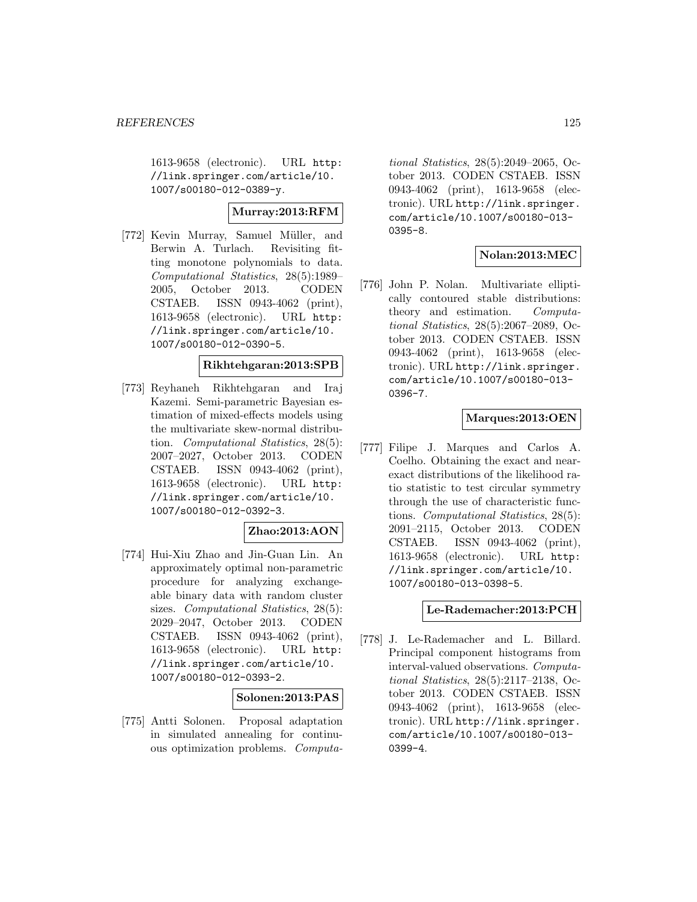1613-9658 (electronic). URL http://link.springer.com/article/10.1007/s00180-012-0389-y.

**Murray:2013:RFM**

[772] Kevin Murray, Samuel Müller, and Berwin A. Turlach. Revisiting fitting monotone polynomials to data. *Computational Statistics*, 28(5):1989–2005, October 2013. CODEN CSTAEB. ISSN 0943-4062 (print), 1613-9658 (electronic). URL http://link.springer.com/article/10.1007/s00180-012-0390-5.

**Rikhtehgaran:2013:SPB**

[773] Reyhaneh Rikhtehgaran and Iraj Kazemi. Semi-parametric Bayesian estimation of mixed-effects models using the multivariate skew-normal distribution. *Computational Statistics*, 28(5):2007–2027, October 2013. CODEN CSTAEB. ISSN 0943-4062 (print), 1613-9658 (electronic). URL http://link.springer.com/article/10.1007/s00180-012-0392-3.

**Zhao:2013:AON**

[774] Hui-Xiu Zhao and Jin-Guan Lin. An approximately optimal non-parametric procedure for analyzing exchangeable binary data with random cluster sizes. *Computational Statistics*, 28(5):2029–2047, October 2013. CODEN CSTAEB. ISSN 0943-4062 (print), 1613-9658 (electronic). URL http://link.springer.com/article/10.1007/s00180-012-0393-2.

**Solonen:2013:PAS**

[775] Antti Solonen. Proposal adaptation in simulated annealing for continuous optimization problems. *Computational Statistics*, 28(5):2049–2065, October 2013. CODEN CSTAEB. ISSN 0943-4062 (print), 1613-9658 (electronic). URL http://link.springer.com/article/10.1007/s00180-013-0395-8.

**Nolan:2013:MEC**

[776] John P. Nolan. Multivariate elliptically contoured stable distributions: theory and estimation. *Computational Statistics*, 28(5):2067–2089, October 2013. CODEN CSTAEB. ISSN 0943-4062 (print), 1613-9658 (electronic). URL http://link.springer.com/article/10.1007/s00180-013-0396-7.

**Marques:2013:OEN**

[777] Filipe J. Marques and Carlos A. Coelho. Obtaining the exact and near-exact distributions of the likelihood ratio statistic to test circular symmetry through the use of characteristic functions. *Computational Statistics*, 28(5):2091–2115, October 2013. CODEN CSTAEB. ISSN 0943-4062 (print), 1613-9658 (electronic). URL http://link.springer.com/article/10.1007/s00180-013-0398-5.

**Le-Rademacher:2013:PCH**

[778] J. Le-Rademacher and L. Billard. Principal component histograms from interval-valued observations. *Computational Statistics*, 28(5):2117–2138, October 2013. CODEN CSTAEB. ISSN 0943-4062 (print), 1613-9658 (electronic). URL http://link.springer.com/article/10.1007/s00180-013-0399-4.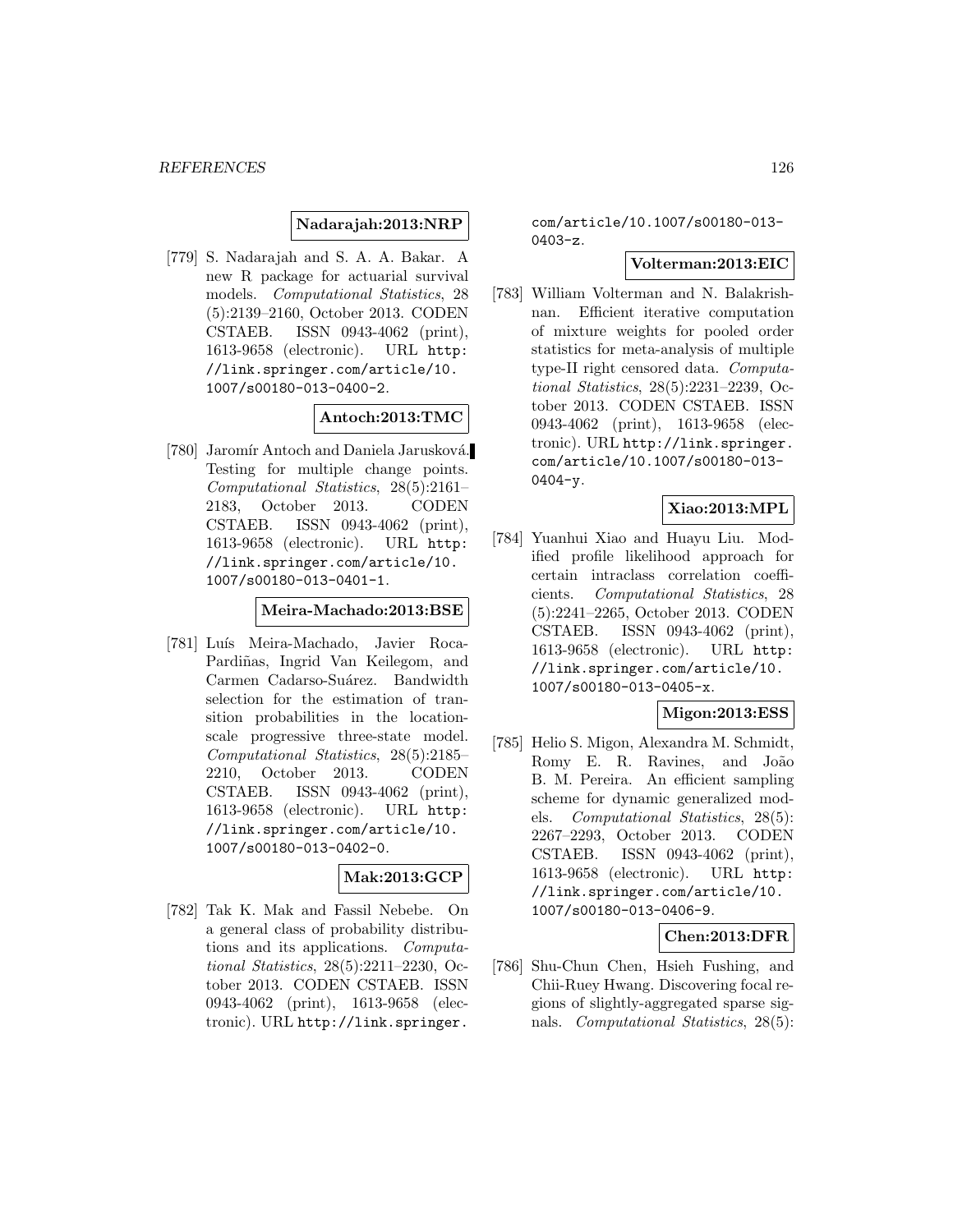**Nadarajah:2013:NRP**

[779] S. Nadarajah and S. A. A. Bakar. A new R package for actuarial survival models. *Computational Statistics*, 28 (5):2139–2160, October 2013. CODEN CSTAEB. ISSN 0943-4062 (print), 1613-9658 (electronic). URL http://link.springer.com/article/10.1007/s00180-013-0400-2.

**Antoch:2013:TMC**

[780] Jaromír Antoch and Daniela Jarusková. Testing for multiple change points. *Computational Statistics*, 28(5):2161–2183, October 2013. CODEN CSTAEB. ISSN 0943-4062 (print), 1613-9658 (electronic). URL http://link.springer.com/article/10.1007/s00180-013-0401-1.

**Meira-Machado:2013:BSE**

[781] Luís Meira-Machado, Javier Roca-Pardiñas, Ingrid Van Keilegom, and Carmen Cadarso-Suárez. Bandwidth selection for the estimation of transition probabilities in the location-scale progressive three-state model. *Computational Statistics*, 28(5):2185–2210, October 2013. CODEN CSTAEB. ISSN 0943-4062 (print), 1613-9658 (electronic). URL http://link.springer.com/article/10.1007/s00180-013-0402-0.

**Mak:2013:GCP**

[782] Tak K. Mak and Fassil Nebebe. On a general class of probability distributions and its applications. *Computational Statistics*, 28(5):2211–2230, October 2013. CODEN CSTAEB. ISSN 0943-4062 (print), 1613-9658 (electronic). URL http://link.springer.com/article/10.1007/s00180-013-0403-z.

**Volterman:2013:EIC**

[783] William Volterman and N. Balakrishnan. Efficient iterative computation of mixture weights for pooled order statistics for meta-analysis of multiple type-II right censored data. *Computational Statistics*, 28(5):2231–2239, October 2013. CODEN CSTAEB. ISSN 0943-4062 (print), 1613-9658 (electronic). URL http://link.springer.com/article/10.1007/s00180-013-0404-y.

**Xiao:2013:MPL**

[784] Yuanhui Xiao and Huayu Liu. Modified profile likelihood approach for certain intraclass correlation coefficients. *Computational Statistics*, 28 (5):2241–2265, October 2013. CODEN CSTAEB. ISSN 0943-4062 (print), 1613-9658 (electronic). URL http://link.springer.com/article/10.1007/s00180-013-0405-x.

**Migon:2013:ESS**

[785] Helio S. Migon, Alexandra M. Schmidt, Romy E. R. Ravines, and João B. M. Pereira. An efficient sampling scheme for dynamic generalized models. *Computational Statistics*, 28(5): 2267–2293, October 2013. CODEN CSTAEB. ISSN 0943-4062 (print), 1613-9658 (electronic). URL http://link.springer.com/article/10.1007/s00180-013-0406-9.

**Chen:2013:DFR**

[786] Shu-Chun Chen, Hsieh Fushing, and Chii-Ruey Hwang. Discovering focal regions of slightly-aggregated sparse signals. *Computational Statistics*, 28(5):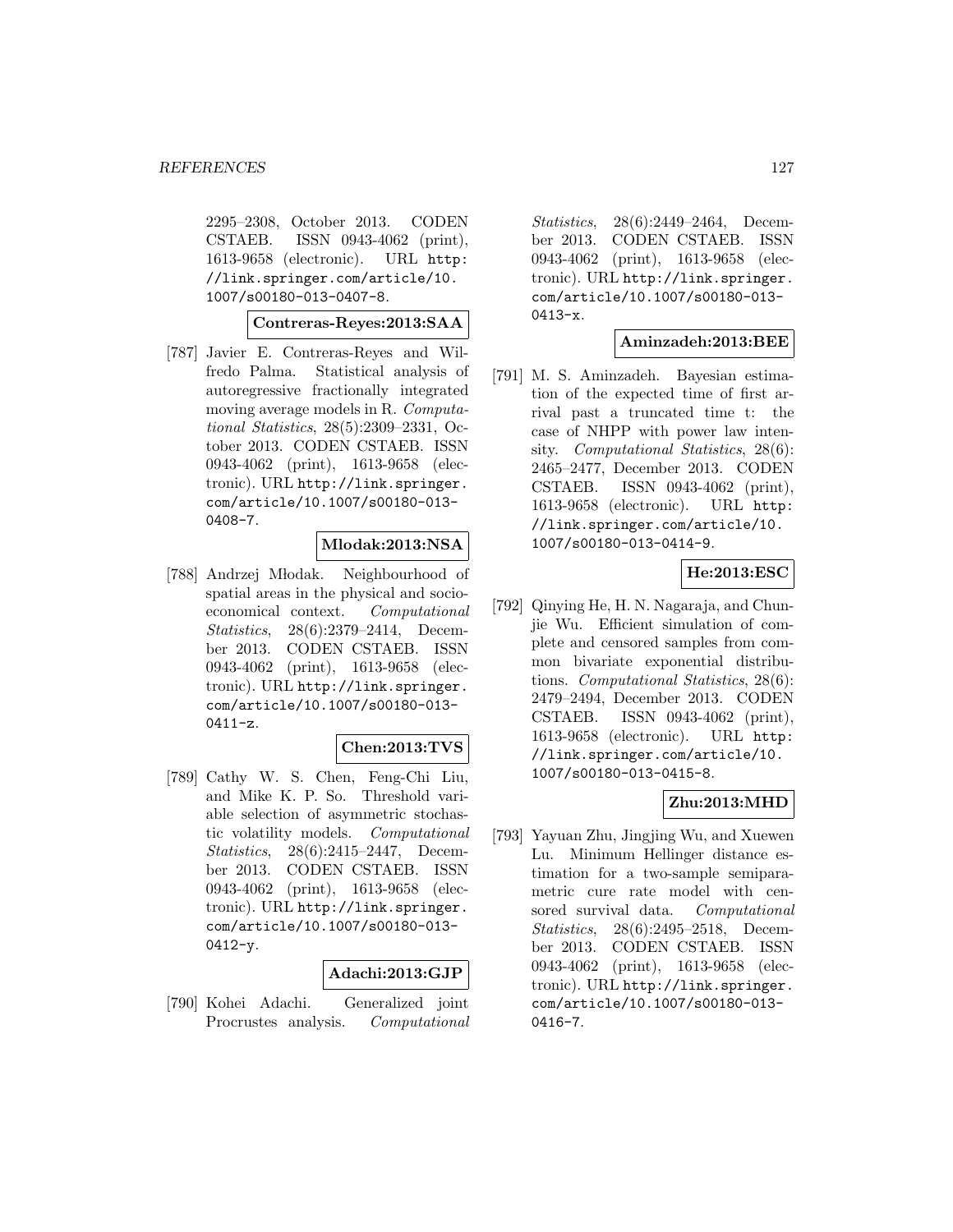2295–2308, October 2013. CODEN CSTAEB. ISSN 0943-4062 (print), 1613-9658 (electronic). URL http://link.springer.com/article/10.1007/s00180-013-0407-8.

**Contreras-Reyes:2013:SAA**

[787] Javier E. Contreras-Reyes and Wilfredo Palma. Statistical analysis of autoregressive fractionally integrated moving average models in R. *Computational Statistics*, 28(5):2309–2331, October 2013. CODEN CSTAEB. ISSN 0943-4062 (print), 1613-9658 (electronic). URL http://link.springer.com/article/10.1007/s00180-013-0408-7.

**Mlodak:2013:NSA**

[788] Andrzej Młodak. Neighbourhood of spatial areas in the physical and socio-economical context. *Computational Statistics*, 28(6):2379–2414, December 2013. CODEN CSTAEB. ISSN 0943-4062 (print), 1613-9658 (electronic). URL http://link.springer.com/article/10.1007/s00180-013-0411-z.

**Chen:2013:TVS**

[789] Cathy W. S. Chen, Feng-Chi Liu, and Mike K. P. So. Threshold variable selection of asymmetric stochastic volatility models. *Computational Statistics*, 28(6):2415–2447, December 2013. CODEN CSTAEB. ISSN 0943-4062 (print), 1613-9658 (electronic). URL http://link.springer.com/article/10.1007/s00180-013-0412-y.

**Adachi:2013:GJP**

[790] Kohei Adachi. Generalized joint Procrustes analysis. *Computational Statistics*, 28(6):2449–2464, December 2013. CODEN CSTAEB. ISSN 0943-4062 (print), 1613-9658 (electronic). URL http://link.springer.com/article/10.1007/s00180-013-0413-x.

**Aminzadeh:2013:BEE**

[791] M. S. Aminzadeh. Bayesian estimation of the expected time of first arrival past a truncated time t: the case of NHPP with power law intensity. *Computational Statistics*, 28(6): 2465–2477, December 2013. CODEN CSTAEB. ISSN 0943-4062 (print), 1613-9658 (electronic). URL http://link.springer.com/article/10.1007/s00180-013-0414-9.

**He:2013:ESC**

[792] Qinying He, H. N. Nagaraja, and Chunjie Wu. Efficient simulation of complete and censored samples from common bivariate exponential distributions. *Computational Statistics*, 28(6): 2479–2494, December 2013. CODEN CSTAEB. ISSN 0943-4062 (print), 1613-9658 (electronic). URL http://link.springer.com/article/10.1007/s00180-013-0415-8.

**Zhu:2013:MHD**

[793] Yayuan Zhu, Jingjing Wu, and Xuewen Lu. Minimum Hellinger distance estimation for a two-sample semiparametric cure rate model with censored survival data. *Computational Statistics*, 28(6):2495–2518, December 2013. CODEN CSTAEB. ISSN 0943-4062 (print), 1613-9658 (electronic). URL http://link.springer.com/article/10.1007/s00180-013-0416-7.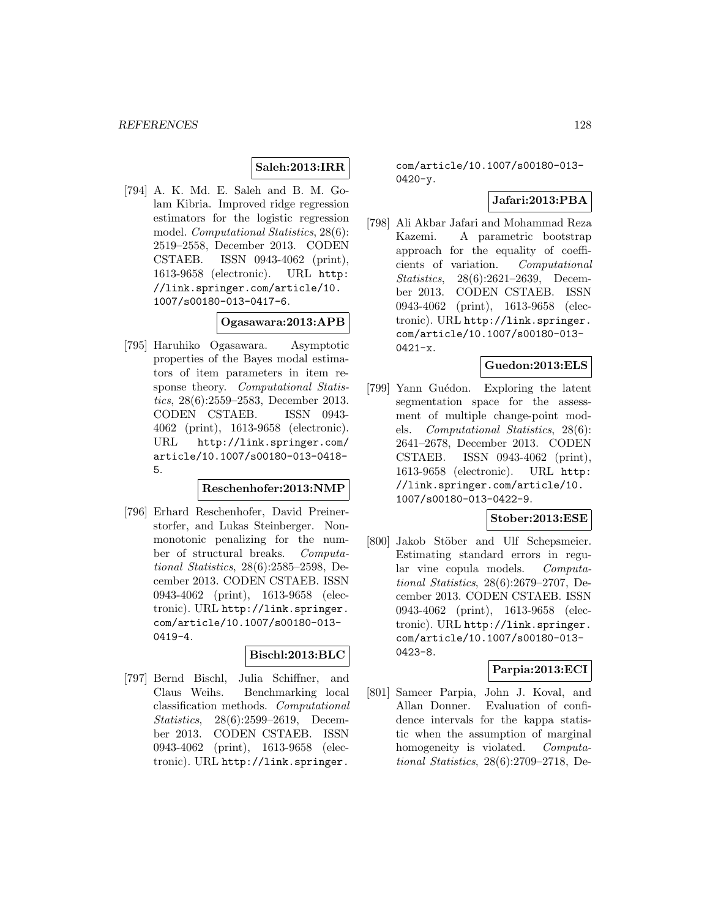**Saleh:2013:IRR**

[794] A. K. Md. E. Saleh and B. M. Golam Kibria. Improved ridge regression estimators for the logistic regression model. *Computational Statistics*, 28(6): 2519–2558, December 2013. CODEN CSTAEB. ISSN 0943-4062 (print), 1613-9658 (electronic). URL http://link.springer.com/article/10.1007/s00180-013-0417-6.

**Ogasawara:2013:APB**

[795] Haruhiko Ogasawara. Asymptotic properties of the Bayes modal estimators of item parameters in item response theory. *Computational Statistics*, 28(6):2559–2583, December 2013. CODEN CSTAEB. ISSN 0943-4062 (print), 1613-9658 (electronic). URL http://link.springer.com/article/10.1007/s00180-013-0418-5.

**Reschenhofer:2013:NMP**

[796] Erhard Reschenhofer, David Preinerstorfer, and Lukas Steinberger. Nonmonotonic penalizing for the number of structural breaks. *Computational Statistics*, 28(6):2585–2598, December 2013. CODEN CSTAEB. ISSN 0943-4062 (print), 1613-9658 (electronic). URL http://link.springer.com/article/10.1007/s00180-013-0419-4.

**Bischl:2013:BLC**

[797] Bernd Bischl, Julia Schiffner, and Claus Weihs. Benchmarking local classification methods. *Computational Statistics*, 28(6):2599–2619, December 2013. CODEN CSTAEB. ISSN 0943-4062 (print), 1613-9658 (electronic). URL http://link.springer.com/article/10.1007/s00180-013-0420-y.

**Jafari:2013:PBA**

[798] Ali Akbar Jafari and Mohammad Reza Kazemi. A parametric bootstrap approach for the equality of coefficients of variation. *Computational Statistics*, 28(6):2621–2639, December 2013. CODEN CSTAEB. ISSN 0943-4062 (print), 1613-9658 (electronic). URL http://link.springer.com/article/10.1007/s00180-013-0421-x.

**Guedon:2013:ELS**

[799] Yann Guédon. Exploring the latent segmentation space for the assessment of multiple change-point models. *Computational Statistics*, 28(6): 2641–2678, December 2013. CODEN CSTAEB. ISSN 0943-4062 (print), 1613-9658 (electronic). URL http://link.springer.com/article/10.1007/s00180-013-0422-9.

**Stober:2013:ESE**

[800] Jakob Stöber and Ulf Schepsmeier. Estimating standard errors in regular vine copula models. *Computational Statistics*, 28(6):2679–2707, December 2013. CODEN CSTAEB. ISSN 0943-4062 (print), 1613-9658 (electronic). URL http://link.springer.com/article/10.1007/s00180-013-0423-8.

**Parpia:2013:ECI**

[801] Sameer Parpia, John J. Koval, and Allan Donner. Evaluation of confidence intervals for the kappa statistic when the assumption of marginal homogeneity is violated. *Computational Statistics*, 28(6):2709–2718, De-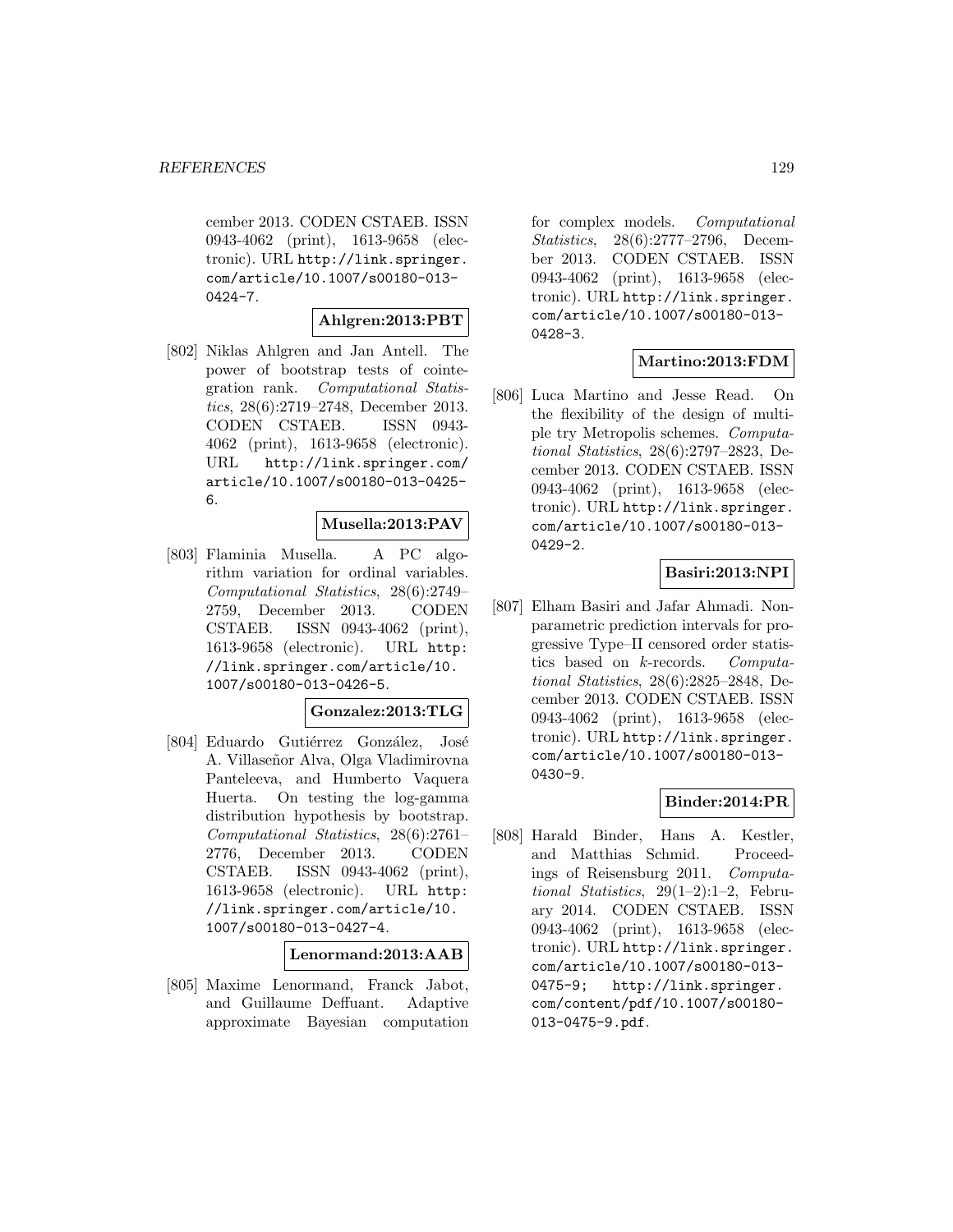cember 2013. CODEN CSTAEB. ISSN 0943-4062 (print), 1613-9658 (electronic). URL http://link.springer.com/article/10.1007/s00180-013-0424-7.

**Ahlgren:2013:PBT**

[802] Niklas Ahlgren and Jan Antell. The power of bootstrap tests of cointegration rank. *Computational Statistics*, 28(6):2719–2748, December 2013. CODEN CSTAEB. ISSN 0943-4062 (print), 1613-9658 (electronic). URL http://link.springer.com/article/10.1007/s00180-013-0425-6.

**Musella:2013:PAV**

[803] Flaminia Musella. A PC algorithm variation for ordinal variables. *Computational Statistics*, 28(6):2749–2759, December 2013. CODEN CSTAEB. ISSN 0943-4062 (print), 1613-9658 (electronic). URL http://link.springer.com/article/10.1007/s00180-013-0426-5.

**Gonzalez:2013:TLG**

[804] Eduardo Gutiérrez González, José A. Villaseñor Alva, Olga Vladimirovna Panteleeva, and Humberto Vaquera Huerta. On testing the log-gamma distribution hypothesis by bootstrap. *Computational Statistics*, 28(6):2761–2776, December 2013. CODEN CSTAEB. ISSN 0943-4062 (print), 1613-9658 (electronic). URL http://link.springer.com/article/10.1007/s00180-013-0427-4.

**Lenormand:2013:AAB**

[805] Maxime Lenormand, Franck Jabot, and Guillaume Deffuant. Adaptive approximate Bayesian computation for complex models. *Computational Statistics*, 28(6):2777–2796, December 2013. CODEN CSTAEB. ISSN 0943-4062 (print), 1613-9658 (electronic). URL http://link.springer.com/article/10.1007/s00180-013-0428-3.

**Martino:2013:FDM**

[806] Luca Martino and Jesse Read. On the flexibility of the design of multiple try Metropolis schemes. *Computational Statistics*, 28(6):2797–2823, December 2013. CODEN CSTAEB. ISSN 0943-4062 (print), 1613-9658 (electronic). URL http://link.springer.com/article/10.1007/s00180-013-0429-2.

**Basiri:2013:NPI**

[807] Elham Basiri and Jafar Ahmadi. Nonparametric prediction intervals for progressive Type–II censored order statistics based on $k$-records. *Computational Statistics*, 28(6):2825–2848, December 2013. CODEN CSTAEB. ISSN 0943-4062 (print), 1613-9658 (electronic). URL http://link.springer.com/article/10.1007/s00180-013-0430-9.

**Binder:2014:PR**

[808] Harald Binder, Hans A. Kestler, and Matthias Schmid. Proceedings of Reisensburg 2011. *Computational Statistics*, 29(1–2):1–2, February 2014. CODEN CSTAEB. ISSN 0943-4062 (print), 1613-9658 (electronic). URL http://link.springer.com/article/10.1007/s00180-013-0475-9; http://link.springer.com/content/pdf/10.1007/s00180-013-0475-9.pdf.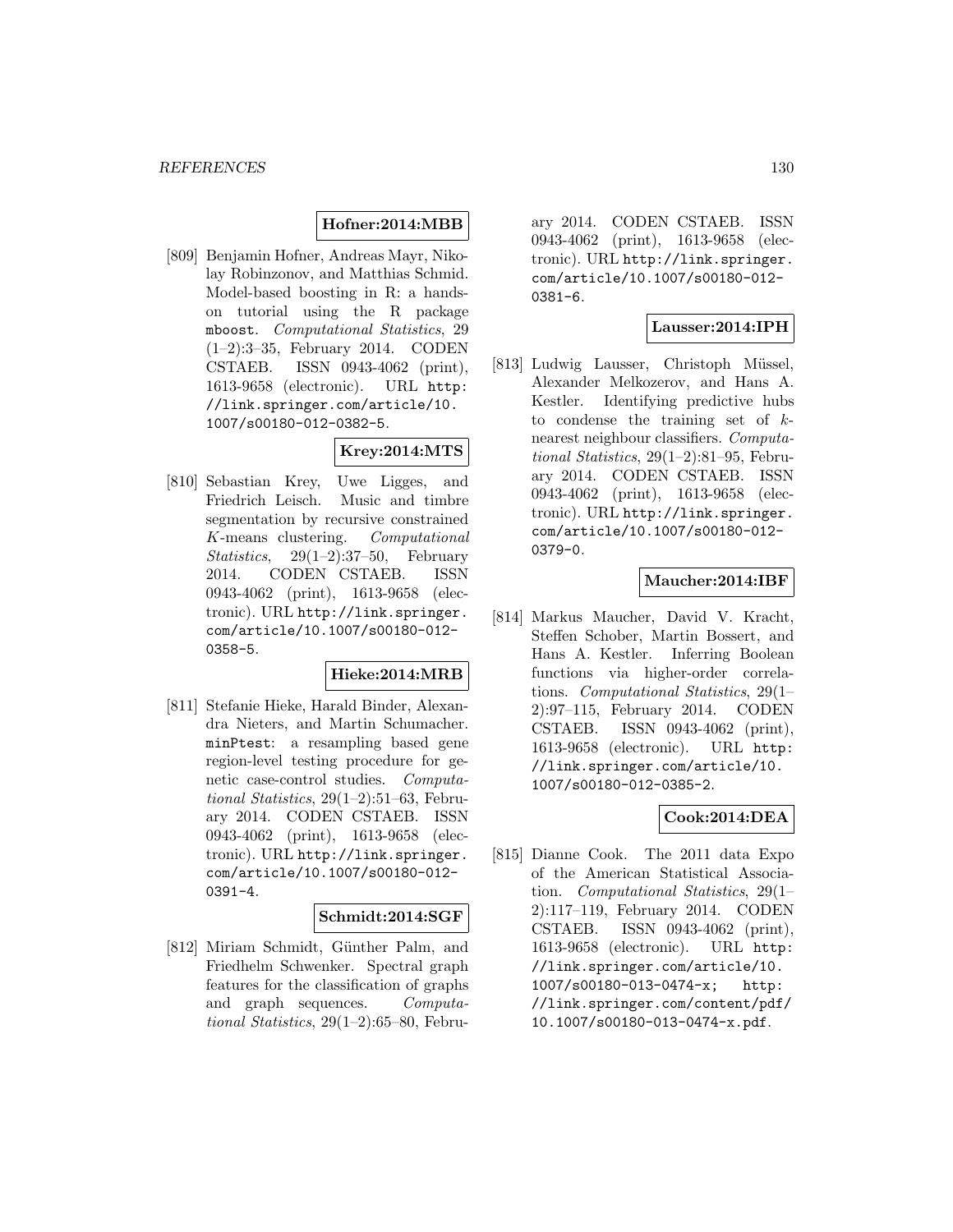**Hofner:2014:MBB**

[809] Benjamin Hofner, Andreas Mayr, Nikolay Robinzonov, and Matthias Schmid. Model-based boosting in R: a hands-on tutorial using the R package `mboost`. *Computational Statistics*, 29 (1–2):3–35, February 2014. CODEN CSTAEB. ISSN 0943-4062 (print), 1613-9658 (electronic). URL `http://link.springer.com/article/10.1007/s00180-012-0382-5`.

**Krey:2014:MTS**

[810] Sebastian Krey, Uwe Ligges, and Friedrich Leisch. Music and timbre segmentation by recursive constrained $K$-means clustering. *Computational Statistics*, 29(1–2):37–50, February 2014. CODEN CSTAEB. ISSN 0943-4062 (print), 1613-9658 (electronic). URL `http://link.springer.com/article/10.1007/s00180-012-0358-5`.

**Hieke:2014:MRB**

[811] Stefanie Hieke, Harald Binder, Alexandra Nieters, and Martin Schumacher. `minPtest`: a resampling based gene region-level testing procedure for genetic case-control studies. *Computational Statistics*, 29(1–2):51–63, February 2014. CODEN CSTAEB. ISSN 0943-4062 (print), 1613-9658 (electronic). URL `http://link.springer.com/article/10.1007/s00180-012-0391-4`.

**Schmidt:2014:SGF**

[812] Miriam Schmidt, Günther Palm, and Friedhelm Schwenker. Spectral graph features for the classification of graphs and graph sequences. *Computational Statistics*, 29(1–2):65–80, February 2014. CODEN CSTAEB. ISSN 0943-4062 (print), 1613-9658 (electronic). URL `http://link.springer.com/article/10.1007/s00180-012-0381-6`.

**Lausser:2014:IPH**

[813] Ludwig Lausser, Christoph Müssel, Alexander Melkozerov, and Hans A. Kestler. Identifying predictive hubs to condense the training set of $k$-nearest neighbour classifiers. *Computational Statistics*, 29(1–2):81–95, February 2014. CODEN CSTAEB. ISSN 0943-4062 (print), 1613-9658 (electronic). URL `http://link.springer.com/article/10.1007/s00180-012-0379-0`.

**Maucher:2014:IBF**

[814] Markus Maucher, David V. Kracht, Steffen Schober, Martin Bossert, and Hans A. Kestler. Inferring Boolean functions via higher-order correlations. *Computational Statistics*, 29(1–2):97–115, February 2014. CODEN CSTAEB. ISSN 0943-4062 (print), 1613-9658 (electronic). URL `http://link.springer.com/article/10.1007/s00180-012-0385-2`.

**Cook:2014:DEA**

[815] Dianne Cook. The 2011 data Expo of the American Statistical Association. *Computational Statistics*, 29(1–2):117–119, February 2014. CODEN CSTAEB. ISSN 0943-4062 (print), 1613-9658 (electronic). URL `http://link.springer.com/article/10.1007/s00180-013-0474-x; http://link.springer.com/content/pdf/10.1007/s00180-013-0474-x.pdf`.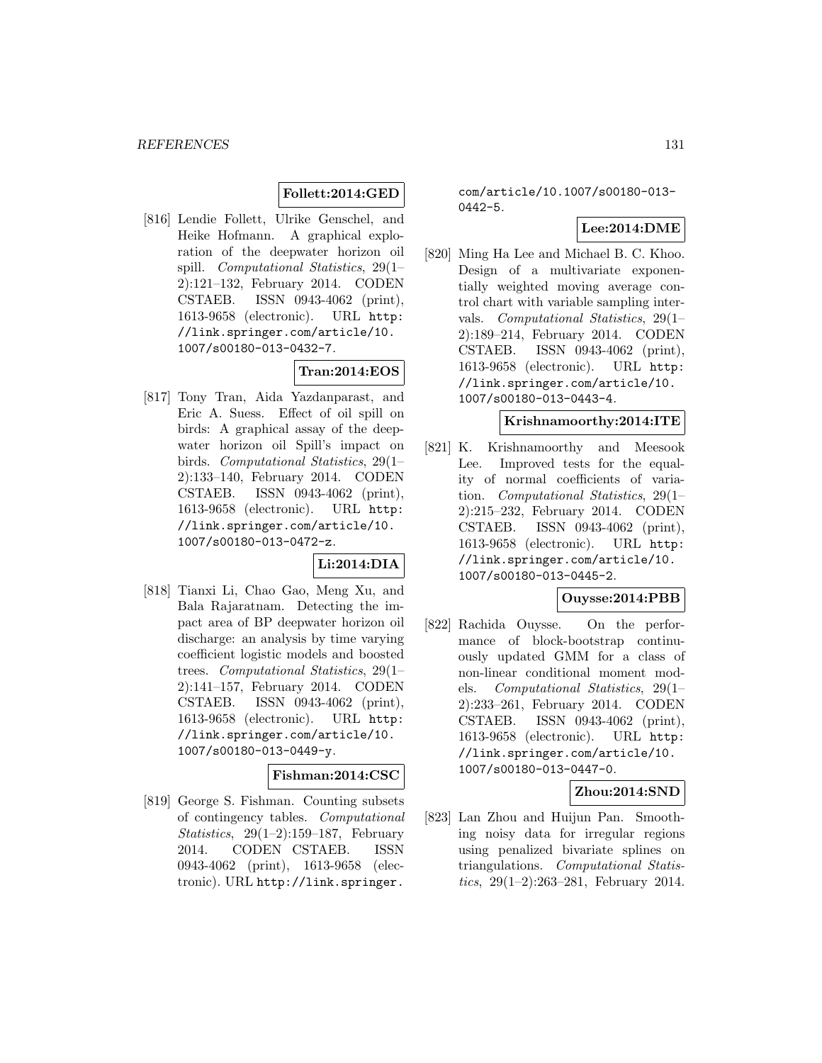**Follett:2014:GED**

[816] Lendie Follett, Ulrike Genschel, and Heike Hofmann. A graphical exploration of the deepwater horizon oil spill. *Computational Statistics*, 29(1–2):121–132, February 2014. CODEN CSTAEB. ISSN 0943-4062 (print), 1613-9658 (electronic). URL http://link.springer.com/article/10.1007/s00180-013-0432-7.

**Tran:2014:EOS**

[817] Tony Tran, Aida Yazdanparast, and Eric A. Suess. Effect of oil spill on birds: A graphical assay of the deepwater horizon oil Spill's impact on birds. *Computational Statistics*, 29(1–2):133–140, February 2014. CODEN CSTAEB. ISSN 0943-4062 (print), 1613-9658 (electronic). URL http://link.springer.com/article/10.1007/s00180-013-0472-z.

**Li:2014:DIA**

[818] Tianxi Li, Chao Gao, Meng Xu, and Bala Rajaratnam. Detecting the impact area of BP deepwater horizon oil discharge: an analysis by time varying coefficient logistic models and boosted trees. *Computational Statistics*, 29(1–2):141–157, February 2014. CODEN CSTAEB. ISSN 0943-4062 (print), 1613-9658 (electronic). URL http://link.springer.com/article/10.1007/s00180-013-0449-y.

**Fishman:2014:CSC**

[819] George S. Fishman. Counting subsets of contingency tables. *Computational Statistics*, 29(1–2):159–187, February 2014. CODEN CSTAEB. ISSN 0943-4062 (print), 1613-9658 (electronic). URL http://link.springer.com/article/10.1007/s00180-013-0442-5.

**Lee:2014:DME**

[820] Ming Ha Lee and Michael B. C. Khoo. Design of a multivariate exponentially weighted moving average control chart with variable sampling intervals. *Computational Statistics*, 29(1–2):189–214, February 2014. CODEN CSTAEB. ISSN 0943-4062 (print), 1613-9658 (electronic). URL http://link.springer.com/article/10.1007/s00180-013-0443-4.

**Krishnamoorthy:2014:ITE**

[821] K. Krishnamoorthy and Meesook Lee. Improved tests for the equality of normal coefficients of variation. *Computational Statistics*, 29(1–2):215–232, February 2014. CODEN CSTAEB. ISSN 0943-4062 (print), 1613-9658 (electronic). URL http://link.springer.com/article/10.1007/s00180-013-0445-2.

**Ouysse:2014:PBB**

[822] Rachida Ouysse. On the performance of block-bootstrap continuously updated GMM for a class of non-linear conditional moment models. *Computational Statistics*, 29(1–2):233–261, February 2014. CODEN CSTAEB. ISSN 0943-4062 (print), 1613-9658 (electronic). URL http://link.springer.com/article/10.1007/s00180-013-0447-0.

**Zhou:2014:SND**

[823] Lan Zhou and Huijun Pan. Smoothing noisy data for irregular regions using penalized bivariate splines on triangulations. *Computational Statistics*, 29(1–2):263–281, February 2014.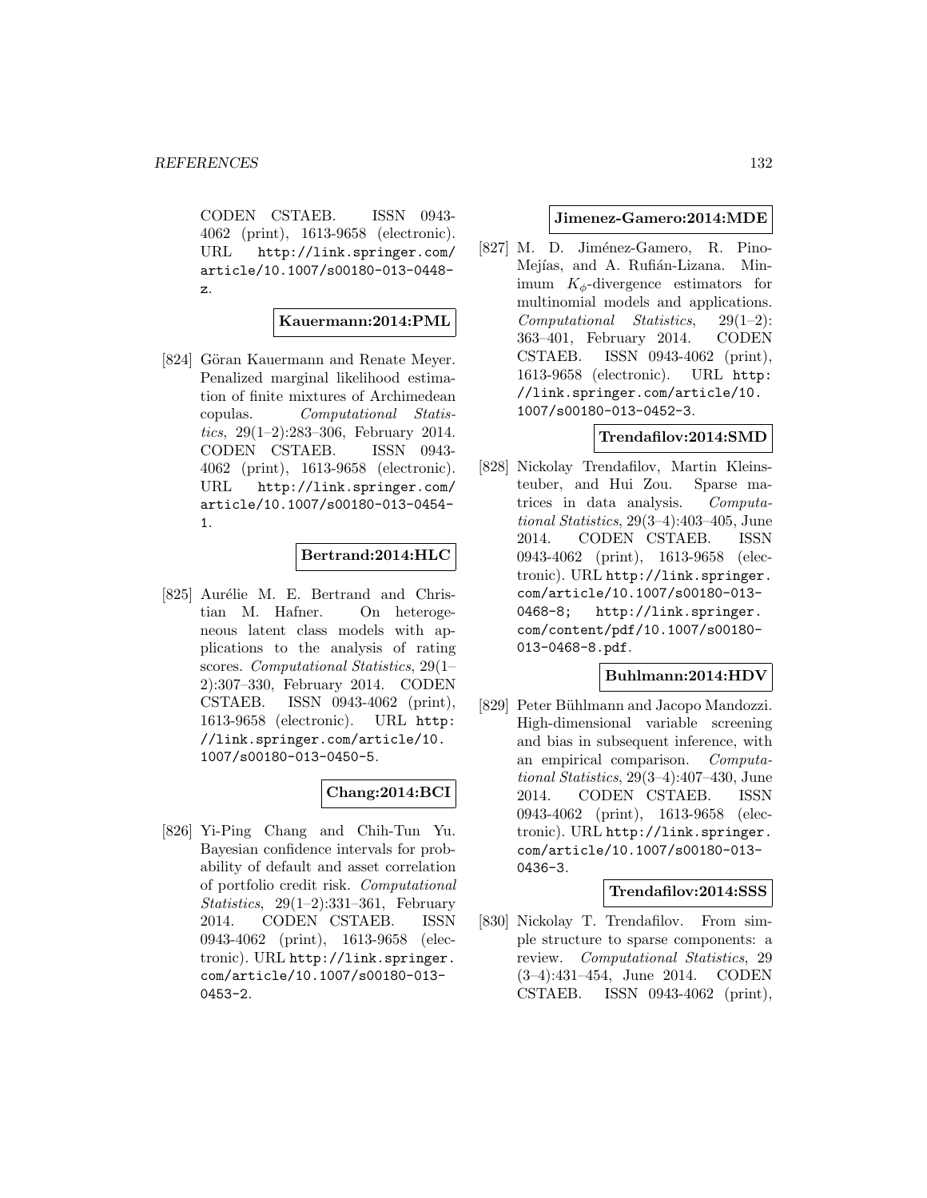CODEN CSTAEB. ISSN 0943-4062 (print), 1613-9658 (electronic). URL http://link.springer.com/article/10.1007/s00180-013-0448-z.

**Kauermann:2014:PML**

[824] Göran Kauermann and Renate Meyer. Penalized marginal likelihood estimation of finite mixtures of Archimedean copulas. *Computational Statistics*, 29(1–2):283–306, February 2014. CODEN CSTAEB. ISSN 0943-4062 (print), 1613-9658 (electronic). URL http://link.springer.com/article/10.1007/s00180-013-0454-1.

**Bertrand:2014:HLC**

[825] Aurélie M. E. Bertrand and Christian M. Hafner. On heterogeneous latent class models with applications to the analysis of rating scores. *Computational Statistics*, 29(1–2):307–330, February 2014. CODEN CSTAEB. ISSN 0943-4062 (print), 1613-9658 (electronic). URL http://link.springer.com/article/10.1007/s00180-013-0450-5.

**Chang:2014:BCI**

[826] Yi-Ping Chang and Chih-Tun Yu. Bayesian confidence intervals for probability of default and asset correlation of portfolio credit risk. *Computational Statistics*, 29(1–2):331–361, February 2014. CODEN CSTAEB. ISSN 0943-4062 (print), 1613-9658 (electronic). URL http://link.springer.com/article/10.1007/s00180-013-0453-2.

**Jimenez-Gamero:2014:MDE**

[827] M. D. Jiménez-Gamero, R. Pino-Mejías, and A. Rufián-Lizana. Minimum $K_\phi$-divergence estimators for multinomial models and applications. *Computational Statistics*, 29(1–2):363–401, February 2014. CODEN CSTAEB. ISSN 0943-4062 (print), 1613-9658 (electronic). URL http://link.springer.com/article/10.1007/s00180-013-0452-3.

**Trendafilov:2014:SMD**

[828] Nickolay Trendafilov, Martin Kleinsteuber, and Hui Zou. Sparse matrices in data analysis. *Computational Statistics*, 29(3–4):403–405, June 2014. CODEN CSTAEB. ISSN 0943-4062 (print), 1613-9658 (electronic). URL http://link.springer.com/article/10.1007/s00180-013-0468-8; http://link.springer.com/content/pdf/10.1007/s00180-013-0468-8.pdf.

**Buhlmann:2014:HDV**

[829] Peter Bühlmann and Jacopo Mandozzi. High-dimensional variable screening and bias in subsequent inference, with an empirical comparison. *Computational Statistics*, 29(3–4):407–430, June 2014. CODEN CSTAEB. ISSN 0943-4062 (print), 1613-9658 (electronic). URL http://link.springer.com/article/10.1007/s00180-013-0436-3.

**Trendafilov:2014:SSS**

[830] Nickolay T. Trendafilov. From simple structure to sparse components: a review. *Computational Statistics*, 29 (3–4):431–454, June 2014. CODEN CSTAEB. ISSN 0943-4062 (print),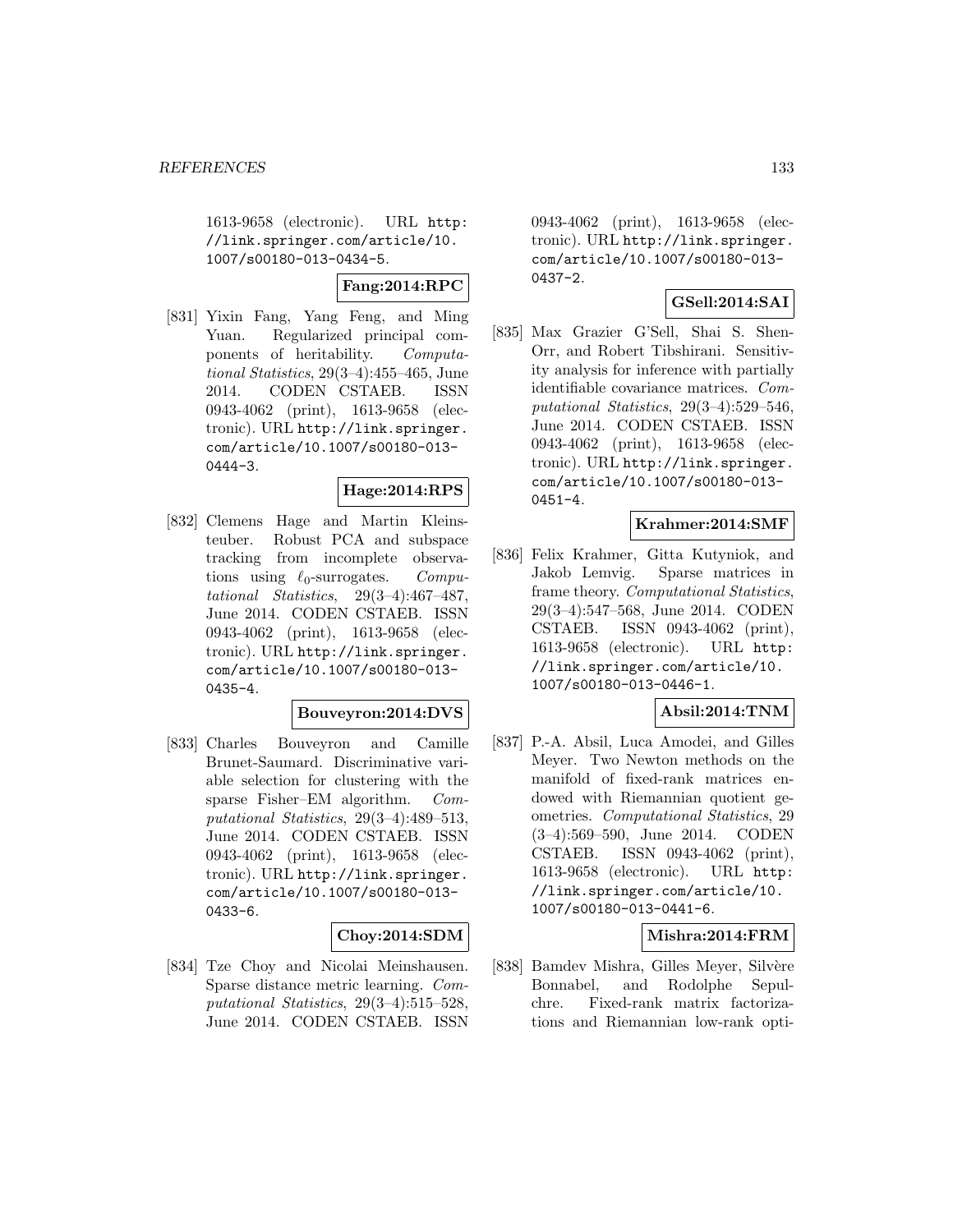1613-9658 (electronic). URL http://link.springer.com/article/10.1007/s00180-013-0434-5.

**Fang:2014:RPC**

[831] Yixin Fang, Yang Feng, and Ming Yuan. Regularized principal components of heritability. *Computational Statistics*, 29(3–4):455–465, June 2014. CODEN CSTAEB. ISSN 0943-4062 (print), 1613-9658 (electronic). URL http://link.springer.com/article/10.1007/s00180-013-0444-3.

**Hage:2014:RPS**

[832] Clemens Hage and Martin Kleinsteuber. Robust PCA and subspace tracking from incomplete observations using $\ell_0$-surrogates. *Computational Statistics*, 29(3–4):467–487, June 2014. CODEN CSTAEB. ISSN 0943-4062 (print), 1613-9658 (electronic). URL http://link.springer.com/article/10.1007/s00180-013-0435-4.

**Bouveyron:2014:DVS**

[833] Charles Bouveyron and Camille Brunet-Saumard. Discriminative variable selection for clustering with the sparse Fisher–EM algorithm. *Computational Statistics*, 29(3–4):489–513, June 2014. CODEN CSTAEB. ISSN 0943-4062 (print), 1613-9658 (electronic). URL http://link.springer.com/article/10.1007/s00180-013-0433-6.

**Choy:2014:SDM**

[834] Tze Choy and Nicolai Meinshausen. Sparse distance metric learning. *Computational Statistics*, 29(3–4):515–528, June 2014. CODEN CSTAEB. ISSN 0943-4062 (print), 1613-9658 (electronic). URL http://link.springer.com/article/10.1007/s00180-013-0437-2.

**GSell:2014:SAI**

[835] Max Grazier G'Sell, Shai S. Shen-Orr, and Robert Tibshirani. Sensitivity analysis for inference with partially identifiable covariance matrices. *Computational Statistics*, 29(3–4):529–546, June 2014. CODEN CSTAEB. ISSN 0943-4062 (print), 1613-9658 (electronic). URL http://link.springer.com/article/10.1007/s00180-013-0451-4.

**Krahmer:2014:SMF**

[836] Felix Krahmer, Gitta Kutyniok, and Jakob Lemvig. Sparse matrices in frame theory. *Computational Statistics*, 29(3–4):547–568, June 2014. CODEN CSTAEB. ISSN 0943-4062 (print), 1613-9658 (electronic). URL http://link.springer.com/article/10.1007/s00180-013-0446-1.

**Absil:2014:TNM**

[837] P.-A. Absil, Luca Amodei, and Gilles Meyer. Two Newton methods on the manifold of fixed-rank matrices endowed with Riemannian quotient geometries. *Computational Statistics*, 29 (3–4):569–590, June 2014. CODEN CSTAEB. ISSN 0943-4062 (print), 1613-9658 (electronic). URL http://link.springer.com/article/10.1007/s00180-013-0441-6.

**Mishra:2014:FRM**

[838] Bamdev Mishra, Gilles Meyer, Silvère Bonnabel, and Rodolphe Sepulchre. Fixed-rank matrix factorizations and Riemannian low-rank opti-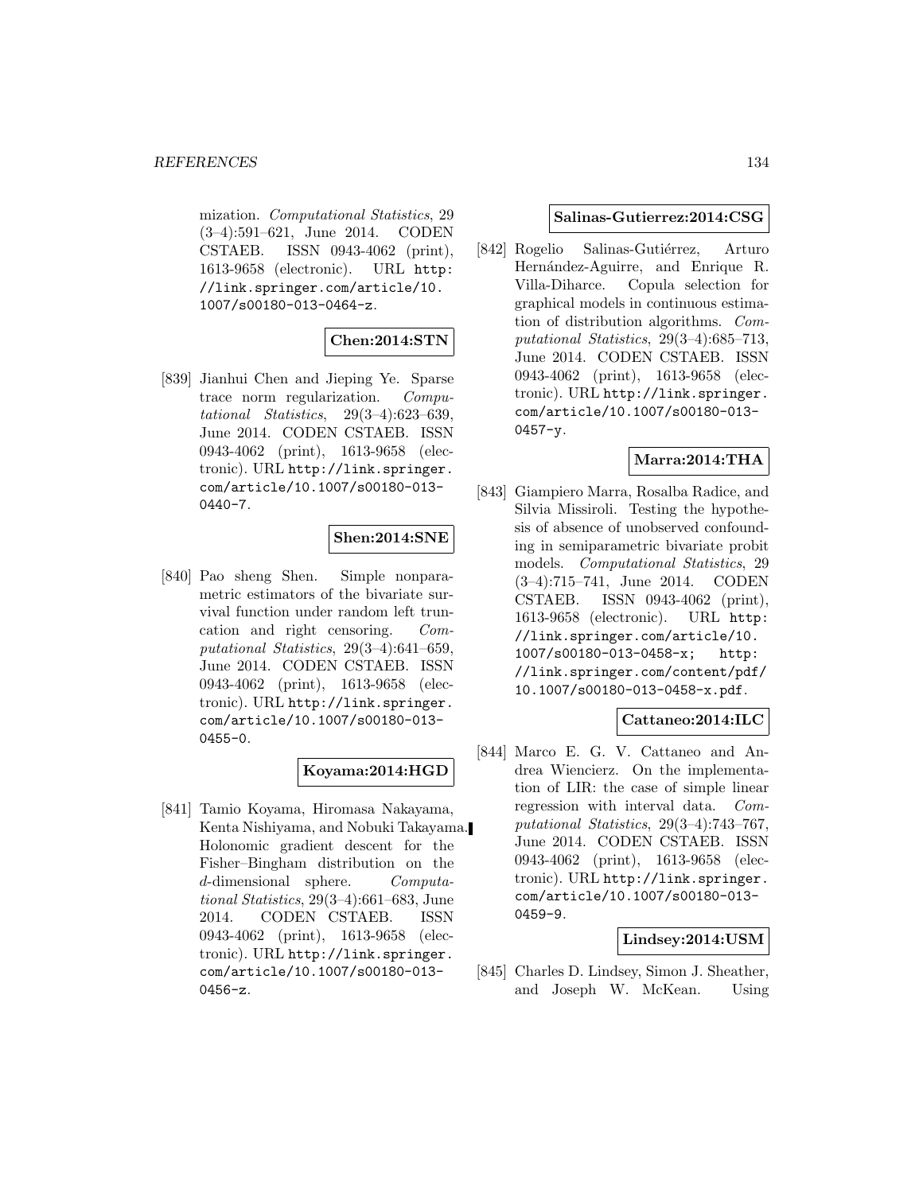mization. *Computational Statistics*, 29 (3–4):591–621, June 2014. CODEN CSTAEB. ISSN 0943-4062 (print), 1613-9658 (electronic). URL http://link.springer.com/article/10.1007/s00180-013-0464-z.

**Chen:2014:STN**

[839] Jianhui Chen and Jieping Ye. Sparse trace norm regularization. *Computational Statistics*, 29(3–4):623–639, June 2014. CODEN CSTAEB. ISSN 0943-4062 (print), 1613-9658 (electronic). URL http://link.springer.com/article/10.1007/s00180-013-0440-7.

**Shen:2014:SNE**

[840] Pao sheng Shen. Simple nonparametric estimators of the bivariate survival function under random left truncation and right censoring. *Computational Statistics*, 29(3–4):641–659, June 2014. CODEN CSTAEB. ISSN 0943-4062 (print), 1613-9658 (electronic). URL http://link.springer.com/article/10.1007/s00180-013-0455-0.

**Koyama:2014:HGD**

[841] Tamio Koyama, Hiromasa Nakayama, Kenta Nishiyama, and Nobuki Takayama. Holonomic gradient descent for the Fisher–Bingham distribution on the $d$-dimensional sphere. *Computational Statistics*, 29(3–4):661–683, June 2014. CODEN CSTAEB. ISSN 0943-4062 (print), 1613-9658 (electronic). URL http://link.springer.com/article/10.1007/s00180-013-0456-z.

**Salinas-Gutierrez:2014:CSG**

[842] Rogelio Salinas-Gutiérrez, Arturo Hernández-Aguirre, and Enrique R. Villa-Diharce. Copula selection for graphical models in continuous estimation of distribution algorithms. *Computational Statistics*, 29(3–4):685–713, June 2014. CODEN CSTAEB. ISSN 0943-4062 (print), 1613-9658 (electronic). URL http://link.springer.com/article/10.1007/s00180-013-0457-y.

**Marra:2014:THA**

[843] Giampiero Marra, Rosalba Radice, and Silvia Missiroli. Testing the hypothesis of absence of unobserved confounding in semiparametric bivariate probit models. *Computational Statistics*, 29 (3–4):715–741, June 2014. CODEN CSTAEB. ISSN 0943-4062 (print), 1613-9658 (electronic). URL http://link.springer.com/article/10.1007/s00180-013-0458-x; http://link.springer.com/content/pdf/10.1007/s00180-013-0458-x.pdf.

**Cattaneo:2014:ILC**

[844] Marco E. G. V. Cattaneo and Andrea Wiencierz. On the implementation of LIR: the case of simple linear regression with interval data. *Computational Statistics*, 29(3–4):743–767, June 2014. CODEN CSTAEB. ISSN 0943-4062 (print), 1613-9658 (electronic). URL http://link.springer.com/article/10.1007/s00180-013-0459-9.

**Lindsey:2014:USM**

[845] Charles D. Lindsey, Simon J. Sheather, and Joseph W. McKean. Using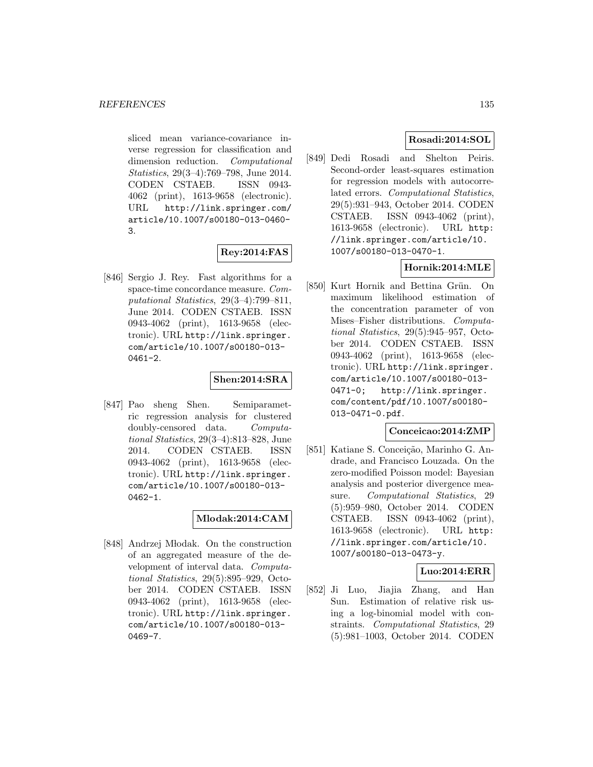sliced mean variance-covariance inverse regression for classification and dimension reduction. *Computational Statistics*, 29(3–4):769–798, June 2014. CODEN CSTAEB. ISSN 0943-4062 (print), 1613-9658 (electronic). URL `http://link.springer.com/article/10.1007/s00180-013-0460-3`.

**Rey:2014:FAS**

[846] Sergio J. Rey. Fast algorithms for a space-time concordance measure. *Computational Statistics*, 29(3–4):799–811, June 2014. CODEN CSTAEB. ISSN 0943-4062 (print), 1613-9658 (electronic). URL `http://link.springer.com/article/10.1007/s00180-013-0461-2`.

**Shen:2014:SRA**

[847] Pao sheng Shen. Semiparametric regression analysis for clustered doubly-censored data. *Computational Statistics*, 29(3–4):813–828, June 2014. CODEN CSTAEB. ISSN 0943-4062 (print), 1613-9658 (electronic). URL `http://link.springer.com/article/10.1007/s00180-013-0462-1`.

**Mlodak:2014:CAM**

[848] Andrzej Młodak. On the construction of an aggregated measure of the development of interval data. *Computational Statistics*, 29(5):895–929, October 2014. CODEN CSTAEB. ISSN 0943-4062 (print), 1613-9658 (electronic). URL `http://link.springer.com/article/10.1007/s00180-013-0469-7`.

**Rosadi:2014:SOL**

[849] Dedi Rosadi and Shelton Peiris. Second-order least-squares estimation for regression models with autocorrelated errors. *Computational Statistics*, 29(5):931–943, October 2014. CODEN CSTAEB. ISSN 0943-4062 (print), 1613-9658 (electronic). URL `http://link.springer.com/article/10.1007/s00180-013-0470-1`.

**Hornik:2014:MLE**

[850] Kurt Hornik and Bettina Grün. On maximum likelihood estimation of the concentration parameter of von Mises–Fisher distributions. *Computational Statistics*, 29(5):945–957, October 2014. CODEN CSTAEB. ISSN 0943-4062 (print), 1613-9658 (electronic). URL `http://link.springer.com/article/10.1007/s00180-013-0471-0`; `http://link.springer.com/content/pdf/10.1007/s00180-013-0471-0.pdf`.

**Conceicao:2014:ZMP**

[851] Katiane S. Conceição, Marinho G. Andrade, and Francisco Louzada. On the zero-modified Poisson model: Bayesian analysis and posterior divergence measure. *Computational Statistics*, 29 (5):959–980, October 2014. CODEN CSTAEB. ISSN 0943-4062 (print), 1613-9658 (electronic). URL `http://link.springer.com/article/10.1007/s00180-013-0473-y`.

**Luo:2014:ERR**

[852] Ji Luo, Jiajia Zhang, and Han Sun. Estimation of relative risk using a log-binomial model with constraints. *Computational Statistics*, 29 (5):981–1003, October 2014. CODEN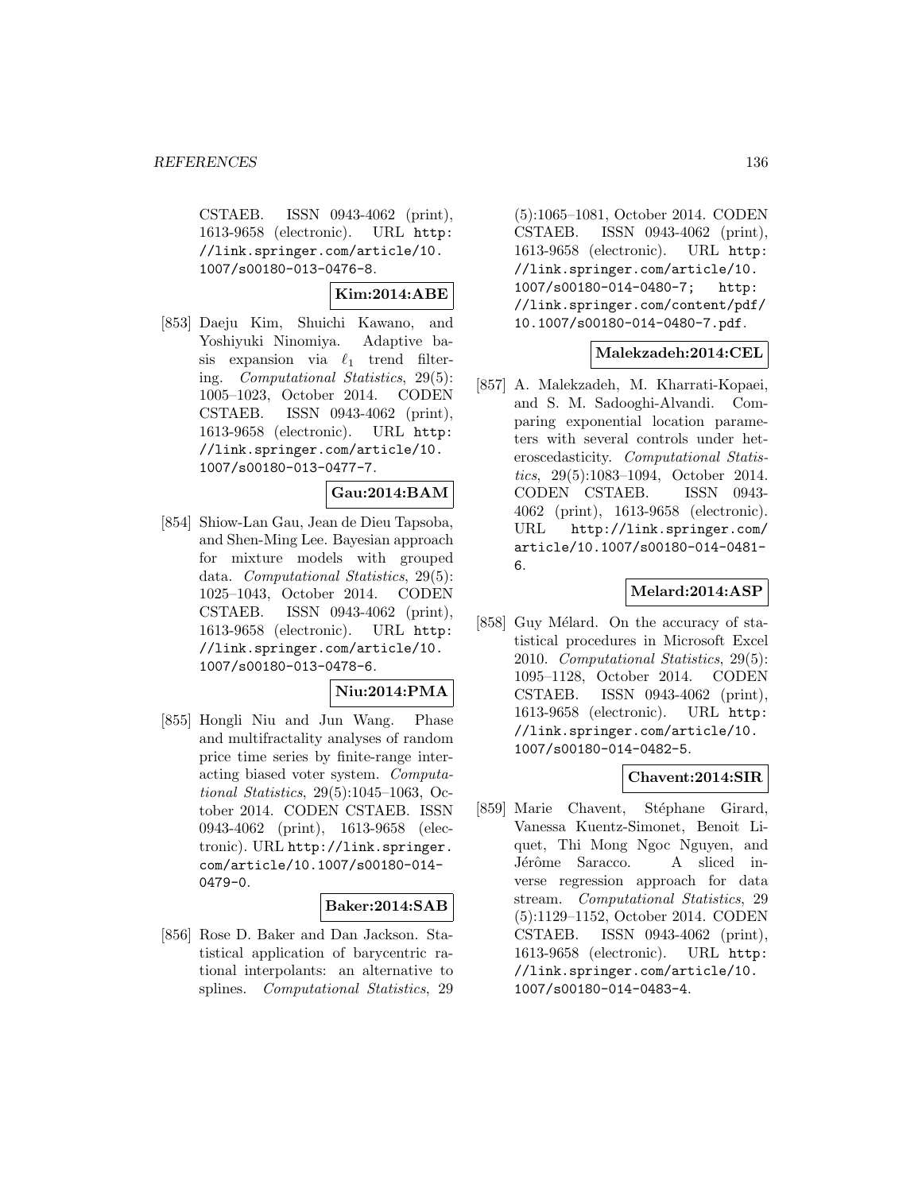CSTAEB. ISSN 0943-4062 (print), 1613-9658 (electronic). URL http://link.springer.com/article/10.1007/s00180-013-0476-8.

**Kim:2014:ABE**

[853] Daeju Kim, Shuichi Kawano, and Yoshiyuki Ninomiya. Adaptive basis expansion via $\ell_1$ trend filtering. *Computational Statistics*, 29(5): 1005–1023, October 2014. CODEN CSTAEB. ISSN 0943-4062 (print), 1613-9658 (electronic). URL http://link.springer.com/article/10.1007/s00180-013-0477-7.

**Gau:2014:BAM**

[854] Shiow-Lan Gau, Jean de Dieu Tapsoba, and Shen-Ming Lee. Bayesian approach for mixture models with grouped data. *Computational Statistics*, 29(5): 1025–1043, October 2014. CODEN CSTAEB. ISSN 0943-4062 (print), 1613-9658 (electronic). URL http://link.springer.com/article/10.1007/s00180-013-0478-6.

**Niu:2014:PMA**

[855] Hongli Niu and Jun Wang. Phase and multifractality analyses of random price time series by finite-range interacting biased voter system. *Computational Statistics*, 29(5):1045–1063, October 2014. CODEN CSTAEB. ISSN 0943-4062 (print), 1613-9658 (electronic). URL http://link.springer.com/article/10.1007/s00180-014-0479-0.

**Baker:2014:SAB**

[856] Rose D. Baker and Dan Jackson. Statistical application of barycentric rational interpolants: an alternative to splines. *Computational Statistics*, 29 (5):1065–1081, October 2014. CODEN CSTAEB. ISSN 0943-4062 (print), 1613-9658 (electronic). URL http://link.springer.com/article/10.1007/s00180-014-0480-7; http://link.springer.com/content/pdf/10.1007/s00180-014-0480-7.pdf.

**Malekzadeh:2014:CEL**

[857] A. Malekzadeh, M. Kharrati-Kopaei, and S. M. Sadooghi-Alvandi. Comparing exponential location parameters with several controls under heteroscedasticity. *Computational Statistics*, 29(5):1083–1094, October 2014. CODEN CSTAEB. ISSN 0943-4062 (print), 1613-9658 (electronic). URL http://link.springer.com/article/10.1007/s00180-014-0481-6.

**Melard:2014:ASP**

[858] Guy Mélard. On the accuracy of statistical procedures in Microsoft Excel 2010. *Computational Statistics*, 29(5): 1095–1128, October 2014. CODEN CSTAEB. ISSN 0943-4062 (print), 1613-9658 (electronic). URL http://link.springer.com/article/10.1007/s00180-014-0482-5.

**Chavent:2014:SIR**

[859] Marie Chavent, Stéphane Girard, Vanessa Kuentz-Simonet, Benoit Liquet, Thi Mong Ngoc Nguyen, and Jérôme Saracco. A sliced inverse regression approach for data stream. *Computational Statistics*, 29 (5):1129–1152, October 2014. CODEN CSTAEB. ISSN 0943-4062 (print), 1613-9658 (electronic). URL http://link.springer.com/article/10.1007/s00180-014-0483-4.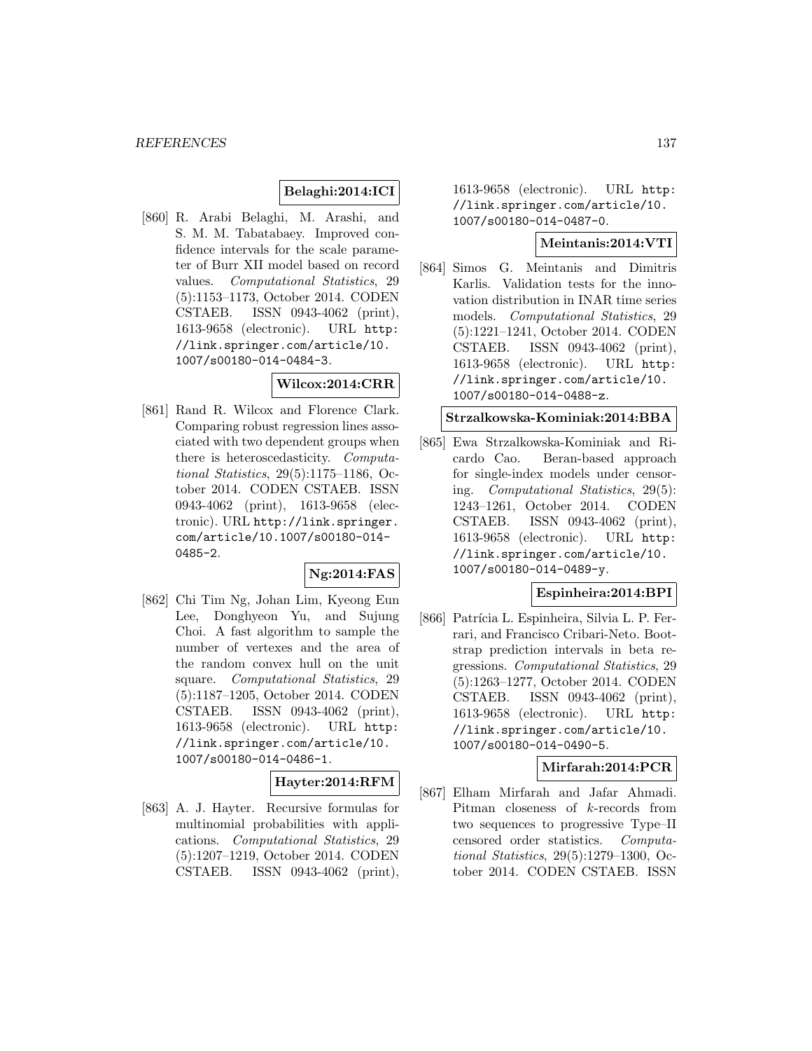**Belaghi:2014:ICI**

[860] R. Arabi Belaghi, M. Arashi, and S. M. M. Tabatabaey. Improved confidence intervals for the scale parameter of Burr XII model based on record values. *Computational Statistics*, 29 (5):1153–1173, October 2014. CODEN CSTAEB. ISSN 0943-4062 (print), 1613-9658 (electronic). URL http://link.springer.com/article/10.1007/s00180-014-0484-3.

**Wilcox:2014:CRR**

[861] Rand R. Wilcox and Florence Clark. Comparing robust regression lines associated with two dependent groups when there is heteroscedasticity. *Computational Statistics*, 29(5):1175–1186, October 2014. CODEN CSTAEB. ISSN 0943-4062 (print), 1613-9658 (electronic). URL http://link.springer.com/article/10.1007/s00180-014-0485-2.

**Ng:2014:FAS**

[862] Chi Tim Ng, Johan Lim, Kyeong Eun Lee, Donghyeon Yu, and Sujung Choi. A fast algorithm to sample the number of vertexes and the area of the random convex hull on the unit square. *Computational Statistics*, 29 (5):1187–1205, October 2014. CODEN CSTAEB. ISSN 0943-4062 (print), 1613-9658 (electronic). URL http://link.springer.com/article/10.1007/s00180-014-0486-1.

**Hayter:2014:RFM**

[863] A. J. Hayter. Recursive formulas for multinomial probabilities with applications. *Computational Statistics*, 29 (5):1207–1219, October 2014. CODEN CSTAEB. ISSN 0943-4062 (print), 1613-9658 (electronic). URL http://link.springer.com/article/10.1007/s00180-014-0487-0.

**Meintanis:2014:VTI**

[864] Simos G. Meintanis and Dimitris Karlis. Validation tests for the innovation distribution in INAR time series models. *Computational Statistics*, 29 (5):1221–1241, October 2014. CODEN CSTAEB. ISSN 0943-4062 (print), 1613-9658 (electronic). URL http://link.springer.com/article/10.1007/s00180-014-0488-z.

**Strzalkowska-Kominiak:2014:BBA**

[865] Ewa Strzalkowska-Kominiak and Ricardo Cao. Beran-based approach for single-index models under censoring. *Computational Statistics*, 29(5): 1243–1261, October 2014. CODEN CSTAEB. ISSN 0943-4062 (print), 1613-9658 (electronic). URL http://link.springer.com/article/10.1007/s00180-014-0489-y.

**Espinheira:2014:BPI**

[866] Patrícia L. Espinheira, Silvia L. P. Ferrari, and Francisco Cribari-Neto. Bootstrap prediction intervals in beta regressions. *Computational Statistics*, 29 (5):1263–1277, October 2014. CODEN CSTAEB. ISSN 0943-4062 (print), 1613-9658 (electronic). URL http://link.springer.com/article/10.1007/s00180-014-0490-5.

**Mirfarah:2014:PCR**

[867] Elham Mirfarah and Jafar Ahmadi. Pitman closeness of $k$-records from two sequences to progressive Type–II censored order statistics. *Computational Statistics*, 29(5):1279–1300, October 2014. CODEN CSTAEB. ISSN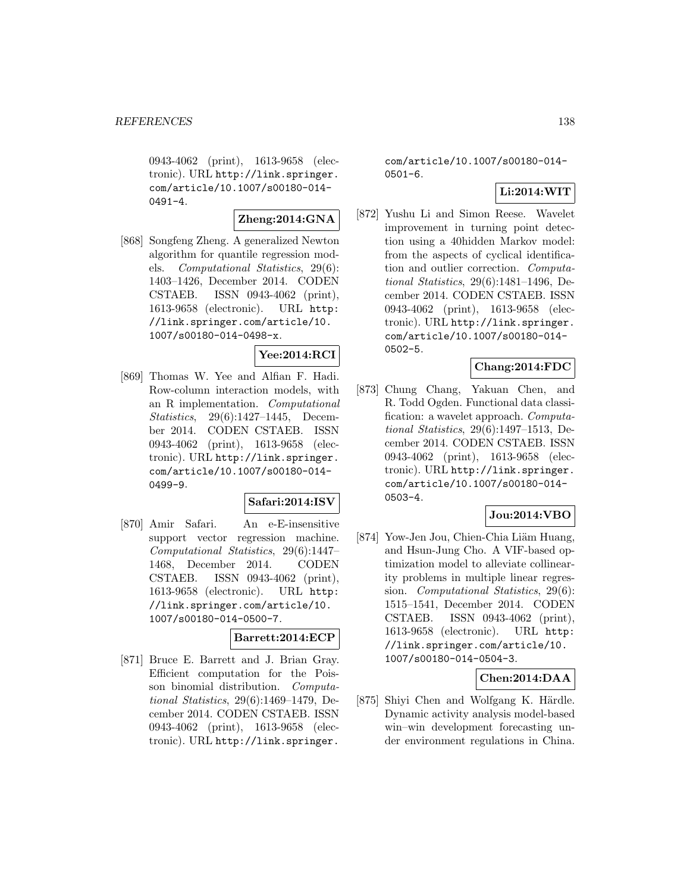0943-4062 (print), 1613-9658 (electronic). URL http://link.springer.com/article/10.1007/s00180-014-0491-4.

**Zheng:2014:GNA**

[868] Songfeng Zheng. A generalized Newton algorithm for quantile regression models. *Computational Statistics*, 29(6): 1403–1426, December 2014. CODEN CSTAEB. ISSN 0943-4062 (print), 1613-9658 (electronic). URL http://link.springer.com/article/10.1007/s00180-014-0498-x.

**Yee:2014:RCI**

[869] Thomas W. Yee and Alfian F. Hadi. Row-column interaction models, with an R implementation. *Computational Statistics*, 29(6):1427–1445, December 2014. CODEN CSTAEB. ISSN 0943-4062 (print), 1613-9658 (electronic). URL http://link.springer.com/article/10.1007/s00180-014-0499-9.

**Safari:2014:ISV**

[870] Amir Safari. An e-E-insensitive support vector regression machine. *Computational Statistics*, 29(6):1447–1468, December 2014. CODEN CSTAEB. ISSN 0943-4062 (print), 1613-9658 (electronic). URL http://link.springer.com/article/10.1007/s00180-014-0500-7.

**Barrett:2014:ECP**

[871] Bruce E. Barrett and J. Brian Gray. Efficient computation for the Poisson binomial distribution. *Computational Statistics*, 29(6):1469–1479, December 2014. CODEN CSTAEB. ISSN 0943-4062 (print), 1613-9658 (electronic). URL http://link.springer.com/article/10.1007/s00180-014-0501-6.

**Li:2014:WIT**

[872] Yushu Li and Simon Reese. Wavelet improvement in turning point detection using a 40hidden Markov model: from the aspects of cyclical identification and outlier correction. *Computational Statistics*, 29(6):1481–1496, December 2014. CODEN CSTAEB. ISSN 0943-4062 (print), 1613-9658 (electronic). URL http://link.springer.com/article/10.1007/s00180-014-0502-5.

**Chang:2014:FDC**

[873] Chung Chang, Yakuan Chen, and R. Todd Ogden. Functional data classification: a wavelet approach. *Computational Statistics*, 29(6):1497–1513, December 2014. CODEN CSTAEB. ISSN 0943-4062 (print), 1613-9658 (electronic). URL http://link.springer.com/article/10.1007/s00180-014-0503-4.

**Jou:2014:VBO**

[874] Yow-Jen Jou, Chien-Chia Liäm Huang, and Hsun-Jung Cho. A VIF-based optimization model to alleviate collinearity problems in multiple linear regression. *Computational Statistics*, 29(6): 1515–1541, December 2014. CODEN CSTAEB. ISSN 0943-4062 (print), 1613-9658 (electronic). URL http://link.springer.com/article/10.1007/s00180-014-0504-3.

**Chen:2014:DAA**

[875] Shiyi Chen and Wolfgang K. Härdle. Dynamic activity analysis model-based win–win development forecasting under environment regulations in China.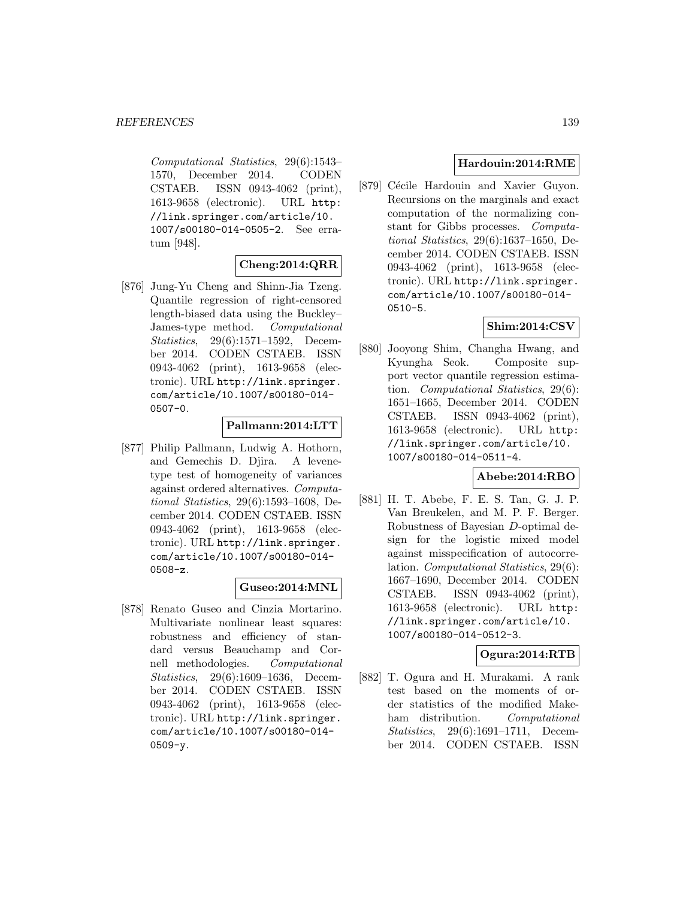*Computational Statistics*, 29(6):1543–1570, December 2014. CODEN CSTAEB. ISSN 0943-4062 (print), 1613-9658 (electronic). URL http://link.springer.com/article/10.1007/s00180-014-0505-2. See erratum [948].

**Cheng:2014:QRR**

[876] Jung-Yu Cheng and Shinn-Jia Tzeng. Quantile regression of right-censored length-biased data using the Buckley–James-type method. *Computational Statistics*, 29(6):1571–1592, December 2014. CODEN CSTAEB. ISSN 0943-4062 (print), 1613-9658 (electronic). URL http://link.springer.com/article/10.1007/s00180-014-0507-0.

**Pallmann:2014:LTT**

[877] Philip Pallmann, Ludwig A. Hothorn, and Gemechis D. Djira. A levene-type test of homogeneity of variances against ordered alternatives. *Computational Statistics*, 29(6):1593–1608, December 2014. CODEN CSTAEB. ISSN 0943-4062 (print), 1613-9658 (electronic). URL http://link.springer.com/article/10.1007/s00180-014-0508-z.

**Guseo:2014:MNL**

[878] Renato Guseo and Cinzia Mortarino. Multivariate nonlinear least squares: robustness and efficiency of standard versus Beauchamp and Cornell methodologies. *Computational Statistics*, 29(6):1609–1636, December 2014. CODEN CSTAEB. ISSN 0943-4062 (print), 1613-9658 (electronic). URL http://link.springer.com/article/10.1007/s00180-014-0509-y.

**Hardouin:2014:RME**

[879] Cécile Hardouin and Xavier Guyon. Recursions on the marginals and exact computation of the normalizing constant for Gibbs processes. *Computational Statistics*, 29(6):1637–1650, December 2014. CODEN CSTAEB. ISSN 0943-4062 (print), 1613-9658 (electronic). URL http://link.springer.com/article/10.1007/s00180-014-0510-5.

**Shim:2014:CSV**

[880] Jooyong Shim, Changha Hwang, and Kyungha Seok. Composite support vector quantile regression estimation. *Computational Statistics*, 29(6):1651–1665, December 2014. CODEN CSTAEB. ISSN 0943-4062 (print), 1613-9658 (electronic). URL http://link.springer.com/article/10.1007/s00180-014-0511-4.

**Abebe:2014:RBO**

[881] H. T. Abebe, F. E. S. Tan, G. J. P. Van Breukelen, and M. P. F. Berger. Robustness of Bayesian $D$-optimal design for the logistic mixed model against misspecification of autocorrelation. *Computational Statistics*, 29(6):1667–1690, December 2014. CODEN CSTAEB. ISSN 0943-4062 (print), 1613-9658 (electronic). URL http://link.springer.com/article/10.1007/s00180-014-0512-3.

**Ogura:2014:RTB**

[882] T. Ogura and H. Murakami. A rank test based on the moments of order statistics of the modified Makeham distribution. *Computational Statistics*, 29(6):1691–1711, December 2014. CODEN CSTAEB. ISSN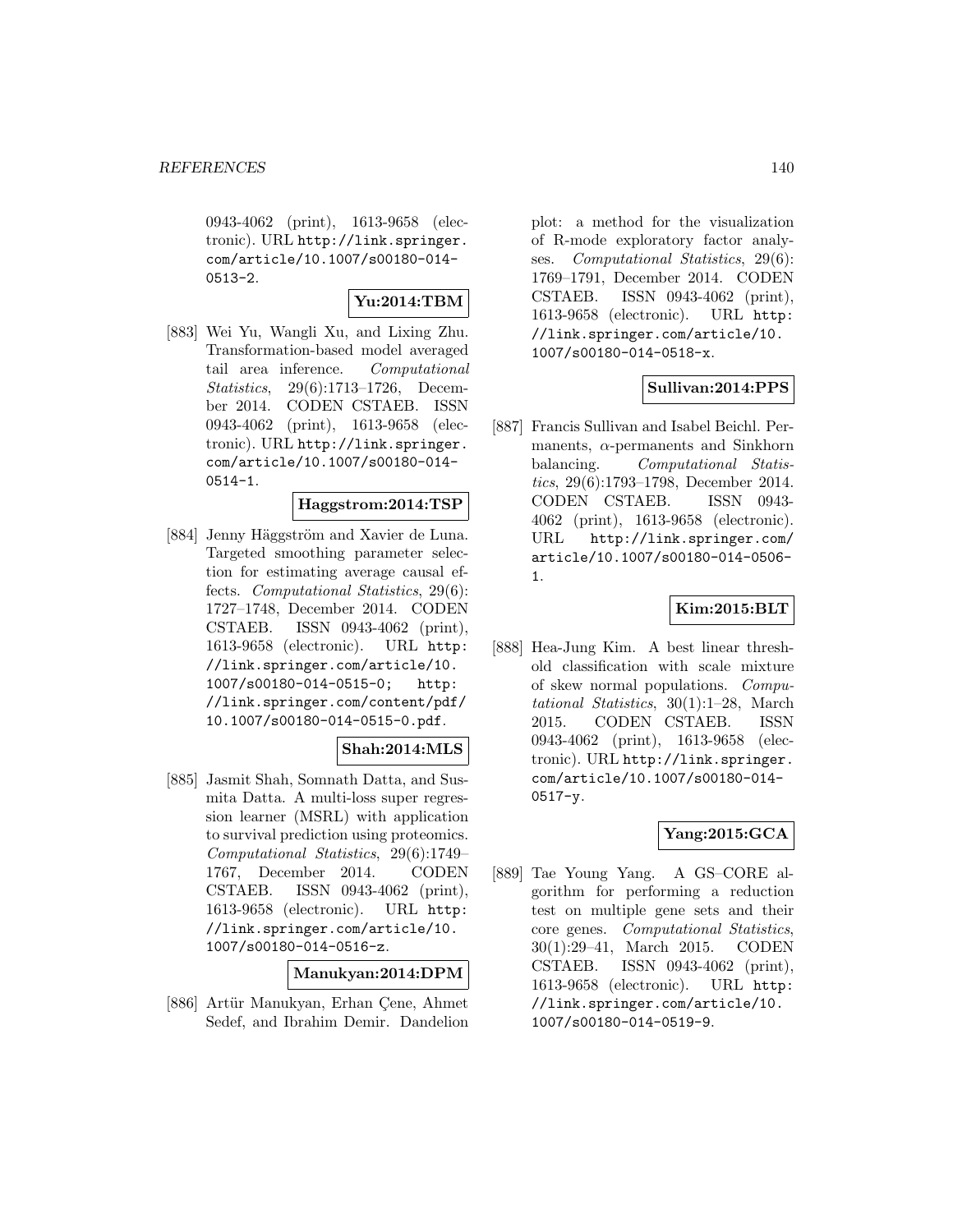0943-4062 (print), 1613-9658 (electronic). URL http://link.springer.com/article/10.1007/s00180-014-0513-2.

**Yu:2014:TBM**

[883] Wei Yu, Wangli Xu, and Lixing Zhu. Transformation-based model averaged tail area inference. *Computational Statistics*, 29(6):1713–1726, December 2014. CODEN CSTAEB. ISSN 0943-4062 (print), 1613-9658 (electronic). URL http://link.springer.com/article/10.1007/s00180-014-0514-1.

**Haggstrom:2014:TSP**

[884] Jenny Häggström and Xavier de Luna. Targeted smoothing parameter selection for estimating average causal effects. *Computational Statistics*, 29(6):1727–1748, December 2014. CODEN CSTAEB. ISSN 0943-4062 (print), 1613-9658 (electronic). URL http://link.springer.com/article/10.1007/s00180-014-0515-0; http://link.springer.com/content/pdf/10.1007/s00180-014-0515-0.pdf.

**Shah:2014:MLS**

[885] Jasmit Shah, Somnath Datta, and Susmita Datta. A multi-loss super regression learner (MSRL) with application to survival prediction using proteomics. *Computational Statistics*, 29(6):1749–1767, December 2014. CODEN CSTAEB. ISSN 0943-4062 (print), 1613-9658 (electronic). URL http://link.springer.com/article/10.1007/s00180-014-0516-z.

**Manukyan:2014:DPM**

[886] Artür Manukyan, Erhan Çene, Ahmet Sedef, and Ibrahim Demir. Dandelion plot: a method for the visualization of R-mode exploratory factor analyses. *Computational Statistics*, 29(6):1769–1791, December 2014. CODEN CSTAEB. ISSN 0943-4062 (print), 1613-9658 (electronic). URL http://link.springer.com/article/10.1007/s00180-014-0518-x.

**Sullivan:2014:PPS**

[887] Francis Sullivan and Isabel Beichl. Permanents, $\alpha$-permanents and Sinkhorn balancing. *Computational Statistics*, 29(6):1793–1798, December 2014. CODEN CSTAEB. ISSN 0943-4062 (print), 1613-9658 (electronic). URL http://link.springer.com/article/10.1007/s00180-014-0506-1.

**Kim:2015:BLT**

[888] Hea-Jung Kim. A best linear threshold classification with scale mixture of skew normal populations. *Computational Statistics*, 30(1):1–28, March 2015. CODEN CSTAEB. ISSN 0943-4062 (print), 1613-9658 (electronic). URL http://link.springer.com/article/10.1007/s00180-014-0517-y.

**Yang:2015:GCA**

[889] Tae Young Yang. A GS–CORE algorithm for performing a reduction test on multiple gene sets and their core genes. *Computational Statistics*, 30(1):29–41, March 2015. CODEN CSTAEB. ISSN 0943-4062 (print), 1613-9658 (electronic). URL http://link.springer.com/article/10.1007/s00180-014-0519-9.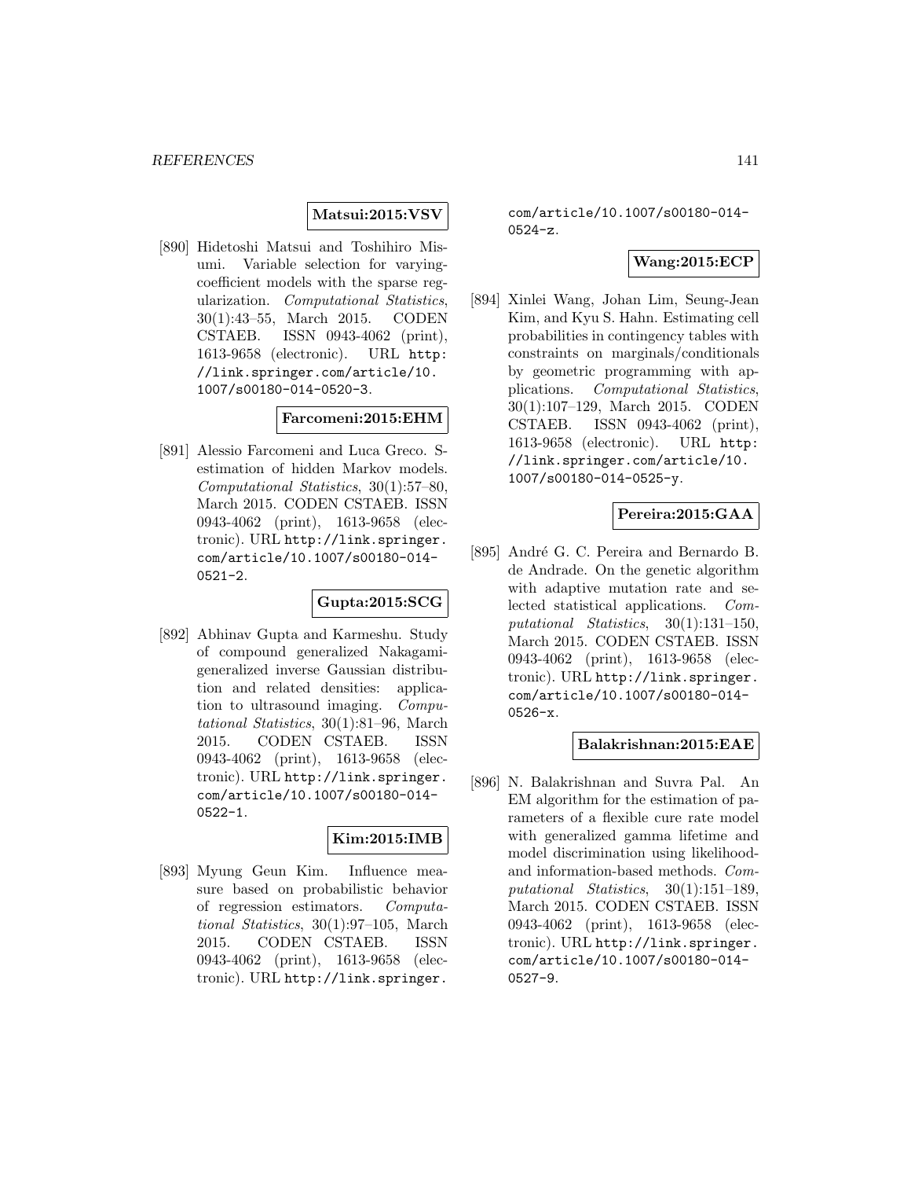**Matsui:2015:VSV**

[890] Hidetoshi Matsui and Toshihiro Misumi. Variable selection for varying-coefficient models with the sparse regularization. *Computational Statistics*, 30(1):43–55, March 2015. CODEN CSTAEB. ISSN 0943-4062 (print), 1613-9658 (electronic). URL http://link.springer.com/article/10.1007/s00180-014-0520-3.

**Farcomeni:2015:EHM**

[891] Alessio Farcomeni and Luca Greco. S-estimation of hidden Markov models. *Computational Statistics*, 30(1):57–80, March 2015. CODEN CSTAEB. ISSN 0943-4062 (print), 1613-9658 (electronic). URL http://link.springer.com/article/10.1007/s00180-014-0521-2.

**Gupta:2015:SCG**

[892] Abhinav Gupta and Karmeshu. Study of compound generalized Nakagami-generalized inverse Gaussian distribution and related densities: application to ultrasound imaging. *Computational Statistics*, 30(1):81–96, March 2015. CODEN CSTAEB. ISSN 0943-4062 (print), 1613-9658 (electronic). URL http://link.springer.com/article/10.1007/s00180-014-0522-1.

**Kim:2015:IMB**

[893] Myung Geun Kim. Influence measure based on probabilistic behavior of regression estimators. *Computational Statistics*, 30(1):97–105, March 2015. CODEN CSTAEB. ISSN 0943-4062 (print), 1613-9658 (electronic). URL http://link.springer.com/article/10.1007/s00180-014-0524-z.

**Wang:2015:ECP**

[894] Xinlei Wang, Johan Lim, Seung-Jean Kim, and Kyu S. Hahn. Estimating cell probabilities in contingency tables with constraints on marginals/conditionals by geometric programming with applications. *Computational Statistics*, 30(1):107–129, March 2015. CODEN CSTAEB. ISSN 0943-4062 (print), 1613-9658 (electronic). URL http://link.springer.com/article/10.1007/s00180-014-0525-y.

**Pereira:2015:GAA**

[895] André G. C. Pereira and Bernardo B. de Andrade. On the genetic algorithm with adaptive mutation rate and selected statistical applications. *Computational Statistics*, 30(1):131–150, March 2015. CODEN CSTAEB. ISSN 0943-4062 (print), 1613-9658 (electronic). URL http://link.springer.com/article/10.1007/s00180-014-0526-x.

**Balakrishnan:2015:EAE**

[896] N. Balakrishnan and Suvra Pal. An EM algorithm for the estimation of parameters of a flexible cure rate model with generalized gamma lifetime and model discrimination using likelihood- and information-based methods. *Computational Statistics*, 30(1):151–189, March 2015. CODEN CSTAEB. ISSN 0943-4062 (print), 1613-9658 (electronic). URL http://link.springer.com/article/10.1007/s00180-014-0527-9.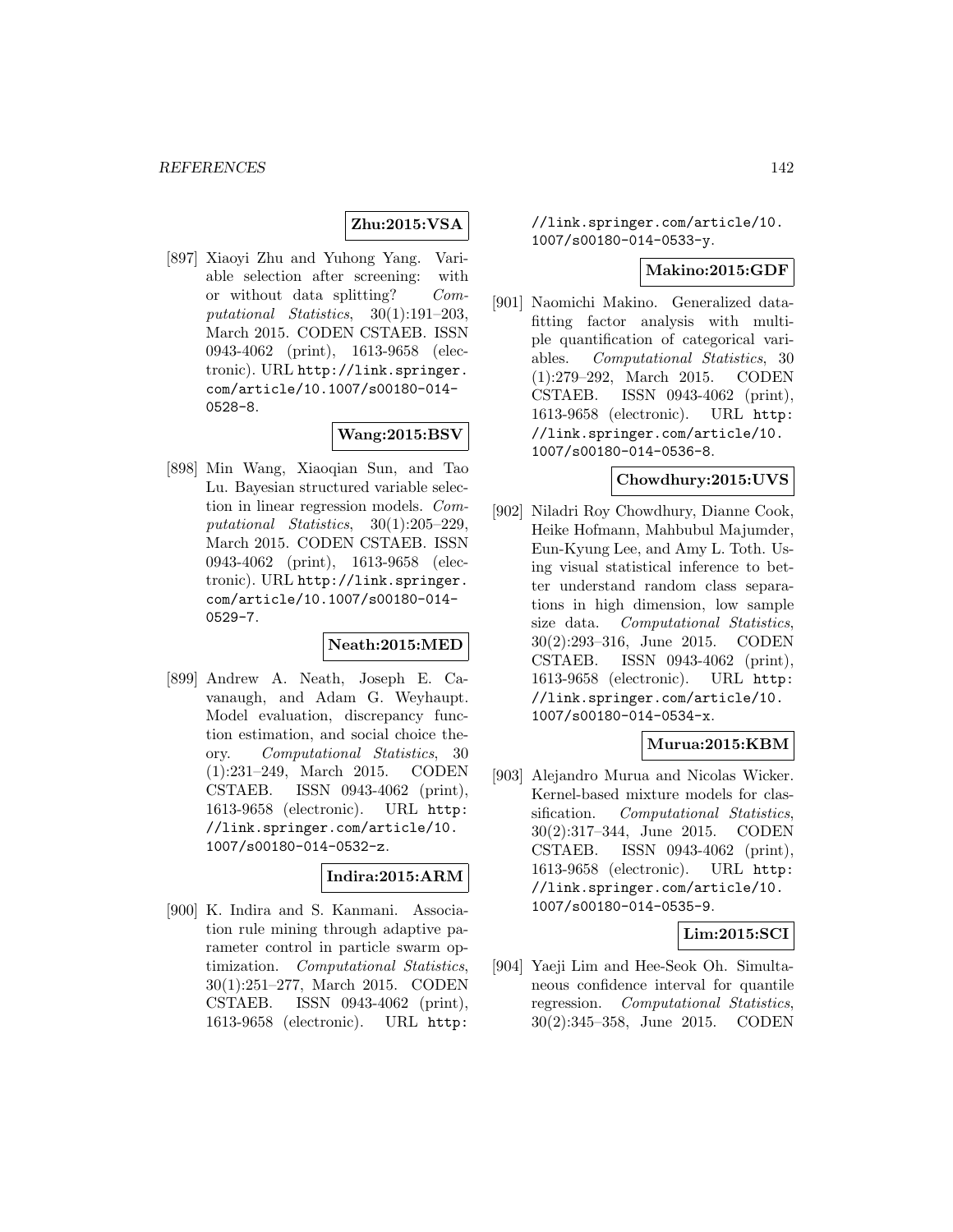**Zhu:2015:VSA**

[897] Xiaoyi Zhu and Yuhong Yang. Variable selection after screening: with or without data splitting? *Computational Statistics*, 30(1):191–203, March 2015. CODEN CSTAEB. ISSN 0943-4062 (print), 1613-9658 (electronic). URL http://link.springer.com/article/10.1007/s00180-014-0528-8.

**Wang:2015:BSV**

[898] Min Wang, Xiaoqian Sun, and Tao Lu. Bayesian structured variable selection in linear regression models. *Computational Statistics*, 30(1):205–229, March 2015. CODEN CSTAEB. ISSN 0943-4062 (print), 1613-9658 (electronic). URL http://link.springer.com/article/10.1007/s00180-014-0529-7.

**Neath:2015:MED**

[899] Andrew A. Neath, Joseph E. Cavanaugh, and Adam G. Weyhaupt. Model evaluation, discrepancy function estimation, and social choice theory. *Computational Statistics*, 30(1):231–249, March 2015. CODEN CSTAEB. ISSN 0943-4062 (print), 1613-9658 (electronic). URL http://link.springer.com/article/10.1007/s00180-014-0532-z.

**Indira:2015:ARM**

[900] K. Indira and S. Kanmani. Association rule mining through adaptive parameter control in particle swarm optimization. *Computational Statistics*, 30(1):251–277, March 2015. CODEN CSTAEB. ISSN 0943-4062 (print), 1613-9658 (electronic). URL http://link.springer.com/article/10.1007/s00180-014-0533-y.

**Makino:2015:GDF**

[901] Naomichi Makino. Generalized data-fitting factor analysis with multiple quantification of categorical variables. *Computational Statistics*, 30(1):279–292, March 2015. CODEN CSTAEB. ISSN 0943-4062 (print), 1613-9658 (electronic). URL http://link.springer.com/article/10.1007/s00180-014-0536-8.

**Chowdhury:2015:UVS**

[902] Niladri Roy Chowdhury, Dianne Cook, Heike Hofmann, Mahbubul Majumder, Eun-Kyung Lee, and Amy L. Toth. Using visual statistical inference to better understand random class separations in high dimension, low sample size data. *Computational Statistics*, 30(2):293–316, June 2015. CODEN CSTAEB. ISSN 0943-4062 (print), 1613-9658 (electronic). URL http://link.springer.com/article/10.1007/s00180-014-0534-x.

**Murua:2015:KBM**

[903] Alejandro Murua and Nicolas Wicker. Kernel-based mixture models for classification. *Computational Statistics*, 30(2):317–344, June 2015. CODEN CSTAEB. ISSN 0943-4062 (print), 1613-9658 (electronic). URL http://link.springer.com/article/10.1007/s00180-014-0535-9.

**Lim:2015:SCI**

[904] Yaeji Lim and Hee-Seok Oh. Simultaneous confidence interval for quantile regression. *Computational Statistics*, 30(2):345–358, June 2015. CODEN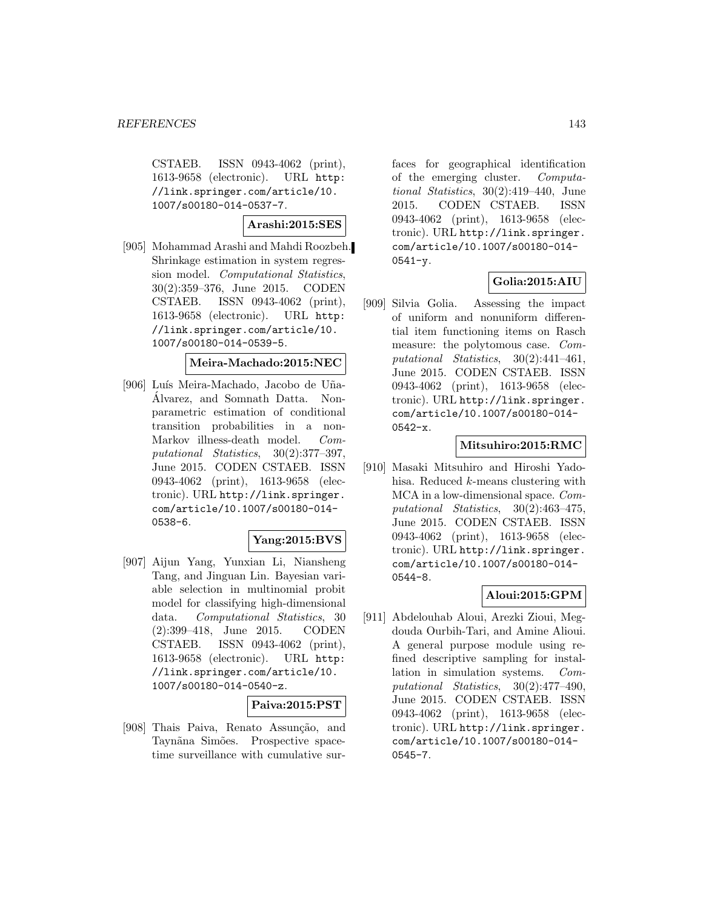CSTAEB. ISSN 0943-4062 (print), 1613-9658 (electronic). URL http://link.springer.com/article/10.1007/s00180-014-0537-7.

**Arashi:2015:SES**

[905] Mohammad Arashi and Mahdi Roozbeh. Shrinkage estimation in system regression model. *Computational Statistics*, 30(2):359–376, June 2015. CODEN CSTAEB. ISSN 0943-4062 (print), 1613-9658 (electronic). URL http://link.springer.com/article/10.1007/s00180-014-0539-5.

**Meira-Machado:2015:NEC**

[906] Luís Meira-Machado, Jacobo de Uña-Álvarez, and Somnath Datta. Nonparametric estimation of conditional transition probabilities in a non-Markov illness-death model. *Computational Statistics*, 30(2):377–397, June 2015. CODEN CSTAEB. ISSN 0943-4062 (print), 1613-9658 (electronic). URL http://link.springer.com/article/10.1007/s00180-014-0538-6.

**Yang:2015:BVS**

[907] Aijun Yang, Yunxian Li, Niansheng Tang, and Jinguan Lin. Bayesian variable selection in multinomial probit model for classifying high-dimensional data. *Computational Statistics*, 30 (2):399–418, June 2015. CODEN CSTAEB. ISSN 0943-4062 (print), 1613-9658 (electronic). URL http://link.springer.com/article/10.1007/s00180-014-0540-z.

**Paiva:2015:PST**

[908] Thais Paiva, Renato Assunção, and Taynãna Simões. Prospective space-time surveillance with cumulative surfaces for geographical identification of the emerging cluster. *Computational Statistics*, 30(2):419–440, June 2015. CODEN CSTAEB. ISSN 0943-4062 (print), 1613-9658 (electronic). URL http://link.springer.com/article/10.1007/s00180-014-0541-y.

**Golia:2015:AIU**

[909] Silvia Golia. Assessing the impact of uniform and nonuniform differential item functioning items on Rasch measure: the polytomous case. *Computational Statistics*, 30(2):441–461, June 2015. CODEN CSTAEB. ISSN 0943-4062 (print), 1613-9658 (electronic). URL http://link.springer.com/article/10.1007/s00180-014-0542-x.

**Mitsuhiro:2015:RMC**

[910] Masaki Mitsuhiro and Hiroshi Yadohisa. Reduced $k$-means clustering with MCA in a low-dimensional space. *Computational Statistics*, 30(2):463–475, June 2015. CODEN CSTAEB. ISSN 0943-4062 (print), 1613-9658 (electronic). URL http://link.springer.com/article/10.1007/s00180-014-0544-8.

**Aloui:2015:GPM**

[911] Abdelouhab Aloui, Arezki Zioui, Megdouda Ourbih-Tari, and Amine Alioui. A general purpose module using refined descriptive sampling for installation in simulation systems. *Computational Statistics*, 30(2):477–490, June 2015. CODEN CSTAEB. ISSN 0943-4062 (print), 1613-9658 (electronic). URL http://link.springer.com/article/10.1007/s00180-014-0545-7.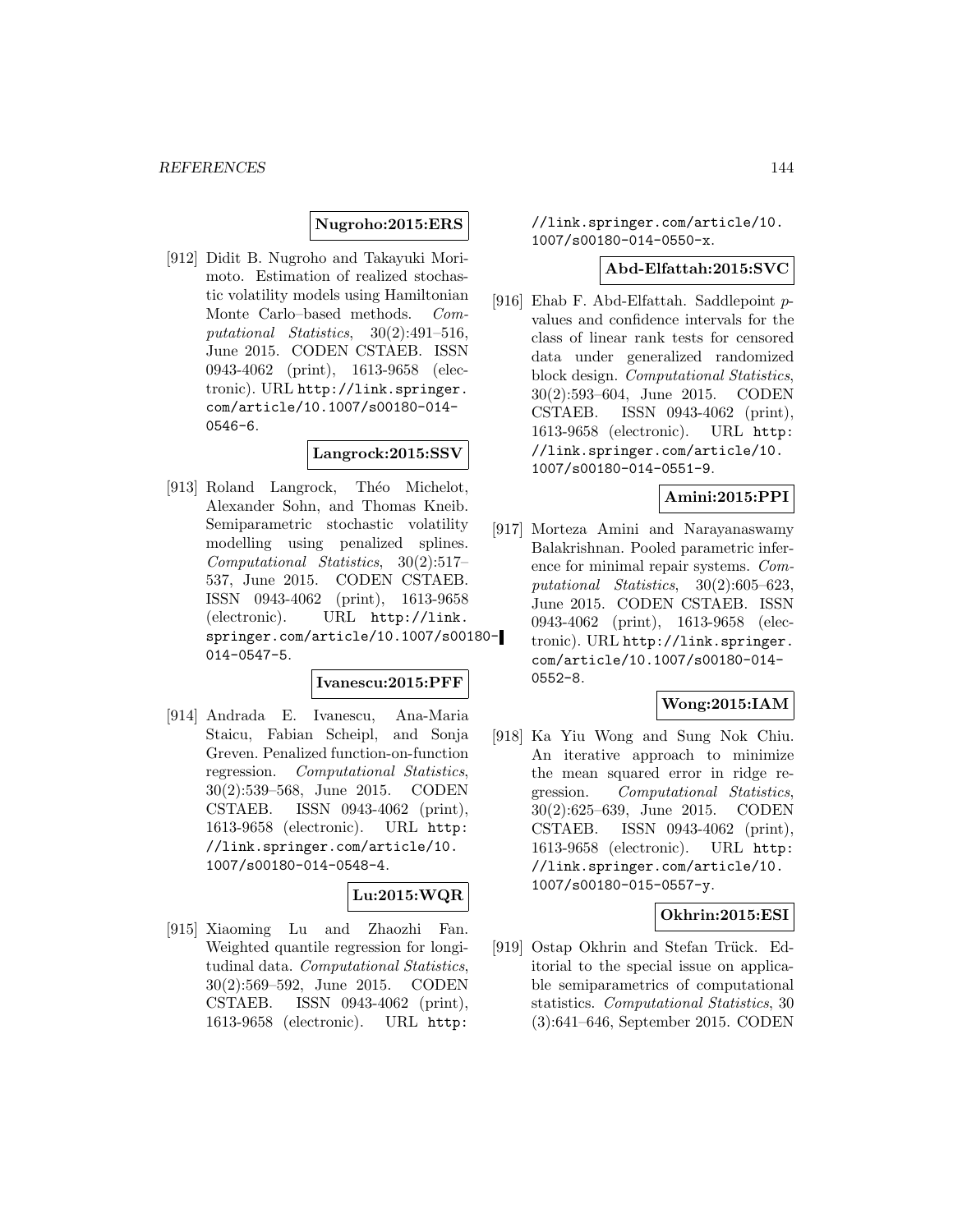**Nugroho:2015:ERS**

[912] Didit B. Nugroho and Takayuki Morimoto. Estimation of realized stochastic volatility models using Hamiltonian Monte Carlo–based methods. *Computational Statistics*, 30(2):491–516, June 2015. CODEN CSTAEB. ISSN 0943-4062 (print), 1613-9658 (electronic). URL http://link.springer.com/article/10.1007/s00180-014-0546-6.

**Langrock:2015:SSV**

[913] Roland Langrock, Théo Michelot, Alexander Sohn, and Thomas Kneib. Semiparametric stochastic volatility modelling using penalized splines. *Computational Statistics*, 30(2):517–537, June 2015. CODEN CSTAEB. ISSN 0943-4062 (print), 1613-9658 (electronic). URL http://link.springer.com/article/10.1007/s00180-014-0547-5.

**Ivanescu:2015:PFF**

[914] Andrada E. Ivanescu, Ana-Maria Staicu, Fabian Scheipl, and Sonja Greven. Penalized function-on-function regression. *Computational Statistics*, 30(2):539–568, June 2015. CODEN CSTAEB. ISSN 0943-4062 (print), 1613-9658 (electronic). URL http://link.springer.com/article/10.1007/s00180-014-0548-4.

**Lu:2015:WQR**

[915] Xiaoming Lu and Zhaozhi Fan. Weighted quantile regression for longitudinal data. *Computational Statistics*, 30(2):569–592, June 2015. CODEN CSTAEB. ISSN 0943-4062 (print), 1613-9658 (electronic). URL http://link.springer.com/article/10.1007/s00180-014-0550-x.

**Abd-Elfattah:2015:SVC**

[916] Ehab F. Abd-Elfattah. Saddlepoint $p$-values and confidence intervals for the class of linear rank tests for censored data under generalized randomized block design. *Computational Statistics*, 30(2):593–604, June 2015. CODEN CSTAEB. ISSN 0943-4062 (print), 1613-9658 (electronic). URL http://link.springer.com/article/10.1007/s00180-014-0551-9.

**Amini:2015:PPI**

[917] Morteza Amini and Narayanaswamy Balakrishnan. Pooled parametric inference for minimal repair systems. *Computational Statistics*, 30(2):605–623, June 2015. CODEN CSTAEB. ISSN 0943-4062 (print), 1613-9658 (electronic). URL http://link.springer.com/article/10.1007/s00180-014-0552-8.

**Wong:2015:IAM**

[918] Ka Yiu Wong and Sung Nok Chiu. An iterative approach to minimize the mean squared error in ridge regression. *Computational Statistics*, 30(2):625–639, June 2015. CODEN CSTAEB. ISSN 0943-4062 (print), 1613-9658 (electronic). URL http://link.springer.com/article/10.1007/s00180-015-0557-y.

**Okhrin:2015:ESI**

[919] Ostap Okhrin and Stefan Trück. Editorial to the special issue on applicable semiparametrics of computational statistics. *Computational Statistics*, 30 (3):641–646, September 2015. CODEN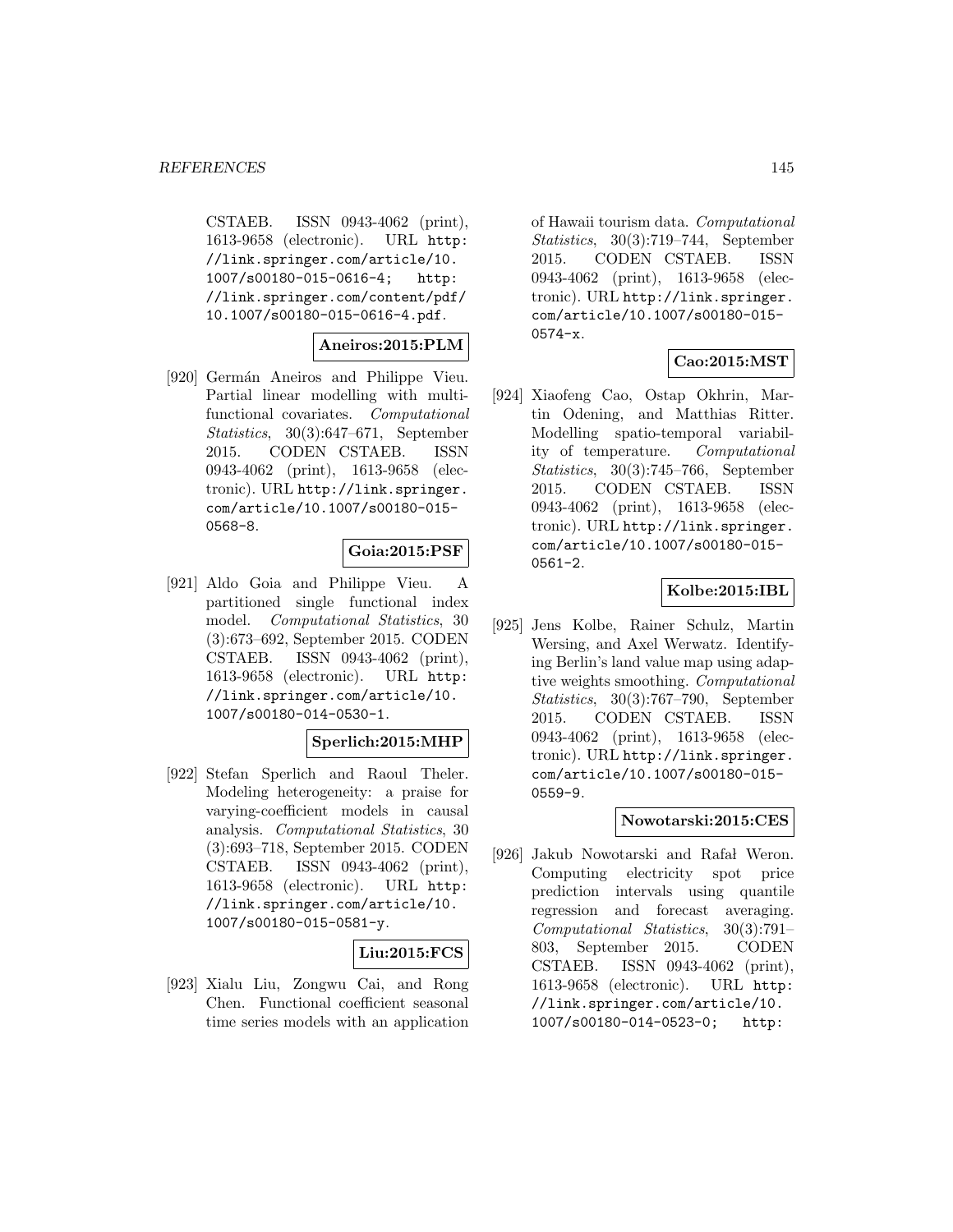CSTAEB. ISSN 0943-4062 (print), 1613-9658 (electronic). URL http://link.springer.com/article/10.1007/s00180-015-0616-4; http://link.springer.com/content/pdf/10.1007/s00180-015-0616-4.pdf.

**Aneiros:2015:PLM**

[920] Germán Aneiros and Philippe Vieu. Partial linear modelling with multi-functional covariates. *Computational Statistics*, 30(3):647–671, September 2015. CODEN CSTAEB. ISSN 0943-4062 (print), 1613-9658 (electronic). URL http://link.springer.com/article/10.1007/s00180-015-0568-8.

**Goia:2015:PSF**

[921] Aldo Goia and Philippe Vieu. A partitioned single functional index model. *Computational Statistics*, 30(3):673–692, September 2015. CODEN CSTAEB. ISSN 0943-4062 (print), 1613-9658 (electronic). URL http://link.springer.com/article/10.1007/s00180-014-0530-1.

**Sperlich:2015:MHP**

[922] Stefan Sperlich and Raoul Theler. Modeling heterogeneity: a praise for varying-coefficient models in causal analysis. *Computational Statistics*, 30(3):693–718, September 2015. CODEN CSTAEB. ISSN 0943-4062 (print), 1613-9658 (electronic). URL http://link.springer.com/article/10.1007/s00180-015-0581-y.

**Liu:2015:FCS**

[923] Xialu Liu, Zongwu Cai, and Rong Chen. Functional coefficient seasonal time series models with an application of Hawaii tourism data. *Computational Statistics*, 30(3):719–744, September 2015. CODEN CSTAEB. ISSN 0943-4062 (print), 1613-9658 (electronic). URL http://link.springer.com/article/10.1007/s00180-015-0574-x.

**Cao:2015:MST**

[924] Xiaofeng Cao, Ostap Okhrin, Martin Odening, and Matthias Ritter. Modelling spatio-temporal variability of temperature. *Computational Statistics*, 30(3):745–766, September 2015. CODEN CSTAEB. ISSN 0943-4062 (print), 1613-9658 (electronic). URL http://link.springer.com/article/10.1007/s00180-015-0561-2.

**Kolbe:2015:IBL**

[925] Jens Kolbe, Rainer Schulz, Martin Wersing, and Axel Werwatz. Identifying Berlin's land value map using adaptive weights smoothing. *Computational Statistics*, 30(3):767–790, September 2015. CODEN CSTAEB. ISSN 0943-4062 (print), 1613-9658 (electronic). URL http://link.springer.com/article/10.1007/s00180-015-0559-9.

**Nowotarski:2015:CES**

[926] Jakub Nowotarski and Rafał Weron. Computing electricity spot price prediction intervals using quantile regression and forecast averaging. *Computational Statistics*, 30(3):791–803, September 2015. CODEN CSTAEB. ISSN 0943-4062 (print), 1613-9658 (electronic). URL http://link.springer.com/article/10.1007/s00180-014-0523-0; http: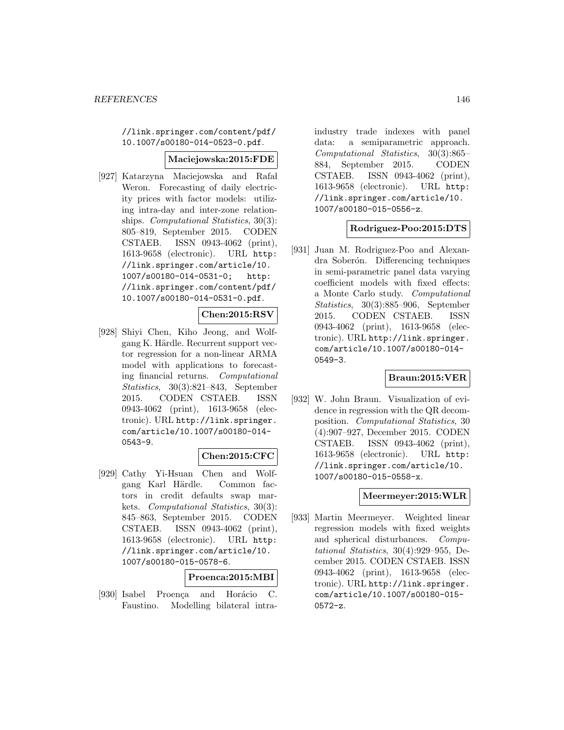//link.springer.com/content/pdf/10.1007/s00180-014-0523-0.pdf.

**Maciejowska:2015:FDE**

[927] Katarzyna Maciejowska and Rafał Weron. Forecasting of daily electricity prices with factor models: utilizing intra-day and inter-zone relationships. *Computational Statistics*, 30(3): 805–819, September 2015. CODEN CSTAEB. ISSN 0943-4062 (print), 1613-9658 (electronic). URL http://link.springer.com/article/10.1007/s00180-014-0531-0; http://link.springer.com/content/pdf/10.1007/s00180-014-0531-0.pdf.

**Chen:2015:RSV**

[928] Shiyi Chen, Kiho Jeong, and Wolfgang K. Härdle. Recurrent support vector regression for a non-linear ARMA model with applications to forecasting financial returns. *Computational Statistics*, 30(3):821–843, September 2015. CODEN CSTAEB. ISSN 0943-4062 (print), 1613-9658 (electronic). URL http://link.springer.com/article/10.1007/s00180-014-0543-9.

**Chen:2015:CFC**

[929] Cathy Yi-Hsuan Chen and Wolfgang Karl Härdle. Common factors in credit defaults swap markets. *Computational Statistics*, 30(3): 845–863, September 2015. CODEN CSTAEB. ISSN 0943-4062 (print), 1613-9658 (electronic). URL http://link.springer.com/article/10.1007/s00180-015-0578-6.

**Proenca:2015:MBI**

[930] Isabel Proença and Horácio C. Faustino. Modelling bilateral intra-industry trade indexes with panel data: a semiparametric approach. *Computational Statistics*, 30(3):865–884, September 2015. CODEN CSTAEB. ISSN 0943-4062 (print), 1613-9658 (electronic). URL http://link.springer.com/article/10.1007/s00180-015-0556-z.

**Rodriguez-Poo:2015:DTS**

[931] Juan M. Rodriguez-Poo and Alexandra Soberón. Differencing techniques in semi-parametric panel data varying coefficient models with fixed effects: a Monte Carlo study. *Computational Statistics*, 30(3):885–906, September 2015. CODEN CSTAEB. ISSN 0943-4062 (print), 1613-9658 (electronic). URL http://link.springer.com/article/10.1007/s00180-014-0549-3.

**Braun:2015:VER**

[932] W. John Braun. Visualization of evidence in regression with the QR decomposition. *Computational Statistics*, 30 (4):907–927, December 2015. CODEN CSTAEB. ISSN 0943-4062 (print), 1613-9658 (electronic). URL http://link.springer.com/article/10.1007/s00180-015-0558-x.

**Meermeyer:2015:WLR**

[933] Martin Meermeyer. Weighted linear regression models with fixed weights and spherical disturbances. *Computational Statistics*, 30(4):929–955, December 2015. CODEN CSTAEB. ISSN 0943-4062 (print), 1613-9658 (electronic). URL http://link.springer.com/article/10.1007/s00180-015-0572-z.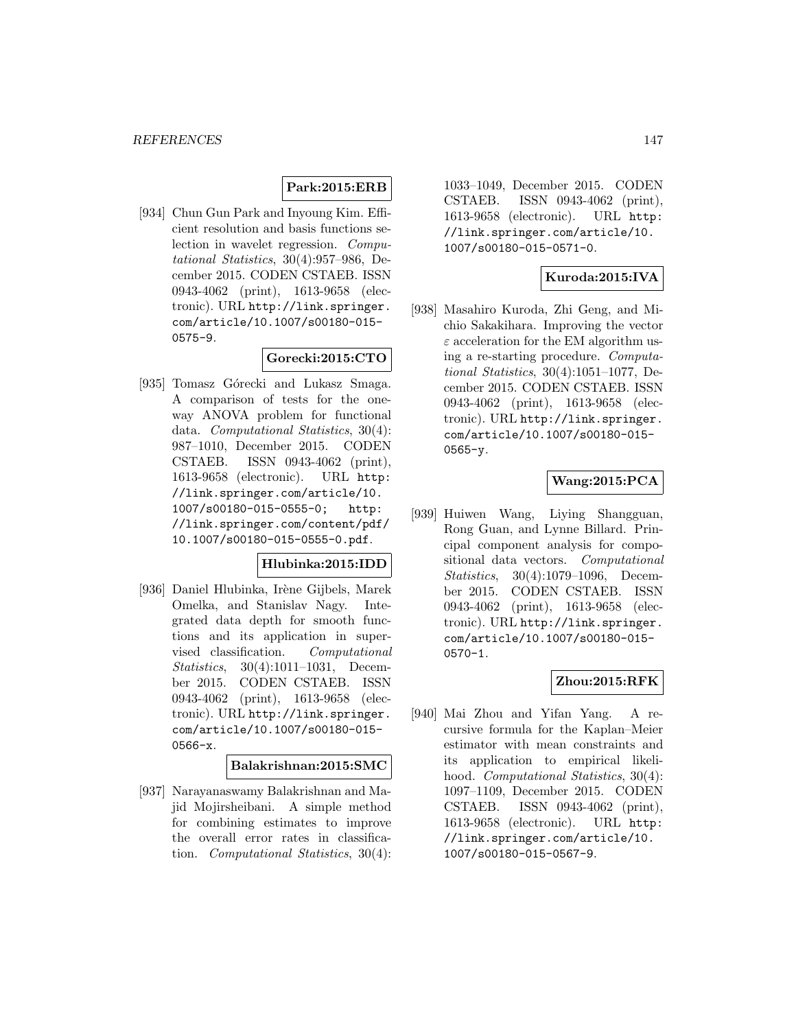**Park:2015:ERB**

[934] Chun Gun Park and Inyoung Kim. Efficient resolution and basis functions selection in wavelet regression. *Computational Statistics*, 30(4):957–986, December 2015. CODEN CSTAEB. ISSN 0943-4062 (print), 1613-9658 (electronic). URL http://link.springer.com/article/10.1007/s00180-015-0575-9.

**Gorecki:2015:CTO**

[935] Tomasz Górecki and Lukasz Smaga. A comparison of tests for the one-way ANOVA problem for functional data. *Computational Statistics*, 30(4): 987–1010, December 2015. CODEN CSTAEB. ISSN 0943-4062 (print), 1613-9658 (electronic). URL http://link.springer.com/article/10.1007/s00180-015-0555-0; http://link.springer.com/content/pdf/10.1007/s00180-015-0555-0.pdf.

**Hlubinka:2015:IDD**

[936] Daniel Hlubinka, Irène Gijbels, Marek Omelka, and Stanislav Nagy. Integrated data depth for smooth functions and its application in supervised classification. *Computational Statistics*, 30(4):1011–1031, December 2015. CODEN CSTAEB. ISSN 0943-4062 (print), 1613-9658 (electronic). URL http://link.springer.com/article/10.1007/s00180-015-0566-x.

**Balakrishnan:2015:SMC**

[937] Narayanaswamy Balakrishnan and Majid Mojirsheibani. A simple method for combining estimates to improve the overall error rates in classification. *Computational Statistics*, 30(4): 1033–1049, December 2015. CODEN CSTAEB. ISSN 0943-4062 (print), 1613-9658 (electronic). URL http://link.springer.com/article/10.1007/s00180-015-0571-0.

**Kuroda:2015:IVA**

[938] Masahiro Kuroda, Zhi Geng, and Michio Sakakihara. Improving the vector $\varepsilon$ acceleration for the EM algorithm using a re-starting procedure. *Computational Statistics*, 30(4):1051–1077, December 2015. CODEN CSTAEB. ISSN 0943-4062 (print), 1613-9658 (electronic). URL http://link.springer.com/article/10.1007/s00180-015-0565-y.

**Wang:2015:PCA**

[939] Huiwen Wang, Liying Shangguan, Rong Guan, and Lynne Billard. Principal component analysis for compositional data vectors. *Computational Statistics*, 30(4):1079–1096, December 2015. CODEN CSTAEB. ISSN 0943-4062 (print), 1613-9658 (electronic). URL http://link.springer.com/article/10.1007/s00180-015-0570-1.

**Zhou:2015:RFK**

[940] Mai Zhou and Yifan Yang. A recursive formula for the Kaplan–Meier estimator with mean constraints and its application to empirical likelihood. *Computational Statistics*, 30(4): 1097–1109, December 2015. CODEN CSTAEB. ISSN 0943-4062 (print), 1613-9658 (electronic). URL http://link.springer.com/article/10.1007/s00180-015-0567-9.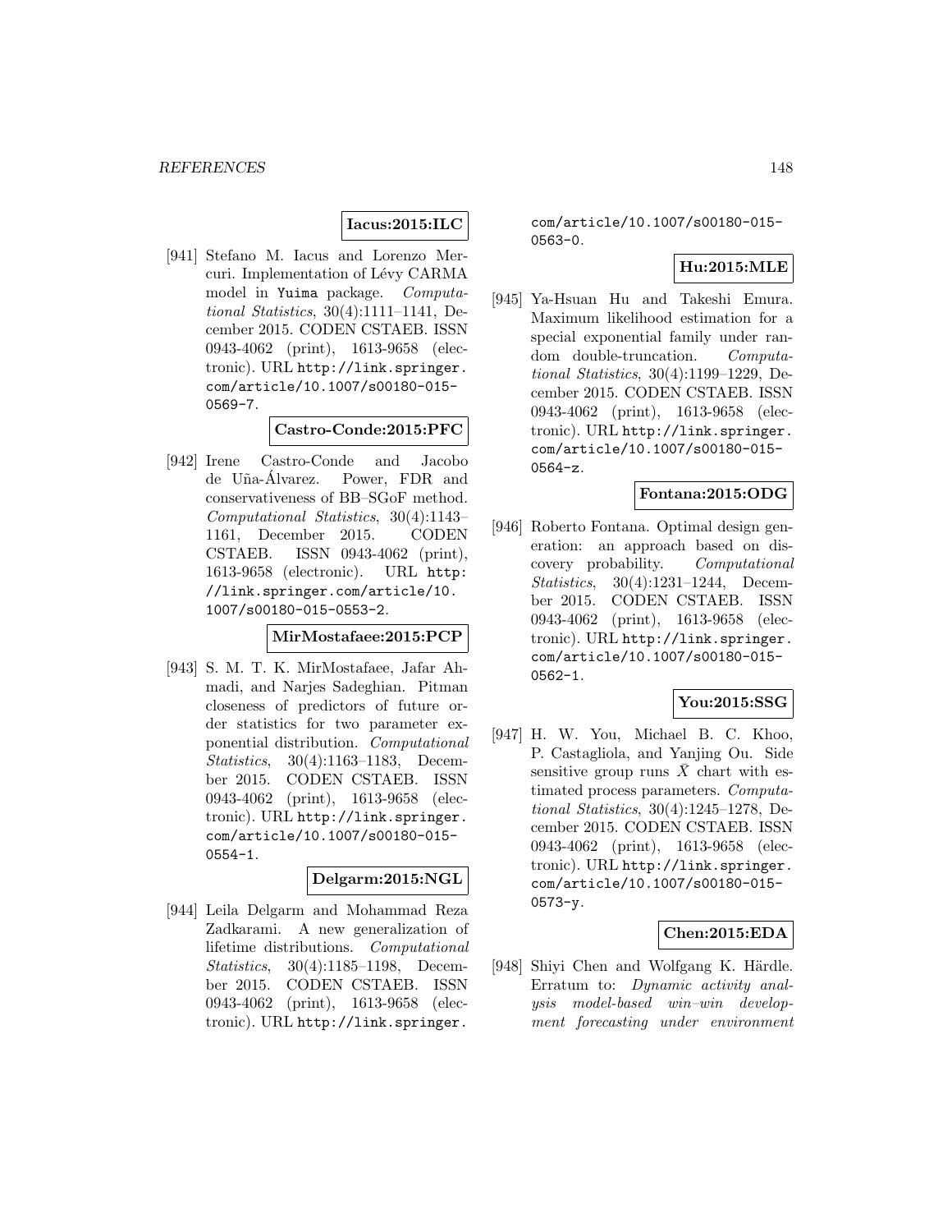**Iacus:2015:ILC**

[941] Stefano M. Iacus and Lorenzo Mercuri. Implementation of Lévy CARMA model in Yuima package. *Computational Statistics*, 30(4):1111–1141, December 2015. CODEN CSTAEB. ISSN 0943-4062 (print), 1613-9658 (electronic). URL http://link.springer.com/article/10.1007/s00180-015-0569-7.

**Castro-Conde:2015:PFC**

[942] Irene Castro-Conde and Jacobo de Uña-Álvarez. Power, FDR and conservativeness of BB–SGoF method. *Computational Statistics*, 30(4):1143–1161, December 2015. CODEN CSTAEB. ISSN 0943-4062 (print), 1613-9658 (electronic). URL http://link.springer.com/article/10.1007/s00180-015-0553-2.

**MirMostafaee:2015:PCP**

[943] S. M. T. K. MirMostafaee, Jafar Ahmadi, and Narjes Sadeghian. Pitman closeness of predictors of future order statistics for two parameter exponential distribution. *Computational Statistics*, 30(4):1163–1183, December 2015. CODEN CSTAEB. ISSN 0943-4062 (print), 1613-9658 (electronic). URL http://link.springer.com/article/10.1007/s00180-015-0554-1.

**Delgarm:2015:NGL**

[944] Leila Delgarm and Mohammad Reza Zadkarami. A new generalization of lifetime distributions. *Computational Statistics*, 30(4):1185–1198, December 2015. CODEN CSTAEB. ISSN 0943-4062 (print), 1613-9658 (electronic). URL http://link.springer.com/article/10.1007/s00180-015-0563-0.

**Hu:2015:MLE**

[945] Ya-Hsuan Hu and Takeshi Emura. Maximum likelihood estimation for a special exponential family under random double-truncation. *Computational Statistics*, 30(4):1199–1229, December 2015. CODEN CSTAEB. ISSN 0943-4062 (print), 1613-9658 (electronic). URL http://link.springer.com/article/10.1007/s00180-015-0564-z.

**Fontana:2015:ODG**

[946] Roberto Fontana. Optimal design generation: an approach based on discovery probability. *Computational Statistics*, 30(4):1231–1244, December 2015. CODEN CSTAEB. ISSN 0943-4062 (print), 1613-9658 (electronic). URL http://link.springer.com/article/10.1007/s00180-015-0562-1.

**You:2015:SSG**

[947] H. W. You, Michael B. C. Khoo, P. Castagliola, and Yanjing Ou. Side sensitive group runs $\bar{X}$ chart with estimated process parameters. *Computational Statistics*, 30(4):1245–1278, December 2015. CODEN CSTAEB. ISSN 0943-4062 (print), 1613-9658 (electronic). URL http://link.springer.com/article/10.1007/s00180-015-0573-y.

**Chen:2015:EDA**

[948] Shiyi Chen and Wolfgang K. Härdle. Erratum to: *Dynamic activity analysis model-based win–win development forecasting under environment*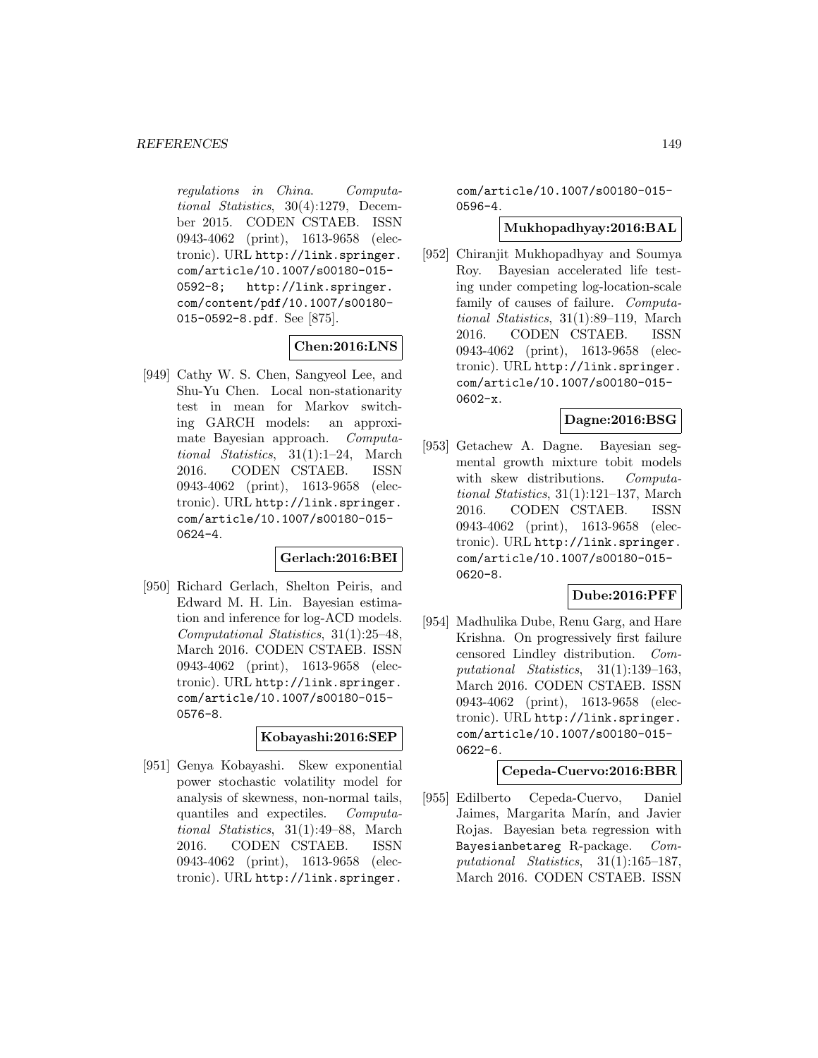*regulations in China*. *Computational Statistics*, 30(4):1279, December 2015. CODEN CSTAEB. ISSN 0943-4062 (print), 1613-9658 (electronic). URL http://link.springer.com/article/10.1007/s00180-015-0592-8; http://link.springer.com/content/pdf/10.1007/s00180-015-0592-8.pdf. See [875].

**Chen:2016:LNS**

[949] Cathy W. S. Chen, Sangyeol Lee, and Shu-Yu Chen. Local non-stationarity test in mean for Markov switching GARCH models: an approximate Bayesian approach. *Computational Statistics*, 31(1):1–24, March 2016. CODEN CSTAEB. ISSN 0943-4062 (print), 1613-9658 (electronic). URL http://link.springer.com/article/10.1007/s00180-015-0624-4.

**Gerlach:2016:BEI**

[950] Richard Gerlach, Shelton Peiris, and Edward M. H. Lin. Bayesian estimation and inference for log-ACD models. *Computational Statistics*, 31(1):25–48, March 2016. CODEN CSTAEB. ISSN 0943-4062 (print), 1613-9658 (electronic). URL http://link.springer.com/article/10.1007/s00180-015-0576-8.

**Kobayashi:2016:SEP**

[951] Genya Kobayashi. Skew exponential power stochastic volatility model for analysis of skewness, non-normal tails, quantiles and expectiles. *Computational Statistics*, 31(1):49–88, March 2016. CODEN CSTAEB. ISSN 0943-4062 (print), 1613-9658 (electronic). URL http://link.springer.com/article/10.1007/s00180-015-0596-4.

**Mukhopadhyay:2016:BAL**

[952] Chiranjit Mukhopadhyay and Soumya Roy. Bayesian accelerated life testing under competing log-location-scale family of causes of failure. *Computational Statistics*, 31(1):89–119, March 2016. CODEN CSTAEB. ISSN 0943-4062 (print), 1613-9658 (electronic). URL http://link.springer.com/article/10.1007/s00180-015-0602-x.

**Dagne:2016:BSG**

[953] Getachew A. Dagne. Bayesian segmental growth mixture tobit models with skew distributions. *Computational Statistics*, 31(1):121–137, March 2016. CODEN CSTAEB. ISSN 0943-4062 (print), 1613-9658 (electronic). URL http://link.springer.com/article/10.1007/s00180-015-0620-8.

**Dube:2016:PFF**

[954] Madhulika Dube, Renu Garg, and Hare Krishna. On progressively first failure censored Lindley distribution. *Computational Statistics*, 31(1):139–163, March 2016. CODEN CSTAEB. ISSN 0943-4062 (print), 1613-9658 (electronic). URL http://link.springer.com/article/10.1007/s00180-015-0622-6.

**Cepeda-Cuervo:2016:BBR**

[955] Edilberto Cepeda-Cuervo, Daniel Jaimes, Margarita Marín, and Javier Rojas. Bayesian beta regression with Bayesianbetareg R-package. *Computational Statistics*, 31(1):165–187, March 2016. CODEN CSTAEB. ISSN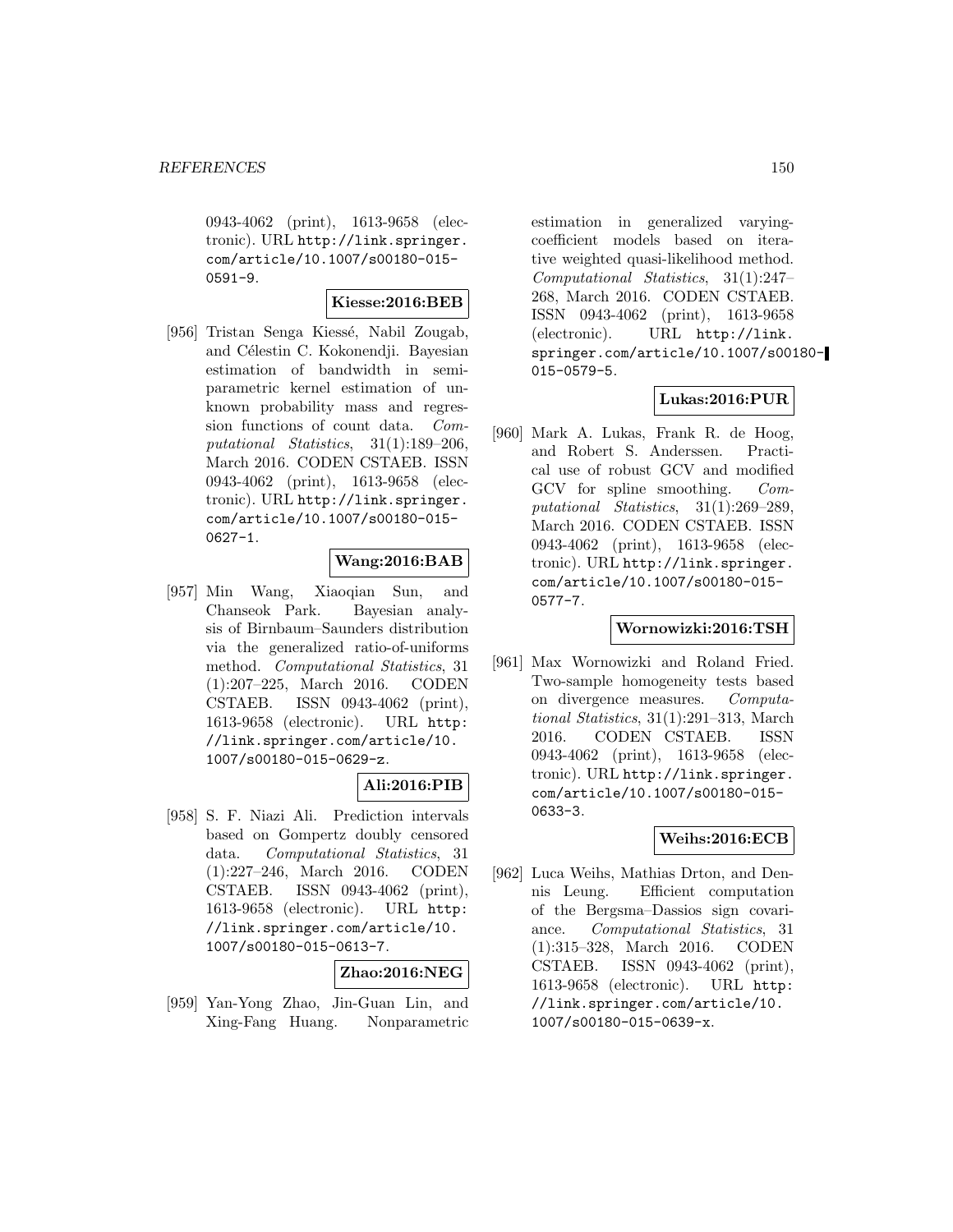0943-4062 (print), 1613-9658 (electronic). URL http://link.springer.com/article/10.1007/s00180-015-0591-9.

**Kiesse:2016:BEB**

[956] Tristan Senga Kiessé, Nabil Zougab, and Célestin C. Kokonendji. Bayesian estimation of bandwidth in semiparametric kernel estimation of unknown probability mass and regression functions of count data. *Computational Statistics*, 31(1):189–206, March 2016. CODEN CSTAEB. ISSN 0943-4062 (print), 1613-9658 (electronic). URL http://link.springer.com/article/10.1007/s00180-015-0627-1.

**Wang:2016:BAB**

[957] Min Wang, Xiaoqian Sun, and Chanseok Park. Bayesian analysis of Birnbaum–Saunders distribution via the generalized ratio-of-uniforms method. *Computational Statistics*, 31(1):207–225, March 2016. CODEN CSTAEB. ISSN 0943-4062 (print), 1613-9658 (electronic). URL http://link.springer.com/article/10.1007/s00180-015-0629-z.

**Ali:2016:PIB**

[958] S. F. Niazi Ali. Prediction intervals based on Gompertz doubly censored data. *Computational Statistics*, 31(1):227–246, March 2016. CODEN CSTAEB. ISSN 0943-4062 (print), 1613-9658 (electronic). URL http://link.springer.com/article/10.1007/s00180-015-0613-7.

**Zhao:2016:NEG**

[959] Yan-Yong Zhao, Jin-Guan Lin, and Xing-Fang Huang. Nonparametric estimation in generalized varying-coefficient models based on iterative weighted quasi-likelihood method. *Computational Statistics*, 31(1):247–268, March 2016. CODEN CSTAEB. ISSN 0943-4062 (print), 1613-9658 (electronic). URL http://link.springer.com/article/10.1007/s00180-015-0579-5.

**Lukas:2016:PUR**

[960] Mark A. Lukas, Frank R. de Hoog, and Robert S. Anderssen. Practical use of robust GCV and modified GCV for spline smoothing. *Computational Statistics*, 31(1):269–289, March 2016. CODEN CSTAEB. ISSN 0943-4062 (print), 1613-9658 (electronic). URL http://link.springer.com/article/10.1007/s00180-015-0577-7.

**Wornowizki:2016:TSH**

[961] Max Wornowizki and Roland Fried. Two-sample homogeneity tests based on divergence measures. *Computational Statistics*, 31(1):291–313, March 2016. CODEN CSTAEB. ISSN 0943-4062 (print), 1613-9658 (electronic). URL http://link.springer.com/article/10.1007/s00180-015-0633-3.

**Weihs:2016:ECB**

[962] Luca Weihs, Mathias Drton, and Dennis Leung. Efficient computation of the Bergsma–Dassios sign covariance. *Computational Statistics*, 31(1):315–328, March 2016. CODEN CSTAEB. ISSN 0943-4062 (print), 1613-9658 (electronic). URL http://link.springer.com/article/10.1007/s00180-015-0639-x.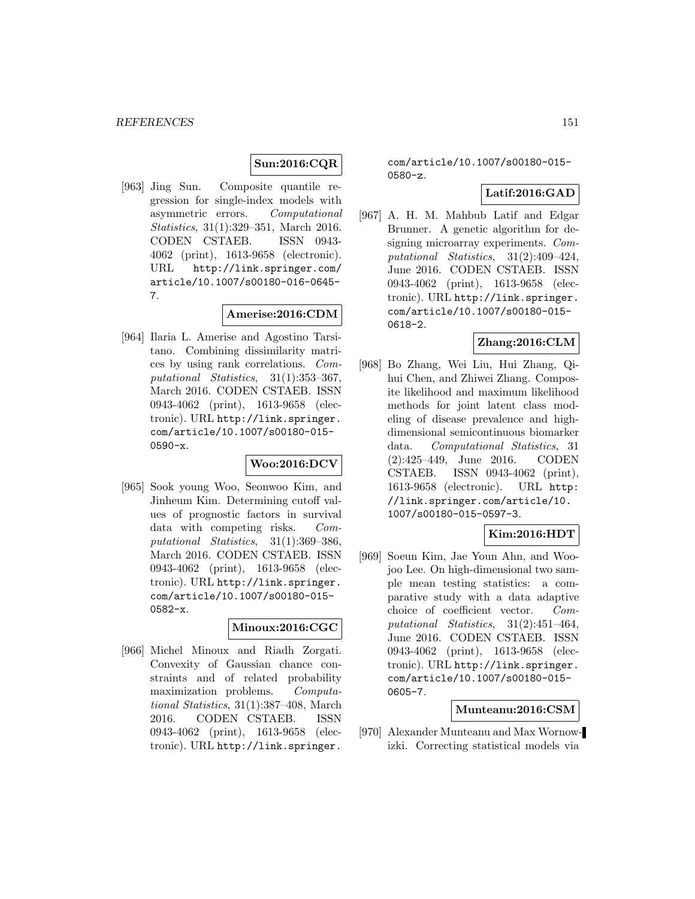**Sun:2016:CQR**

[963] Jing Sun. Composite quantile regression for single-index models with asymmetric errors. *Computational Statistics*, 31(1):329–351, March 2016. CODEN CSTAEB. ISSN 0943-4062 (print), 1613-9658 (electronic). URL http://link.springer.com/article/10.1007/s00180-016-0645-7.

**Amerise:2016:CDM**

[964] Ilaria L. Amerise and Agostino Tarsitano. Combining dissimilarity matrices by using rank correlations. *Computational Statistics*, 31(1):353–367, March 2016. CODEN CSTAEB. ISSN 0943-4062 (print), 1613-9658 (electronic). URL http://link.springer.com/article/10.1007/s00180-015-0590-x.

**Woo:2016:DCV**

[965] Sook young Woo, Seonwoo Kim, and Jinheum Kim. Determining cutoff values of prognostic factors in survival data with competing risks. *Computational Statistics*, 31(1):369–386, March 2016. CODEN CSTAEB. ISSN 0943-4062 (print), 1613-9658 (electronic). URL http://link.springer.com/article/10.1007/s00180-015-0582-x.

**Minoux:2016:CGC**

[966] Michel Minoux and Riadh Zorgati. Convexity of Gaussian chance constraints and of related probability maximization problems. *Computational Statistics*, 31(1):387–408, March 2016. CODEN CSTAEB. ISSN 0943-4062 (print), 1613-9658 (electronic). URL http://link.springer.com/article/10.1007/s00180-015-0580-z.

**Latif:2016:GAD**

[967] A. H. M. Mahbub Latif and Edgar Brunner. A genetic algorithm for designing microarray experiments. *Computational Statistics*, 31(2):409–424, June 2016. CODEN CSTAEB. ISSN 0943-4062 (print), 1613-9658 (electronic). URL http://link.springer.com/article/10.1007/s00180-015-0618-2.

**Zhang:2016:CLM**

[968] Bo Zhang, Wei Liu, Hui Zhang, Qihui Chen, and Zhiwei Zhang. Composite likelihood and maximum likelihood methods for joint latent class modeling of disease prevalence and high-dimensional semicontinuous biomarker data. *Computational Statistics*, 31(2):425–449, June 2016. CODEN CSTAEB. ISSN 0943-4062 (print), 1613-9658 (electronic). URL http://link.springer.com/article/10.1007/s00180-015-0597-3.

**Kim:2016:HDT**

[969] Soeun Kim, Jae Youn Ahn, and Woojoo Lee. On high-dimensional two sample mean testing statistics: a comparative study with a data adaptive choice of coefficient vector. *Computational Statistics*, 31(2):451–464, June 2016. CODEN CSTAEB. ISSN 0943-4062 (print), 1613-9658 (electronic). URL http://link.springer.com/article/10.1007/s00180-015-0605-7.

**Munteanu:2016:CSM**

[970] Alexander Munteanu and Max Wornowizki. Correcting statistical models via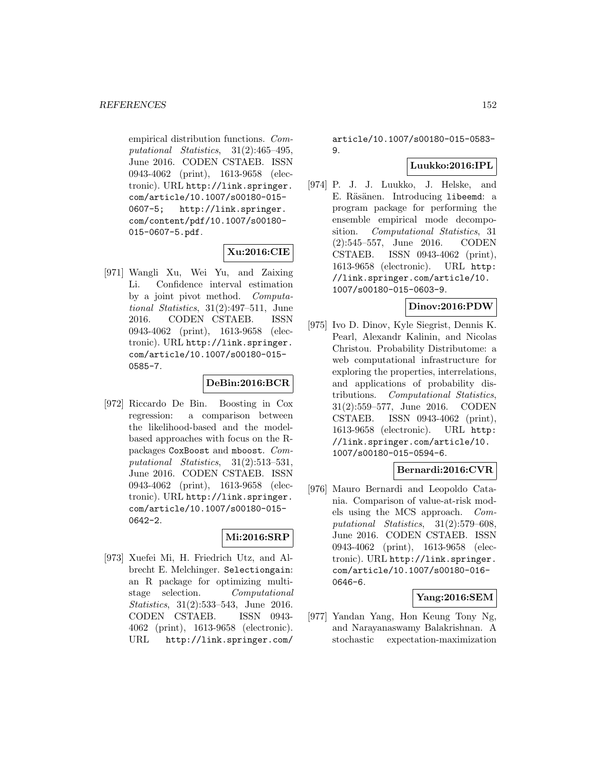empirical distribution functions. *Computational Statistics*, 31(2):465–495, June 2016. CODEN CSTAEB. ISSN 0943-4062 (print), 1613-9658 (electronic). URL http://link.springer.com/article/10.1007/s00180-015-0607-5; http://link.springer.com/content/pdf/10.1007/s00180-015-0607-5.pdf.

**Xu:2016:CIE**

[971] Wangli Xu, Wei Yu, and Zaixing Li. Confidence interval estimation by a joint pivot method. *Computational Statistics*, 31(2):497–511, June 2016. CODEN CSTAEB. ISSN 0943-4062 (print), 1613-9658 (electronic). URL http://link.springer.com/article/10.1007/s00180-015-0585-7.

**DeBin:2016:BCR**

[972] Riccardo De Bin. Boosting in Cox regression: a comparison between the likelihood-based and the model-based approaches with focus on the R-packages CoxBoost and mboost. *Computational Statistics*, 31(2):513–531, June 2016. CODEN CSTAEB. ISSN 0943-4062 (print), 1613-9658 (electronic). URL http://link.springer.com/article/10.1007/s00180-015-0642-2.

**Mi:2016:SRP**

[973] Xuefei Mi, H. Friedrich Utz, and Albrecht E. Melchinger. Selectiongain: an R package for optimizing multi-stage selection. *Computational Statistics*, 31(2):533–543, June 2016. CODEN CSTAEB. ISSN 0943-4062 (print), 1613-9658 (electronic). URL http://link.springer.com/article/10.1007/s00180-015-0583-9.

**Luukko:2016:IPL**

[974] P. J. J. Luukko, J. Helske, and E. Räsänen. Introducing libeemd: a program package for performing the ensemble empirical mode decomposition. *Computational Statistics*, 31(2):545–557, June 2016. CODEN CSTAEB. ISSN 0943-4062 (print), 1613-9658 (electronic). URL http://link.springer.com/article/10.1007/s00180-015-0603-9.

**Dinov:2016:PDW**

[975] Ivo D. Dinov, Kyle Siegrist, Dennis K. Pearl, Alexandr Kalinin, and Nicolas Christou. Probability Distributome: a web computational infrastructure for exploring the properties, interrelations, and applications of probability distributions. *Computational Statistics*, 31(2):559–577, June 2016. CODEN CSTAEB. ISSN 0943-4062 (print), 1613-9658 (electronic). URL http://link.springer.com/article/10.1007/s00180-015-0594-6.

**Bernardi:2016:CVR**

[976] Mauro Bernardi and Leopoldo Catania. Comparison of value-at-risk models using the MCS approach. *Computational Statistics*, 31(2):579–608, June 2016. CODEN CSTAEB. ISSN 0943-4062 (print), 1613-9658 (electronic). URL http://link.springer.com/article/10.1007/s00180-016-0646-6.

**Yang:2016:SEM**

[977] Yandan Yang, Hon Keung Tony Ng, and Narayanaswamy Balakrishnan. A stochastic expectation-maximization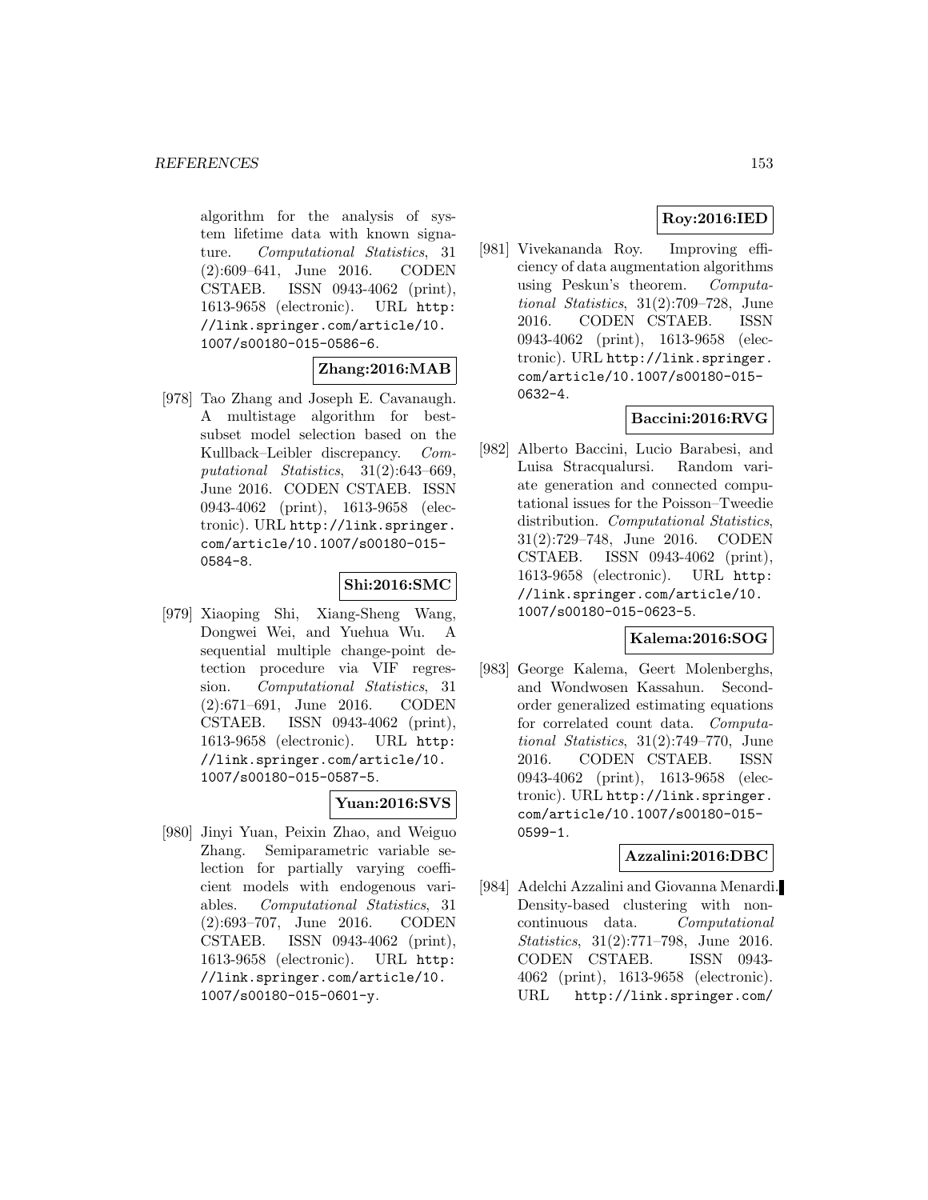algorithm for the analysis of system lifetime data with known signature. *Computational Statistics*, 31 (2):609–641, June 2016. CODEN CSTAEB. ISSN 0943-4062 (print), 1613-9658 (electronic). URL http://link.springer.com/article/10.1007/s00180-015-0586-6.

**Zhang:2016:MAB**

[978] Tao Zhang and Joseph E. Cavanaugh. A multistage algorithm for best-subset model selection based on the Kullback–Leibler discrepancy. *Computational Statistics*, 31(2):643–669, June 2016. CODEN CSTAEB. ISSN 0943-4062 (print), 1613-9658 (electronic). URL http://link.springer.com/article/10.1007/s00180-015-0584-8.

**Shi:2016:SMC**

[979] Xiaoping Shi, Xiang-Sheng Wang, Dongwei Wei, and Yuehua Wu. A sequential multiple change-point detection procedure via VIF regression. *Computational Statistics*, 31 (2):671–691, June 2016. CODEN CSTAEB. ISSN 0943-4062 (print), 1613-9658 (electronic). URL http://link.springer.com/article/10.1007/s00180-015-0587-5.

**Yuan:2016:SVS**

[980] Jinyi Yuan, Peixin Zhao, and Weiguo Zhang. Semiparametric variable selection for partially varying coefficient models with endogenous variables. *Computational Statistics*, 31 (2):693–707, June 2016. CODEN CSTAEB. ISSN 0943-4062 (print), 1613-9658 (electronic). URL http://link.springer.com/article/10.1007/s00180-015-0601-y.

**Roy:2016:IED**

[981] Vivekananda Roy. Improving efficiency of data augmentation algorithms using Peskun's theorem. *Computational Statistics*, 31(2):709–728, June 2016. CODEN CSTAEB. ISSN 0943-4062 (print), 1613-9658 (electronic). URL http://link.springer.com/article/10.1007/s00180-015-0632-4.

**Baccini:2016:RVG**

[982] Alberto Baccini, Lucio Barabesi, and Luisa Stracqualursi. Random variate generation and connected computational issues for the Poisson–Tweedie distribution. *Computational Statistics*, 31(2):729–748, June 2016. CODEN CSTAEB. ISSN 0943-4062 (print), 1613-9658 (electronic). URL http://link.springer.com/article/10.1007/s00180-015-0623-5.

**Kalema:2016:SOG**

[983] George Kalema, Geert Molenberghs, and Wondwosen Kassahun. Second-order generalized estimating equations for correlated count data. *Computational Statistics*, 31(2):749–770, June 2016. CODEN CSTAEB. ISSN 0943-4062 (print), 1613-9658 (electronic). URL http://link.springer.com/article/10.1007/s00180-015-0599-1.

**Azzalini:2016:DBC**

[984] Adelchi Azzalini and Giovanna Menardi. Density-based clustering with non-continuous data. *Computational Statistics*, 31(2):771–798, June 2016. CODEN CSTAEB. ISSN 0943-4062 (print), 1613-9658 (electronic). URL http://link.springer.com/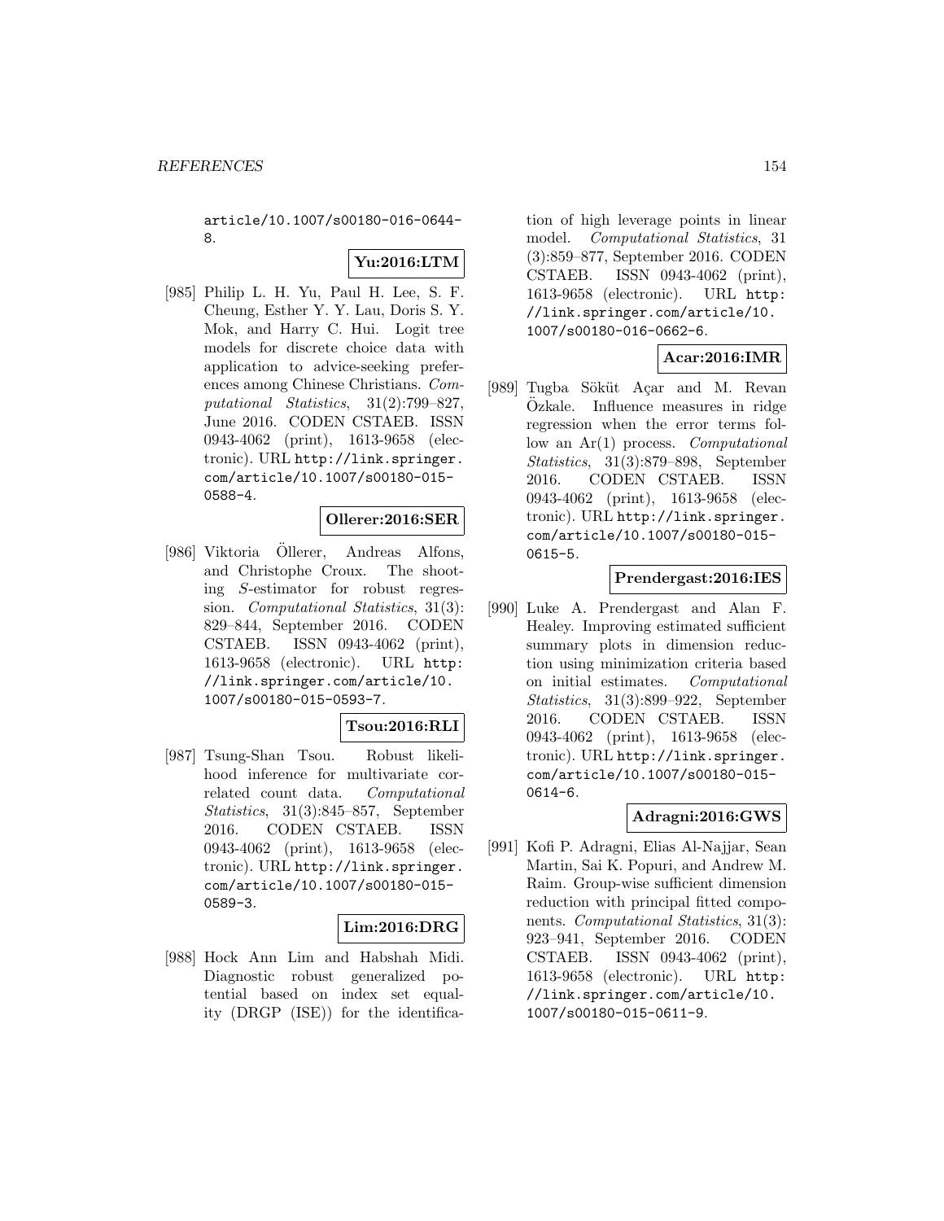article/10.1007/s00180-016-0644-8.

**Yu:2016:LTM**

[985] Philip L. H. Yu, Paul H. Lee, S. F. Cheung, Esther Y. Y. Lau, Doris S. Y. Mok, and Harry C. Hui. Logit tree models for discrete choice data with application to advice-seeking preferences among Chinese Christians. *Computational Statistics*, 31(2):799–827, June 2016. CODEN CSTAEB. ISSN 0943-4062 (print), 1613-9658 (electronic). URL http://link.springer.com/article/10.1007/s00180-015-0588-4.

**Ollerer:2016:SER**

[986] Viktoria Öllerer, Andreas Alfons, and Christophe Croux. The shooting *S*-estimator for robust regression. *Computational Statistics*, 31(3): 829–844, September 2016. CODEN CSTAEB. ISSN 0943-4062 (print), 1613-9658 (electronic). URL http://link.springer.com/article/10.1007/s00180-015-0593-7.

**Tsou:2016:RLI**

[987] Tsung-Shan Tsou. Robust likelihood inference for multivariate correlated count data. *Computational Statistics*, 31(3):845–857, September 2016. CODEN CSTAEB. ISSN 0943-4062 (print), 1613-9658 (electronic). URL http://link.springer.com/article/10.1007/s00180-015-0589-3.

**Lim:2016:DRG**

[988] Hock Ann Lim and Habshah Midi. Diagnostic robust generalized potential based on index set equality (DRGP (ISE)) for the identification of high leverage points in linear model. *Computational Statistics*, 31 (3):859–877, September 2016. CODEN CSTAEB. ISSN 0943-4062 (print), 1613-9658 (electronic). URL http://link.springer.com/article/10.1007/s00180-016-0662-6.

**Acar:2016:IMR**

[989] Tugba Söküt Açar and M. Revan Özkale. Influence measures in ridge regression when the error terms follow an Ar(1) process. *Computational Statistics*, 31(3):879–898, September 2016. CODEN CSTAEB. ISSN 0943-4062 (print), 1613-9658 (electronic). URL http://link.springer.com/article/10.1007/s00180-015-0615-5.

**Prendergast:2016:IES**

[990] Luke A. Prendergast and Alan F. Healey. Improving estimated sufficient summary plots in dimension reduction using minimization criteria based on initial estimates. *Computational Statistics*, 31(3):899–922, September 2016. CODEN CSTAEB. ISSN 0943-4062 (print), 1613-9658 (electronic). URL http://link.springer.com/article/10.1007/s00180-015-0614-6.

**Adragni:2016:GWS**

[991] Kofi P. Adragni, Elias Al-Najjar, Sean Martin, Sai K. Popuri, and Andrew M. Raim. Group-wise sufficient dimension reduction with principal fitted components. *Computational Statistics*, 31(3): 923–941, September 2016. CODEN CSTAEB. ISSN 0943-4062 (print), 1613-9658 (electronic). URL http://link.springer.com/article/10.1007/s00180-015-0611-9.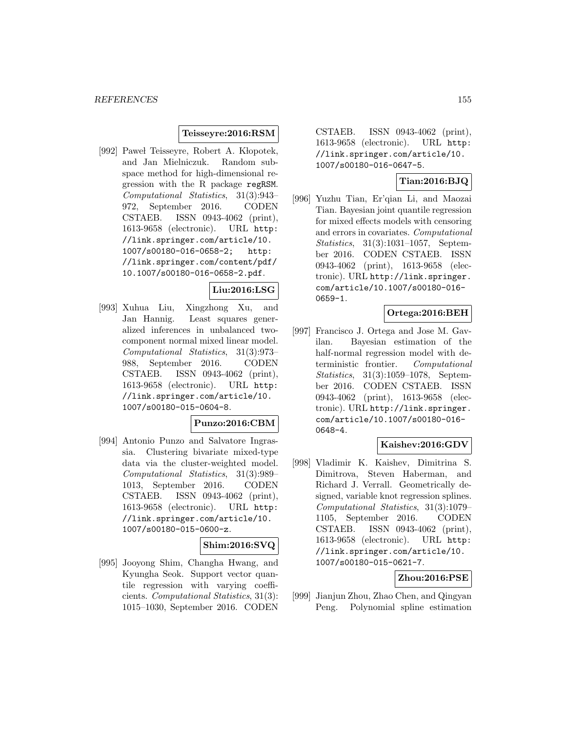**Teisseyre:2016:RSM**

[992] Paweł Teisseyre, Robert A. Kłopotek, and Jan Mielniczuk. Random subspace method for high-dimensional regression with the R package `regRSM`. *Computational Statistics*, 31(3):943–972, September 2016. CODEN CSTAEB. ISSN 0943-4062 (print), 1613-9658 (electronic). URL `http://link.springer.com/article/10.1007/s00180-016-0658-2`; `http://link.springer.com/content/pdf/10.1007/s00180-016-0658-2.pdf`.

**Liu:2016:LSG**

[993] Xuhua Liu, Xingzhong Xu, and Jan Hannig. Least squares generalized inferences in unbalanced two-component normal mixed linear model. *Computational Statistics*, 31(3):973–988, September 2016. CODEN CSTAEB. ISSN 0943-4062 (print), 1613-9658 (electronic). URL `http://link.springer.com/article/10.1007/s00180-015-0604-8`.

**Punzo:2016:CBM**

[994] Antonio Punzo and Salvatore Ingrassia. Clustering bivariate mixed-type data via the cluster-weighted model. *Computational Statistics*, 31(3):989–1013, September 2016. CODEN CSTAEB. ISSN 0943-4062 (print), 1613-9658 (electronic). URL `http://link.springer.com/article/10.1007/s00180-015-0600-z`.

**Shim:2016:SVQ**

[995] Jooyong Shim, Changha Hwang, and Kyungha Seok. Support vector quantile regression with varying coefficients. *Computational Statistics*, 31(3):1015–1030, September 2016. CODEN CSTAEB. ISSN 0943-4062 (print), 1613-9658 (electronic). URL `http://link.springer.com/article/10.1007/s00180-016-0647-5`.

**Tian:2016:BJQ**

[996] Yuzhu Tian, Er'qian Li, and Maozai Tian. Bayesian joint quantile regression for mixed effects models with censoring and errors in covariates. *Computational Statistics*, 31(3):1031–1057, September 2016. CODEN CSTAEB. ISSN 0943-4062 (print), 1613-9658 (electronic). URL `http://link.springer.com/article/10.1007/s00180-016-0659-1`.

**Ortega:2016:BEH**

[997] Francisco J. Ortega and Jose M. Gavilan. Bayesian estimation of the half-normal regression model with deterministic frontier. *Computational Statistics*, 31(3):1059–1078, September 2016. CODEN CSTAEB. ISSN 0943-4062 (print), 1613-9658 (electronic). URL `http://link.springer.com/article/10.1007/s00180-016-0648-4`.

**Kaishev:2016:GDV**

[998] Vladimir K. Kaishev, Dimitrina S. Dimitrova, Steven Haberman, and Richard J. Verrall. Geometrically designed, variable knot regression splines. *Computational Statistics*, 31(3):1079–1105, September 2016. CODEN CSTAEB. ISSN 0943-4062 (print), 1613-9658 (electronic). URL `http://link.springer.com/article/10.1007/s00180-015-0621-7`.

**Zhou:2016:PSE**

[999] Jianjun Zhou, Zhao Chen, and Qingyan Peng. Polynomial spline estimation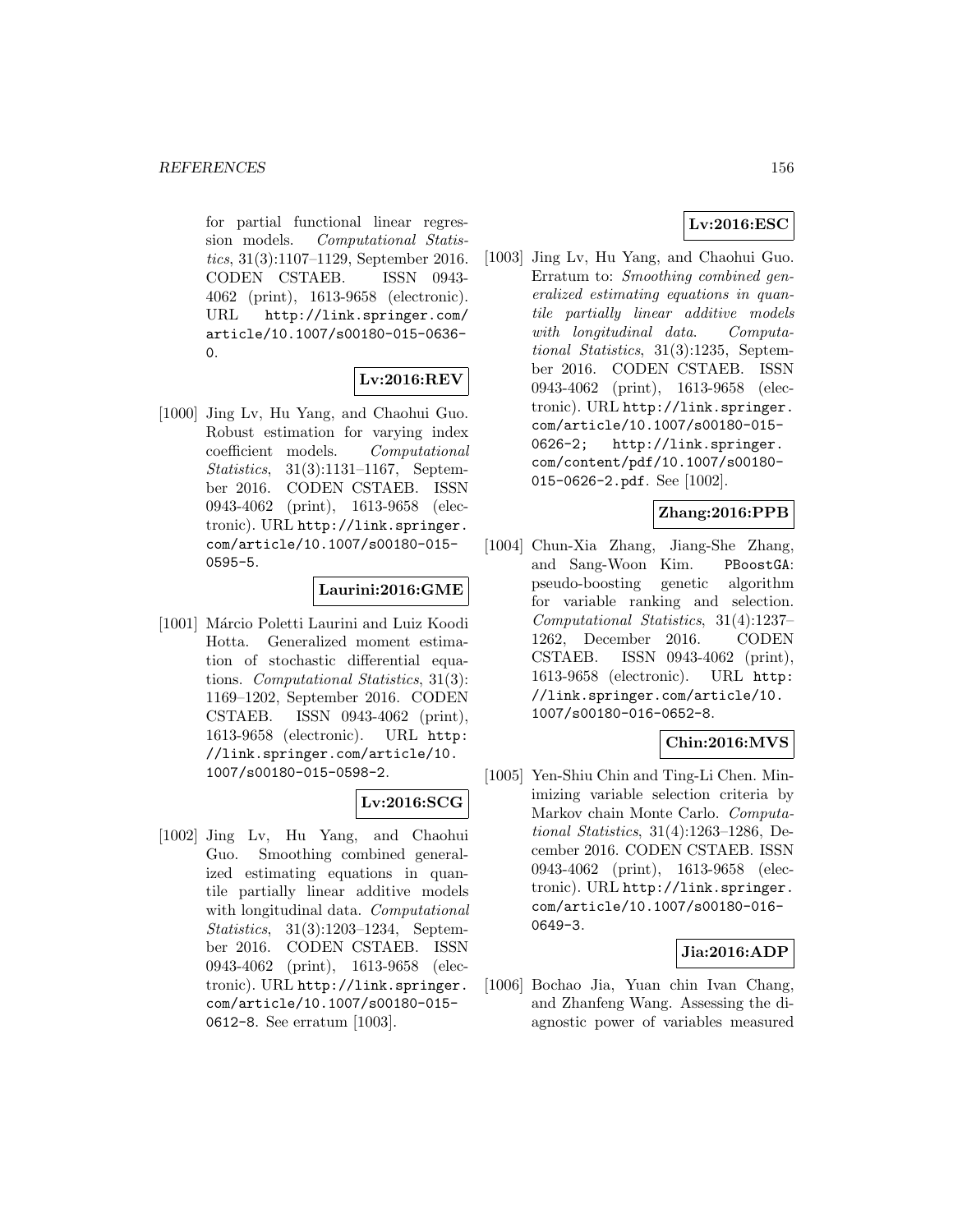for partial functional linear regression models. *Computational Statistics*, 31(3):1107–1129, September 2016. CODEN CSTAEB. ISSN 0943-4062 (print), 1613-9658 (electronic). URL http://link.springer.com/article/10.1007/s00180-015-0636-0.

**Lv:2016:REV**

[1000] Jing Lv, Hu Yang, and Chaohui Guo. Robust estimation for varying index coefficient models. *Computational Statistics*, 31(3):1131–1167, September 2016. CODEN CSTAEB. ISSN 0943-4062 (print), 1613-9658 (electronic). URL http://link.springer.com/article/10.1007/s00180-015-0595-5.

**Laurini:2016:GME**

[1001] Márcio Poletti Laurini and Luiz Koodi Hotta. Generalized moment estimation of stochastic differential equations. *Computational Statistics*, 31(3):1169–1202, September 2016. CODEN CSTAEB. ISSN 0943-4062 (print), 1613-9658 (electronic). URL http://link.springer.com/article/10.1007/s00180-015-0598-2.

**Lv:2016:SCG**

[1002] Jing Lv, Hu Yang, and Chaohui Guo. Smoothing combined generalized estimating equations in quantile partially linear additive models with longitudinal data. *Computational Statistics*, 31(3):1203–1234, September 2016. CODEN CSTAEB. ISSN 0943-4062 (print), 1613-9658 (electronic). URL http://link.springer.com/article/10.1007/s00180-015-0612-8. See erratum [1003].

**Lv:2016:ESC**

[1003] Jing Lv, Hu Yang, and Chaohui Guo. Erratum to: *Smoothing combined generalized estimating equations in quantile partially linear additive models with longitudinal data*. *Computational Statistics*, 31(3):1235, September 2016. CODEN CSTAEB. ISSN 0943-4062 (print), 1613-9658 (electronic). URL http://link.springer.com/article/10.1007/s00180-015-0626-2; http://link.springer.com/content/pdf/10.1007/s00180-015-0626-2.pdf. See [1002].

**Zhang:2016:PPB**

[1004] Chun-Xia Zhang, Jiang-She Zhang, and Sang-Woon Kim. PBoostGA: pseudo-boosting genetic algorithm for variable ranking and selection. *Computational Statistics*, 31(4):1237–1262, December 2016. CODEN CSTAEB. ISSN 0943-4062 (print), 1613-9658 (electronic). URL http://link.springer.com/article/10.1007/s00180-016-0652-8.

**Chin:2016:MVS**

[1005] Yen-Shiu Chin and Ting-Li Chen. Minimizing variable selection criteria by Markov chain Monte Carlo. *Computational Statistics*, 31(4):1263–1286, December 2016. CODEN CSTAEB. ISSN 0943-4062 (print), 1613-9658 (electronic). URL http://link.springer.com/article/10.1007/s00180-016-0649-3.

**Jia:2016:ADP**

[1006] Bochao Jia, Yuan chin Ivan Chang, and Zhanfeng Wang. Assessing the diagnostic power of variables measured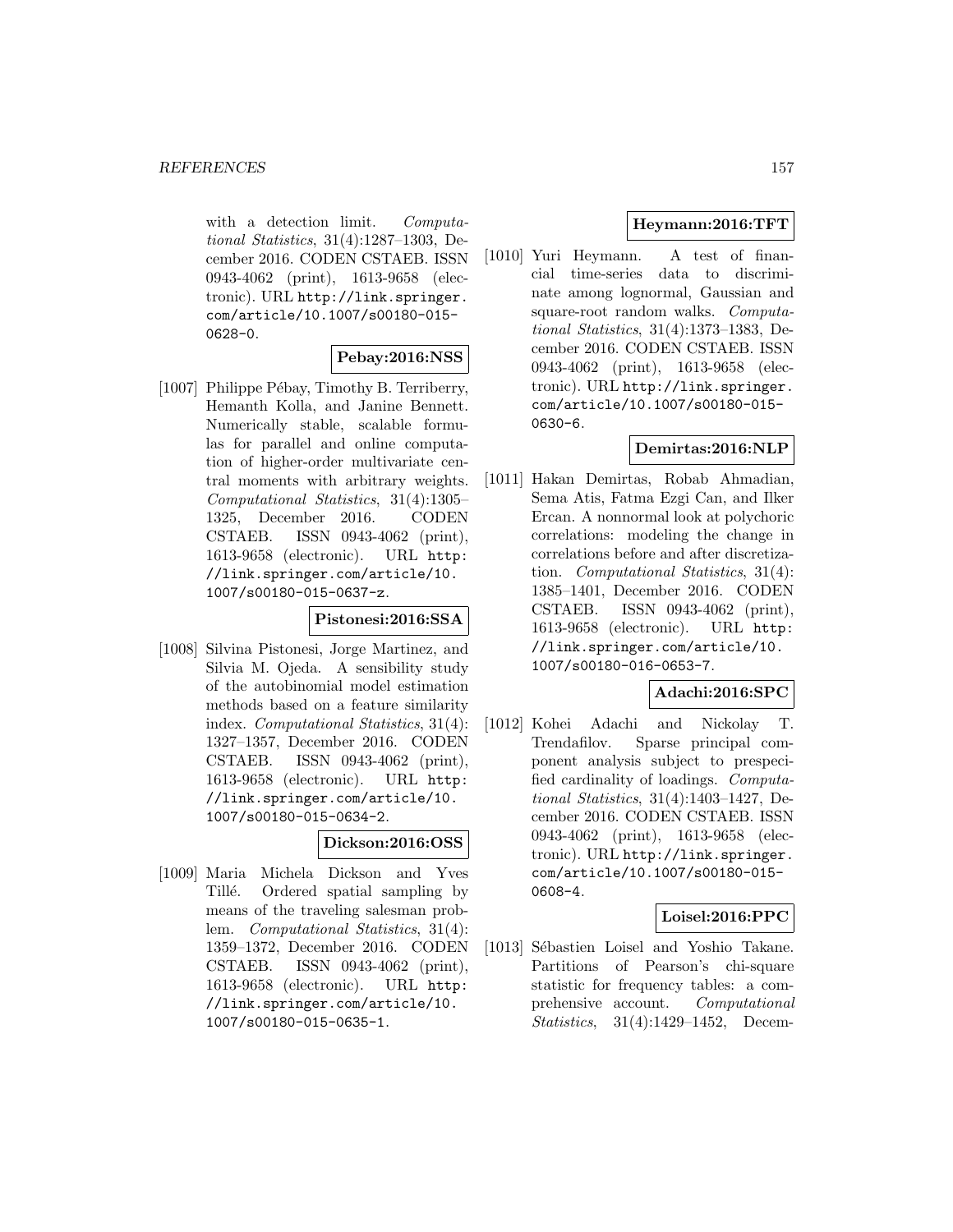with a detection limit. *Computational Statistics*, 31(4):1287–1303, December 2016. CODEN CSTAEB. ISSN 0943-4062 (print), 1613-9658 (electronic). URL http://link.springer.com/article/10.1007/s00180-015-0628-0.

**Pebay:2016:NSS**

[1007] Philippe Pébay, Timothy B. Terriberry, Hemanth Kolla, and Janine Bennett. Numerically stable, scalable formulas for parallel and online computation of higher-order multivariate central moments with arbitrary weights. *Computational Statistics*, 31(4):1305–1325, December 2016. CODEN CSTAEB. ISSN 0943-4062 (print), 1613-9658 (electronic). URL http://link.springer.com/article/10.1007/s00180-015-0637-z.

**Pistonesi:2016:SSA**

[1008] Silvina Pistonesi, Jorge Martinez, and Silvia M. Ojeda. A sensibility study of the autobinomial model estimation methods based on a feature similarity index. *Computational Statistics*, 31(4):1327–1357, December 2016. CODEN CSTAEB. ISSN 0943-4062 (print), 1613-9658 (electronic). URL http://link.springer.com/article/10.1007/s00180-015-0634-2.

**Dickson:2016:OSS**

[1009] Maria Michela Dickson and Yves Tillé. Ordered spatial sampling by means of the traveling salesman problem. *Computational Statistics*, 31(4):1359–1372, December 2016. CODEN CSTAEB. ISSN 0943-4062 (print), 1613-9658 (electronic). URL http://link.springer.com/article/10.1007/s00180-015-0635-1.

**Heymann:2016:TFT**

[1010] Yuri Heymann. A test of financial time-series data to discriminate among lognormal, Gaussian and square-root random walks. *Computational Statistics*, 31(4):1373–1383, December 2016. CODEN CSTAEB. ISSN 0943-4062 (print), 1613-9658 (electronic). URL http://link.springer.com/article/10.1007/s00180-015-0630-6.

**Demirtas:2016:NLP**

[1011] Hakan Demirtas, Robab Ahmadian, Sema Atis, Fatma Ezgi Can, and Ilker Ercan. A nonnormal look at polychoric correlations: modeling the change in correlations before and after discretization. *Computational Statistics*, 31(4):1385–1401, December 2016. CODEN CSTAEB. ISSN 0943-4062 (print), 1613-9658 (electronic). URL http://link.springer.com/article/10.1007/s00180-016-0653-7.

**Adachi:2016:SPC**

[1012] Kohei Adachi and Nickolay T. Trendafilov. Sparse principal component analysis subject to prespecified cardinality of loadings. *Computational Statistics*, 31(4):1403–1427, December 2016. CODEN CSTAEB. ISSN 0943-4062 (print), 1613-9658 (electronic). URL http://link.springer.com/article/10.1007/s00180-015-0608-4.

**Loisel:2016:PPC**

[1013] Sébastien Loisel and Yoshio Takane. Partitions of Pearson's chi-square statistic for frequency tables: a comprehensive account. *Computational Statistics*, 31(4):1429–1452, Decem-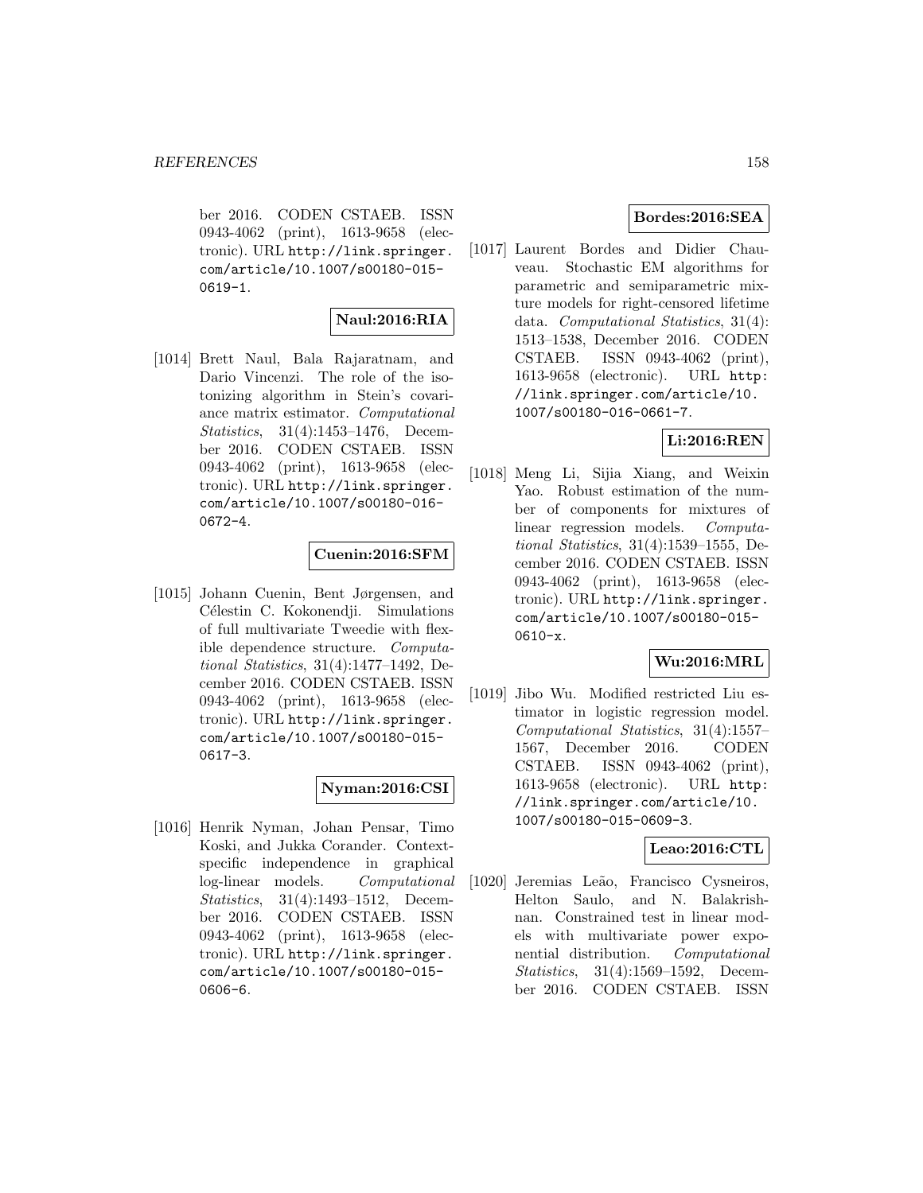ber 2016. CODEN CSTAEB. ISSN 0943-4062 (print), 1613-9658 (electronic). URL http://link.springer.com/article/10.1007/s00180-015-0619-1.

**Naul:2016:RIA**

[1014] Brett Naul, Bala Rajaratnam, and Dario Vincenzi. The role of the isotonizing algorithm in Stein's covariance matrix estimator. *Computational Statistics*, 31(4):1453–1476, December 2016. CODEN CSTAEB. ISSN 0943-4062 (print), 1613-9658 (electronic). URL http://link.springer.com/article/10.1007/s00180-016-0672-4.

**Cuenin:2016:SFM**

[1015] Johann Cuenin, Bent Jørgensen, and Célestin C. Kokonendji. Simulations of full multivariate Tweedie with flexible dependence structure. *Computational Statistics*, 31(4):1477–1492, December 2016. CODEN CSTAEB. ISSN 0943-4062 (print), 1613-9658 (electronic). URL http://link.springer.com/article/10.1007/s00180-015-0617-3.

**Nyman:2016:CSI**

[1016] Henrik Nyman, Johan Pensar, Timo Koski, and Jukka Corander. Context-specific independence in graphical log-linear models. *Computational Statistics*, 31(4):1493–1512, December 2016. CODEN CSTAEB. ISSN 0943-4062 (print), 1613-9658 (electronic). URL http://link.springer.com/article/10.1007/s00180-015-0606-6.

**Bordes:2016:SEA**

[1017] Laurent Bordes and Didier Chauveau. Stochastic EM algorithms for parametric and semiparametric mixture models for right-censored lifetime data. *Computational Statistics*, 31(4): 1513–1538, December 2016. CODEN CSTAEB. ISSN 0943-4062 (print), 1613-9658 (electronic). URL http://link.springer.com/article/10.1007/s00180-016-0661-7.

**Li:2016:REN**

[1018] Meng Li, Sijia Xiang, and Weixin Yao. Robust estimation of the number of components for mixtures of linear regression models. *Computational Statistics*, 31(4):1539–1555, December 2016. CODEN CSTAEB. ISSN 0943-4062 (print), 1613-9658 (electronic). URL http://link.springer.com/article/10.1007/s00180-015-0610-x.

**Wu:2016:MRL**

[1019] Jibo Wu. Modified restricted Liu estimator in logistic regression model. *Computational Statistics*, 31(4):1557–1567, December 2016. CODEN CSTAEB. ISSN 0943-4062 (print), 1613-9658 (electronic). URL http://link.springer.com/article/10.1007/s00180-015-0609-3.

**Leao:2016:CTL**

[1020] Jeremias Leão, Francisco Cysneiros, Helton Saulo, and N. Balakrishnan. Constrained test in linear models with multivariate power exponential distribution. *Computational Statistics*, 31(4):1569–1592, December 2016. CODEN CSTAEB. ISSN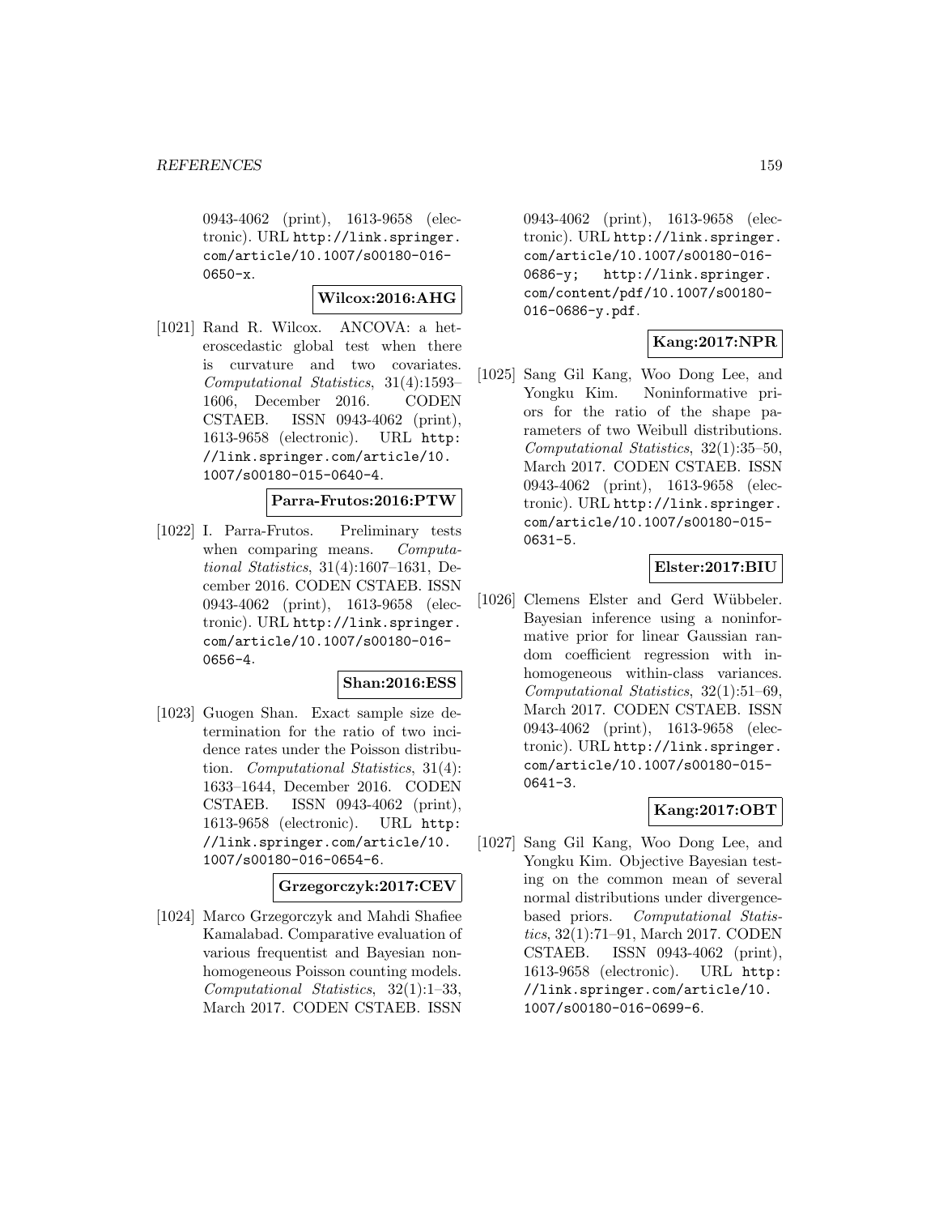0943-4062 (print), 1613-9658 (electronic). URL http://link.springer.com/article/10.1007/s00180-016-0650-x.

**Wilcox:2016:AHG**

[1021] Rand R. Wilcox. ANCOVA: a heteroscedastic global test when there is curvature and two covariates. *Computational Statistics*, 31(4):1593–1606, December 2016. CODEN CSTAEB. ISSN 0943-4062 (print), 1613-9658 (electronic). URL http://link.springer.com/article/10.1007/s00180-015-0640-4.

**Parra-Frutos:2016:PTW**

[1022] I. Parra-Frutos. Preliminary tests when comparing means. *Computational Statistics*, 31(4):1607–1631, December 2016. CODEN CSTAEB. ISSN 0943-4062 (print), 1613-9658 (electronic). URL http://link.springer.com/article/10.1007/s00180-016-0656-4.

**Shan:2016:ESS**

[1023] Guogen Shan. Exact sample size determination for the ratio of two incidence rates under the Poisson distribution. *Computational Statistics*, 31(4):1633–1644, December 2016. CODEN CSTAEB. ISSN 0943-4062 (print), 1613-9658 (electronic). URL http://link.springer.com/article/10.1007/s00180-016-0654-6.

**Grzegorczyk:2017:CEV**

[1024] Marco Grzegorczyk and Mahdi Shafiee Kamalabad. Comparative evaluation of various frequentist and Bayesian non-homogeneous Poisson counting models. *Computational Statistics*, 32(1):1–33, March 2017. CODEN CSTAEB. ISSN 0943-4062 (print), 1613-9658 (electronic). URL http://link.springer.com/article/10.1007/s00180-016-0686-y; http://link.springer.com/content/pdf/10.1007/s00180-016-0686-y.pdf.

**Kang:2017:NPR**

[1025] Sang Gil Kang, Woo Dong Lee, and Yongku Kim. Noninformative priors for the ratio of the shape parameters of two Weibull distributions. *Computational Statistics*, 32(1):35–50, March 2017. CODEN CSTAEB. ISSN 0943-4062 (print), 1613-9658 (electronic). URL http://link.springer.com/article/10.1007/s00180-015-0631-5.

**Elster:2017:BIU**

[1026] Clemens Elster and Gerd Wübbeler. Bayesian inference using a noninformative prior for linear Gaussian random coefficient regression with inhomogeneous within-class variances. *Computational Statistics*, 32(1):51–69, March 2017. CODEN CSTAEB. ISSN 0943-4062 (print), 1613-9658 (electronic). URL http://link.springer.com/article/10.1007/s00180-015-0641-3.

**Kang:2017:OBT**

[1027] Sang Gil Kang, Woo Dong Lee, and Yongku Kim. Objective Bayesian testing on the common mean of several normal distributions under divergence-based priors. *Computational Statistics*, 32(1):71–91, March 2017. CODEN CSTAEB. ISSN 0943-4062 (print), 1613-9658 (electronic). URL http://link.springer.com/article/10.1007/s00180-016-0699-6.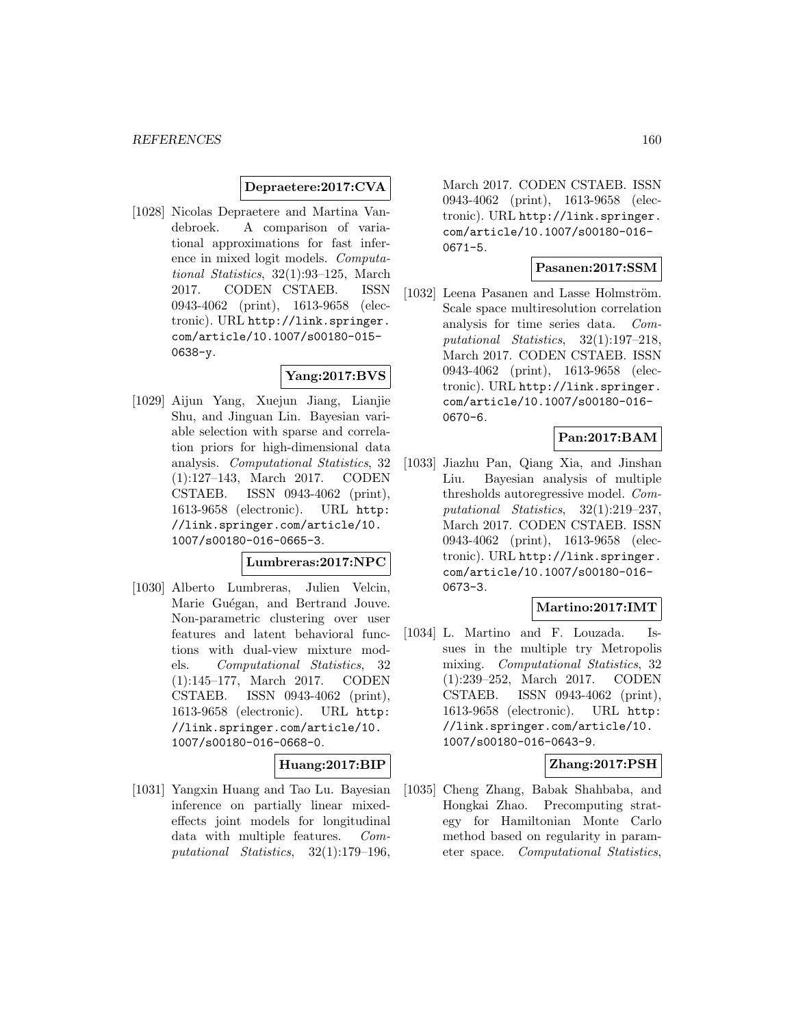**Depraetere:2017:CVA**

[1028] Nicolas Depraetere and Martina Vandebroek. A comparison of variational approximations for fast inference in mixed logit models. *Computational Statistics*, 32(1):93–125, March 2017. CODEN CSTAEB. ISSN 0943-4062 (print), 1613-9658 (electronic). URL http://link.springer.com/article/10.1007/s00180-015-0638-y.

**Yang:2017:BVS**

[1029] Aijun Yang, Xuejun Jiang, Lianjie Shu, and Jinguan Lin. Bayesian variable selection with sparse and correlation priors for high-dimensional data analysis. *Computational Statistics*, 32 (1):127–143, March 2017. CODEN CSTAEB. ISSN 0943-4062 (print), 1613-9658 (electronic). URL http://link.springer.com/article/10.1007/s00180-016-0665-3.

**Lumbreras:2017:NPC**

[1030] Alberto Lumbreras, Julien Velcin, Marie Guégan, and Bertrand Jouve. Non-parametric clustering over user features and latent behavioral functions with dual-view mixture models. *Computational Statistics*, 32 (1):145–177, March 2017. CODEN CSTAEB. ISSN 0943-4062 (print), 1613-9658 (electronic). URL http://link.springer.com/article/10.1007/s00180-016-0668-0.

**Huang:2017:BIP**

[1031] Yangxin Huang and Tao Lu. Bayesian inference on partially linear mixed-effects joint models for longitudinal data with multiple features. *Computational Statistics*, 32(1):179–196, March 2017. CODEN CSTAEB. ISSN 0943-4062 (print), 1613-9658 (electronic). URL http://link.springer.com/article/10.1007/s00180-016-0671-5.

**Pasanen:2017:SSM**

[1032] Leena Pasanen and Lasse Holmström. Scale space multiresolution correlation analysis for time series data. *Computational Statistics*, 32(1):197–218, March 2017. CODEN CSTAEB. ISSN 0943-4062 (print), 1613-9658 (electronic). URL http://link.springer.com/article/10.1007/s00180-016-0670-6.

**Pan:2017:BAM**

[1033] Jiazhu Pan, Qiang Xia, and Jinshan Liu. Bayesian analysis of multiple thresholds autoregressive model. *Computational Statistics*, 32(1):219–237, March 2017. CODEN CSTAEB. ISSN 0943-4062 (print), 1613-9658 (electronic). URL http://link.springer.com/article/10.1007/s00180-016-0673-3.

**Martino:2017:IMT**

[1034] L. Martino and F. Louzada. Issues in the multiple try Metropolis mixing. *Computational Statistics*, 32 (1):239–252, March 2017. CODEN CSTAEB. ISSN 0943-4062 (print), 1613-9658 (electronic). URL http://link.springer.com/article/10.1007/s00180-016-0643-9.

**Zhang:2017:PSH**

[1035] Cheng Zhang, Babak Shahbaba, and Hongkai Zhao. Precomputing strategy for Hamiltonian Monte Carlo method based on regularity in parameter space. *Computational Statistics*,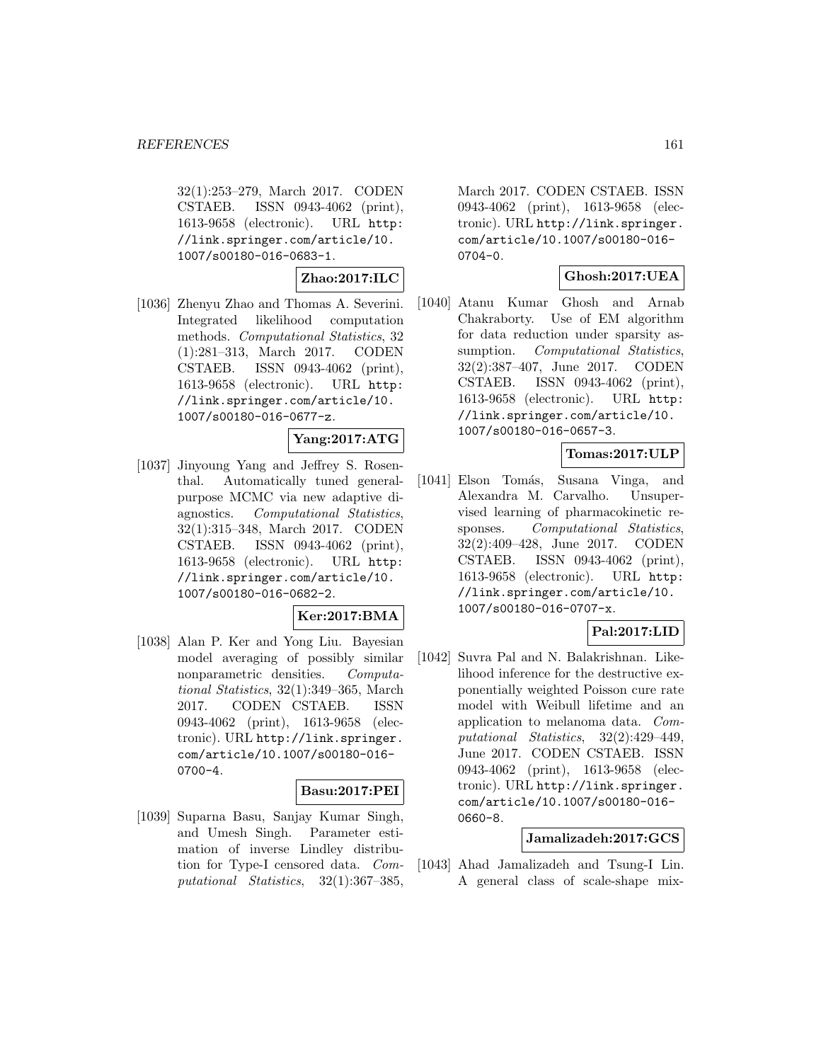32(1):253–279, March 2017. CODEN CSTAEB. ISSN 0943-4062 (print), 1613-9658 (electronic). URL http://link.springer.com/article/10.1007/s00180-016-0683-1.

**Zhao:2017:ILC**

[1036] Zhenyu Zhao and Thomas A. Severini. Integrated likelihood computation methods. *Computational Statistics*, 32 (1):281–313, March 2017. CODEN CSTAEB. ISSN 0943-4062 (print), 1613-9658 (electronic). URL http://link.springer.com/article/10.1007/s00180-016-0677-z.

**Yang:2017:ATG**

[1037] Jinyoung Yang and Jeffrey S. Rosenthal. Automatically tuned general-purpose MCMC via new adaptive diagnostics. *Computational Statistics*, 32(1):315–348, March 2017. CODEN CSTAEB. ISSN 0943-4062 (print), 1613-9658 (electronic). URL http://link.springer.com/article/10.1007/s00180-016-0682-2.

**Ker:2017:BMA**

[1038] Alan P. Ker and Yong Liu. Bayesian model averaging of possibly similar nonparametric densities. *Computational Statistics*, 32(1):349–365, March 2017. CODEN CSTAEB. ISSN 0943-4062 (print), 1613-9658 (electronic). URL http://link.springer.com/article/10.1007/s00180-016-0700-4.

**Basu:2017:PEI**

[1039] Suparna Basu, Sanjay Kumar Singh, and Umesh Singh. Parameter estimation of inverse Lindley distribution for Type-I censored data. *Computational Statistics*, 32(1):367–385, March 2017. CODEN CSTAEB. ISSN 0943-4062 (print), 1613-9658 (electronic). URL http://link.springer.com/article/10.1007/s00180-016-0704-0.

**Ghosh:2017:UEA**

[1040] Atanu Kumar Ghosh and Arnab Chakraborty. Use of EM algorithm for data reduction under sparsity assumption. *Computational Statistics*, 32(2):387–407, June 2017. CODEN CSTAEB. ISSN 0943-4062 (print), 1613-9658 (electronic). URL http://link.springer.com/article/10.1007/s00180-016-0657-3.

**Tomas:2017:ULP**

[1041] Elson Tomás, Susana Vinga, and Alexandra M. Carvalho. Unsupervised learning of pharmacokinetic responses. *Computational Statistics*, 32(2):409–428, June 2017. CODEN CSTAEB. ISSN 0943-4062 (print), 1613-9658 (electronic). URL http://link.springer.com/article/10.1007/s00180-016-0707-x.

**Pal:2017:LID**

[1042] Suvra Pal and N. Balakrishnan. Likelihood inference for the destructive exponentially weighted Poisson cure rate model with Weibull lifetime and an application to melanoma data. *Computational Statistics*, 32(2):429–449, June 2017. CODEN CSTAEB. ISSN 0943-4062 (print), 1613-9658 (electronic). URL http://link.springer.com/article/10.1007/s00180-016-0660-8.

**Jamalizadeh:2017:GCS**

[1043] Ahad Jamalizadeh and Tsung-I Lin. A general class of scale-shape mix-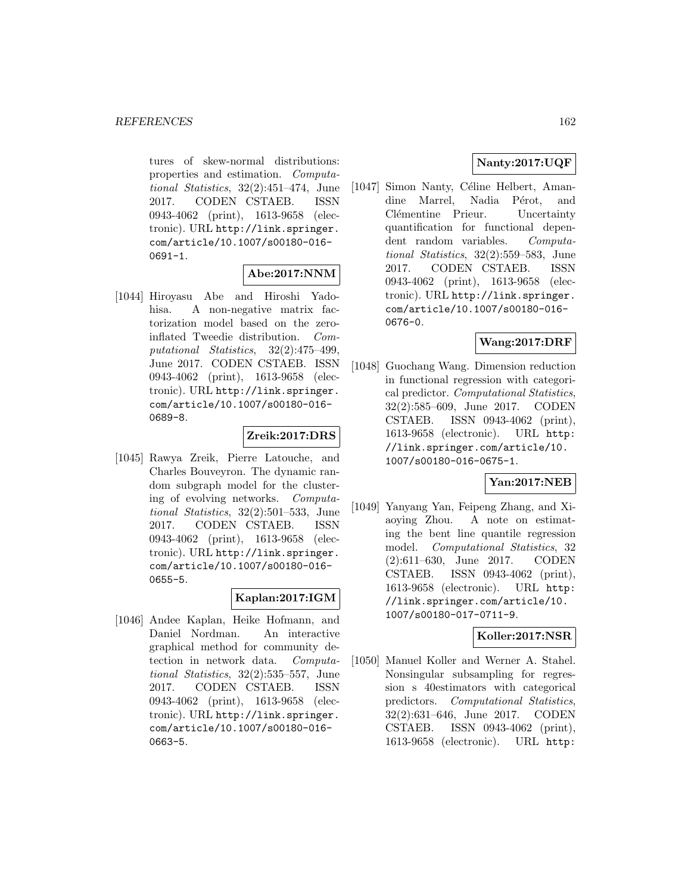tures of skew-normal distributions: properties and estimation. *Computational Statistics*, 32(2):451–474, June 2017. CODEN CSTAEB. ISSN 0943-4062 (print), 1613-9658 (electronic). URL http://link.springer.com/article/10.1007/s00180-016-0691-1.

**Abe:2017:NNM**

[1044] Hiroyasu Abe and Hiroshi Yadohisa. A non-negative matrix factorization model based on the zero-inflated Tweedie distribution. *Computational Statistics*, 32(2):475–499, June 2017. CODEN CSTAEB. ISSN 0943-4062 (print), 1613-9658 (electronic). URL http://link.springer.com/article/10.1007/s00180-016-0689-8.

**Zreik:2017:DRS**

[1045] Rawya Zreik, Pierre Latouche, and Charles Bouveyron. The dynamic random subgraph model for the clustering of evolving networks. *Computational Statistics*, 32(2):501–533, June 2017. CODEN CSTAEB. ISSN 0943-4062 (print), 1613-9658 (electronic). URL http://link.springer.com/article/10.1007/s00180-016-0655-5.

**Kaplan:2017:IGM**

[1046] Andee Kaplan, Heike Hofmann, and Daniel Nordman. An interactive graphical method for community detection in network data. *Computational Statistics*, 32(2):535–557, June 2017. CODEN CSTAEB. ISSN 0943-4062 (print), 1613-9658 (electronic). URL http://link.springer.com/article/10.1007/s00180-016-0663-5.

**Nanty:2017:UQF**

[1047] Simon Nanty, Céline Helbert, Amandine Marrel, Nadia Pérot, and Clémentine Prieur. Uncertainty quantification for functional dependent random variables. *Computational Statistics*, 32(2):559–583, June 2017. CODEN CSTAEB. ISSN 0943-4062 (print), 1613-9658 (electronic). URL http://link.springer.com/article/10.1007/s00180-016-0676-0.

**Wang:2017:DRF**

[1048] Guochang Wang. Dimension reduction in functional regression with categorical predictor. *Computational Statistics*, 32(2):585–609, June 2017. CODEN CSTAEB. ISSN 0943-4062 (print), 1613-9658 (electronic). URL http://link.springer.com/article/10.1007/s00180-016-0675-1.

**Yan:2017:NEB**

[1049] Yanyang Yan, Feipeng Zhang, and Xiaoying Zhou. A note on estimating the bent line quantile regression model. *Computational Statistics*, 32 (2):611–630, June 2017. CODEN CSTAEB. ISSN 0943-4062 (print), 1613-9658 (electronic). URL http://link.springer.com/article/10.1007/s00180-017-0711-9.

**Koller:2017:NSR**

[1050] Manuel Koller and Werner A. Stahel. Nonsingular subsampling for regression s 40estimators with categorical predictors. *Computational Statistics*, 32(2):631–646, June 2017. CODEN CSTAEB. ISSN 0943-4062 (print), 1613-9658 (electronic). URL http: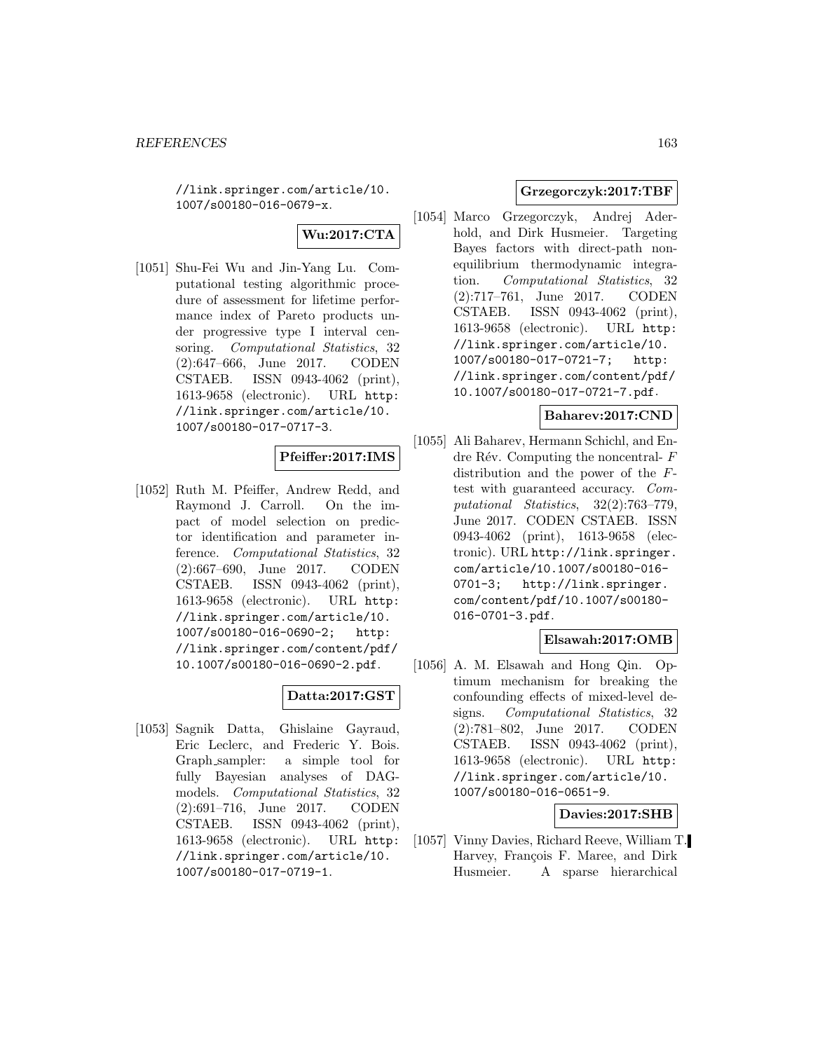//link.springer.com/article/10.1007/s00180-016-0679-x.

**Wu:2017:CTA**

[1051] Shu-Fei Wu and Jin-Yang Lu. Computational testing algorithmic procedure of assessment for lifetime performance index of Pareto products under progressive type I interval censoring. *Computational Statistics*, 32 (2):647–666, June 2017. CODEN CSTAEB. ISSN 0943-4062 (print), 1613-9658 (electronic). URL http://link.springer.com/article/10.1007/s00180-017-0717-3.

**Pfeiffer:2017:IMS**

[1052] Ruth M. Pfeiffer, Andrew Redd, and Raymond J. Carroll. On the impact of model selection on predictor identification and parameter inference. *Computational Statistics*, 32 (2):667–690, June 2017. CODEN CSTAEB. ISSN 0943-4062 (print), 1613-9658 (electronic). URL http://link.springer.com/article/10.1007/s00180-016-0690-2; http://link.springer.com/content/pdf/10.1007/s00180-016-0690-2.pdf.

**Datta:2017:GST**

[1053] Sagnik Datta, Ghislaine Gayraud, Eric Leclerc, and Frederic Y. Bois. Graph_sampler: a simple tool for fully Bayesian analyses of DAG-models. *Computational Statistics*, 32 (2):691–716, June 2017. CODEN CSTAEB. ISSN 0943-4062 (print), 1613-9658 (electronic). URL http://link.springer.com/article/10.1007/s00180-017-0719-1.

**Grzegorczyk:2017:TBF**

[1054] Marco Grzegorczyk, Andrej Aderhold, and Dirk Husmeier. Targeting Bayes factors with direct-path non-equilibrium thermodynamic integration. *Computational Statistics*, 32 (2):717–761, June 2017. CODEN CSTAEB. ISSN 0943-4062 (print), 1613-9658 (electronic). URL http://link.springer.com/article/10.1007/s00180-017-0721-7; http://link.springer.com/content/pdf/10.1007/s00180-017-0721-7.pdf.

**Baharev:2017:CND**

[1055] Ali Baharev, Hermann Schichl, and Endre Rév. Computing the noncentral-$F$ distribution and the power of the $F$-test with guaranteed accuracy. *Computational Statistics*, 32(2):763–779, June 2017. CODEN CSTAEB. ISSN 0943-4062 (print), 1613-9658 (electronic). URL http://link.springer.com/article/10.1007/s00180-016-0701-3; http://link.springer.com/content/pdf/10.1007/s00180-016-0701-3.pdf.

**Elsawah:2017:OMB**

[1056] A. M. Elsawah and Hong Qin. Optimum mechanism for breaking the confounding effects of mixed-level designs. *Computational Statistics*, 32 (2):781–802, June 2017. CODEN CSTAEB. ISSN 0943-4062 (print), 1613-9658 (electronic). URL http://link.springer.com/article/10.1007/s00180-016-0651-9.

**Davies:2017:SHB**

[1057] Vinny Davies, Richard Reeve, William T. Harvey, François F. Maree, and Dirk Husmeier. A sparse hierarchical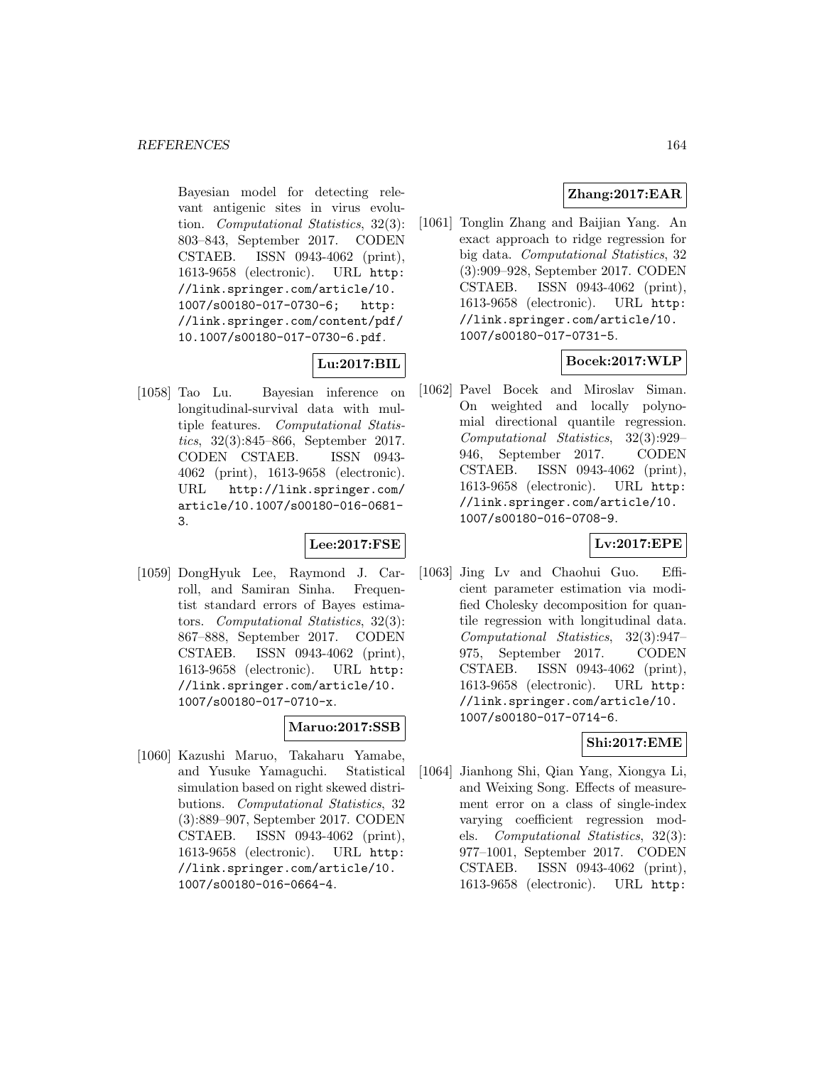Bayesian model for detecting relevant antigenic sites in virus evolution. *Computational Statistics*, 32(3): 803–843, September 2017. CODEN CSTAEB. ISSN 0943-4062 (print), 1613-9658 (electronic). URL http://link.springer.com/article/10.1007/s00180-017-0730-6; http://link.springer.com/content/pdf/10.1007/s00180-017-0730-6.pdf.

**Lu:2017:BIL**

[1058] Tao Lu. Bayesian inference on longitudinal-survival data with multiple features. *Computational Statistics*, 32(3):845–866, September 2017. CODEN CSTAEB. ISSN 0943-4062 (print), 1613-9658 (electronic). URL http://link.springer.com/article/10.1007/s00180-016-0681-3.

**Lee:2017:FSE**

[1059] DongHyuk Lee, Raymond J. Carroll, and Samiran Sinha. Frequentist standard errors of Bayes estimators. *Computational Statistics*, 32(3): 867–888, September 2017. CODEN CSTAEB. ISSN 0943-4062 (print), 1613-9658 (electronic). URL http://link.springer.com/article/10.1007/s00180-017-0710-x.

**Maruo:2017:SSB**

[1060] Kazushi Maruo, Takaharu Yamabe, and Yusuke Yamaguchi. Statistical simulation based on right skewed distributions. *Computational Statistics*, 32 (3):889–907, September 2017. CODEN CSTAEB. ISSN 0943-4062 (print), 1613-9658 (electronic). URL http://link.springer.com/article/10.1007/s00180-016-0664-4.

**Zhang:2017:EAR**

[1061] Tonglin Zhang and Baijian Yang. An exact approach to ridge regression for big data. *Computational Statistics*, 32 (3):909–928, September 2017. CODEN CSTAEB. ISSN 0943-4062 (print), 1613-9658 (electronic). URL http://link.springer.com/article/10.1007/s00180-017-0731-5.

**Bocek:2017:WLP**

[1062] Pavel Bocek and Miroslav Siman. On weighted and locally polynomial directional quantile regression. *Computational Statistics*, 32(3):929–946, September 2017. CODEN CSTAEB. ISSN 0943-4062 (print), 1613-9658 (electronic). URL http://link.springer.com/article/10.1007/s00180-016-0708-9.

**Lv:2017:EPE**

[1063] Jing Lv and Chaohui Guo. Efficient parameter estimation via modified Cholesky decomposition for quantile regression with longitudinal data. *Computational Statistics*, 32(3):947–975, September 2017. CODEN CSTAEB. ISSN 0943-4062 (print), 1613-9658 (electronic). URL http://link.springer.com/article/10.1007/s00180-017-0714-6.

**Shi:2017:EME**

[1064] Jianhong Shi, Qian Yang, Xiongya Li, and Weixing Song. Effects of measurement error on a class of single-index varying coefficient regression models. *Computational Statistics*, 32(3): 977–1001, September 2017. CODEN CSTAEB. ISSN 0943-4062 (print), 1613-9658 (electronic). URL http: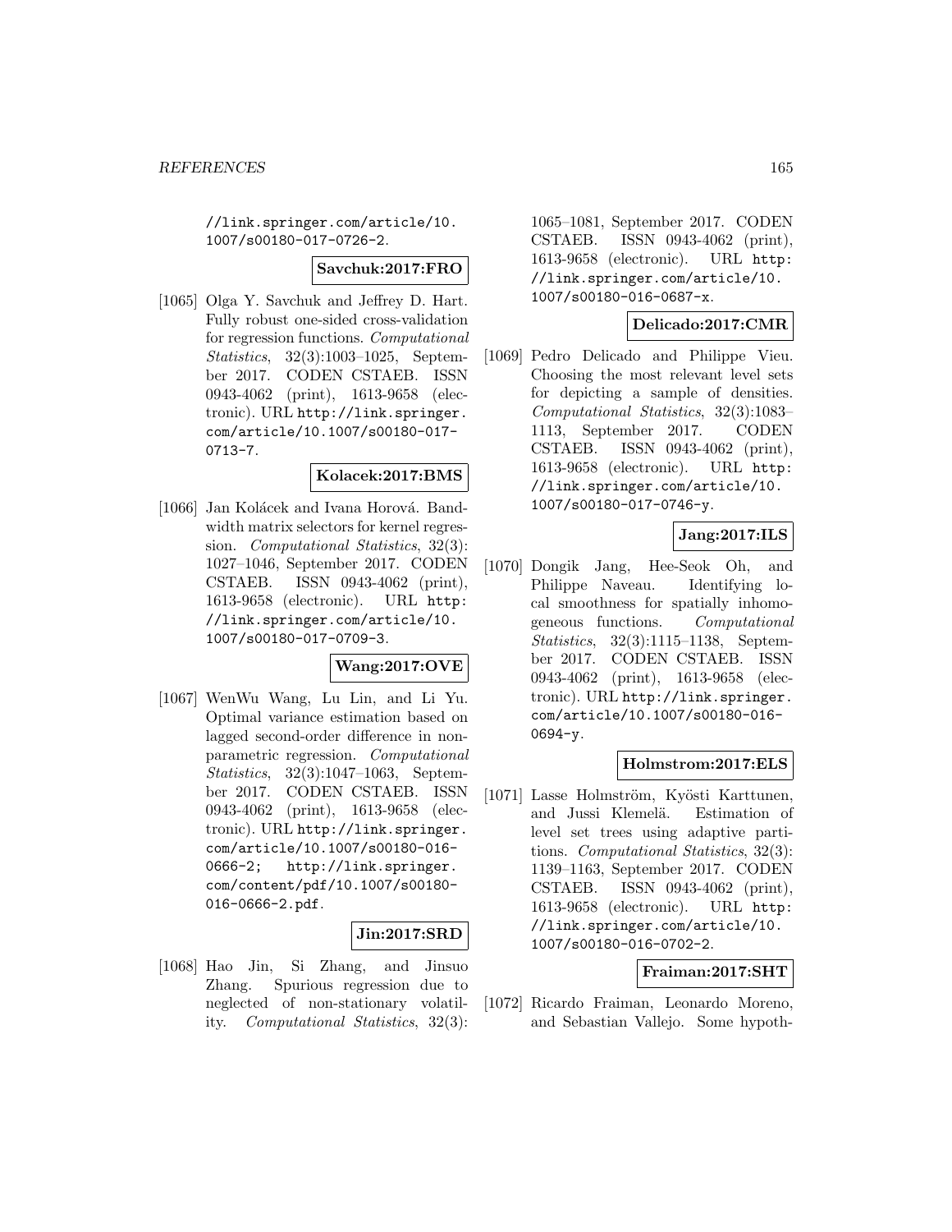//link.springer.com/article/10.1007/s00180-017-0726-2.

**Savchuk:2017:FRO**

[1065] Olga Y. Savchuk and Jeffrey D. Hart. Fully robust one-sided cross-validation for regression functions. *Computational Statistics*, 32(3):1003–1025, September 2017. CODEN CSTAEB. ISSN 0943-4062 (print), 1613-9658 (electronic). URL http://link.springer.com/article/10.1007/s00180-017-0713-7.

**Kolacek:2017:BMS**

[1066] Jan Kolácek and Ivana Horová. Bandwidth matrix selectors for kernel regression. *Computational Statistics*, 32(3):1027–1046, September 2017. CODEN CSTAEB. ISSN 0943-4062 (print), 1613-9658 (electronic). URL http://link.springer.com/article/10.1007/s00180-017-0709-3.

**Wang:2017:OVE**

[1067] WenWu Wang, Lu Lin, and Li Yu. Optimal variance estimation based on lagged second-order difference in nonparametric regression. *Computational Statistics*, 32(3):1047–1063, September 2017. CODEN CSTAEB. ISSN 0943-4062 (print), 1613-9658 (electronic). URL http://link.springer.com/article/10.1007/s00180-016-0666-2; http://link.springer.com/content/pdf/10.1007/s00180-016-0666-2.pdf.

**Jin:2017:SRD**

[1068] Hao Jin, Si Zhang, and Jinsuo Zhang. Spurious regression due to neglected of non-stationary volatility. *Computational Statistics*, 32(3):1065–1081, September 2017. CODEN CSTAEB. ISSN 0943-4062 (print), 1613-9658 (electronic). URL http://link.springer.com/article/10.1007/s00180-016-0687-x.

**Delicado:2017:CMR**

[1069] Pedro Delicado and Philippe Vieu. Choosing the most relevant level sets for depicting a sample of densities. *Computational Statistics*, 32(3):1083–1113, September 2017. CODEN CSTAEB. ISSN 0943-4062 (print), 1613-9658 (electronic). URL http://link.springer.com/article/10.1007/s00180-017-0746-y.

**Jang:2017:ILS**

[1070] Dongik Jang, Hee-Seok Oh, and Philippe Naveau. Identifying local smoothness for spatially inhomogeneous functions. *Computational Statistics*, 32(3):1115–1138, September 2017. CODEN CSTAEB. ISSN 0943-4062 (print), 1613-9658 (electronic). URL http://link.springer.com/article/10.1007/s00180-016-0694-y.

**Holmstrom:2017:ELS**

[1071] Lasse Holmström, Kyösti Karttunen, and Jussi Klemelä. Estimation of level set trees using adaptive partitions. *Computational Statistics*, 32(3):1139–1163, September 2017. CODEN CSTAEB. ISSN 0943-4062 (print), 1613-9658 (electronic). URL http://link.springer.com/article/10.1007/s00180-016-0702-2.

**Fraiman:2017:SHT**

[1072] Ricardo Fraiman, Leonardo Moreno, and Sebastian Vallejo. Some hypoth-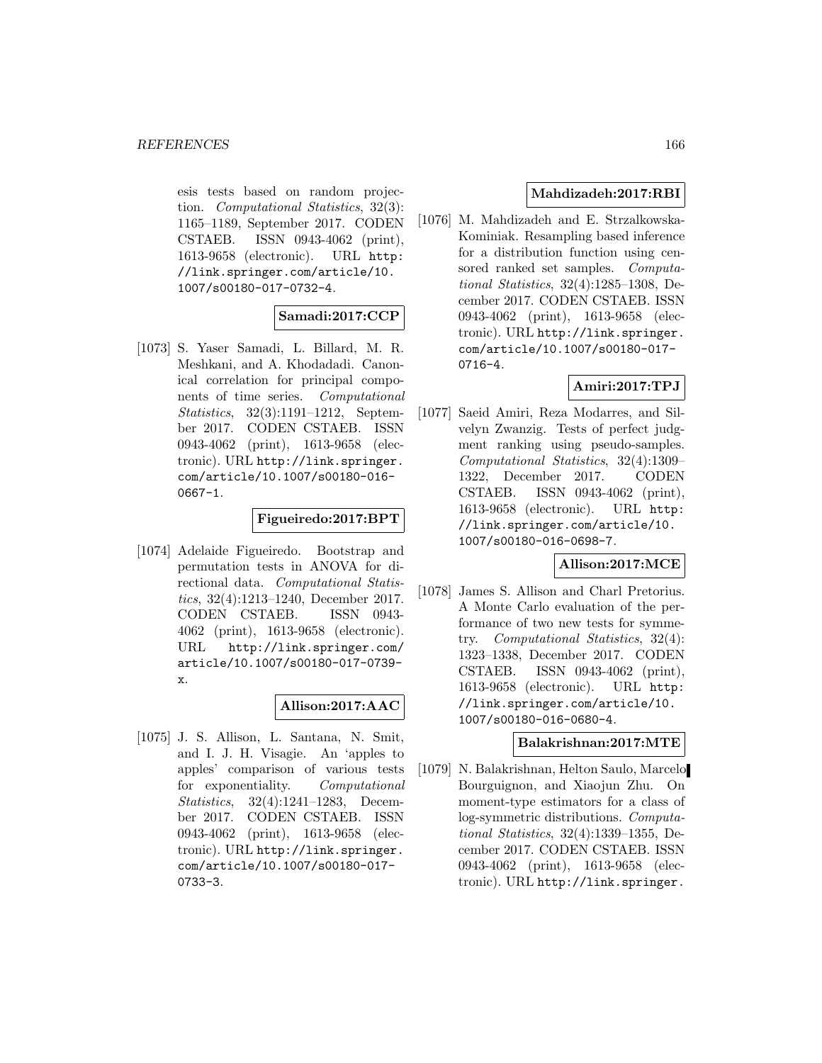esis tests based on random projection. *Computational Statistics*, 32(3): 1165–1189, September 2017. CODEN CSTAEB. ISSN 0943-4062 (print), 1613-9658 (electronic). URL http://link.springer.com/article/10.1007/s00180-017-0732-4.

**Samadi:2017:CCP**

[1073] S. Yaser Samadi, L. Billard, M. R. Meshkani, and A. Khodadadi. Canonical correlation for principal components of time series. *Computational Statistics*, 32(3):1191–1212, September 2017. CODEN CSTAEB. ISSN 0943-4062 (print), 1613-9658 (electronic). URL http://link.springer.com/article/10.1007/s00180-016-0667-1.

**Figueiredo:2017:BPT**

[1074] Adelaide Figueiredo. Bootstrap and permutation tests in ANOVA for directional data. *Computational Statistics*, 32(4):1213–1240, December 2017. CODEN CSTAEB. ISSN 0943-4062 (print), 1613-9658 (electronic). URL http://link.springer.com/article/10.1007/s00180-017-0739-x.

**Allison:2017:AAC**

[1075] J. S. Allison, L. Santana, N. Smit, and I. J. H. Visagie. An 'apples to apples' comparison of various tests for exponentiality. *Computational Statistics*, 32(4):1241–1283, December 2017. CODEN CSTAEB. ISSN 0943-4062 (print), 1613-9658 (electronic). URL http://link.springer.com/article/10.1007/s00180-017-0733-3.

**Mahdizadeh:2017:RBI**

[1076] M. Mahdizadeh and E. Strzalkowska-Kominiak. Resampling based inference for a distribution function using censored ranked set samples. *Computational Statistics*, 32(4):1285–1308, December 2017. CODEN CSTAEB. ISSN 0943-4062 (print), 1613-9658 (electronic). URL http://link.springer.com/article/10.1007/s00180-017-0716-4.

**Amiri:2017:TPJ**

[1077] Saeid Amiri, Reza Modarres, and Silvelyn Zwanzig. Tests of perfect judgment ranking using pseudo-samples. *Computational Statistics*, 32(4):1309–1322, December 2017. CODEN CSTAEB. ISSN 0943-4062 (print), 1613-9658 (electronic). URL http://link.springer.com/article/10.1007/s00180-016-0698-7.

**Allison:2017:MCE**

[1078] James S. Allison and Charl Pretorius. A Monte Carlo evaluation of the performance of two new tests for symmetry. *Computational Statistics*, 32(4): 1323–1338, December 2017. CODEN CSTAEB. ISSN 0943-4062 (print), 1613-9658 (electronic). URL http://link.springer.com/article/10.1007/s00180-016-0680-4.

**Balakrishnan:2017:MTE**

[1079] N. Balakrishnan, Helton Saulo, Marcelo Bourguignon, and Xiaojun Zhu. On moment-type estimators for a class of log-symmetric distributions. *Computational Statistics*, 32(4):1339–1355, December 2017. CODEN CSTAEB. ISSN 0943-4062 (print), 1613-9658 (electronic). URL http://link.springer.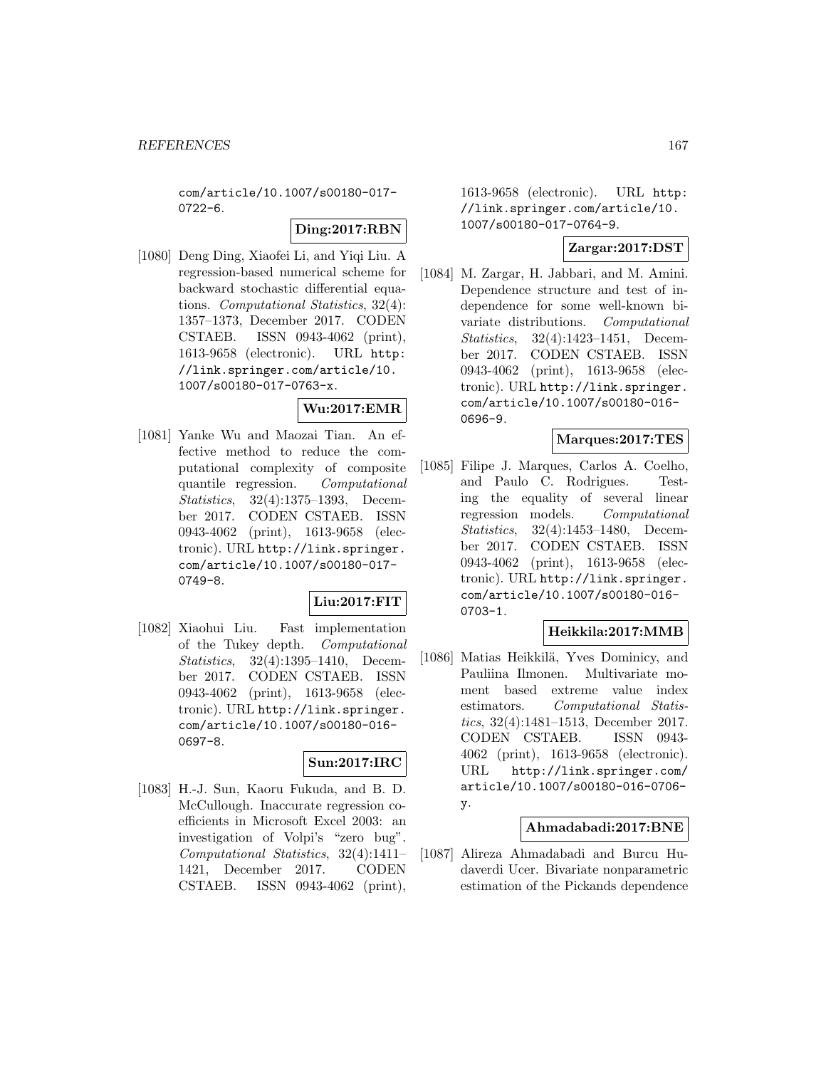com/article/10.1007/s00180-017-0722-6.

**Ding:2017:RBN**

[1080] Deng Ding, Xiaofei Li, and Yiqi Liu. A regression-based numerical scheme for backward stochastic differential equations. *Computational Statistics*, 32(4): 1357–1373, December 2017. CODEN CSTAEB. ISSN 0943-4062 (print), 1613-9658 (electronic). URL http://link.springer.com/article/10.1007/s00180-017-0763-x.

**Wu:2017:EMR**

[1081] Yanke Wu and Maozai Tian. An effective method to reduce the computational complexity of composite quantile regression. *Computational Statistics*, 32(4):1375–1393, December 2017. CODEN CSTAEB. ISSN 0943-4062 (print), 1613-9658 (electronic). URL http://link.springer.com/article/10.1007/s00180-017-0749-8.

**Liu:2017:FIT**

[1082] Xiaohui Liu. Fast implementation of the Tukey depth. *Computational Statistics*, 32(4):1395–1410, December 2017. CODEN CSTAEB. ISSN 0943-4062 (print), 1613-9658 (electronic). URL http://link.springer.com/article/10.1007/s00180-016-0697-8.

**Sun:2017:IRC**

[1083] H.-J. Sun, Kaoru Fukuda, and B. D. McCullough. Inaccurate regression coefficients in Microsoft Excel 2003: an investigation of Volpi's "zero bug". *Computational Statistics*, 32(4):1411–1421, December 2017. CODEN CSTAEB. ISSN 0943-4062 (print), 1613-9658 (electronic). URL http://link.springer.com/article/10.1007/s00180-017-0764-9.

**Zargar:2017:DST**

[1084] M. Zargar, H. Jabbari, and M. Amini. Dependence structure and test of independence for some well-known bivariate distributions. *Computational Statistics*, 32(4):1423–1451, December 2017. CODEN CSTAEB. ISSN 0943-4062 (print), 1613-9658 (electronic). URL http://link.springer.com/article/10.1007/s00180-016-0696-9.

**Marques:2017:TES**

[1085] Filipe J. Marques, Carlos A. Coelho, and Paulo C. Rodrigues. Testing the equality of several linear regression models. *Computational Statistics*, 32(4):1453–1480, December 2017. CODEN CSTAEB. ISSN 0943-4062 (print), 1613-9658 (electronic). URL http://link.springer.com/article/10.1007/s00180-016-0703-1.

**Heikkila:2017:MMB**

[1086] Matias Heikkilä, Yves Dominicy, and Pauliina Ilmonen. Multivariate moment based extreme value index estimators. *Computational Statistics*, 32(4):1481–1513, December 2017. CODEN CSTAEB. ISSN 0943-4062 (print), 1613-9658 (electronic). URL http://link.springer.com/article/10.1007/s00180-016-0706-y.

**Ahmadabadi:2017:BNE**

[1087] Alireza Ahmadabadi and Burcu Hudaverdi Ucer. Bivariate nonparametric estimation of the Pickands dependence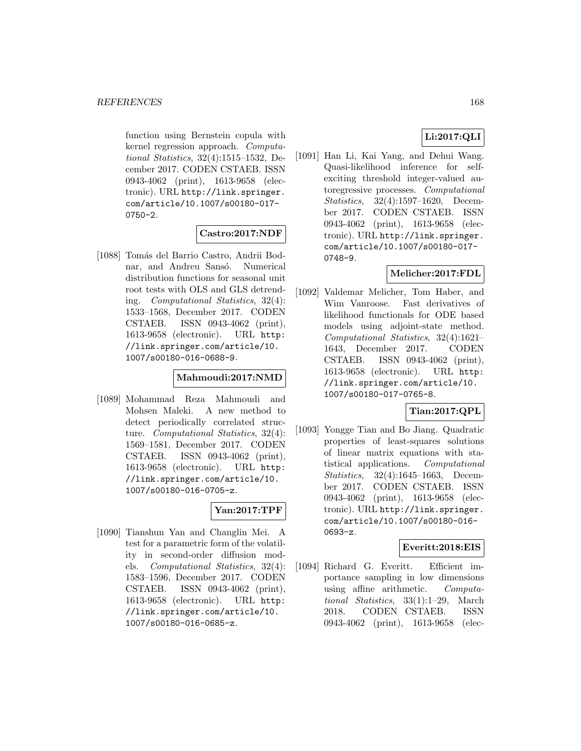function using Bernstein copula with kernel regression approach. *Computational Statistics*, 32(4):1515–1532, December 2017. CODEN CSTAEB. ISSN 0943-4062 (print), 1613-9658 (electronic). URL http://link.springer.com/article/10.1007/s00180-017-0750-2.

**Castro:2017:NDF**

[1088] Tomás del Barrio Castro, Andrii Bodnar, and Andreu Sansó. Numerical distribution functions for seasonal unit root tests with OLS and GLS detrending. *Computational Statistics*, 32(4):1533–1568, December 2017. CODEN CSTAEB. ISSN 0943-4062 (print), 1613-9658 (electronic). URL http://link.springer.com/article/10.1007/s00180-016-0688-9.

**Mahmoudi:2017:NMD**

[1089] Mohammad Reza Mahmoudi and Mohsen Maleki. A new method to detect periodically correlated structure. *Computational Statistics*, 32(4):1569–1581, December 2017. CODEN CSTAEB. ISSN 0943-4062 (print), 1613-9658 (electronic). URL http://link.springer.com/article/10.1007/s00180-016-0705-z.

**Yan:2017:TPF**

[1090] Tianshun Yan and Changlin Mei. A test for a parametric form of the volatility in second-order diffusion models. *Computational Statistics*, 32(4):1583–1596, December 2017. CODEN CSTAEB. ISSN 0943-4062 (print), 1613-9658 (electronic). URL http://link.springer.com/article/10.1007/s00180-016-0685-z.

**Li:2017:QLI**

[1091] Han Li, Kai Yang, and Dehui Wang. Quasi-likelihood inference for self-exciting threshold integer-valued autoregressive processes. *Computational Statistics*, 32(4):1597–1620, December 2017. CODEN CSTAEB. ISSN 0943-4062 (print), 1613-9658 (electronic). URL http://link.springer.com/article/10.1007/s00180-017-0748-9.

**Melicher:2017:FDL**

[1092] Valdemar Melicher, Tom Haber, and Wim Vanroose. Fast derivatives of likelihood functionals for ODE based models using adjoint-state method. *Computational Statistics*, 32(4):1621–1643, December 2017. CODEN CSTAEB. ISSN 0943-4062 (print), 1613-9658 (electronic). URL http://link.springer.com/article/10.1007/s00180-017-0765-8.

**Tian:2017:QPL**

[1093] Yongge Tian and Bo Jiang. Quadratic properties of least-squares solutions of linear matrix equations with statistical applications. *Computational Statistics*, 32(4):1645–1663, December 2017. CODEN CSTAEB. ISSN 0943-4062 (print), 1613-9658 (electronic). URL http://link.springer.com/article/10.1007/s00180-016-0693-z.

**Everitt:2018:EIS**

[1094] Richard G. Everitt. Efficient importance sampling in low dimensions using affine arithmetic. *Computational Statistics*, 33(1):1–29, March 2018. CODEN CSTAEB. ISSN 0943-4062 (print), 1613-9658 (elec-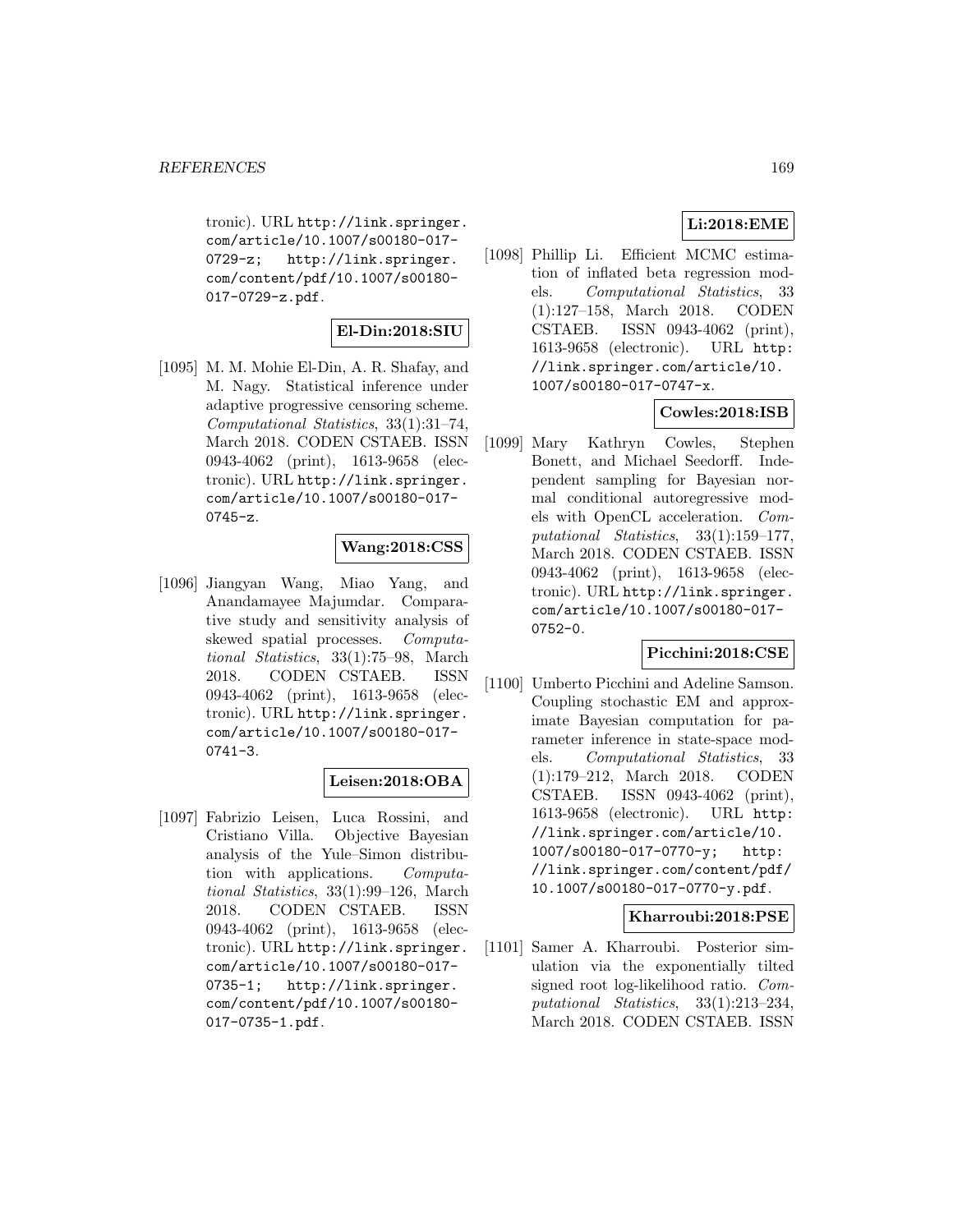tronic). URL http://link.springer.com/article/10.1007/s00180-017-0729-z; http://link.springer.com/content/pdf/10.1007/s00180-017-0729-z.pdf.

**El-Din:2018:SIU**

[1095] M. M. Mohie El-Din, A. R. Shafay, and M. Nagy. Statistical inference under adaptive progressive censoring scheme. *Computational Statistics*, 33(1):31–74, March 2018. CODEN CSTAEB. ISSN 0943-4062 (print), 1613-9658 (electronic). URL http://link.springer.com/article/10.1007/s00180-017-0745-z.

**Wang:2018:CSS**

[1096] Jiangyan Wang, Miao Yang, and Anandamayee Majumdar. Comparative study and sensitivity analysis of skewed spatial processes. *Computational Statistics*, 33(1):75–98, March 2018. CODEN CSTAEB. ISSN 0943-4062 (print), 1613-9658 (electronic). URL http://link.springer.com/article/10.1007/s00180-017-0741-3.

**Leisen:2018:OBA**

[1097] Fabrizio Leisen, Luca Rossini, and Cristiano Villa. Objective Bayesian analysis of the Yule–Simon distribution with applications. *Computational Statistics*, 33(1):99–126, March 2018. CODEN CSTAEB. ISSN 0943-4062 (print), 1613-9658 (electronic). URL http://link.springer.com/article/10.1007/s00180-017-0735-1; http://link.springer.com/content/pdf/10.1007/s00180-017-0735-1.pdf.

**Li:2018:EME**

[1098] Phillip Li. Efficient MCMC estimation of inflated beta regression models. *Computational Statistics*, 33(1):127–158, March 2018. CODEN CSTAEB. ISSN 0943-4062 (print), 1613-9658 (electronic). URL http://link.springer.com/article/10.1007/s00180-017-0747-x.

**Cowles:2018:ISB**

[1099] Mary Kathryn Cowles, Stephen Bonett, and Michael Seedorff. Independent sampling for Bayesian normal conditional autoregressive models with OpenCL acceleration. *Computational Statistics*, 33(1):159–177, March 2018. CODEN CSTAEB. ISSN 0943-4062 (print), 1613-9658 (electronic). URL http://link.springer.com/article/10.1007/s00180-017-0752-0.

**Picchini:2018:CSE**

[1100] Umberto Picchini and Adeline Samson. Coupling stochastic EM and approximate Bayesian computation for parameter inference in state-space models. *Computational Statistics*, 33(1):179–212, March 2018. CODEN CSTAEB. ISSN 0943-4062 (print), 1613-9658 (electronic). URL http://link.springer.com/article/10.1007/s00180-017-0770-y; http://link.springer.com/content/pdf/10.1007/s00180-017-0770-y.pdf.

**Kharroubi:2018:PSE**

[1101] Samer A. Kharroubi. Posterior simulation via the exponentially tilted signed root log-likelihood ratio. *Computational Statistics*, 33(1):213–234, March 2018. CODEN CSTAEB. ISSN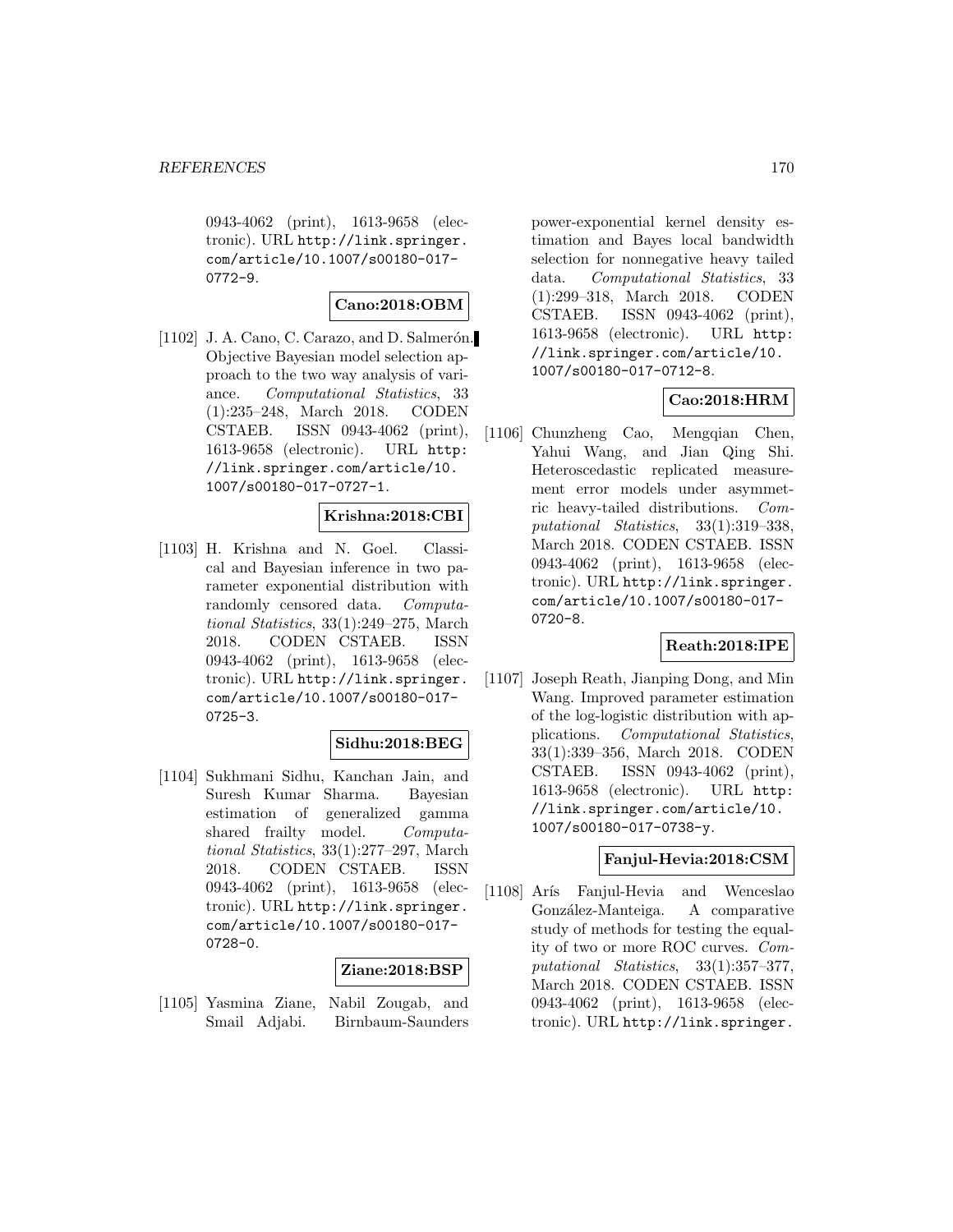0943-4062 (print), 1613-9658 (electronic). URL http://link.springer.com/article/10.1007/s00180-017-0772-9.

**Cano:2018:OBM**

[1102] J. A. Cano, C. Carazo, and D. Salmerón. Objective Bayesian model selection approach to the two way analysis of variance. *Computational Statistics*, 33 (1):235–248, March 2018. CODEN CSTAEB. ISSN 0943-4062 (print), 1613-9658 (electronic). URL http://link.springer.com/article/10.1007/s00180-017-0727-1.

**Krishna:2018:CBI**

[1103] H. Krishna and N. Goel. Classical and Bayesian inference in two parameter exponential distribution with randomly censored data. *Computational Statistics*, 33(1):249–275, March 2018. CODEN CSTAEB. ISSN 0943-4062 (print), 1613-9658 (electronic). URL http://link.springer.com/article/10.1007/s00180-017-0725-3.

**Sidhu:2018:BEG**

[1104] Sukhmani Sidhu, Kanchan Jain, and Suresh Kumar Sharma. Bayesian estimation of generalized gamma shared frailty model. *Computational Statistics*, 33(1):277–297, March 2018. CODEN CSTAEB. ISSN 0943-4062 (print), 1613-9658 (electronic). URL http://link.springer.com/article/10.1007/s00180-017-0728-0.

**Ziane:2018:BSP**

[1105] Yasmina Ziane, Nabil Zougab, and Smail Adjabi. Birnbaum-Saunders power-exponential kernel density estimation and Bayes local bandwidth selection for nonnegative heavy tailed data. *Computational Statistics*, 33 (1):299–318, March 2018. CODEN CSTAEB. ISSN 0943-4062 (print), 1613-9658 (electronic). URL http://link.springer.com/article/10.1007/s00180-017-0712-8.

**Cao:2018:HRM**

[1106] Chunzheng Cao, Mengqian Chen, Yahui Wang, and Jian Qing Shi. Heteroscedastic replicated measurement error models under asymmetric heavy-tailed distributions. *Computational Statistics*, 33(1):319–338, March 2018. CODEN CSTAEB. ISSN 0943-4062 (print), 1613-9658 (electronic). URL http://link.springer.com/article/10.1007/s00180-017-0720-8.

**Reath:2018:IPE**

[1107] Joseph Reath, Jianping Dong, and Min Wang. Improved parameter estimation of the log-logistic distribution with applications. *Computational Statistics*, 33(1):339–356, March 2018. CODEN CSTAEB. ISSN 0943-4062 (print), 1613-9658 (electronic). URL http://link.springer.com/article/10.1007/s00180-017-0738-y.

**Fanjul-Hevia:2018:CSM**

[1108] Arís Fanjul-Hevia and Wenceslao González-Manteiga. A comparative study of methods for testing the equality of two or more ROC curves. *Computational Statistics*, 33(1):357–377, March 2018. CODEN CSTAEB. ISSN 0943-4062 (print), 1613-9658 (electronic). URL http://link.springer.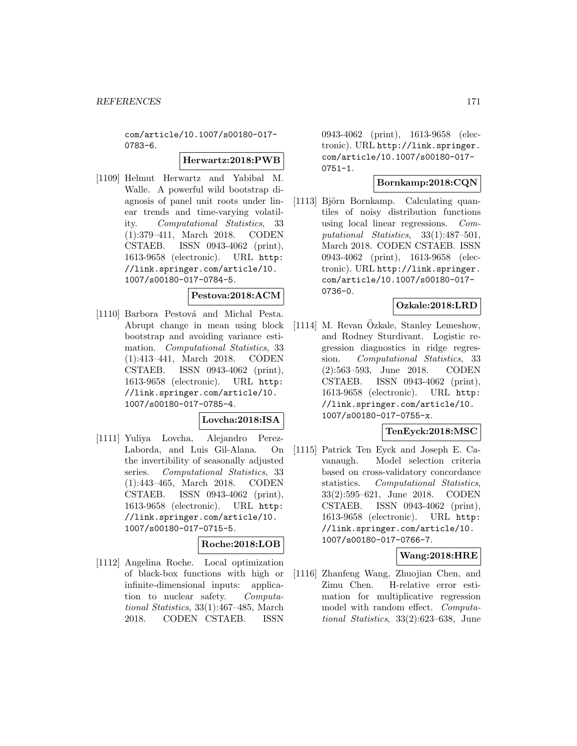com/article/10.1007/s00180-017-0783-6.

**Herwartz:2018:PWB**

[1109] Helmut Herwartz and Yabibal M. Walle. A powerful wild bootstrap diagnosis of panel unit roots under linear trends and time-varying volatility. *Computational Statistics*, 33 (1):379–411, March 2018. CODEN CSTAEB. ISSN 0943-4062 (print), 1613-9658 (electronic). URL http://link.springer.com/article/10.1007/s00180-017-0784-5.

**Pestova:2018:ACM**

[1110] Barbora Pestová and Michal Pesta. Abrupt change in mean using block bootstrap and avoiding variance estimation. *Computational Statistics*, 33 (1):413–441, March 2018. CODEN CSTAEB. ISSN 0943-4062 (print), 1613-9658 (electronic). URL http://link.springer.com/article/10.1007/s00180-017-0785-4.

**Lovcha:2018:ISA**

[1111] Yuliya Lovcha, Alejandro Perez-Laborda, and Luis Gil-Alana. On the invertibility of seasonally adjusted series. *Computational Statistics*, 33 (1):443–465, March 2018. CODEN CSTAEB. ISSN 0943-4062 (print), 1613-9658 (electronic). URL http://link.springer.com/article/10.1007/s00180-017-0715-5.

**Roche:2018:LOB**

[1112] Angelina Roche. Local optimization of black-box functions with high or infinite-dimensional inputs: application to nuclear safety. *Computational Statistics*, 33(1):467–485, March 2018. CODEN CSTAEB. ISSN 0943-4062 (print), 1613-9658 (electronic). URL http://link.springer.com/article/10.1007/s00180-017-0751-1.

**Bornkamp:2018:CQN**

[1113] Björn Bornkamp. Calculating quantiles of noisy distribution functions using local linear regressions. *Computational Statistics*, 33(1):487–501, March 2018. CODEN CSTAEB. ISSN 0943-4062 (print), 1613-9658 (electronic). URL http://link.springer.com/article/10.1007/s00180-017-0736-0.

**Ozkale:2018:LRD**

[1114] M. Revan Özkale, Stanley Lemeshow, and Rodney Sturdivant. Logistic regression diagnostics in ridge regression. *Computational Statistics*, 33 (2):563–593, June 2018. CODEN CSTAEB. ISSN 0943-4062 (print), 1613-9658 (electronic). URL http://link.springer.com/article/10.1007/s00180-017-0755-x.

**TenEyck:2018:MSC**

[1115] Patrick Ten Eyck and Joseph E. Cavanaugh. Model selection criteria based on cross-validatory concordance statistics. *Computational Statistics*, 33(2):595–621, June 2018. CODEN CSTAEB. ISSN 0943-4062 (print), 1613-9658 (electronic). URL http://link.springer.com/article/10.1007/s00180-017-0766-7.

**Wang:2018:HRE**

[1116] Zhanfeng Wang, Zhuojian Chen, and Zimu Chen. H-relative error estimation for multiplicative regression model with random effect. *Computational Statistics*, 33(2):623–638, June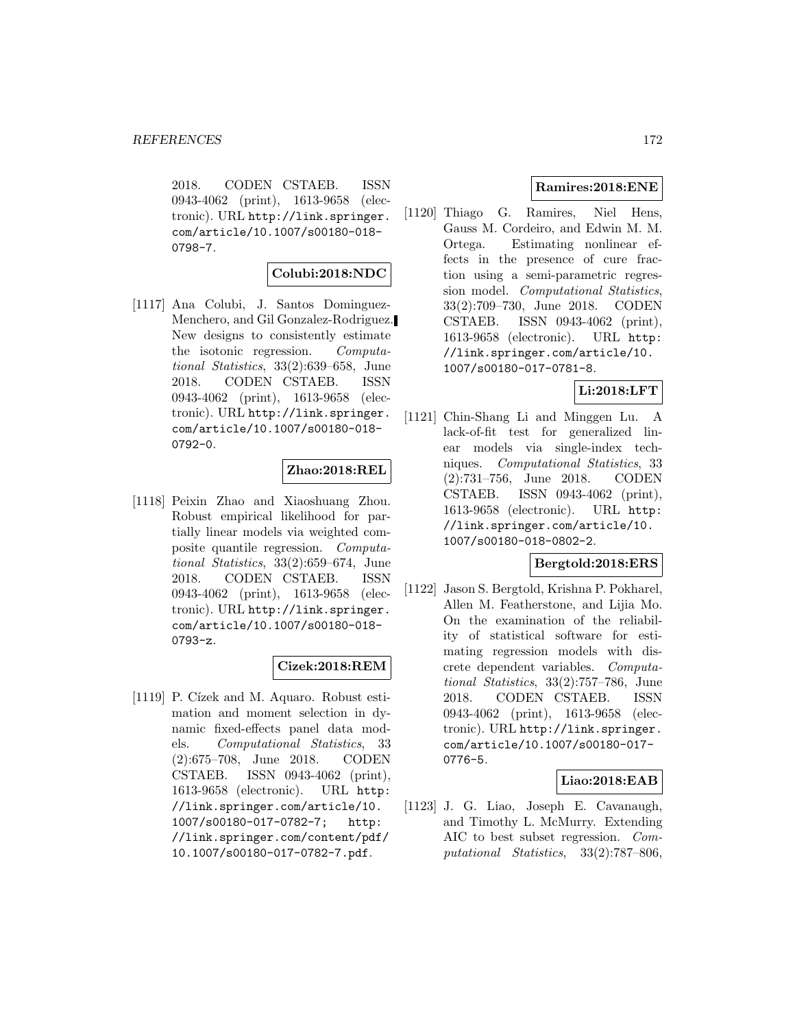2018. CODEN CSTAEB. ISSN 0943-4062 (print), 1613-9658 (electronic). URL http://link.springer.com/article/10.1007/s00180-018-0798-7.

**Colubi:2018:NDC**

[1117] Ana Colubi, J. Santos Dominguez-Menchero, and Gil Gonzalez-Rodriguez. New designs to consistently estimate the isotonic regression. *Computational Statistics*, 33(2):639–658, June 2018. CODEN CSTAEB. ISSN 0943-4062 (print), 1613-9658 (electronic). URL http://link.springer.com/article/10.1007/s00180-018-0792-0.

**Zhao:2018:REL**

[1118] Peixin Zhao and Xiaoshuang Zhou. Robust empirical likelihood for partially linear models via weighted composite quantile regression. *Computational Statistics*, 33(2):659–674, June 2018. CODEN CSTAEB. ISSN 0943-4062 (print), 1613-9658 (electronic). URL http://link.springer.com/article/10.1007/s00180-018-0793-z.

**Cizek:2018:REM**

[1119] P. Cízek and M. Aquaro. Robust estimation and moment selection in dynamic fixed-effects panel data models. *Computational Statistics*, 33(2):675–708, June 2018. CODEN CSTAEB. ISSN 0943-4062 (print), 1613-9658 (electronic). URL http://link.springer.com/article/10.1007/s00180-017-0782-7; http://link.springer.com/content/pdf/10.1007/s00180-017-0782-7.pdf.

**Ramires:2018:ENE**

[1120] Thiago G. Ramires, Niel Hens, Gauss M. Cordeiro, and Edwin M. M. Ortega. Estimating nonlinear effects in the presence of cure fraction using a semi-parametric regression model. *Computational Statistics*, 33(2):709–730, June 2018. CODEN CSTAEB. ISSN 0943-4062 (print), 1613-9658 (electronic). URL http://link.springer.com/article/10.1007/s00180-017-0781-8.

**Li:2018:LFT**

[1121] Chin-Shang Li and Minggen Lu. A lack-of-fit test for generalized linear models via single-index techniques. *Computational Statistics*, 33(2):731–756, June 2018. CODEN CSTAEB. ISSN 0943-4062 (print), 1613-9658 (electronic). URL http://link.springer.com/article/10.1007/s00180-018-0802-2.

**Bergtold:2018:ERS**

[1122] Jason S. Bergtold, Krishna P. Pokharel, Allen M. Featherstone, and Lijia Mo. On the examination of the reliability of statistical software for estimating regression models with discrete dependent variables. *Computational Statistics*, 33(2):757–786, June 2018. CODEN CSTAEB. ISSN 0943-4062 (print), 1613-9658 (electronic). URL http://link.springer.com/article/10.1007/s00180-017-0776-5.

**Liao:2018:EAB**

[1123] J. G. Liao, Joseph E. Cavanaugh, and Timothy L. McMurry. Extending AIC to best subset regression. *Computational Statistics*, 33(2):787–806,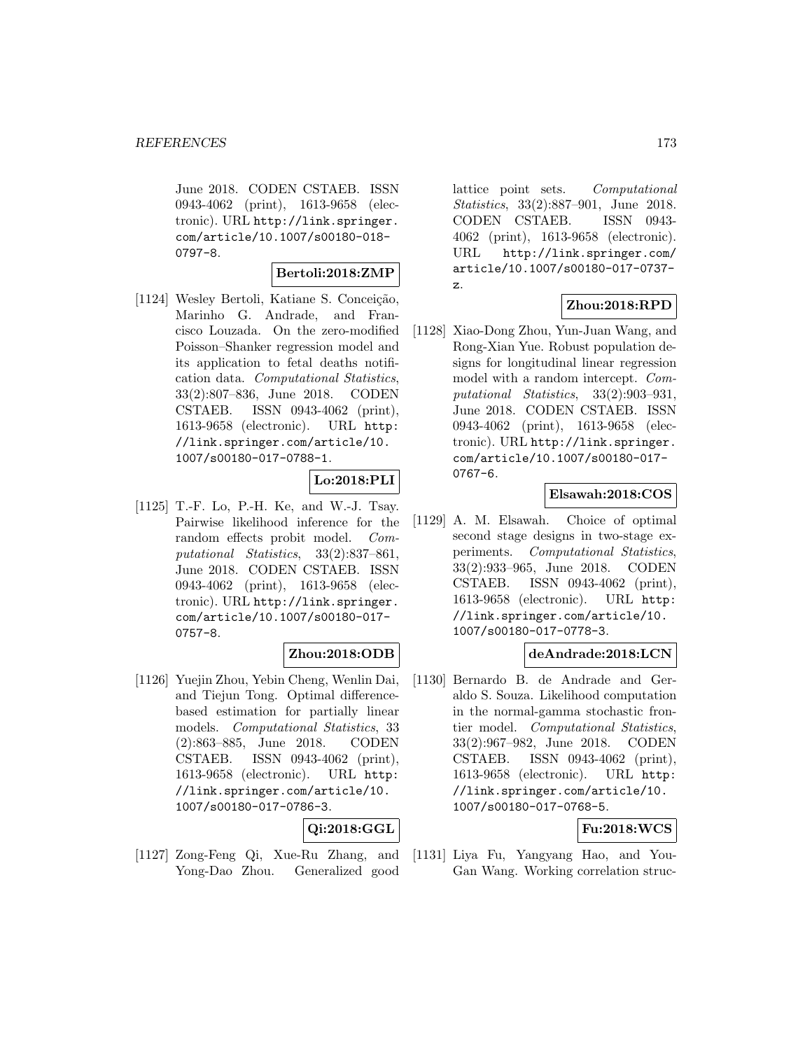June 2018. CODEN CSTAEB. ISSN 0943-4062 (print), 1613-9658 (electronic). URL http://link.springer.com/article/10.1007/s00180-018-0797-8.

**Bertoli:2018:ZMP**

[1124] Wesley Bertoli, Katiane S. Conceição, Marinho G. Andrade, and Francisco Louzada. On the zero-modified Poisson–Shanker regression model and its application to fetal deaths notification data. *Computational Statistics*, 33(2):807–836, June 2018. CODEN CSTAEB. ISSN 0943-4062 (print), 1613-9658 (electronic). URL http://link.springer.com/article/10.1007/s00180-017-0788-1.

**Lo:2018:PLI**

[1125] T.-F. Lo, P.-H. Ke, and W.-J. Tsay. Pairwise likelihood inference for the random effects probit model. *Computational Statistics*, 33(2):837–861, June 2018. CODEN CSTAEB. ISSN 0943-4062 (print), 1613-9658 (electronic). URL http://link.springer.com/article/10.1007/s00180-017-0757-8.

**Zhou:2018:ODB**

[1126] Yuejin Zhou, Yebin Cheng, Wenlin Dai, and Tiejun Tong. Optimal difference-based estimation for partially linear models. *Computational Statistics*, 33 (2):863–885, June 2018. CODEN CSTAEB. ISSN 0943-4062 (print), 1613-9658 (electronic). URL http://link.springer.com/article/10.1007/s00180-017-0786-3.

**Qi:2018:GGL**

[1127] Zong-Feng Qi, Xue-Ru Zhang, and Yong-Dao Zhou. Generalized good lattice point sets. *Computational Statistics*, 33(2):887–901, June 2018. CODEN CSTAEB. ISSN 0943-4062 (print), 1613-9658 (electronic). URL http://link.springer.com/article/10.1007/s00180-017-0737-z.

**Zhou:2018:RPD**

[1128] Xiao-Dong Zhou, Yun-Juan Wang, and Rong-Xian Yue. Robust population designs for longitudinal linear regression model with a random intercept. *Computational Statistics*, 33(2):903–931, June 2018. CODEN CSTAEB. ISSN 0943-4062 (print), 1613-9658 (electronic). URL http://link.springer.com/article/10.1007/s00180-017-0767-6.

**Elsawah:2018:COS**

[1129] A. M. Elsawah. Choice of optimal second stage designs in two-stage experiments. *Computational Statistics*, 33(2):933–965, June 2018. CODEN CSTAEB. ISSN 0943-4062 (print), 1613-9658 (electronic). URL http://link.springer.com/article/10.1007/s00180-017-0778-3.

**deAndrade:2018:LCN**

[1130] Bernardo B. de Andrade and Geraldo S. Souza. Likelihood computation in the normal-gamma stochastic frontier model. *Computational Statistics*, 33(2):967–982, June 2018. CODEN CSTAEB. ISSN 0943-4062 (print), 1613-9658 (electronic). URL http://link.springer.com/article/10.1007/s00180-017-0768-5.

**Fu:2018:WCS**

[1131] Liya Fu, Yangyang Hao, and You-Gan Wang. Working correlation struc-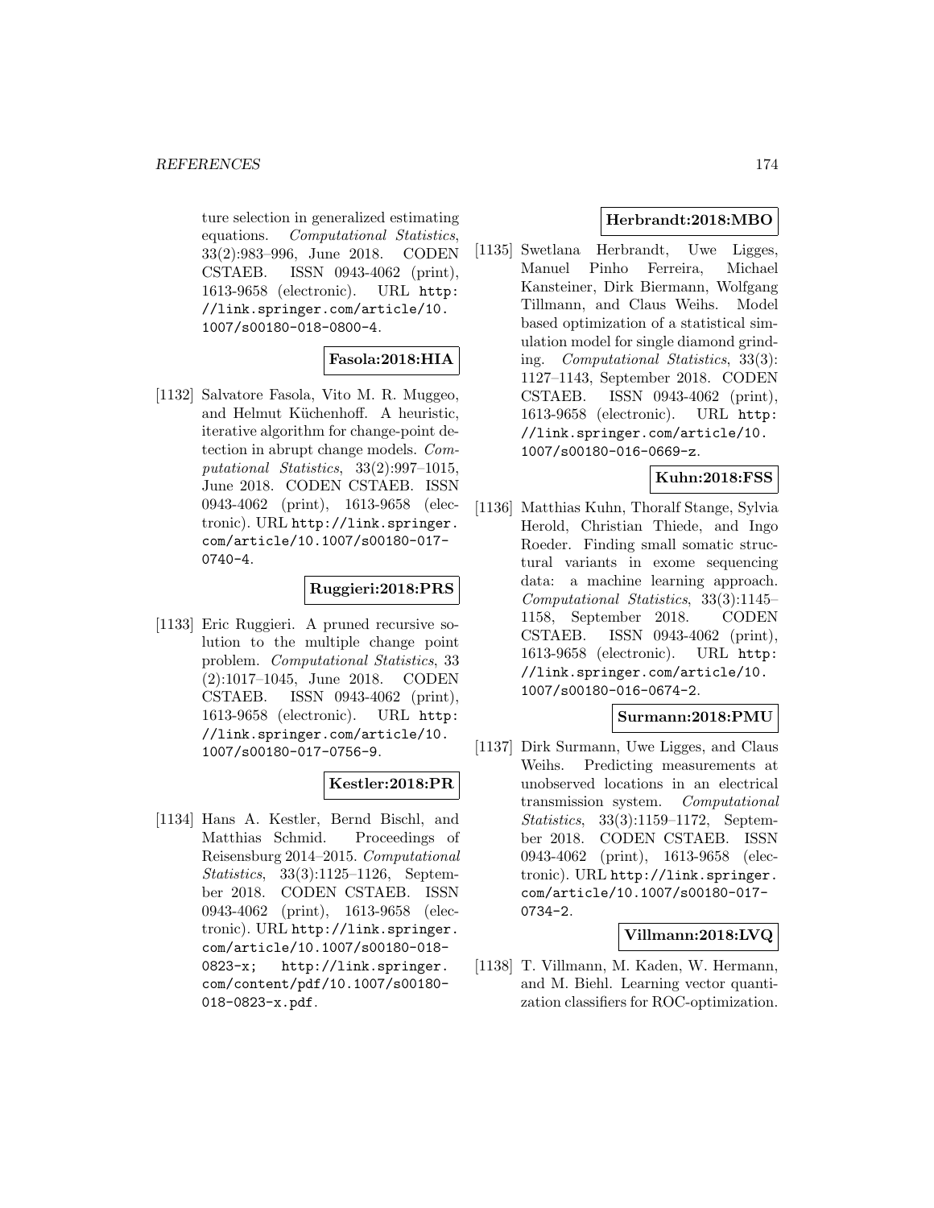ture selection in generalized estimating equations. *Computational Statistics*, 33(2):983–996, June 2018. CODEN CSTAEB. ISSN 0943-4062 (print), 1613-9658 (electronic). URL http://link.springer.com/article/10.1007/s00180-018-0800-4.

**Fasola:2018:HIA**

[1132] Salvatore Fasola, Vito M. R. Muggeo, and Helmut Küchenhoff. A heuristic, iterative algorithm for change-point detection in abrupt change models. *Computational Statistics*, 33(2):997–1015, June 2018. CODEN CSTAEB. ISSN 0943-4062 (print), 1613-9658 (electronic). URL http://link.springer.com/article/10.1007/s00180-017-0740-4.

**Ruggieri:2018:PRS**

[1133] Eric Ruggieri. A pruned recursive solution to the multiple change point problem. *Computational Statistics*, 33 (2):1017–1045, June 2018. CODEN CSTAEB. ISSN 0943-4062 (print), 1613-9658 (electronic). URL http://link.springer.com/article/10.1007/s00180-017-0756-9.

**Kestler:2018:PR**

[1134] Hans A. Kestler, Bernd Bischl, and Matthias Schmid. Proceedings of Reisensburg 2014–2015. *Computational Statistics*, 33(3):1125–1126, September 2018. CODEN CSTAEB. ISSN 0943-4062 (print), 1613-9658 (electronic). URL http://link.springer.com/article/10.1007/s00180-018-0823-x; http://link.springer.com/content/pdf/10.1007/s00180-018-0823-x.pdf.

**Herbrandt:2018:MBO**

[1135] Swetlana Herbrandt, Uwe Ligges, Manuel Pinho Ferreira, Michael Kansteiner, Dirk Biermann, Wolfgang Tillmann, and Claus Weihs. Model based optimization of a statistical simulation model for single diamond grinding. *Computational Statistics*, 33(3): 1127–1143, September 2018. CODEN CSTAEB. ISSN 0943-4062 (print), 1613-9658 (electronic). URL http://link.springer.com/article/10.1007/s00180-016-0669-z.

**Kuhn:2018:FSS**

[1136] Matthias Kuhn, Thoralf Stange, Sylvia Herold, Christian Thiede, and Ingo Roeder. Finding small somatic structural variants in exome sequencing data: a machine learning approach. *Computational Statistics*, 33(3):1145–1158, September 2018. CODEN CSTAEB. ISSN 0943-4062 (print), 1613-9658 (electronic). URL http://link.springer.com/article/10.1007/s00180-016-0674-2.

**Surmann:2018:PMU**

[1137] Dirk Surmann, Uwe Ligges, and Claus Weihs. Predicting measurements at unobserved locations in an electrical transmission system. *Computational Statistics*, 33(3):1159–1172, September 2018. CODEN CSTAEB. ISSN 0943-4062 (print), 1613-9658 (electronic). URL http://link.springer.com/article/10.1007/s00180-017-0734-2.

**Villmann:2018:LVQ**

[1138] T. Villmann, M. Kaden, W. Hermann, and M. Biehl. Learning vector quantization classifiers for ROC-optimization.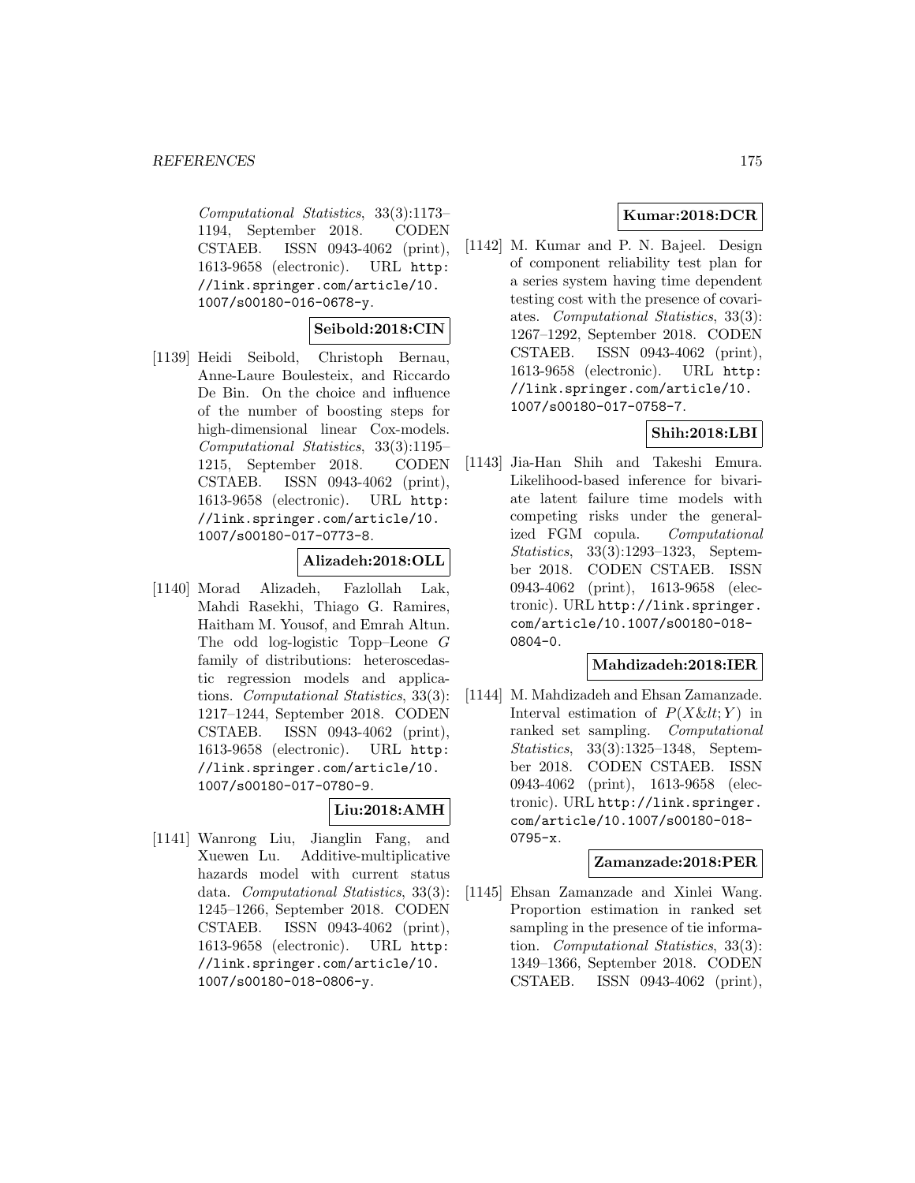*Computational Statistics*, 33(3):1173–1194, September 2018. CODEN CSTAEB. ISSN 0943-4062 (print), 1613-9658 (electronic). URL http://link.springer.com/article/10.1007/s00180-016-0678-y.

**Seibold:2018:CIN**

[1139] Heidi Seibold, Christoph Bernau, Anne-Laure Boulesteix, and Riccardo De Bin. On the choice and influence of the number of boosting steps for high-dimensional linear Cox-models. *Computational Statistics*, 33(3):1195–1215, September 2018. CODEN CSTAEB. ISSN 0943-4062 (print), 1613-9658 (electronic). URL http://link.springer.com/article/10.1007/s00180-017-0773-8.

**Alizadeh:2018:OLL**

[1140] Morad Alizadeh, Fazlollah Lak, Mahdi Rasekhi, Thiago G. Ramires, Haitham M. Yousof, and Emrah Altun. The odd log-logistic Topp–Leone $G$ family of distributions: heteroscedastic regression models and applications. *Computational Statistics*, 33(3): 1217–1244, September 2018. CODEN CSTAEB. ISSN 0943-4062 (print), 1613-9658 (electronic). URL http://link.springer.com/article/10.1007/s00180-017-0780-9.

**Liu:2018:AMH**

[1141] Wanrong Liu, Jianglin Fang, and Xuewen Lu. Additive-multiplicative hazards model with current status data. *Computational Statistics*, 33(3): 1245–1266, September 2018. CODEN CSTAEB. ISSN 0943-4062 (print), 1613-9658 (electronic). URL http://link.springer.com/article/10.1007/s00180-018-0806-y.

**Kumar:2018:DCR**

[1142] M. Kumar and P. N. Bajeel. Design of component reliability test plan for a series system having time dependent testing cost with the presence of covariates. *Computational Statistics*, 33(3): 1267–1292, September 2018. CODEN CSTAEB. ISSN 0943-4062 (print), 1613-9658 (electronic). URL http://link.springer.com/article/10.1007/s00180-017-0758-7.

**Shih:2018:LBI**

[1143] Jia-Han Shih and Takeshi Emura. Likelihood-based inference for bivariate latent failure time models with competing risks under the generalized FGM copula. *Computational Statistics*, 33(3):1293–1323, September 2018. CODEN CSTAEB. ISSN 0943-4062 (print), 1613-9658 (electronic). URL http://link.springer.com/article/10.1007/s00180-018-0804-0.

**Mahdizadeh:2018:IER**

[1144] M. Mahdizadeh and Ehsan Zamanzade. Interval estimation of $P(X\&lt;Y)$ in ranked set sampling. *Computational Statistics*, 33(3):1325–1348, September 2018. CODEN CSTAEB. ISSN 0943-4062 (print), 1613-9658 (electronic). URL http://link.springer.com/article/10.1007/s00180-018-0795-x.

**Zamanzade:2018:PER**

[1145] Ehsan Zamanzade and Xinlei Wang. Proportion estimation in ranked set sampling in the presence of tie information. *Computational Statistics*, 33(3): 1349–1366, September 2018. CODEN CSTAEB. ISSN 0943-4062 (print),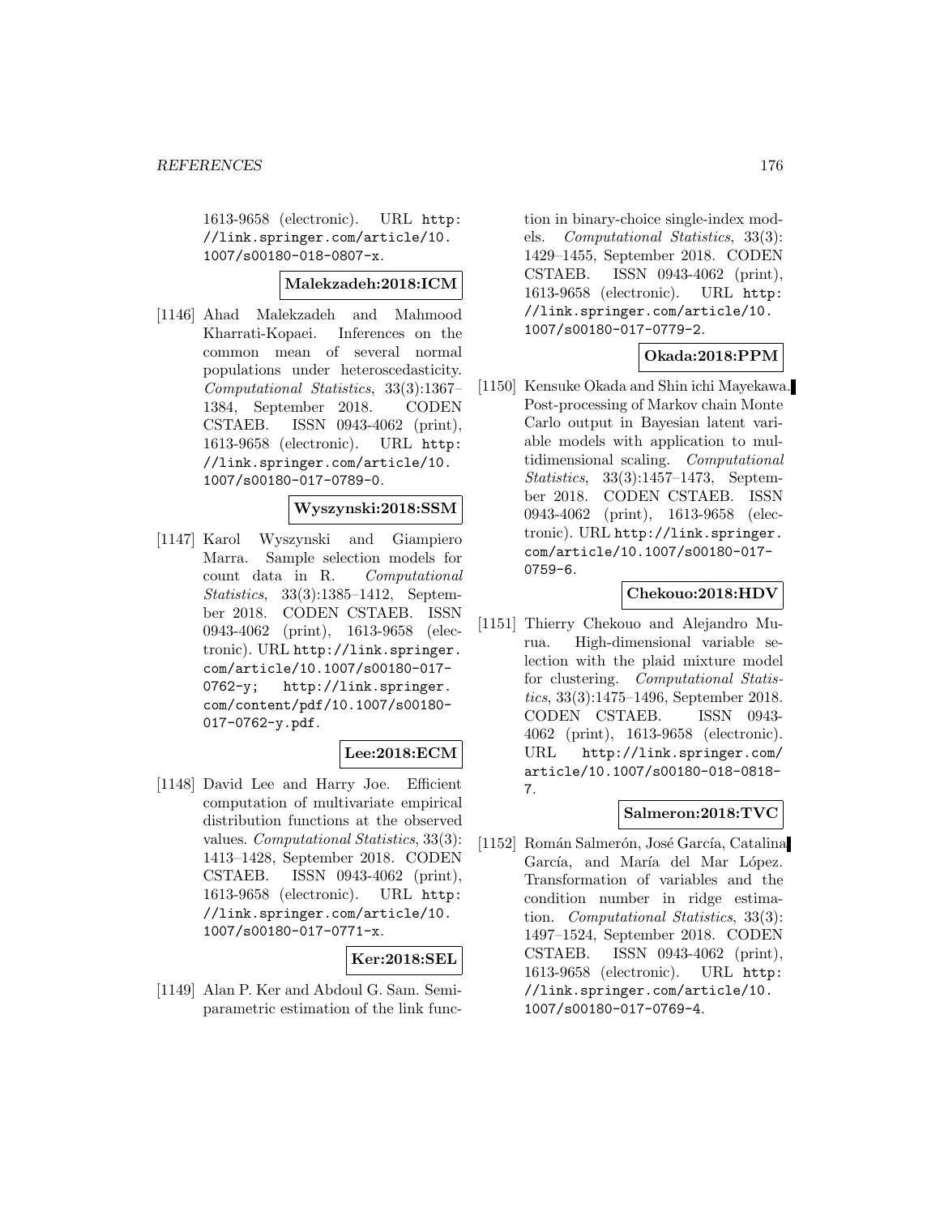1613-9658 (electronic). URL http://link.springer.com/article/10.1007/s00180-018-0807-x.

**Malekzadeh:2018:ICM**

[1146] Ahad Malekzadeh and Mahmood Kharrati-Kopaei. Inferences on the common mean of several normal populations under heteroscedasticity. *Computational Statistics*, 33(3):1367–1384, September 2018. CODEN CSTAEB. ISSN 0943-4062 (print), 1613-9658 (electronic). URL http://link.springer.com/article/10.1007/s00180-017-0789-0.

**Wyszynski:2018:SSM**

[1147] Karol Wyszynski and Giampiero Marra. Sample selection models for count data in R. *Computational Statistics*, 33(3):1385–1412, September 2018. CODEN CSTAEB. ISSN 0943-4062 (print), 1613-9658 (electronic). URL http://link.springer.com/article/10.1007/s00180-017-0762-y; http://link.springer.com/content/pdf/10.1007/s00180-017-0762-y.pdf.

**Lee:2018:ECM**

[1148] David Lee and Harry Joe. Efficient computation of multivariate empirical distribution functions at the observed values. *Computational Statistics*, 33(3):1413–1428, September 2018. CODEN CSTAEB. ISSN 0943-4062 (print), 1613-9658 (electronic). URL http://link.springer.com/article/10.1007/s00180-017-0771-x.

**Ker:2018:SEL**

[1149] Alan P. Ker and Abdoul G. Sam. Semiparametric estimation of the link function in binary-choice single-index models. *Computational Statistics*, 33(3):1429–1455, September 2018. CODEN CSTAEB. ISSN 0943-4062 (print), 1613-9658 (electronic). URL http://link.springer.com/article/10.1007/s00180-017-0779-2.

**Okada:2018:PPM**

[1150] Kensuke Okada and Shin ichi Mayekawa. Post-processing of Markov chain Monte Carlo output in Bayesian latent variable models with application to multidimensional scaling. *Computational Statistics*, 33(3):1457–1473, September 2018. CODEN CSTAEB. ISSN 0943-4062 (print), 1613-9658 (electronic). URL http://link.springer.com/article/10.1007/s00180-017-0759-6.

**Chekouo:2018:HDV**

[1151] Thierry Chekouo and Alejandro Murua. High-dimensional variable selection with the plaid mixture model for clustering. *Computational Statistics*, 33(3):1475–1496, September 2018. CODEN CSTAEB. ISSN 0943-4062 (print), 1613-9658 (electronic). URL http://link.springer.com/article/10.1007/s00180-018-0818-7.

**Salmeron:2018:TVC**

[1152] Román Salmerón, José García, Catalina García, and María del Mar López. Transformation of variables and the condition number in ridge estimation. *Computational Statistics*, 33(3):1497–1524, September 2018. CODEN CSTAEB. ISSN 0943-4062 (print), 1613-9658 (electronic). URL http://link.springer.com/article/10.1007/s00180-017-0769-4.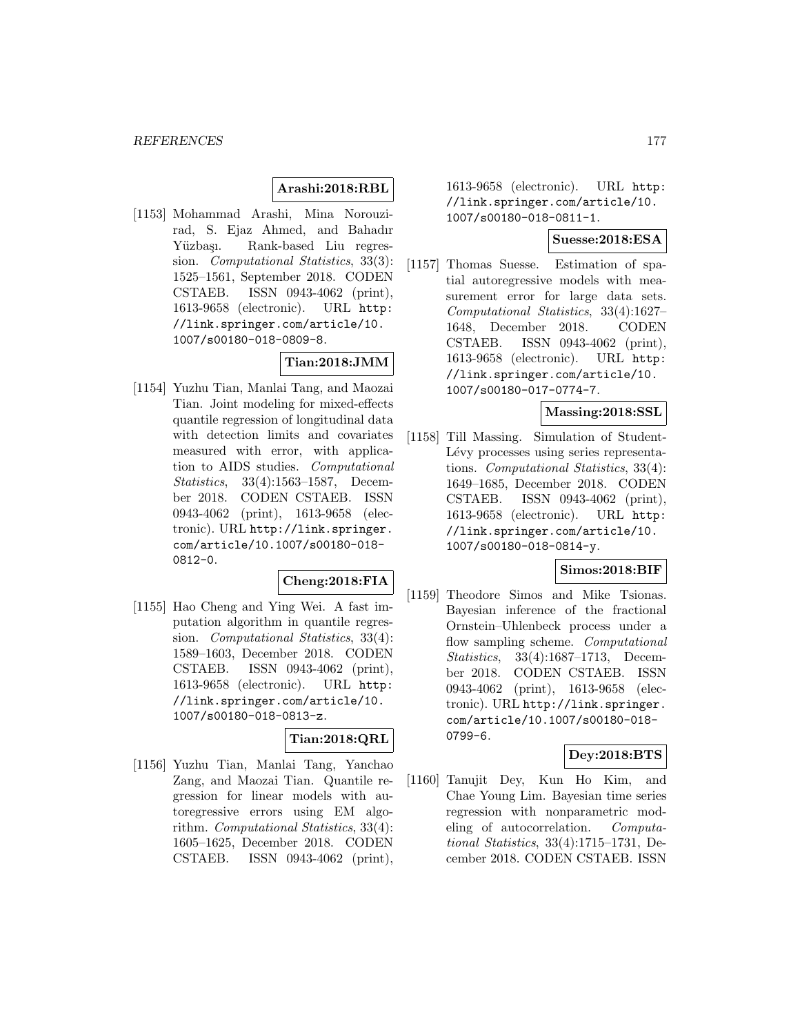**Arashi:2018:RBL**

[1153] Mohammad Arashi, Mina Norouzirad, S. Ejaz Ahmed, and Bahadır Yüzbaşı. Rank-based Liu regression. *Computational Statistics*, 33(3): 1525–1561, September 2018. CODEN CSTAEB. ISSN 0943-4062 (print), 1613-9658 (electronic). URL http://link.springer.com/article/10.1007/s00180-018-0809-8.

**Tian:2018:JMM**

[1154] Yuzhu Tian, Manlai Tang, and Maozai Tian. Joint modeling for mixed-effects quantile regression of longitudinal data with detection limits and covariates measured with error, with application to AIDS studies. *Computational Statistics*, 33(4):1563–1587, December 2018. CODEN CSTAEB. ISSN 0943-4062 (print), 1613-9658 (electronic). URL http://link.springer.com/article/10.1007/s00180-018-0812-0.

**Cheng:2018:FIA**

[1155] Hao Cheng and Ying Wei. A fast imputation algorithm in quantile regression. *Computational Statistics*, 33(4): 1589–1603, December 2018. CODEN CSTAEB. ISSN 0943-4062 (print), 1613-9658 (electronic). URL http://link.springer.com/article/10.1007/s00180-018-0813-z.

**Tian:2018:QRL**

[1156] Yuzhu Tian, Manlai Tang, Yanchao Zang, and Maozai Tian. Quantile regression for linear models with autoregressive errors using EM algorithm. *Computational Statistics*, 33(4): 1605–1625, December 2018. CODEN CSTAEB. ISSN 0943-4062 (print), 1613-9658 (electronic). URL http://link.springer.com/article/10.1007/s00180-018-0811-1.

**Suesse:2018:ESA**

[1157] Thomas Suesse. Estimation of spatial autoregressive models with measurement error for large data sets. *Computational Statistics*, 33(4):1627–1648, December 2018. CODEN CSTAEB. ISSN 0943-4062 (print), 1613-9658 (electronic). URL http://link.springer.com/article/10.1007/s00180-017-0774-7.

**Massing:2018:SSL**

[1158] Till Massing. Simulation of Student-Lévy processes using series representations. *Computational Statistics*, 33(4): 1649–1685, December 2018. CODEN CSTAEB. ISSN 0943-4062 (print), 1613-9658 (electronic). URL http://link.springer.com/article/10.1007/s00180-018-0814-y.

**Simos:2018:BIF**

[1159] Theodore Simos and Mike Tsionas. Bayesian inference of the fractional Ornstein–Uhlenbeck process under a flow sampling scheme. *Computational Statistics*, 33(4):1687–1713, December 2018. CODEN CSTAEB. ISSN 0943-4062 (print), 1613-9658 (electronic). URL http://link.springer.com/article/10.1007/s00180-018-0799-6.

**Dey:2018:BTS**

[1160] Tanujit Dey, Kun Ho Kim, and Chae Young Lim. Bayesian time series regression with nonparametric modeling of autocorrelation. *Computational Statistics*, 33(4):1715–1731, December 2018. CODEN CSTAEB. ISSN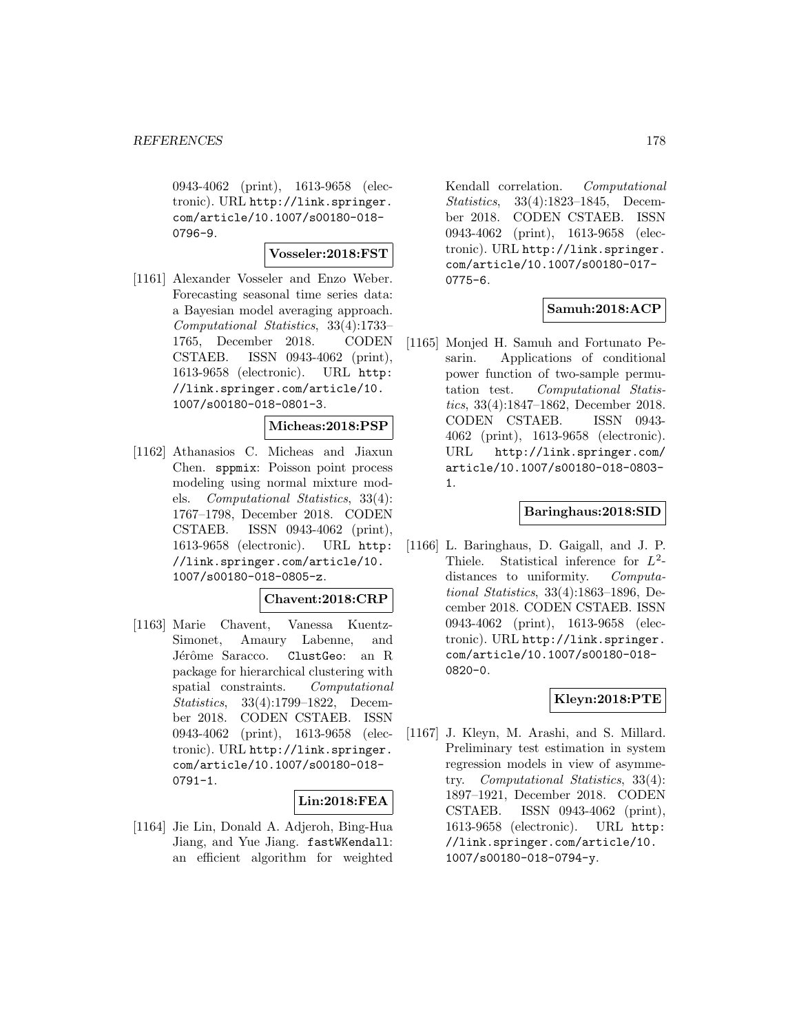0943-4062 (print), 1613-9658 (electronic). URL http://link.springer.com/article/10.1007/s00180-018-0796-9.

**Vosseler:2018:FST**

[1161] Alexander Vosseler and Enzo Weber. Forecasting seasonal time series data: a Bayesian model averaging approach. *Computational Statistics*, 33(4):1733–1765, December 2018. CODEN CSTAEB. ISSN 0943-4062 (print), 1613-9658 (electronic). URL http://link.springer.com/article/10.1007/s00180-018-0801-3.

**Micheas:2018:PSP**

[1162] Athanasios C. Micheas and Jiaxun Chen. sppmix: Poisson point process modeling using normal mixture models. *Computational Statistics*, 33(4):1767–1798, December 2018. CODEN CSTAEB. ISSN 0943-4062 (print), 1613-9658 (electronic). URL http://link.springer.com/article/10.1007/s00180-018-0805-z.

**Chavent:2018:CRP**

[1163] Marie Chavent, Vanessa Kuentz-Simonet, Amaury Labenne, and Jérôme Saracco. ClustGeo: an R package for hierarchical clustering with spatial constraints. *Computational Statistics*, 33(4):1799–1822, December 2018. CODEN CSTAEB. ISSN 0943-4062 (print), 1613-9658 (electronic). URL http://link.springer.com/article/10.1007/s00180-018-0791-1.

**Lin:2018:FEA**

[1164] Jie Lin, Donald A. Adjeroh, Bing-Hua Jiang, and Yue Jiang. fastWKendall: an efficient algorithm for weighted Kendall correlation. *Computational Statistics*, 33(4):1823–1845, December 2018. CODEN CSTAEB. ISSN 0943-4062 (print), 1613-9658 (electronic). URL http://link.springer.com/article/10.1007/s00180-017-0775-6.

**Samuh:2018:ACP**

[1165] Monjed H. Samuh and Fortunato Pesarin. Applications of conditional power function of two-sample permutation test. *Computational Statistics*, 33(4):1847–1862, December 2018. CODEN CSTAEB. ISSN 0943-4062 (print), 1613-9658 (electronic). URL http://link.springer.com/article/10.1007/s00180-018-0803-1.

**Baringhaus:2018:SID**

[1166] L. Baringhaus, D. Gaigall, and J. P. Thiele. Statistical inference for $L^2$-distances to uniformity. *Computational Statistics*, 33(4):1863–1896, December 2018. CODEN CSTAEB. ISSN 0943-4062 (print), 1613-9658 (electronic). URL http://link.springer.com/article/10.1007/s00180-018-0820-0.

**Kleyn:2018:PTE**

[1167] J. Kleyn, M. Arashi, and S. Millard. Preliminary test estimation in system regression models in view of asymmetry. *Computational Statistics*, 33(4):1897–1921, December 2018. CODEN CSTAEB. ISSN 0943-4062 (print), 1613-9658 (electronic). URL http://link.springer.com/article/10.1007/s00180-018-0794-y.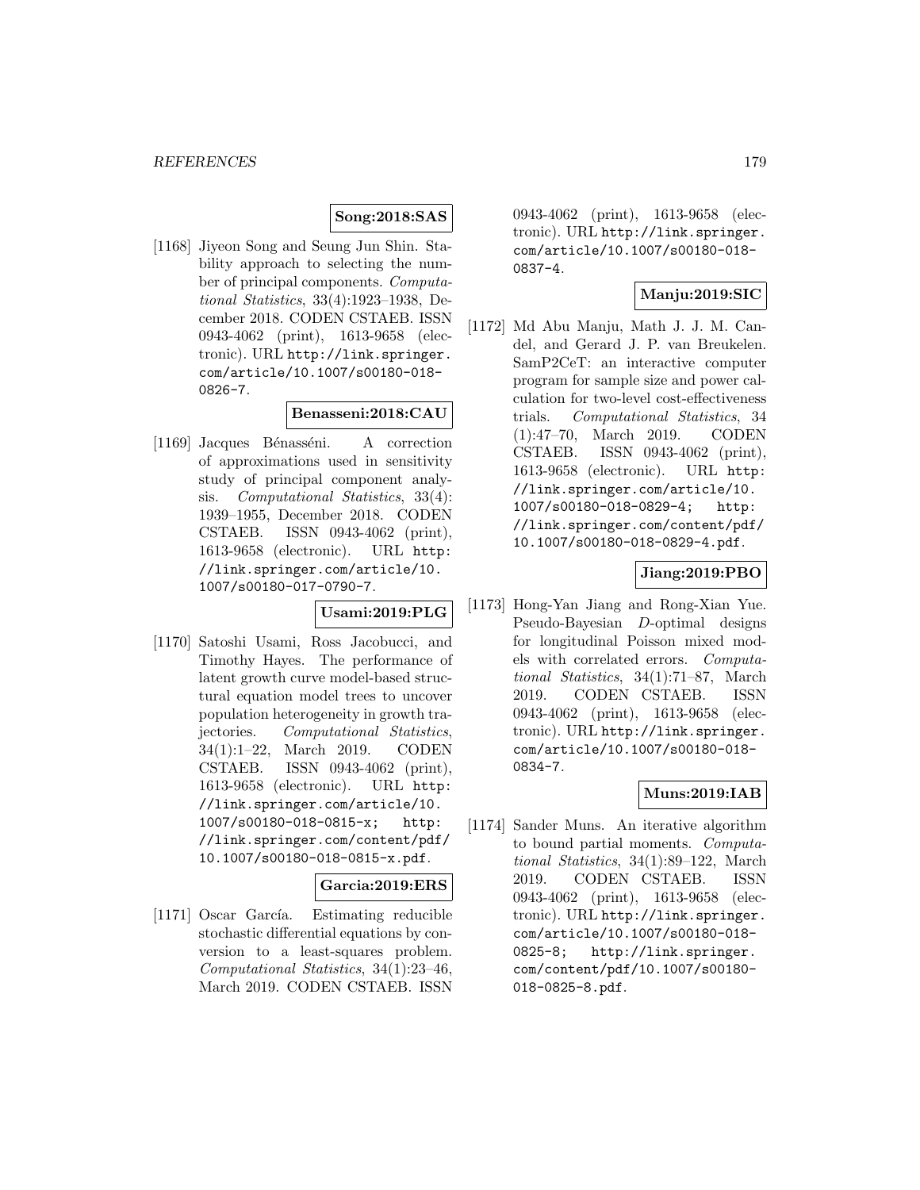**Song:2018:SAS**

[1168] Jiyeon Song and Seung Jun Shin. Stability approach to selecting the number of principal components. *Computational Statistics*, 33(4):1923–1938, December 2018. CODEN CSTAEB. ISSN 0943-4062 (print), 1613-9658 (electronic). URL http://link.springer.com/article/10.1007/s00180-018-0826-7.

**Benasseni:2018:CAU**

[1169] Jacques Bénasséni. A correction of approximations used in sensitivity study of principal component analysis. *Computational Statistics*, 33(4): 1939–1955, December 2018. CODEN CSTAEB. ISSN 0943-4062 (print), 1613-9658 (electronic). URL http://link.springer.com/article/10.1007/s00180-017-0790-7.

**Usami:2019:PLG**

[1170] Satoshi Usami, Ross Jacobucci, and Timothy Hayes. The performance of latent growth curve model-based structural equation model trees to uncover population heterogeneity in growth trajectories. *Computational Statistics*, 34(1):1–22, March 2019. CODEN CSTAEB. ISSN 0943-4062 (print), 1613-9658 (electronic). URL http://link.springer.com/article/10.1007/s00180-018-0815-x; http://link.springer.com/content/pdf/10.1007/s00180-018-0815-x.pdf.

**Garcia:2019:ERS**

[1171] Oscar García. Estimating reducible stochastic differential equations by conversion to a least-squares problem. *Computational Statistics*, 34(1):23–46, March 2019. CODEN CSTAEB. ISSN 0943-4062 (print), 1613-9658 (electronic). URL http://link.springer.com/article/10.1007/s00180-018-0837-4.

**Manju:2019:SIC**

[1172] Md Abu Manju, Math J. J. M. Candel, and Gerard J. P. van Breukelen. SamP2CeT: an interactive computer program for sample size and power calculation for two-level cost-effectiveness trials. *Computational Statistics*, 34 (1):47–70, March 2019. CODEN CSTAEB. ISSN 0943-4062 (print), 1613-9658 (electronic). URL http://link.springer.com/article/10.1007/s00180-018-0829-4; http://link.springer.com/content/pdf/10.1007/s00180-018-0829-4.pdf.

**Jiang:2019:PBO**

[1173] Hong-Yan Jiang and Rong-Xian Yue. Pseudo-Bayesian *D*-optimal designs for longitudinal Poisson mixed models with correlated errors. *Computational Statistics*, 34(1):71–87, March 2019. CODEN CSTAEB. ISSN 0943-4062 (print), 1613-9658 (electronic). URL http://link.springer.com/article/10.1007/s00180-018-0834-7.

**Muns:2019:IAB**

[1174] Sander Muns. An iterative algorithm to bound partial moments. *Computational Statistics*, 34(1):89–122, March 2019. CODEN CSTAEB. ISSN 0943-4062 (print), 1613-9658 (electronic). URL http://link.springer.com/article/10.1007/s00180-018-0825-8; http://link.springer.com/content/pdf/10.1007/s00180-018-0825-8.pdf.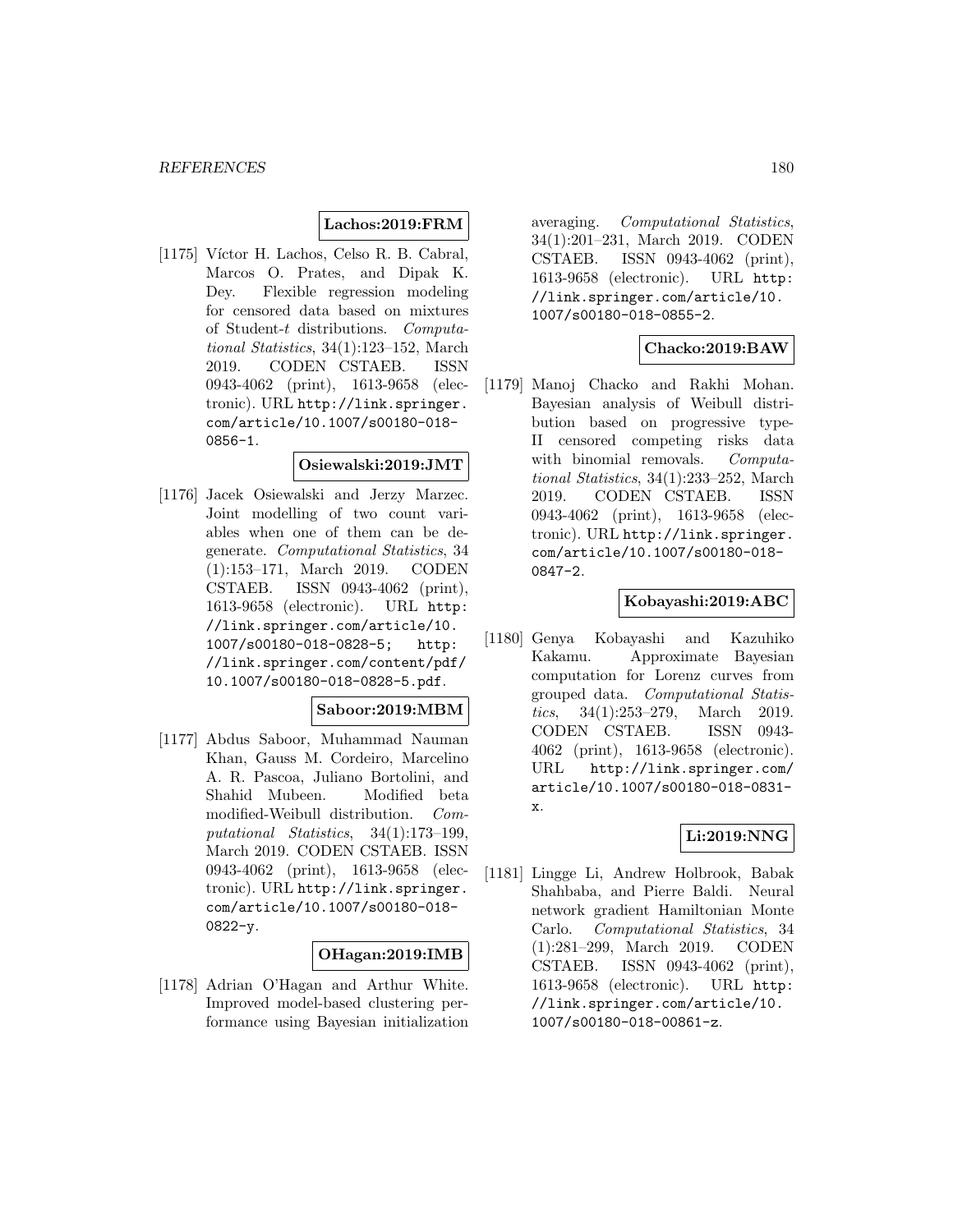**Lachos:2019:FRM**

[1175] Víctor H. Lachos, Celso R. B. Cabral, Marcos O. Prates, and Dipak K. Dey. Flexible regression modeling for censored data based on mixtures of Student-$t$ distributions. *Computational Statistics*, 34(1):123–152, March 2019. CODEN CSTAEB. ISSN 0943-4062 (print), 1613-9658 (electronic). URL http://link.springer.com/article/10.1007/s00180-018-0856-1.

**Osiewalski:2019:JMT**

[1176] Jacek Osiewalski and Jerzy Marzec. Joint modelling of two count variables when one of them can be degenerate. *Computational Statistics*, 34 (1):153–171, March 2019. CODEN CSTAEB. ISSN 0943-4062 (print), 1613-9658 (electronic). URL http://link.springer.com/article/10.1007/s00180-018-0828-5; http://link.springer.com/content/pdf/10.1007/s00180-018-0828-5.pdf.

**Saboor:2019:MBM**

[1177] Abdus Saboor, Muhammad Nauman Khan, Gauss M. Cordeiro, Marcelino A. R. Pascoa, Juliano Bortolini, and Shahid Mubeen. Modified beta modified-Weibull distribution. *Computational Statistics*, 34(1):173–199, March 2019. CODEN CSTAEB. ISSN 0943-4062 (print), 1613-9658 (electronic). URL http://link.springer.com/article/10.1007/s00180-018-0822-y.

**OHagan:2019:IMB**

[1178] Adrian O'Hagan and Arthur White. Improved model-based clustering performance using Bayesian initialization averaging. *Computational Statistics*, 34(1):201–231, March 2019. CODEN CSTAEB. ISSN 0943-4062 (print), 1613-9658 (electronic). URL http://link.springer.com/article/10.1007/s00180-018-0855-2.

**Chacko:2019:BAW**

[1179] Manoj Chacko and Rakhi Mohan. Bayesian analysis of Weibull distribution based on progressive type-II censored competing risks data with binomial removals. *Computational Statistics*, 34(1):233–252, March 2019. CODEN CSTAEB. ISSN 0943-4062 (print), 1613-9658 (electronic). URL http://link.springer.com/article/10.1007/s00180-018-0847-2.

**Kobayashi:2019:ABC**

[1180] Genya Kobayashi and Kazuhiko Kakamu. Approximate Bayesian computation for Lorenz curves from grouped data. *Computational Statistics*, 34(1):253–279, March 2019. CODEN CSTAEB. ISSN 0943-4062 (print), 1613-9658 (electronic). URL http://link.springer.com/article/10.1007/s00180-018-0831-x.

**Li:2019:NNG**

[1181] Lingge Li, Andrew Holbrook, Babak Shahbaba, and Pierre Baldi. Neural network gradient Hamiltonian Monte Carlo. *Computational Statistics*, 34 (1):281–299, March 2019. CODEN CSTAEB. ISSN 0943-4062 (print), 1613-9658 (electronic). URL http://link.springer.com/article/10.1007/s00180-018-00861-z.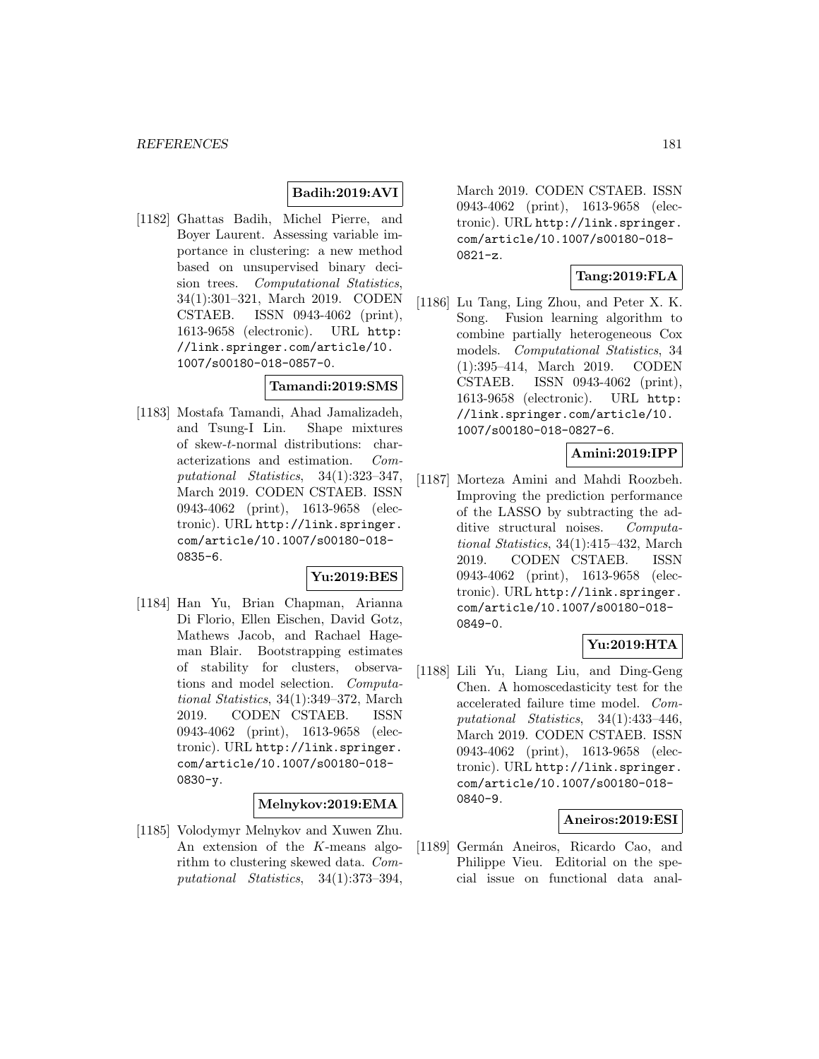**Badih:2019:AVI**

[1182] Ghattas Badih, Michel Pierre, and Boyer Laurent. Assessing variable importance in clustering: a new method based on unsupervised binary decision trees. *Computational Statistics*, 34(1):301–321, March 2019. CODEN CSTAEB. ISSN 0943-4062 (print), 1613-9658 (electronic). URL http://link.springer.com/article/10.1007/s00180-018-0857-0.

**Tamandi:2019:SMS**

[1183] Mostafa Tamandi, Ahad Jamalizadeh, and Tsung-I Lin. Shape mixtures of skew-$t$-normal distributions: characterizations and estimation. *Computational Statistics*, 34(1):323–347, March 2019. CODEN CSTAEB. ISSN 0943-4062 (print), 1613-9658 (electronic). URL http://link.springer.com/article/10.1007/s00180-018-0835-6.

**Yu:2019:BES**

[1184] Han Yu, Brian Chapman, Arianna Di Florio, Ellen Eischen, David Gotz, Mathews Jacob, and Rachael Hageman Blair. Bootstrapping estimates of stability for clusters, observations and model selection. *Computational Statistics*, 34(1):349–372, March 2019. CODEN CSTAEB. ISSN 0943-4062 (print), 1613-9658 (electronic). URL http://link.springer.com/article/10.1007/s00180-018-0830-y.

**Melnykov:2019:EMA**

[1185] Volodymyr Melnykov and Xuwen Zhu. An extension of the $K$-means algorithm to clustering skewed data. *Computational Statistics*, 34(1):373–394, March 2019. CODEN CSTAEB. ISSN 0943-4062 (print), 1613-9658 (electronic). URL http://link.springer.com/article/10.1007/s00180-018-0821-z.

**Tang:2019:FLA**

[1186] Lu Tang, Ling Zhou, and Peter X. K. Song. Fusion learning algorithm to combine partially heterogeneous Cox models. *Computational Statistics*, 34 (1):395–414, March 2019. CODEN CSTAEB. ISSN 0943-4062 (print), 1613-9658 (electronic). URL http://link.springer.com/article/10.1007/s00180-018-0827-6.

**Amini:2019:IPP**

[1187] Morteza Amini and Mahdi Roozbeh. Improving the prediction performance of the LASSO by subtracting the additive structural noises. *Computational Statistics*, 34(1):415–432, March 2019. CODEN CSTAEB. ISSN 0943-4062 (print), 1613-9658 (electronic). URL http://link.springer.com/article/10.1007/s00180-018-0849-0.

**Yu:2019:HTA**

[1188] Lili Yu, Liang Liu, and Ding-Geng Chen. A homoscedasticity test for the accelerated failure time model. *Computational Statistics*, 34(1):433–446, March 2019. CODEN CSTAEB. ISSN 0943-4062 (print), 1613-9658 (electronic). URL http://link.springer.com/article/10.1007/s00180-018-0840-9.

**Aneiros:2019:ESI**

[1189] Germán Aneiros, Ricardo Cao, and Philippe Vieu. Editorial on the special issue on functional data anal-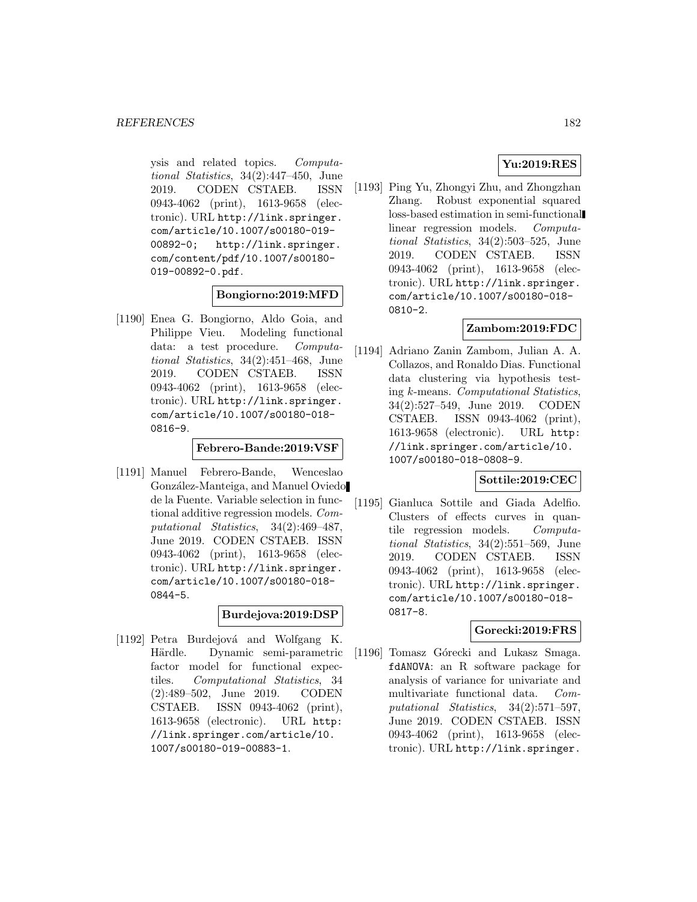ysis and related topics. *Computational Statistics*, 34(2):447–450, June 2019. CODEN CSTAEB. ISSN 0943-4062 (print), 1613-9658 (electronic). URL http://link.springer.com/article/10.1007/s00180-019-00892-0; http://link.springer.com/content/pdf/10.1007/s00180-019-00892-0.pdf.

**Bongiorno:2019:MFD**

[1190] Enea G. Bongiorno, Aldo Goia, and Philippe Vieu. Modeling functional data: a test procedure. *Computational Statistics*, 34(2):451–468, June 2019. CODEN CSTAEB. ISSN 0943-4062 (print), 1613-9658 (electronic). URL http://link.springer.com/article/10.1007/s00180-018-0816-9.

**Febrero-Bande:2019:VSF**

[1191] Manuel Febrero-Bande, Wenceslao González-Manteiga, and Manuel Oviedo de la Fuente. Variable selection in functional additive regression models. *Computational Statistics*, 34(2):469–487, June 2019. CODEN CSTAEB. ISSN 0943-4062 (print), 1613-9658 (electronic). URL http://link.springer.com/article/10.1007/s00180-018-0844-5.

**Burdejova:2019:DSP**

[1192] Petra Burdejová and Wolfgang K. Härdle. Dynamic semi-parametric factor model for functional expectiles. *Computational Statistics*, 34 (2):489–502, June 2019. CODEN CSTAEB. ISSN 0943-4062 (print), 1613-9658 (electronic). URL http://link.springer.com/article/10.1007/s00180-019-00883-1.

**Yu:2019:RES**

[1193] Ping Yu, Zhongyi Zhu, and Zhongzhan Zhang. Robust exponential squared loss-based estimation in semi-functional linear regression models. *Computational Statistics*, 34(2):503–525, June 2019. CODEN CSTAEB. ISSN 0943-4062 (print), 1613-9658 (electronic). URL http://link.springer.com/article/10.1007/s00180-018-0810-2.

**Zambom:2019:FDC**

[1194] Adriano Zanin Zambom, Julian A. A. Collazos, and Ronaldo Dias. Functional data clustering via hypothesis testing $k$-means. *Computational Statistics*, 34(2):527–549, June 2019. CODEN CSTAEB. ISSN 0943-4062 (print), 1613-9658 (electronic). URL http://link.springer.com/article/10.1007/s00180-018-0808-9.

**Sottile:2019:CEC**

[1195] Gianluca Sottile and Giada Adelfio. Clusters of effects curves in quantile regression models. *Computational Statistics*, 34(2):551–569, June 2019. CODEN CSTAEB. ISSN 0943-4062 (print), 1613-9658 (electronic). URL http://link.springer.com/article/10.1007/s00180-018-0817-8.

**Gorecki:2019:FRS**

[1196] Tomasz Górecki and Lukasz Smaga. `fdANOVA`: an R software package for analysis of variance for univariate and multivariate functional data. *Computational Statistics*, 34(2):571–597, June 2019. CODEN CSTAEB. ISSN 0943-4062 (print), 1613-9658 (electronic). URL http://link.springer.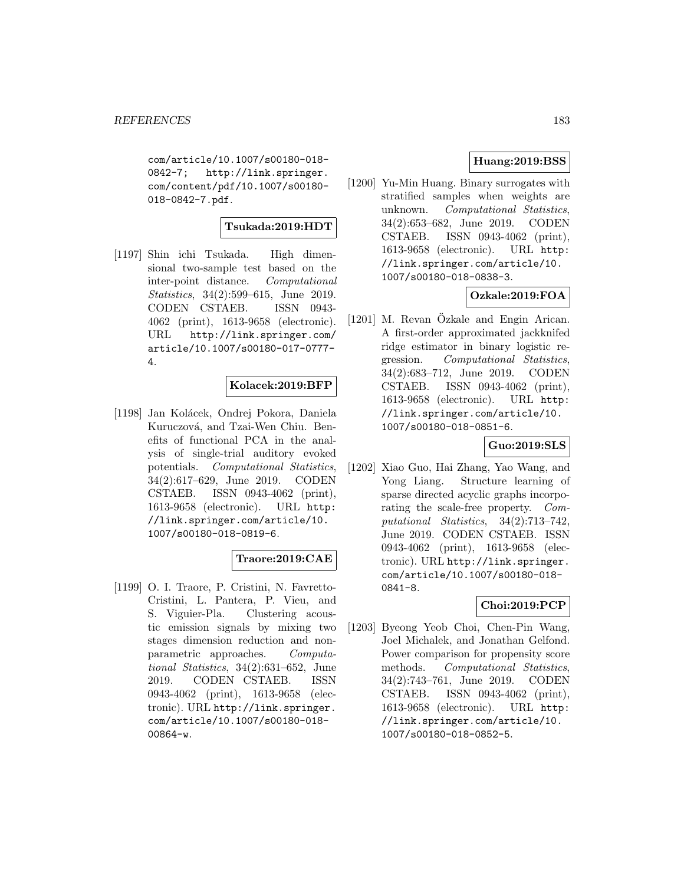com/article/10.1007/s00180-018-0842-7; http://link.springer.com/content/pdf/10.1007/s00180-018-0842-7.pdf.

**Tsukada:2019:HDT**

[1197] Shin ichi Tsukada. High dimensional two-sample test based on the inter-point distance. *Computational Statistics*, 34(2):599–615, June 2019. CODEN CSTAEB. ISSN 0943-4062 (print), 1613-9658 (electronic). URL http://link.springer.com/article/10.1007/s00180-017-0777-4.

**Kolacek:2019:BFP**

[1198] Jan Kolácek, Ondrej Pokora, Daniela Kuruczová, and Tzai-Wen Chiu. Benefits of functional PCA in the analysis of single-trial auditory evoked potentials. *Computational Statistics*, 34(2):617–629, June 2019. CODEN CSTAEB. ISSN 0943-4062 (print), 1613-9658 (electronic). URL http://link.springer.com/article/10.1007/s00180-018-0819-6.

**Traore:2019:CAE**

[1199] O. I. Traore, P. Cristini, N. Favretto-Cristini, L. Pantera, P. Vieu, and S. Viguier-Pla. Clustering acoustic emission signals by mixing two stages dimension reduction and nonparametric approaches. *Computational Statistics*, 34(2):631–652, June 2019. CODEN CSTAEB. ISSN 0943-4062 (print), 1613-9658 (electronic). URL http://link.springer.com/article/10.1007/s00180-018-00864-w.

**Huang:2019:BSS**

[1200] Yu-Min Huang. Binary surrogates with stratified samples when weights are unknown. *Computational Statistics*, 34(2):653–682, June 2019. CODEN CSTAEB. ISSN 0943-4062 (print), 1613-9658 (electronic). URL http://link.springer.com/article/10.1007/s00180-018-0838-3.

**Ozkale:2019:FOA**

[1201] M. Revan Özkale and Engin Arican. A first-order approximated jackknifed ridge estimator in binary logistic regression. *Computational Statistics*, 34(2):683–712, June 2019. CODEN CSTAEB. ISSN 0943-4062 (print), 1613-9658 (electronic). URL http://link.springer.com/article/10.1007/s00180-018-0851-6.

**Guo:2019:SLS**

[1202] Xiao Guo, Hai Zhang, Yao Wang, and Yong Liang. Structure learning of sparse directed acyclic graphs incorporating the scale-free property. *Computational Statistics*, 34(2):713–742, June 2019. CODEN CSTAEB. ISSN 0943-4062 (print), 1613-9658 (electronic). URL http://link.springer.com/article/10.1007/s00180-018-0841-8.

**Choi:2019:PCP**

[1203] Byeong Yeob Choi, Chen-Pin Wang, Joel Michalek, and Jonathan Gelfond. Power comparison for propensity score methods. *Computational Statistics*, 34(2):743–761, June 2019. CODEN CSTAEB. ISSN 0943-4062 (print), 1613-9658 (electronic). URL http://link.springer.com/article/10.1007/s00180-018-0852-5.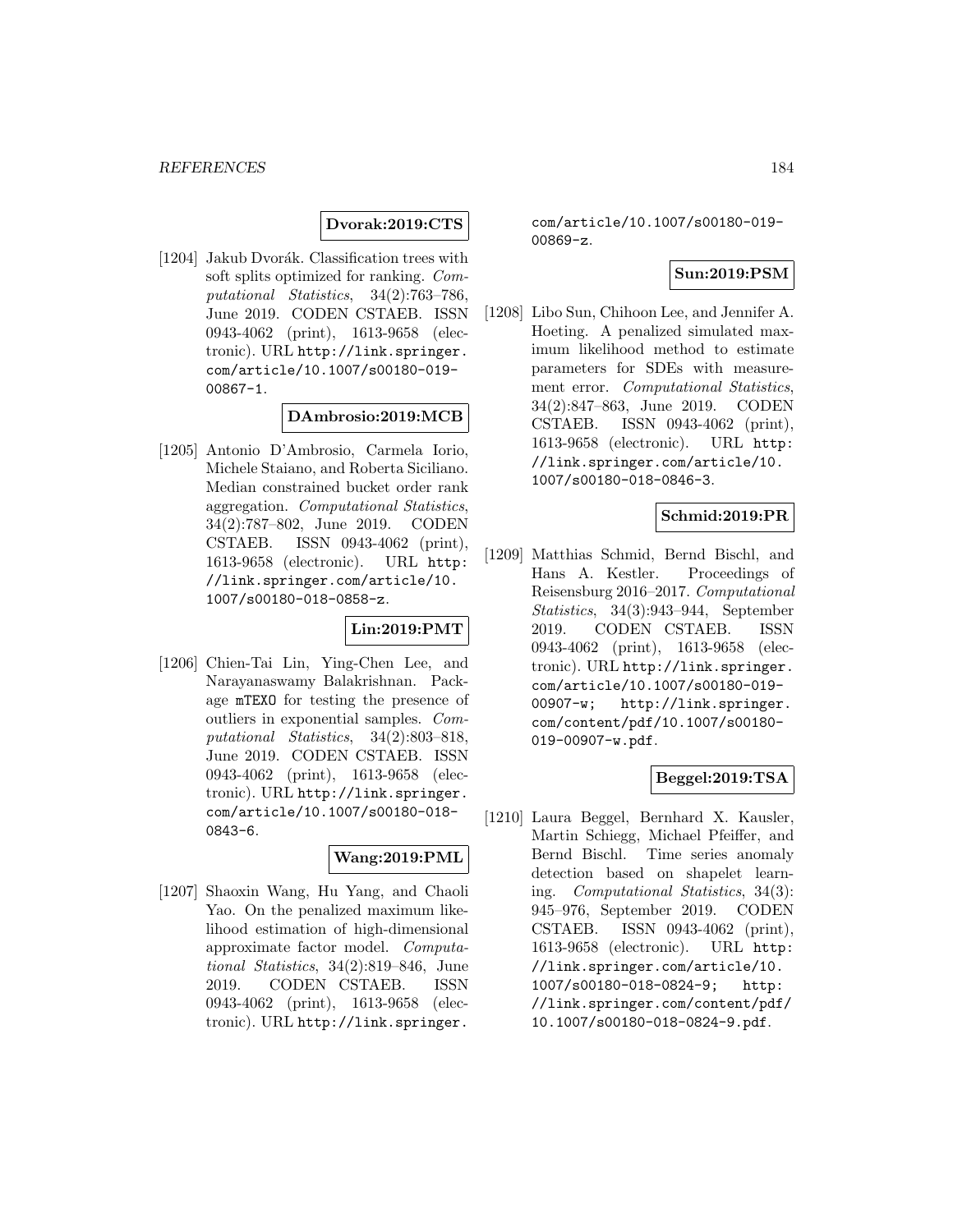**Dvorak:2019:CTS**

[1204] Jakub Dvorák. Classification trees with soft splits optimized for ranking. *Computational Statistics*, 34(2):763–786, June 2019. CODEN CSTAEB. ISSN 0943-4062 (print), 1613-9658 (electronic). URL `http://link.springer.com/article/10.1007/s00180-019-00867-1`.

**DAmbrosio:2019:MCB**

[1205] Antonio D'Ambrosio, Carmela Iorio, Michele Staiano, and Roberta Siciliano. Median constrained bucket order rank aggregation. *Computational Statistics*, 34(2):787–802, June 2019. CODEN CSTAEB. ISSN 0943-4062 (print), 1613-9658 (electronic). URL `http://link.springer.com/article/10.1007/s00180-018-0858-z`.

**Lin:2019:PMT**

[1206] Chien-Tai Lin, Ying-Chen Lee, and Narayanaswamy Balakrishnan. Package `mTEXO` for testing the presence of outliers in exponential samples. *Computational Statistics*, 34(2):803–818, June 2019. CODEN CSTAEB. ISSN 0943-4062 (print), 1613-9658 (electronic). URL `http://link.springer.com/article/10.1007/s00180-018-0843-6`.

**Wang:2019:PML**

[1207] Shaoxin Wang, Hu Yang, and Chaoli Yao. On the penalized maximum likelihood estimation of high-dimensional approximate factor model. *Computational Statistics*, 34(2):819–846, June 2019. CODEN CSTAEB. ISSN 0943-4062 (print), 1613-9658 (electronic). URL `http://link.springer.com/article/10.1007/s00180-019-00869-z`.

**Sun:2019:PSM**

[1208] Libo Sun, Chihoon Lee, and Jennifer A. Hoeting. A penalized simulated maximum likelihood method to estimate parameters for SDEs with measurement error. *Computational Statistics*, 34(2):847–863, June 2019. CODEN CSTAEB. ISSN 0943-4062 (print), 1613-9658 (electronic). URL `http://link.springer.com/article/10.1007/s00180-018-0846-3`.

**Schmid:2019:PR**

[1209] Matthias Schmid, Bernd Bischl, and Hans A. Kestler. Proceedings of Reisensburg 2016–2017. *Computational Statistics*, 34(3):943–944, September 2019. CODEN CSTAEB. ISSN 0943-4062 (print), 1613-9658 (electronic). URL `http://link.springer.com/article/10.1007/s00180-019-00907-w; http://link.springer.com/content/pdf/10.1007/s00180-019-00907-w.pdf`.

**Beggel:2019:TSA**

[1210] Laura Beggel, Bernhard X. Kausler, Martin Schiegg, Michael Pfeiffer, and Bernd Bischl. Time series anomaly detection based on shapelet learning. *Computational Statistics*, 34(3): 945–976, September 2019. CODEN CSTAEB. ISSN 0943-4062 (print), 1613-9658 (electronic). URL `http://link.springer.com/article/10.1007/s00180-018-0824-9; http://link.springer.com/content/pdf/10.1007/s00180-018-0824-9.pdf`.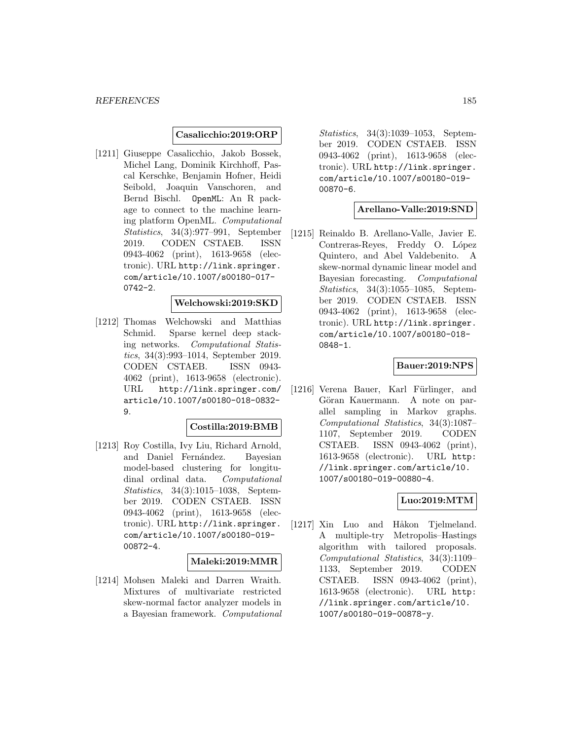**Casalicchio:2019:ORP**

[1211] Giuseppe Casalicchio, Jakob Bossek, Michel Lang, Dominik Kirchhoff, Pascal Kerschke, Benjamin Hofner, Heidi Seibold, Joaquin Vanschoren, and Bernd Bischl. OpenML: An R package to connect to the machine learning platform OpenML. *Computational Statistics*, 34(3):977–991, September 2019. CODEN CSTAEB. ISSN 0943-4062 (print), 1613-9658 (electronic). URL http://link.springer.com/article/10.1007/s00180-017-0742-2.

**Welchowski:2019:SKD**

[1212] Thomas Welchowski and Matthias Schmid. Sparse kernel deep stacking networks. *Computational Statistics*, 34(3):993–1014, September 2019. CODEN CSTAEB. ISSN 0943-4062 (print), 1613-9658 (electronic). URL http://link.springer.com/article/10.1007/s00180-018-0832-9.

**Costilla:2019:BMB**

[1213] Roy Costilla, Ivy Liu, Richard Arnold, and Daniel Fernández. Bayesian model-based clustering for longitudinal ordinal data. *Computational Statistics*, 34(3):1015–1038, September 2019. CODEN CSTAEB. ISSN 0943-4062 (print), 1613-9658 (electronic). URL http://link.springer.com/article/10.1007/s00180-019-00872-4.

**Maleki:2019:MMR**

[1214] Mohsen Maleki and Darren Wraith. Mixtures of multivariate restricted skew-normal factor analyzer models in a Bayesian framework. *Computational Statistics*, 34(3):1039–1053, September 2019. CODEN CSTAEB. ISSN 0943-4062 (print), 1613-9658 (electronic). URL http://link.springer.com/article/10.1007/s00180-019-00870-6.

**Arellano-Valle:2019:SND**

[1215] Reinaldo B. Arellano-Valle, Javier E. Contreras-Reyes, Freddy O. López Quintero, and Abel Valdebenito. A skew-normal dynamic linear model and Bayesian forecasting. *Computational Statistics*, 34(3):1055–1085, September 2019. CODEN CSTAEB. ISSN 0943-4062 (print), 1613-9658 (electronic). URL http://link.springer.com/article/10.1007/s00180-018-0848-1.

**Bauer:2019:NPS**

[1216] Verena Bauer, Karl Fürlinger, and Göran Kauermann. A note on parallel sampling in Markov graphs. *Computational Statistics*, 34(3):1087–1107, September 2019. CODEN CSTAEB. ISSN 0943-4062 (print), 1613-9658 (electronic). URL http://link.springer.com/article/10.1007/s00180-019-00880-4.

**Luo:2019:MTM**

[1217] Xin Luo and Håkon Tjelmeland. A multiple-try Metropolis–Hastings algorithm with tailored proposals. *Computational Statistics*, 34(3):1109–1133, September 2019. CODEN CSTAEB. ISSN 0943-4062 (print), 1613-9658 (electronic). URL http://link.springer.com/article/10.1007/s00180-019-00878-y.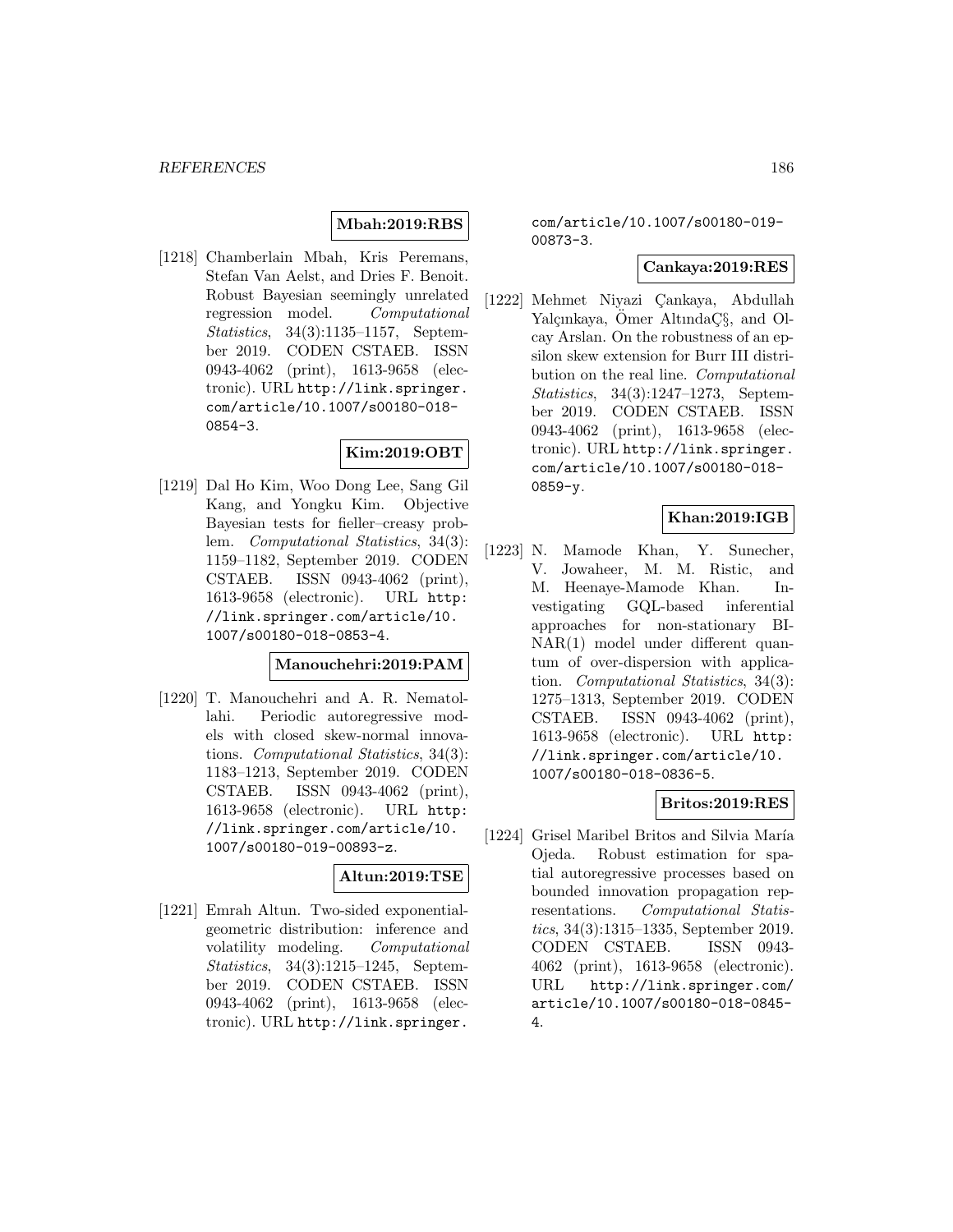**Mbah:2019:RBS**

[1218] Chamberlain Mbah, Kris Peremans, Stefan Van Aelst, and Dries F. Benoit. Robust Bayesian seemingly unrelated regression model. *Computational Statistics*, 34(3):1135–1157, September 2019. CODEN CSTAEB. ISSN 0943-4062 (print), 1613-9658 (electronic). URL http://link.springer.com/article/10.1007/s00180-018-0854-3.

**Kim:2019:OBT**

[1219] Dal Ho Kim, Woo Dong Lee, Sang Gil Kang, and Yongku Kim. Objective Bayesian tests for fieller–creasy problem. *Computational Statistics*, 34(3): 1159–1182, September 2019. CODEN CSTAEB. ISSN 0943-4062 (print), 1613-9658 (electronic). URL http://link.springer.com/article/10.1007/s00180-018-0853-4.

**Manouchehri:2019:PAM**

[1220] T. Manouchehri and A. R. Nematollahi. Periodic autoregressive models with closed skew-normal innovations. *Computational Statistics*, 34(3): 1183–1213, September 2019. CODEN CSTAEB. ISSN 0943-4062 (print), 1613-9658 (electronic). URL http://link.springer.com/article/10.1007/s00180-019-00893-z.

**Altun:2019:TSE**

[1221] Emrah Altun. Two-sided exponential-geometric distribution: inference and volatility modeling. *Computational Statistics*, 34(3):1215–1245, September 2019. CODEN CSTAEB. ISSN 0943-4062 (print), 1613-9658 (electronic). URL http://link.springer.com/article/10.1007/s00180-019-00873-3.

**Cankaya:2019:RES**

[1222] Mehmet Niyazi Çankaya, Abdullah Yalçınkaya, Ömer AltındaÇ§, and Olcay Arslan. On the robustness of an epsilon skew extension for Burr III distribution on the real line. *Computational Statistics*, 34(3):1247–1273, September 2019. CODEN CSTAEB. ISSN 0943-4062 (print), 1613-9658 (electronic). URL http://link.springer.com/article/10.1007/s00180-018-0859-y.

**Khan:2019:IGB**

[1223] N. Mamode Khan, Y. Sunecher, V. Jowaheer, M. M. Ristic, and M. Heenaye-Mamode Khan. Investigating GQL-based inferential approaches for non-stationary BINAR(1) model under different quantum of over-dispersion with application. *Computational Statistics*, 34(3): 1275–1313, September 2019. CODEN CSTAEB. ISSN 0943-4062 (print), 1613-9658 (electronic). URL http://link.springer.com/article/10.1007/s00180-018-0836-5.

**Britos:2019:RES**

[1224] Grisel Maribel Britos and Silvia María Ojeda. Robust estimation for spatial autoregressive processes based on bounded innovation propagation representations. *Computational Statistics*, 34(3):1315–1335, September 2019. CODEN CSTAEB. ISSN 0943-4062 (print), 1613-9658 (electronic). URL http://link.springer.com/article/10.1007/s00180-018-0845-4.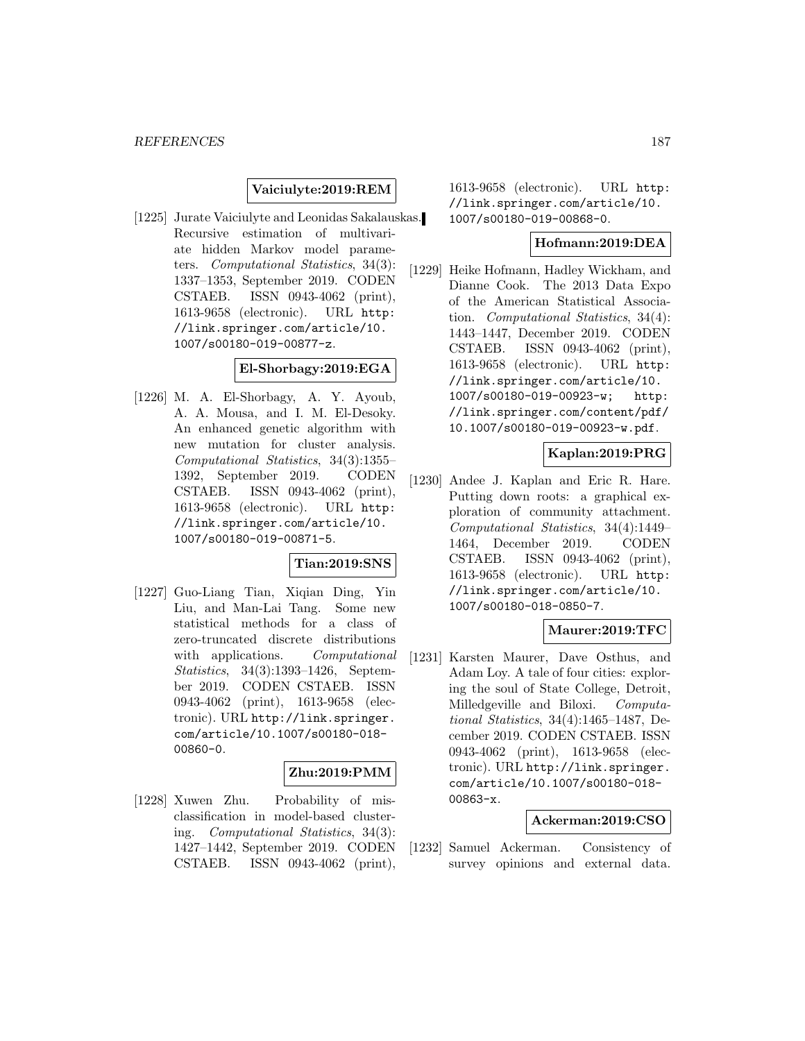**Vaiciulyte:2019:REM**

[1225] Jurate Vaiciulyte and Leonidas Sakalauskas. Recursive estimation of multivariate hidden Markov model parameters. *Computational Statistics*, 34(3): 1337–1353, September 2019. CODEN CSTAEB. ISSN 0943-4062 (print), 1613-9658 (electronic). URL http://link.springer.com/article/10.1007/s00180-019-00877-z.

**El-Shorbagy:2019:EGA**

[1226] M. A. El-Shorbagy, A. Y. Ayoub, A. A. Mousa, and I. M. El-Desoky. An enhanced genetic algorithm with new mutation for cluster analysis. *Computational Statistics*, 34(3):1355–1392, September 2019. CODEN CSTAEB. ISSN 0943-4062 (print), 1613-9658 (electronic). URL http://link.springer.com/article/10.1007/s00180-019-00871-5.

**Tian:2019:SNS**

[1227] Guo-Liang Tian, Xiqian Ding, Yin Liu, and Man-Lai Tang. Some new statistical methods for a class of zero-truncated discrete distributions with applications. *Computational Statistics*, 34(3):1393–1426, September 2019. CODEN CSTAEB. ISSN 0943-4062 (print), 1613-9658 (electronic). URL http://link.springer.com/article/10.1007/s00180-018-00860-0.

**Zhu:2019:PMM**

[1228] Xuwen Zhu. Probability of misclassification in model-based clustering. *Computational Statistics*, 34(3): 1427–1442, September 2019. CODEN CSTAEB. ISSN 0943-4062 (print), 1613-9658 (electronic). URL http://link.springer.com/article/10.1007/s00180-019-00868-0.

**Hofmann:2019:DEA**

[1229] Heike Hofmann, Hadley Wickham, and Dianne Cook. The 2013 Data Expo of the American Statistical Association. *Computational Statistics*, 34(4): 1443–1447, December 2019. CODEN CSTAEB. ISSN 0943-4062 (print), 1613-9658 (electronic). URL http://link.springer.com/article/10.1007/s00180-019-00923-w; http://link.springer.com/content/pdf/10.1007/s00180-019-00923-w.pdf.

**Kaplan:2019:PRG**

[1230] Andee J. Kaplan and Eric R. Hare. Putting down roots: a graphical exploration of community attachment. *Computational Statistics*, 34(4):1449–1464, December 2019. CODEN CSTAEB. ISSN 0943-4062 (print), 1613-9658 (electronic). URL http://link.springer.com/article/10.1007/s00180-018-0850-7.

**Maurer:2019:TFC**

[1231] Karsten Maurer, Dave Osthus, and Adam Loy. A tale of four cities: exploring the soul of State College, Detroit, Milledgeville and Biloxi. *Computational Statistics*, 34(4):1465–1487, December 2019. CODEN CSTAEB. ISSN 0943-4062 (print), 1613-9658 (electronic). URL http://link.springer.com/article/10.1007/s00180-018-00863-x.

**Ackerman:2019:CSO**

[1232] Samuel Ackerman. Consistency of survey opinions and external data.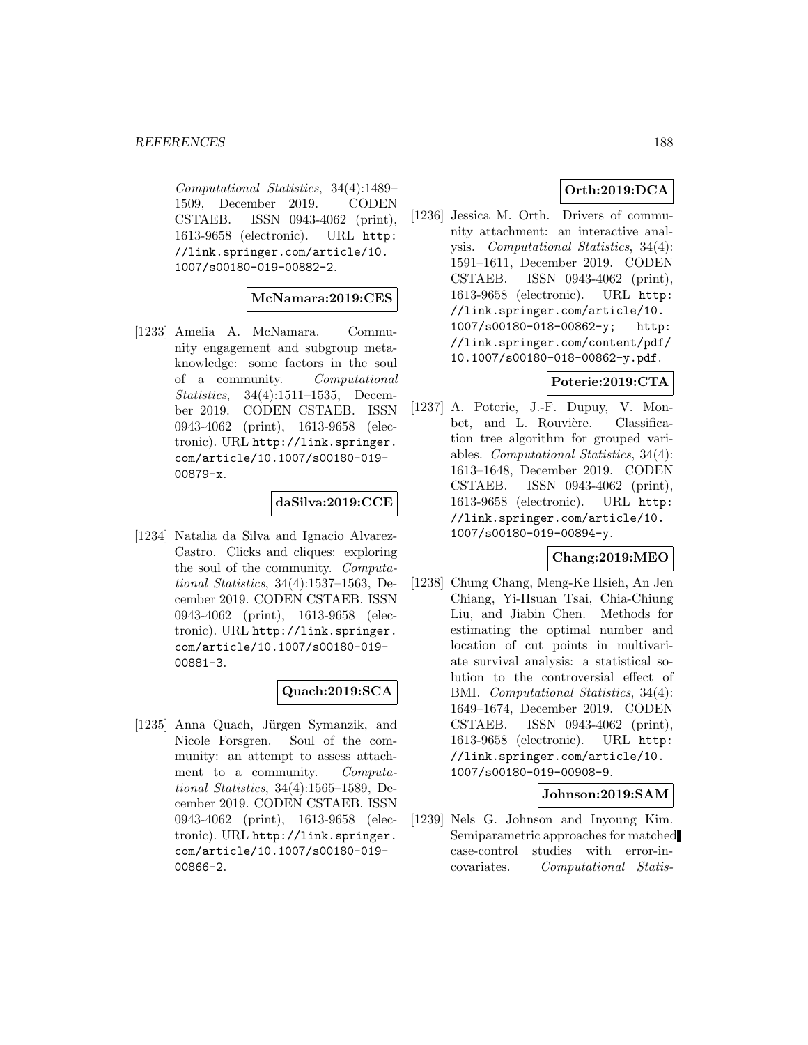*Computational Statistics*, 34(4):1489–1509, December 2019. CODEN CSTAEB. ISSN 0943-4062 (print), 1613-9658 (electronic). URL http://link.springer.com/article/10.1007/s00180-019-00882-2.

**McNamara:2019:CES**

[1233] Amelia A. McNamara. Community engagement and subgroup metaknowledge: some factors in the soul of a community. *Computational Statistics*, 34(4):1511–1535, December 2019. CODEN CSTAEB. ISSN 0943-4062 (print), 1613-9658 (electronic). URL http://link.springer.com/article/10.1007/s00180-019-00879-x.

**daSilva:2019:CCE**

[1234] Natalia da Silva and Ignacio Alvarez-Castro. Clicks and cliques: exploring the soul of the community. *Computational Statistics*, 34(4):1537–1563, December 2019. CODEN CSTAEB. ISSN 0943-4062 (print), 1613-9658 (electronic). URL http://link.springer.com/article/10.1007/s00180-019-00881-3.

**Quach:2019:SCA**

[1235] Anna Quach, Jürgen Symanzik, and Nicole Forsgren. Soul of the community: an attempt to assess attachment to a community. *Computational Statistics*, 34(4):1565–1589, December 2019. CODEN CSTAEB. ISSN 0943-4062 (print), 1613-9658 (electronic). URL http://link.springer.com/article/10.1007/s00180-019-00866-2.

**Orth:2019:DCA**

[1236] Jessica M. Orth. Drivers of community attachment: an interactive analysis. *Computational Statistics*, 34(4):1591–1611, December 2019. CODEN CSTAEB. ISSN 0943-4062 (print), 1613-9658 (electronic). URL http://link.springer.com/article/10.1007/s00180-018-00862-y; http://link.springer.com/content/pdf/10.1007/s00180-018-00862-y.pdf.

**Poterie:2019:CTA**

[1237] A. Poterie, J.-F. Dupuy, V. Monbet, and L. Rouvière. Classification tree algorithm for grouped variables. *Computational Statistics*, 34(4):1613–1648, December 2019. CODEN CSTAEB. ISSN 0943-4062 (print), 1613-9658 (electronic). URL http://link.springer.com/article/10.1007/s00180-019-00894-y.

**Chang:2019:MEO**

[1238] Chung Chang, Meng-Ke Hsieh, An Jen Chiang, Yi-Hsuan Tsai, Chia-Chiung Liu, and Jiabin Chen. Methods for estimating the optimal number and location of cut points in multivariate survival analysis: a statistical solution to the controversial effect of BMI. *Computational Statistics*, 34(4):1649–1674, December 2019. CODEN CSTAEB. ISSN 0943-4062 (print), 1613-9658 (electronic). URL http://link.springer.com/article/10.1007/s00180-019-00908-9.

**Johnson:2019:SAM**

[1239] Nels G. Johnson and Inyoung Kim. Semiparametric approaches for matched case-control studies with error-in-covariates. *Computational Statis-*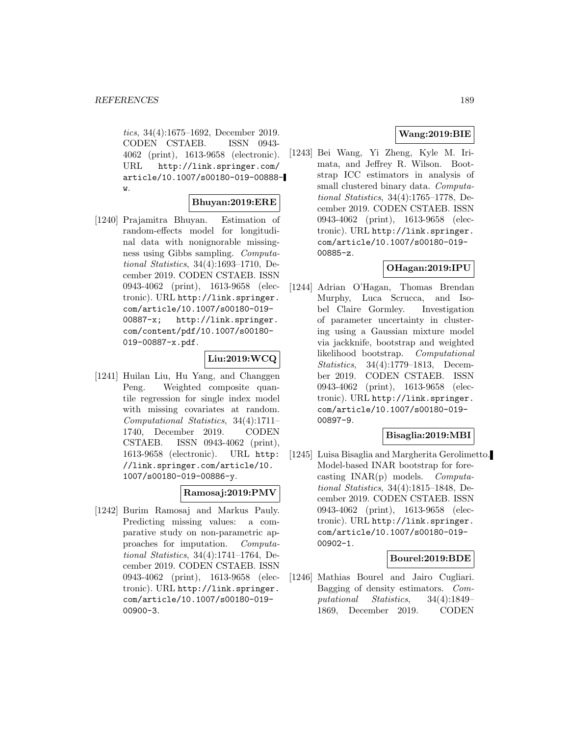*tics*, 34(4):1675–1692, December 2019. CODEN CSTAEB. ISSN 0943-4062 (print), 1613-9658 (electronic). URL http://link.springer.com/article/10.1007/s00180-019-00888-w.

**Bhuyan:2019:ERE**

[1240] Prajamitra Bhuyan. Estimation of random-effects model for longitudinal data with nonignorable missingness using Gibbs sampling. *Computational Statistics*, 34(4):1693–1710, December 2019. CODEN CSTAEB. ISSN 0943-4062 (print), 1613-9658 (electronic). URL http://link.springer.com/article/10.1007/s00180-019-00887-x; http://link.springer.com/content/pdf/10.1007/s00180-019-00887-x.pdf.

**Liu:2019:WCQ**

[1241] Huilan Liu, Hu Yang, and Changgen Peng. Weighted composite quantile regression for single index model with missing covariates at random. *Computational Statistics*, 34(4):1711–1740, December 2019. CODEN CSTAEB. ISSN 0943-4062 (print), 1613-9658 (electronic). URL http://link.springer.com/article/10.1007/s00180-019-00886-y.

**Ramosaj:2019:PMV**

[1242] Burim Ramosaj and Markus Pauly. Predicting missing values: a comparative study on non-parametric approaches for imputation. *Computational Statistics*, 34(4):1741–1764, December 2019. CODEN CSTAEB. ISSN 0943-4062 (print), 1613-9658 (electronic). URL http://link.springer.com/article/10.1007/s00180-019-00900-3.

**Wang:2019:BIE**

[1243] Bei Wang, Yi Zheng, Kyle M. Irimata, and Jeffrey R. Wilson. Bootstrap ICC estimators in analysis of small clustered binary data. *Computational Statistics*, 34(4):1765–1778, December 2019. CODEN CSTAEB. ISSN 0943-4062 (print), 1613-9658 (electronic). URL http://link.springer.com/article/10.1007/s00180-019-00885-z.

**OHagan:2019:IPU**

[1244] Adrian O'Hagan, Thomas Brendan Murphy, Luca Scrucca, and Isobel Claire Gormley. Investigation of parameter uncertainty in clustering using a Gaussian mixture model via jackknife, bootstrap and weighted likelihood bootstrap. *Computational Statistics*, 34(4):1779–1813, December 2019. CODEN CSTAEB. ISSN 0943-4062 (print), 1613-9658 (electronic). URL http://link.springer.com/article/10.1007/s00180-019-00897-9.

**Bisaglia:2019:MBI**

[1245] Luisa Bisaglia and Margherita Gerolimetto. Model-based INAR bootstrap for forecasting INAR(p) models. *Computational Statistics*, 34(4):1815–1848, December 2019. CODEN CSTAEB. ISSN 0943-4062 (print), 1613-9658 (electronic). URL http://link.springer.com/article/10.1007/s00180-019-00902-1.

**Bourel:2019:BDE**

[1246] Mathias Bourel and Jairo Cugliari. Bagging of density estimators. *Computational Statistics*, 34(4):1849–1869, December 2019. CODEN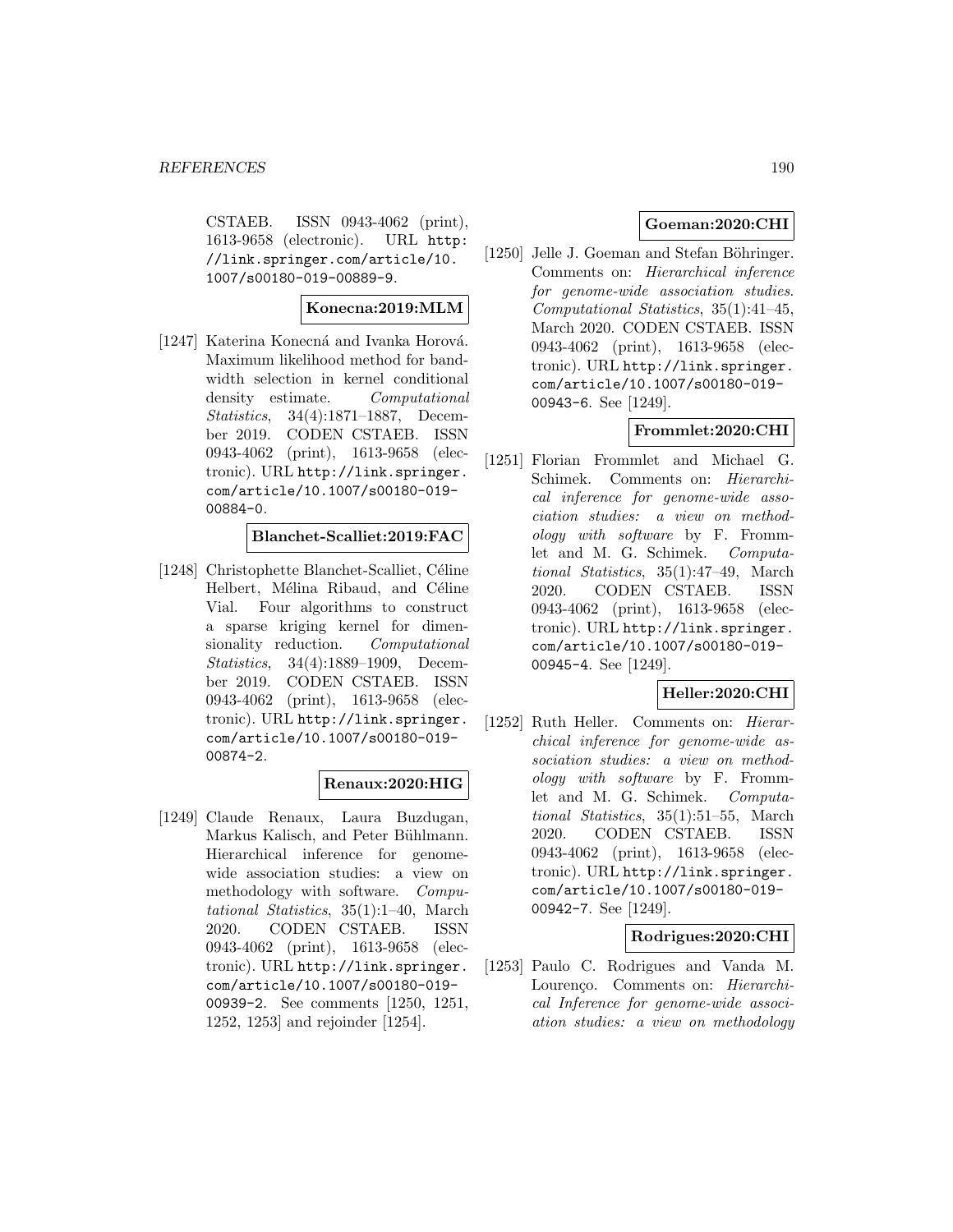CSTAEB. ISSN 0943-4062 (print), 1613-9658 (electronic). URL http://link.springer.com/article/10.1007/s00180-019-00889-9.

**Konecna:2019:MLM**

[1247] Katerina Konecná and Ivanka Horová. Maximum likelihood method for bandwidth selection in kernel conditional density estimate. *Computational Statistics*, 34(4):1871–1887, December 2019. CODEN CSTAEB. ISSN 0943-4062 (print), 1613-9658 (electronic). URL http://link.springer.com/article/10.1007/s00180-019-00884-0.

**Blanchet-Scalliet:2019:FAC**

[1248] Christophette Blanchet-Scalliet, Céline Helbert, Mélina Ribaud, and Céline Vial. Four algorithms to construct a sparse kriging kernel for dimensionality reduction. *Computational Statistics*, 34(4):1889–1909, December 2019. CODEN CSTAEB. ISSN 0943-4062 (print), 1613-9658 (electronic). URL http://link.springer.com/article/10.1007/s00180-019-00874-2.

**Renaux:2020:HIG**

[1249] Claude Renaux, Laura Buzdugan, Markus Kalisch, and Peter Bühlmann. Hierarchical inference for genome-wide association studies: a view on methodology with software. *Computational Statistics*, 35(1):1–40, March 2020. CODEN CSTAEB. ISSN 0943-4062 (print), 1613-9658 (electronic). URL http://link.springer.com/article/10.1007/s00180-019-00939-2. See comments [1250, 1251, 1252, 1253] and rejoinder [1254].

**Goeman:2020:CHI**

[1250] Jelle J. Goeman and Stefan Böhringer. Comments on: *Hierarchical inference for genome-wide association studies*. *Computational Statistics*, 35(1):41–45, March 2020. CODEN CSTAEB. ISSN 0943-4062 (print), 1613-9658 (electronic). URL http://link.springer.com/article/10.1007/s00180-019-00943-6. See [1249].

**Frommlet:2020:CHI**

[1251] Florian Frommlet and Michael G. Schimek. Comments on: *Hierarchical inference for genome-wide association studies: a view on methodology with software* by F. Frommlet and M. G. Schimek. *Computational Statistics*, 35(1):47–49, March 2020. CODEN CSTAEB. ISSN 0943-4062 (print), 1613-9658 (electronic). URL http://link.springer.com/article/10.1007/s00180-019-00945-4. See [1249].

**Heller:2020:CHI**

[1252] Ruth Heller. Comments on: *Hierarchical inference for genome-wide association studies: a view on methodology with software* by F. Frommlet and M. G. Schimek. *Computational Statistics*, 35(1):51–55, March 2020. CODEN CSTAEB. ISSN 0943-4062 (print), 1613-9658 (electronic). URL http://link.springer.com/article/10.1007/s00180-019-00942-7. See [1249].

**Rodrigues:2020:CHI**

[1253] Paulo C. Rodrigues and Vanda M. Lourenço. Comments on: *Hierarchical Inference for genome-wide association studies: a view on methodology*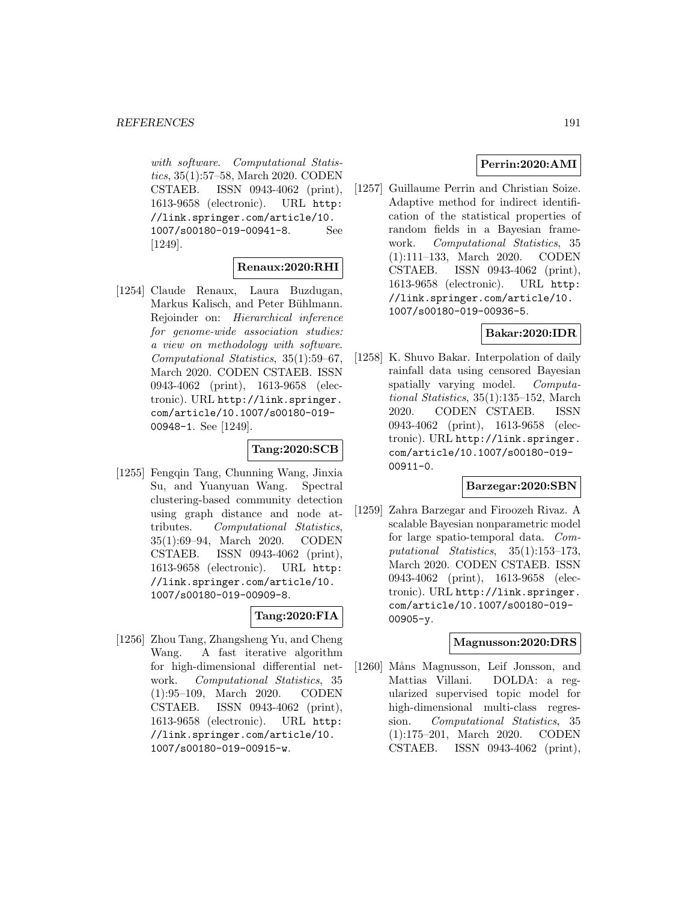*with software*. *Computational Statistics*, 35(1):57–58, March 2020. CODEN CSTAEB. ISSN 0943-4062 (print), 1613-9658 (electronic). URL http://link.springer.com/article/10.1007/s00180-019-00941-8. See [1249].

**Renaux:2020:RHI**

[1254] Claude Renaux, Laura Buzdugan, Markus Kalisch, and Peter Bühlmann. Rejoinder on: *Hierarchical inference for genome-wide association studies: a view on methodology with software*. *Computational Statistics*, 35(1):59–67, March 2020. CODEN CSTAEB. ISSN 0943-4062 (print), 1613-9658 (electronic). URL http://link.springer.com/article/10.1007/s00180-019-00948-1. See [1249].

**Tang:2020:SCB**

[1255] Fengqin Tang, Chunning Wang, Jinxia Su, and Yuanyuan Wang. Spectral clustering-based community detection using graph distance and node attributes. *Computational Statistics*, 35(1):69–94, March 2020. CODEN CSTAEB. ISSN 0943-4062 (print), 1613-9658 (electronic). URL http://link.springer.com/article/10.1007/s00180-019-00909-8.

**Tang:2020:FIA**

[1256] Zhou Tang, Zhangsheng Yu, and Cheng Wang. A fast iterative algorithm for high-dimensional differential network. *Computational Statistics*, 35(1):95–109, March 2020. CODEN CSTAEB. ISSN 0943-4062 (print), 1613-9658 (electronic). URL http://link.springer.com/article/10.1007/s00180-019-00915-w.

**Perrin:2020:AMI**

[1257] Guillaume Perrin and Christian Soize. Adaptive method for indirect identification of the statistical properties of random fields in a Bayesian framework. *Computational Statistics*, 35(1):111–133, March 2020. CODEN CSTAEB. ISSN 0943-4062 (print), 1613-9658 (electronic). URL http://link.springer.com/article/10.1007/s00180-019-00936-5.

**Bakar:2020:IDR**

[1258] K. Shuvo Bakar. Interpolation of daily rainfall data using censored Bayesian spatially varying model. *Computational Statistics*, 35(1):135–152, March 2020. CODEN CSTAEB. ISSN 0943-4062 (print), 1613-9658 (electronic). URL http://link.springer.com/article/10.1007/s00180-019-00911-0.

**Barzegar:2020:SBN**

[1259] Zahra Barzegar and Firoozeh Rivaz. A scalable Bayesian nonparametric model for large spatio-temporal data. *Computational Statistics*, 35(1):153–173, March 2020. CODEN CSTAEB. ISSN 0943-4062 (print), 1613-9658 (electronic). URL http://link.springer.com/article/10.1007/s00180-019-00905-y.

**Magnusson:2020:DRS**

[1260] Måns Magnusson, Leif Jonsson, and Mattias Villani. DOLDA: a regularized supervised topic model for high-dimensional multi-class regression. *Computational Statistics*, 35(1):175–201, March 2020. CODEN CSTAEB. ISSN 0943-4062 (print),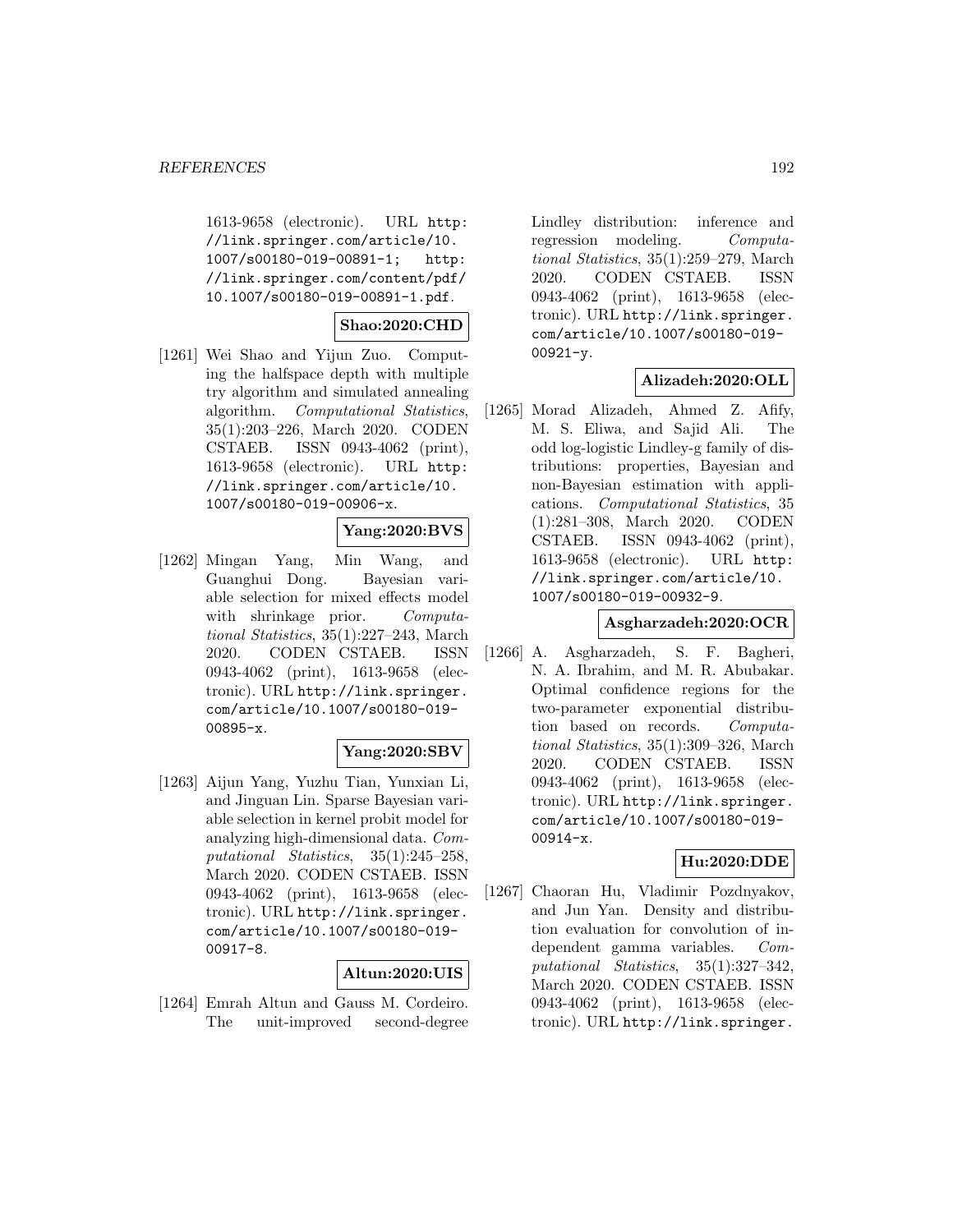1613-9658 (electronic). URL http://link.springer.com/article/10.1007/s00180-019-00891-1; http://link.springer.com/content/pdf/10.1007/s00180-019-00891-1.pdf.

**Shao:2020:CHD**

[1261] Wei Shao and Yijun Zuo. Computing the halfspace depth with multiple try algorithm and simulated annealing algorithm. *Computational Statistics*, 35(1):203–226, March 2020. CODEN CSTAEB. ISSN 0943-4062 (print), 1613-9658 (electronic). URL http://link.springer.com/article/10.1007/s00180-019-00906-x.

**Yang:2020:BVS**

[1262] Mingan Yang, Min Wang, and Guanghui Dong. Bayesian variable selection for mixed effects model with shrinkage prior. *Computational Statistics*, 35(1):227–243, March 2020. CODEN CSTAEB. ISSN 0943-4062 (print), 1613-9658 (electronic). URL http://link.springer.com/article/10.1007/s00180-019-00895-x.

**Yang:2020:SBV**

[1263] Aijun Yang, Yuzhu Tian, Yunxian Li, and Jinguan Lin. Sparse Bayesian variable selection in kernel probit model for analyzing high-dimensional data. *Computational Statistics*, 35(1):245–258, March 2020. CODEN CSTAEB. ISSN 0943-4062 (print), 1613-9658 (electronic). URL http://link.springer.com/article/10.1007/s00180-019-00917-8.

**Altun:2020:UIS**

[1264] Emrah Altun and Gauss M. Cordeiro. The unit-improved second-degree Lindley distribution: inference and regression modeling. *Computational Statistics*, 35(1):259–279, March 2020. CODEN CSTAEB. ISSN 0943-4062 (print), 1613-9658 (electronic). URL http://link.springer.com/article/10.1007/s00180-019-00921-y.

**Alizadeh:2020:OLL**

[1265] Morad Alizadeh, Ahmed Z. Afify, M. S. Eliwa, and Sajid Ali. The odd log-logistic Lindley-g family of distributions: properties, Bayesian and non-Bayesian estimation with applications. *Computational Statistics*, 35 (1):281–308, March 2020. CODEN CSTAEB. ISSN 0943-4062 (print), 1613-9658 (electronic). URL http://link.springer.com/article/10.1007/s00180-019-00932-9.

**Asgharzadeh:2020:OCR**

[1266] A. Asgharzadeh, S. F. Bagheri, N. A. Ibrahim, and M. R. Abubakar. Optimal confidence regions for the two-parameter exponential distribution based on records. *Computational Statistics*, 35(1):309–326, March 2020. CODEN CSTAEB. ISSN 0943-4062 (print), 1613-9658 (electronic). URL http://link.springer.com/article/10.1007/s00180-019-00914-x.

**Hu:2020:DDE**

[1267] Chaoran Hu, Vladimir Pozdnyakov, and Jun Yan. Density and distribution evaluation for convolution of independent gamma variables. *Computational Statistics*, 35(1):327–342, March 2020. CODEN CSTAEB. ISSN 0943-4062 (print), 1613-9658 (electronic). URL http://link.springer.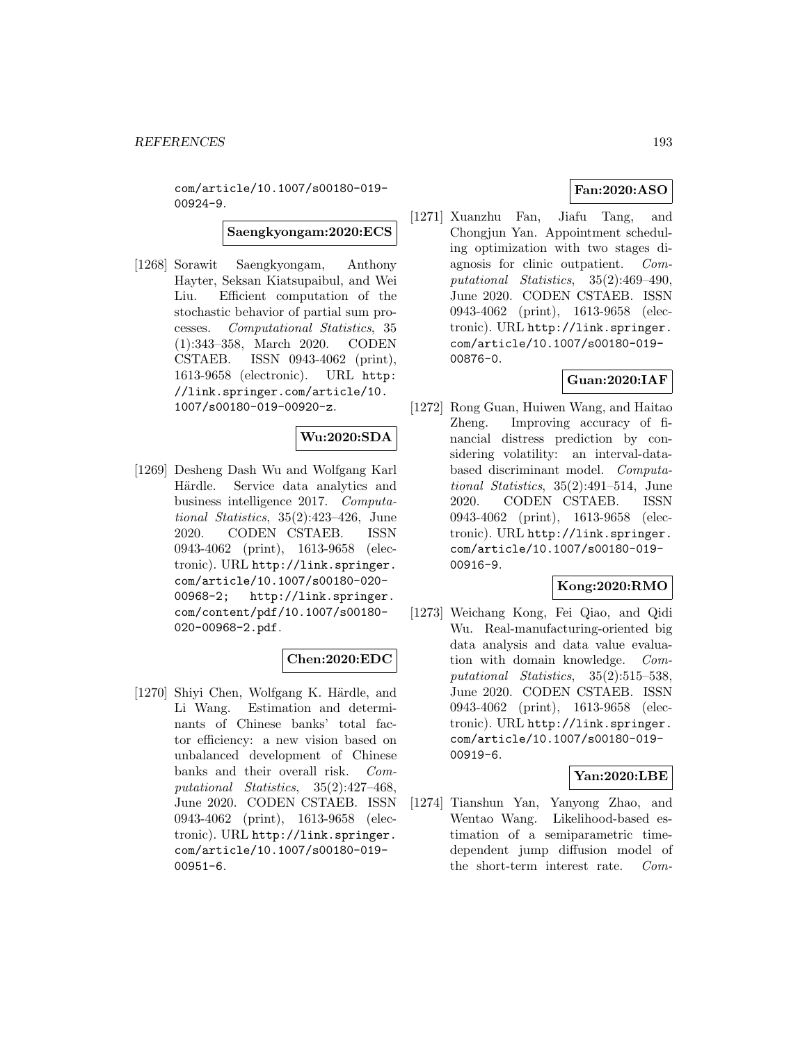com/article/10.1007/s00180-019-00924-9.

**Saengkyongam:2020:ECS**

[1268] Sorawit Saengkyongam, Anthony Hayter, Seksan Kiatsupaibul, and Wei Liu. Efficient computation of the stochastic behavior of partial sum processes. *Computational Statistics*, 35 (1):343–358, March 2020. CODEN CSTAEB. ISSN 0943-4062 (print), 1613-9658 (electronic). URL http://link.springer.com/article/10.1007/s00180-019-00920-z.

**Wu:2020:SDA**

[1269] Desheng Dash Wu and Wolfgang Karl Härdle. Service data analytics and business intelligence 2017. *Computational Statistics*, 35(2):423–426, June 2020. CODEN CSTAEB. ISSN 0943-4062 (print), 1613-9658 (electronic). URL http://link.springer.com/article/10.1007/s00180-020-00968-2; http://link.springer.com/content/pdf/10.1007/s00180-020-00968-2.pdf.

**Chen:2020:EDC**

[1270] Shiyi Chen, Wolfgang K. Härdle, and Li Wang. Estimation and determinants of Chinese banks' total factor efficiency: a new vision based on unbalanced development of Chinese banks and their overall risk. *Computational Statistics*, 35(2):427–468, June 2020. CODEN CSTAEB. ISSN 0943-4062 (print), 1613-9658 (electronic). URL http://link.springer.com/article/10.1007/s00180-019-00951-6.

**Fan:2020:ASO**

[1271] Xuanzhu Fan, Jiafu Tang, and Chongjun Yan. Appointment scheduling optimization with two stages diagnosis for clinic outpatient. *Computational Statistics*, 35(2):469–490, June 2020. CODEN CSTAEB. ISSN 0943-4062 (print), 1613-9658 (electronic). URL http://link.springer.com/article/10.1007/s00180-019-00876-0.

**Guan:2020:IAF**

[1272] Rong Guan, Huiwen Wang, and Haitao Zheng. Improving accuracy of financial distress prediction by considering volatility: an interval-data-based discriminant model. *Computational Statistics*, 35(2):491–514, June 2020. CODEN CSTAEB. ISSN 0943-4062 (print), 1613-9658 (electronic). URL http://link.springer.com/article/10.1007/s00180-019-00916-9.

**Kong:2020:RMO**

[1273] Weichang Kong, Fei Qiao, and Qidi Wu. Real-manufacturing-oriented big data analysis and data value evaluation with domain knowledge. *Computational Statistics*, 35(2):515–538, June 2020. CODEN CSTAEB. ISSN 0943-4062 (print), 1613-9658 (electronic). URL http://link.springer.com/article/10.1007/s00180-019-00919-6.

**Yan:2020:LBE**

[1274] Tianshun Yan, Yanyong Zhao, and Wentao Wang. Likelihood-based estimation of a semiparametric time-dependent jump diffusion model of the short-term interest rate. *Com-*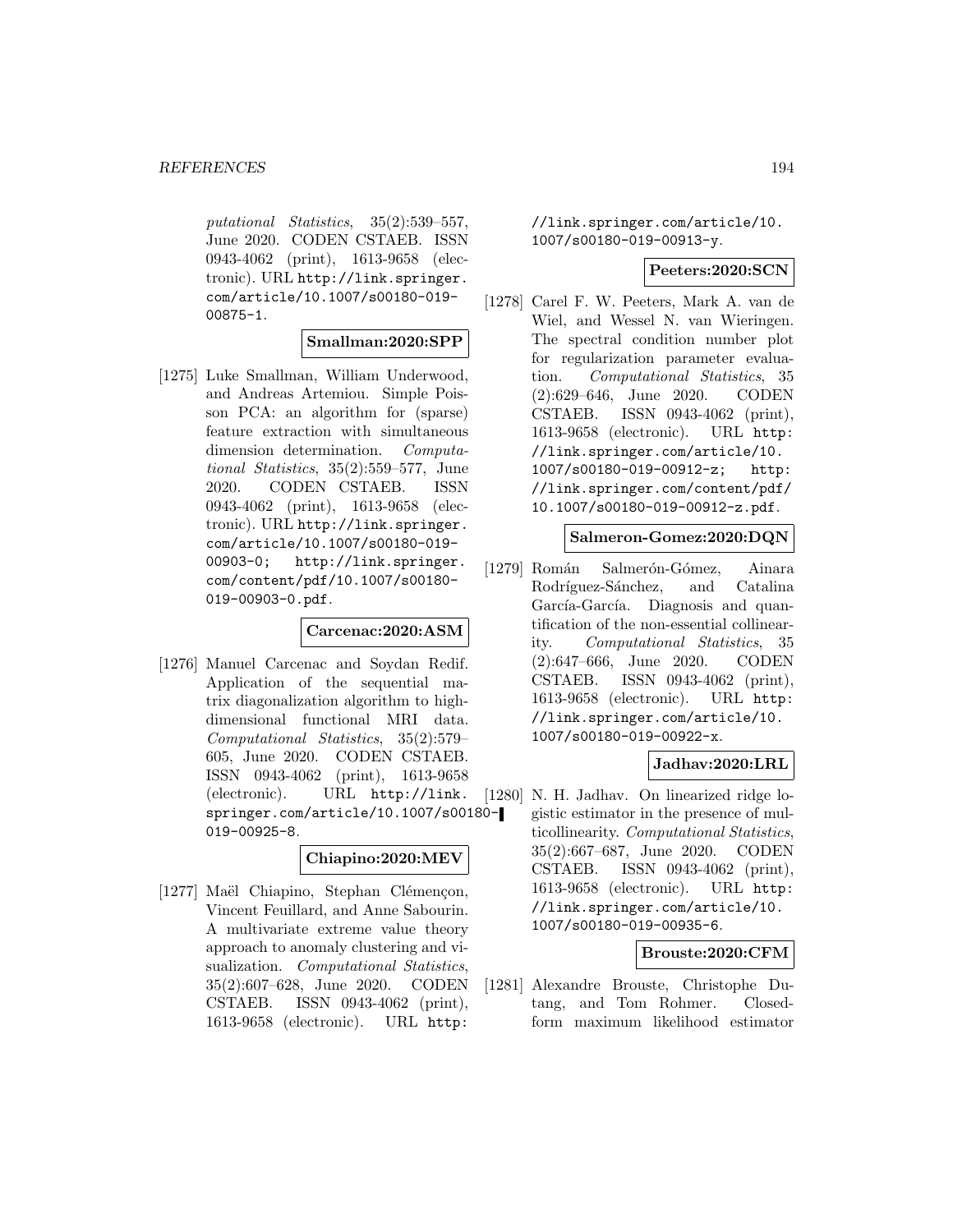*putational Statistics*, 35(2):539–557, June 2020. CODEN CSTAEB. ISSN 0943-4062 (print), 1613-9658 (electronic). URL http://link.springer.com/article/10.1007/s00180-019-00875-1.

**Smallman:2020:SPP**

[1275] Luke Smallman, William Underwood, and Andreas Artemiou. Simple Poisson PCA: an algorithm for (sparse) feature extraction with simultaneous dimension determination. *Computational Statistics*, 35(2):559–577, June 2020. CODEN CSTAEB. ISSN 0943-4062 (print), 1613-9658 (electronic). URL http://link.springer.com/article/10.1007/s00180-019-00903-0; http://link.springer.com/content/pdf/10.1007/s00180-019-00903-0.pdf.

**Carcenac:2020:ASM**

[1276] Manuel Carcenac and Soydan Redif. Application of the sequential matrix diagonalization algorithm to high-dimensional functional MRI data. *Computational Statistics*, 35(2):579–605, June 2020. CODEN CSTAEB. ISSN 0943-4062 (print), 1613-9658 (electronic). URL http://link.springer.com/article/10.1007/s00180-019-00925-8.

**Chiapino:2020:MEV**

[1277] Maël Chiapino, Stephan Clémençon, Vincent Feuillard, and Anne Sabourin. A multivariate extreme value theory approach to anomaly clustering and visualization. *Computational Statistics*, 35(2):607–628, June 2020. CODEN CSTAEB. ISSN 0943-4062 (print), 1613-9658 (electronic). URL http://link.springer.com/article/10.1007/s00180-019-00913-y.

**Peeters:2020:SCN**

[1278] Carel F. W. Peeters, Mark A. van de Wiel, and Wessel N. van Wieringen. The spectral condition number plot for regularization parameter evaluation. *Computational Statistics*, 35(2):629–646, June 2020. CODEN CSTAEB. ISSN 0943-4062 (print), 1613-9658 (electronic). URL http://link.springer.com/article/10.1007/s00180-019-00912-z; http://link.springer.com/content/pdf/10.1007/s00180-019-00912-z.pdf.

**Salmeron-Gomez:2020:DQN**

[1279] Román Salmerón-Gómez, Ainara Rodríguez-Sánchez, and Catalina García-García. Diagnosis and quantification of the non-essential collinearity. *Computational Statistics*, 35(2):647–666, June 2020. CODEN CSTAEB. ISSN 0943-4062 (print), 1613-9658 (electronic). URL http://link.springer.com/article/10.1007/s00180-019-00922-x.

**Jadhav:2020:LRL**

[1280] N. H. Jadhav. On linearized ridge logistic estimator in the presence of multicollinearity. *Computational Statistics*, 35(2):667–687, June 2020. CODEN CSTAEB. ISSN 0943-4062 (print), 1613-9658 (electronic). URL http://link.springer.com/article/10.1007/s00180-019-00935-6.

**Brouste:2020:CFM**

[1281] Alexandre Brouste, Christophe Dutang, and Tom Rohmer. Closed-form maximum likelihood estimator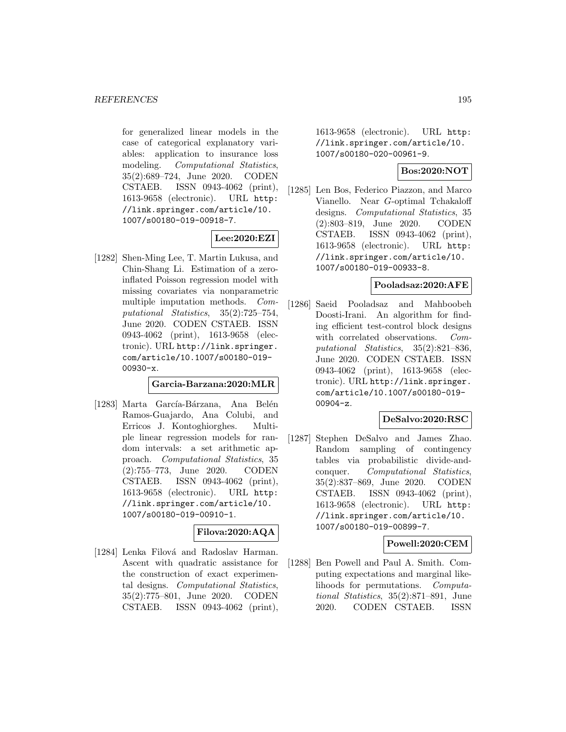for generalized linear models in the case of categorical explanatory variables: application to insurance loss modeling. *Computational Statistics*, 35(2):689–724, June 2020. CODEN CSTAEB. ISSN 0943-4062 (print), 1613-9658 (electronic). URL http://link.springer.com/article/10.1007/s00180-019-00918-7.

**Lee:2020:EZI**

[1282] Shen-Ming Lee, T. Martin Lukusa, and Chin-Shang Li. Estimation of a zero-inflated Poisson regression model with missing covariates via nonparametric multiple imputation methods. *Computational Statistics*, 35(2):725–754, June 2020. CODEN CSTAEB. ISSN 0943-4062 (print), 1613-9658 (electronic). URL http://link.springer.com/article/10.1007/s00180-019-00930-x.

**Garcia-Barzana:2020:MLR**

[1283] Marta García-Bárzana, Ana Belén Ramos-Guajardo, Ana Colubi, and Erricos J. Kontoghiorghes. Multiple linear regression models for random intervals: a set arithmetic approach. *Computational Statistics*, 35 (2):755–773, June 2020. CODEN CSTAEB. ISSN 0943-4062 (print), 1613-9658 (electronic). URL http://link.springer.com/article/10.1007/s00180-019-00910-1.

**Filova:2020:AQA**

[1284] Lenka Filová and Radoslav Harman. Ascent with quadratic assistance for the construction of exact experimental designs. *Computational Statistics*, 35(2):775–801, June 2020. CODEN CSTAEB. ISSN 0943-4062 (print), 1613-9658 (electronic). URL http://link.springer.com/article/10.1007/s00180-020-00961-9.

**Bos:2020:NOT**

[1285] Len Bos, Federico Piazzon, and Marco Vianello. Near *G*-optimal Tchakaloff designs. *Computational Statistics*, 35 (2):803–819, June 2020. CODEN CSTAEB. ISSN 0943-4062 (print), 1613-9658 (electronic). URL http://link.springer.com/article/10.1007/s00180-019-00933-8.

**Pooladsaz:2020:AFE**

[1286] Saeid Pooladsaz and Mahboobeh Doosti-Irani. An algorithm for finding efficient test-control block designs with correlated observations. *Computational Statistics*, 35(2):821–836, June 2020. CODEN CSTAEB. ISSN 0943-4062 (print), 1613-9658 (electronic). URL http://link.springer.com/article/10.1007/s00180-019-00904-z.

**DeSalvo:2020:RSC**

[1287] Stephen DeSalvo and James Zhao. Random sampling of contingency tables via probabilistic divide-and-conquer. *Computational Statistics*, 35(2):837–869, June 2020. CODEN CSTAEB. ISSN 0943-4062 (print), 1613-9658 (electronic). URL http://link.springer.com/article/10.1007/s00180-019-00899-7.

**Powell:2020:CEM**

[1288] Ben Powell and Paul A. Smith. Computing expectations and marginal likelihoods for permutations. *Computational Statistics*, 35(2):871–891, June 2020. CODEN CSTAEB. ISSN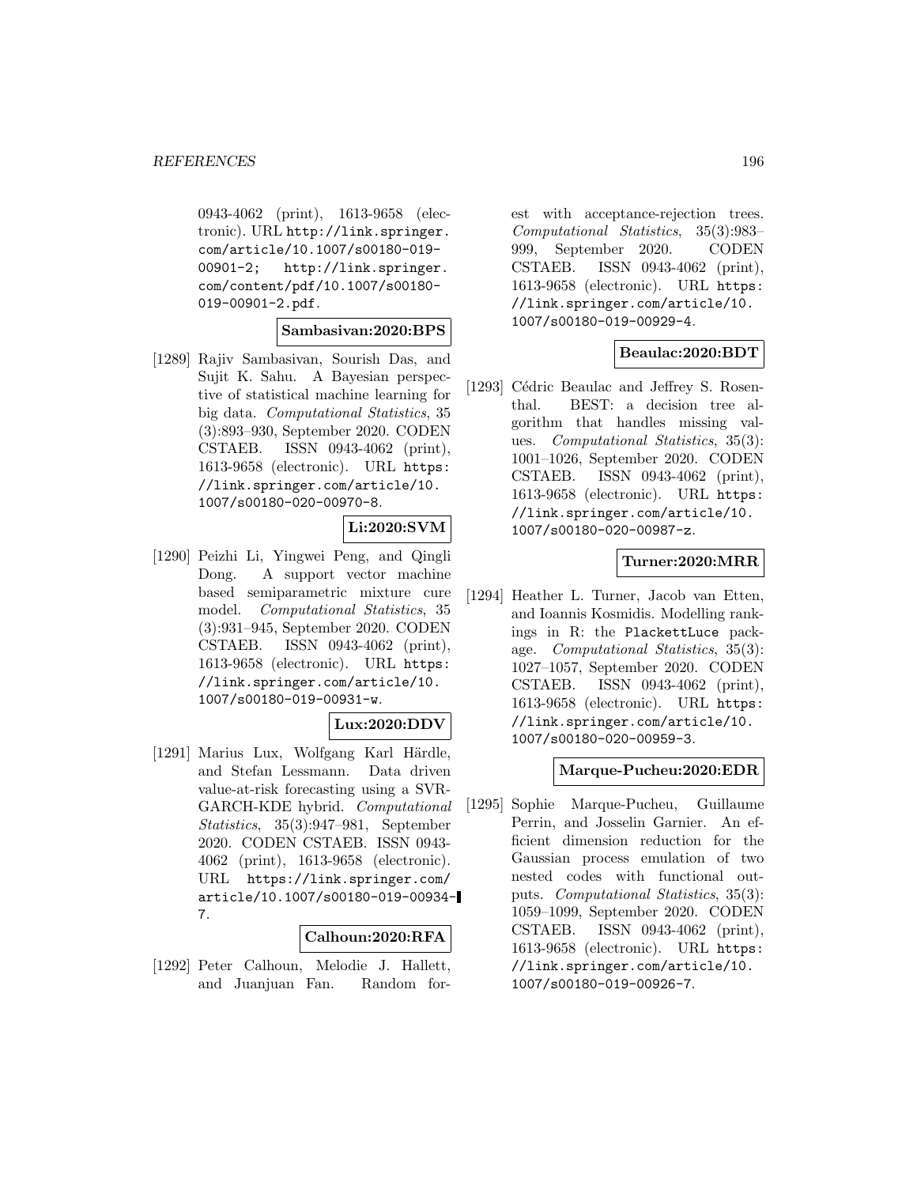0943-4062 (print), 1613-9658 (electronic). URL http://link.springer.com/article/10.1007/s00180-019-00901-2; http://link.springer.com/content/pdf/10.1007/s00180-019-00901-2.pdf.

**Sambasivan:2020:BPS**

[1289] Rajiv Sambasivan, Sourish Das, and Sujit K. Sahu. A Bayesian perspective of statistical machine learning for big data. *Computational Statistics*, 35 (3):893–930, September 2020. CODEN CSTAEB. ISSN 0943-4062 (print), 1613-9658 (electronic). URL https://link.springer.com/article/10.1007/s00180-020-00970-8.

**Li:2020:SVM**

[1290] Peizhi Li, Yingwei Peng, and Qingli Dong. A support vector machine based semiparametric mixture cure model. *Computational Statistics*, 35 (3):931–945, September 2020. CODEN CSTAEB. ISSN 0943-4062 (print), 1613-9658 (electronic). URL https://link.springer.com/article/10.1007/s00180-019-00931-w.

**Lux:2020:DDV**

[1291] Marius Lux, Wolfgang Karl Härdle, and Stefan Lessmann. Data driven value-at-risk forecasting using a SVR-GARCH-KDE hybrid. *Computational Statistics*, 35(3):947–981, September 2020. CODEN CSTAEB. ISSN 0943-4062 (print), 1613-9658 (electronic). URL https://link.springer.com/article/10.1007/s00180-019-00934-7.

**Calhoun:2020:RFA**

[1292] Peter Calhoun, Melodie J. Hallett, and Juanjuan Fan. Random forest with acceptance-rejection trees. *Computational Statistics*, 35(3):983–999, September 2020. CODEN CSTAEB. ISSN 0943-4062 (print), 1613-9658 (electronic). URL https://link.springer.com/article/10.1007/s00180-019-00929-4.

**Beaulac:2020:BDT**

[1293] Cédric Beaulac and Jeffrey S. Rosenthal. BEST: a decision tree algorithm that handles missing values. *Computational Statistics*, 35(3): 1001–1026, September 2020. CODEN CSTAEB. ISSN 0943-4062 (print), 1613-9658 (electronic). URL https://link.springer.com/article/10.1007/s00180-020-00987-z.

**Turner:2020:MRR**

[1294] Heather L. Turner, Jacob van Etten, and Ioannis Kosmidis. Modelling rankings in R: the PlackettLuce package. *Computational Statistics*, 35(3): 1027–1057, September 2020. CODEN CSTAEB. ISSN 0943-4062 (print), 1613-9658 (electronic). URL https://link.springer.com/article/10.1007/s00180-020-00959-3.

**Marque-Pucheu:2020:EDR**

[1295] Sophie Marque-Pucheu, Guillaume Perrin, and Josselin Garnier. An efficient dimension reduction for the Gaussian process emulation of two nested codes with functional outputs. *Computational Statistics*, 35(3): 1059–1099, September 2020. CODEN CSTAEB. ISSN 0943-4062 (print), 1613-9658 (electronic). URL https://link.springer.com/article/10.1007/s00180-019-00926-7.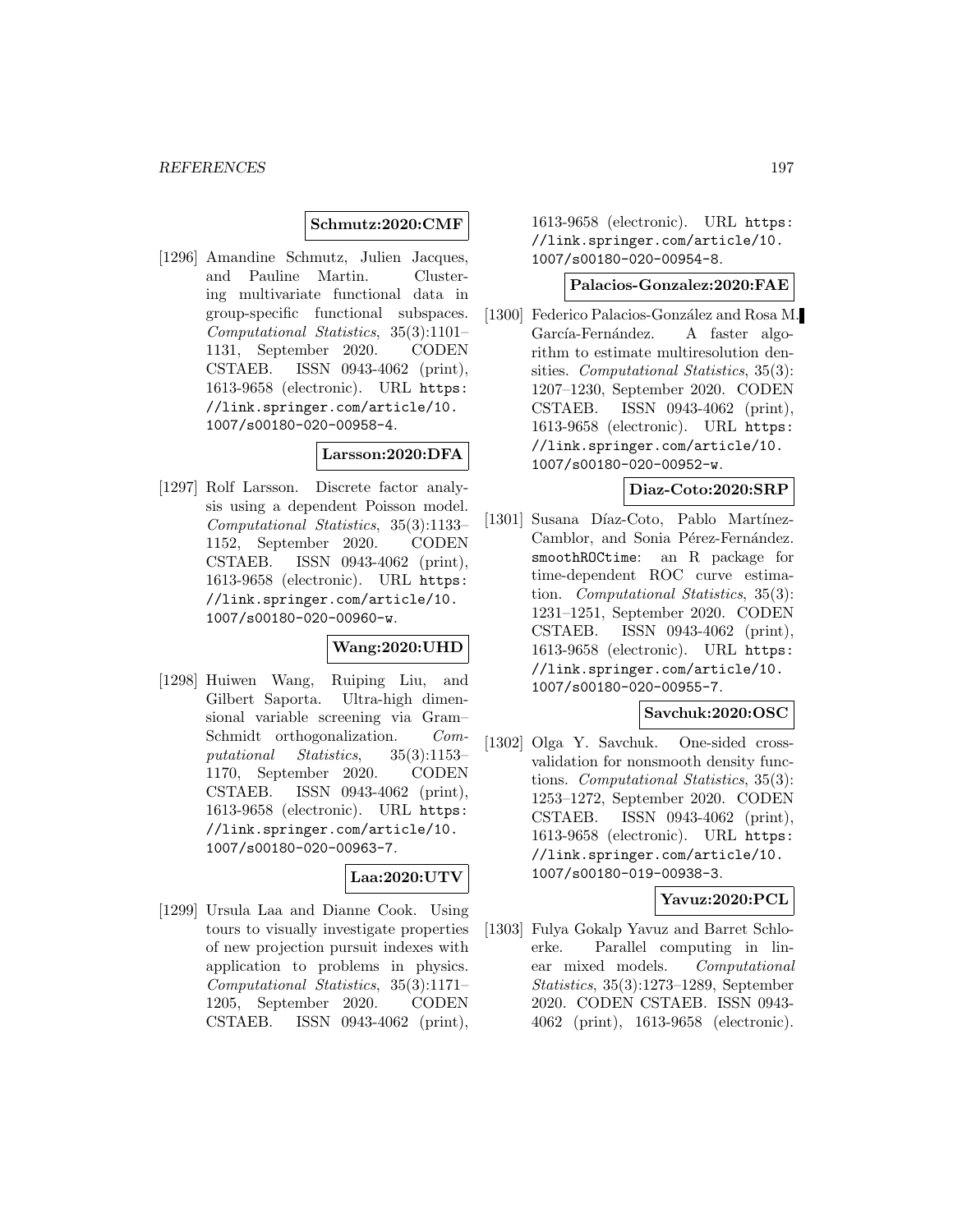**Schmutz:2020:CMF**

[1296] Amandine Schmutz, Julien Jacques, and Pauline Martin. Clustering multivariate functional data in group-specific functional subspaces. *Computational Statistics*, 35(3):1101–1131, September 2020. CODEN CSTAEB. ISSN 0943-4062 (print), 1613-9658 (electronic). URL https://link.springer.com/article/10.1007/s00180-020-00958-4.

**Larsson:2020:DFA**

[1297] Rolf Larsson. Discrete factor analysis using a dependent Poisson model. *Computational Statistics*, 35(3):1133–1152, September 2020. CODEN CSTAEB. ISSN 0943-4062 (print), 1613-9658 (electronic). URL https://link.springer.com/article/10.1007/s00180-020-00960-w.

**Wang:2020:UHD**

[1298] Huiwen Wang, Ruiping Liu, and Gilbert Saporta. Ultra-high dimensional variable screening via Gram–Schmidt orthogonalization. *Computational Statistics*, 35(3):1153–1170, September 2020. CODEN CSTAEB. ISSN 0943-4062 (print), 1613-9658 (electronic). URL https://link.springer.com/article/10.1007/s00180-020-00963-7.

**Laa:2020:UTV**

[1299] Ursula Laa and Dianne Cook. Using tours to visually investigate properties of new projection pursuit indexes with application to problems in physics. *Computational Statistics*, 35(3):1171–1205, September 2020. CODEN CSTAEB. ISSN 0943-4062 (print), 1613-9658 (electronic). URL https://link.springer.com/article/10.1007/s00180-020-00954-8.

**Palacios-Gonzalez:2020:FAE**

[1300] Federico Palacios-González and Rosa M. García-Fernández. A faster algorithm to estimate multiresolution densities. *Computational Statistics*, 35(3): 1207–1230, September 2020. CODEN CSTAEB. ISSN 0943-4062 (print), 1613-9658 (electronic). URL https://link.springer.com/article/10.1007/s00180-020-00952-w.

**Diaz-Coto:2020:SRP**

[1301] Susana Díaz-Coto, Pablo Martínez-Camblor, and Sonia Pérez-Fernández. `smoothROCtime`: an R package for time-dependent ROC curve estimation. *Computational Statistics*, 35(3): 1231–1251, September 2020. CODEN CSTAEB. ISSN 0943-4062 (print), 1613-9658 (electronic). URL https://link.springer.com/article/10.1007/s00180-020-00955-7.

**Savchuk:2020:OSC**

[1302] Olga Y. Savchuk. One-sided cross-validation for nonsmooth density functions. *Computational Statistics*, 35(3): 1253–1272, September 2020. CODEN CSTAEB. ISSN 0943-4062 (print), 1613-9658 (electronic). URL https://link.springer.com/article/10.1007/s00180-019-00938-3.

**Yavuz:2020:PCL**

[1303] Fulya Gokalp Yavuz and Barret Schloerke. Parallel computing in linear mixed models. *Computational Statistics*, 35(3):1273–1289, September 2020. CODEN CSTAEB. ISSN 0943-4062 (print), 1613-9658 (electronic).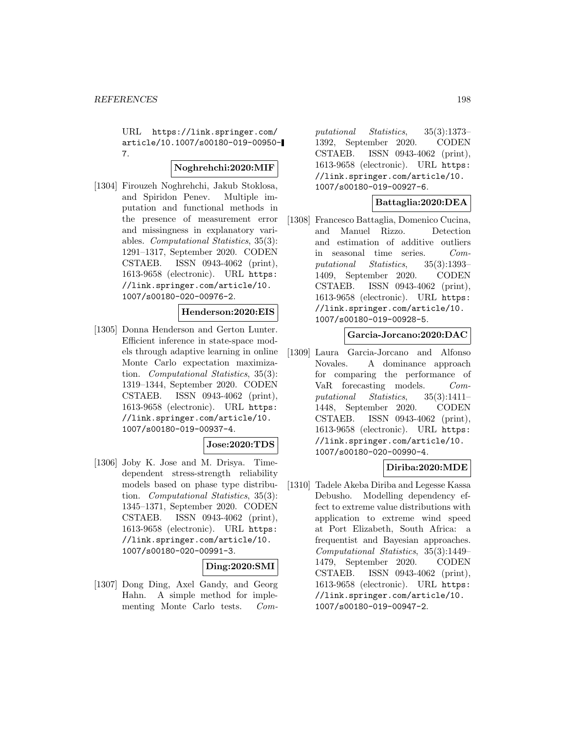URL https://link.springer.com/article/10.1007/s00180-019-00950-7.

**Noghrehchi:2020:MIF**

[1304] Firouzeh Noghrehchi, Jakub Stoklosa, and Spiridon Penev. Multiple imputation and functional methods in the presence of measurement error and missingness in explanatory variables. *Computational Statistics*, 35(3): 1291–1317, September 2020. CODEN CSTAEB. ISSN 0943-4062 (print), 1613-9658 (electronic). URL https://link.springer.com/article/10.1007/s00180-020-00976-2.

**Henderson:2020:EIS**

[1305] Donna Henderson and Gerton Lunter. Efficient inference in state-space models through adaptive learning in online Monte Carlo expectation maximization. *Computational Statistics*, 35(3): 1319–1344, September 2020. CODEN CSTAEB. ISSN 0943-4062 (print), 1613-9658 (electronic). URL https://link.springer.com/article/10.1007/s00180-019-00937-4.

**Jose:2020:TDS**

[1306] Joby K. Jose and M. Drisya. Time-dependent stress-strength reliability models based on phase type distribution. *Computational Statistics*, 35(3): 1345–1371, September 2020. CODEN CSTAEB. ISSN 0943-4062 (print), 1613-9658 (electronic). URL https://link.springer.com/article/10.1007/s00180-020-00991-3.

**Ding:2020:SMI**

[1307] Dong Ding, Axel Gandy, and Georg Hahn. A simple method for implementing Monte Carlo tests. *Computational Statistics*, 35(3):1373–1392, September 2020. CODEN CSTAEB. ISSN 0943-4062 (print), 1613-9658 (electronic). URL https://link.springer.com/article/10.1007/s00180-019-00927-6.

**Battaglia:2020:DEA**

[1308] Francesco Battaglia, Domenico Cucina, and Manuel Rizzo. Detection and estimation of additive outliers in seasonal time series. *Computational Statistics*, 35(3):1393–1409, September 2020. CODEN CSTAEB. ISSN 0943-4062 (print), 1613-9658 (electronic). URL https://link.springer.com/article/10.1007/s00180-019-00928-5.

**Garcia-Jorcano:2020:DAC**

[1309] Laura Garcia-Jorcano and Alfonso Novales. A dominance approach for comparing the performance of VaR forecasting models. *Computational Statistics*, 35(3):1411–1448, September 2020. CODEN CSTAEB. ISSN 0943-4062 (print), 1613-9658 (electronic). URL https://link.springer.com/article/10.1007/s00180-020-00990-4.

**Diriba:2020:MDE**

[1310] Tadele Akeba Diriba and Legesse Kassa Debusho. Modelling dependency effect to extreme value distributions with application to extreme wind speed at Port Elizabeth, South Africa: a frequentist and Bayesian approaches. *Computational Statistics*, 35(3):1449–1479, September 2020. CODEN CSTAEB. ISSN 0943-4062 (print), 1613-9658 (electronic). URL https://link.springer.com/article/10.1007/s00180-019-00947-2.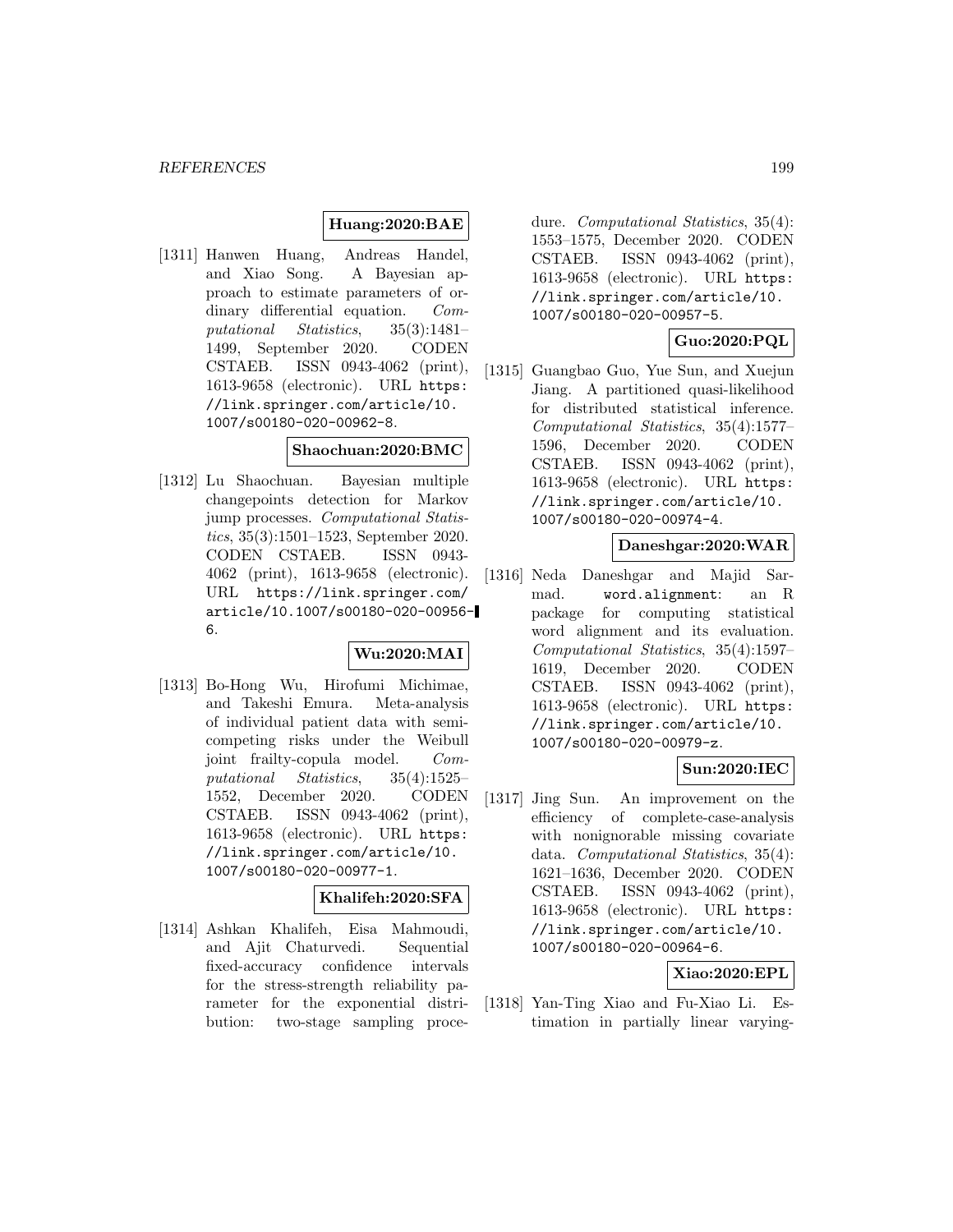**Huang:2020:BAE**

[1311] Hanwen Huang, Andreas Handel, and Xiao Song. A Bayesian approach to estimate parameters of ordinary differential equation. *Computational Statistics*, 35(3):1481–1499, September 2020. CODEN CSTAEB. ISSN 0943-4062 (print), 1613-9658 (electronic). URL `https://link.springer.com/article/10.1007/s00180-020-00962-8`.

**Shaochuan:2020:BMC**

[1312] Lu Shaochuan. Bayesian multiple changepoints detection for Markov jump processes. *Computational Statistics*, 35(3):1501–1523, September 2020. CODEN CSTAEB. ISSN 0943-4062 (print), 1613-9658 (electronic). URL `https://link.springer.com/article/10.1007/s00180-020-00956-6`.

**Wu:2020:MAI**

[1313] Bo-Hong Wu, Hirofumi Michimae, and Takeshi Emura. Meta-analysis of individual patient data with semi-competing risks under the Weibull joint frailty-copula model. *Computational Statistics*, 35(4):1525–1552, December 2020. CODEN CSTAEB. ISSN 0943-4062 (print), 1613-9658 (electronic). URL `https://link.springer.com/article/10.1007/s00180-020-00977-1`.

**Khalifeh:2020:SFA**

[1314] Ashkan Khalifeh, Eisa Mahmoudi, and Ajit Chaturvedi. Sequential fixed-accuracy confidence intervals for the stress-strength reliability parameter for the exponential distribution: two-stage sampling procedure. *Computational Statistics*, 35(4):1553–1575, December 2020. CODEN CSTAEB. ISSN 0943-4062 (print), 1613-9658 (electronic). URL `https://link.springer.com/article/10.1007/s00180-020-00957-5`.

**Guo:2020:PQL**

[1315] Guangbao Guo, Yue Sun, and Xuejun Jiang. A partitioned quasi-likelihood for distributed statistical inference. *Computational Statistics*, 35(4):1577–1596, December 2020. CODEN CSTAEB. ISSN 0943-4062 (print), 1613-9658 (electronic). URL `https://link.springer.com/article/10.1007/s00180-020-00974-4`.

**Daneshgar:2020:WAR**

[1316] Neda Daneshgar and Majid Sarmad. `word.alignment`: an R package for computing statistical word alignment and its evaluation. *Computational Statistics*, 35(4):1597–1619, December 2020. CODEN CSTAEB. ISSN 0943-4062 (print), 1613-9658 (electronic). URL `https://link.springer.com/article/10.1007/s00180-020-00979-z`.

**Sun:2020:IEC**

[1317] Jing Sun. An improvement on the efficiency of complete-case-analysis with nonignorable missing covariate data. *Computational Statistics*, 35(4):1621–1636, December 2020. CODEN CSTAEB. ISSN 0943-4062 (print), 1613-9658 (electronic). URL `https://link.springer.com/article/10.1007/s00180-020-00964-6`.

**Xiao:2020:EPL**

[1318] Yan-Ting Xiao and Fu-Xiao Li. Estimation in partially linear varying-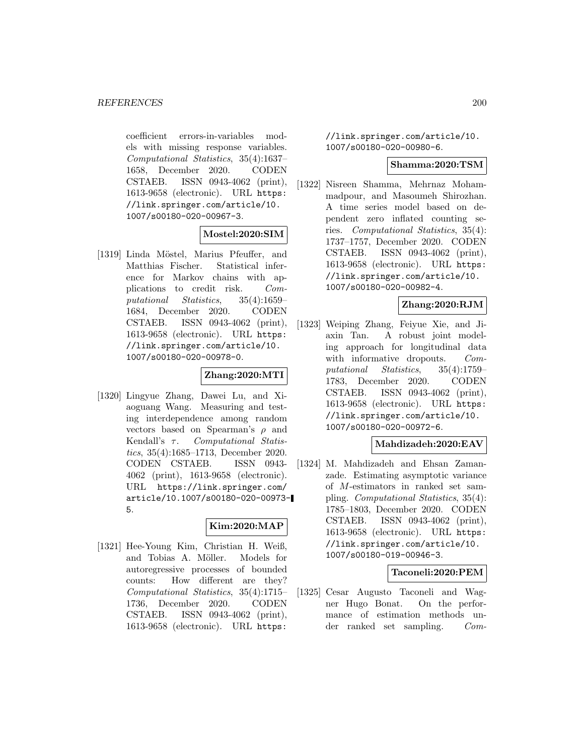coefficient errors-in-variables models with missing response variables. *Computational Statistics*, 35(4):1637–1658, December 2020. CODEN CSTAEB. ISSN 0943-4062 (print), 1613-9658 (electronic). URL https://link.springer.com/article/10.1007/s00180-020-00967-3.

**Mostel:2020:SIM**

[1319] Linda Möstel, Marius Pfeuffer, and Matthias Fischer. Statistical inference for Markov chains with applications to credit risk. *Computational Statistics*, 35(4):1659–1684, December 2020. CODEN CSTAEB. ISSN 0943-4062 (print), 1613-9658 (electronic). URL https://link.springer.com/article/10.1007/s00180-020-00978-0.

**Zhang:2020:MTI**

[1320] Lingyue Zhang, Dawei Lu, and Xiaoguang Wang. Measuring and testing interdependence among random vectors based on Spearman's $\rho$ and Kendall's $\tau$. *Computational Statistics*, 35(4):1685–1713, December 2020. CODEN CSTAEB. ISSN 0943-4062 (print), 1613-9658 (electronic). URL https://link.springer.com/article/10.1007/s00180-020-00973-5.

**Kim:2020:MAP**

[1321] Hee-Young Kim, Christian H. Weiß, and Tobias A. Möller. Models for autoregressive processes of bounded counts: How different are they? *Computational Statistics*, 35(4):1715–1736, December 2020. CODEN CSTAEB. ISSN 0943-4062 (print), 1613-9658 (electronic). URL https://link.springer.com/article/10.1007/s00180-020-00980-6.

**Shamma:2020:TSM**

[1322] Nisreen Shamma, Mehrnaz Mohammadpour, and Masoumeh Shirozhan. A time series model based on dependent zero inflated counting series. *Computational Statistics*, 35(4):1737–1757, December 2020. CODEN CSTAEB. ISSN 0943-4062 (print), 1613-9658 (electronic). URL https://link.springer.com/article/10.1007/s00180-020-00982-4.

**Zhang:2020:RJM**

[1323] Weiping Zhang, Feiyue Xie, and Jiaxin Tan. A robust joint modeling approach for longitudinal data with informative dropouts. *Computational Statistics*, 35(4):1759–1783, December 2020. CODEN CSTAEB. ISSN 0943-4062 (print), 1613-9658 (electronic). URL https://link.springer.com/article/10.1007/s00180-020-00972-6.

**Mahdizadeh:2020:EAV**

[1324] M. Mahdizadeh and Ehsan Zamanzade. Estimating asymptotic variance of $M$-estimators in ranked set sampling. *Computational Statistics*, 35(4):1785–1803, December 2020. CODEN CSTAEB. ISSN 0943-4062 (print), 1613-9658 (electronic). URL https://link.springer.com/article/10.1007/s00180-019-00946-3.

**Taconeli:2020:PEM**

[1325] Cesar Augusto Taconeli and Wagner Hugo Bonat. On the performance of estimation methods under ranked set sampling. *Com-*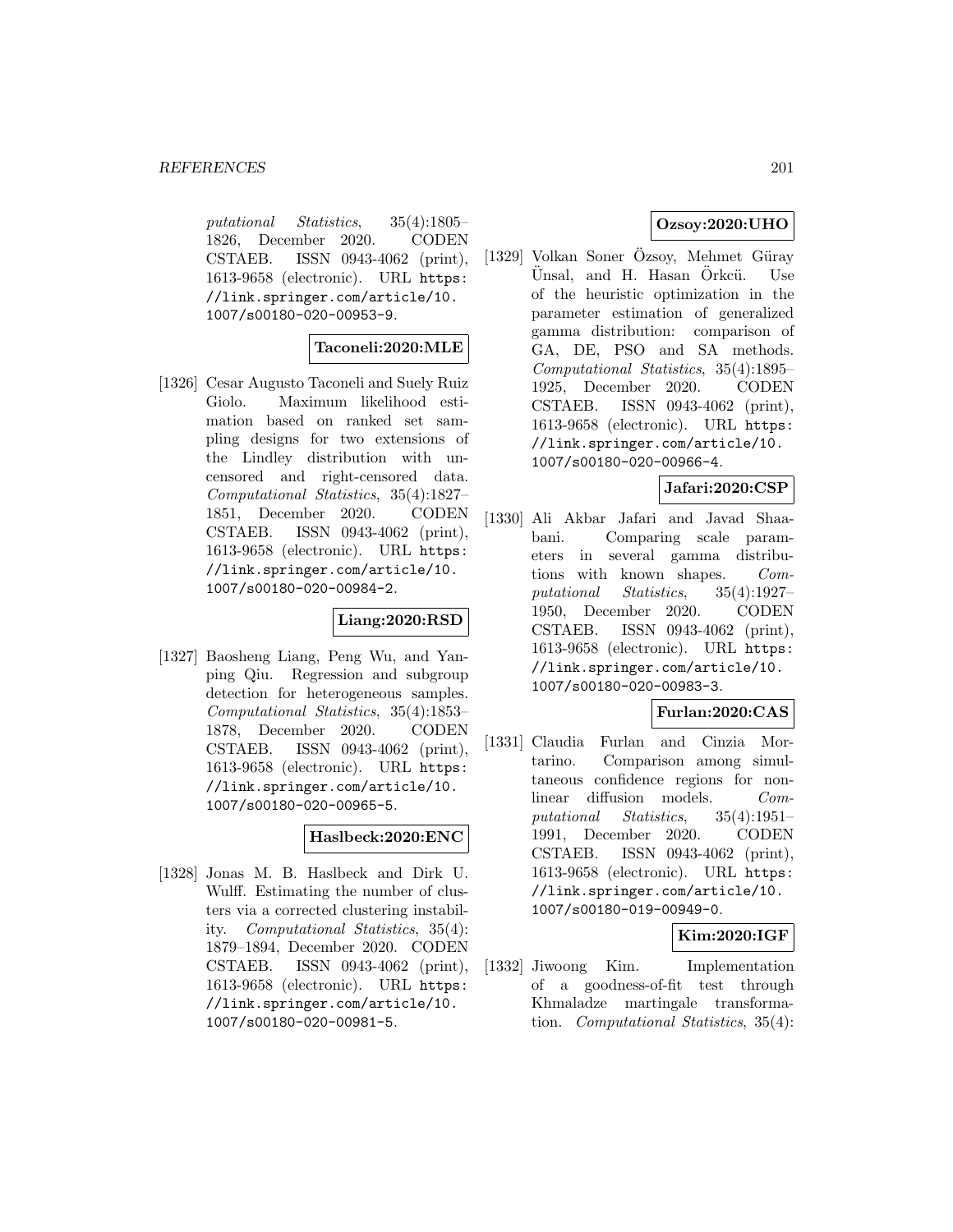*putational Statistics*, 35(4):1805–1826, December 2020. CODEN CSTAEB. ISSN 0943-4062 (print), 1613-9658 (electronic). URL https://link.springer.com/article/10.1007/s00180-020-00953-9.

**Taconeli:2020:MLE**

[1326] Cesar Augusto Taconeli and Suely Ruiz Giolo. Maximum likelihood estimation based on ranked set sampling designs for two extensions of the Lindley distribution with uncensored and right-censored data. *Computational Statistics*, 35(4):1827–1851, December 2020. CODEN CSTAEB. ISSN 0943-4062 (print), 1613-9658 (electronic). URL https://link.springer.com/article/10.1007/s00180-020-00984-2.

**Liang:2020:RSD**

[1327] Baosheng Liang, Peng Wu, and Yanping Qiu. Regression and subgroup detection for heterogeneous samples. *Computational Statistics*, 35(4):1853–1878, December 2020. CODEN CSTAEB. ISSN 0943-4062 (print), 1613-9658 (electronic). URL https://link.springer.com/article/10.1007/s00180-020-00965-5.

**Haslbeck:2020:ENC**

[1328] Jonas M. B. Haslbeck and Dirk U. Wulff. Estimating the number of clusters via a corrected clustering instability. *Computational Statistics*, 35(4):1879–1894, December 2020. CODEN CSTAEB. ISSN 0943-4062 (print), 1613-9658 (electronic). URL https://link.springer.com/article/10.1007/s00180-020-00981-5.

**Ozsoy:2020:UHO**

[1329] Volkan Soner Özsoy, Mehmet Güray Ünsal, and H. Hasan Örkcü. Use of the heuristic optimization in the parameter estimation of generalized gamma distribution: comparison of GA, DE, PSO and SA methods. *Computational Statistics*, 35(4):1895–1925, December 2020. CODEN CSTAEB. ISSN 0943-4062 (print), 1613-9658 (electronic). URL https://link.springer.com/article/10.1007/s00180-020-00966-4.

**Jafari:2020:CSP**

[1330] Ali Akbar Jafari and Javad Shaabani. Comparing scale parameters in several gamma distributions with known shapes. *Computational Statistics*, 35(4):1927–1950, December 2020. CODEN CSTAEB. ISSN 0943-4062 (print), 1613-9658 (electronic). URL https://link.springer.com/article/10.1007/s00180-020-00983-3.

**Furlan:2020:CAS**

[1331] Claudia Furlan and Cinzia Mortarino. Comparison among simultaneous confidence regions for nonlinear diffusion models. *Computational Statistics*, 35(4):1951–1991, December 2020. CODEN CSTAEB. ISSN 0943-4062 (print), 1613-9658 (electronic). URL https://link.springer.com/article/10.1007/s00180-019-00949-0.

**Kim:2020:IGF**

[1332] Jiwoong Kim. Implementation of a goodness-of-fit test through Khmaladze martingale transformation. *Computational Statistics*, 35(4):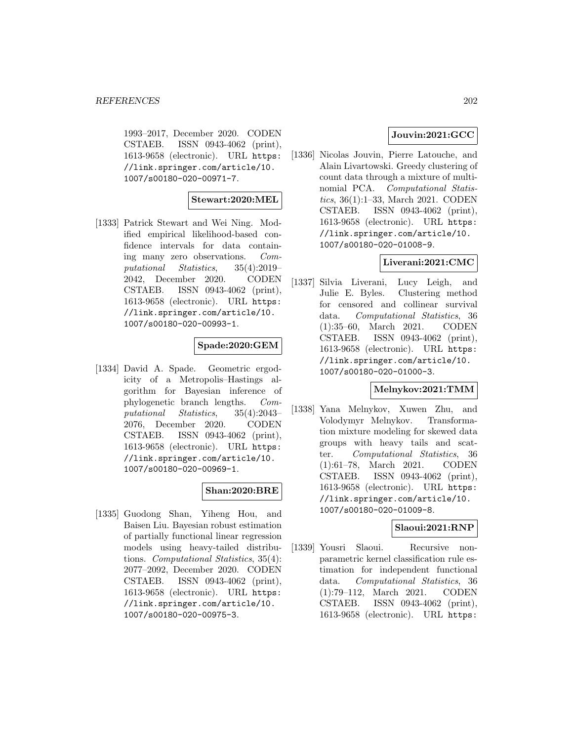1993–2017, December 2020. CODEN CSTAEB. ISSN 0943-4062 (print), 1613-9658 (electronic). URL https://link.springer.com/article/10.1007/s00180-020-00971-7.

**Stewart:2020:MEL**

[1333] Patrick Stewart and Wei Ning. Modified empirical likelihood-based confidence intervals for data containing many zero observations. *Computational Statistics*, 35(4):2019–2042, December 2020. CODEN CSTAEB. ISSN 0943-4062 (print), 1613-9658 (electronic). URL https://link.springer.com/article/10.1007/s00180-020-00993-1.

**Spade:2020:GEM**

[1334] David A. Spade. Geometric ergodicity of a Metropolis–Hastings algorithm for Bayesian inference of phylogenetic branch lengths. *Computational Statistics*, 35(4):2043–2076, December 2020. CODEN CSTAEB. ISSN 0943-4062 (print), 1613-9658 (electronic). URL https://link.springer.com/article/10.1007/s00180-020-00969-1.

**Shan:2020:BRE**

[1335] Guodong Shan, Yiheng Hou, and Baisen Liu. Bayesian robust estimation of partially functional linear regression models using heavy-tailed distributions. *Computational Statistics*, 35(4):2077–2092, December 2020. CODEN CSTAEB. ISSN 0943-4062 (print), 1613-9658 (electronic). URL https://link.springer.com/article/10.1007/s00180-020-00975-3.

**Jouvin:2021:GCC**

[1336] Nicolas Jouvin, Pierre Latouche, and Alain Livartowski. Greedy clustering of count data through a mixture of multinomial PCA. *Computational Statistics*, 36(1):1–33, March 2021. CODEN CSTAEB. ISSN 0943-4062 (print), 1613-9658 (electronic). URL https://link.springer.com/article/10.1007/s00180-020-01008-9.

**Liverani:2021:CMC**

[1337] Silvia Liverani, Lucy Leigh, and Julie E. Byles. Clustering method for censored and collinear survival data. *Computational Statistics*, 36(1):35–60, March 2021. CODEN CSTAEB. ISSN 0943-4062 (print), 1613-9658 (electronic). URL https://link.springer.com/article/10.1007/s00180-020-01000-3.

**Melnykov:2021:TMM**

[1338] Yana Melnykov, Xuwen Zhu, and Volodymyr Melnykov. Transformation mixture modeling for skewed data groups with heavy tails and scatter. *Computational Statistics*, 36(1):61–78, March 2021. CODEN CSTAEB. ISSN 0943-4062 (print), 1613-9658 (electronic). URL https://link.springer.com/article/10.1007/s00180-020-01009-8.

**Slaoui:2021:RNP**

[1339] Yousri Slaoui. Recursive nonparametric kernel classification rule estimation for independent functional data. *Computational Statistics*, 36(1):79–112, March 2021. CODEN CSTAEB. ISSN 0943-4062 (print), 1613-9658 (electronic). URL https: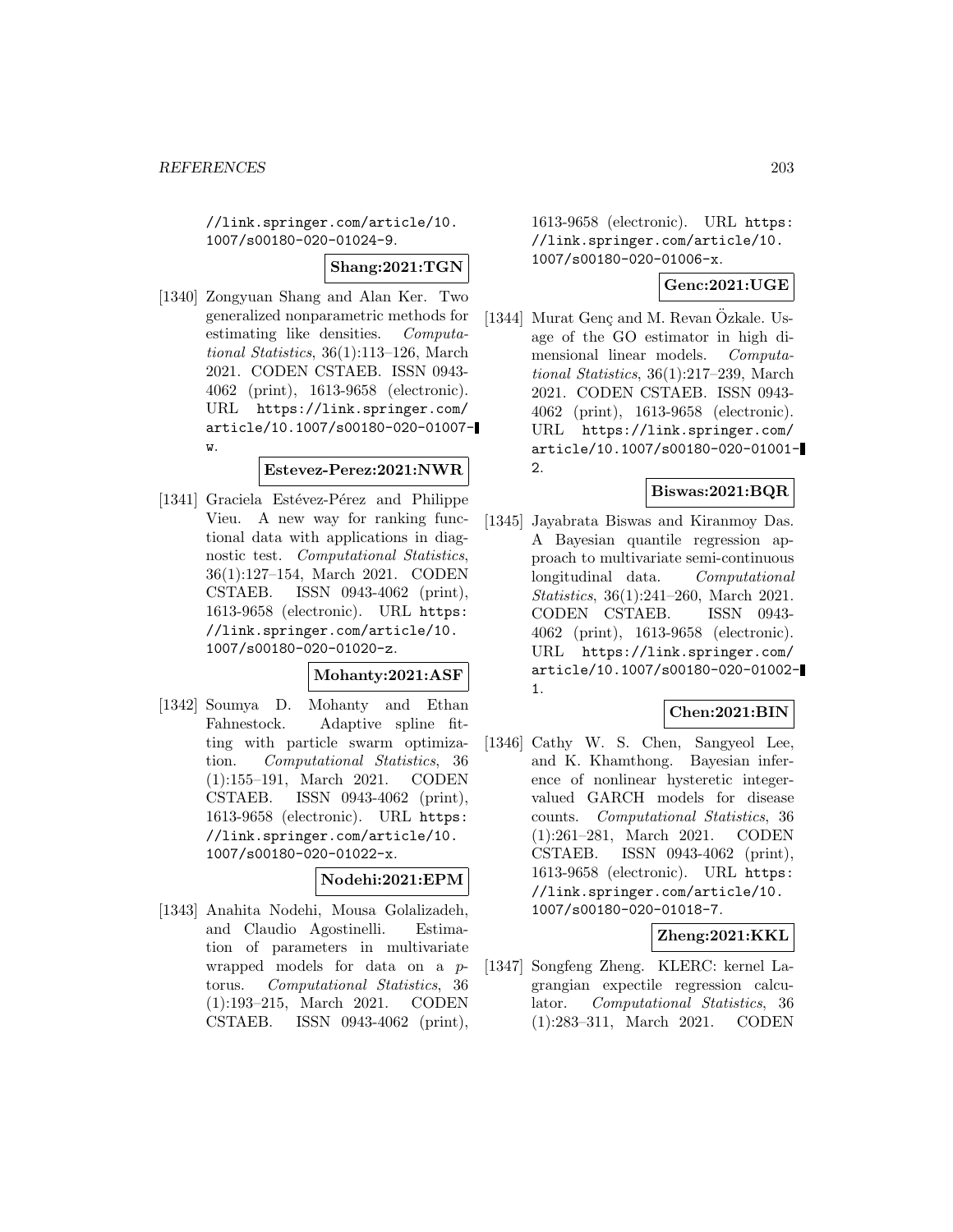//link.springer.com/article/10.1007/s00180-020-01024-9.

**Shang:2021:TGN**

[1340] Zongyuan Shang and Alan Ker. Two generalized nonparametric methods for estimating like densities. *Computational Statistics*, 36(1):113–126, March 2021. CODEN CSTAEB. ISSN 0943-4062 (print), 1613-9658 (electronic). URL https://link.springer.com/article/10.1007/s00180-020-01007-w.

**Estevez-Perez:2021:NWR**

[1341] Graciela Estévez-Pérez and Philippe Vieu. A new way for ranking functional data with applications in diagnostic test. *Computational Statistics*, 36(1):127–154, March 2021. CODEN CSTAEB. ISSN 0943-4062 (print), 1613-9658 (electronic). URL https://link.springer.com/article/10.1007/s00180-020-01020-z.

**Mohanty:2021:ASF**

[1342] Soumya D. Mohanty and Ethan Fahnestock. Adaptive spline fitting with particle swarm optimization. *Computational Statistics*, 36(1):155–191, March 2021. CODEN CSTAEB. ISSN 0943-4062 (print), 1613-9658 (electronic). URL https://link.springer.com/article/10.1007/s00180-020-01022-x.

**Nodehi:2021:EPM**

[1343] Anahita Nodehi, Mousa Golalizadeh, and Claudio Agostinelli. Estimation of parameters in multivariate wrapped models for data on a *p*-torus. *Computational Statistics*, 36(1):193–215, March 2021. CODEN CSTAEB. ISSN 0943-4062 (print), 1613-9658 (electronic). URL https://link.springer.com/article/10.1007/s00180-020-01006-x.

**Genc:2021:UGE**

[1344] Murat Genç and M. Revan Özkale. Usage of the GO estimator in high dimensional linear models. *Computational Statistics*, 36(1):217–239, March 2021. CODEN CSTAEB. ISSN 0943-4062 (print), 1613-9658 (electronic). URL https://link.springer.com/article/10.1007/s00180-020-01001-2.

**Biswas:2021:BQR**

[1345] Jayabrata Biswas and Kiranmoy Das. A Bayesian quantile regression approach to multivariate semi-continuous longitudinal data. *Computational Statistics*, 36(1):241–260, March 2021. CODEN CSTAEB. ISSN 0943-4062 (print), 1613-9658 (electronic). URL https://link.springer.com/article/10.1007/s00180-020-01002-1.

**Chen:2021:BIN**

[1346] Cathy W. S. Chen, Sangyeol Lee, and K. Khamthong. Bayesian inference of nonlinear hysteretic integer-valued GARCH models for disease counts. *Computational Statistics*, 36(1):261–281, March 2021. CODEN CSTAEB. ISSN 0943-4062 (print), 1613-9658 (electronic). URL https://link.springer.com/article/10.1007/s00180-020-01018-7.

**Zheng:2021:KKL**

[1347] Songfeng Zheng. KLERC: kernel Lagrangian expectile regression calculator. *Computational Statistics*, 36(1):283–311, March 2021. CODEN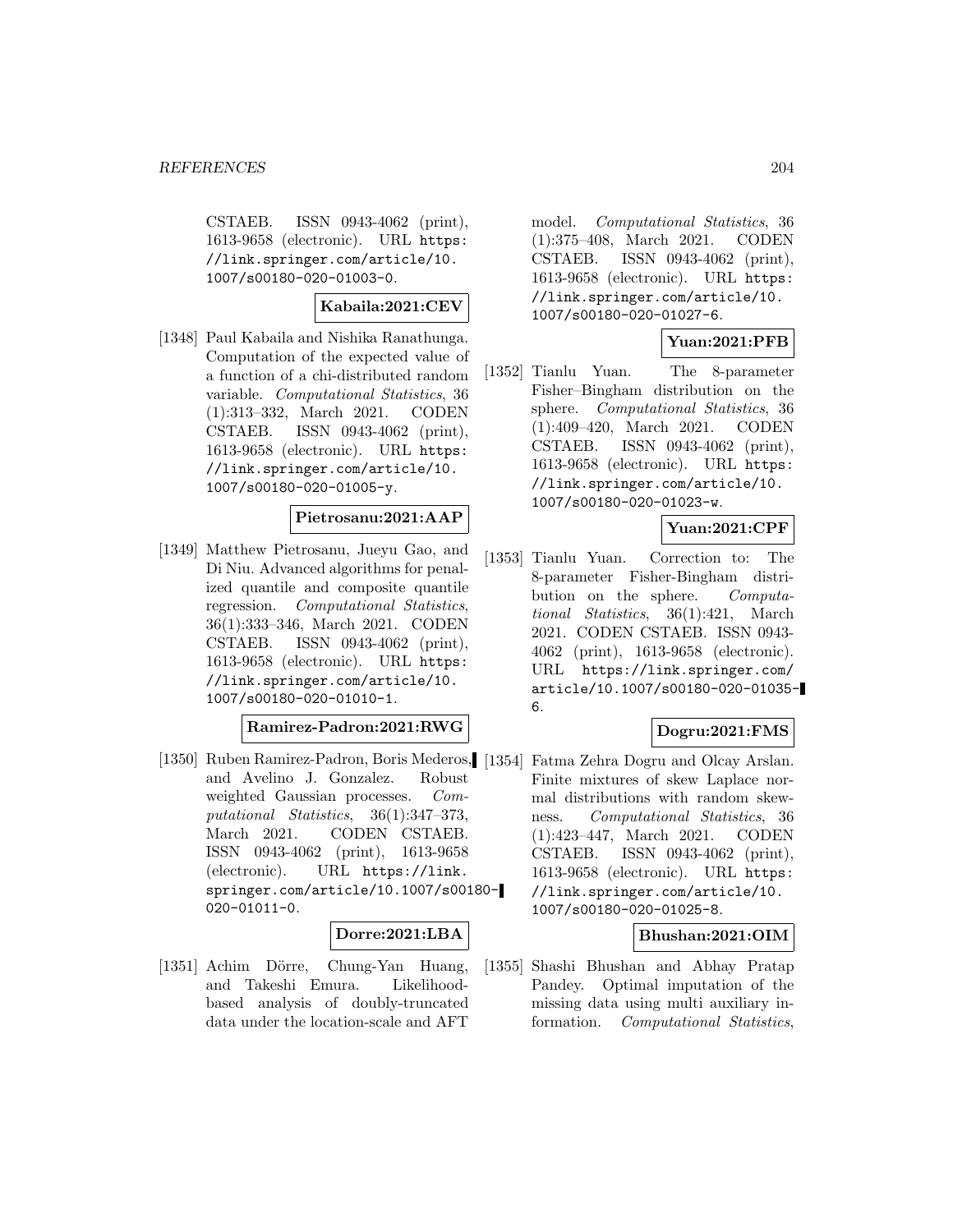CSTAEB. ISSN 0943-4062 (print), 1613-9658 (electronic). URL https://link.springer.com/article/10.1007/s00180-020-01003-0.

**Kabaila:2021:CEV**

[1348] Paul Kabaila and Nishika Ranathunga. Computation of the expected value of a function of a chi-distributed random variable. *Computational Statistics*, 36 (1):313–332, March 2021. CODEN CSTAEB. ISSN 0943-4062 (print), 1613-9658 (electronic). URL https://link.springer.com/article/10.1007/s00180-020-01005-y.

**Pietrosanu:2021:AAP**

[1349] Matthew Pietrosanu, Jueyu Gao, and Di Niu. Advanced algorithms for penalized quantile and composite quantile regression. *Computational Statistics*, 36(1):333–346, March 2021. CODEN CSTAEB. ISSN 0943-4062 (print), 1613-9658 (electronic). URL https://link.springer.com/article/10.1007/s00180-020-01010-1.

**Ramirez-Padron:2021:RWG**

[1350] Ruben Ramirez-Padron, Boris Mederos, and Avelino J. Gonzalez. Robust weighted Gaussian processes. *Computational Statistics*, 36(1):347–373, March 2021. CODEN CSTAEB. ISSN 0943-4062 (print), 1613-9658 (electronic). URL https://link.springer.com/article/10.1007/s00180-020-01011-0.

**Dorre:2021:LBA**

[1351] Achim Dörre, Chung-Yan Huang, and Takeshi Emura. Likelihood-based analysis of doubly-truncated data under the location-scale and AFT model. *Computational Statistics*, 36 (1):375–408, March 2021. CODEN CSTAEB. ISSN 0943-4062 (print), 1613-9658 (electronic). URL https://link.springer.com/article/10.1007/s00180-020-01027-6.

**Yuan:2021:PFB**

[1352] Tianlu Yuan. The 8-parameter Fisher–Bingham distribution on the sphere. *Computational Statistics*, 36 (1):409–420, March 2021. CODEN CSTAEB. ISSN 0943-4062 (print), 1613-9658 (electronic). URL https://link.springer.com/article/10.1007/s00180-020-01023-w.

**Yuan:2021:CPF**

[1353] Tianlu Yuan. Correction to: The 8-parameter Fisher-Bingham distribution on the sphere. *Computational Statistics*, 36(1):421, March 2021. CODEN CSTAEB. ISSN 0943-4062 (print), 1613-9658 (electronic). URL https://link.springer.com/article/10.1007/s00180-020-01035-6.

**Dogru:2021:FMS**

[1354] Fatma Zehra Dogru and Olcay Arslan. Finite mixtures of skew Laplace normal distributions with random skewness. *Computational Statistics*, 36 (1):423–447, March 2021. CODEN CSTAEB. ISSN 0943-4062 (print), 1613-9658 (electronic). URL https://link.springer.com/article/10.1007/s00180-020-01025-8.

**Bhushan:2021:OIM**

[1355] Shashi Bhushan and Abhay Pratap Pandey. Optimal imputation of the missing data using multi auxiliary information. *Computational Statistics*,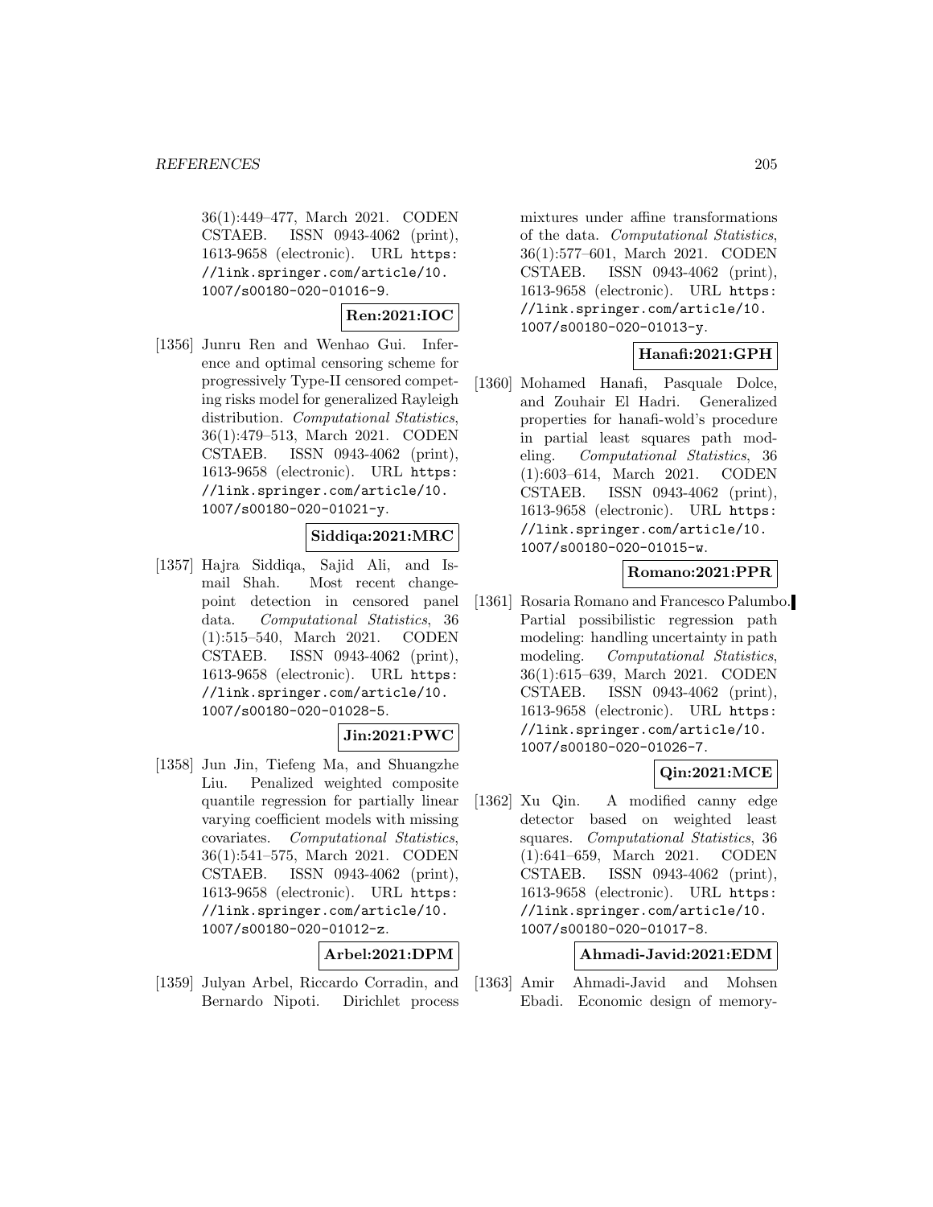36(1):449–477, March 2021. CODEN CSTAEB. ISSN 0943-4062 (print), 1613-9658 (electronic). URL https://link.springer.com/article/10.1007/s00180-020-01016-9.

**Ren:2021:IOC**

[1356] Junru Ren and Wenhao Gui. Inference and optimal censoring scheme for progressively Type-II censored competing risks model for generalized Rayleigh distribution. *Computational Statistics*, 36(1):479–513, March 2021. CODEN CSTAEB. ISSN 0943-4062 (print), 1613-9658 (electronic). URL https://link.springer.com/article/10.1007/s00180-020-01021-y.

**Siddiqa:2021:MRC**

[1357] Hajra Siddiqa, Sajid Ali, and Ismail Shah. Most recent changepoint detection in censored panel data. *Computational Statistics*, 36(1):515–540, March 2021. CODEN CSTAEB. ISSN 0943-4062 (print), 1613-9658 (electronic). URL https://link.springer.com/article/10.1007/s00180-020-01028-5.

**Jin:2021:PWC**

[1358] Jun Jin, Tiefeng Ma, and Shuangzhe Liu. Penalized weighted composite quantile regression for partially linear varying coefficient models with missing covariates. *Computational Statistics*, 36(1):541–575, March 2021. CODEN CSTAEB. ISSN 0943-4062 (print), 1613-9658 (electronic). URL https://link.springer.com/article/10.1007/s00180-020-01012-z.

**Arbel:2021:DPM**

[1359] Julyan Arbel, Riccardo Corradin, and Bernardo Nipoti. Dirichlet process mixtures under affine transformations of the data. *Computational Statistics*, 36(1):577–601, March 2021. CODEN CSTAEB. ISSN 0943-4062 (print), 1613-9658 (electronic). URL https://link.springer.com/article/10.1007/s00180-020-01013-y.

**Hanafi:2021:GPH**

[1360] Mohamed Hanafi, Pasquale Dolce, and Zouhair El Hadri. Generalized properties for hanafi-wold's procedure in partial least squares path modeling. *Computational Statistics*, 36(1):603–614, March 2021. CODEN CSTAEB. ISSN 0943-4062 (print), 1613-9658 (electronic). URL https://link.springer.com/article/10.1007/s00180-020-01015-w.

**Romano:2021:PPR**

[1361] Rosaria Romano and Francesco Palumbo. Partial possibilistic regression path modeling: handling uncertainty in path modeling. *Computational Statistics*, 36(1):615–639, March 2021. CODEN CSTAEB. ISSN 0943-4062 (print), 1613-9658 (electronic). URL https://link.springer.com/article/10.1007/s00180-020-01026-7.

**Qin:2021:MCE**

[1362] Xu Qin. A modified canny edge detector based on weighted least squares. *Computational Statistics*, 36(1):641–659, March 2021. CODEN CSTAEB. ISSN 0943-4062 (print), 1613-9658 (electronic). URL https://link.springer.com/article/10.1007/s00180-020-01017-8.

**Ahmadi-Javid:2021:EDM**

[1363] Amir Ahmadi-Javid and Mohsen Ebadi. Economic design of memory-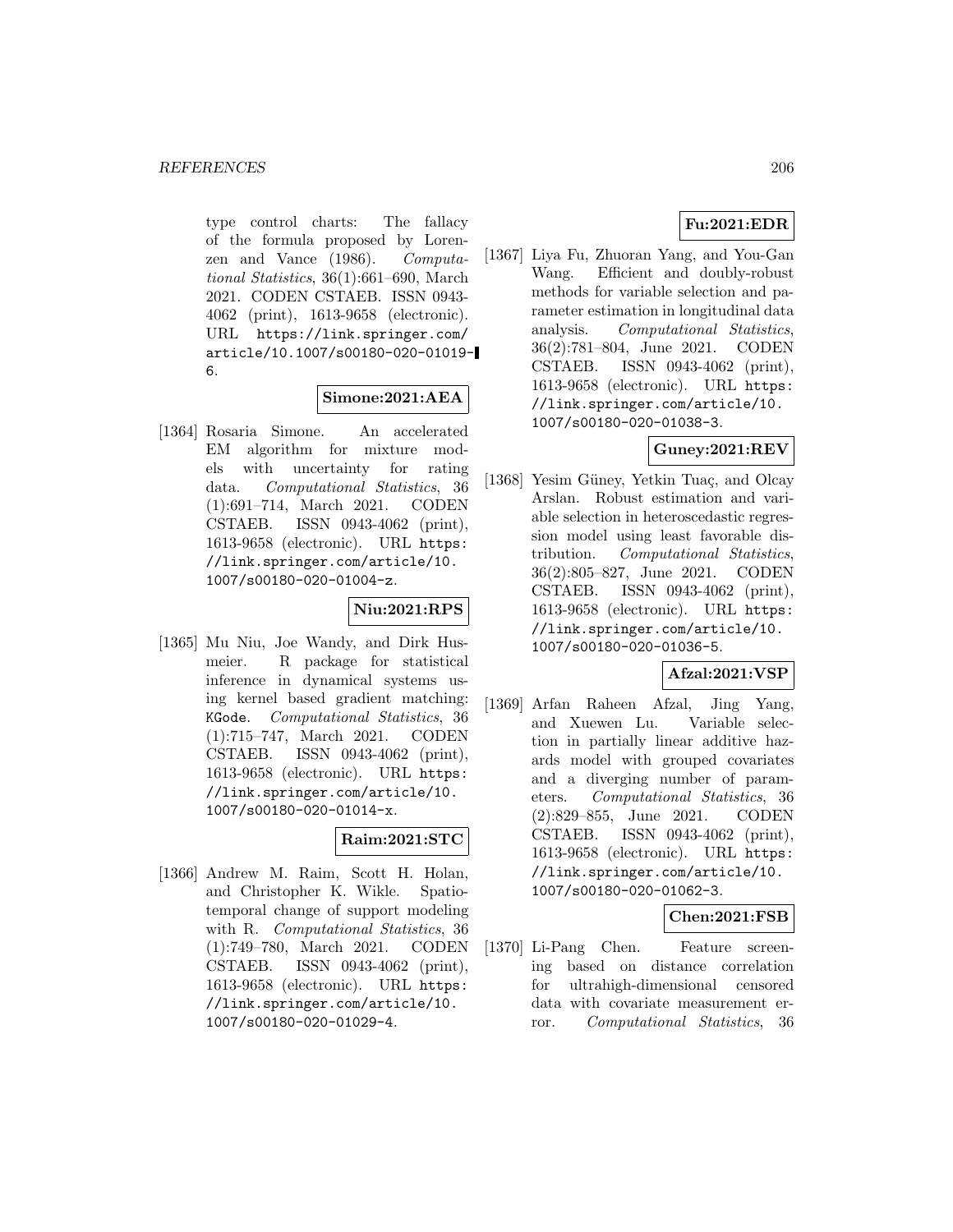type control charts: The fallacy of the formula proposed by Lorenzen and Vance (1986). *Computational Statistics*, 36(1):661–690, March 2021. CODEN CSTAEB. ISSN 0943-4062 (print), 1613-9658 (electronic). URL https://link.springer.com/article/10.1007/s00180-020-01019-6.

**Simone:2021:AEA**

[1364] Rosaria Simone. An accelerated EM algorithm for mixture models with uncertainty for rating data. *Computational Statistics*, 36 (1):691–714, March 2021. CODEN CSTAEB. ISSN 0943-4062 (print), 1613-9658 (electronic). URL https://link.springer.com/article/10.1007/s00180-020-01004-z.

**Niu:2021:RPS**

[1365] Mu Niu, Joe Wandy, and Dirk Husmeier. R package for statistical inference in dynamical systems using kernel based gradient matching: KGode. *Computational Statistics*, 36 (1):715–747, March 2021. CODEN CSTAEB. ISSN 0943-4062 (print), 1613-9658 (electronic). URL https://link.springer.com/article/10.1007/s00180-020-01014-x.

**Raim:2021:STC**

[1366] Andrew M. Raim, Scott H. Holan, and Christopher K. Wikle. Spatio-temporal change of support modeling with R. *Computational Statistics*, 36 (1):749–780, March 2021. CODEN CSTAEB. ISSN 0943-4062 (print), 1613-9658 (electronic). URL https://link.springer.com/article/10.1007/s00180-020-01029-4.

**Fu:2021:EDR**

[1367] Liya Fu, Zhuoran Yang, and You-Gan Wang. Efficient and doubly-robust methods for variable selection and parameter estimation in longitudinal data analysis. *Computational Statistics*, 36(2):781–804, June 2021. CODEN CSTAEB. ISSN 0943-4062 (print), 1613-9658 (electronic). URL https://link.springer.com/article/10.1007/s00180-020-01038-3.

**Guney:2021:REV**

[1368] Yesim Güney, Yetkin Tuaç, and Olcay Arslan. Robust estimation and variable selection in heteroscedastic regression model using least favorable distribution. *Computational Statistics*, 36(2):805–827, June 2021. CODEN CSTAEB. ISSN 0943-4062 (print), 1613-9658 (electronic). URL https://link.springer.com/article/10.1007/s00180-020-01036-5.

**Afzal:2021:VSP**

[1369] Arfan Raheen Afzal, Jing Yang, and Xuewen Lu. Variable selection in partially linear additive hazards model with grouped covariates and a diverging number of parameters. *Computational Statistics*, 36 (2):829–855, June 2021. CODEN CSTAEB. ISSN 0943-4062 (print), 1613-9658 (electronic). URL https://link.springer.com/article/10.1007/s00180-020-01062-3.

**Chen:2021:FSB**

[1370] Li-Pang Chen. Feature screening based on distance correlation for ultrahigh-dimensional censored data with covariate measurement error. *Computational Statistics*, 36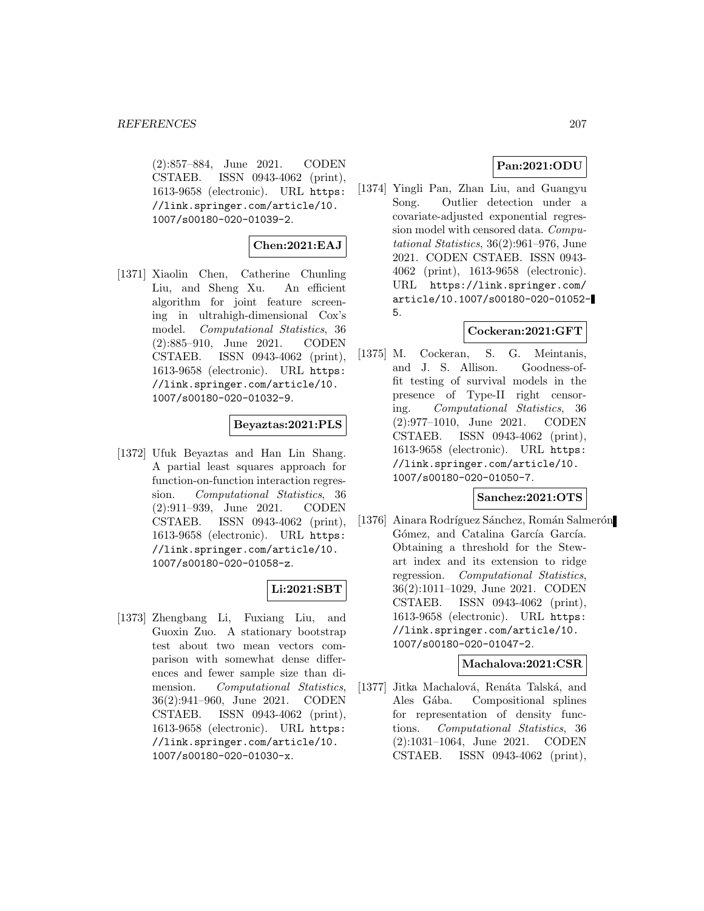(2):857–884, June 2021. CODEN CSTAEB. ISSN 0943-4062 (print), 1613-9658 (electronic). URL https://link.springer.com/article/10.1007/s00180-020-01039-2.

**Chen:2021:EAJ**

[1371] Xiaolin Chen, Catherine Chunling Liu, and Sheng Xu. An efficient algorithm for joint feature screening in ultrahigh-dimensional Cox's model. *Computational Statistics*, 36 (2):885–910, June 2021. CODEN CSTAEB. ISSN 0943-4062 (print), 1613-9658 (electronic). URL https://link.springer.com/article/10.1007/s00180-020-01032-9.

**Beyaztas:2021:PLS**

[1372] Ufuk Beyaztas and Han Lin Shang. A partial least squares approach for function-on-function interaction regression. *Computational Statistics*, 36 (2):911–939, June 2021. CODEN CSTAEB. ISSN 0943-4062 (print), 1613-9658 (electronic). URL https://link.springer.com/article/10.1007/s00180-020-01058-z.

**Li:2021:SBT**

[1373] Zhengbang Li, Fuxiang Liu, and Guoxin Zuo. A stationary bootstrap test about two mean vectors comparison with somewhat dense differences and fewer sample size than dimension. *Computational Statistics*, 36(2):941–960, June 2021. CODEN CSTAEB. ISSN 0943-4062 (print), 1613-9658 (electronic). URL https://link.springer.com/article/10.1007/s00180-020-01030-x.

**Pan:2021:ODU**

[1374] Yingli Pan, Zhan Liu, and Guangyu Song. Outlier detection under a covariate-adjusted exponential regression model with censored data. *Computational Statistics*, 36(2):961–976, June 2021. CODEN CSTAEB. ISSN 0943-4062 (print), 1613-9658 (electronic). URL https://link.springer.com/article/10.1007/s00180-020-01052-5.

**Cockeran:2021:GFT**

[1375] M. Cockeran, S. G. Meintanis, and J. S. Allison. Goodness-of-fit testing of survival models in the presence of Type-II right censoring. *Computational Statistics*, 36 (2):977–1010, June 2021. CODEN CSTAEB. ISSN 0943-4062 (print), 1613-9658 (electronic). URL https://link.springer.com/article/10.1007/s00180-020-01050-7.

**Sanchez:2021:OTS**

[1376] Ainara Rodríguez Sánchez, Román Salmerón Gómez, and Catalina García García. Obtaining a threshold for the Stewart index and its extension to ridge regression. *Computational Statistics*, 36(2):1011–1029, June 2021. CODEN CSTAEB. ISSN 0943-4062 (print), 1613-9658 (electronic). URL https://link.springer.com/article/10.1007/s00180-020-01047-2.

**Machalova:2021:CSR**

[1377] Jitka Machalová, Renáta Talská, and Ales Gába. Compositional splines for representation of density functions. *Computational Statistics*, 36 (2):1031–1064, June 2021. CODEN CSTAEB. ISSN 0943-4062 (print),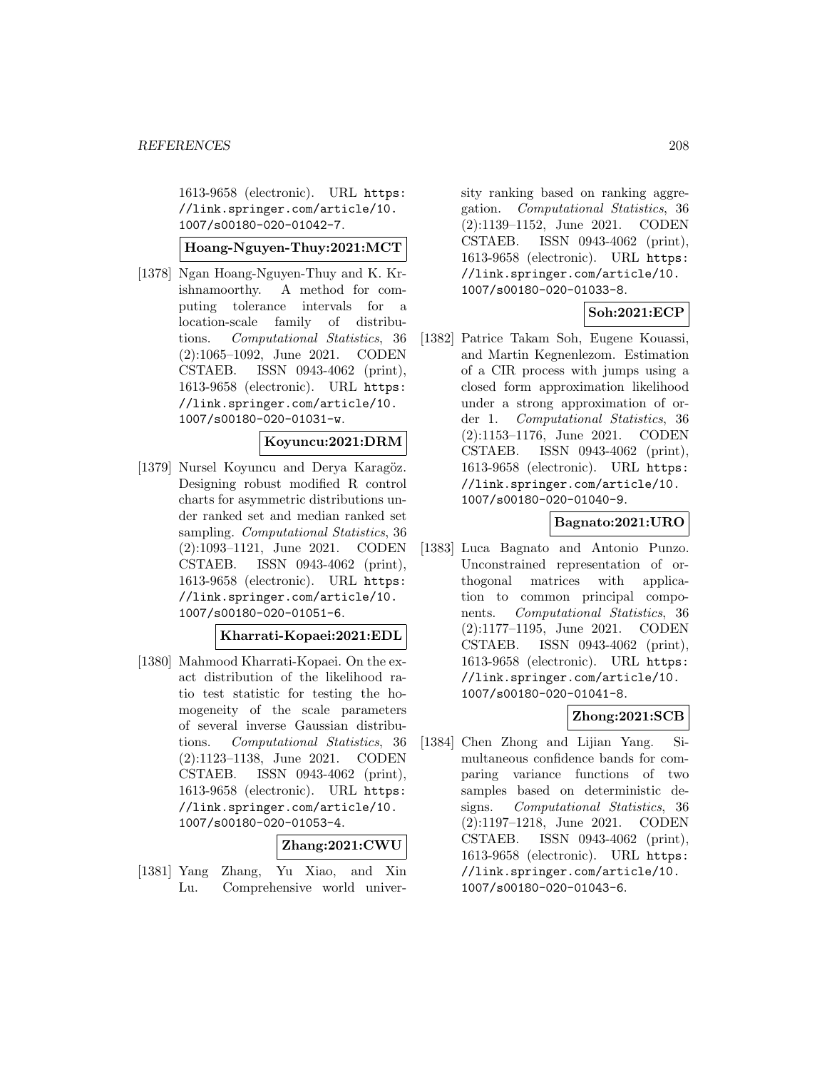1613-9658 (electronic). URL https://link.springer.com/article/10.1007/s00180-020-01042-7.

**Hoang-Nguyen-Thuy:2021:MCT**

[1378] Ngan Hoang-Nguyen-Thuy and K. Krishnamoorthy. A method for computing tolerance intervals for a location-scale family of distributions. *Computational Statistics*, 36 (2):1065–1092, June 2021. CODEN CSTAEB. ISSN 0943-4062 (print), 1613-9658 (electronic). URL https://link.springer.com/article/10.1007/s00180-020-01031-w.

**Koyuncu:2021:DRM**

[1379] Nursel Koyuncu and Derya Karagöz. Designing robust modified R control charts for asymmetric distributions under ranked set and median ranked set sampling. *Computational Statistics*, 36 (2):1093–1121, June 2021. CODEN CSTAEB. ISSN 0943-4062 (print), 1613-9658 (electronic). URL https://link.springer.com/article/10.1007/s00180-020-01051-6.

**Kharrati-Kopaei:2021:EDL**

[1380] Mahmood Kharrati-Kopaei. On the exact distribution of the likelihood ratio test statistic for testing the homogeneity of the scale parameters of several inverse Gaussian distributions. *Computational Statistics*, 36 (2):1123–1138, June 2021. CODEN CSTAEB. ISSN 0943-4062 (print), 1613-9658 (electronic). URL https://link.springer.com/article/10.1007/s00180-020-01053-4.

**Zhang:2021:CWU**

[1381] Yang Zhang, Yu Xiao, and Xin Lu. Comprehensive world university ranking based on ranking aggregation. *Computational Statistics*, 36 (2):1139–1152, June 2021. CODEN CSTAEB. ISSN 0943-4062 (print), 1613-9658 (electronic). URL https://link.springer.com/article/10.1007/s00180-020-01033-8.

**Soh:2021:ECP**

[1382] Patrice Takam Soh, Eugene Kouassi, and Martin Kegnenlezom. Estimation of a CIR process with jumps using a closed form approximation likelihood under a strong approximation of order 1. *Computational Statistics*, 36 (2):1153–1176, June 2021. CODEN CSTAEB. ISSN 0943-4062 (print), 1613-9658 (electronic). URL https://link.springer.com/article/10.1007/s00180-020-01040-9.

**Bagnato:2021:URO**

[1383] Luca Bagnato and Antonio Punzo. Unconstrained representation of orthogonal matrices with application to common principal components. *Computational Statistics*, 36 (2):1177–1195, June 2021. CODEN CSTAEB. ISSN 0943-4062 (print), 1613-9658 (electronic). URL https://link.springer.com/article/10.1007/s00180-020-01041-8.

**Zhong:2021:SCB**

[1384] Chen Zhong and Lijian Yang. Simultaneous confidence bands for comparing variance functions of two samples based on deterministic designs. *Computational Statistics*, 36 (2):1197–1218, June 2021. CODEN CSTAEB. ISSN 0943-4062 (print), 1613-9658 (electronic). URL https://link.springer.com/article/10.1007/s00180-020-01043-6.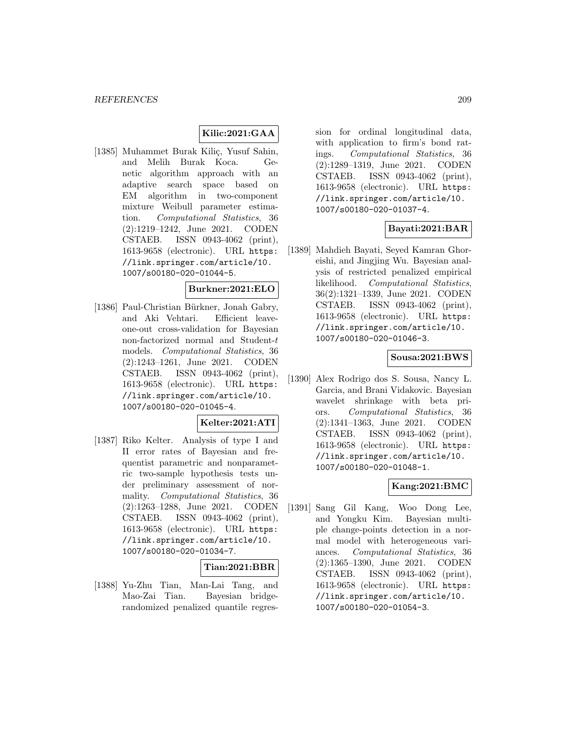**Kilic:2021:GAA**

[1385] Muhammet Burak Kiliç, Yusuf Sahin, and Melih Burak Koca. Genetic algorithm approach with an adaptive search space based on EM algorithm in two-component mixture Weibull parameter estimation. *Computational Statistics*, 36 (2):1219–1242, June 2021. CODEN CSTAEB. ISSN 0943-4062 (print), 1613-9658 (electronic). URL `https://link.springer.com/article/10.1007/s00180-020-01044-5`.

**Burkner:2021:ELO**

[1386] Paul-Christian Bürkner, Jonah Gabry, and Aki Vehtari. Efficient leave-one-out cross-validation for Bayesian non-factorized normal and Student-$t$ models. *Computational Statistics*, 36 (2):1243–1261, June 2021. CODEN CSTAEB. ISSN 0943-4062 (print), 1613-9658 (electronic). URL `https://link.springer.com/article/10.1007/s00180-020-01045-4`.

**Kelter:2021:ATI**

[1387] Riko Kelter. Analysis of type I and II error rates of Bayesian and frequentist parametric and nonparametric two-sample hypothesis tests under preliminary assessment of normality. *Computational Statistics*, 36 (2):1263–1288, June 2021. CODEN CSTAEB. ISSN 0943-4062 (print), 1613-9658 (electronic). URL `https://link.springer.com/article/10.1007/s00180-020-01034-7`.

**Tian:2021:BBR**

[1388] Yu-Zhu Tian, Man-Lai Tang, and Mao-Zai Tian. Bayesian bridge-randomized penalized quantile regression for ordinal longitudinal data, with application to firm's bond ratings. *Computational Statistics*, 36 (2):1289–1319, June 2021. CODEN CSTAEB. ISSN 0943-4062 (print), 1613-9658 (electronic). URL `https://link.springer.com/article/10.1007/s00180-020-01037-4`.

**Bayati:2021:BAR**

[1389] Mahdieh Bayati, Seyed Kamran Ghoreishi, and Jingjing Wu. Bayesian analysis of restricted penalized empirical likelihood. *Computational Statistics*, 36(2):1321–1339, June 2021. CODEN CSTAEB. ISSN 0943-4062 (print), 1613-9658 (electronic). URL `https://link.springer.com/article/10.1007/s00180-020-01046-3`.

**Sousa:2021:BWS**

[1390] Alex Rodrigo dos S. Sousa, Nancy L. Garcia, and Brani Vidakovic. Bayesian wavelet shrinkage with beta priors. *Computational Statistics*, 36 (2):1341–1363, June 2021. CODEN CSTAEB. ISSN 0943-4062 (print), 1613-9658 (electronic). URL `https://link.springer.com/article/10.1007/s00180-020-01048-1`.

**Kang:2021:BMC**

[1391] Sang Gil Kang, Woo Dong Lee, and Yongku Kim. Bayesian multiple change-points detection in a normal model with heterogeneous variances. *Computational Statistics*, 36 (2):1365–1390, June 2021. CODEN CSTAEB. ISSN 0943-4062 (print), 1613-9658 (electronic). URL `https://link.springer.com/article/10.1007/s00180-020-01054-3`.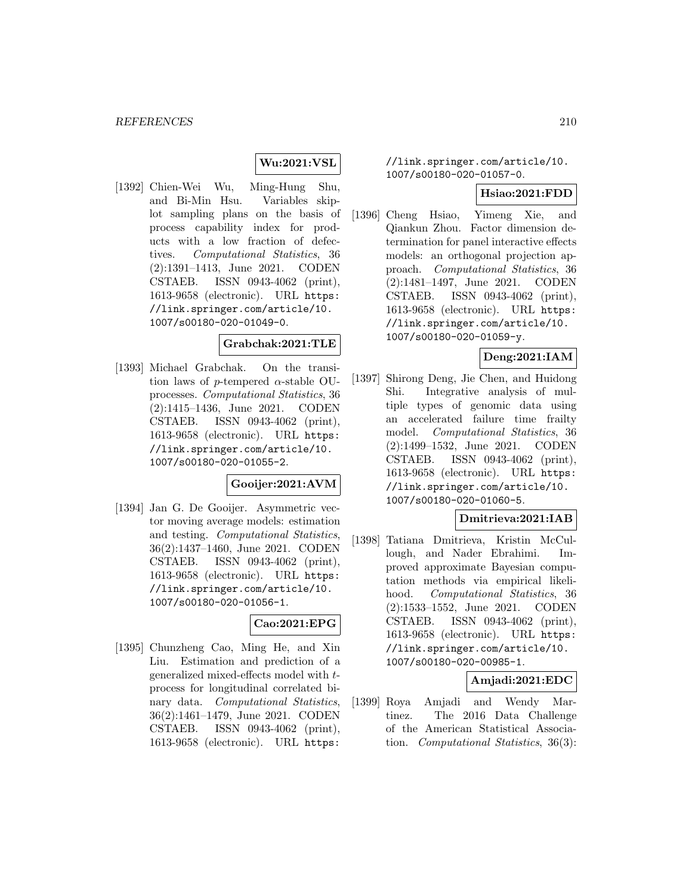**Wu:2021:VSL**

[1392] Chien-Wei Wu, Ming-Hung Shu, and Bi-Min Hsu. Variables skip-lot sampling plans on the basis of process capability index for products with a low fraction of defectives. *Computational Statistics*, 36 (2):1391–1413, June 2021. CODEN CSTAEB. ISSN 0943-4062 (print), 1613-9658 (electronic). URL https://link.springer.com/article/10.1007/s00180-020-01049-0.

**Grabchak:2021:TLE**

[1393] Michael Grabchak. On the transition laws of $p$-tempered $\alpha$-stable OU-processes. *Computational Statistics*, 36 (2):1415–1436, June 2021. CODEN CSTAEB. ISSN 0943-4062 (print), 1613-9658 (electronic). URL https://link.springer.com/article/10.1007/s00180-020-01055-2.

**Gooijer:2021:AVM**

[1394] Jan G. De Gooijer. Asymmetric vector moving average models: estimation and testing. *Computational Statistics*, 36(2):1437–1460, June 2021. CODEN CSTAEB. ISSN 0943-4062 (print), 1613-9658 (electronic). URL https://link.springer.com/article/10.1007/s00180-020-01056-1.

**Cao:2021:EPG**

[1395] Chunzheng Cao, Ming He, and Xin Liu. Estimation and prediction of a generalized mixed-effects model with $t$-process for longitudinal correlated binary data. *Computational Statistics*, 36(2):1461–1479, June 2021. CODEN CSTAEB. ISSN 0943-4062 (print), 1613-9658 (electronic). URL https://link.springer.com/article/10.1007/s00180-020-01057-0.

**Hsiao:2021:FDD**

[1396] Cheng Hsiao, Yimeng Xie, and Qiankun Zhou. Factor dimension determination for panel interactive effects models: an orthogonal projection approach. *Computational Statistics*, 36 (2):1481–1497, June 2021. CODEN CSTAEB. ISSN 0943-4062 (print), 1613-9658 (electronic). URL https://link.springer.com/article/10.1007/s00180-020-01059-y.

**Deng:2021:IAM**

[1397] Shirong Deng, Jie Chen, and Huidong Shi. Integrative analysis of multiple types of genomic data using an accelerated failure time frailty model. *Computational Statistics*, 36 (2):1499–1532, June 2021. CODEN CSTAEB. ISSN 0943-4062 (print), 1613-9658 (electronic). URL https://link.springer.com/article/10.1007/s00180-020-01060-5.

**Dmitrieva:2021:IAB**

[1398] Tatiana Dmitrieva, Kristin McCullough, and Nader Ebrahimi. Improved approximate Bayesian computation methods via empirical likelihood. *Computational Statistics*, 36 (2):1533–1552, June 2021. CODEN CSTAEB. ISSN 0943-4062 (print), 1613-9658 (electronic). URL https://link.springer.com/article/10.1007/s00180-020-00985-1.

**Amjadi:2021:EDC**

[1399] Roya Amjadi and Wendy Martinez. The 2016 Data Challenge of the American Statistical Association. *Computational Statistics*, 36(3):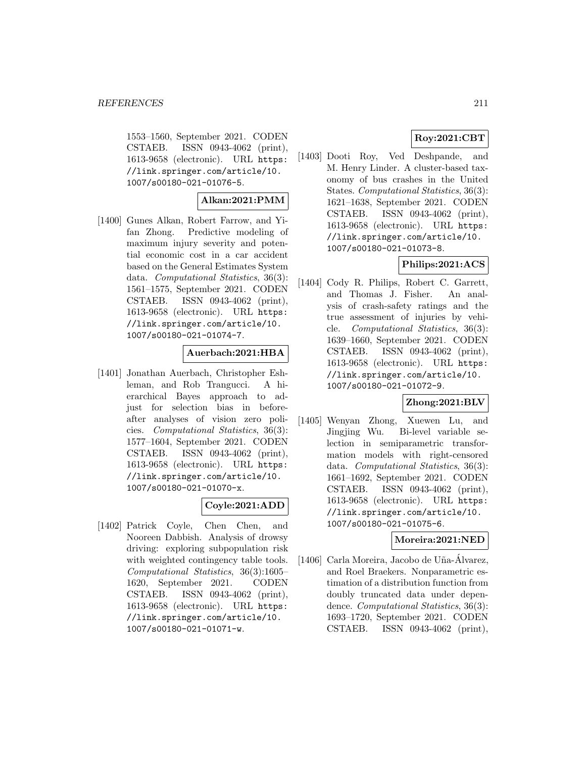1553–1560, September 2021. CODEN CSTAEB. ISSN 0943-4062 (print), 1613-9658 (electronic). URL https://link.springer.com/article/10.1007/s00180-021-01076-5.

**Alkan:2021:PMM**

[1400] Gunes Alkan, Robert Farrow, and Yifan Zhong. Predictive modeling of maximum injury severity and potential economic cost in a car accident based on the General Estimates System data. *Computational Statistics*, 36(3): 1561–1575, September 2021. CODEN CSTAEB. ISSN 0943-4062 (print), 1613-9658 (electronic). URL https://link.springer.com/article/10.1007/s00180-021-01074-7.

**Auerbach:2021:HBA**

[1401] Jonathan Auerbach, Christopher Eshleman, and Rob Trangucci. A hierarchical Bayes approach to adjust for selection bias in before-after analyses of vision zero policies. *Computational Statistics*, 36(3): 1577–1604, September 2021. CODEN CSTAEB. ISSN 0943-4062 (print), 1613-9658 (electronic). URL https://link.springer.com/article/10.1007/s00180-021-01070-x.

**Coyle:2021:ADD**

[1402] Patrick Coyle, Chen Chen, and Nooreen Dabbish. Analysis of drowsy driving: exploring subpopulation risk with weighted contingency table tools. *Computational Statistics*, 36(3):1605–1620, September 2021. CODEN CSTAEB. ISSN 0943-4062 (print), 1613-9658 (electronic). URL https://link.springer.com/article/10.1007/s00180-021-01071-w.

**Roy:2021:CBT**

[1403] Dooti Roy, Ved Deshpande, and M. Henry Linder. A cluster-based taxonomy of bus crashes in the United States. *Computational Statistics*, 36(3): 1621–1638, September 2021. CODEN CSTAEB. ISSN 0943-4062 (print), 1613-9658 (electronic). URL https://link.springer.com/article/10.1007/s00180-021-01073-8.

**Philips:2021:ACS**

[1404] Cody R. Philips, Robert C. Garrett, and Thomas J. Fisher. An analysis of crash-safety ratings and the true assessment of injuries by vehicle. *Computational Statistics*, 36(3): 1639–1660, September 2021. CODEN CSTAEB. ISSN 0943-4062 (print), 1613-9658 (electronic). URL https://link.springer.com/article/10.1007/s00180-021-01072-9.

**Zhong:2021:BLV**

[1405] Wenyan Zhong, Xuewen Lu, and Jingjing Wu. Bi-level variable selection in semiparametric transformation models with right-censored data. *Computational Statistics*, 36(3): 1661–1692, September 2021. CODEN CSTAEB. ISSN 0943-4062 (print), 1613-9658 (electronic). URL https://link.springer.com/article/10.1007/s00180-021-01075-6.

**Moreira:2021:NED**

[1406] Carla Moreira, Jacobo de Uña-Álvarez, and Roel Braekers. Nonparametric estimation of a distribution function from doubly truncated data under dependence. *Computational Statistics*, 36(3): 1693–1720, September 2021. CODEN CSTAEB. ISSN 0943-4062 (print),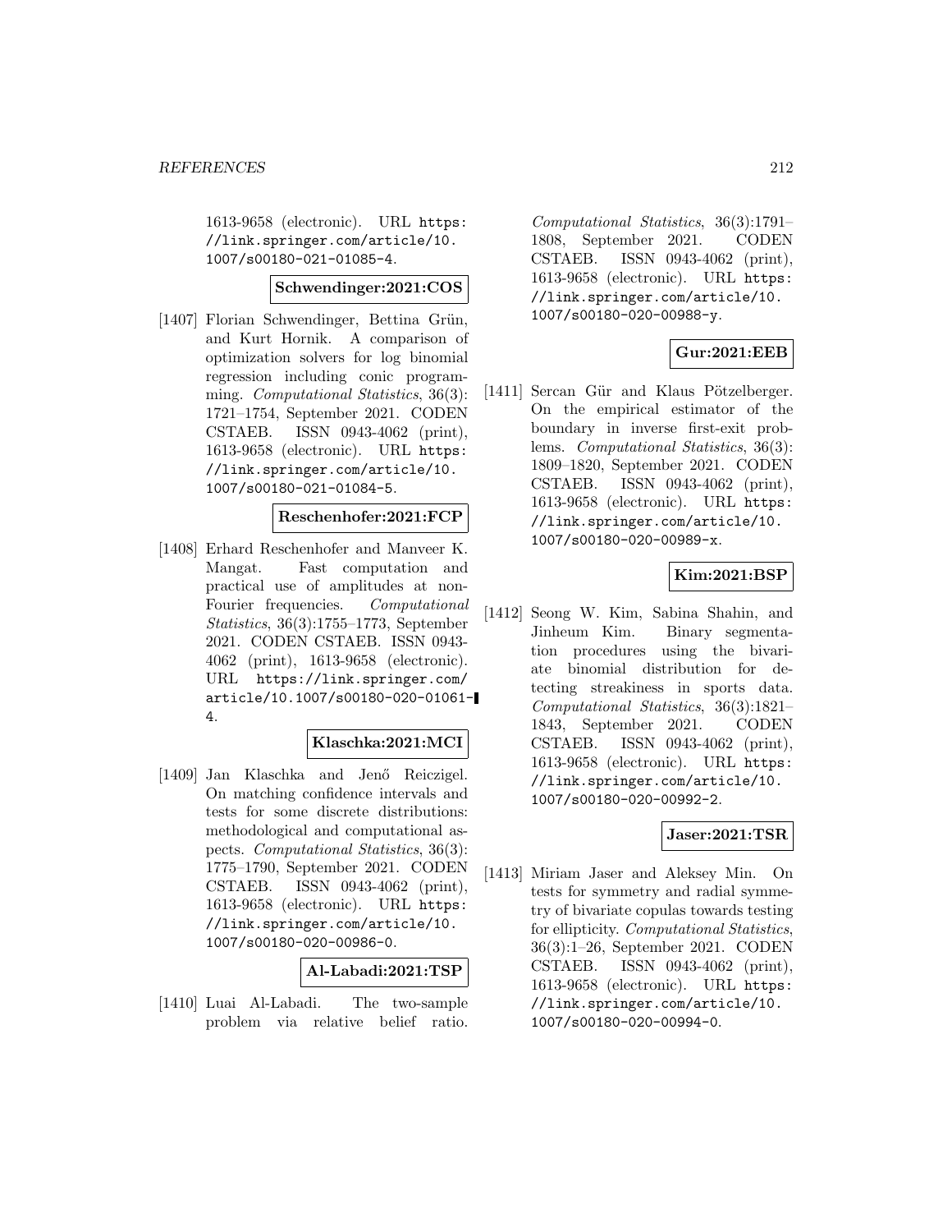1613-9658 (electronic). URL https://link.springer.com/article/10.1007/s00180-021-01085-4.

**Schwendinger:2021:COS**

[1407] Florian Schwendinger, Bettina Grün, and Kurt Hornik. A comparison of optimization solvers for log binomial regression including conic programming. *Computational Statistics*, 36(3): 1721–1754, September 2021. CODEN CSTAEB. ISSN 0943-4062 (print), 1613-9658 (electronic). URL https://link.springer.com/article/10.1007/s00180-021-01084-5.

**Reschenhofer:2021:FCP**

[1408] Erhard Reschenhofer and Manveer K. Mangat. Fast computation and practical use of amplitudes at non-Fourier frequencies. *Computational Statistics*, 36(3):1755–1773, September 2021. CODEN CSTAEB. ISSN 0943-4062 (print), 1613-9658 (electronic). URL https://link.springer.com/article/10.1007/s00180-020-01061-4.

**Klaschka:2021:MCI**

[1409] Jan Klaschka and Jenő Reiczigel. On matching confidence intervals and tests for some discrete distributions: methodological and computational aspects. *Computational Statistics*, 36(3): 1775–1790, September 2021. CODEN CSTAEB. ISSN 0943-4062 (print), 1613-9658 (electronic). URL https://link.springer.com/article/10.1007/s00180-020-00986-0.

**Al-Labadi:2021:TSP**

[1410] Luai Al-Labadi. The two-sample problem via relative belief ratio. *Computational Statistics*, 36(3):1791–1808, September 2021. CODEN CSTAEB. ISSN 0943-4062 (print), 1613-9658 (electronic). URL https://link.springer.com/article/10.1007/s00180-020-00988-y.

**Gur:2021:EEB**

[1411] Sercan Gür and Klaus Pötzelberger. On the empirical estimator of the boundary in inverse first-exit problems. *Computational Statistics*, 36(3): 1809–1820, September 2021. CODEN CSTAEB. ISSN 0943-4062 (print), 1613-9658 (electronic). URL https://link.springer.com/article/10.1007/s00180-020-00989-x.

**Kim:2021:BSP**

[1412] Seong W. Kim, Sabina Shahin, and Jinheum Kim. Binary segmentation procedures using the bivariate binomial distribution for detecting streakiness in sports data. *Computational Statistics*, 36(3):1821–1843, September 2021. CODEN CSTAEB. ISSN 0943-4062 (print), 1613-9658 (electronic). URL https://link.springer.com/article/10.1007/s00180-020-00992-2.

**Jaser:2021:TSR**

[1413] Miriam Jaser and Aleksey Min. On tests for symmetry and radial symmetry of bivariate copulas towards testing for ellipticity. *Computational Statistics*, 36(3):1–26, September 2021. CODEN CSTAEB. ISSN 0943-4062 (print), 1613-9658 (electronic). URL https://link.springer.com/article/10.1007/s00180-020-00994-0.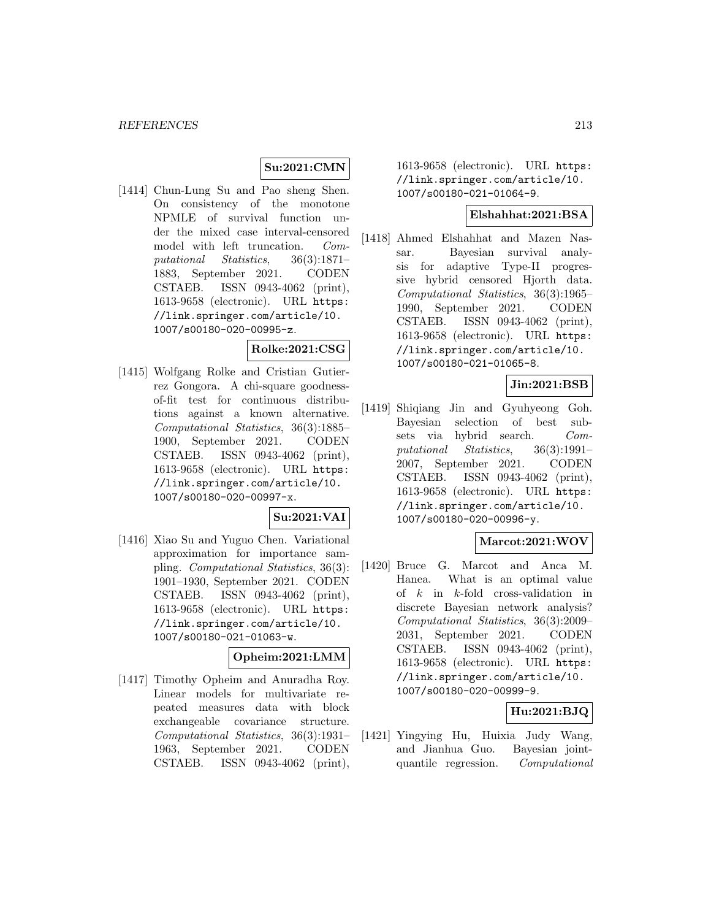**Su:2021:CMN**

[1414] Chun-Lung Su and Pao sheng Shen. On consistency of the monotone NPMLE of survival function under the mixed case interval-censored model with left truncation. *Computational Statistics*, 36(3):1871–1883, September 2021. CODEN CSTAEB. ISSN 0943-4062 (print), 1613-9658 (electronic). URL https://link.springer.com/article/10.1007/s00180-020-00995-z.

**Rolke:2021:CSG**

[1415] Wolfgang Rolke and Cristian Gutierrez Gongora. A chi-square goodness-of-fit test for continuous distributions against a known alternative. *Computational Statistics*, 36(3):1885–1900, September 2021. CODEN CSTAEB. ISSN 0943-4062 (print), 1613-9658 (electronic). URL https://link.springer.com/article/10.1007/s00180-020-00997-x.

**Su:2021:VAI**

[1416] Xiao Su and Yuguo Chen. Variational approximation for importance sampling. *Computational Statistics*, 36(3):1901–1930, September 2021. CODEN CSTAEB. ISSN 0943-4062 (print), 1613-9658 (electronic). URL https://link.springer.com/article/10.1007/s00180-021-01063-w.

**Opheim:2021:LMM**

[1417] Timothy Opheim and Anuradha Roy. Linear models for multivariate repeated measures data with block exchangeable covariance structure. *Computational Statistics*, 36(3):1931–1963, September 2021. CODEN CSTAEB. ISSN 0943-4062 (print), 1613-9658 (electronic). URL https://link.springer.com/article/10.1007/s00180-021-01064-9.

**Elshahhat:2021:BSA**

[1418] Ahmed Elshahhat and Mazen Nassar. Bayesian survival analysis for adaptive Type-II progressive hybrid censored Hjorth data. *Computational Statistics*, 36(3):1965–1990, September 2021. CODEN CSTAEB. ISSN 0943-4062 (print), 1613-9658 (electronic). URL https://link.springer.com/article/10.1007/s00180-021-01065-8.

**Jin:2021:BSB**

[1419] Shiqiang Jin and Gyuhyeong Goh. Bayesian selection of best subsets via hybrid search. *Computational Statistics*, 36(3):1991–2007, September 2021. CODEN CSTAEB. ISSN 0943-4062 (print), 1613-9658 (electronic). URL https://link.springer.com/article/10.1007/s00180-020-00996-y.

**Marcot:2021:WOV**

[1420] Bruce G. Marcot and Anca M. Hanea. What is an optimal value of $k$ in $k$-fold cross-validation in discrete Bayesian network analysis? *Computational Statistics*, 36(3):2009–2031, September 2021. CODEN CSTAEB. ISSN 0943-4062 (print), 1613-9658 (electronic). URL https://link.springer.com/article/10.1007/s00180-020-00999-9.

**Hu:2021:BJQ**

[1421] Yingying Hu, Huixia Judy Wang, and Jianhua Guo. Bayesian joint-quantile regression. *Computational*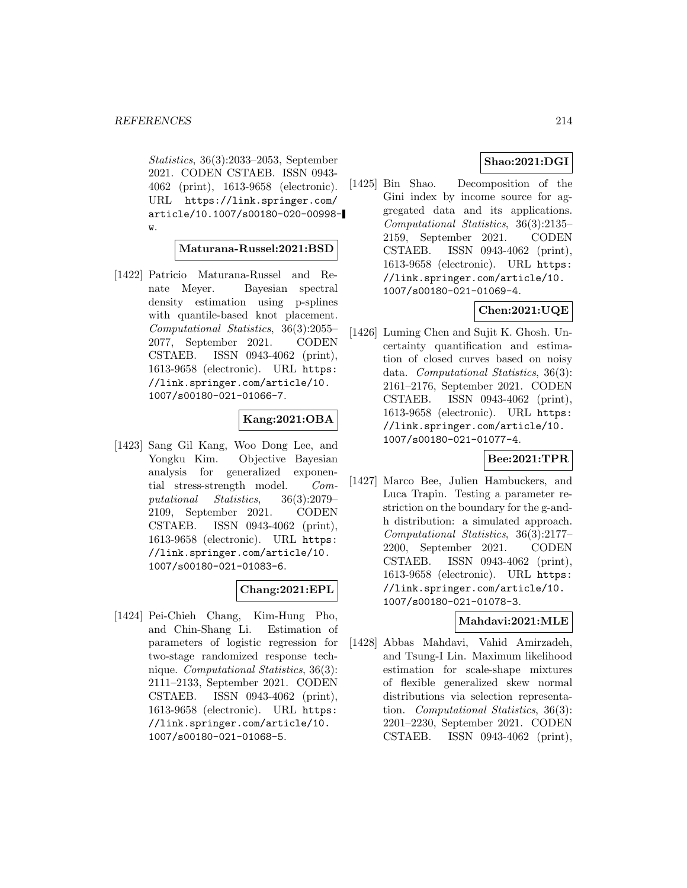*Statistics*, 36(3):2033–2053, September 2021. CODEN CSTAEB. ISSN 0943-4062 (print), 1613-9658 (electronic). URL https://link.springer.com/article/10.1007/s00180-020-00998-w.

**Maturana-Russel:2021:BSD**

[1422] Patricio Maturana-Russel and Renate Meyer. Bayesian spectral density estimation using p-splines with quantile-based knot placement. *Computational Statistics*, 36(3):2055–2077, September 2021. CODEN CSTAEB. ISSN 0943-4062 (print), 1613-9658 (electronic). URL https://link.springer.com/article/10.1007/s00180-021-01066-7.

**Kang:2021:OBA**

[1423] Sang Gil Kang, Woo Dong Lee, and Yongku Kim. Objective Bayesian analysis for generalized exponential stress-strength model. *Computational Statistics*, 36(3):2079–2109, September 2021. CODEN CSTAEB. ISSN 0943-4062 (print), 1613-9658 (electronic). URL https://link.springer.com/article/10.1007/s00180-021-01083-6.

**Chang:2021:EPL**

[1424] Pei-Chieh Chang, Kim-Hung Pho, and Chin-Shang Li. Estimation of parameters of logistic regression for two-stage randomized response technique. *Computational Statistics*, 36(3):2111–2133, September 2021. CODEN CSTAEB. ISSN 0943-4062 (print), 1613-9658 (electronic). URL https://link.springer.com/article/10.1007/s00180-021-01068-5.

**Shao:2021:DGI**

[1425] Bin Shao. Decomposition of the Gini index by income source for aggregated data and its applications. *Computational Statistics*, 36(3):2135–2159, September 2021. CODEN CSTAEB. ISSN 0943-4062 (print), 1613-9658 (electronic). URL https://link.springer.com/article/10.1007/s00180-021-01069-4.

**Chen:2021:UQE**

[1426] Luming Chen and Sujit K. Ghosh. Uncertainty quantification and estimation of closed curves based on noisy data. *Computational Statistics*, 36(3):2161–2176, September 2021. CODEN CSTAEB. ISSN 0943-4062 (print), 1613-9658 (electronic). URL https://link.springer.com/article/10.1007/s00180-021-01077-4.

**Bee:2021:TPR**

[1427] Marco Bee, Julien Hambuckers, and Luca Trapin. Testing a parameter restriction on the boundary for the g-and-h distribution: a simulated approach. *Computational Statistics*, 36(3):2177–2200, September 2021. CODEN CSTAEB. ISSN 0943-4062 (print), 1613-9658 (electronic). URL https://link.springer.com/article/10.1007/s00180-021-01078-3.

**Mahdavi:2021:MLE**

[1428] Abbas Mahdavi, Vahid Amirzadeh, and Tsung-I Lin. Maximum likelihood estimation for scale-shape mixtures of flexible generalized skew normal distributions via selection representation. *Computational Statistics*, 36(3):2201–2230, September 2021. CODEN CSTAEB. ISSN 0943-4062 (print),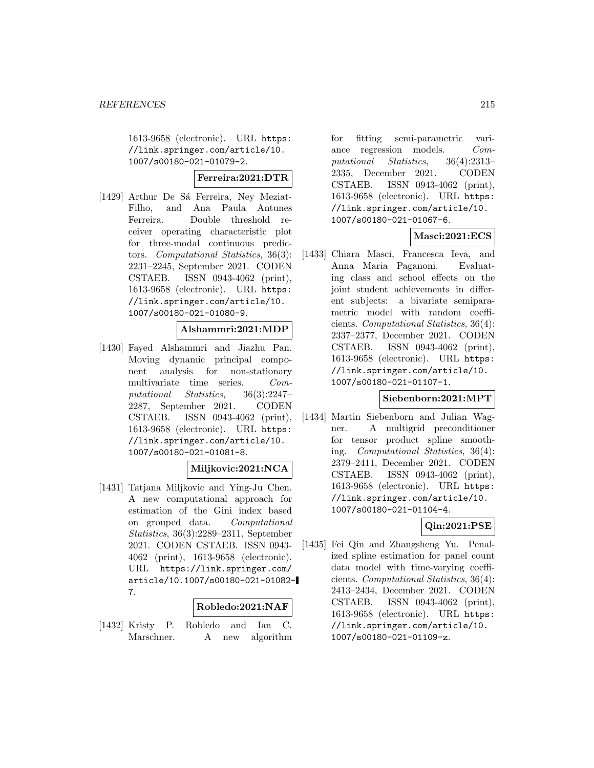1613-9658 (electronic). URL https://link.springer.com/article/10.1007/s00180-021-01079-2.

**Ferreira:2021:DTR**

[1429] Arthur De Sá Ferreira, Ney Meziat-Filho, and Ana Paula Antunes Ferreira. Double threshold receiver operating characteristic plot for three-modal continuous predictors. *Computational Statistics*, 36(3): 2231–2245, September 2021. CODEN CSTAEB. ISSN 0943-4062 (print), 1613-9658 (electronic). URL https://link.springer.com/article/10.1007/s00180-021-01080-9.

**Alshammri:2021:MDP**

[1430] Fayed Alshammri and Jiazhu Pan. Moving dynamic principal component analysis for non-stationary multivariate time series. *Computational Statistics*, 36(3):2247–2287, September 2021. CODEN CSTAEB. ISSN 0943-4062 (print), 1613-9658 (electronic). URL https://link.springer.com/article/10.1007/s00180-021-01081-8.

**Miljkovic:2021:NCA**

[1431] Tatjana Miljkovic and Ying-Ju Chen. A new computational approach for estimation of the Gini index based on grouped data. *Computational Statistics*, 36(3):2289–2311, September 2021. CODEN CSTAEB. ISSN 0943-4062 (print), 1613-9658 (electronic). URL https://link.springer.com/article/10.1007/s00180-021-01082-7.

**Robledo:2021:NAF**

[1432] Kristy P. Robledo and Ian C. Marschner. A new algorithm for fitting semi-parametric variance regression models. *Computational Statistics*, 36(4):2313–2335, December 2021. CODEN CSTAEB. ISSN 0943-4062 (print), 1613-9658 (electronic). URL https://link.springer.com/article/10.1007/s00180-021-01067-6.

**Masci:2021:ECS**

[1433] Chiara Masci, Francesca Ieva, and Anna Maria Paganoni. Evaluating class and school effects on the joint student achievements in different subjects: a bivariate semiparametric model with random coefficients. *Computational Statistics*, 36(4): 2337–2377, December 2021. CODEN CSTAEB. ISSN 0943-4062 (print), 1613-9658 (electronic). URL https://link.springer.com/article/10.1007/s00180-021-01107-1.

**Siebenborn:2021:MPT**

[1434] Martin Siebenborn and Julian Wagner. A multigrid preconditioner for tensor product spline smoothing. *Computational Statistics*, 36(4): 2379–2411, December 2021. CODEN CSTAEB. ISSN 0943-4062 (print), 1613-9658 (electronic). URL https://link.springer.com/article/10.1007/s00180-021-01104-4.

**Qin:2021:PSE**

[1435] Fei Qin and Zhangsheng Yu. Penalized spline estimation for panel count data model with time-varying coefficients. *Computational Statistics*, 36(4): 2413–2434, December 2021. CODEN CSTAEB. ISSN 0943-4062 (print), 1613-9658 (electronic). URL https://link.springer.com/article/10.1007/s00180-021-01109-z.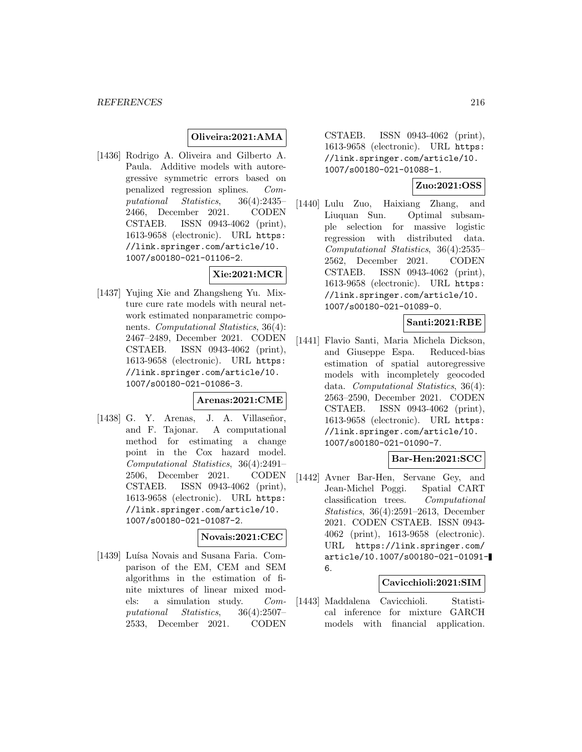**Oliveira:2021:AMA**

[1436] Rodrigo A. Oliveira and Gilberto A. Paula. Additive models with autoregressive symmetric errors based on penalized regression splines. *Computational Statistics*, 36(4):2435–2466, December 2021. CODEN CSTAEB. ISSN 0943-4062 (print), 1613-9658 (electronic). URL https://link.springer.com/article/10.1007/s00180-021-01106-2.

**Xie:2021:MCR**

[1437] Yujing Xie and Zhangsheng Yu. Mixture cure rate models with neural network estimated nonparametric components. *Computational Statistics*, 36(4): 2467–2489, December 2021. CODEN CSTAEB. ISSN 0943-4062 (print), 1613-9658 (electronic). URL https://link.springer.com/article/10.1007/s00180-021-01086-3.

**Arenas:2021:CME**

[1438] G. Y. Arenas, J. A. Villaseñor, and F. Tajonar. A computational method for estimating a change point in the Cox hazard model. *Computational Statistics*, 36(4):2491–2506, December 2021. CODEN CSTAEB. ISSN 0943-4062 (print), 1613-9658 (electronic). URL https://link.springer.com/article/10.1007/s00180-021-01087-2.

**Novais:2021:CEC**

[1439] Luísa Novais and Susana Faria. Comparison of the EM, CEM and SEM algorithms in the estimation of finite mixtures of linear mixed models: a simulation study. *Computational Statistics*, 36(4):2507–2533, December 2021. CODEN CSTAEB. ISSN 0943-4062 (print), 1613-9658 (electronic). URL https://link.springer.com/article/10.1007/s00180-021-01088-1.

**Zuo:2021:OSS**

[1440] Lulu Zuo, Haixiang Zhang, and Liuquan Sun. Optimal subsample selection for massive logistic regression with distributed data. *Computational Statistics*, 36(4):2535–2562, December 2021. CODEN CSTAEB. ISSN 0943-4062 (print), 1613-9658 (electronic). URL https://link.springer.com/article/10.1007/s00180-021-01089-0.

**Santi:2021:RBE**

[1441] Flavio Santi, Maria Michela Dickson, and Giuseppe Espa. Reduced-bias estimation of spatial autoregressive models with incompletely geocoded data. *Computational Statistics*, 36(4): 2563–2590, December 2021. CODEN CSTAEB. ISSN 0943-4062 (print), 1613-9658 (electronic). URL https://link.springer.com/article/10.1007/s00180-021-01090-7.

**Bar-Hen:2021:SCC**

[1442] Avner Bar-Hen, Servane Gey, and Jean-Michel Poggi. Spatial CART classification trees. *Computational Statistics*, 36(4):2591–2613, December 2021. CODEN CSTAEB. ISSN 0943-4062 (print), 1613-9658 (electronic). URL https://link.springer.com/article/10.1007/s00180-021-01091-6.

**Cavicchioli:2021:SIM**

[1443] Maddalena Cavicchioli. Statistical inference for mixture GARCH models with financial application.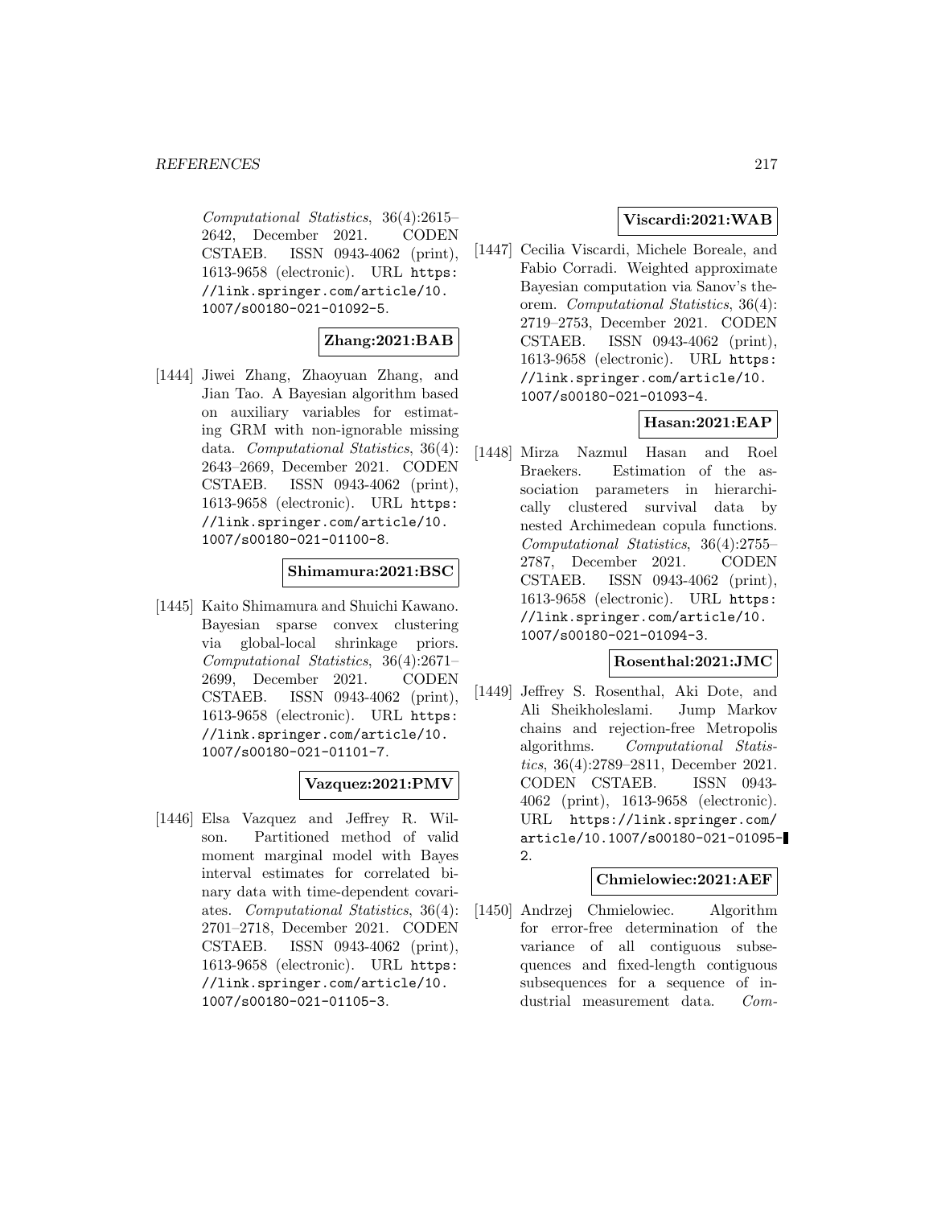*Computational Statistics*, 36(4):2615–2642, December 2021. CODEN CSTAEB. ISSN 0943-4062 (print), 1613-9658 (electronic). URL https://link.springer.com/article/10.1007/s00180-021-01092-5.

**Zhang:2021:BAB**

[1444] Jiwei Zhang, Zhaoyuan Zhang, and Jian Tao. A Bayesian algorithm based on auxiliary variables for estimating GRM with non-ignorable missing data. *Computational Statistics*, 36(4):2643–2669, December 2021. CODEN CSTAEB. ISSN 0943-4062 (print), 1613-9658 (electronic). URL https://link.springer.com/article/10.1007/s00180-021-01100-8.

**Shimamura:2021:BSC**

[1445] Kaito Shimamura and Shuichi Kawano. Bayesian sparse convex clustering via global-local shrinkage priors. *Computational Statistics*, 36(4):2671–2699, December 2021. CODEN CSTAEB. ISSN 0943-4062 (print), 1613-9658 (electronic). URL https://link.springer.com/article/10.1007/s00180-021-01101-7.

**Vazquez:2021:PMV**

[1446] Elsa Vazquez and Jeffrey R. Wilson. Partitioned method of valid moment marginal model with Bayes interval estimates for correlated binary data with time-dependent covariates. *Computational Statistics*, 36(4):2701–2718, December 2021. CODEN CSTAEB. ISSN 0943-4062 (print), 1613-9658 (electronic). URL https://link.springer.com/article/10.1007/s00180-021-01105-3.

**Viscardi:2021:WAB**

[1447] Cecilia Viscardi, Michele Boreale, and Fabio Corradi. Weighted approximate Bayesian computation via Sanov's theorem. *Computational Statistics*, 36(4):2719–2753, December 2021. CODEN CSTAEB. ISSN 0943-4062 (print), 1613-9658 (electronic). URL https://link.springer.com/article/10.1007/s00180-021-01093-4.

**Hasan:2021:EAP**

[1448] Mirza Nazmul Hasan and Roel Braekers. Estimation of the association parameters in hierarchically clustered survival data by nested Archimedean copula functions. *Computational Statistics*, 36(4):2755–2787, December 2021. CODEN CSTAEB. ISSN 0943-4062 (print), 1613-9658 (electronic). URL https://link.springer.com/article/10.1007/s00180-021-01094-3.

**Rosenthal:2021:JMC**

[1449] Jeffrey S. Rosenthal, Aki Dote, and Ali Sheikholeslami. Jump Markov chains and rejection-free Metropolis algorithms. *Computational Statistics*, 36(4):2789–2811, December 2021. CODEN CSTAEB. ISSN 0943-4062 (print), 1613-9658 (electronic). URL https://link.springer.com/article/10.1007/s00180-021-01095-2.

**Chmielowiec:2021:AEF**

[1450] Andrzej Chmielowiec. Algorithm for error-free determination of the variance of all contiguous subsequences and fixed-length contiguous subsequences for a sequence of industrial measurement data. *Com-*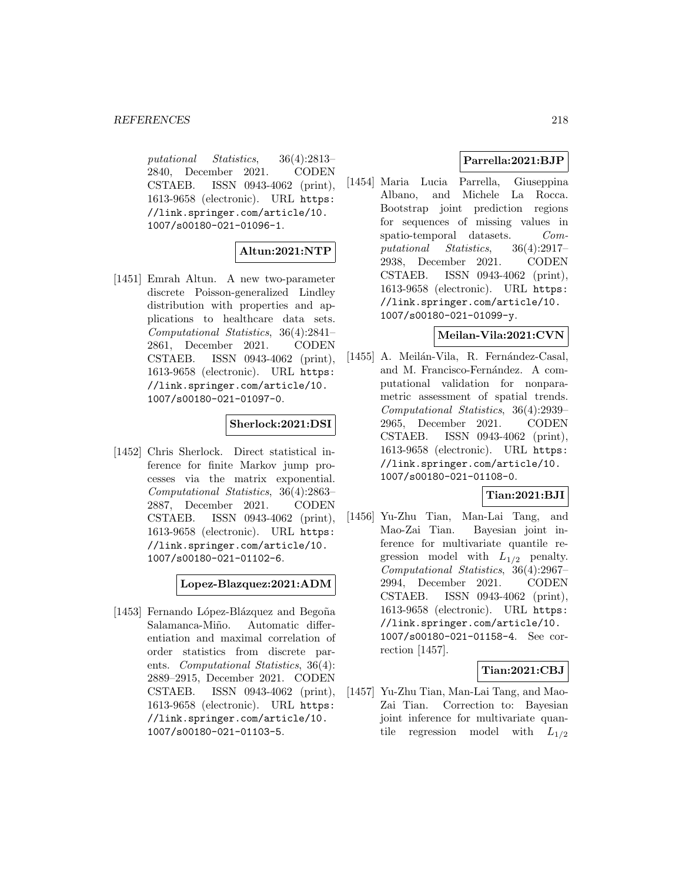putational Statistics, 36(4):2813–2840, December 2021. CODEN CSTAEB. ISSN 0943-4062 (print), 1613-9658 (electronic). URL https://link.springer.com/article/10.1007/s00180-021-01096-1.

**Altun:2021:NTP**

[1451] Emrah Altun. A new two-parameter discrete Poisson-generalized Lindley distribution with properties and applications to healthcare data sets. *Computational Statistics*, 36(4):2841–2861, December 2021. CODEN CSTAEB. ISSN 0943-4062 (print), 1613-9658 (electronic). URL https://link.springer.com/article/10.1007/s00180-021-01097-0.

**Sherlock:2021:DSI**

[1452] Chris Sherlock. Direct statistical inference for finite Markov jump processes via the matrix exponential. *Computational Statistics*, 36(4):2863–2887, December 2021. CODEN CSTAEB. ISSN 0943-4062 (print), 1613-9658 (electronic). URL https://link.springer.com/article/10.1007/s00180-021-01102-6.

**Lopez-Blazquez:2021:ADM**

[1453] Fernando López-Blázquez and Begoña Salamanca-Miño. Automatic differentiation and maximal correlation of order statistics from discrete parents. *Computational Statistics*, 36(4):2889–2915, December 2021. CODEN CSTAEB. ISSN 0943-4062 (print), 1613-9658 (electronic). URL https://link.springer.com/article/10.1007/s00180-021-01103-5.

**Parrella:2021:BJP**

[1454] Maria Lucia Parrella, Giuseppina Albano, and Michele La Rocca. Bootstrap joint prediction regions for sequences of missing values in spatio-temporal datasets. *Computational Statistics*, 36(4):2917–2938, December 2021. CODEN CSTAEB. ISSN 0943-4062 (print), 1613-9658 (electronic). URL https://link.springer.com/article/10.1007/s00180-021-01099-y.

**Meilan-Vila:2021:CVN**

[1455] A. Meilán-Vila, R. Fernández-Casal, and M. Francisco-Fernández. A computational validation for nonparametric assessment of spatial trends. *Computational Statistics*, 36(4):2939–2965, December 2021. CODEN CSTAEB. ISSN 0943-4062 (print), 1613-9658 (electronic). URL https://link.springer.com/article/10.1007/s00180-021-01108-0.

**Tian:2021:BJI**

[1456] Yu-Zhu Tian, Man-Lai Tang, and Mao-Zai Tian. Bayesian joint inference for multivariate quantile regression model with $L_{1/2}$ penalty. *Computational Statistics*, 36(4):2967–2994, December 2021. CODEN CSTAEB. ISSN 0943-4062 (print), 1613-9658 (electronic). URL https://link.springer.com/article/10.1007/s00180-021-01158-4. See correction [1457].

**Tian:2021:CBJ**

[1457] Yu-Zhu Tian, Man-Lai Tang, and Mao-Zai Tian. Correction to: Bayesian joint inference for multivariate quantile regression model with $L_{1/2}$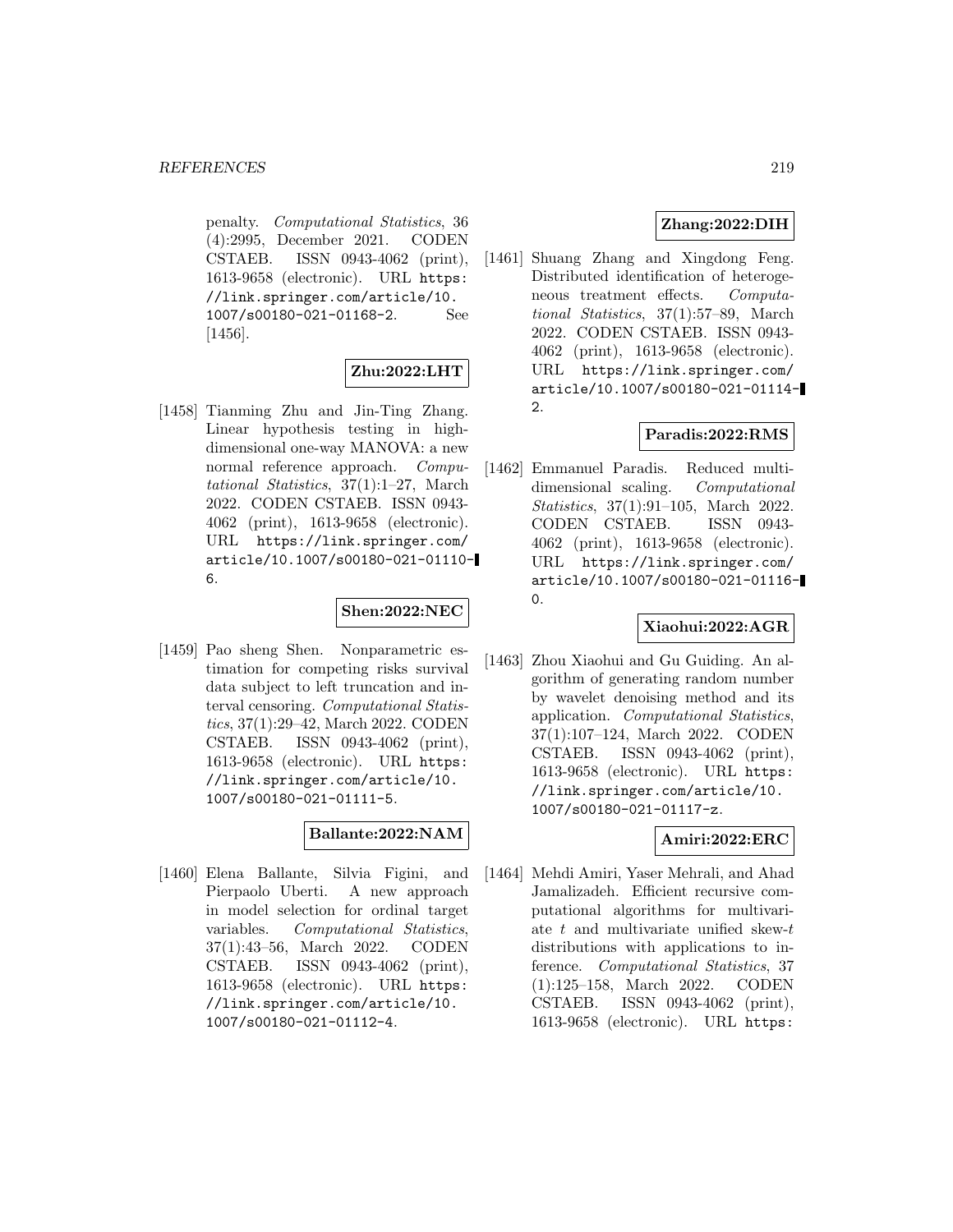penalty. *Computational Statistics*, 36 (4):2995, December 2021. CODEN CSTAEB. ISSN 0943-4062 (print), 1613-9658 (electronic). URL https://link.springer.com/article/10.1007/s00180-021-01168-2. See [1456].

**Zhu:2022:LHT**

[1458] Tianming Zhu and Jin-Ting Zhang. Linear hypothesis testing in high-dimensional one-way MANOVA: a new normal reference approach. *Computational Statistics*, 37(1):1–27, March 2022. CODEN CSTAEB. ISSN 0943-4062 (print), 1613-9658 (electronic). URL https://link.springer.com/article/10.1007/s00180-021-01110-6.

**Shen:2022:NEC**

[1459] Pao sheng Shen. Nonparametric estimation for competing risks survival data subject to left truncation and interval censoring. *Computational Statistics*, 37(1):29–42, March 2022. CODEN CSTAEB. ISSN 0943-4062 (print), 1613-9658 (electronic). URL https://link.springer.com/article/10.1007/s00180-021-01111-5.

**Ballante:2022:NAM**

[1460] Elena Ballante, Silvia Figini, and Pierpaolo Uberti. A new approach in model selection for ordinal target variables. *Computational Statistics*, 37(1):43–56, March 2022. CODEN CSTAEB. ISSN 0943-4062 (print), 1613-9658 (electronic). URL https://link.springer.com/article/10.1007/s00180-021-01112-4.

**Zhang:2022:DIH**

[1461] Shuang Zhang and Xingdong Feng. Distributed identification of heterogeneous treatment effects. *Computational Statistics*, 37(1):57–89, March 2022. CODEN CSTAEB. ISSN 0943-4062 (print), 1613-9658 (electronic). URL https://link.springer.com/article/10.1007/s00180-021-01114-2.

**Paradis:2022:RMS**

[1462] Emmanuel Paradis. Reduced multidimensional scaling. *Computational Statistics*, 37(1):91–105, March 2022. CODEN CSTAEB. ISSN 0943-4062 (print), 1613-9658 (electronic). URL https://link.springer.com/article/10.1007/s00180-021-01116-0.

**Xiaohui:2022:AGR**

[1463] Zhou Xiaohui and Gu Guiding. An algorithm of generating random number by wavelet denoising method and its application. *Computational Statistics*, 37(1):107–124, March 2022. CODEN CSTAEB. ISSN 0943-4062 (print), 1613-9658 (electronic). URL https://link.springer.com/article/10.1007/s00180-021-01117-z.

**Amiri:2022:ERC**

[1464] Mehdi Amiri, Yaser Mehrali, and Ahad Jamalizadeh. Efficient recursive computational algorithms for multivariate $t$ and multivariate unified skew-$t$ distributions with applications to inference. *Computational Statistics*, 37 (1):125–158, March 2022. CODEN CSTAEB. ISSN 0943-4062 (print), 1613-9658 (electronic). URL https: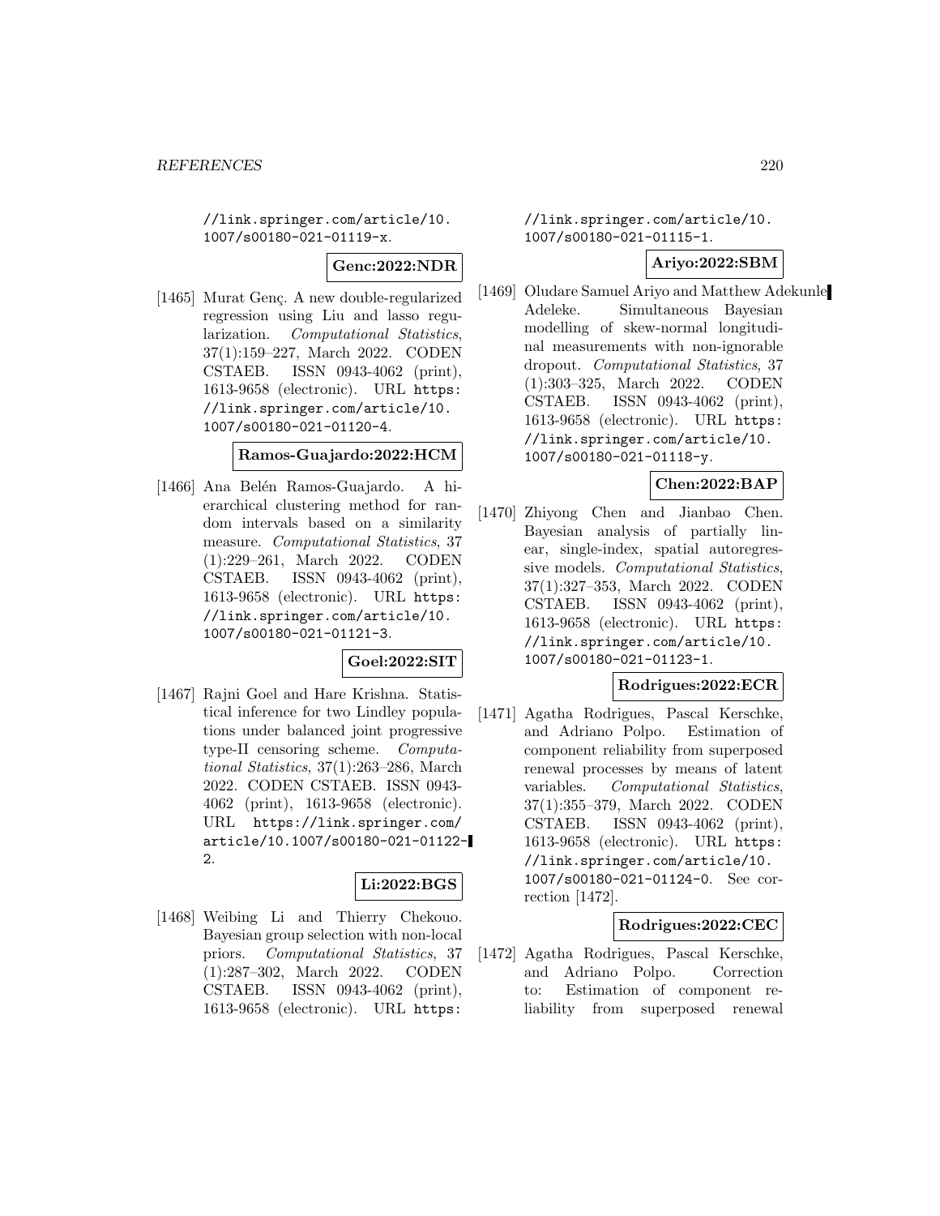//link.springer.com/article/10.1007/s00180-021-01119-x.

**Genc:2022:NDR**

[1465] Murat Genç. A new double-regularized regression using Liu and lasso regularization. *Computational Statistics*, 37(1):159–227, March 2022. CODEN CSTAEB. ISSN 0943-4062 (print), 1613-9658 (electronic). URL https://link.springer.com/article/10.1007/s00180-021-01120-4.

**Ramos-Guajardo:2022:HCM**

[1466] Ana Belén Ramos-Guajardo. A hierarchical clustering method for random intervals based on a similarity measure. *Computational Statistics*, 37(1):229–261, March 2022. CODEN CSTAEB. ISSN 0943-4062 (print), 1613-9658 (electronic). URL https://link.springer.com/article/10.1007/s00180-021-01121-3.

**Goel:2022:SIT**

[1467] Rajni Goel and Hare Krishna. Statistical inference for two Lindley populations under balanced joint progressive type-II censoring scheme. *Computational Statistics*, 37(1):263–286, March 2022. CODEN CSTAEB. ISSN 0943-4062 (print), 1613-9658 (electronic). URL https://link.springer.com/article/10.1007/s00180-021-01122-2.

**Li:2022:BGS**

[1468] Weibing Li and Thierry Chekouo. Bayesian group selection with non-local priors. *Computational Statistics*, 37(1):287–302, March 2022. CODEN CSTAEB. ISSN 0943-4062 (print), 1613-9658 (electronic). URL https://link.springer.com/article/10.1007/s00180-021-01115-1.

**Ariyo:2022:SBM**

[1469] Oludare Samuel Ariyo and Matthew Adekunle Adeleke. Simultaneous Bayesian modelling of skew-normal longitudinal measurements with non-ignorable dropout. *Computational Statistics*, 37(1):303–325, March 2022. CODEN CSTAEB. ISSN 0943-4062 (print), 1613-9658 (electronic). URL https://link.springer.com/article/10.1007/s00180-021-01118-y.

**Chen:2022:BAP**

[1470] Zhiyong Chen and Jianbao Chen. Bayesian analysis of partially linear, single-index, spatial autoregressive models. *Computational Statistics*, 37(1):327–353, March 2022. CODEN CSTAEB. ISSN 0943-4062 (print), 1613-9658 (electronic). URL https://link.springer.com/article/10.1007/s00180-021-01123-1.

**Rodrigues:2022:ECR**

[1471] Agatha Rodrigues, Pascal Kerschke, and Adriano Polpo. Estimation of component reliability from superposed renewal processes by means of latent variables. *Computational Statistics*, 37(1):355–379, March 2022. CODEN CSTAEB. ISSN 0943-4062 (print), 1613-9658 (electronic). URL https://link.springer.com/article/10.1007/s00180-021-01124-0. See correction [1472].

**Rodrigues:2022:CEC**

[1472] Agatha Rodrigues, Pascal Kerschke, and Adriano Polpo. Correction to: Estimation of component reliability from superposed renewal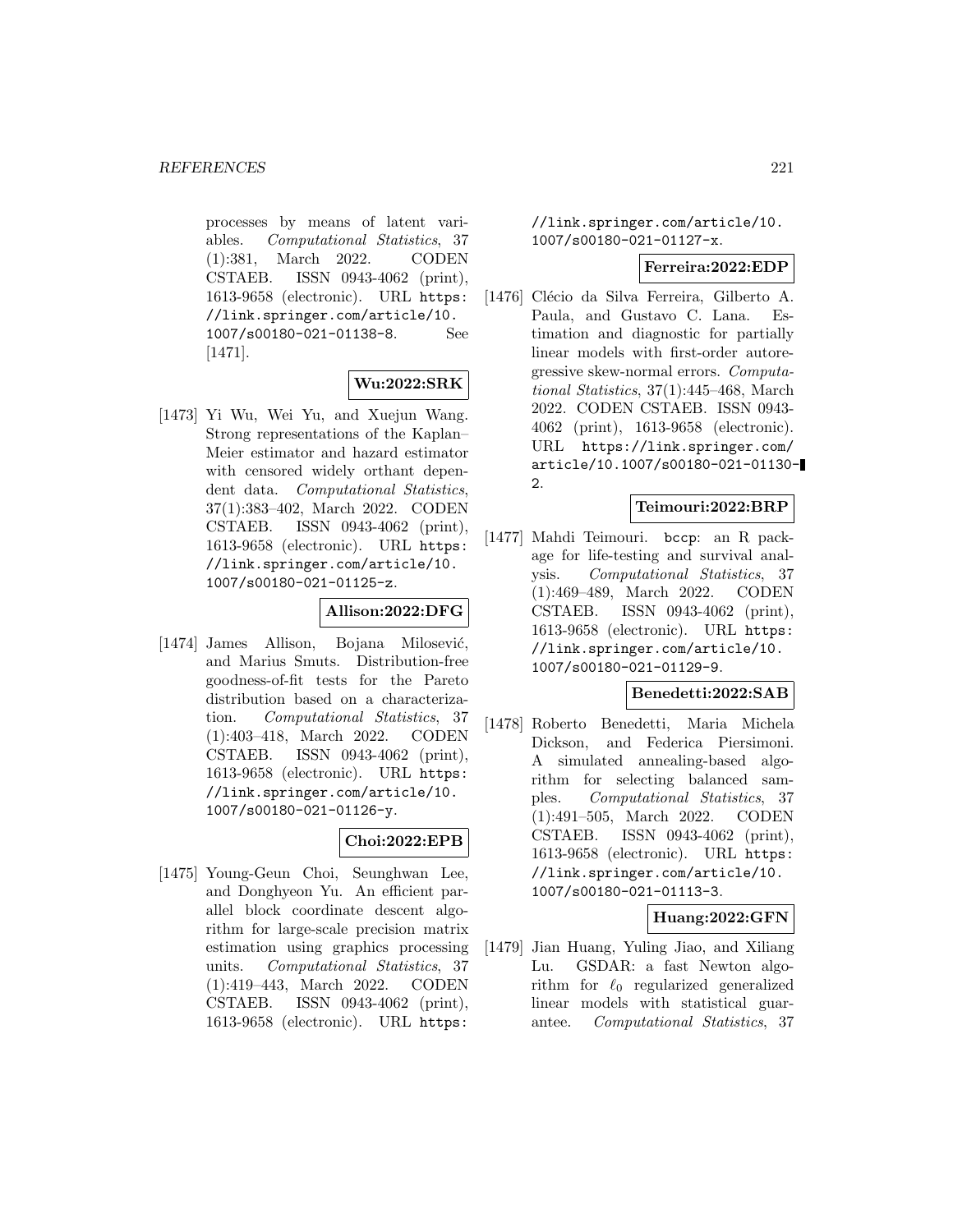processes by means of latent variables. *Computational Statistics*, 37 (1):381, March 2022. CODEN CSTAEB. ISSN 0943-4062 (print), 1613-9658 (electronic). URL https://link.springer.com/article/10.1007/s00180-021-01138-8. See [1471].

**Wu:2022:SRK**

[1473] Yi Wu, Wei Yu, and Xuejun Wang. Strong representations of the Kaplan–Meier estimator and hazard estimator with censored widely orthant dependent data. *Computational Statistics*, 37(1):383–402, March 2022. CODEN CSTAEB. ISSN 0943-4062 (print), 1613-9658 (electronic). URL https://link.springer.com/article/10.1007/s00180-021-01125-z.

**Allison:2022:DFG**

[1474] James Allison, Bojana Milošević, and Marius Smuts. Distribution-free goodness-of-fit tests for the Pareto distribution based on a characterization. *Computational Statistics*, 37 (1):403–418, March 2022. CODEN CSTAEB. ISSN 0943-4062 (print), 1613-9658 (electronic). URL https://link.springer.com/article/10.1007/s00180-021-01126-y.

**Choi:2022:EPB**

[1475] Young-Geun Choi, Seunghwan Lee, and Donghyeon Yu. An efficient parallel block coordinate descent algorithm for large-scale precision matrix estimation using graphics processing units. *Computational Statistics*, 37 (1):419–443, March 2022. CODEN CSTAEB. ISSN 0943-4062 (print), 1613-9658 (electronic). URL https://link.springer.com/article/10.1007/s00180-021-01127-x.

**Ferreira:2022:EDP**

[1476] Clécio da Silva Ferreira, Gilberto A. Paula, and Gustavo C. Lana. Estimation and diagnostic for partially linear models with first-order autoregressive skew-normal errors. *Computational Statistics*, 37(1):445–468, March 2022. CODEN CSTAEB. ISSN 0943-4062 (print), 1613-9658 (electronic). URL https://link.springer.com/article/10.1007/s00180-021-01130-2.

**Teimouri:2022:BRP**

[1477] Mahdi Teimouri. bccp: an R package for life-testing and survival analysis. *Computational Statistics*, 37 (1):469–489, March 2022. CODEN CSTAEB. ISSN 0943-4062 (print), 1613-9658 (electronic). URL https://link.springer.com/article/10.1007/s00180-021-01129-9.

**Benedetti:2022:SAB**

[1478] Roberto Benedetti, Maria Michela Dickson, and Federica Piersimoni. A simulated annealing-based algorithm for selecting balanced samples. *Computational Statistics*, 37 (1):491–505, March 2022. CODEN CSTAEB. ISSN 0943-4062 (print), 1613-9658 (electronic). URL https://link.springer.com/article/10.1007/s00180-021-01113-3.

**Huang:2022:GFN**

[1479] Jian Huang, Yuling Jiao, and Xiliang Lu. GSDAR: a fast Newton algorithm for $\ell_0$ regularized generalized linear models with statistical guarantee. *Computational Statistics*, 37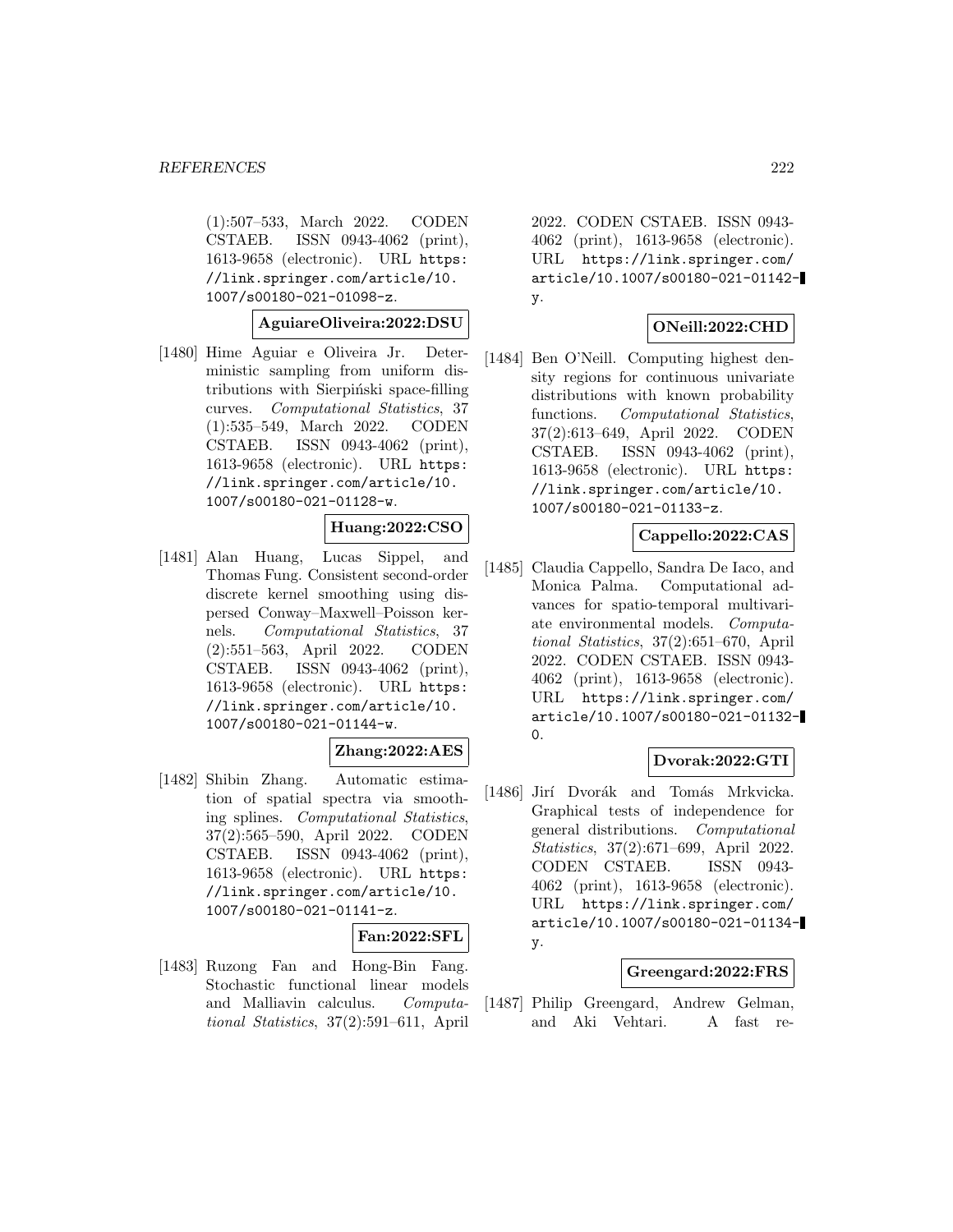(1):507–533, March 2022. CODEN CSTAEB. ISSN 0943-4062 (print), 1613-9658 (electronic). URL https://link.springer.com/article/10.1007/s00180-021-01098-z.

**AguiareOliveira:2022:DSU**

[1480] Hime Aguiar e Oliveira Jr. Deterministic sampling from uniform distributions with Sierpiński space-filling curves. *Computational Statistics*, 37 (1):535–549, March 2022. CODEN CSTAEB. ISSN 0943-4062 (print), 1613-9658 (electronic). URL https://link.springer.com/article/10.1007/s00180-021-01128-w.

**Huang:2022:CSO**

[1481] Alan Huang, Lucas Sippel, and Thomas Fung. Consistent second-order discrete kernel smoothing using dispersed Conway–Maxwell–Poisson kernels. *Computational Statistics*, 37 (2):551–563, April 2022. CODEN CSTAEB. ISSN 0943-4062 (print), 1613-9658 (electronic). URL https://link.springer.com/article/10.1007/s00180-021-01144-w.

**Zhang:2022:AES**

[1482] Shibin Zhang. Automatic estimation of spatial spectra via smoothing splines. *Computational Statistics*, 37(2):565–590, April 2022. CODEN CSTAEB. ISSN 0943-4062 (print), 1613-9658 (electronic). URL https://link.springer.com/article/10.1007/s00180-021-01141-z.

**Fan:2022:SFL**

[1483] Ruzong Fan and Hong-Bin Fang. Stochastic functional linear models and Malliavin calculus. *Computational Statistics*, 37(2):591–611, April 2022. CODEN CSTAEB. ISSN 0943-4062 (print), 1613-9658 (electronic). URL https://link.springer.com/article/10.1007/s00180-021-01142-y.

**ONeill:2022:CHD**

[1484] Ben O'Neill. Computing highest density regions for continuous univariate distributions with known probability functions. *Computational Statistics*, 37(2):613–649, April 2022. CODEN CSTAEB. ISSN 0943-4062 (print), 1613-9658 (electronic). URL https://link.springer.com/article/10.1007/s00180-021-01133-z.

**Cappello:2022:CAS**

[1485] Claudia Cappello, Sandra De Iaco, and Monica Palma. Computational advances for spatio-temporal multivariate environmental models. *Computational Statistics*, 37(2):651–670, April 2022. CODEN CSTAEB. ISSN 0943-4062 (print), 1613-9658 (electronic). URL https://link.springer.com/article/10.1007/s00180-021-01132-0.

**Dvorak:2022:GTI**

[1486] Jirí Dvorák and Tomás Mrkvicka. Graphical tests of independence for general distributions. *Computational Statistics*, 37(2):671–699, April 2022. CODEN CSTAEB. ISSN 0943-4062 (print), 1613-9658 (electronic). URL https://link.springer.com/article/10.1007/s00180-021-01134-y.

**Greengard:2022:FRS**

[1487] Philip Greengard, Andrew Gelman, and Aki Vehtari. A fast re-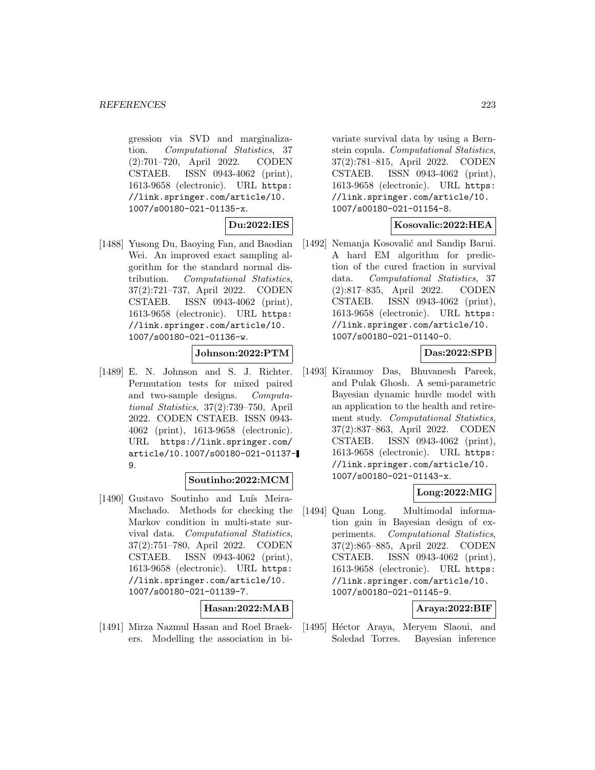gression via SVD and marginalization. *Computational Statistics*, 37 (2):701–720, April 2022. CODEN CSTAEB. ISSN 0943-4062 (print), 1613-9658 (electronic). URL `https://link.springer.com/article/10.1007/s00180-021-01135-x`.

**Du:2022:IES**

[1488] Yusong Du, Baoying Fan, and Baodian Wei. An improved exact sampling algorithm for the standard normal distribution. *Computational Statistics*, 37(2):721–737, April 2022. CODEN CSTAEB. ISSN 0943-4062 (print), 1613-9658 (electronic). URL `https://link.springer.com/article/10.1007/s00180-021-01136-w`.

**Johnson:2022:PTM**

[1489] E. N. Johnson and S. J. Richter. Permutation tests for mixed paired and two-sample designs. *Computational Statistics*, 37(2):739–750, April 2022. CODEN CSTAEB. ISSN 0943-4062 (print), 1613-9658 (electronic). URL `https://link.springer.com/article/10.1007/s00180-021-01137-9`.

**Soutinho:2022:MCM**

[1490] Gustavo Soutinho and Luís Meira-Machado. Methods for checking the Markov condition in multi-state survival data. *Computational Statistics*, 37(2):751–780, April 2022. CODEN CSTAEB. ISSN 0943-4062 (print), 1613-9658 (electronic). URL `https://link.springer.com/article/10.1007/s00180-021-01139-7`.

**Hasan:2022:MAB**

[1491] Mirza Nazmul Hasan and Roel Braekers. Modelling the association in bivariate survival data by using a Bernstein copula. *Computational Statistics*, 37(2):781–815, April 2022. CODEN CSTAEB. ISSN 0943-4062 (print), 1613-9658 (electronic). URL `https://link.springer.com/article/10.1007/s00180-021-01154-8`.

**Kosovalic:2022:HEA**

[1492] Nemanja Kosovalić and Sandip Barui. A hard EM algorithm for prediction of the cured fraction in survival data. *Computational Statistics*, 37 (2):817–835, April 2022. CODEN CSTAEB. ISSN 0943-4062 (print), 1613-9658 (electronic). URL `https://link.springer.com/article/10.1007/s00180-021-01140-0`.

**Das:2022:SPB**

[1493] Kiranmoy Das, Bhuvanesh Pareek, and Pulak Ghosh. A semi-parametric Bayesian dynamic hurdle model with an application to the health and retirement study. *Computational Statistics*, 37(2):837–863, April 2022. CODEN CSTAEB. ISSN 0943-4062 (print), 1613-9658 (electronic). URL `https://link.springer.com/article/10.1007/s00180-021-01143-x`.

**Long:2022:MIG**

[1494] Quan Long. Multimodal information gain in Bayesian design of experiments. *Computational Statistics*, 37(2):865–885, April 2022. CODEN CSTAEB. ISSN 0943-4062 (print), 1613-9658 (electronic). URL `https://link.springer.com/article/10.1007/s00180-021-01145-9`.

**Araya:2022:BIF**

[1495] Héctor Araya, Meryem Slaoui, and Soledad Torres. Bayesian inference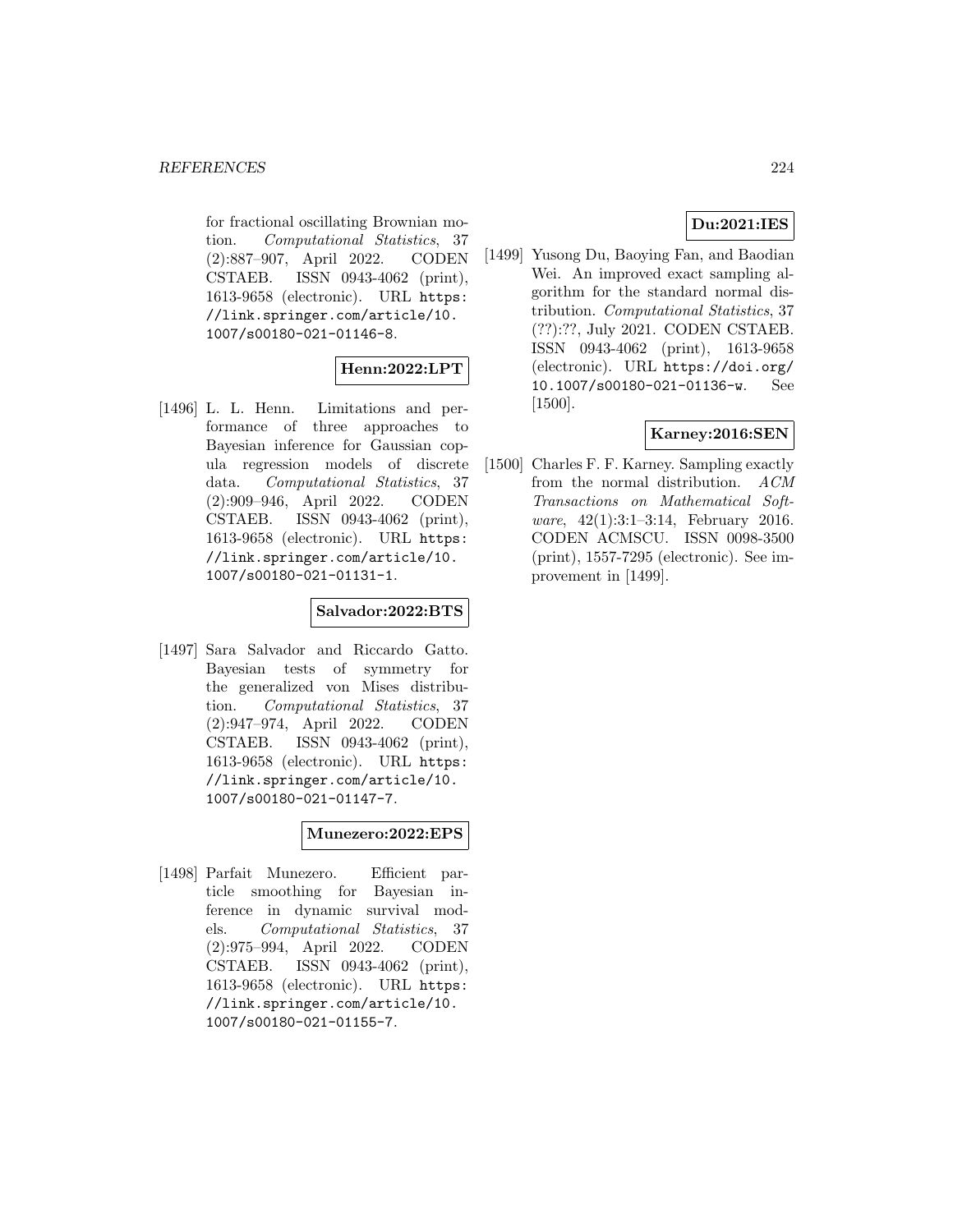for fractional oscillating Brownian motion. *Computational Statistics*, 37 (2):887–907, April 2022. CODEN CSTAEB. ISSN 0943-4062 (print), 1613-9658 (electronic). URL https://link.springer.com/article/10.1007/s00180-021-01146-8.

**Henn:2022:LPT**

[1496] L. L. Henn. Limitations and performance of three approaches to Bayesian inference for Gaussian copula regression models of discrete data. *Computational Statistics*, 37 (2):909–946, April 2022. CODEN CSTAEB. ISSN 0943-4062 (print), 1613-9658 (electronic). URL https://link.springer.com/article/10.1007/s00180-021-01131-1.

**Salvador:2022:BTS**

[1497] Sara Salvador and Riccardo Gatto. Bayesian tests of symmetry for the generalized von Mises distribution. *Computational Statistics*, 37 (2):947–974, April 2022. CODEN CSTAEB. ISSN 0943-4062 (print), 1613-9658 (electronic). URL https://link.springer.com/article/10.1007/s00180-021-01147-7.

**Munezero:2022:EPS**

[1498] Parfait Munezero. Efficient particle smoothing for Bayesian inference in dynamic survival models. *Computational Statistics*, 37 (2):975–994, April 2022. CODEN CSTAEB. ISSN 0943-4062 (print), 1613-9658 (electronic). URL https://link.springer.com/article/10.1007/s00180-021-01155-7.

**Du:2021:IES**

[1499] Yusong Du, Baoying Fan, and Baodian Wei. An improved exact sampling algorithm for the standard normal distribution. *Computational Statistics*, 37 (??):??, July 2021. CODEN CSTAEB. ISSN 0943-4062 (print), 1613-9658 (electronic). URL https://doi.org/10.1007/s00180-021-01136-w. See [1500].

**Karney:2016:SEN**

[1500] Charles F. F. Karney. Sampling exactly from the normal distribution. *ACM Transactions on Mathematical Software*, 42(1):3:1–3:14, February 2016. CODEN ACMSCU. ISSN 0098-3500 (print), 1557-7295 (electronic). See improvement in [1499].